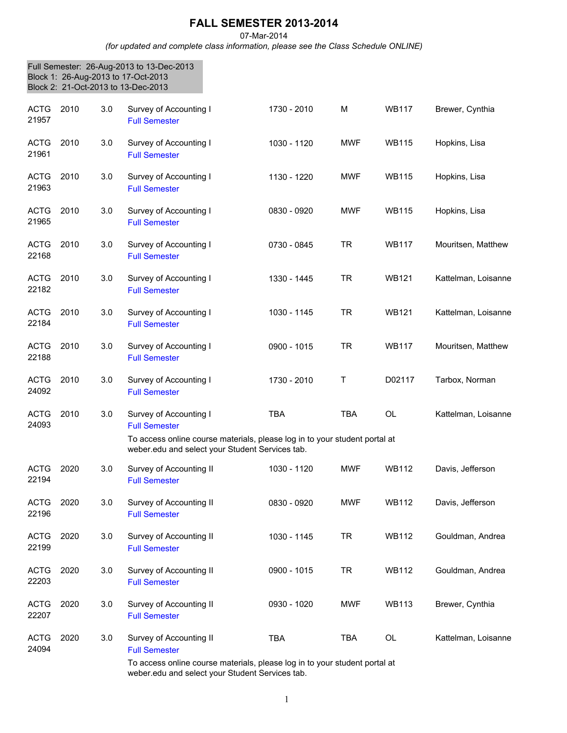# FALL SEMESTER 2013-2014

07-Mar-2014

*(for updated and complete class information, please see the Class Schedule ONLINE)*

Full Semester: 26-Aug-2013 to 13-Dec-2013
Block 1: 26-Aug-2013 to 17-Oct-2013
Block 2: 21-Oct-2013 to 13-Dec-2013

| Subject / CRN | Course | Credits | Title | Time | Days | Room | Instructor |
|---|---|---|---|---|---|---|---|
| ACTG 21957 | 2010 | 3.0 | Survey of Accounting I<br>Full Semester | 1730 - 2010 | M | WB117 | Brewer, Cynthia |
| ACTG 21961 | 2010 | 3.0 | Survey of Accounting I<br>Full Semester | 1030 - 1120 | MWF | WB115 | Hopkins, Lisa |
| ACTG 21963 | 2010 | 3.0 | Survey of Accounting I<br>Full Semester | 1130 - 1220 | MWF | WB115 | Hopkins, Lisa |
| ACTG 21965 | 2010 | 3.0 | Survey of Accounting I<br>Full Semester | 0830 - 0920 | MWF | WB115 | Hopkins, Lisa |
| ACTG 22168 | 2010 | 3.0 | Survey of Accounting I<br>Full Semester | 0730 - 0845 | TR | WB117 | Mouritsen, Matthew |
| ACTG 22182 | 2010 | 3.0 | Survey of Accounting I<br>Full Semester | 1330 - 1445 | TR | WB121 | Kattelman, Loisanne |
| ACTG 22184 | 2010 | 3.0 | Survey of Accounting I<br>Full Semester | 1030 - 1145 | TR | WB121 | Kattelman, Loisanne |
| ACTG 22188 | 2010 | 3.0 | Survey of Accounting I<br>Full Semester | 0900 - 1015 | TR | WB117 | Mouritsen, Matthew |
| ACTG 24092 | 2010 | 3.0 | Survey of Accounting I<br>Full Semester | 1730 - 2010 | T | D02117 | Tarbox, Norman |
| ACTG 24093 | 2010 | 3.0 | Survey of Accounting I<br>Full Semester<br>To access online course materials, please log in to your student portal at weber.edu and select your Student Services tab. | TBA | TBA | OL | Kattelman, Loisanne |
| ACTG 22194 | 2020 | 3.0 | Survey of Accounting II<br>Full Semester | 1030 - 1120 | MWF | WB112 | Davis, Jefferson |
| ACTG 22196 | 2020 | 3.0 | Survey of Accounting II<br>Full Semester | 0830 - 0920 | MWF | WB112 | Davis, Jefferson |
| ACTG 22199 | 2020 | 3.0 | Survey of Accounting II<br>Full Semester | 1030 - 1145 | TR | WB112 | Gouldman, Andrea |
| ACTG 22203 | 2020 | 3.0 | Survey of Accounting II<br>Full Semester | 0900 - 1015 | TR | WB112 | Gouldman, Andrea |
| ACTG 22207 | 2020 | 3.0 | Survey of Accounting II<br>Full Semester | 0930 - 1020 | MWF | WB113 | Brewer, Cynthia |
| ACTG 24094 | 2020 | 3.0 | Survey of Accounting II<br>Full Semester<br>To access online course materials, please log in to your student portal at weber.edu and select your Student Services tab. | TBA | TBA | OL | Kattelman, Loisanne |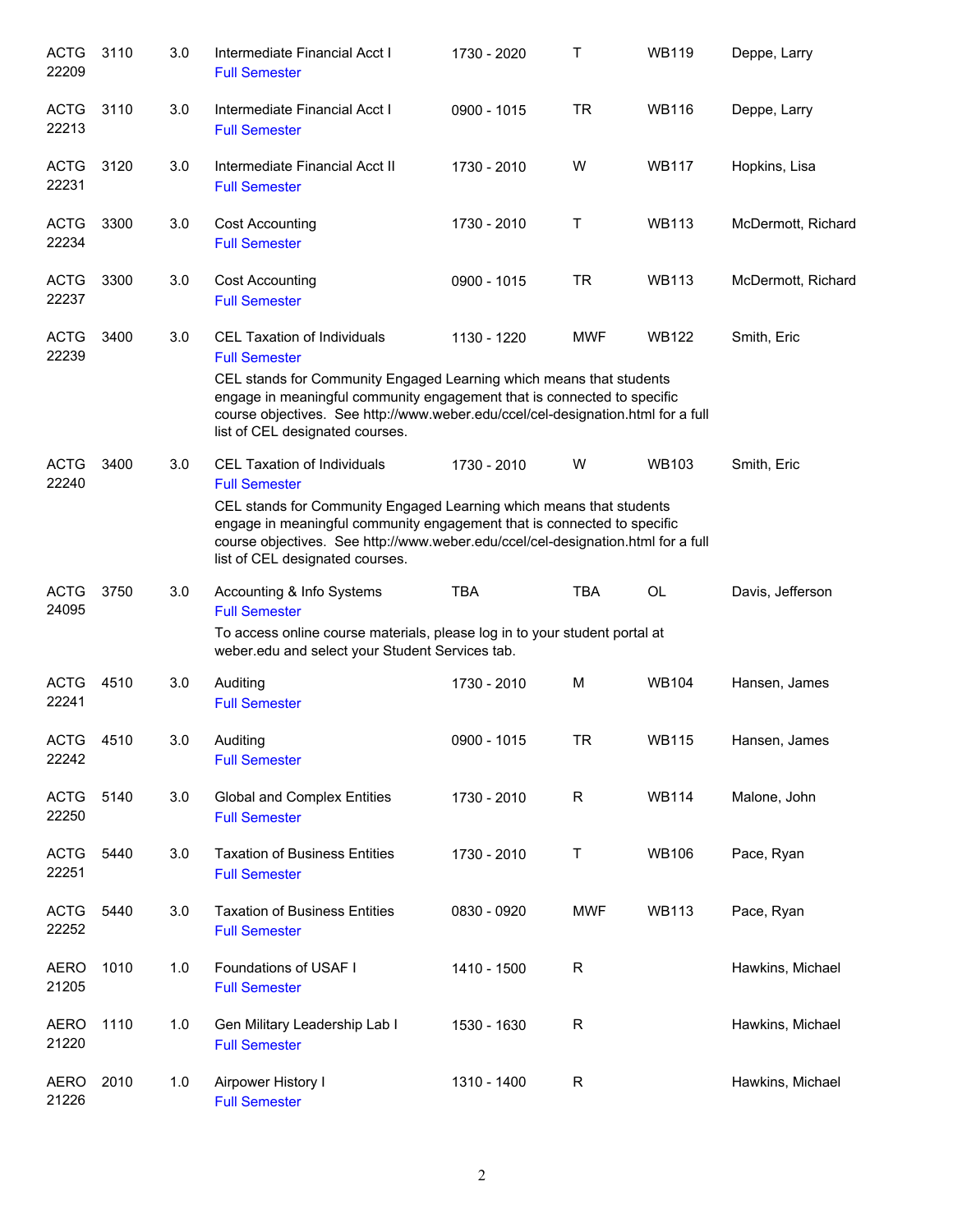| | | | | | | | |
|---|---|---|---|---|---|---|---|
| ACTG 22209 | 3110 | 3.0 | Intermediate Financial Acct I<br>Full Semester | 1730 - 2020 | T | WB119 | Deppe, Larry |
| ACTG 22213 | 3110 | 3.0 | Intermediate Financial Acct I<br>Full Semester | 0900 - 1015 | TR | WB116 | Deppe, Larry |
| ACTG 22231 | 3120 | 3.0 | Intermediate Financial Acct II<br>Full Semester | 1730 - 2010 | W | WB117 | Hopkins, Lisa |
| ACTG 22234 | 3300 | 3.0 | Cost Accounting<br>Full Semester | 1730 - 2010 | T | WB113 | McDermott, Richard |
| ACTG 22237 | 3300 | 3.0 | Cost Accounting<br>Full Semester | 0900 - 1015 | TR | WB113 | McDermott, Richard |
| ACTG 22239 | 3400 | 3.0 | CEL Taxation of Individuals<br>Full Semester<br>CEL stands for Community Engaged Learning which means that students engage in meaningful community engagement that is connected to specific course objectives. See http://www.weber.edu/ccel/cel-designation.html for a full list of CEL designated courses. | 1130 - 1220 | MWF | WB122 | Smith, Eric |
| ACTG 22240 | 3400 | 3.0 | CEL Taxation of Individuals<br>Full Semester<br>CEL stands for Community Engaged Learning which means that students engage in meaningful community engagement that is connected to specific course objectives. See http://www.weber.edu/ccel/cel-designation.html for a full list of CEL designated courses. | 1730 - 2010 | W | WB103 | Smith, Eric |
| ACTG 24095 | 3750 | 3.0 | Accounting & Info Systems<br>Full Semester<br>To access online course materials, please log in to your student portal at weber.edu and select your Student Services tab. | TBA | TBA | OL | Davis, Jefferson |
| ACTG 22241 | 4510 | 3.0 | Auditing<br>Full Semester | 1730 - 2010 | M | WB104 | Hansen, James |
| ACTG 22242 | 4510 | 3.0 | Auditing<br>Full Semester | 0900 - 1015 | TR | WB115 | Hansen, James |
| ACTG 22250 | 5140 | 3.0 | Global and Complex Entities<br>Full Semester | 1730 - 2010 | R | WB114 | Malone, John |
| ACTG 22251 | 5440 | 3.0 | Taxation of Business Entities<br>Full Semester | 1730 - 2010 | T | WB106 | Pace, Ryan |
| ACTG 22252 | 5440 | 3.0 | Taxation of Business Entities<br>Full Semester | 0830 - 0920 | MWF | WB113 | Pace, Ryan |
| AERO 21205 | 1010 | 1.0 | Foundations of USAF I<br>Full Semester | 1410 - 1500 | R | | Hawkins, Michael |
| AERO 21220 | 1110 | 1.0 | Gen Military Leadership Lab I<br>Full Semester | 1530 - 1630 | R | | Hawkins, Michael |
| AERO 21226 | 2010 | 1.0 | Airpower History I<br>Full Semester | 1310 - 1400 | R | | Hawkins, Michael |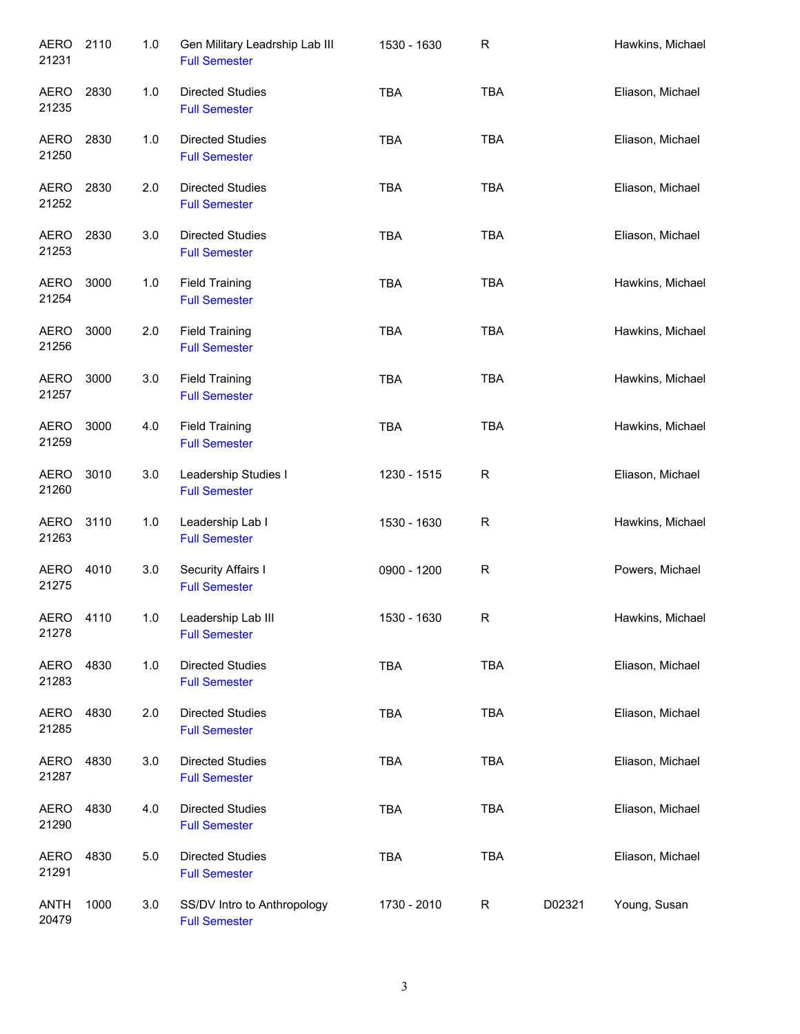| | | | | | | | |
|---|---|---|---|---|---|---|---|
| AERO 21231 | 2110 | 1.0 | Gen Military Leadrship Lab III<br>Full Semester | 1530 - 1630 | R | | Hawkins, Michael |
| AERO 21235 | 2830 | 1.0 | Directed Studies<br>Full Semester | TBA | TBA | | Eliason, Michael |
| AERO 21250 | 2830 | 1.0 | Directed Studies<br>Full Semester | TBA | TBA | | Eliason, Michael |
| AERO 21252 | 2830 | 2.0 | Directed Studies<br>Full Semester | TBA | TBA | | Eliason, Michael |
| AERO 21253 | 2830 | 3.0 | Directed Studies<br>Full Semester | TBA | TBA | | Eliason, Michael |
| AERO 21254 | 3000 | 1.0 | Field Training<br>Full Semester | TBA | TBA | | Hawkins, Michael |
| AERO 21256 | 3000 | 2.0 | Field Training<br>Full Semester | TBA | TBA | | Hawkins, Michael |
| AERO 21257 | 3000 | 3.0 | Field Training<br>Full Semester | TBA | TBA | | Hawkins, Michael |
| AERO 21259 | 3000 | 4.0 | Field Training<br>Full Semester | TBA | TBA | | Hawkins, Michael |
| AERO 21260 | 3010 | 3.0 | Leadership Studies I<br>Full Semester | 1230 - 1515 | R | | Eliason, Michael |
| AERO 21263 | 3110 | 1.0 | Leadership Lab I<br>Full Semester | 1530 - 1630 | R | | Hawkins, Michael |
| AERO 21275 | 4010 | 3.0 | Security Affairs I<br>Full Semester | 0900 - 1200 | R | | Powers, Michael |
| AERO 21278 | 4110 | 1.0 | Leadership Lab III<br>Full Semester | 1530 - 1630 | R | | Hawkins, Michael |
| AERO 21283 | 4830 | 1.0 | Directed Studies<br>Full Semester | TBA | TBA | | Eliason, Michael |
| AERO 21285 | 4830 | 2.0 | Directed Studies<br>Full Semester | TBA | TBA | | Eliason, Michael |
| AERO 21287 | 4830 | 3.0 | Directed Studies<br>Full Semester | TBA | TBA | | Eliason, Michael |
| AERO 21290 | 4830 | 4.0 | Directed Studies<br>Full Semester | TBA | TBA | | Eliason, Michael |
| AERO 21291 | 4830 | 5.0 | Directed Studies<br>Full Semester | TBA | TBA | | Eliason, Michael |
| ANTH 20479 | 1000 | 3.0 | SS/DV Intro to Anthropology<br>Full Semester | 1730 - 2010 | R | D02321 | Young, Susan |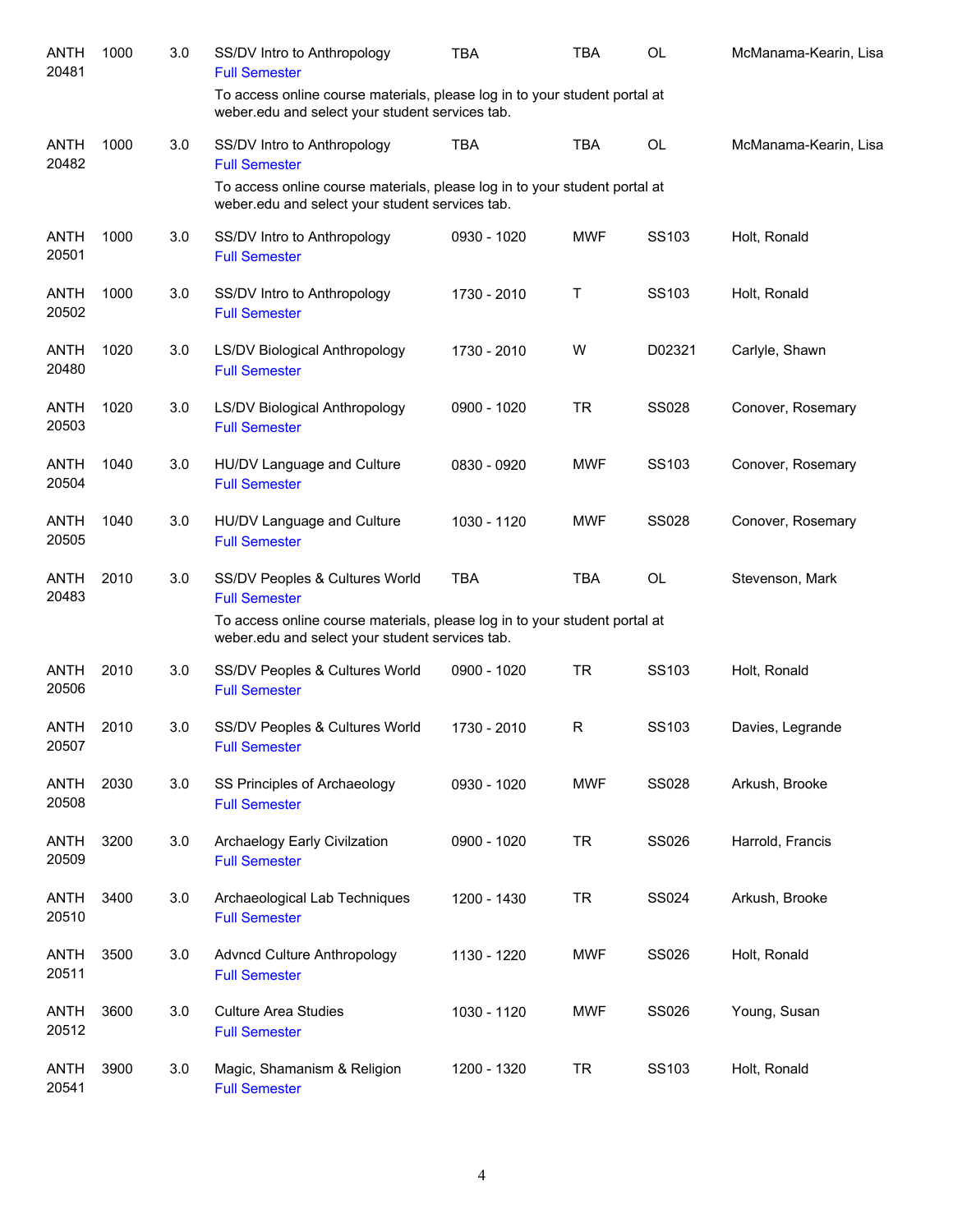| Course | Number | Credits | Title | Time | Days | Room | Instructor |
|---|---|---|---|---|---|---|---|
| ANTH 20481 | 1000 | 3.0 | SS/DV Intro to Anthropology<br>Full Semester<br>To access online course materials, please log in to your student portal at weber.edu and select your student services tab. | TBA | TBA | OL | McManama-Kearin, Lisa |
| ANTH 20482 | 1000 | 3.0 | SS/DV Intro to Anthropology<br>Full Semester<br>To access online course materials, please log in to your student portal at weber.edu and select your student services tab. | TBA | TBA | OL | McManama-Kearin, Lisa |
| ANTH 20501 | 1000 | 3.0 | SS/DV Intro to Anthropology<br>Full Semester | 0930 - 1020 | MWF | SS103 | Holt, Ronald |
| ANTH 20502 | 1000 | 3.0 | SS/DV Intro to Anthropology<br>Full Semester | 1730 - 2010 | T | SS103 | Holt, Ronald |
| ANTH 20480 | 1020 | 3.0 | LS/DV Biological Anthropology<br>Full Semester | 1730 - 2010 | W | D02321 | Carlyle, Shawn |
| ANTH 20503 | 1020 | 3.0 | LS/DV Biological Anthropology<br>Full Semester | 0900 - 1020 | TR | SS028 | Conover, Rosemary |
| ANTH 20504 | 1040 | 3.0 | HU/DV Language and Culture<br>Full Semester | 0830 - 0920 | MWF | SS103 | Conover, Rosemary |
| ANTH 20505 | 1040 | 3.0 | HU/DV Language and Culture<br>Full Semester | 1030 - 1120 | MWF | SS028 | Conover, Rosemary |
| ANTH 20483 | 2010 | 3.0 | SS/DV Peoples & Cultures World<br>Full Semester<br>To access online course materials, please log in to your student portal at weber.edu and select your student services tab. | TBA | TBA | OL | Stevenson, Mark |
| ANTH 20506 | 2010 | 3.0 | SS/DV Peoples & Cultures World<br>Full Semester | 0900 - 1020 | TR | SS103 | Holt, Ronald |
| ANTH 20507 | 2010 | 3.0 | SS/DV Peoples & Cultures World<br>Full Semester | 1730 - 2010 | R | SS103 | Davies, Legrande |
| ANTH 20508 | 2030 | 3.0 | SS Principles of Archaeology<br>Full Semester | 0930 - 1020 | MWF | SS028 | Arkush, Brooke |
| ANTH 20509 | 3200 | 3.0 | Archaelogy Early Civilzation<br>Full Semester | 0900 - 1020 | TR | SS026 | Harrold, Francis |
| ANTH 20510 | 3400 | 3.0 | Archaeological Lab Techniques<br>Full Semester | 1200 - 1430 | TR | SS024 | Arkush, Brooke |
| ANTH 20511 | 3500 | 3.0 | Advncd Culture Anthropology<br>Full Semester | 1130 - 1220 | MWF | SS026 | Holt, Ronald |
| ANTH 20512 | 3600 | 3.0 | Culture Area Studies<br>Full Semester | 1030 - 1120 | MWF | SS026 | Young, Susan |
| ANTH 20541 | 3900 | 3.0 | Magic, Shamanism & Religion<br>Full Semester | 1200 - 1320 | TR | SS103 | Holt, Ronald |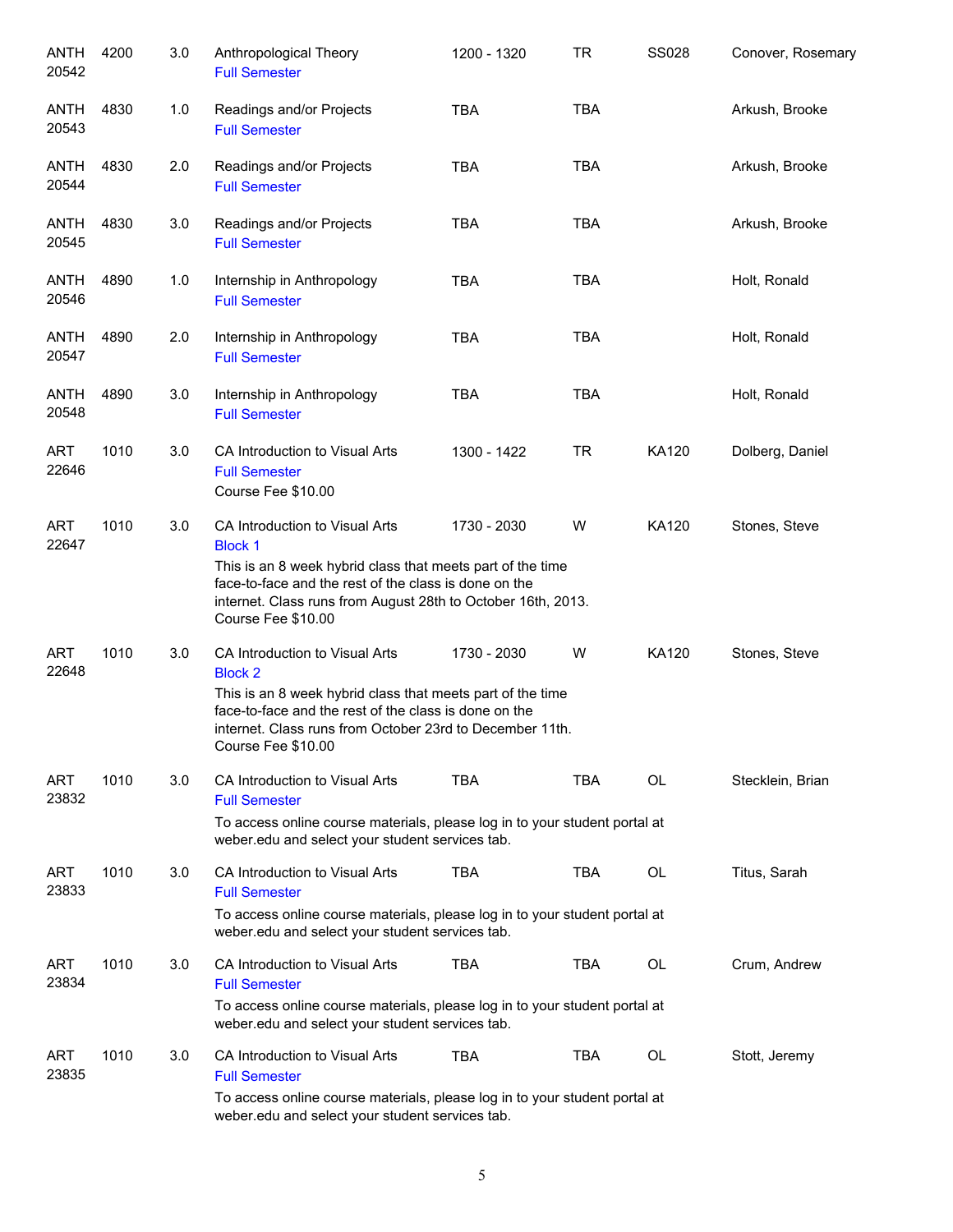| Subject / CRN | Course | Credits | Title | Time | Days | Room | Instructor |
|---|---|---|---|---|---|---|---|
| ANTH 20542 | 4200 | 3.0 | Anthropological Theory<br>Full Semester | 1200 - 1320 | TR | SS028 | Conover, Rosemary |
| ANTH 20543 | 4830 | 1.0 | Readings and/or Projects<br>Full Semester | TBA | TBA | | Arkush, Brooke |
| ANTH 20544 | 4830 | 2.0 | Readings and/or Projects<br>Full Semester | TBA | TBA | | Arkush, Brooke |
| ANTH 20545 | 4830 | 3.0 | Readings and/or Projects<br>Full Semester | TBA | TBA | | Arkush, Brooke |
| ANTH 20546 | 4890 | 1.0 | Internship in Anthropology<br>Full Semester | TBA | TBA | | Holt, Ronald |
| ANTH 20547 | 4890 | 2.0 | Internship in Anthropology<br>Full Semester | TBA | TBA | | Holt, Ronald |
| ANTH 20548 | 4890 | 3.0 | Internship in Anthropology<br>Full Semester | TBA | TBA | | Holt, Ronald |
| ART 22646 | 1010 | 3.0 | CA Introduction to Visual Arts<br>Full Semester<br>Course Fee $10.00 | 1300 - 1422 | TR | KA120 | Dolberg, Daniel |
| ART 22647 | 1010 | 3.0 | CA Introduction to Visual Arts<br>Block 1<br>This is an 8 week hybrid class that meets part of the time face-to-face and the rest of the class is done on the internet. Class runs from August 28th to October 16th, 2013.<br>Course Fee $10.00 | 1730 - 2030 | W | KA120 | Stones, Steve |
| ART 22648 | 1010 | 3.0 | CA Introduction to Visual Arts<br>Block 2<br>This is an 8 week hybrid class that meets part of the time face-to-face and the rest of the class is done on the internet. Class runs from October 23rd to December 11th.<br>Course Fee $10.00 | 1730 - 2030 | W | KA120 | Stones, Steve |
| ART 23832 | 1010 | 3.0 | CA Introduction to Visual Arts<br>Full Semester<br>To access online course materials, please log in to your student portal at weber.edu and select your student services tab. | TBA | TBA | OL | Stecklein, Brian |
| ART 23833 | 1010 | 3.0 | CA Introduction to Visual Arts<br>Full Semester<br>To access online course materials, please log in to your student portal at weber.edu and select your student services tab. | TBA | TBA | OL | Titus, Sarah |
| ART 23834 | 1010 | 3.0 | CA Introduction to Visual Arts<br>Full Semester<br>To access online course materials, please log in to your student portal at weber.edu and select your student services tab. | TBA | TBA | OL | Crum, Andrew |
| ART 23835 | 1010 | 3.0 | CA Introduction to Visual Arts<br>Full Semester<br>To access online course materials, please log in to your student portal at weber.edu and select your student services tab. | TBA | TBA | OL | Stott, Jeremy |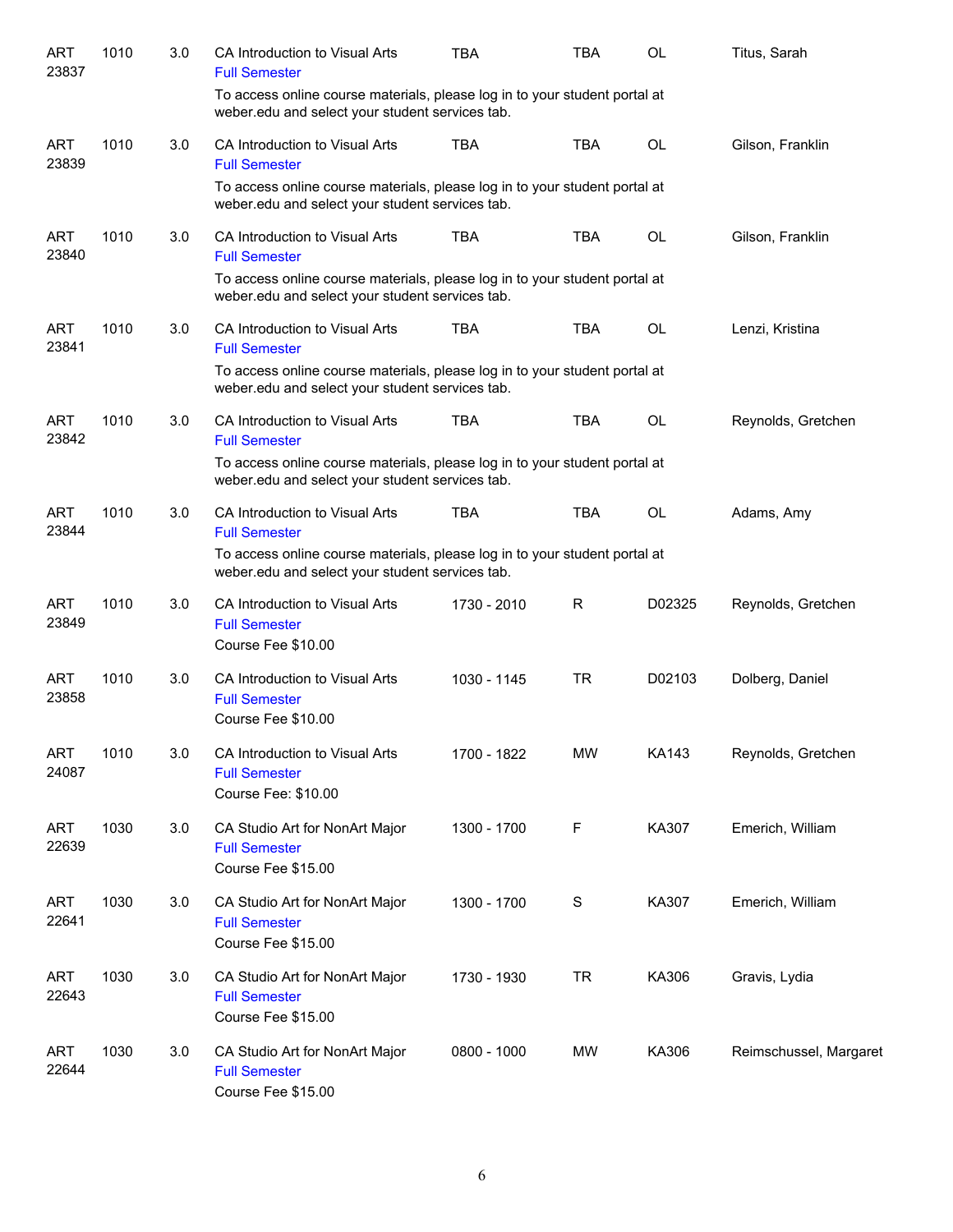| | | | | | | | |
|---|---|---|---|---|---|---|---|
| ART 23837 | 1010 | 3.0 | CA Introduction to Visual Arts<br>Full Semester<br>To access online course materials, please log in to your student portal at weber.edu and select your student services tab. | TBA | TBA | OL | Titus, Sarah |
| ART 23839 | 1010 | 3.0 | CA Introduction to Visual Arts<br>Full Semester<br>To access online course materials, please log in to your student portal at weber.edu and select your student services tab. | TBA | TBA | OL | Gilson, Franklin |
| ART 23840 | 1010 | 3.0 | CA Introduction to Visual Arts<br>Full Semester<br>To access online course materials, please log in to your student portal at weber.edu and select your student services tab. | TBA | TBA | OL | Gilson, Franklin |
| ART 23841 | 1010 | 3.0 | CA Introduction to Visual Arts<br>Full Semester<br>To access online course materials, please log in to your student portal at weber.edu and select your student services tab. | TBA | TBA | OL | Lenzi, Kristina |
| ART 23842 | 1010 | 3.0 | CA Introduction to Visual Arts<br>Full Semester<br>To access online course materials, please log in to your student portal at weber.edu and select your student services tab. | TBA | TBA | OL | Reynolds, Gretchen |
| ART 23844 | 1010 | 3.0 | CA Introduction to Visual Arts<br>Full Semester<br>To access online course materials, please log in to your student portal at weber.edu and select your student services tab. | TBA | TBA | OL | Adams, Amy |
| ART 23849 | 1010 | 3.0 | CA Introduction to Visual Arts<br>Full Semester<br>Course Fee $10.00 | 1730 - 2010 | R | D02325 | Reynolds, Gretchen |
| ART 23858 | 1010 | 3.0 | CA Introduction to Visual Arts<br>Full Semester<br>Course Fee $10.00 | 1030 - 1145 | TR | D02103 | Dolberg, Daniel |
| ART 24087 | 1010 | 3.0 | CA Introduction to Visual Arts<br>Full Semester<br>Course Fee: $10.00 | 1700 - 1822 | MW | KA143 | Reynolds, Gretchen |
| ART 22639 | 1030 | 3.0 | CA Studio Art for NonArt Major<br>Full Semester<br>Course Fee $15.00 | 1300 - 1700 | F | KA307 | Emerich, William |
| ART 22641 | 1030 | 3.0 | CA Studio Art for NonArt Major<br>Full Semester<br>Course Fee $15.00 | 1300 - 1700 | S | KA307 | Emerich, William |
| ART 22643 | 1030 | 3.0 | CA Studio Art for NonArt Major<br>Full Semester<br>Course Fee $15.00 | 1730 - 1930 | TR | KA306 | Gravis, Lydia |
| ART 22644 | 1030 | 3.0 | CA Studio Art for NonArt Major<br>Full Semester<br>Course Fee $15.00 | 0800 - 1000 | MW | KA306 | Reimschussel, Margaret |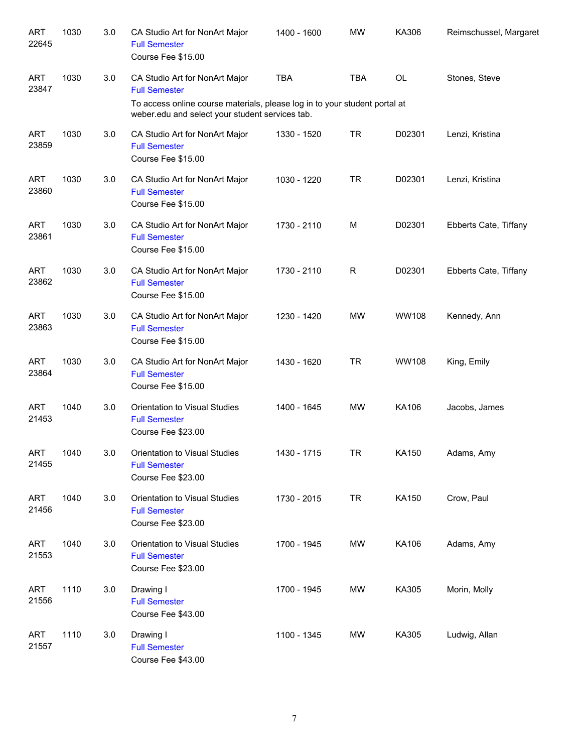| Subject/CRN | Course | Credits | Title | Time | Days | Room | Instructor |
|---|---|---|---|---|---|---|---|
| ART 22645 | 1030 | 3.0 | CA Studio Art for NonArt Major<br>Full Semester<br>Course Fee $15.00 | 1400 - 1600 | MW | KA306 | Reimschussel, Margaret |
| ART 23847 | 1030 | 3.0 | CA Studio Art for NonArt Major<br>Full Semester<br>To access online course materials, please log in to your student portal at weber.edu and select your student services tab. | TBA | TBA | OL | Stones, Steve |
| ART 23859 | 1030 | 3.0 | CA Studio Art for NonArt Major<br>Full Semester<br>Course Fee $15.00 | 1330 - 1520 | TR | D02301 | Lenzi, Kristina |
| ART 23860 | 1030 | 3.0 | CA Studio Art for NonArt Major<br>Full Semester<br>Course Fee $15.00 | 1030 - 1220 | TR | D02301 | Lenzi, Kristina |
| ART 23861 | 1030 | 3.0 | CA Studio Art for NonArt Major<br>Full Semester<br>Course Fee $15.00 | 1730 - 2110 | M | D02301 | Ebberts Cate, Tiffany |
| ART 23862 | 1030 | 3.0 | CA Studio Art for NonArt Major<br>Full Semester<br>Course Fee $15.00 | 1730 - 2110 | R | D02301 | Ebberts Cate, Tiffany |
| ART 23863 | 1030 | 3.0 | CA Studio Art for NonArt Major<br>Full Semester<br>Course Fee $15.00 | 1230 - 1420 | MW | WW108 | Kennedy, Ann |
| ART 23864 | 1030 | 3.0 | CA Studio Art for NonArt Major<br>Full Semester<br>Course Fee $15.00 | 1430 - 1620 | TR | WW108 | King, Emily |
| ART 21453 | 1040 | 3.0 | Orientation to Visual Studies<br>Full Semester<br>Course Fee $23.00 | 1400 - 1645 | MW | KA106 | Jacobs, James |
| ART 21455 | 1040 | 3.0 | Orientation to Visual Studies<br>Full Semester<br>Course Fee $23.00 | 1430 - 1715 | TR | KA150 | Adams, Amy |
| ART 21456 | 1040 | 3.0 | Orientation to Visual Studies<br>Full Semester<br>Course Fee $23.00 | 1730 - 2015 | TR | KA150 | Crow, Paul |
| ART 21553 | 1040 | 3.0 | Orientation to Visual Studies<br>Full Semester<br>Course Fee $23.00 | 1700 - 1945 | MW | KA106 | Adams, Amy |
| ART 21556 | 1110 | 3.0 | Drawing I<br>Full Semester<br>Course Fee $43.00 | 1700 - 1945 | MW | KA305 | Morin, Molly |
| ART 21557 | 1110 | 3.0 | Drawing I<br>Full Semester<br>Course Fee $43.00 | 1100 - 1345 | MW | KA305 | Ludwig, Allan |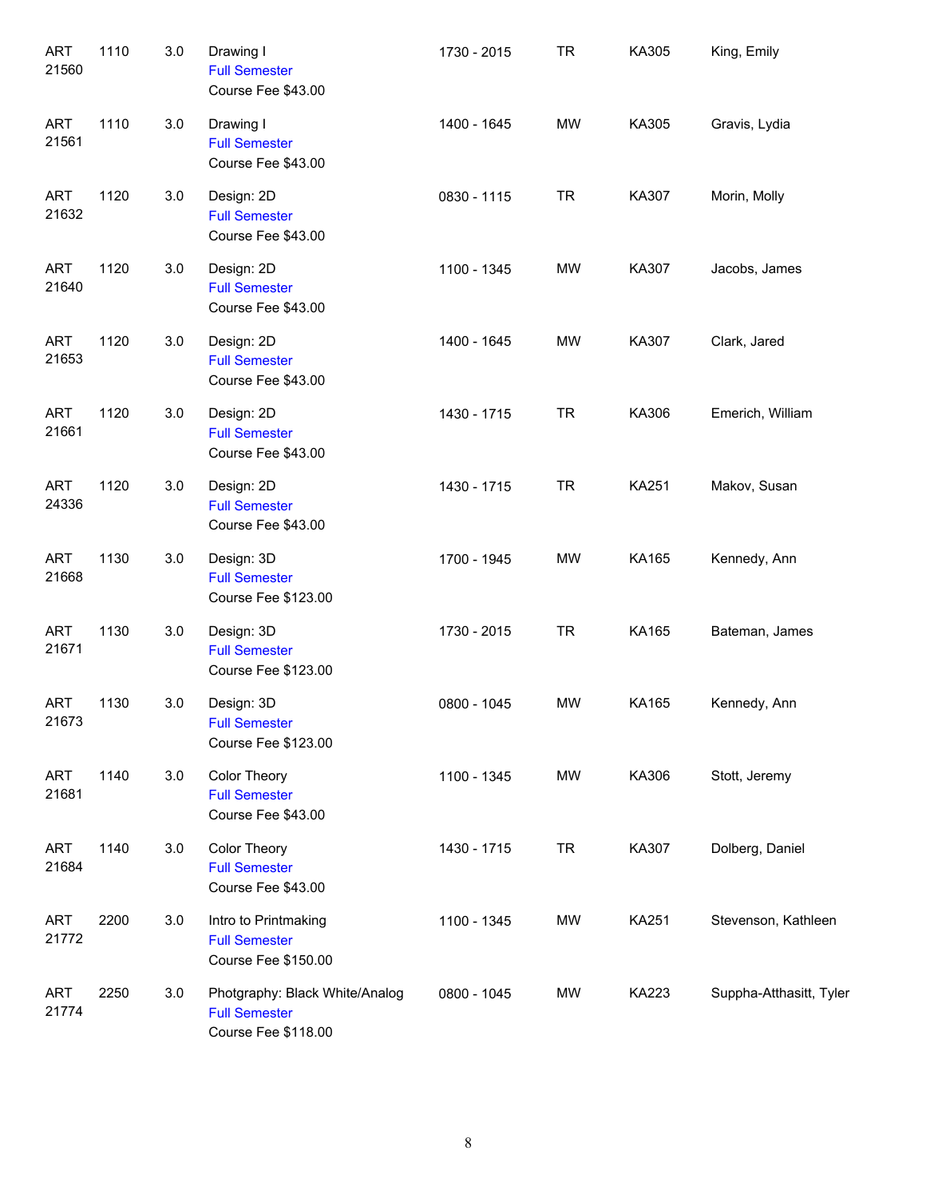| | | | | | | | |
|---|---|---|---|---|---|---|---|
| ART 21560 | 1110 | 3.0 | Drawing I<br>Full Semester<br>Course Fee $43.00 | 1730 - 2015 | TR | KA305 | King, Emily |
| ART 21561 | 1110 | 3.0 | Drawing I<br>Full Semester<br>Course Fee $43.00 | 1400 - 1645 | MW | KA305 | Gravis, Lydia |
| ART 21632 | 1120 | 3.0 | Design: 2D<br>Full Semester<br>Course Fee $43.00 | 0830 - 1115 | TR | KA307 | Morin, Molly |
| ART 21640 | 1120 | 3.0 | Design: 2D<br>Full Semester<br>Course Fee $43.00 | 1100 - 1345 | MW | KA307 | Jacobs, James |
| ART 21653 | 1120 | 3.0 | Design: 2D<br>Full Semester<br>Course Fee $43.00 | 1400 - 1645 | MW | KA307 | Clark, Jared |
| ART 21661 | 1120 | 3.0 | Design: 2D<br>Full Semester<br>Course Fee $43.00 | 1430 - 1715 | TR | KA306 | Emerich, William |
| ART 24336 | 1120 | 3.0 | Design: 2D<br>Full Semester<br>Course Fee $43.00 | 1430 - 1715 | TR | KA251 | Makov, Susan |
| ART 21668 | 1130 | 3.0 | Design: 3D<br>Full Semester<br>Course Fee $123.00 | 1700 - 1945 | MW | KA165 | Kennedy, Ann |
| ART 21671 | 1130 | 3.0 | Design: 3D<br>Full Semester<br>Course Fee $123.00 | 1730 - 2015 | TR | KA165 | Bateman, James |
| ART 21673 | 1130 | 3.0 | Design: 3D<br>Full Semester<br>Course Fee $123.00 | 0800 - 1045 | MW | KA165 | Kennedy, Ann |
| ART 21681 | 1140 | 3.0 | Color Theory<br>Full Semester<br>Course Fee $43.00 | 1100 - 1345 | MW | KA306 | Stott, Jeremy |
| ART 21684 | 1140 | 3.0 | Color Theory<br>Full Semester<br>Course Fee $43.00 | 1430 - 1715 | TR | KA307 | Dolberg, Daniel |
| ART 21772 | 2200 | 3.0 | Intro to Printmaking<br>Full Semester<br>Course Fee $150.00 | 1100 - 1345 | MW | KA251 | Stevenson, Kathleen |
| ART 21774 | 2250 | 3.0 | Photgraphy: Black White/Analog<br>Full Semester<br>Course Fee $118.00 | 0800 - 1045 | MW | KA223 | Suppha-Atthasitt, Tyler |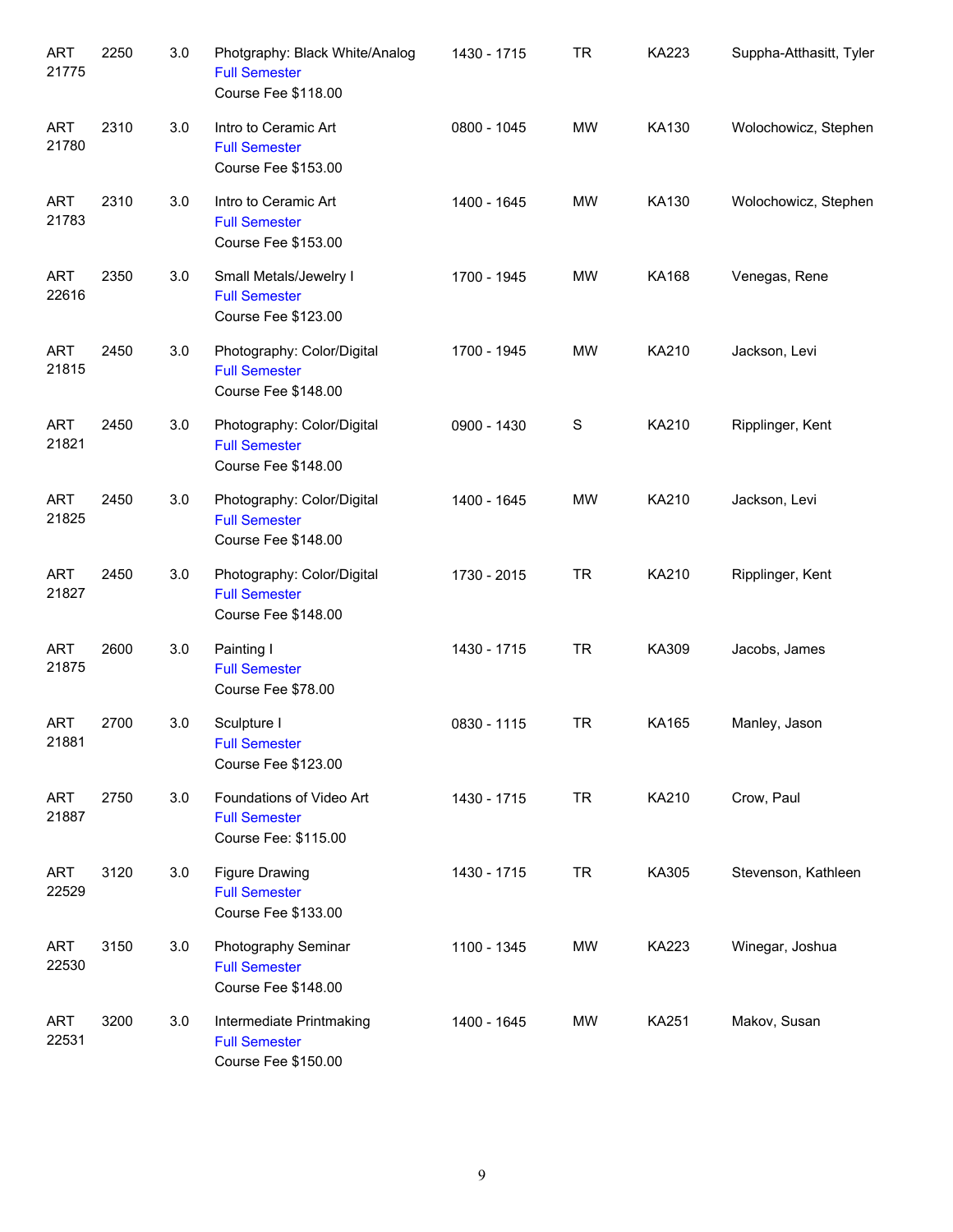| | | | | | | | |
|---|---|---|---|---|---|---|---|
| ART 21775 | 2250 | 3.0 | Photgraphy: Black White/Analog<br>Full Semester<br>Course Fee $118.00 | 1430 - 1715 | TR | KA223 | Suppha-Atthasitt, Tyler |
| ART 21780 | 2310 | 3.0 | Intro to Ceramic Art<br>Full Semester<br>Course Fee $153.00 | 0800 - 1045 | MW | KA130 | Wolochowicz, Stephen |
| ART 21783 | 2310 | 3.0 | Intro to Ceramic Art<br>Full Semester<br>Course Fee $153.00 | 1400 - 1645 | MW | KA130 | Wolochowicz, Stephen |
| ART 22616 | 2350 | 3.0 | Small Metals/Jewelry I<br>Full Semester<br>Course Fee $123.00 | 1700 - 1945 | MW | KA168 | Venegas, Rene |
| ART 21815 | 2450 | 3.0 | Photography: Color/Digital<br>Full Semester<br>Course Fee $148.00 | 1700 - 1945 | MW | KA210 | Jackson, Levi |
| ART 21821 | 2450 | 3.0 | Photography: Color/Digital<br>Full Semester<br>Course Fee $148.00 | 0900 - 1430 | S | KA210 | Ripplinger, Kent |
| ART 21825 | 2450 | 3.0 | Photography: Color/Digital<br>Full Semester<br>Course Fee $148.00 | 1400 - 1645 | MW | KA210 | Jackson, Levi |
| ART 21827 | 2450 | 3.0 | Photography: Color/Digital<br>Full Semester<br>Course Fee $148.00 | 1730 - 2015 | TR | KA210 | Ripplinger, Kent |
| ART 21875 | 2600 | 3.0 | Painting I<br>Full Semester<br>Course Fee $78.00 | 1430 - 1715 | TR | KA309 | Jacobs, James |
| ART 21881 | 2700 | 3.0 | Sculpture I<br>Full Semester<br>Course Fee $123.00 | 0830 - 1115 | TR | KA165 | Manley, Jason |
| ART 21887 | 2750 | 3.0 | Foundations of Video Art<br>Full Semester<br>Course Fee: $115.00 | 1430 - 1715 | TR | KA210 | Crow, Paul |
| ART 22529 | 3120 | 3.0 | Figure Drawing<br>Full Semester<br>Course Fee $133.00 | 1430 - 1715 | TR | KA305 | Stevenson, Kathleen |
| ART 22530 | 3150 | 3.0 | Photography Seminar<br>Full Semester<br>Course Fee $148.00 | 1100 - 1345 | MW | KA223 | Winegar, Joshua |
| ART 22531 | 3200 | 3.0 | Intermediate Printmaking<br>Full Semester<br>Course Fee $150.00 | 1400 - 1645 | MW | KA251 | Makov, Susan |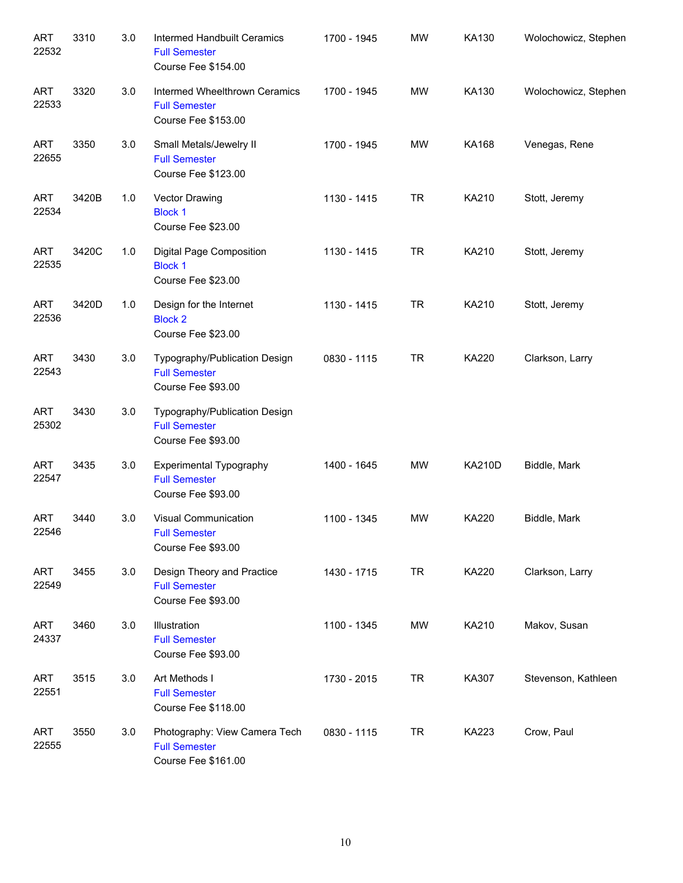| | | | | | | | |
|---|---|---|---|---|---|---|---|
| ART 22532 | 3310 | 3.0 | Intermed Handbuilt Ceramics<br>Full Semester<br>Course Fee $154.00 | 1700 - 1945 | MW | KA130 | Wolochowicz, Stephen |
| ART 22533 | 3320 | 3.0 | Intermed Wheelthrown Ceramics<br>Full Semester<br>Course Fee $153.00 | 1700 - 1945 | MW | KA130 | Wolochowicz, Stephen |
| ART 22655 | 3350 | 3.0 | Small Metals/Jewelry II<br>Full Semester<br>Course Fee $123.00 | 1700 - 1945 | MW | KA168 | Venegas, Rene |
| ART 22534 | 3420B | 1.0 | Vector Drawing<br>Block 1<br>Course Fee $23.00 | 1130 - 1415 | TR | KA210 | Stott, Jeremy |
| ART 22535 | 3420C | 1.0 | Digital Page Composition<br>Block 1<br>Course Fee $23.00 | 1130 - 1415 | TR | KA210 | Stott, Jeremy |
| ART 22536 | 3420D | 1.0 | Design for the Internet<br>Block 2<br>Course Fee $23.00 | 1130 - 1415 | TR | KA210 | Stott, Jeremy |
| ART 22543 | 3430 | 3.0 | Typography/Publication Design<br>Full Semester<br>Course Fee $93.00 | 0830 - 1115 | TR | KA220 | Clarkson, Larry |
| ART 25302 | 3430 | 3.0 | Typography/Publication Design<br>Full Semester<br>Course Fee $93.00 | | | | |
| ART 22547 | 3435 | 3.0 | Experimental Typography<br>Full Semester<br>Course Fee $93.00 | 1400 - 1645 | MW | KA210D | Biddle, Mark |
| ART 22546 | 3440 | 3.0 | Visual Communication<br>Full Semester<br>Course Fee $93.00 | 1100 - 1345 | MW | KA220 | Biddle, Mark |
| ART 22549 | 3455 | 3.0 | Design Theory and Practice<br>Full Semester<br>Course Fee $93.00 | 1430 - 1715 | TR | KA220 | Clarkson, Larry |
| ART 24337 | 3460 | 3.0 | Illustration<br>Full Semester<br>Course Fee $93.00 | 1100 - 1345 | MW | KA210 | Makov, Susan |
| ART 22551 | 3515 | 3.0 | Art Methods I<br>Full Semester<br>Course Fee $118.00 | 1730 - 2015 | TR | KA307 | Stevenson, Kathleen |
| ART 22555 | 3550 | 3.0 | Photography: View Camera Tech<br>Full Semester<br>Course Fee $161.00 | 0830 - 1115 | TR | KA223 | Crow, Paul |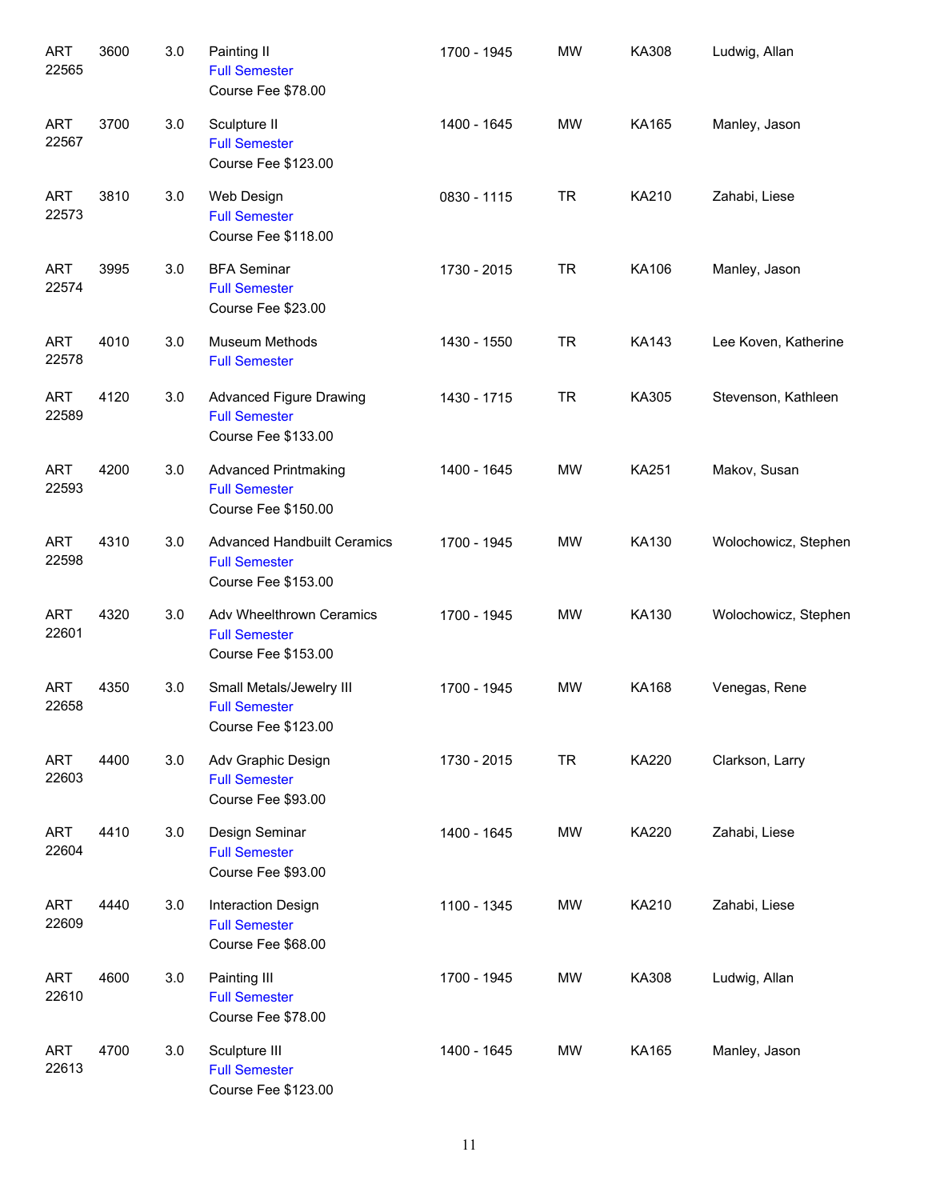| | | | | | | | |
|---|---|---|---|---|---|---|---|
| ART 22565 | 3600 | 3.0 | Painting II<br>Full Semester<br>Course Fee $78.00 | 1700 - 1945 | MW | KA308 | Ludwig, Allan |
| ART 22567 | 3700 | 3.0 | Sculpture II<br>Full Semester<br>Course Fee $123.00 | 1400 - 1645 | MW | KA165 | Manley, Jason |
| ART 22573 | 3810 | 3.0 | Web Design<br>Full Semester<br>Course Fee $118.00 | 0830 - 1115 | TR | KA210 | Zahabi, Liese |
| ART 22574 | 3995 | 3.0 | BFA Seminar<br>Full Semester<br>Course Fee $23.00 | 1730 - 2015 | TR | KA106 | Manley, Jason |
| ART 22578 | 4010 | 3.0 | Museum Methods<br>Full Semester | 1430 - 1550 | TR | KA143 | Lee Koven, Katherine |
| ART 22589 | 4120 | 3.0 | Advanced Figure Drawing<br>Full Semester<br>Course Fee $133.00 | 1430 - 1715 | TR | KA305 | Stevenson, Kathleen |
| ART 22593 | 4200 | 3.0 | Advanced Printmaking<br>Full Semester<br>Course Fee $150.00 | 1400 - 1645 | MW | KA251 | Makov, Susan |
| ART 22598 | 4310 | 3.0 | Advanced Handbuilt Ceramics<br>Full Semester<br>Course Fee $153.00 | 1700 - 1945 | MW | KA130 | Wolochowicz, Stephen |
| ART 22601 | 4320 | 3.0 | Adv Wheelthrown Ceramics<br>Full Semester<br>Course Fee $153.00 | 1700 - 1945 | MW | KA130 | Wolochowicz, Stephen |
| ART 22658 | 4350 | 3.0 | Small Metals/Jewelry III<br>Full Semester<br>Course Fee $123.00 | 1700 - 1945 | MW | KA168 | Venegas, Rene |
| ART 22603 | 4400 | 3.0 | Adv Graphic Design<br>Full Semester<br>Course Fee $93.00 | 1730 - 2015 | TR | KA220 | Clarkson, Larry |
| ART 22604 | 4410 | 3.0 | Design Seminar<br>Full Semester<br>Course Fee $93.00 | 1400 - 1645 | MW | KA220 | Zahabi, Liese |
| ART 22609 | 4440 | 3.0 | Interaction Design<br>Full Semester<br>Course Fee $68.00 | 1100 - 1345 | MW | KA210 | Zahabi, Liese |
| ART 22610 | 4600 | 3.0 | Painting III<br>Full Semester<br>Course Fee $78.00 | 1700 - 1945 | MW | KA308 | Ludwig, Allan |
| ART 22613 | 4700 | 3.0 | Sculpture III<br>Full Semester<br>Course Fee $123.00 | 1400 - 1645 | MW | KA165 | Manley, Jason |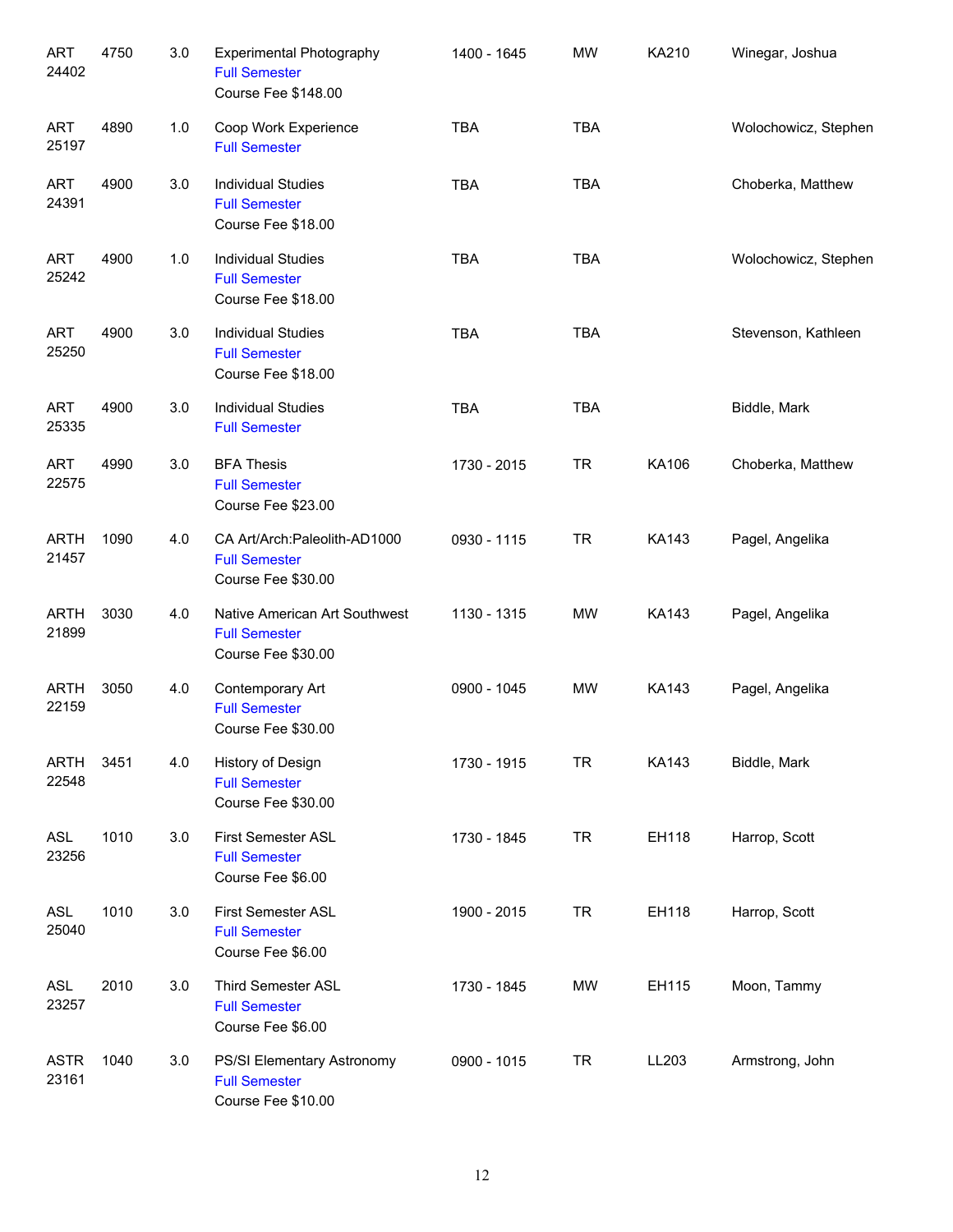| Subject / CRN | Course | Credits | Title | Time | Days | Room | Instructor |
|---|---|---|---|---|---|---|---|
| ART 24402 | 4750 | 3.0 | Experimental Photography<br>Full Semester<br>Course Fee $148.00 | 1400 - 1645 | MW | KA210 | Winegar, Joshua |
| ART 25197 | 4890 | 1.0 | Coop Work Experience<br>Full Semester | TBA | TBA | | Wolochowicz, Stephen |
| ART 24391 | 4900 | 3.0 | Individual Studies<br>Full Semester<br>Course Fee $18.00 | TBA | TBA | | Choberka, Matthew |
| ART 25242 | 4900 | 1.0 | Individual Studies<br>Full Semester<br>Course Fee $18.00 | TBA | TBA | | Wolochowicz, Stephen |
| ART 25250 | 4900 | 3.0 | Individual Studies<br>Full Semester<br>Course Fee $18.00 | TBA | TBA | | Stevenson, Kathleen |
| ART 25335 | 4900 | 3.0 | Individual Studies<br>Full Semester | TBA | TBA | | Biddle, Mark |
| ART 22575 | 4990 | 3.0 | BFA Thesis<br>Full Semester<br>Course Fee $23.00 | 1730 - 2015 | TR | KA106 | Choberka, Matthew |
| ARTH 21457 | 1090 | 4.0 | CA Art/Arch:Paleolith-AD1000<br>Full Semester<br>Course Fee $30.00 | 0930 - 1115 | TR | KA143 | Pagel, Angelika |
| ARTH 21899 | 3030 | 4.0 | Native American Art Southwest<br>Full Semester<br>Course Fee $30.00 | 1130 - 1315 | MW | KA143 | Pagel, Angelika |
| ARTH 22159 | 3050 | 4.0 | Contemporary Art<br>Full Semester<br>Course Fee $30.00 | 0900 - 1045 | MW | KA143 | Pagel, Angelika |
| ARTH 22548 | 3451 | 4.0 | History of Design<br>Full Semester<br>Course Fee $30.00 | 1730 - 1915 | TR | KA143 | Biddle, Mark |
| ASL 23256 | 1010 | 3.0 | First Semester ASL<br>Full Semester<br>Course Fee $6.00 | 1730 - 1845 | TR | EH118 | Harrop, Scott |
| ASL 25040 | 1010 | 3.0 | First Semester ASL<br>Full Semester<br>Course Fee $6.00 | 1900 - 2015 | TR | EH118 | Harrop, Scott |
| ASL 23257 | 2010 | 3.0 | Third Semester ASL<br>Full Semester<br>Course Fee $6.00 | 1730 - 1845 | MW | EH115 | Moon, Tammy |
| ASTR 23161 | 1040 | 3.0 | PS/SI Elementary Astronomy<br>Full Semester<br>Course Fee $10.00 | 0900 - 1015 | TR | LL203 | Armstrong, John |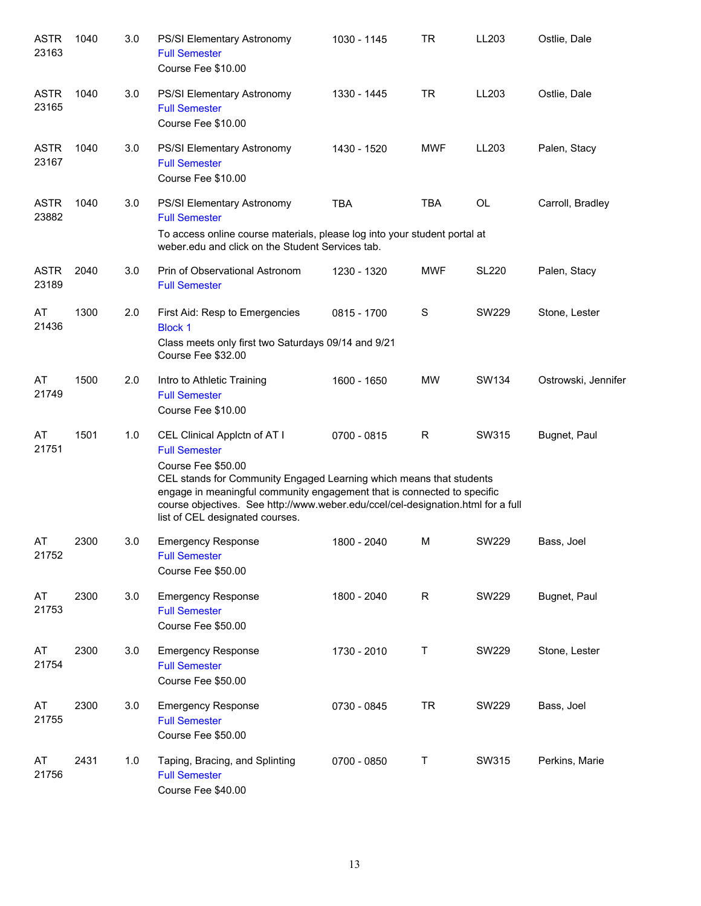| Subject / CRN | Course | Credits | Title | Time | Days | Room | Instructor |
|---|---|---|---|---|---|---|---|
| ASTR 23163 | 1040 | 3.0 | PS/SI Elementary Astronomy<br>Full Semester<br>Course Fee $10.00 | 1030 - 1145 | TR | LL203 | Ostlie, Dale |
| ASTR 23165 | 1040 | 3.0 | PS/SI Elementary Astronomy<br>Full Semester<br>Course Fee $10.00 | 1330 - 1445 | TR | LL203 | Ostlie, Dale |
| ASTR 23167 | 1040 | 3.0 | PS/SI Elementary Astronomy<br>Full Semester<br>Course Fee $10.00 | 1430 - 1520 | MWF | LL203 | Palen, Stacy |
| ASTR 23882 | 1040 | 3.0 | PS/SI Elementary Astronomy<br>Full Semester<br>To access online course materials, please log into your student portal at weber.edu and click on the Student Services tab. | TBA | TBA | OL | Carroll, Bradley |
| ASTR 23189 | 2040 | 3.0 | Prin of Observational Astronom<br>Full Semester | 1230 - 1320 | MWF | SL220 | Palen, Stacy |
| AT 21436 | 1300 | 2.0 | First Aid: Resp to Emergencies<br>Block 1<br>Class meets only first two Saturdays 09/14 and 9/21<br>Course Fee $32.00 | 0815 - 1700 | S | SW229 | Stone, Lester |
| AT 21749 | 1500 | 2.0 | Intro to Athletic Training<br>Full Semester<br>Course Fee $10.00 | 1600 - 1650 | MW | SW134 | Ostrowski, Jennifer |
| AT 21751 | 1501 | 1.0 | CEL Clinical Applctn of AT I<br>Full Semester<br>Course Fee $50.00<br>CEL stands for Community Engaged Learning which means that students engage in meaningful community engagement that is connected to specific course objectives. See http://www.weber.edu/ccel/cel-designation.html for a full list of CEL designated courses. | 0700 - 0815 | R | SW315 | Bugnet, Paul |
| AT 21752 | 2300 | 3.0 | Emergency Response<br>Full Semester<br>Course Fee $50.00 | 1800 - 2040 | M | SW229 | Bass, Joel |
| AT 21753 | 2300 | 3.0 | Emergency Response<br>Full Semester<br>Course Fee $50.00 | 1800 - 2040 | R | SW229 | Bugnet, Paul |
| AT 21754 | 2300 | 3.0 | Emergency Response<br>Full Semester<br>Course Fee $50.00 | 1730 - 2010 | T | SW229 | Stone, Lester |
| AT 21755 | 2300 | 3.0 | Emergency Response<br>Full Semester<br>Course Fee $50.00 | 0730 - 0845 | TR | SW229 | Bass, Joel |
| AT 21756 | 2431 | 1.0 | Taping, Bracing, and Splinting<br>Full Semester<br>Course Fee $40.00 | 0700 - 0850 | T | SW315 | Perkins, Marie |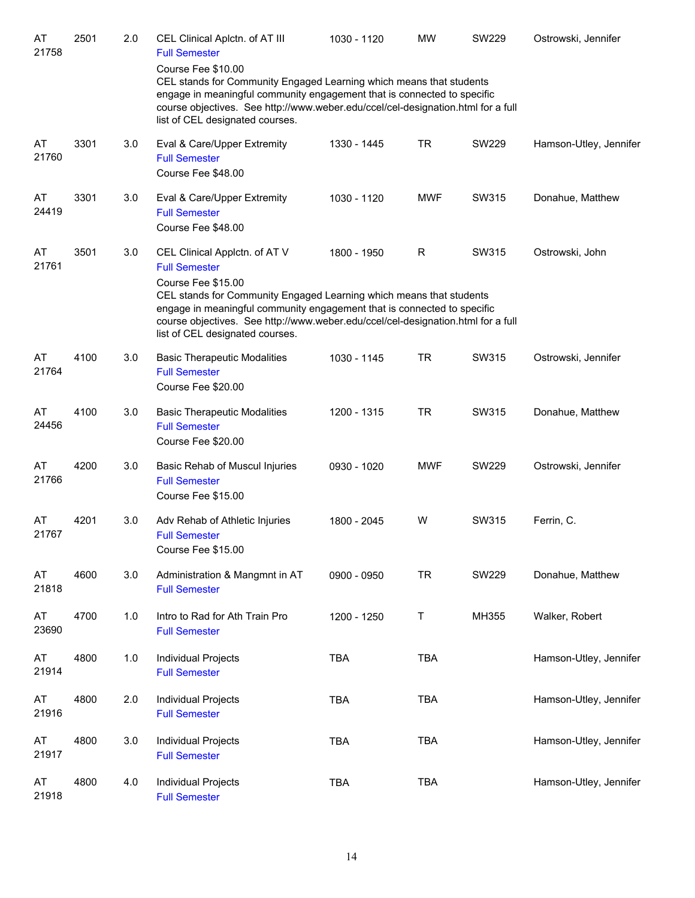| | | | | | | | |
|---|---|---|---|---|---|---|---|
| AT 21758 | 2501 | 2.0 | CEL Clinical Aplctn. of AT III<br>Full Semester<br>Course Fee $10.00<br>CEL stands for Community Engaged Learning which means that students engage in meaningful community engagement that is connected to specific course objectives. See http://www.weber.edu/ccel/cel-designation.html for a full list of CEL designated courses. | 1030 - 1120 | MW | SW229 | Ostrowski, Jennifer |
| AT 21760 | 3301 | 3.0 | Eval & Care/Upper Extremity<br>Full Semester<br>Course Fee $48.00 | 1330 - 1445 | TR | SW229 | Hamson-Utley, Jennifer |
| AT 24419 | 3301 | 3.0 | Eval & Care/Upper Extremity<br>Full Semester<br>Course Fee $48.00 | 1030 - 1120 | MWF | SW315 | Donahue, Matthew |
| AT 21761 | 3501 | 3.0 | CEL Clinical Applctn. of AT V<br>Full Semester<br>Course Fee $15.00<br>CEL stands for Community Engaged Learning which means that students engage in meaningful community engagement that is connected to specific course objectives. See http://www.weber.edu/ccel/cel-designation.html for a full list of CEL designated courses. | 1800 - 1950 | R | SW315 | Ostrowski, John |
| AT 21764 | 4100 | 3.0 | Basic Therapeutic Modalities<br>Full Semester<br>Course Fee $20.00 | 1030 - 1145 | TR | SW315 | Ostrowski, Jennifer |
| AT 24456 | 4100 | 3.0 | Basic Therapeutic Modalities<br>Full Semester<br>Course Fee $20.00 | 1200 - 1315 | TR | SW315 | Donahue, Matthew |
| AT 21766 | 4200 | 3.0 | Basic Rehab of Muscul Injuries<br>Full Semester<br>Course Fee $15.00 | 0930 - 1020 | MWF | SW229 | Ostrowski, Jennifer |
| AT 21767 | 4201 | 3.0 | Adv Rehab of Athletic Injuries<br>Full Semester<br>Course Fee $15.00 | 1800 - 2045 | W | SW315 | Ferrin, C. |
| AT 21818 | 4600 | 3.0 | Administration & Mangmnt in AT<br>Full Semester | 0900 - 0950 | TR | SW229 | Donahue, Matthew |
| AT 23690 | 4700 | 1.0 | Intro to Rad for Ath Train Pro<br>Full Semester | 1200 - 1250 | T | MH355 | Walker, Robert |
| AT 21914 | 4800 | 1.0 | Individual Projects<br>Full Semester | TBA | TBA | | Hamson-Utley, Jennifer |
| AT 21916 | 4800 | 2.0 | Individual Projects<br>Full Semester | TBA | TBA | | Hamson-Utley, Jennifer |
| AT 21917 | 4800 | 3.0 | Individual Projects<br>Full Semester | TBA | TBA | | Hamson-Utley, Jennifer |
| AT 21918 | 4800 | 4.0 | Individual Projects<br>Full Semester | TBA | TBA | | Hamson-Utley, Jennifer |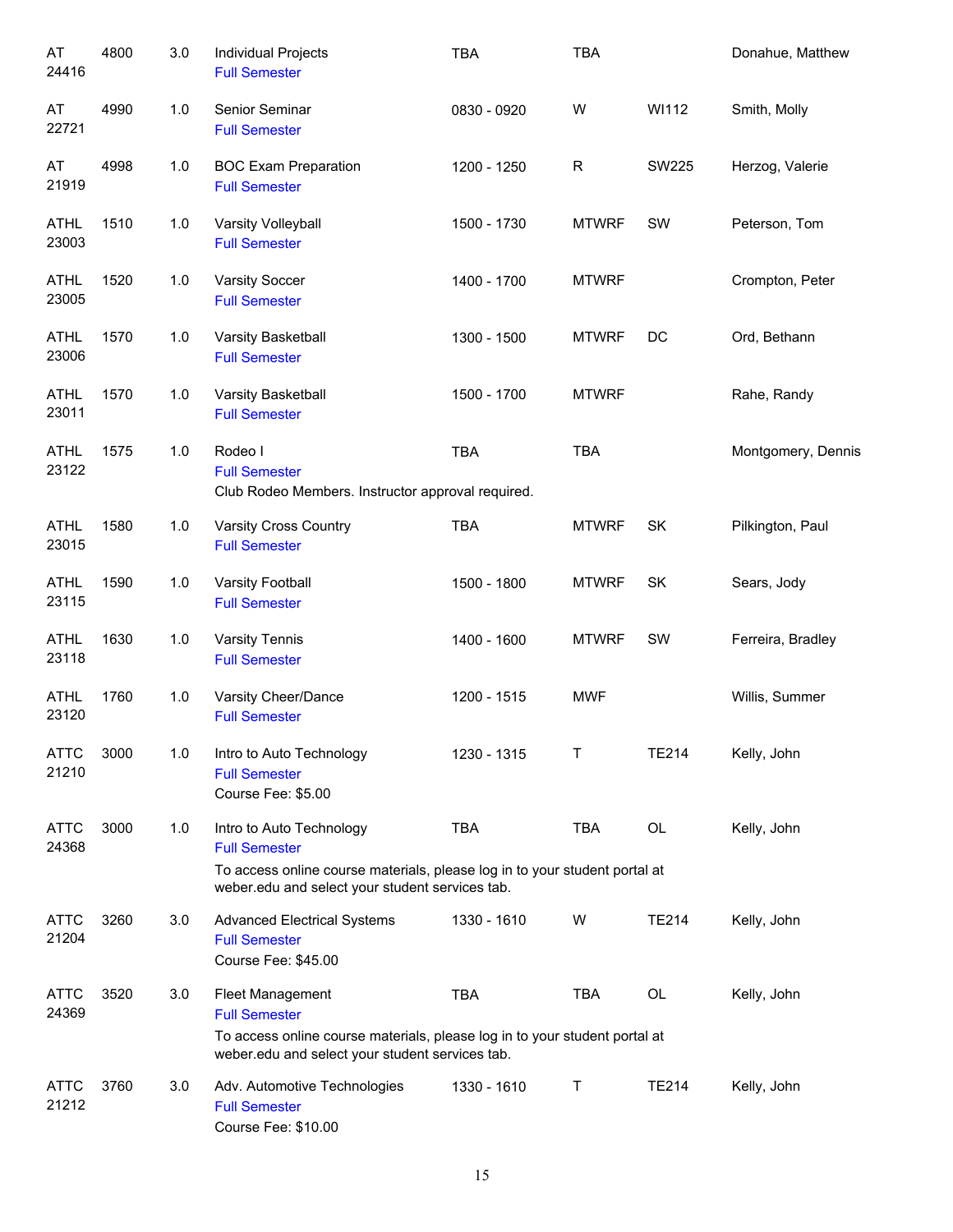| Subject / CRN | Course | Credits | Title | Time | Days | Room | Instructor |
|---|---|---|---|---|---|---|---|
| AT 24416 | 4800 | 3.0 | Individual Projects<br>Full Semester | TBA | TBA | | Donahue, Matthew |
| AT 22721 | 4990 | 1.0 | Senior Seminar<br>Full Semester | 0830 - 0920 | W | WI112 | Smith, Molly |
| AT 21919 | 4998 | 1.0 | BOC Exam Preparation<br>Full Semester | 1200 - 1250 | R | SW225 | Herzog, Valerie |
| ATHL 23003 | 1510 | 1.0 | Varsity Volleyball<br>Full Semester | 1500 - 1730 | MTWRF | SW | Peterson, Tom |
| ATHL 23005 | 1520 | 1.0 | Varsity Soccer<br>Full Semester | 1400 - 1700 | MTWRF | | Crompton, Peter |
| ATHL 23006 | 1570 | 1.0 | Varsity Basketball<br>Full Semester | 1300 - 1500 | MTWRF | DC | Ord, Bethann |
| ATHL 23011 | 1570 | 1.0 | Varsity Basketball<br>Full Semester | 1500 - 1700 | MTWRF | | Rahe, Randy |
| ATHL 23122 | 1575 | 1.0 | Rodeo I<br>Full Semester<br>Club Rodeo Members. Instructor approval required. | TBA | TBA | | Montgomery, Dennis |
| ATHL 23015 | 1580 | 1.0 | Varsity Cross Country<br>Full Semester | TBA | MTWRF | SK | Pilkington, Paul |
| ATHL 23115 | 1590 | 1.0 | Varsity Football<br>Full Semester | 1500 - 1800 | MTWRF | SK | Sears, Jody |
| ATHL 23118 | 1630 | 1.0 | Varsity Tennis<br>Full Semester | 1400 - 1600 | MTWRF | SW | Ferreira, Bradley |
| ATHL 23120 | 1760 | 1.0 | Varsity Cheer/Dance<br>Full Semester | 1200 - 1515 | MWF | | Willis, Summer |
| ATTC 21210 | 3000 | 1.0 | Intro to Auto Technology<br>Full Semester<br>Course Fee: $5.00 | 1230 - 1315 | T | TE214 | Kelly, John |
| ATTC 24368 | 3000 | 1.0 | Intro to Auto Technology<br>Full Semester<br>To access online course materials, please log in to your student portal at weber.edu and select your student services tab. | TBA | TBA | OL | Kelly, John |
| ATTC 21204 | 3260 | 3.0 | Advanced Electrical Systems<br>Full Semester<br>Course Fee: $45.00 | 1330 - 1610 | W | TE214 | Kelly, John |
| ATTC 24369 | 3520 | 3.0 | Fleet Management<br>Full Semester<br>To access online course materials, please log in to your student portal at weber.edu and select your student services tab. | TBA | TBA | OL | Kelly, John |
| ATTC 21212 | 3760 | 3.0 | Adv. Automotive Technologies<br>Full Semester<br>Course Fee: $10.00 | 1330 - 1610 | T | TE214 | Kelly, John |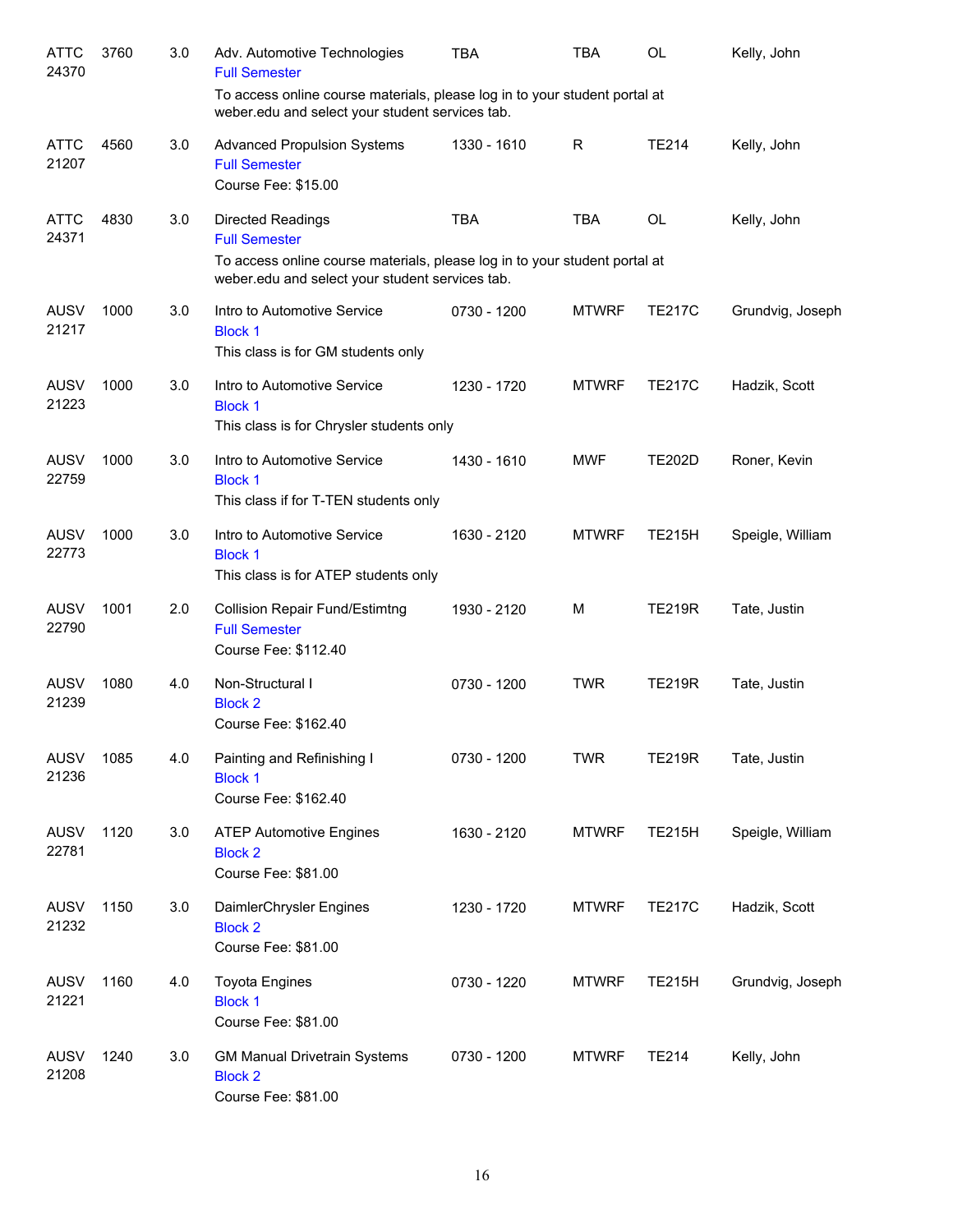| | | | | | | | |
|---|---|---|---|---|---|---|---|
| ATTC 24370 | 3760 | 3.0 | Adv. Automotive Technologies<br>Full Semester<br>To access online course materials, please log in to your student portal at weber.edu and select your student services tab. | TBA | TBA | OL | Kelly, John |
| ATTC 21207 | 4560 | 3.0 | Advanced Propulsion Systems<br>Full Semester<br>Course Fee: $15.00 | 1330 - 1610 | R | TE214 | Kelly, John |
| ATTC 24371 | 4830 | 3.0 | Directed Readings<br>Full Semester<br>To access online course materials, please log in to your student portal at weber.edu and select your student services tab. | TBA | TBA | OL | Kelly, John |
| AUSV 21217 | 1000 | 3.0 | Intro to Automotive Service<br>Block 1<br>This class is for GM students only | 0730 - 1200 | MTWRF | TE217C | Grundvig, Joseph |
| AUSV 21223 | 1000 | 3.0 | Intro to Automotive Service<br>Block 1<br>This class is for Chrysler students only | 1230 - 1720 | MTWRF | TE217C | Hadzik, Scott |
| AUSV 22759 | 1000 | 3.0 | Intro to Automotive Service<br>Block 1<br>This class if for T-TEN students only | 1430 - 1610 | MWF | TE202D | Roner, Kevin |
| AUSV 22773 | 1000 | 3.0 | Intro to Automotive Service<br>Block 1<br>This class is for ATEP students only | 1630 - 2120 | MTWRF | TE215H | Speigle, William |
| AUSV 22790 | 1001 | 2.0 | Collision Repair Fund/Estimtng<br>Full Semester<br>Course Fee: $112.40 | 1930 - 2120 | M | TE219R | Tate, Justin |
| AUSV 21239 | 1080 | 4.0 | Non-Structural I<br>Block 2<br>Course Fee: $162.40 | 0730 - 1200 | TWR | TE219R | Tate, Justin |
| AUSV 21236 | 1085 | 4.0 | Painting and Refinishing I<br>Block 1<br>Course Fee: $162.40 | 0730 - 1200 | TWR | TE219R | Tate, Justin |
| AUSV 22781 | 1120 | 3.0 | ATEP Automotive Engines<br>Block 2<br>Course Fee: $81.00 | 1630 - 2120 | MTWRF | TE215H | Speigle, William |
| AUSV 21232 | 1150 | 3.0 | DaimlerChrysler Engines<br>Block 2<br>Course Fee: $81.00 | 1230 - 1720 | MTWRF | TE217C | Hadzik, Scott |
| AUSV 21221 | 1160 | 4.0 | Toyota Engines<br>Block 1<br>Course Fee: $81.00 | 0730 - 1220 | MTWRF | TE215H | Grundvig, Joseph |
| AUSV 21208 | 1240 | 3.0 | GM Manual Drivetrain Systems<br>Block 2<br>Course Fee: $81.00 | 0730 - 1200 | MTWRF | TE214 | Kelly, John |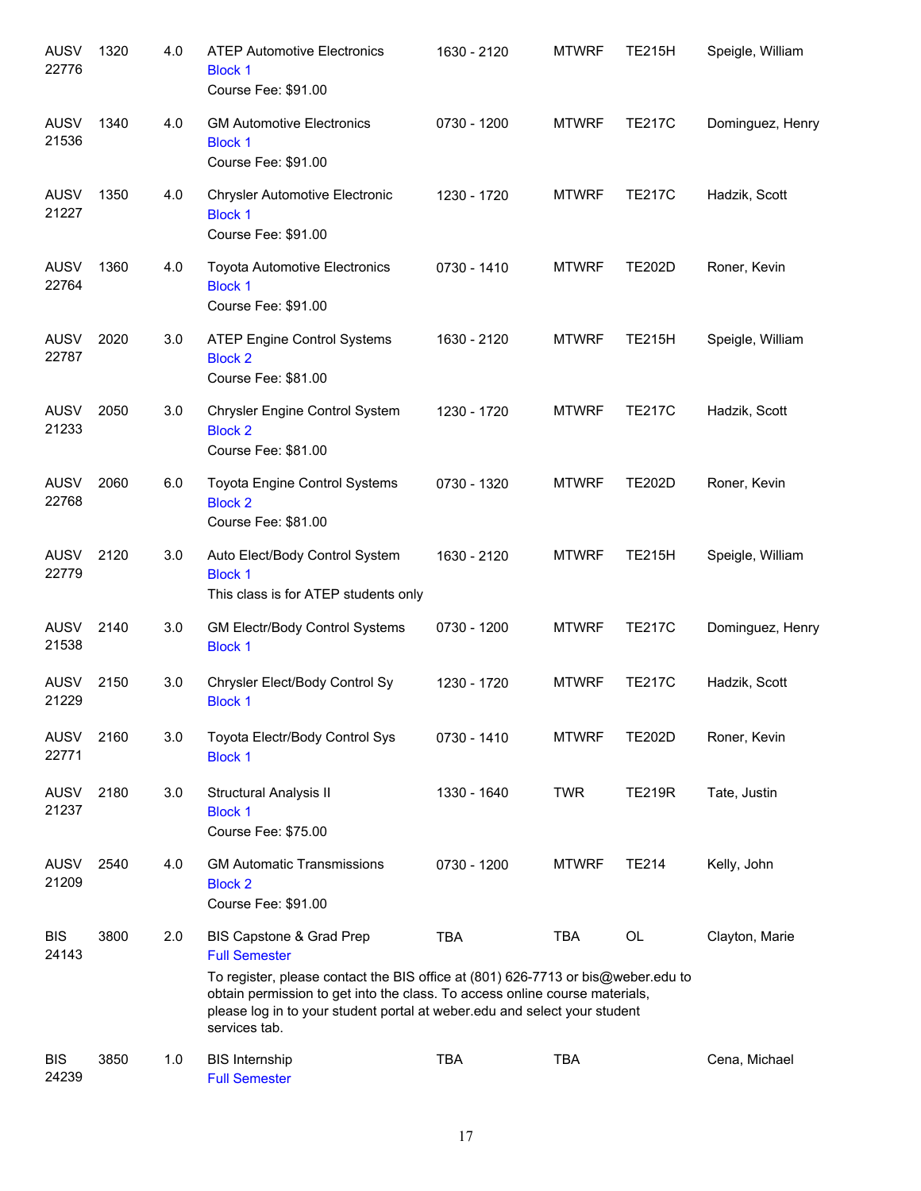| Subject / CRN | Course | Credits | Title | Time | Days | Room | Instructor |
|---|---|---|---|---|---|---|---|
| AUSV 22776 | 1320 | 4.0 | ATEP Automotive Electronics<br>Block 1<br>Course Fee: $91.00 | 1630 - 2120 | MTWRF | TE215H | Speigle, William |
| AUSV 21536 | 1340 | 4.0 | GM Automotive Electronics<br>Block 1<br>Course Fee: $91.00 | 0730 - 1200 | MTWRF | TE217C | Dominguez, Henry |
| AUSV 21227 | 1350 | 4.0 | Chrysler Automotive Electronic<br>Block 1<br>Course Fee: $91.00 | 1230 - 1720 | MTWRF | TE217C | Hadzik, Scott |
| AUSV 22764 | 1360 | 4.0 | Toyota Automotive Electronics<br>Block 1<br>Course Fee: $91.00 | 0730 - 1410 | MTWRF | TE202D | Roner, Kevin |
| AUSV 22787 | 2020 | 3.0 | ATEP Engine Control Systems<br>Block 2<br>Course Fee: $81.00 | 1630 - 2120 | MTWRF | TE215H | Speigle, William |
| AUSV 21233 | 2050 | 3.0 | Chrysler Engine Control System<br>Block 2<br>Course Fee: $81.00 | 1230 - 1720 | MTWRF | TE217C | Hadzik, Scott |
| AUSV 22768 | 2060 | 6.0 | Toyota Engine Control Systems<br>Block 2<br>Course Fee: $81.00 | 0730 - 1320 | MTWRF | TE202D | Roner, Kevin |
| AUSV 22779 | 2120 | 3.0 | Auto Elect/Body Control System<br>Block 1<br>This class is for ATEP students only | 1630 - 2120 | MTWRF | TE215H | Speigle, William |
| AUSV 21538 | 2140 | 3.0 | GM Electr/Body Control Systems<br>Block 1 | 0730 - 1200 | MTWRF | TE217C | Dominguez, Henry |
| AUSV 21229 | 2150 | 3.0 | Chrysler Elect/Body Control Sy<br>Block 1 | 1230 - 1720 | MTWRF | TE217C | Hadzik, Scott |
| AUSV 22771 | 2160 | 3.0 | Toyota Electr/Body Control Sys<br>Block 1 | 0730 - 1410 | MTWRF | TE202D | Roner, Kevin |
| AUSV 21237 | 2180 | 3.0 | Structural Analysis II<br>Block 1<br>Course Fee: $75.00 | 1330 - 1640 | TWR | TE219R | Tate, Justin |
| AUSV 21209 | 2540 | 4.0 | GM Automatic Transmissions<br>Block 2<br>Course Fee: $91.00 | 0730 - 1200 | MTWRF | TE214 | Kelly, John |
| BIS 24143 | 3800 | 2.0 | BIS Capstone & Grad Prep<br>Full Semester<br>To register, please contact the BIS office at (801) 626-7713 or bis@weber.edu to obtain permission to get into the class. To access online course materials, please log in to your student portal at weber.edu and select your student services tab. | TBA | TBA | OL | Clayton, Marie |
| BIS 24239 | 3850 | 1.0 | BIS Internship<br>Full Semester | TBA | TBA | | Cena, Michael |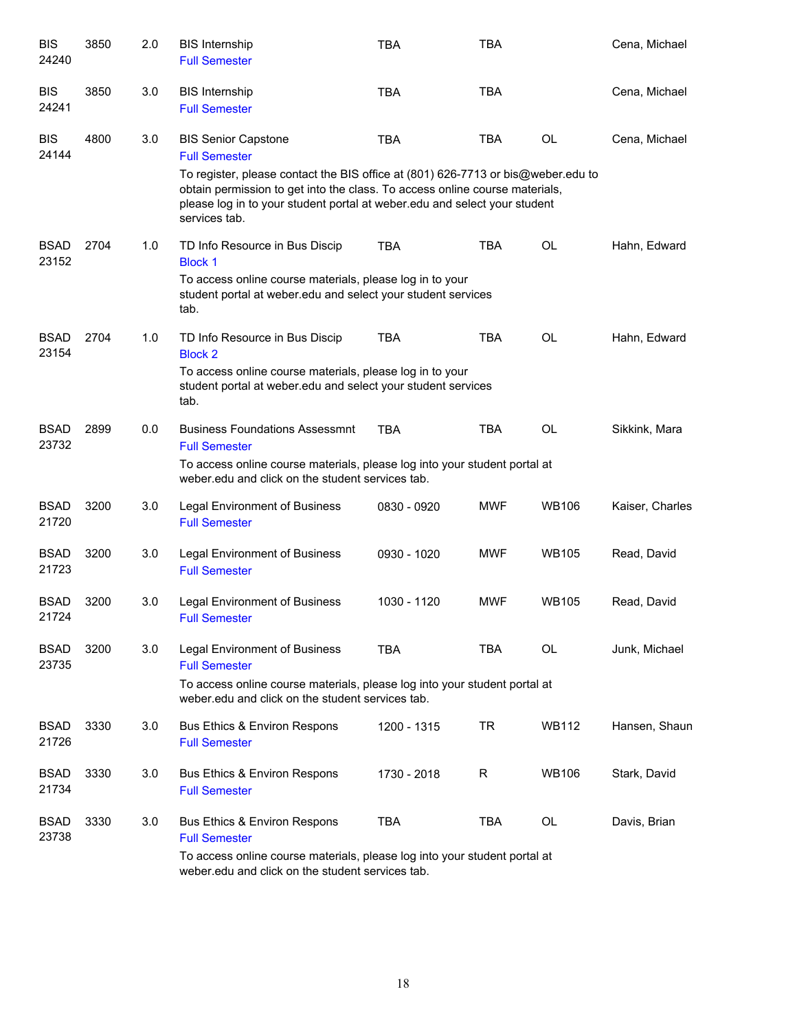| Subject / CRN | Course | Credits | Title | Time | Days | Room | Instructor |
|---|---|---|---|---|---|---|---|
| BIS 24240 | 3850 | 2.0 | BIS Internship<br>Full Semester | TBA | TBA | | Cena, Michael |
| BIS 24241 | 3850 | 3.0 | BIS Internship<br>Full Semester | TBA | TBA | | Cena, Michael |
| BIS 24144 | 4800 | 3.0 | BIS Senior Capstone<br>Full Semester<br>To register, please contact the BIS office at (801) 626-7713 or bis@weber.edu to obtain permission to get into the class. To access online course materials, please log in to your student portal at weber.edu and select your student services tab. | TBA | TBA | OL | Cena, Michael |
| BSAD 23152 | 2704 | 1.0 | TD Info Resource in Bus Discip<br>Block 1<br>To access online course materials, please log in to your student portal at weber.edu and select your student services tab. | TBA | TBA | OL | Hahn, Edward |
| BSAD 23154 | 2704 | 1.0 | TD Info Resource in Bus Discip<br>Block 2<br>To access online course materials, please log in to your student portal at weber.edu and select your student services tab. | TBA | TBA | OL | Hahn, Edward |
| BSAD 23732 | 2899 | 0.0 | Business Foundations Assessmnt<br>Full Semester<br>To access online course materials, please log into your student portal at weber.edu and click on the student services tab. | TBA | TBA | OL | Sikkink, Mara |
| BSAD 21720 | 3200 | 3.0 | Legal Environment of Business<br>Full Semester | 0830 - 0920 | MWF | WB106 | Kaiser, Charles |
| BSAD 21723 | 3200 | 3.0 | Legal Environment of Business<br>Full Semester | 0930 - 1020 | MWF | WB105 | Read, David |
| BSAD 21724 | 3200 | 3.0 | Legal Environment of Business<br>Full Semester | 1030 - 1120 | MWF | WB105 | Read, David |
| BSAD 23735 | 3200 | 3.0 | Legal Environment of Business<br>Full Semester<br>To access online course materials, please log into your student portal at weber.edu and click on the student services tab. | TBA | TBA | OL | Junk, Michael |
| BSAD 21726 | 3330 | 3.0 | Bus Ethics & Environ Respons<br>Full Semester | 1200 - 1315 | TR | WB112 | Hansen, Shaun |
| BSAD 21734 | 3330 | 3.0 | Bus Ethics & Environ Respons<br>Full Semester | 1730 - 2018 | R | WB106 | Stark, David |
| BSAD 23738 | 3330 | 3.0 | Bus Ethics & Environ Respons<br>Full Semester<br>To access online course materials, please log into your student portal at weber.edu and click on the student services tab. | TBA | TBA | OL | Davis, Brian |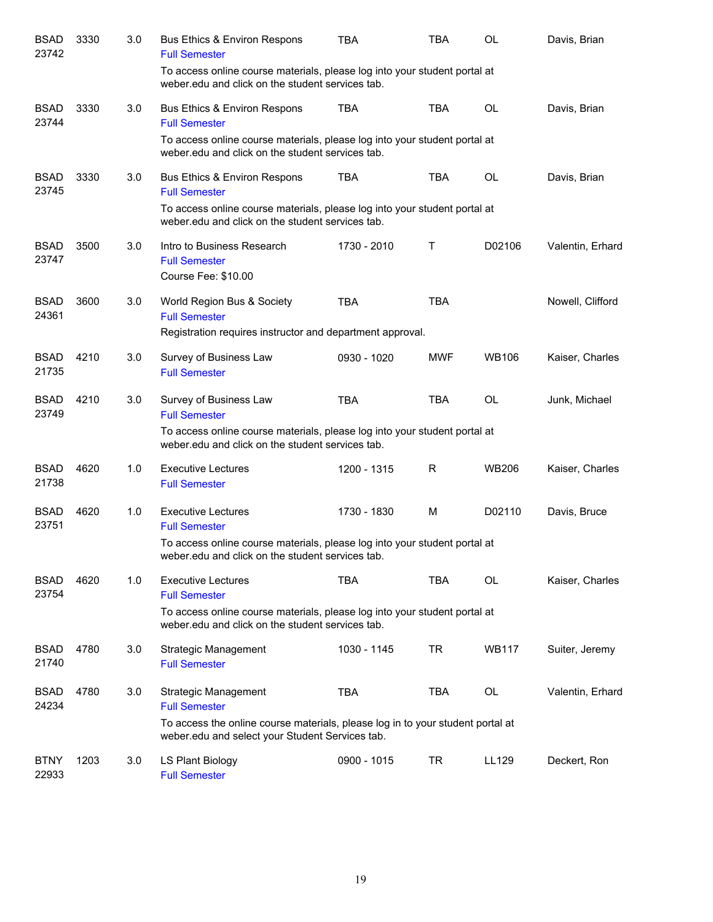| Subject / CRN | Course | Credits | Title | Time | Days | Room | Instructor |
|---|---|---|---|---|---|---|---|
| BSAD 23742 | 3330 | 3.0 | Bus Ethics & Environ Respons<br>Full Semester<br>To access online course materials, please log into your student portal at weber.edu and click on the student services tab. | TBA | TBA | OL | Davis, Brian |
| BSAD 23744 | 3330 | 3.0 | Bus Ethics & Environ Respons<br>Full Semester<br>To access online course materials, please log into your student portal at weber.edu and click on the student services tab. | TBA | TBA | OL | Davis, Brian |
| BSAD 23745 | 3330 | 3.0 | Bus Ethics & Environ Respons<br>Full Semester<br>To access online course materials, please log into your student portal at weber.edu and click on the student services tab. | TBA | TBA | OL | Davis, Brian |
| BSAD 23747 | 3500 | 3.0 | Intro to Business Research<br>Full Semester<br>Course Fee: $10.00 | 1730 - 2010 | T | D02106 | Valentin, Erhard |
| BSAD 24361 | 3600 | 3.0 | World Region Bus & Society<br>Full Semester<br>Registration requires instructor and department approval. | TBA | TBA | | Nowell, Clifford |
| BSAD 21735 | 4210 | 3.0 | Survey of Business Law<br>Full Semester | 0930 - 1020 | MWF | WB106 | Kaiser, Charles |
| BSAD 23749 | 4210 | 3.0 | Survey of Business Law<br>Full Semester<br>To access online course materials, please log into your student portal at weber.edu and click on the student services tab. | TBA | TBA | OL | Junk, Michael |
| BSAD 21738 | 4620 | 1.0 | Executive Lectures<br>Full Semester | 1200 - 1315 | R | WB206 | Kaiser, Charles |
| BSAD 23751 | 4620 | 1.0 | Executive Lectures<br>Full Semester<br>To access online course materials, please log into your student portal at weber.edu and click on the student services tab. | 1730 - 1830 | M | D02110 | Davis, Bruce |
| BSAD 23754 | 4620 | 1.0 | Executive Lectures<br>Full Semester<br>To access online course materials, please log into your student portal at weber.edu and click on the student services tab. | TBA | TBA | OL | Kaiser, Charles |
| BSAD 21740 | 4780 | 3.0 | Strategic Management<br>Full Semester | 1030 - 1145 | TR | WB117 | Suiter, Jeremy |
| BSAD 24234 | 4780 | 3.0 | Strategic Management<br>Full Semester<br>To access the online course materials, please log in to your student portal at weber.edu and select your Student Services tab. | TBA | TBA | OL | Valentin, Erhard |
| BTNY 22933 | 1203 | 3.0 | LS Plant Biology<br>Full Semester | 0900 - 1015 | TR | LL129 | Deckert, Ron |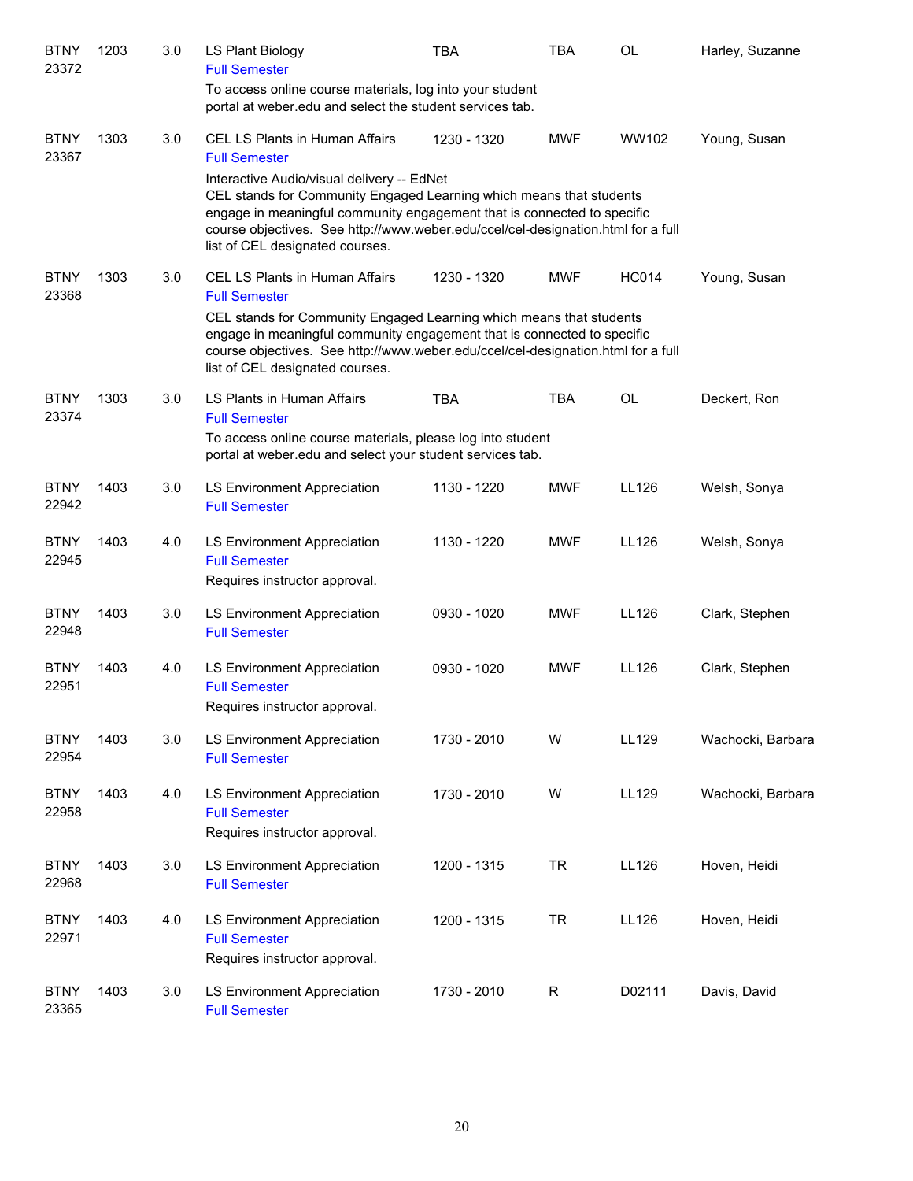| Subject / CRN | Course | Credits | Title | Time | Days | Room | Instructor |
|---|---|---|---|---|---|---|---|
| BTNY 23372 | 1203 | 3.0 | LS Plant Biology<br>Full Semester<br>To access online course materials, log into your student portal at weber.edu and select the student services tab. | TBA | TBA | OL | Harley, Suzanne |
| BTNY 23367 | 1303 | 3.0 | CEL LS Plants in Human Affairs<br>Full Semester<br>Interactive Audio/visual delivery -- EdNet<br>CEL stands for Community Engaged Learning which means that students engage in meaningful community engagement that is connected to specific course objectives. See http://www.weber.edu/ccel/cel-designation.html for a full list of CEL designated courses. | 1230 - 1320 | MWF | WW102 | Young, Susan |
| BTNY 23368 | 1303 | 3.0 | CEL LS Plants in Human Affairs<br>Full Semester<br>CEL stands for Community Engaged Learning which means that students engage in meaningful community engagement that is connected to specific course objectives. See http://www.weber.edu/ccel/cel-designation.html for a full list of CEL designated courses. | 1230 - 1320 | MWF | HC014 | Young, Susan |
| BTNY 23374 | 1303 | 3.0 | LS Plants in Human Affairs<br>Full Semester<br>To access online course materials, please log into student portal at weber.edu and select your student services tab. | TBA | TBA | OL | Deckert, Ron |
| BTNY 22942 | 1403 | 3.0 | LS Environment Appreciation<br>Full Semester | 1130 - 1220 | MWF | LL126 | Welsh, Sonya |
| BTNY 22945 | 1403 | 4.0 | LS Environment Appreciation<br>Full Semester<br>Requires instructor approval. | 1130 - 1220 | MWF | LL126 | Welsh, Sonya |
| BTNY 22948 | 1403 | 3.0 | LS Environment Appreciation<br>Full Semester | 0930 - 1020 | MWF | LL126 | Clark, Stephen |
| BTNY 22951 | 1403 | 4.0 | LS Environment Appreciation<br>Full Semester<br>Requires instructor approval. | 0930 - 1020 | MWF | LL126 | Clark, Stephen |
| BTNY 22954 | 1403 | 3.0 | LS Environment Appreciation<br>Full Semester | 1730 - 2010 | W | LL129 | Wachocki, Barbara |
| BTNY 22958 | 1403 | 4.0 | LS Environment Appreciation<br>Full Semester<br>Requires instructor approval. | 1730 - 2010 | W | LL129 | Wachocki, Barbara |
| BTNY 22968 | 1403 | 3.0 | LS Environment Appreciation<br>Full Semester | 1200 - 1315 | TR | LL126 | Hoven, Heidi |
| BTNY 22971 | 1403 | 4.0 | LS Environment Appreciation<br>Full Semester<br>Requires instructor approval. | 1200 - 1315 | TR | LL126 | Hoven, Heidi |
| BTNY 23365 | 1403 | 3.0 | LS Environment Appreciation<br>Full Semester | 1730 - 2010 | R | D02111 | Davis, David |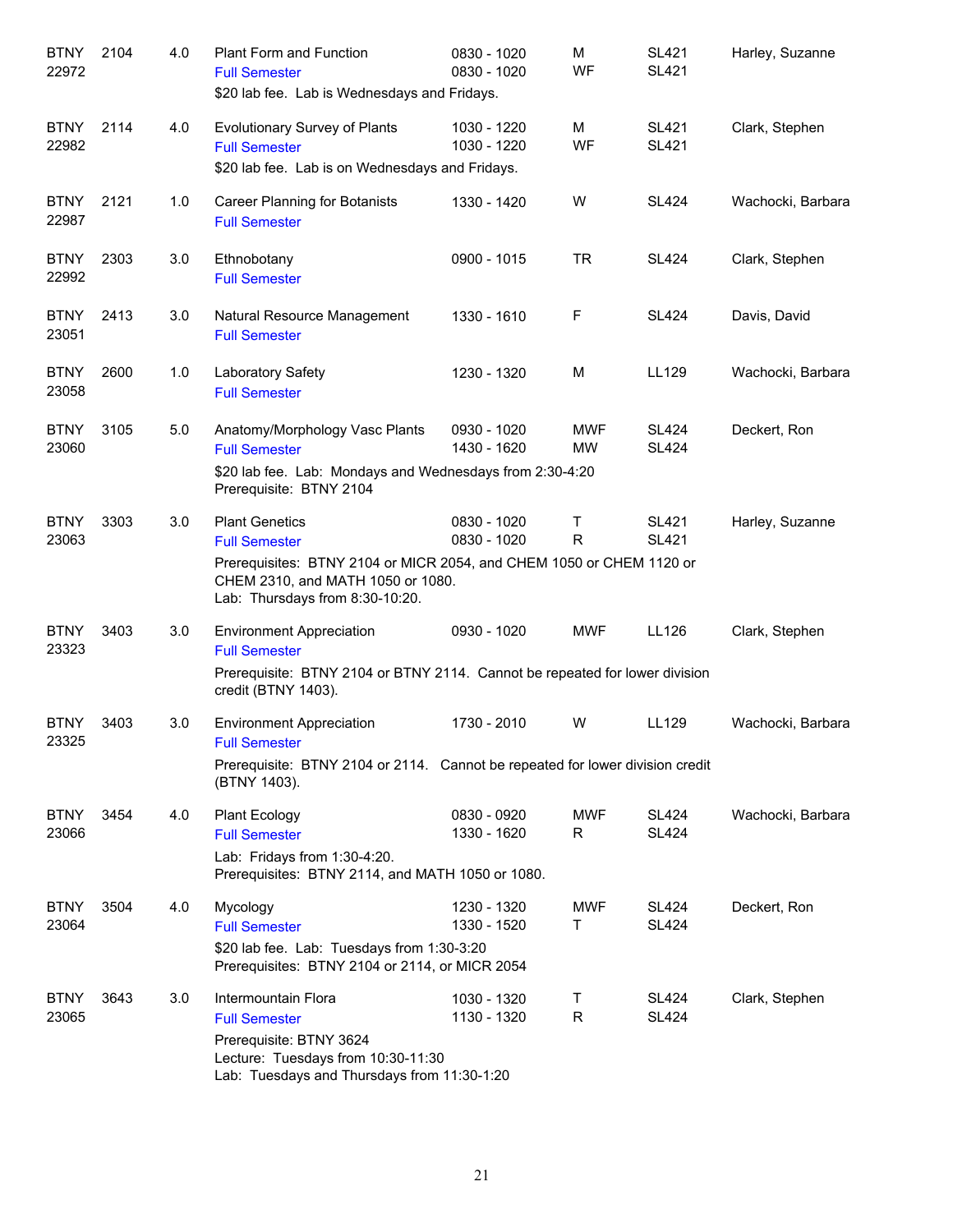| Subject | Course | Credits | Title | Time | Days | Room | Instructor |
|---|---|---|---|---|---|---|---|
| BTNY 22972 | 2104 | 4.0 | Plant Form and Function<br>Full Semester<br>$20 lab fee. Lab is Wednesdays and Fridays. | 0830 - 1020<br>0830 - 1020 | M<br>WF | SL421<br>SL421 | Harley, Suzanne |
| BTNY 22982 | 2114 | 4.0 | Evolutionary Survey of Plants<br>Full Semester<br>$20 lab fee. Lab is on Wednesdays and Fridays. | 1030 - 1220<br>1030 - 1220 | M<br>WF | SL421<br>SL421 | Clark, Stephen |
| BTNY 22987 | 2121 | 1.0 | Career Planning for Botanists<br>Full Semester | 1330 - 1420 | W | SL424 | Wachocki, Barbara |
| BTNY 22992 | 2303 | 3.0 | Ethnobotany<br>Full Semester | 0900 - 1015 | TR | SL424 | Clark, Stephen |
| BTNY 23051 | 2413 | 3.0 | Natural Resource Management<br>Full Semester | 1330 - 1610 | F | SL424 | Davis, David |
| BTNY 23058 | 2600 | 1.0 | Laboratory Safety<br>Full Semester | 1230 - 1320 | M | LL129 | Wachocki, Barbara |
| BTNY 23060 | 3105 | 5.0 | Anatomy/Morphology Vasc Plants<br>Full Semester<br>$20 lab fee. Lab: Mondays and Wednesdays from 2:30-4:20<br>Prerequisite: BTNY 2104 | 0930 - 1020<br>1430 - 1620 | MWF<br>MW | SL424<br>SL424 | Deckert, Ron |
| BTNY 23063 | 3303 | 3.0 | Plant Genetics<br>Full Semester<br>Prerequisites: BTNY 2104 or MICR 2054, and CHEM 1050 or CHEM 1120 or CHEM 2310, and MATH 1050 or 1080.<br>Lab: Thursdays from 8:30-10:20. | 0830 - 1020<br>0830 - 1020 | T<br>R | SL421<br>SL421 | Harley, Suzanne |
| BTNY 23323 | 3403 | 3.0 | Environment Appreciation<br>Full Semester<br>Prerequisite: BTNY 2104 or BTNY 2114. Cannot be repeated for lower division credit (BTNY 1403). | 0930 - 1020 | MWF | LL126 | Clark, Stephen |
| BTNY 23325 | 3403 | 3.0 | Environment Appreciation<br>Full Semester<br>Prerequisite: BTNY 2104 or 2114. Cannot be repeated for lower division credit (BTNY 1403). | 1730 - 2010 | W | LL129 | Wachocki, Barbara |
| BTNY 23066 | 3454 | 4.0 | Plant Ecology<br>Full Semester<br>Lab: Fridays from 1:30-4:20.<br>Prerequisites: BTNY 2114, and MATH 1050 or 1080. | 0830 - 0920<br>1330 - 1620 | MWF<br>R | SL424<br>SL424 | Wachocki, Barbara |
| BTNY 23064 | 3504 | 4.0 | Mycology<br>Full Semester<br>$20 lab fee. Lab: Tuesdays from 1:30-3:20<br>Prerequisites: BTNY 2104 or 2114, or MICR 2054 | 1230 - 1320<br>1330 - 1520 | MWF<br>T | SL424<br>SL424 | Deckert, Ron |
| BTNY 23065 | 3643 | 3.0 | Intermountain Flora<br>Full Semester<br>Prerequisite: BTNY 3624<br>Lecture: Tuesdays from 10:30-11:30<br>Lab: Tuesdays and Thursdays from 11:30-1:20 | 1030 - 1320<br>1130 - 1320 | T<br>R | SL424<br>SL424 | Clark, Stephen |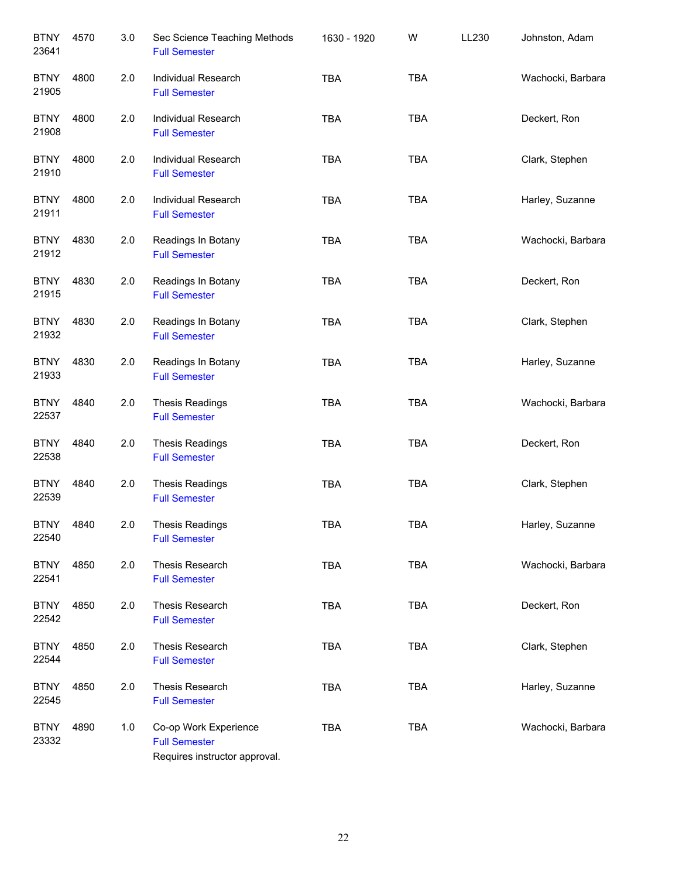| Subject / CRN | Course | Credits | Title | Time | Days | Room | Instructor |
|---|---|---|---|---|---|---|---|
| BTNY 23641 | 4570 | 3.0 | Sec Science Teaching Methods<br>Full Semester | 1630 - 1920 | W | LL230 | Johnston, Adam |
| BTNY 21905 | 4800 | 2.0 | Individual Research<br>Full Semester | TBA | TBA | | Wachocki, Barbara |
| BTNY 21908 | 4800 | 2.0 | Individual Research<br>Full Semester | TBA | TBA | | Deckert, Ron |
| BTNY 21910 | 4800 | 2.0 | Individual Research<br>Full Semester | TBA | TBA | | Clark, Stephen |
| BTNY 21911 | 4800 | 2.0 | Individual Research<br>Full Semester | TBA | TBA | | Harley, Suzanne |
| BTNY 21912 | 4830 | 2.0 | Readings In Botany<br>Full Semester | TBA | TBA | | Wachocki, Barbara |
| BTNY 21915 | 4830 | 2.0 | Readings In Botany<br>Full Semester | TBA | TBA | | Deckert, Ron |
| BTNY 21932 | 4830 | 2.0 | Readings In Botany<br>Full Semester | TBA | TBA | | Clark, Stephen |
| BTNY 21933 | 4830 | 2.0 | Readings In Botany<br>Full Semester | TBA | TBA | | Harley, Suzanne |
| BTNY 22537 | 4840 | 2.0 | Thesis Readings<br>Full Semester | TBA | TBA | | Wachocki, Barbara |
| BTNY 22538 | 4840 | 2.0 | Thesis Readings<br>Full Semester | TBA | TBA | | Deckert, Ron |
| BTNY 22539 | 4840 | 2.0 | Thesis Readings<br>Full Semester | TBA | TBA | | Clark, Stephen |
| BTNY 22540 | 4840 | 2.0 | Thesis Readings<br>Full Semester | TBA | TBA | | Harley, Suzanne |
| BTNY 22541 | 4850 | 2.0 | Thesis Research<br>Full Semester | TBA | TBA | | Wachocki, Barbara |
| BTNY 22542 | 4850 | 2.0 | Thesis Research<br>Full Semester | TBA | TBA | | Deckert, Ron |
| BTNY 22544 | 4850 | 2.0 | Thesis Research<br>Full Semester | TBA | TBA | | Clark, Stephen |
| BTNY 22545 | 4850 | 2.0 | Thesis Research<br>Full Semester | TBA | TBA | | Harley, Suzanne |
| BTNY 23332 | 4890 | 1.0 | Co-op Work Experience<br>Full Semester<br>Requires instructor approval. | TBA | TBA | | Wachocki, Barbara |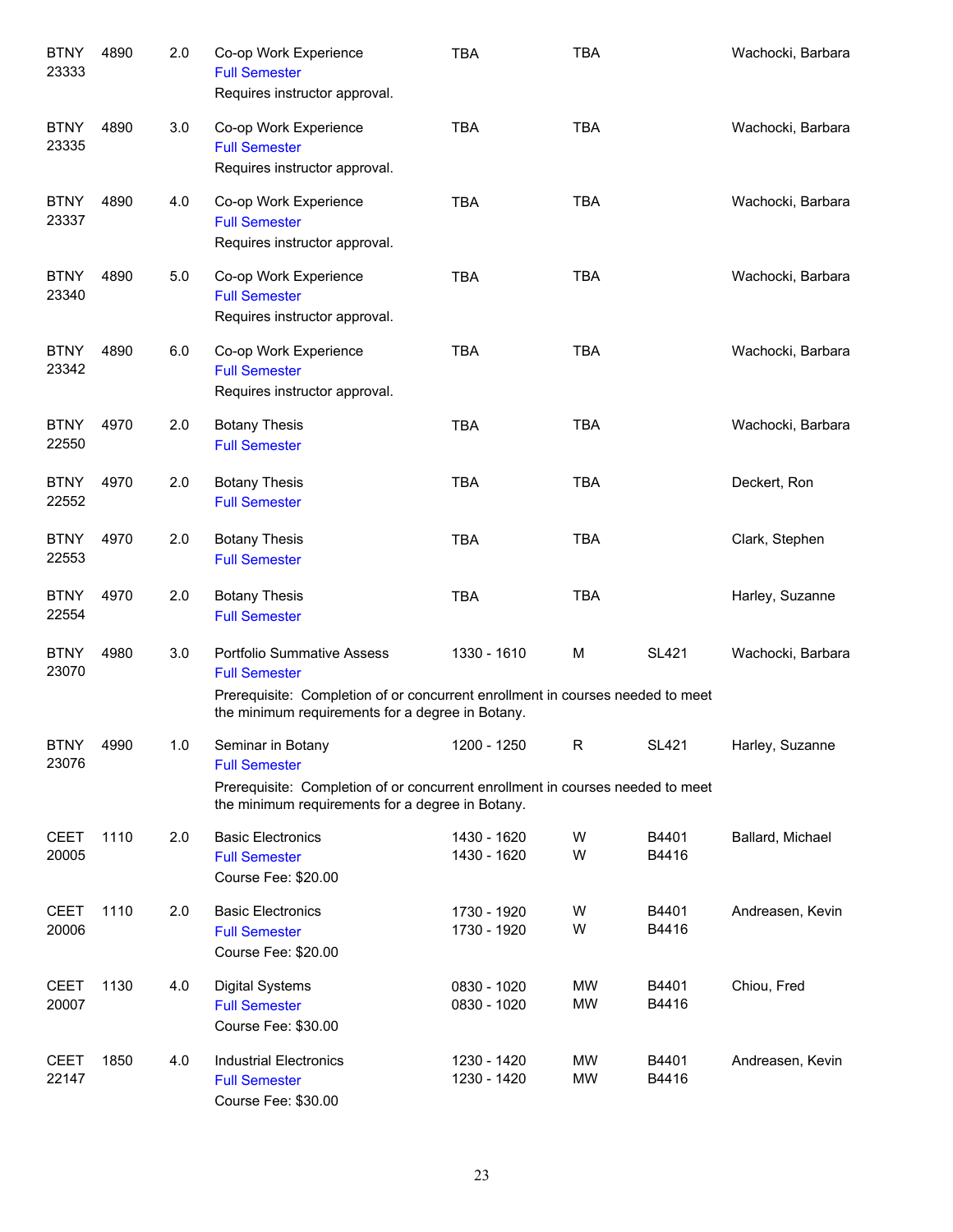| Subject / CRN | Course | Credits | Title | Time | Days | Room | Instructor |
|---|---|---|---|---|---|---|---|
| BTNY 23333 | 4890 | 2.0 | Co-op Work Experience<br>Full Semester<br>Requires instructor approval. | TBA | TBA | | Wachocki, Barbara |
| BTNY 23335 | 4890 | 3.0 | Co-op Work Experience<br>Full Semester<br>Requires instructor approval. | TBA | TBA | | Wachocki, Barbara |
| BTNY 23337 | 4890 | 4.0 | Co-op Work Experience<br>Full Semester<br>Requires instructor approval. | TBA | TBA | | Wachocki, Barbara |
| BTNY 23340 | 4890 | 5.0 | Co-op Work Experience<br>Full Semester<br>Requires instructor approval. | TBA | TBA | | Wachocki, Barbara |
| BTNY 23342 | 4890 | 6.0 | Co-op Work Experience<br>Full Semester<br>Requires instructor approval. | TBA | TBA | | Wachocki, Barbara |
| BTNY 22550 | 4970 | 2.0 | Botany Thesis<br>Full Semester | TBA | TBA | | Wachocki, Barbara |
| BTNY 22552 | 4970 | 2.0 | Botany Thesis<br>Full Semester | TBA | TBA | | Deckert, Ron |
| BTNY 22553 | 4970 | 2.0 | Botany Thesis<br>Full Semester | TBA | TBA | | Clark, Stephen |
| BTNY 22554 | 4970 | 2.0 | Botany Thesis<br>Full Semester | TBA | TBA | | Harley, Suzanne |
| BTNY 23070 | 4980 | 3.0 | Portfolio Summative Assess<br>Full Semester<br>Prerequisite: Completion of or concurrent enrollment in courses needed to meet the minimum requirements for a degree in Botany. | 1330 - 1610 | M | SL421 | Wachocki, Barbara |
| BTNY 23076 | 4990 | 1.0 | Seminar in Botany<br>Full Semester<br>Prerequisite: Completion of or concurrent enrollment in courses needed to meet the minimum requirements for a degree in Botany. | 1200 - 1250 | R | SL421 | Harley, Suzanne |
| CEET 20005 | 1110 | 2.0 | Basic Electronics<br>Full Semester<br>Course Fee: $20.00 | 1430 - 1620<br>1430 - 1620 | W<br>W | B4401<br>B4416 | Ballard, Michael |
| CEET 20006 | 1110 | 2.0 | Basic Electronics<br>Full Semester<br>Course Fee: $20.00 | 1730 - 1920<br>1730 - 1920 | W<br>W | B4401<br>B4416 | Andreasen, Kevin |
| CEET 20007 | 1130 | 4.0 | Digital Systems<br>Full Semester<br>Course Fee: $30.00 | 0830 - 1020<br>0830 - 1020 | MW<br>MW | B4401<br>B4416 | Chiou, Fred |
| CEET 22147 | 1850 | 4.0 | Industrial Electronics<br>Full Semester<br>Course Fee: $30.00 | 1230 - 1420<br>1230 - 1420 | MW<br>MW | B4401<br>B4416 | Andreasen, Kevin |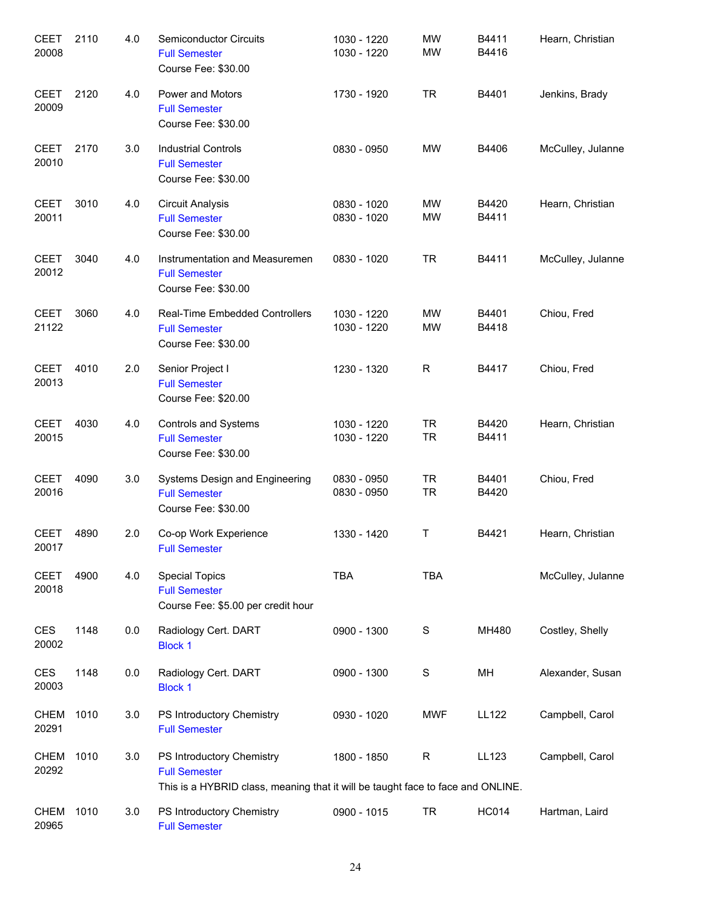| Subject / CRN | Course | Credits | Title | Time | Days | Room | Instructor |
|---|---|---|---|---|---|---|---|
| CEET 20008 | 2110 | 4.0 | Semiconductor Circuits<br>Full Semester<br>Course Fee: $30.00 | 1030 - 1220<br>1030 - 1220 | MW<br>MW | B4411<br>B4416 | Hearn, Christian |
| CEET 20009 | 2120 | 4.0 | Power and Motors<br>Full Semester<br>Course Fee: $30.00 | 1730 - 1920 | TR | B4401 | Jenkins, Brady |
| CEET 20010 | 2170 | 3.0 | Industrial Controls<br>Full Semester<br>Course Fee: $30.00 | 0830 - 0950 | MW | B4406 | McCulley, Julanne |
| CEET 20011 | 3010 | 4.0 | Circuit Analysis<br>Full Semester<br>Course Fee: $30.00 | 0830 - 1020<br>0830 - 1020 | MW<br>MW | B4420<br>B4411 | Hearn, Christian |
| CEET 20012 | 3040 | 4.0 | Instrumentation and Measuremen<br>Full Semester<br>Course Fee: $30.00 | 0830 - 1020 | TR | B4411 | McCulley, Julanne |
| CEET 21122 | 3060 | 4.0 | Real-Time Embedded Controllers<br>Full Semester<br>Course Fee: $30.00 | 1030 - 1220<br>1030 - 1220 | MW<br>MW | B4401<br>B4418 | Chiou, Fred |
| CEET 20013 | 4010 | 2.0 | Senior Project I<br>Full Semester<br>Course Fee: $20.00 | 1230 - 1320 | R | B4417 | Chiou, Fred |
| CEET 20015 | 4030 | 4.0 | Controls and Systems<br>Full Semester<br>Course Fee: $30.00 | 1030 - 1220<br>1030 - 1220 | TR<br>TR | B4420<br>B4411 | Hearn, Christian |
| CEET 20016 | 4090 | 3.0 | Systems Design and Engineering<br>Full Semester<br>Course Fee: $30.00 | 0830 - 0950<br>0830 - 0950 | TR<br>TR | B4401<br>B4420 | Chiou, Fred |
| CEET 20017 | 4890 | 2.0 | Co-op Work Experience<br>Full Semester | 1330 - 1420 | T | B4421 | Hearn, Christian |
| CEET 20018 | 4900 | 4.0 | Special Topics<br>Full Semester<br>Course Fee: $5.00 per credit hour | TBA | TBA | | McCulley, Julanne |
| CES 20002 | 1148 | 0.0 | Radiology Cert. DART<br>Block 1 | 0900 - 1300 | S | MH480 | Costley, Shelly |
| CES 20003 | 1148 | 0.0 | Radiology Cert. DART<br>Block 1 | 0900 - 1300 | S | MH | Alexander, Susan |
| CHEM 20291 | 1010 | 3.0 | PS Introductory Chemistry<br>Full Semester | 0930 - 1020 | MWF | LL122 | Campbell, Carol |
| CHEM 20292 | 1010 | 3.0 | PS Introductory Chemistry<br>Full Semester<br>This is a HYBRID class, meaning that it will be taught face to face and ONLINE. | 1800 - 1850 | R | LL123 | Campbell, Carol |
| CHEM 20965 | 1010 | 3.0 | PS Introductory Chemistry<br>Full Semester | 0900 - 1015 | TR | HC014 | Hartman, Laird |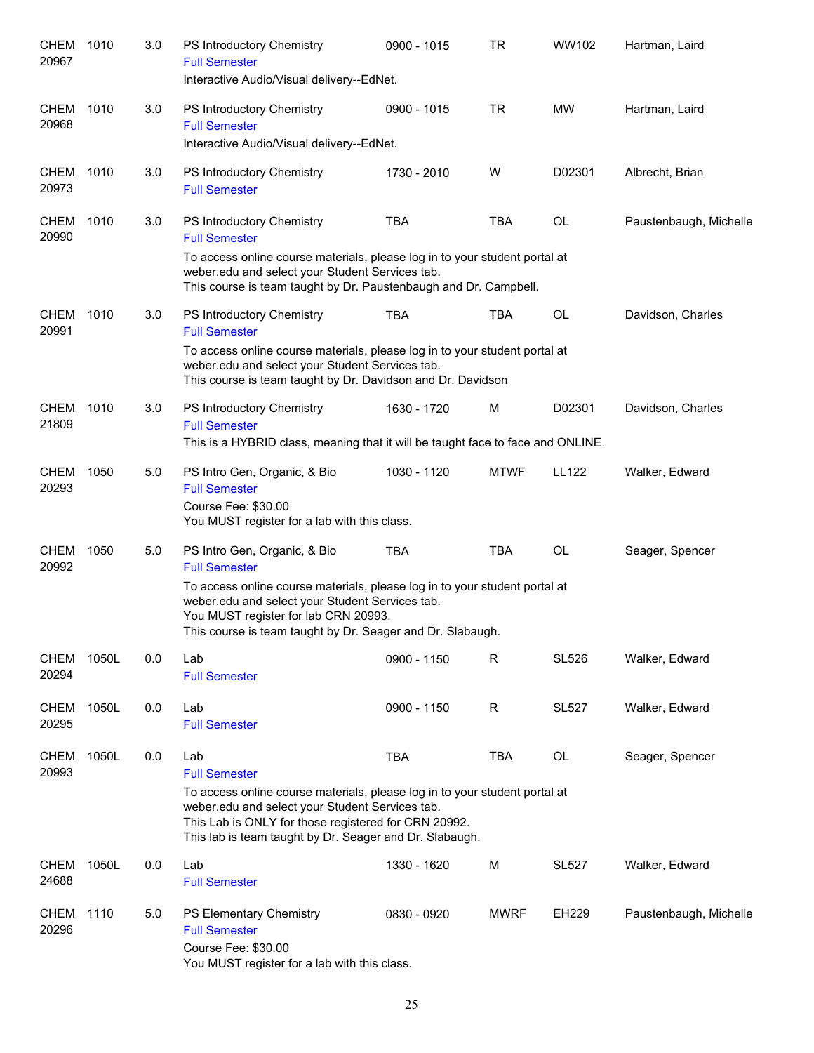| | | | | | | | |
|---|---|---|---|---|---|---|---|
| CHEM 20967 | 1010 | 3.0 | PS Introductory Chemistry<br>Full Semester<br>Interactive Audio/Visual delivery--EdNet. | 0900 - 1015 | TR | WW102 | Hartman, Laird |
| CHEM 20968 | 1010 | 3.0 | PS Introductory Chemistry<br>Full Semester<br>Interactive Audio/Visual delivery--EdNet. | 0900 - 1015 | TR | MW | Hartman, Laird |
| CHEM 20973 | 1010 | 3.0 | PS Introductory Chemistry<br>Full Semester | 1730 - 2010 | W | D02301 | Albrecht, Brian |
| CHEM 20990 | 1010 | 3.0 | PS Introductory Chemistry<br>Full Semester<br>To access online course materials, please log in to your student portal at weber.edu and select your Student Services tab.<br>This course is team taught by Dr. Paustenbaugh and Dr. Campbell. | TBA | TBA | OL | Paustenbaugh, Michelle |
| CHEM 20991 | 1010 | 3.0 | PS Introductory Chemistry<br>Full Semester<br>To access online course materials, please log in to your student portal at weber.edu and select your Student Services tab.<br>This course is team taught by Dr. Davidson and Dr. Davidson | TBA | TBA | OL | Davidson, Charles |
| CHEM 21809 | 1010 | 3.0 | PS Introductory Chemistry<br>Full Semester<br>This is a HYBRID class, meaning that it will be taught face to face and ONLINE. | 1630 - 1720 | M | D02301 | Davidson, Charles |
| CHEM 20293 | 1050 | 5.0 | PS Intro Gen, Organic, & Bio<br>Full Semester<br>Course Fee: $30.00<br>You MUST register for a lab with this class. | 1030 - 1120 | MTWF | LL122 | Walker, Edward |
| CHEM 20992 | 1050 | 5.0 | PS Intro Gen, Organic, & Bio<br>Full Semester<br>To access online course materials, please log in to your student portal at weber.edu and select your Student Services tab.<br>You MUST register for lab CRN 20993.<br>This course is team taught by Dr. Seager and Dr. Slabaugh. | TBA | TBA | OL | Seager, Spencer |
| CHEM 20294 | 1050L | 0.0 | Lab<br>Full Semester | 0900 - 1150 | R | SL526 | Walker, Edward |
| CHEM 20295 | 1050L | 0.0 | Lab<br>Full Semester | 0900 - 1150 | R | SL527 | Walker, Edward |
| CHEM 20993 | 1050L | 0.0 | Lab<br>Full Semester<br>To access online course materials, please log in to your student portal at weber.edu and select your Student Services tab.<br>This Lab is ONLY for those registered for CRN 20992.<br>This lab is team taught by Dr. Seager and Dr. Slabaugh. | TBA | TBA | OL | Seager, Spencer |
| CHEM 24688 | 1050L | 0.0 | Lab<br>Full Semester | 1330 - 1620 | M | SL527 | Walker, Edward |
| CHEM 20296 | 1110 | 5.0 | PS Elementary Chemistry<br>Full Semester<br>Course Fee: $30.00<br>You MUST register for a lab with this class. | 0830 - 0920 | MWRF | EH229 | Paustenbaugh, Michelle |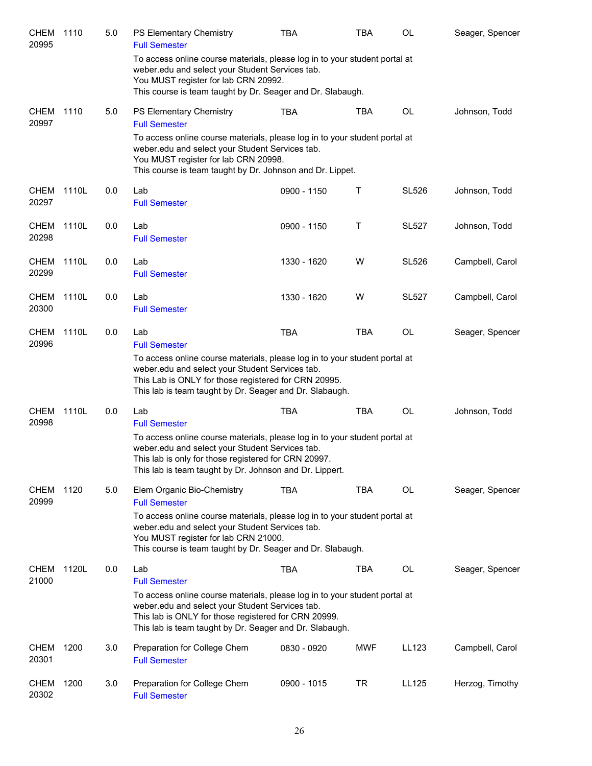| Subject/CRN | Course | Credits | Title | Time | Days | Room | Instructor |
|---|---|---|---|---|---|---|---|
| CHEM 20995 | 1110 | 5.0 | PS Elementary Chemistry<br>Full Semester<br>To access online course materials, please log in to your student portal at weber.edu and select your Student Services tab.<br>You MUST register for lab CRN 20992.<br>This course is team taught by Dr. Seager and Dr. Slabaugh. | TBA | TBA | OL | Seager, Spencer |
| CHEM 20997 | 1110 | 5.0 | PS Elementary Chemistry<br>Full Semester<br>To access online course materials, please log in to your student portal at weber.edu and select your Student Services tab.<br>You MUST register for lab CRN 20998.<br>This course is team taught by Dr. Johnson and Dr. Lippet. | TBA | TBA | OL | Johnson, Todd |
| CHEM 20297 | 1110L | 0.0 | Lab<br>Full Semester | 0900 - 1150 | T | SL526 | Johnson, Todd |
| CHEM 20298 | 1110L | 0.0 | Lab<br>Full Semester | 0900 - 1150 | T | SL527 | Johnson, Todd |
| CHEM 20299 | 1110L | 0.0 | Lab<br>Full Semester | 1330 - 1620 | W | SL526 | Campbell, Carol |
| CHEM 20300 | 1110L | 0.0 | Lab<br>Full Semester | 1330 - 1620 | W | SL527 | Campbell, Carol |
| CHEM 20996 | 1110L | 0.0 | Lab<br>Full Semester<br>To access online course materials, please log in to your student portal at weber.edu and select your Student Services tab.<br>This Lab is ONLY for those registered for CRN 20995.<br>This lab is team taught by Dr. Seager and Dr. Slabaugh. | TBA | TBA | OL | Seager, Spencer |
| CHEM 20998 | 1110L | 0.0 | Lab<br>Full Semester<br>To access online course materials, please log in to your student portal at weber.edu and select your Student Services tab.<br>This lab is only for those registered for CRN 20997.<br>This lab is team taught by Dr. Johnson and Dr. Lippert. | TBA | TBA | OL | Johnson, Todd |
| CHEM 20999 | 1120 | 5.0 | Elem Organic Bio-Chemistry<br>Full Semester<br>To access online course materials, please log in to your student portal at weber.edu and select your Student Services tab.<br>You MUST register for lab CRN 21000.<br>This course is team taught by Dr. Seager and Dr. Slabaugh. | TBA | TBA | OL | Seager, Spencer |
| CHEM 21000 | 1120L | 0.0 | Lab<br>Full Semester<br>To access online course materials, please log in to your student portal at weber.edu and select your Student Services tab.<br>This lab is ONLY for those registered for CRN 20999.<br>This lab is team taught by Dr. Seager and Dr. Slabaugh. | TBA | TBA | OL | Seager, Spencer |
| CHEM 20301 | 1200 | 3.0 | Preparation for College Chem<br>Full Semester | 0830 - 0920 | MWF | LL123 | Campbell, Carol |
| CHEM 20302 | 1200 | 3.0 | Preparation for College Chem<br>Full Semester | 0900 - 1015 | TR | LL125 | Herzog, Timothy |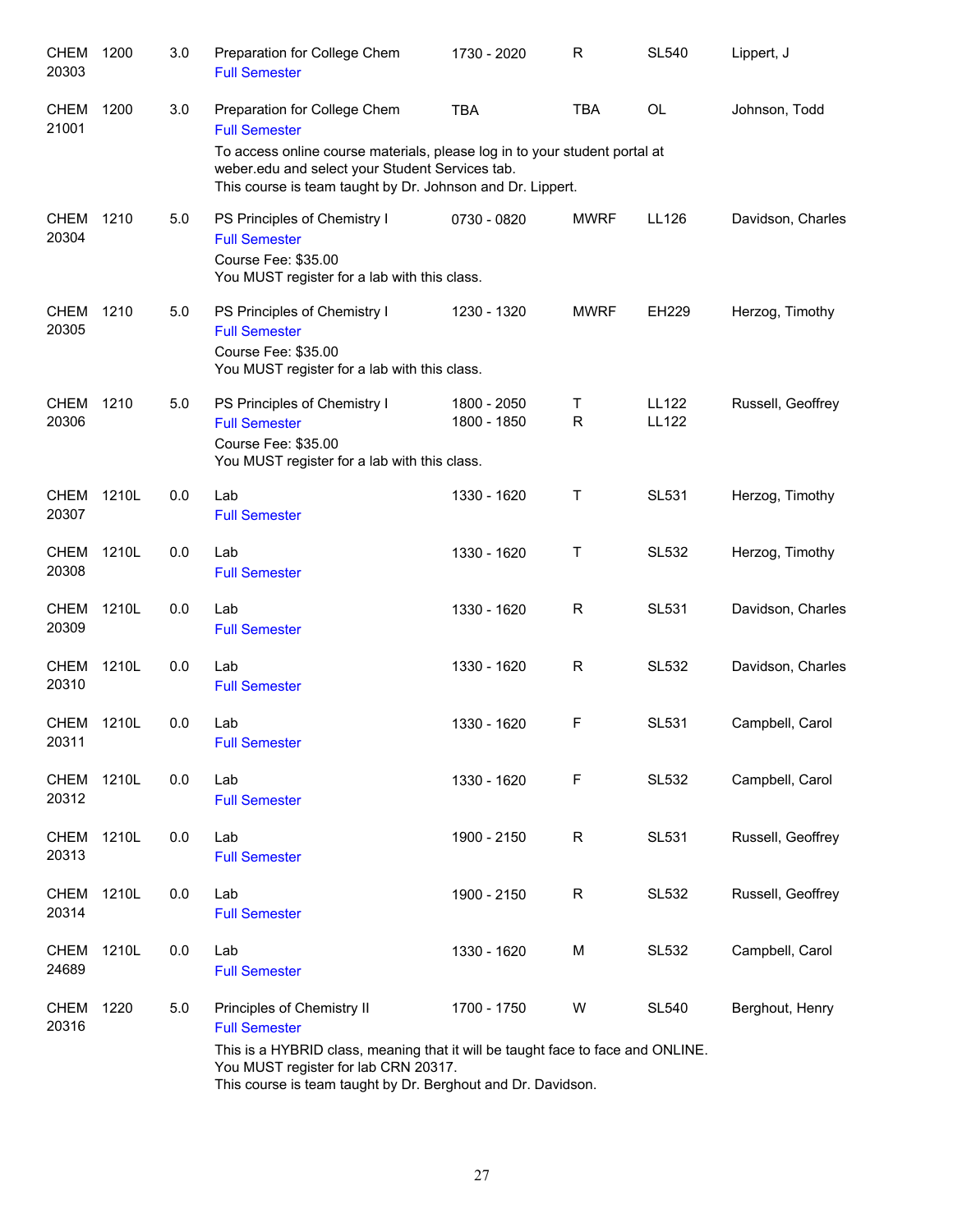| | | | | | | | |
|---|---|---|---|---|---|---|---|
| CHEM 20303 | 1200 | 3.0 | Preparation for College Chem<br>Full Semester | 1730 - 2020 | R | SL540 | Lippert, J |
| CHEM 21001 | 1200 | 3.0 | Preparation for College Chem<br>Full Semester<br>To access online course materials, please log in to your student portal at weber.edu and select your Student Services tab.<br>This course is team taught by Dr. Johnson and Dr. Lippert. | TBA | TBA | OL | Johnson, Todd |
| CHEM 20304 | 1210 | 5.0 | PS Principles of Chemistry I<br>Full Semester<br>Course Fee: $35.00<br>You MUST register for a lab with this class. | 0730 - 0820 | MWRF | LL126 | Davidson, Charles |
| CHEM 20305 | 1210 | 5.0 | PS Principles of Chemistry I<br>Full Semester<br>Course Fee: $35.00<br>You MUST register for a lab with this class. | 1230 - 1320 | MWRF | EH229 | Herzog, Timothy |
| CHEM 20306 | 1210 | 5.0 | PS Principles of Chemistry I<br>Full Semester<br>Course Fee: $35.00<br>You MUST register for a lab with this class. | 1800 - 2050<br>1800 - 1850 | T<br>R | LL122<br>LL122 | Russell, Geoffrey |
| CHEM 20307 | 1210L | 0.0 | Lab<br>Full Semester | 1330 - 1620 | T | SL531 | Herzog, Timothy |
| CHEM 20308 | 1210L | 0.0 | Lab<br>Full Semester | 1330 - 1620 | T | SL532 | Herzog, Timothy |
| CHEM 20309 | 1210L | 0.0 | Lab<br>Full Semester | 1330 - 1620 | R | SL531 | Davidson, Charles |
| CHEM 20310 | 1210L | 0.0 | Lab<br>Full Semester | 1330 - 1620 | R | SL532 | Davidson, Charles |
| CHEM 20311 | 1210L | 0.0 | Lab<br>Full Semester | 1330 - 1620 | F | SL531 | Campbell, Carol |
| CHEM 20312 | 1210L | 0.0 | Lab<br>Full Semester | 1330 - 1620 | F | SL532 | Campbell, Carol |
| CHEM 20313 | 1210L | 0.0 | Lab<br>Full Semester | 1900 - 2150 | R | SL531 | Russell, Geoffrey |
| CHEM 20314 | 1210L | 0.0 | Lab<br>Full Semester | 1900 - 2150 | R | SL532 | Russell, Geoffrey |
| CHEM 24689 | 1210L | 0.0 | Lab<br>Full Semester | 1330 - 1620 | M | SL532 | Campbell, Carol |
| CHEM 20316 | 1220 | 5.0 | Principles of Chemistry II<br>Full Semester<br>This is a HYBRID class, meaning that it will be taught face to face and ONLINE.<br>You MUST register for lab CRN 20317.<br>This course is team taught by Dr. Berghout and Dr. Davidson. | 1700 - 1750 | W | SL540 | Berghout, Henry |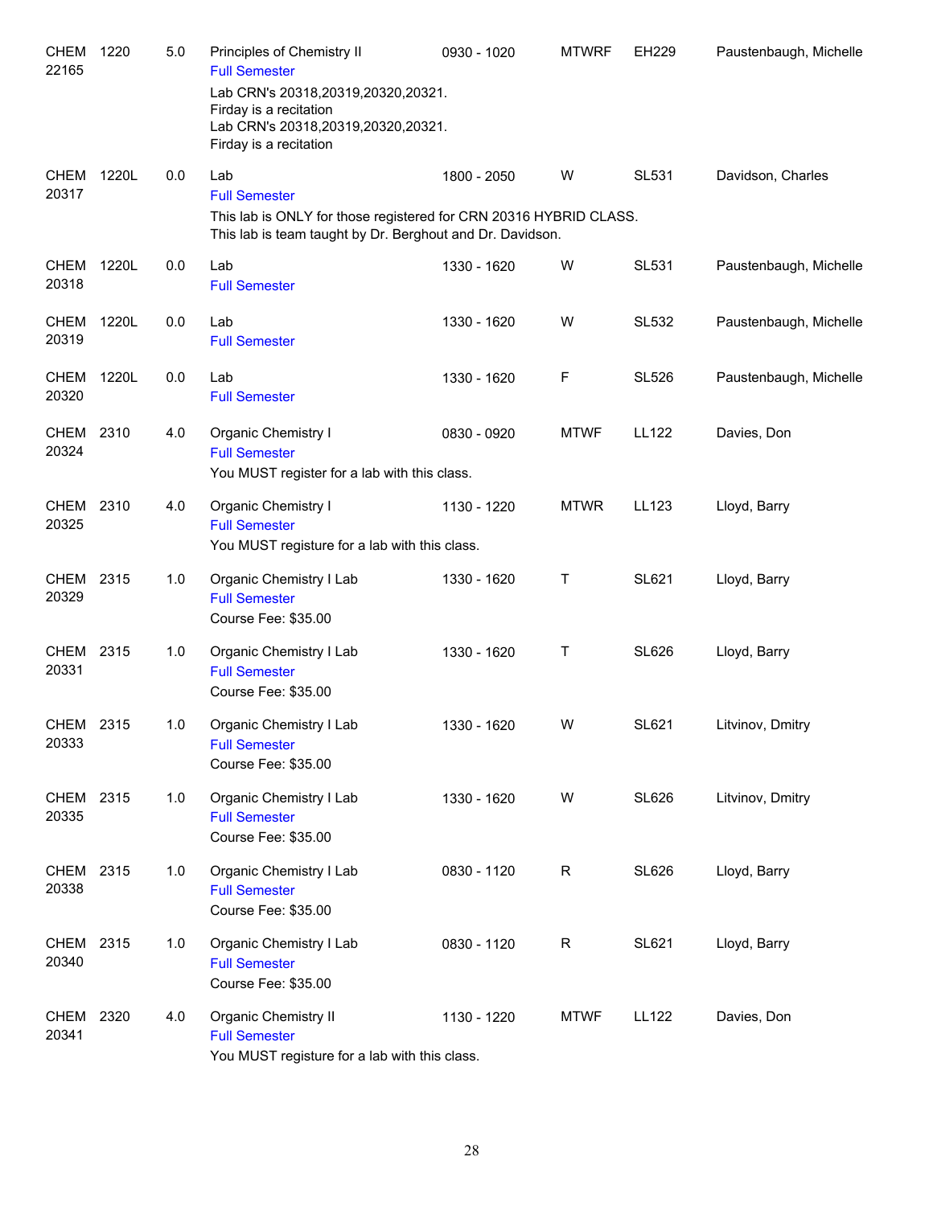| Course | | Credits | Title | Time | Days | Room | Instructor |
|---|---|---|---|---|---|---|---|
| CHEM 22165 | 1220 | 5.0 | Principles of Chemistry II<br>Full Semester<br>Lab CRN's 20318,20319,20320,20321.<br>Firday is a recitation<br>Lab CRN's 20318,20319,20320,20321.<br>Firday is a recitation | 0930 - 1020 | MTWRF | EH229 | Paustenbaugh, Michelle |
| CHEM 20317 | 1220L | 0.0 | Lab<br>Full Semester<br>This lab is ONLY for those registered for CRN 20316 HYBRID CLASS.<br>This lab is team taught by Dr. Berghout and Dr. Davidson. | 1800 - 2050 | W | SL531 | Davidson, Charles |
| CHEM 20318 | 1220L | 0.0 | Lab<br>Full Semester | 1330 - 1620 | W | SL531 | Paustenbaugh, Michelle |
| CHEM 20319 | 1220L | 0.0 | Lab<br>Full Semester | 1330 - 1620 | W | SL532 | Paustenbaugh, Michelle |
| CHEM 20320 | 1220L | 0.0 | Lab<br>Full Semester | 1330 - 1620 | F | SL526 | Paustenbaugh, Michelle |
| CHEM 20324 | 2310 | 4.0 | Organic Chemistry I<br>Full Semester<br>You MUST register for a lab with this class. | 0830 - 0920 | MTWF | LL122 | Davies, Don |
| CHEM 20325 | 2310 | 4.0 | Organic Chemistry I<br>Full Semester<br>You MUST registure for a lab with this class. | 1130 - 1220 | MTWR | LL123 | Lloyd, Barry |
| CHEM 20329 | 2315 | 1.0 | Organic Chemistry I Lab<br>Full Semester<br>Course Fee: $35.00 | 1330 - 1620 | T | SL621 | Lloyd, Barry |
| CHEM 20331 | 2315 | 1.0 | Organic Chemistry I Lab<br>Full Semester<br>Course Fee: $35.00 | 1330 - 1620 | T | SL626 | Lloyd, Barry |
| CHEM 20333 | 2315 | 1.0 | Organic Chemistry I Lab<br>Full Semester<br>Course Fee: $35.00 | 1330 - 1620 | W | SL621 | Litvinov, Dmitry |
| CHEM 20335 | 2315 | 1.0 | Organic Chemistry I Lab<br>Full Semester<br>Course Fee: $35.00 | 1330 - 1620 | W | SL626 | Litvinov, Dmitry |
| CHEM 20338 | 2315 | 1.0 | Organic Chemistry I Lab<br>Full Semester<br>Course Fee: $35.00 | 0830 - 1120 | R | SL626 | Lloyd, Barry |
| CHEM 20340 | 2315 | 1.0 | Organic Chemistry I Lab<br>Full Semester<br>Course Fee: $35.00 | 0830 - 1120 | R | SL621 | Lloyd, Barry |
| CHEM 20341 | 2320 | 4.0 | Organic Chemistry II<br>Full Semester<br>You MUST registure for a lab with this class. | 1130 - 1220 | MTWF | LL122 | Davies, Don |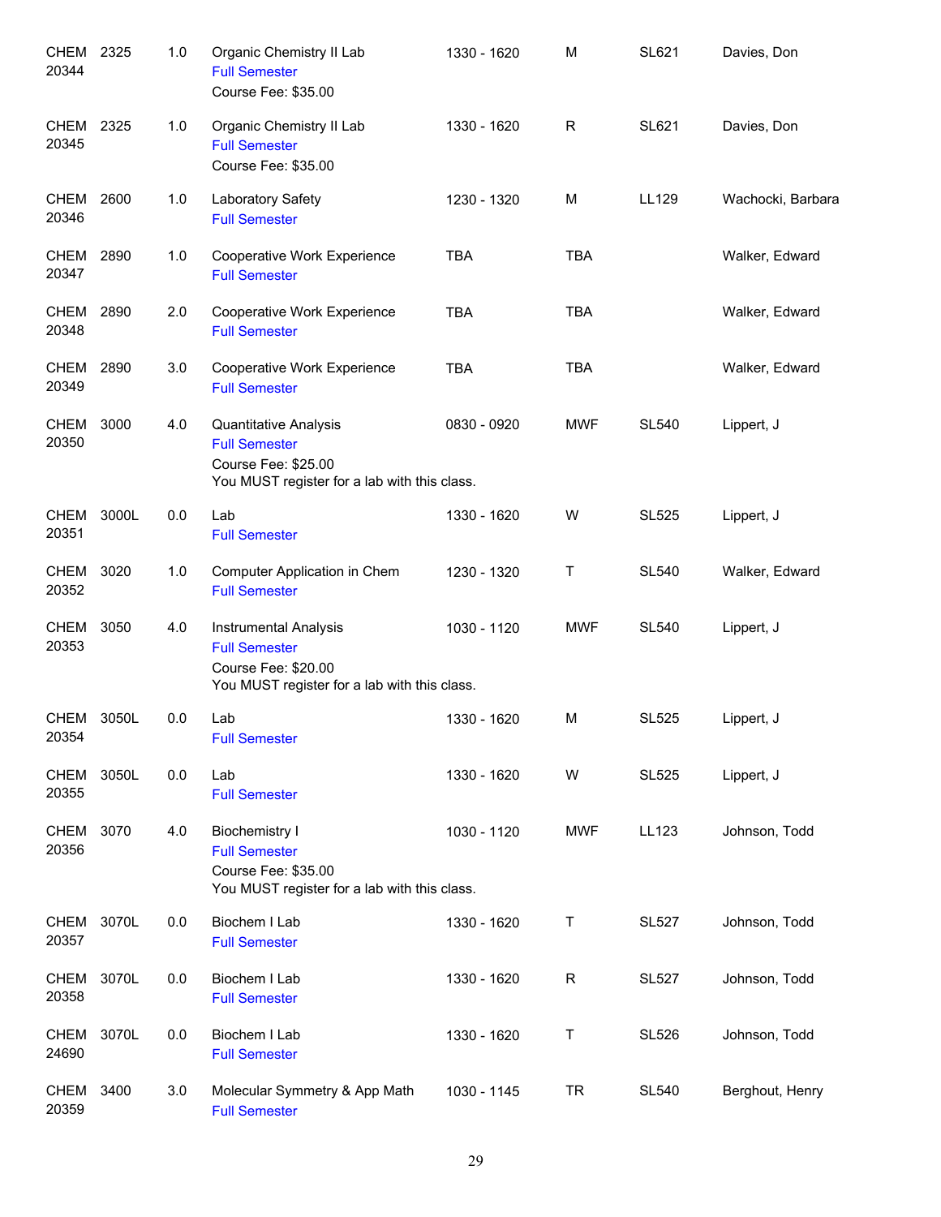| | | | | | | | |
|---|---|---|---|---|---|---|---|
| CHEM 20344 | 2325 | 1.0 | Organic Chemistry II Lab<br>Full Semester<br>Course Fee: $35.00 | 1330 - 1620 | M | SL621 | Davies, Don |
| CHEM 20345 | 2325 | 1.0 | Organic Chemistry II Lab<br>Full Semester<br>Course Fee: $35.00 | 1330 - 1620 | R | SL621 | Davies, Don |
| CHEM 20346 | 2600 | 1.0 | Laboratory Safety<br>Full Semester | 1230 - 1320 | M | LL129 | Wachocki, Barbara |
| CHEM 20347 | 2890 | 1.0 | Cooperative Work Experience<br>Full Semester | TBA | TBA | | Walker, Edward |
| CHEM 20348 | 2890 | 2.0 | Cooperative Work Experience<br>Full Semester | TBA | TBA | | Walker, Edward |
| CHEM 20349 | 2890 | 3.0 | Cooperative Work Experience<br>Full Semester | TBA | TBA | | Walker, Edward |
| CHEM 20350 | 3000 | 4.0 | Quantitative Analysis<br>Full Semester<br>Course Fee: $25.00<br>You MUST register for a lab with this class. | 0830 - 0920 | MWF | SL540 | Lippert, J |
| CHEM 20351 | 3000L | 0.0 | Lab<br>Full Semester | 1330 - 1620 | W | SL525 | Lippert, J |
| CHEM 20352 | 3020 | 1.0 | Computer Application in Chem<br>Full Semester | 1230 - 1320 | T | SL540 | Walker, Edward |
| CHEM 20353 | 3050 | 4.0 | Instrumental Analysis<br>Full Semester<br>Course Fee: $20.00<br>You MUST register for a lab with this class. | 1030 - 1120 | MWF | SL540 | Lippert, J |
| CHEM 20354 | 3050L | 0.0 | Lab<br>Full Semester | 1330 - 1620 | M | SL525 | Lippert, J |
| CHEM 20355 | 3050L | 0.0 | Lab<br>Full Semester | 1330 - 1620 | W | SL525 | Lippert, J |
| CHEM 20356 | 3070 | 4.0 | Biochemistry I<br>Full Semester<br>Course Fee: $35.00<br>You MUST register for a lab with this class. | 1030 - 1120 | MWF | LL123 | Johnson, Todd |
| CHEM 20357 | 3070L | 0.0 | Biochem I Lab<br>Full Semester | 1330 - 1620 | T | SL527 | Johnson, Todd |
| CHEM 20358 | 3070L | 0.0 | Biochem I Lab<br>Full Semester | 1330 - 1620 | R | SL527 | Johnson, Todd |
| CHEM 24690 | 3070L | 0.0 | Biochem I Lab<br>Full Semester | 1330 - 1620 | T | SL526 | Johnson, Todd |
| CHEM 20359 | 3400 | 3.0 | Molecular Symmetry & App Math<br>Full Semester | 1030 - 1145 | TR | SL540 | Berghout, Henry |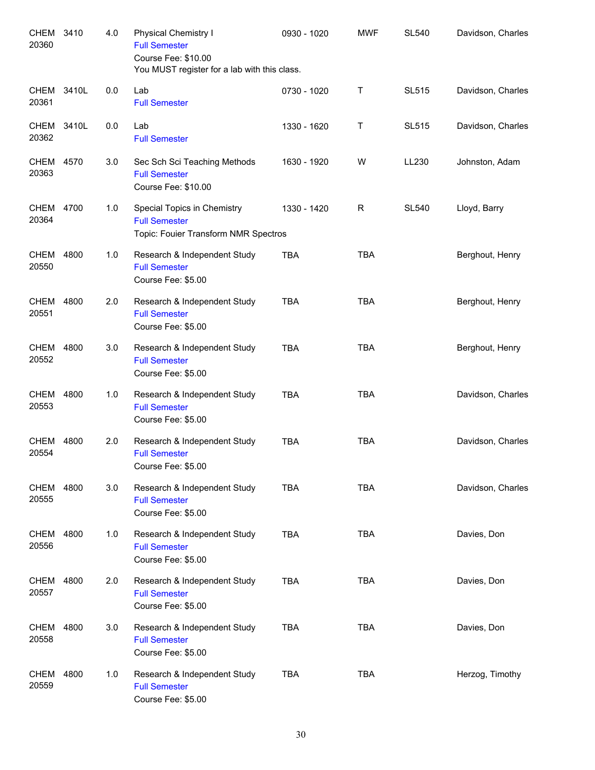| Subject / CRN | Course | Credits | Title | Time | Days | Room | Instructor |
|---|---|---|---|---|---|---|---|
| CHEM 20360 | 3410 | 4.0 | Physical Chemistry I<br>Full Semester<br>Course Fee: $10.00<br>You MUST register for a lab with this class. | 0930 - 1020 | MWF | SL540 | Davidson, Charles |
| CHEM 20361 | 3410L | 0.0 | Lab<br>Full Semester | 0730 - 1020 | T | SL515 | Davidson, Charles |
| CHEM 20362 | 3410L | 0.0 | Lab<br>Full Semester | 1330 - 1620 | T | SL515 | Davidson, Charles |
| CHEM 20363 | 4570 | 3.0 | Sec Sch Sci Teaching Methods<br>Full Semester<br>Course Fee: $10.00 | 1630 - 1920 | W | LL230 | Johnston, Adam |
| CHEM 20364 | 4700 | 1.0 | Special Topics in Chemistry<br>Full Semester<br>Topic: Fouier Transform NMR Spectros | 1330 - 1420 | R | SL540 | Lloyd, Barry |
| CHEM 20550 | 4800 | 1.0 | Research & Independent Study<br>Full Semester<br>Course Fee: $5.00 | TBA | TBA | | Berghout, Henry |
| CHEM 20551 | 4800 | 2.0 | Research & Independent Study<br>Full Semester<br>Course Fee: $5.00 | TBA | TBA | | Berghout, Henry |
| CHEM 20552 | 4800 | 3.0 | Research & Independent Study<br>Full Semester<br>Course Fee: $5.00 | TBA | TBA | | Berghout, Henry |
| CHEM 20553 | 4800 | 1.0 | Research & Independent Study<br>Full Semester<br>Course Fee: $5.00 | TBA | TBA | | Davidson, Charles |
| CHEM 20554 | 4800 | 2.0 | Research & Independent Study<br>Full Semester<br>Course Fee: $5.00 | TBA | TBA | | Davidson, Charles |
| CHEM 20555 | 4800 | 3.0 | Research & Independent Study<br>Full Semester<br>Course Fee: $5.00 | TBA | TBA | | Davidson, Charles |
| CHEM 20556 | 4800 | 1.0 | Research & Independent Study<br>Full Semester<br>Course Fee: $5.00 | TBA | TBA | | Davies, Don |
| CHEM 20557 | 4800 | 2.0 | Research & Independent Study<br>Full Semester<br>Course Fee: $5.00 | TBA | TBA | | Davies, Don |
| CHEM 20558 | 4800 | 3.0 | Research & Independent Study<br>Full Semester<br>Course Fee: $5.00 | TBA | TBA | | Davies, Don |
| CHEM 20559 | 4800 | 1.0 | Research & Independent Study<br>Full Semester<br>Course Fee: $5.00 | TBA | TBA | | Herzog, Timothy |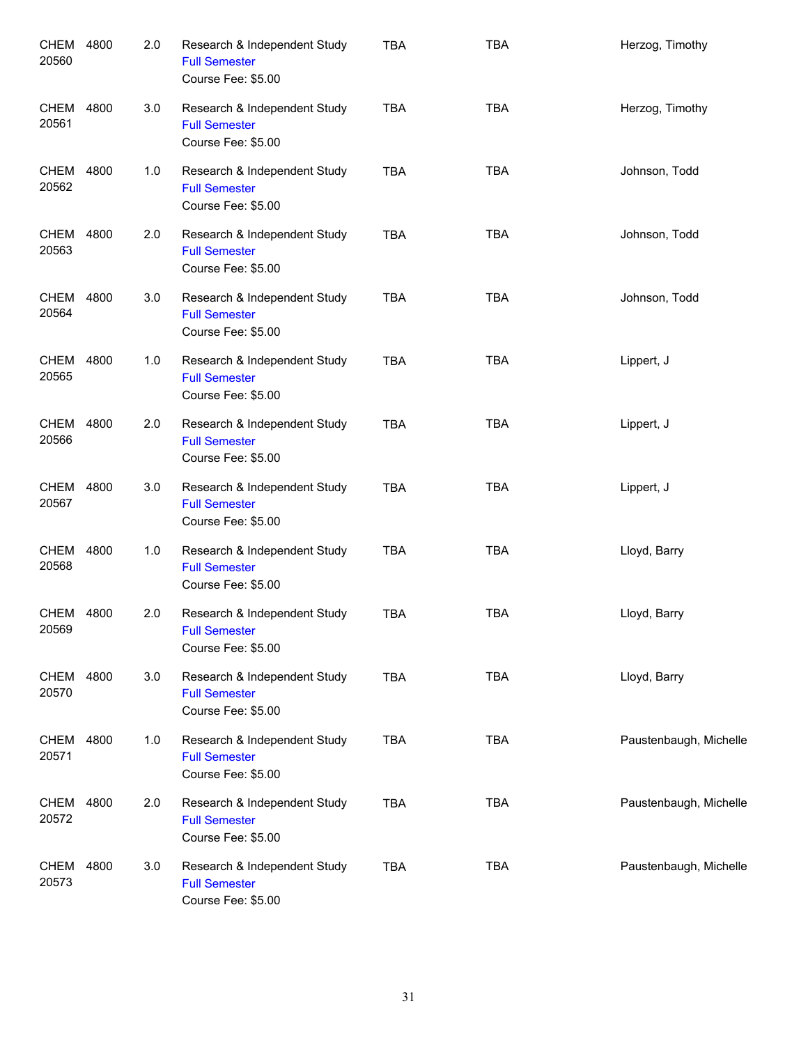| | | | | | | |
|---|---|---|---|---|---|---|
| CHEM 20560 | 4800 | 2.0 | Research & Independent Study<br>Full Semester<br>Course Fee: $5.00 | TBA | TBA | Herzog, Timothy |
| CHEM 20561 | 4800 | 3.0 | Research & Independent Study<br>Full Semester<br>Course Fee: $5.00 | TBA | TBA | Herzog, Timothy |
| CHEM 20562 | 4800 | 1.0 | Research & Independent Study<br>Full Semester<br>Course Fee: $5.00 | TBA | TBA | Johnson, Todd |
| CHEM 20563 | 4800 | 2.0 | Research & Independent Study<br>Full Semester<br>Course Fee: $5.00 | TBA | TBA | Johnson, Todd |
| CHEM 20564 | 4800 | 3.0 | Research & Independent Study<br>Full Semester<br>Course Fee: $5.00 | TBA | TBA | Johnson, Todd |
| CHEM 20565 | 4800 | 1.0 | Research & Independent Study<br>Full Semester<br>Course Fee: $5.00 | TBA | TBA | Lippert, J |
| CHEM 20566 | 4800 | 2.0 | Research & Independent Study<br>Full Semester<br>Course Fee: $5.00 | TBA | TBA | Lippert, J |
| CHEM 20567 | 4800 | 3.0 | Research & Independent Study<br>Full Semester<br>Course Fee: $5.00 | TBA | TBA | Lippert, J |
| CHEM 20568 | 4800 | 1.0 | Research & Independent Study<br>Full Semester<br>Course Fee: $5.00 | TBA | TBA | Lloyd, Barry |
| CHEM 20569 | 4800 | 2.0 | Research & Independent Study<br>Full Semester<br>Course Fee: $5.00 | TBA | TBA | Lloyd, Barry |
| CHEM 20570 | 4800 | 3.0 | Research & Independent Study<br>Full Semester<br>Course Fee: $5.00 | TBA | TBA | Lloyd, Barry |
| CHEM 20571 | 4800 | 1.0 | Research & Independent Study<br>Full Semester<br>Course Fee: $5.00 | TBA | TBA | Paustenbaugh, Michelle |
| CHEM 20572 | 4800 | 2.0 | Research & Independent Study<br>Full Semester<br>Course Fee: $5.00 | TBA | TBA | Paustenbaugh, Michelle |
| CHEM 20573 | 4800 | 3.0 | Research & Independent Study<br>Full Semester<br>Course Fee: $5.00 | TBA | TBA | Paustenbaugh, Michelle |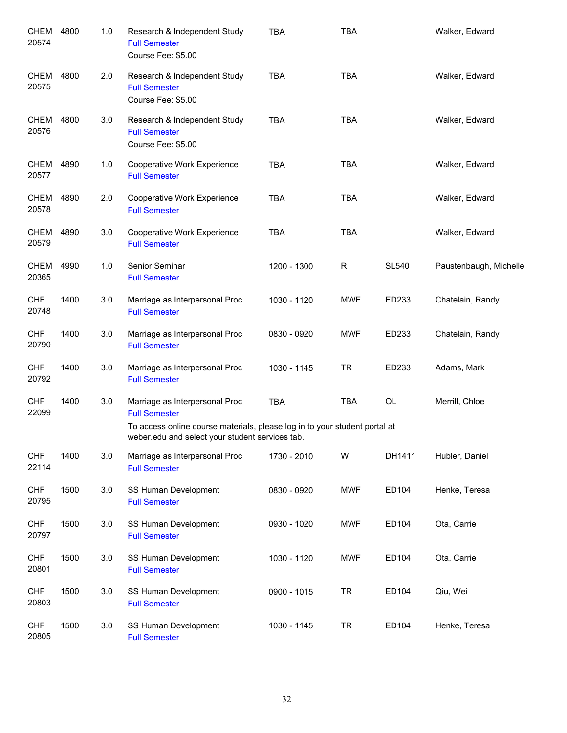| Subject / CRN | Course | Credits | Title | Time | Days | Room | Instructor |
|---|---|---|---|---|---|---|---|
| CHEM 20574 | 4800 | 1.0 | Research & Independent Study<br>Full Semester<br>Course Fee: $5.00 | TBA | TBA | | Walker, Edward |
| CHEM 20575 | 4800 | 2.0 | Research & Independent Study<br>Full Semester<br>Course Fee: $5.00 | TBA | TBA | | Walker, Edward |
| CHEM 20576 | 4800 | 3.0 | Research & Independent Study<br>Full Semester<br>Course Fee: $5.00 | TBA | TBA | | Walker, Edward |
| CHEM 20577 | 4890 | 1.0 | Cooperative Work Experience<br>Full Semester | TBA | TBA | | Walker, Edward |
| CHEM 20578 | 4890 | 2.0 | Cooperative Work Experience<br>Full Semester | TBA | TBA | | Walker, Edward |
| CHEM 20579 | 4890 | 3.0 | Cooperative Work Experience<br>Full Semester | TBA | TBA | | Walker, Edward |
| CHEM 20365 | 4990 | 1.0 | Senior Seminar<br>Full Semester | 1200 - 1300 | R | SL540 | Paustenbaugh, Michelle |
| CHF 20748 | 1400 | 3.0 | Marriage as Interpersonal Proc<br>Full Semester | 1030 - 1120 | MWF | ED233 | Chatelain, Randy |
| CHF 20790 | 1400 | 3.0 | Marriage as Interpersonal Proc<br>Full Semester | 0830 - 0920 | MWF | ED233 | Chatelain, Randy |
| CHF 20792 | 1400 | 3.0 | Marriage as Interpersonal Proc<br>Full Semester | 1030 - 1145 | TR | ED233 | Adams, Mark |
| CHF 22099 | 1400 | 3.0 | Marriage as Interpersonal Proc<br>Full Semester<br>To access online course materials, please log in to your student portal at weber.edu and select your student services tab. | TBA | TBA | OL | Merrill, Chloe |
| CHF 22114 | 1400 | 3.0 | Marriage as Interpersonal Proc<br>Full Semester | 1730 - 2010 | W | DH1411 | Hubler, Daniel |
| CHF 20795 | 1500 | 3.0 | SS Human Development<br>Full Semester | 0830 - 0920 | MWF | ED104 | Henke, Teresa |
| CHF 20797 | 1500 | 3.0 | SS Human Development<br>Full Semester | 0930 - 1020 | MWF | ED104 | Ota, Carrie |
| CHF 20801 | 1500 | 3.0 | SS Human Development<br>Full Semester | 1030 - 1120 | MWF | ED104 | Ota, Carrie |
| CHF 20803 | 1500 | 3.0 | SS Human Development<br>Full Semester | 0900 - 1015 | TR | ED104 | Qiu, Wei |
| CHF 20805 | 1500 | 3.0 | SS Human Development<br>Full Semester | 1030 - 1145 | TR | ED104 | Henke, Teresa |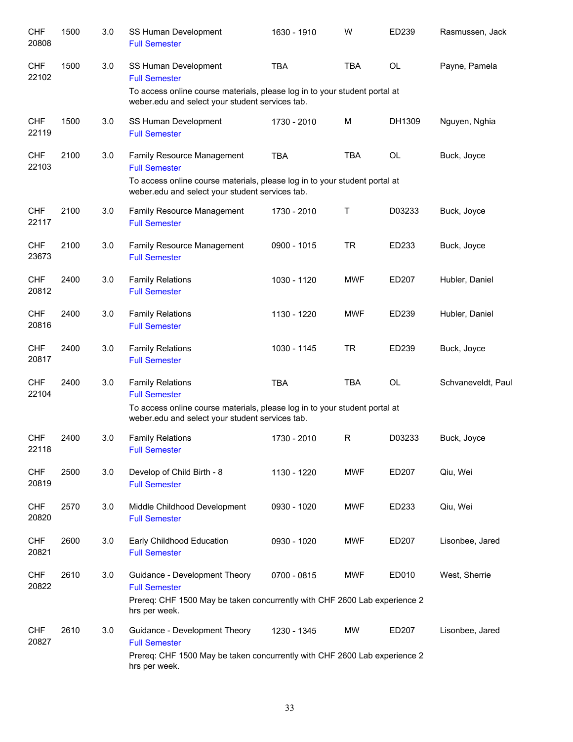| | | | | | | | |
|---|---|---|---|---|---|---|---|
| CHF 20808 | 1500 | 3.0 | SS Human Development<br>Full Semester | 1630 - 1910 | W | ED239 | Rasmussen, Jack |
| CHF 22102 | 1500 | 3.0 | SS Human Development<br>Full Semester<br>To access online course materials, please log in to your student portal at weber.edu and select your student services tab. | TBA | TBA | OL | Payne, Pamela |
| CHF 22119 | 1500 | 3.0 | SS Human Development<br>Full Semester | 1730 - 2010 | M | DH1309 | Nguyen, Nghia |
| CHF 22103 | 2100 | 3.0 | Family Resource Management<br>Full Semester<br>To access online course materials, please log in to your student portal at weber.edu and select your student services tab. | TBA | TBA | OL | Buck, Joyce |
| CHF 22117 | 2100 | 3.0 | Family Resource Management<br>Full Semester | 1730 - 2010 | T | D03233 | Buck, Joyce |
| CHF 23673 | 2100 | 3.0 | Family Resource Management<br>Full Semester | 0900 - 1015 | TR | ED233 | Buck, Joyce |
| CHF 20812 | 2400 | 3.0 | Family Relations<br>Full Semester | 1030 - 1120 | MWF | ED207 | Hubler, Daniel |
| CHF 20816 | 2400 | 3.0 | Family Relations<br>Full Semester | 1130 - 1220 | MWF | ED239 | Hubler, Daniel |
| CHF 20817 | 2400 | 3.0 | Family Relations<br>Full Semester | 1030 - 1145 | TR | ED239 | Buck, Joyce |
| CHF 22104 | 2400 | 3.0 | Family Relations<br>Full Semester<br>To access online course materials, please log in to your student portal at weber.edu and select your student services tab. | TBA | TBA | OL | Schvaneveldt, Paul |
| CHF 22118 | 2400 | 3.0 | Family Relations<br>Full Semester | 1730 - 2010 | R | D03233 | Buck, Joyce |
| CHF 20819 | 2500 | 3.0 | Develop of Child Birth - 8<br>Full Semester | 1130 - 1220 | MWF | ED207 | Qiu, Wei |
| CHF 20820 | 2570 | 3.0 | Middle Childhood Development<br>Full Semester | 0930 - 1020 | MWF | ED233 | Qiu, Wei |
| CHF 20821 | 2600 | 3.0 | Early Childhood Education<br>Full Semester | 0930 - 1020 | MWF | ED207 | Lisonbee, Jared |
| CHF 20822 | 2610 | 3.0 | Guidance - Development Theory<br>Full Semester<br>Prereq: CHF 1500 May be taken concurrently with CHF 2600 Lab experience 2 hrs per week. | 0700 - 0815 | MWF | ED010 | West, Sherrie |
| CHF 20827 | 2610 | 3.0 | Guidance - Development Theory<br>Full Semester<br>Prereq: CHF 1500 May be taken concurrently with CHF 2600 Lab experience 2 hrs per week. | 1230 - 1345 | MW | ED207 | Lisonbee, Jared |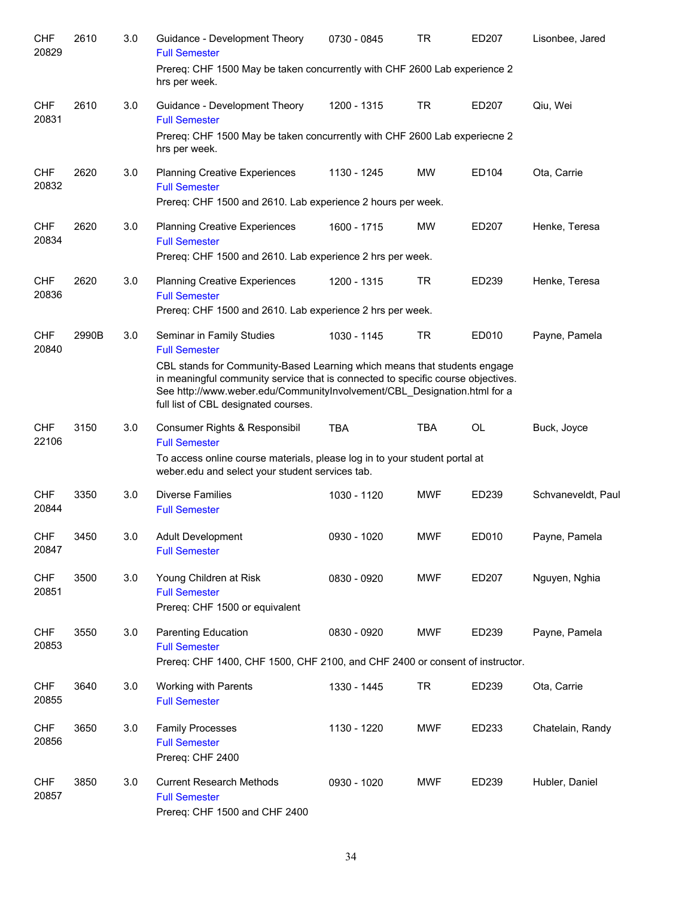| | | | | | | | |
|---|---|---|---|---|---|---|---|
| CHF 20829 | 2610 | 3.0 | Guidance - Development Theory<br>Full Semester<br>Prereq: CHF 1500 May be taken concurrently with CHF 2600 Lab experience 2 hrs per week. | 0730 - 0845 | TR | ED207 | Lisonbee, Jared |
| CHF 20831 | 2610 | 3.0 | Guidance - Development Theory<br>Full Semester<br>Prereq: CHF 1500 May be taken concurrently with CHF 2600 Lab experiecne 2 hrs per week. | 1200 - 1315 | TR | ED207 | Qiu, Wei |
| CHF 20832 | 2620 | 3.0 | Planning Creative Experiences<br>Full Semester<br>Prereq: CHF 1500 and 2610. Lab experience 2 hours per week. | 1130 - 1245 | MW | ED104 | Ota, Carrie |
| CHF 20834 | 2620 | 3.0 | Planning Creative Experiences<br>Full Semester<br>Prereq: CHF 1500 and 2610. Lab experience 2 hrs per week. | 1600 - 1715 | MW | ED207 | Henke, Teresa |
| CHF 20836 | 2620 | 3.0 | Planning Creative Experiences<br>Full Semester<br>Prereq: CHF 1500 and 2610. Lab experience 2 hrs per week. | 1200 - 1315 | TR | ED239 | Henke, Teresa |
| CHF 20840 | 2990B | 3.0 | Seminar in Family Studies<br>Full Semester<br>CBL stands for Community-Based Learning which means that students engage in meaningful community service that is connected to specific course objectives. See http://www.weber.edu/CommunityInvolvement/CBL_Designation.html for a full list of CBL designated courses. | 1030 - 1145 | TR | ED010 | Payne, Pamela |
| CHF 22106 | 3150 | 3.0 | Consumer Rights & Responsibil<br>Full Semester<br>To access online course materials, please log in to your student portal at weber.edu and select your student services tab. | TBA | TBA | OL | Buck, Joyce |
| CHF 20844 | 3350 | 3.0 | Diverse Families<br>Full Semester | 1030 - 1120 | MWF | ED239 | Schvaneveldt, Paul |
| CHF 20847 | 3450 | 3.0 | Adult Development<br>Full Semester | 0930 - 1020 | MWF | ED010 | Payne, Pamela |
| CHF 20851 | 3500 | 3.0 | Young Children at Risk<br>Full Semester<br>Prereq: CHF 1500 or equivalent | 0830 - 0920 | MWF | ED207 | Nguyen, Nghia |
| CHF 20853 | 3550 | 3.0 | Parenting Education<br>Full Semester<br>Prereq: CHF 1400, CHF 1500, CHF 2100, and CHF 2400 or consent of instructor. | 0830 - 0920 | MWF | ED239 | Payne, Pamela |
| CHF 20855 | 3640 | 3.0 | Working with Parents<br>Full Semester | 1330 - 1445 | TR | ED239 | Ota, Carrie |
| CHF 20856 | 3650 | 3.0 | Family Processes<br>Full Semester<br>Prereq: CHF 2400 | 1130 - 1220 | MWF | ED233 | Chatelain, Randy |
| CHF 20857 | 3850 | 3.0 | Current Research Methods<br>Full Semester<br>Prereq: CHF 1500 and CHF 2400 | 0930 - 1020 | MWF | ED239 | Hubler, Daniel |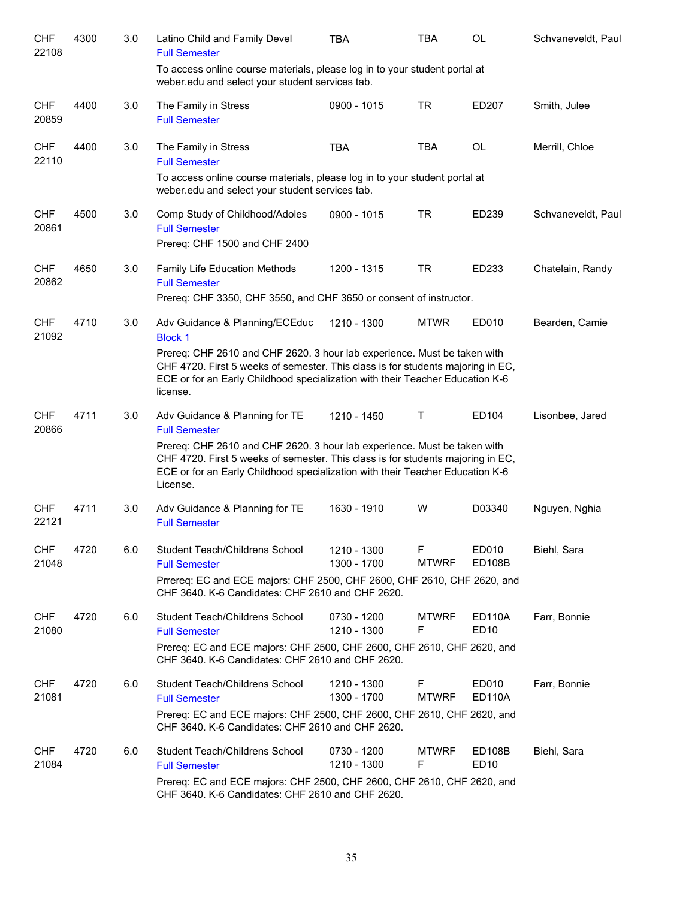| | | | | | | | |
|---|---|---|---|---|---|---|---|
| CHF 22108 | 4300 | 3.0 | Latino Child and Family Devel<br>Full Semester<br>To access online course materials, please log in to your student portal at weber.edu and select your student services tab. | TBA | TBA | OL | Schvaneveldt, Paul |
| CHF 20859 | 4400 | 3.0 | The Family in Stress<br>Full Semester | 0900 - 1015 | TR | ED207 | Smith, Julee |
| CHF 22110 | 4400 | 3.0 | The Family in Stress<br>Full Semester<br>To access online course materials, please log in to your student portal at weber.edu and select your student services tab. | TBA | TBA | OL | Merrill, Chloe |
| CHF 20861 | 4500 | 3.0 | Comp Study of Childhood/Adoles<br>Full Semester<br>Prereq: CHF 1500 and CHF 2400 | 0900 - 1015 | TR | ED239 | Schvaneveldt, Paul |
| CHF 20862 | 4650 | 3.0 | Family Life Education Methods<br>Full Semester<br>Prereq: CHF 3350, CHF 3550, and CHF 3650 or consent of instructor. | 1200 - 1315 | TR | ED233 | Chatelain, Randy |
| CHF 21092 | 4710 | 3.0 | Adv Guidance & Planning/ECEduc<br>Block 1<br>Prereq: CHF 2610 and CHF 2620. 3 hour lab experience. Must be taken with CHF 4720. First 5 weeks of semester. This class is for students majoring in EC, ECE or for an Early Childhood specialization with their Teacher Education K-6 license. | 1210 - 1300 | MTWR | ED010 | Bearden, Camie |
| CHF 20866 | 4711 | 3.0 | Adv Guidance & Planning for TE<br>Full Semester<br>Prereq: CHF 2610 and CHF 2620. 3 hour lab experience. Must be taken with CHF 4720. First 5 weeks of semester. This class is for students majoring in EC, ECE or for an Early Childhood specialization with their Teacher Education K-6 License. | 1210 - 1450 | T | ED104 | Lisonbee, Jared |
| CHF 22121 | 4711 | 3.0 | Adv Guidance & Planning for TE<br>Full Semester | 1630 - 1910 | W | D03340 | Nguyen, Nghia |
| CHF 21048 | 4720 | 6.0 | Student Teach/Childrens School<br>Full Semester<br>Prrereq: EC and ECE majors: CHF 2500, CHF 2600, CHF 2610, CHF 2620, and CHF 3640. K-6 Candidates: CHF 2610 and CHF 2620. | 1210 - 1300<br>1300 - 1700 | F<br>MTWRF | ED010<br>ED108B | Biehl, Sara |
| CHF 21080 | 4720 | 6.0 | Student Teach/Childrens School<br>Full Semester<br>Prereq: EC and ECE majors: CHF 2500, CHF 2600, CHF 2610, CHF 2620, and CHF 3640. K-6 Candidates: CHF 2610 and CHF 2620. | 0730 - 1200<br>1210 - 1300 | MTWRF<br>F | ED110A<br>ED10 | Farr, Bonnie |
| CHF 21081 | 4720 | 6.0 | Student Teach/Childrens School<br>Full Semester<br>Prereq: EC and ECE majors: CHF 2500, CHF 2600, CHF 2610, CHF 2620, and CHF 3640. K-6 Candidates: CHF 2610 and CHF 2620. | 1210 - 1300<br>1300 - 1700 | F<br>MTWRF | ED010<br>ED110A | Farr, Bonnie |
| CHF 21084 | 4720 | 6.0 | Student Teach/Childrens School<br>Full Semester<br>Prereq: EC and ECE majors: CHF 2500, CHF 2600, CHF 2610, CHF 2620, and CHF 3640. K-6 Candidates: CHF 2610 and CHF 2620. | 0730 - 1200<br>1210 - 1300 | MTWRF<br>F | ED108B<br>ED10 | Biehl, Sara |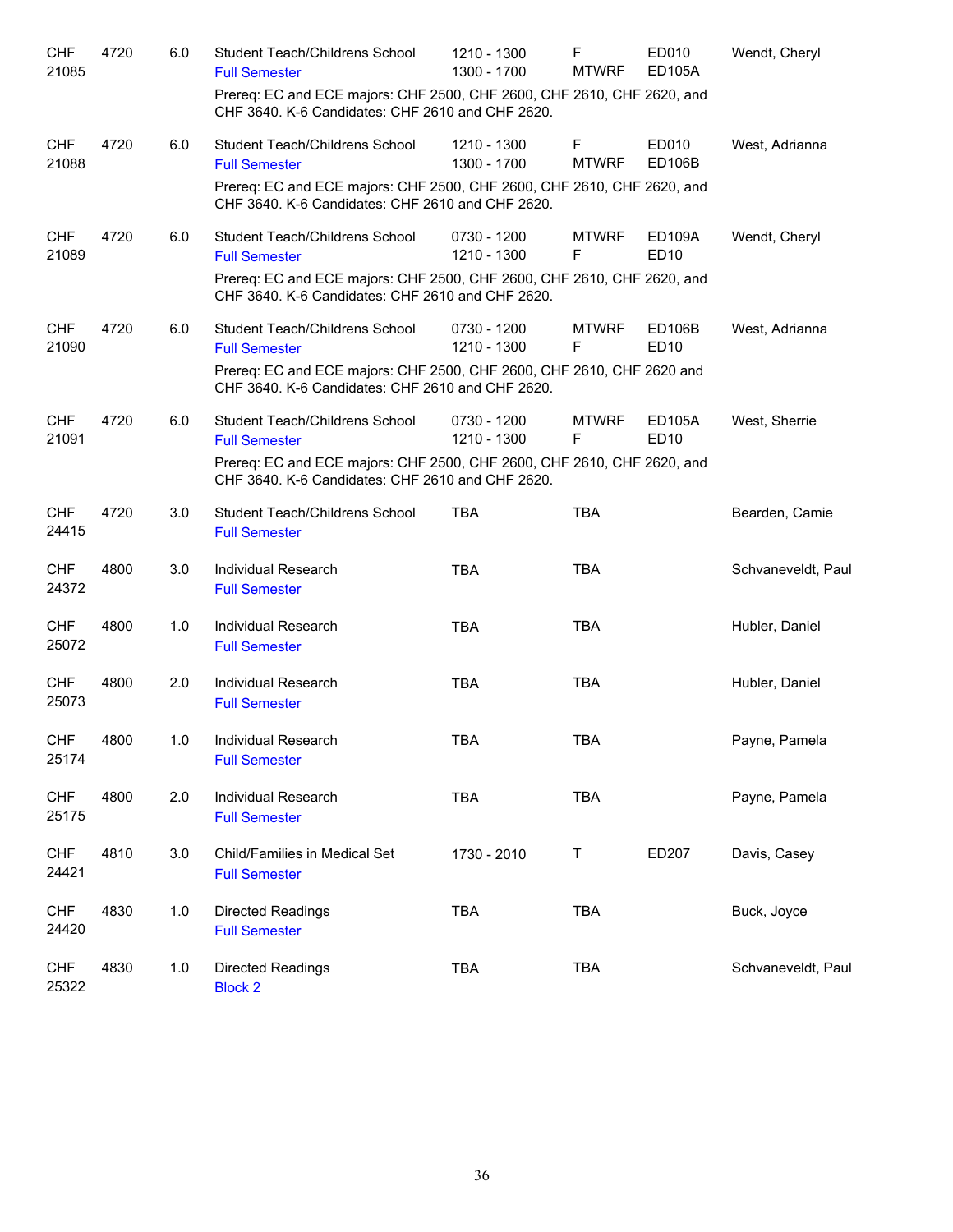| Dept/CRN | Course | Credits | Title | Time | Days | Room | Instructor |
|---|---|---|---|---|---|---|---|
| CHF 21085 | 4720 | 6.0 | Student Teach/Childrens School<br>Full Semester | 1210 - 1300<br>1300 - 1700 | F<br>MTWRF | ED010<br>ED105A | Wendt, Cheryl |
| | | | Prereq: EC and ECE majors: CHF 2500, CHF 2600, CHF 2610, CHF 2620, and CHF 3640. K-6 Candidates: CHF 2610 and CHF 2620. | | | | |
| CHF 21088 | 4720 | 6.0 | Student Teach/Childrens School<br>Full Semester | 1210 - 1300<br>1300 - 1700 | F<br>MTWRF | ED010<br>ED106B | West, Adrianna |
| | | | Prereq: EC and ECE majors: CHF 2500, CHF 2600, CHF 2610, CHF 2620, and CHF 3640. K-6 Candidates: CHF 2610 and CHF 2620. | | | | |
| CHF 21089 | 4720 | 6.0 | Student Teach/Childrens School<br>Full Semester | 0730 - 1200<br>1210 - 1300 | MTWRF<br>F | ED109A<br>ED10 | Wendt, Cheryl |
| | | | Prereq: EC and ECE majors: CHF 2500, CHF 2600, CHF 2610, CHF 2620, and CHF 3640. K-6 Candidates: CHF 2610 and CHF 2620. | | | | |
| CHF 21090 | 4720 | 6.0 | Student Teach/Childrens School<br>Full Semester | 0730 - 1200<br>1210 - 1300 | MTWRF<br>F | ED106B<br>ED10 | West, Adrianna |
| | | | Prereq: EC and ECE majors: CHF 2500, CHF 2600, CHF 2610, CHF 2620 and CHF 3640. K-6 Candidates: CHF 2610 and CHF 2620. | | | | |
| CHF 21091 | 4720 | 6.0 | Student Teach/Childrens School<br>Full Semester | 0730 - 1200<br>1210 - 1300 | MTWRF<br>F | ED105A<br>ED10 | West, Sherrie |
| | | | Prereq: EC and ECE majors: CHF 2500, CHF 2600, CHF 2610, CHF 2620, and CHF 3640. K-6 Candidates: CHF 2610 and CHF 2620. | | | | |
| CHF 24415 | 4720 | 3.0 | Student Teach/Childrens School<br>Full Semester | TBA | TBA | | Bearden, Camie |
| CHF 24372 | 4800 | 3.0 | Individual Research<br>Full Semester | TBA | TBA | | Schvaneveldt, Paul |
| CHF 25072 | 4800 | 1.0 | Individual Research<br>Full Semester | TBA | TBA | | Hubler, Daniel |
| CHF 25073 | 4800 | 2.0 | Individual Research<br>Full Semester | TBA | TBA | | Hubler, Daniel |
| CHF 25174 | 4800 | 1.0 | Individual Research<br>Full Semester | TBA | TBA | | Payne, Pamela |
| CHF 25175 | 4800 | 2.0 | Individual Research<br>Full Semester | TBA | TBA | | Payne, Pamela |
| CHF 24421 | 4810 | 3.0 | Child/Families in Medical Set<br>Full Semester | 1730 - 2010 | T | ED207 | Davis, Casey |
| CHF 24420 | 4830 | 1.0 | Directed Readings<br>Full Semester | TBA | TBA | | Buck, Joyce |
| CHF 25322 | 4830 | 1.0 | Directed Readings<br>Block 2 | TBA | TBA | | Schvaneveldt, Paul |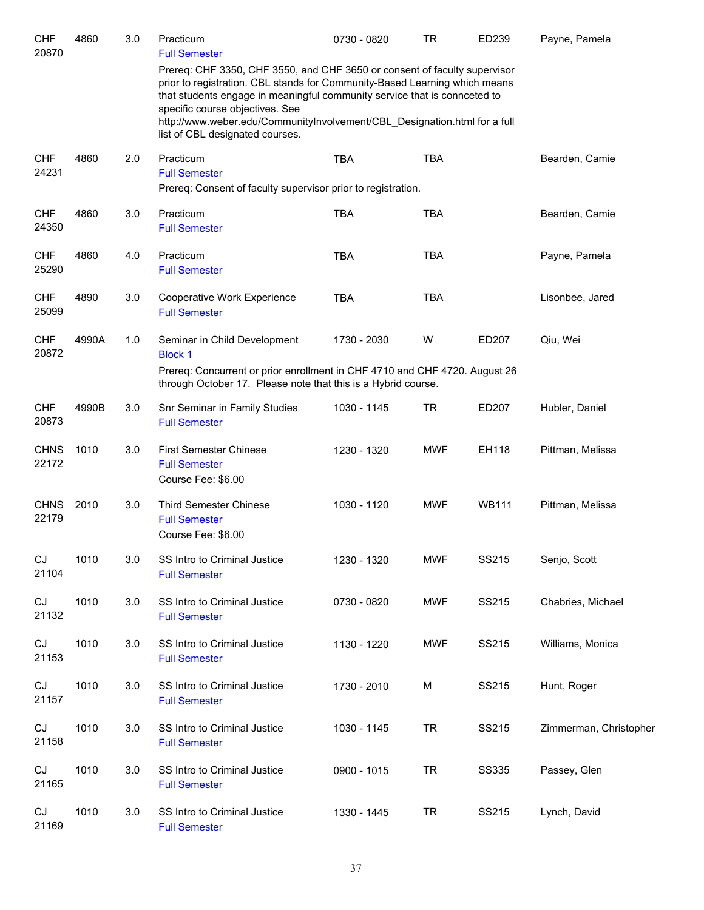| Course | CRN | Number | Credits | Title | Time | Days | Room | Instructor |
|---|---|---|---|---|---|---|---|---|
| CHF | 20870 | 4860 | 3.0 | Practicum<br>Full Semester<br>Prereq: CHF 3350, CHF 3550, and CHF 3650 or consent of faculty supervisor prior to registration. CBL stands for Community-Based Learning which means that students engage in meaningful community service that is connceted to specific course objectives. See http://www.weber.edu/CommunityInvolvement/CBL_Designation.html for a full list of CBL designated courses. | 0730 - 0820 | TR | ED239 | Payne, Pamela |
| CHF | 24231 | 4860 | 2.0 | Practicum<br>Full Semester<br>Prereq: Consent of faculty supervisor prior to registration. | TBA | TBA | | Bearden, Camie |
| CHF | 24350 | 4860 | 3.0 | Practicum<br>Full Semester | TBA | TBA | | Bearden, Camie |
| CHF | 25290 | 4860 | 4.0 | Practicum<br>Full Semester | TBA | TBA | | Payne, Pamela |
| CHF | 25099 | 4890 | 3.0 | Cooperative Work Experience<br>Full Semester | TBA | TBA | | Lisonbee, Jared |
| CHF | 20872 | 4990A | 1.0 | Seminar in Child Development<br>Block 1<br>Prereq: Concurrent or prior enrollment in CHF 4710 and CHF 4720. August 26 through October 17. Please note that this is a Hybrid course. | 1730 - 2030 | W | ED207 | Qiu, Wei |
| CHF | 20873 | 4990B | 3.0 | Snr Seminar in Family Studies<br>Full Semester | 1030 - 1145 | TR | ED207 | Hubler, Daniel |
| CHNS | 22172 | 1010 | 3.0 | First Semester Chinese<br>Full Semester<br>Course Fee: $6.00 | 1230 - 1320 | MWF | EH118 | Pittman, Melissa |
| CHNS | 22179 | 2010 | 3.0 | Third Semester Chinese<br>Full Semester<br>Course Fee: $6.00 | 1030 - 1120 | MWF | WB111 | Pittman, Melissa |
| CJ | 21104 | 1010 | 3.0 | SS Intro to Criminal Justice<br>Full Semester | 1230 - 1320 | MWF | SS215 | Senjo, Scott |
| CJ | 21132 | 1010 | 3.0 | SS Intro to Criminal Justice<br>Full Semester | 0730 - 0820 | MWF | SS215 | Chabries, Michael |
| CJ | 21153 | 1010 | 3.0 | SS Intro to Criminal Justice<br>Full Semester | 1130 - 1220 | MWF | SS215 | Williams, Monica |
| CJ | 21157 | 1010 | 3.0 | SS Intro to Criminal Justice<br>Full Semester | 1730 - 2010 | M | SS215 | Hunt, Roger |
| CJ | 21158 | 1010 | 3.0 | SS Intro to Criminal Justice<br>Full Semester | 1030 - 1145 | TR | SS215 | Zimmerman, Christopher |
| CJ | 21165 | 1010 | 3.0 | SS Intro to Criminal Justice<br>Full Semester | 0900 - 1015 | TR | SS335 | Passey, Glen |
| CJ | 21169 | 1010 | 3.0 | SS Intro to Criminal Justice<br>Full Semester | 1330 - 1445 | TR | SS215 | Lynch, David |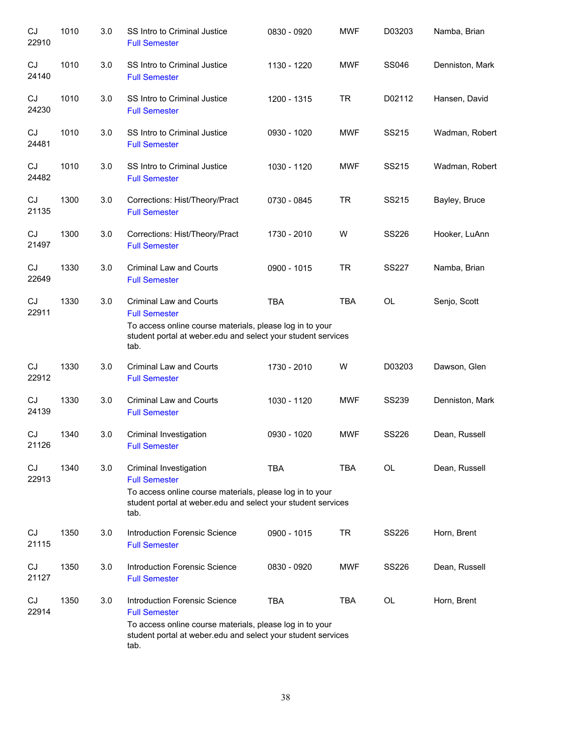| | | | | | | | |
|---|---|---|---|---|---|---|---|
| CJ 22910 | 1010 | 3.0 | SS Intro to Criminal Justice<br>Full Semester | 0830 - 0920 | MWF | D03203 | Namba, Brian |
| CJ 24140 | 1010 | 3.0 | SS Intro to Criminal Justice<br>Full Semester | 1130 - 1220 | MWF | SS046 | Denniston, Mark |
| CJ 24230 | 1010 | 3.0 | SS Intro to Criminal Justice<br>Full Semester | 1200 - 1315 | TR | D02112 | Hansen, David |
| CJ 24481 | 1010 | 3.0 | SS Intro to Criminal Justice<br>Full Semester | 0930 - 1020 | MWF | SS215 | Wadman, Robert |
| CJ 24482 | 1010 | 3.0 | SS Intro to Criminal Justice<br>Full Semester | 1030 - 1120 | MWF | SS215 | Wadman, Robert |
| CJ 21135 | 1300 | 3.0 | Corrections: Hist/Theory/Pract<br>Full Semester | 0730 - 0845 | TR | SS215 | Bayley, Bruce |
| CJ 21497 | 1300 | 3.0 | Corrections: Hist/Theory/Pract<br>Full Semester | 1730 - 2010 | W | SS226 | Hooker, LuAnn |
| CJ 22649 | 1330 | 3.0 | Criminal Law and Courts<br>Full Semester | 0900 - 1015 | TR | SS227 | Namba, Brian |
| CJ 22911 | 1330 | 3.0 | Criminal Law and Courts<br>Full Semester<br>To access online course materials, please log in to your student portal at weber.edu and select your student services tab. | TBA | TBA | OL | Senjo, Scott |
| CJ 22912 | 1330 | 3.0 | Criminal Law and Courts<br>Full Semester | 1730 - 2010 | W | D03203 | Dawson, Glen |
| CJ 24139 | 1330 | 3.0 | Criminal Law and Courts<br>Full Semester | 1030 - 1120 | MWF | SS239 | Denniston, Mark |
| CJ 21126 | 1340 | 3.0 | Criminal Investigation<br>Full Semester | 0930 - 1020 | MWF | SS226 | Dean, Russell |
| CJ 22913 | 1340 | 3.0 | Criminal Investigation<br>Full Semester<br>To access online course materials, please log in to your student portal at weber.edu and select your student services tab. | TBA | TBA | OL | Dean, Russell |
| CJ 21115 | 1350 | 3.0 | Introduction Forensic Science<br>Full Semester | 0900 - 1015 | TR | SS226 | Horn, Brent |
| CJ 21127 | 1350 | 3.0 | Introduction Forensic Science<br>Full Semester | 0830 - 0920 | MWF | SS226 | Dean, Russell |
| CJ 22914 | 1350 | 3.0 | Introduction Forensic Science<br>Full Semester<br>To access online course materials, please log in to your student portal at weber.edu and select your student services tab. | TBA | TBA | OL | Horn, Brent |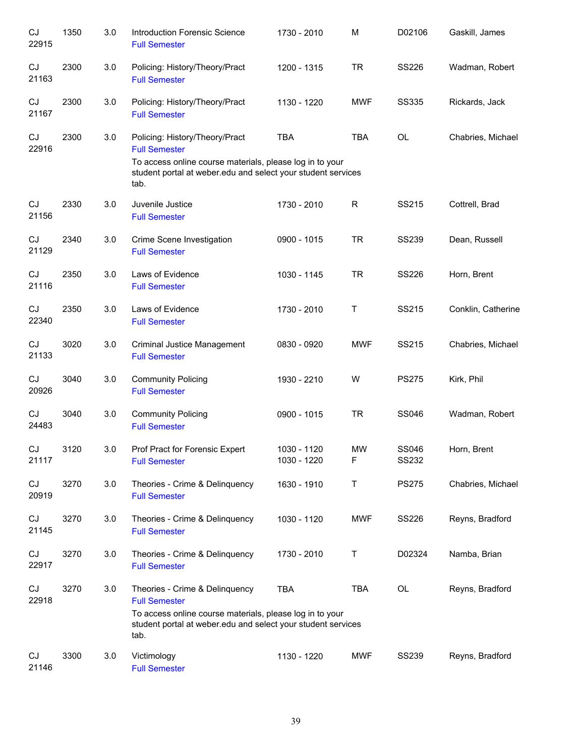| | | | | | | | |
|---|---|---|---|---|---|---|---|
| CJ 22915 | 1350 | 3.0 | Introduction Forensic Science<br>Full Semester | 1730 - 2010 | M | D02106 | Gaskill, James |
| CJ 21163 | 2300 | 3.0 | Policing: History/Theory/Pract<br>Full Semester | 1200 - 1315 | TR | SS226 | Wadman, Robert |
| CJ 21167 | 2300 | 3.0 | Policing: History/Theory/Pract<br>Full Semester | 1130 - 1220 | MWF | SS335 | Rickards, Jack |
| CJ 22916 | 2300 | 3.0 | Policing: History/Theory/Pract<br>Full Semester<br>To access online course materials, please log in to your student portal at weber.edu and select your student services tab. | TBA | TBA | OL | Chabries, Michael |
| CJ 21156 | 2330 | 3.0 | Juvenile Justice<br>Full Semester | 1730 - 2010 | R | SS215 | Cottrell, Brad |
| CJ 21129 | 2340 | 3.0 | Crime Scene Investigation<br>Full Semester | 0900 - 1015 | TR | SS239 | Dean, Russell |
| CJ 21116 | 2350 | 3.0 | Laws of Evidence<br>Full Semester | 1030 - 1145 | TR | SS226 | Horn, Brent |
| CJ 22340 | 2350 | 3.0 | Laws of Evidence<br>Full Semester | 1730 - 2010 | T | SS215 | Conklin, Catherine |
| CJ 21133 | 3020 | 3.0 | Criminal Justice Management<br>Full Semester | 0830 - 0920 | MWF | SS215 | Chabries, Michael |
| CJ 20926 | 3040 | 3.0 | Community Policing<br>Full Semester | 1930 - 2210 | W | PS275 | Kirk, Phil |
| CJ 24483 | 3040 | 3.0 | Community Policing<br>Full Semester | 0900 - 1015 | TR | SS046 | Wadman, Robert |
| CJ 21117 | 3120 | 3.0 | Prof Pract for Forensic Expert<br>Full Semester | 1030 - 1120<br>1030 - 1220 | MW<br>F | SS046<br>SS232 | Horn, Brent |
| CJ 20919 | 3270 | 3.0 | Theories - Crime & Delinquency<br>Full Semester | 1630 - 1910 | T | PS275 | Chabries, Michael |
| CJ 21145 | 3270 | 3.0 | Theories - Crime & Delinquency<br>Full Semester | 1030 - 1120 | MWF | SS226 | Reyns, Bradford |
| CJ 22917 | 3270 | 3.0 | Theories - Crime & Delinquency<br>Full Semester | 1730 - 2010 | T | D02324 | Namba, Brian |
| CJ 22918 | 3270 | 3.0 | Theories - Crime & Delinquency<br>Full Semester<br>To access online course materials, please log in to your student portal at weber.edu and select your student services tab. | TBA | TBA | OL | Reyns, Bradford |
| CJ 21146 | 3300 | 3.0 | Victimology<br>Full Semester | 1130 - 1220 | MWF | SS239 | Reyns, Bradford |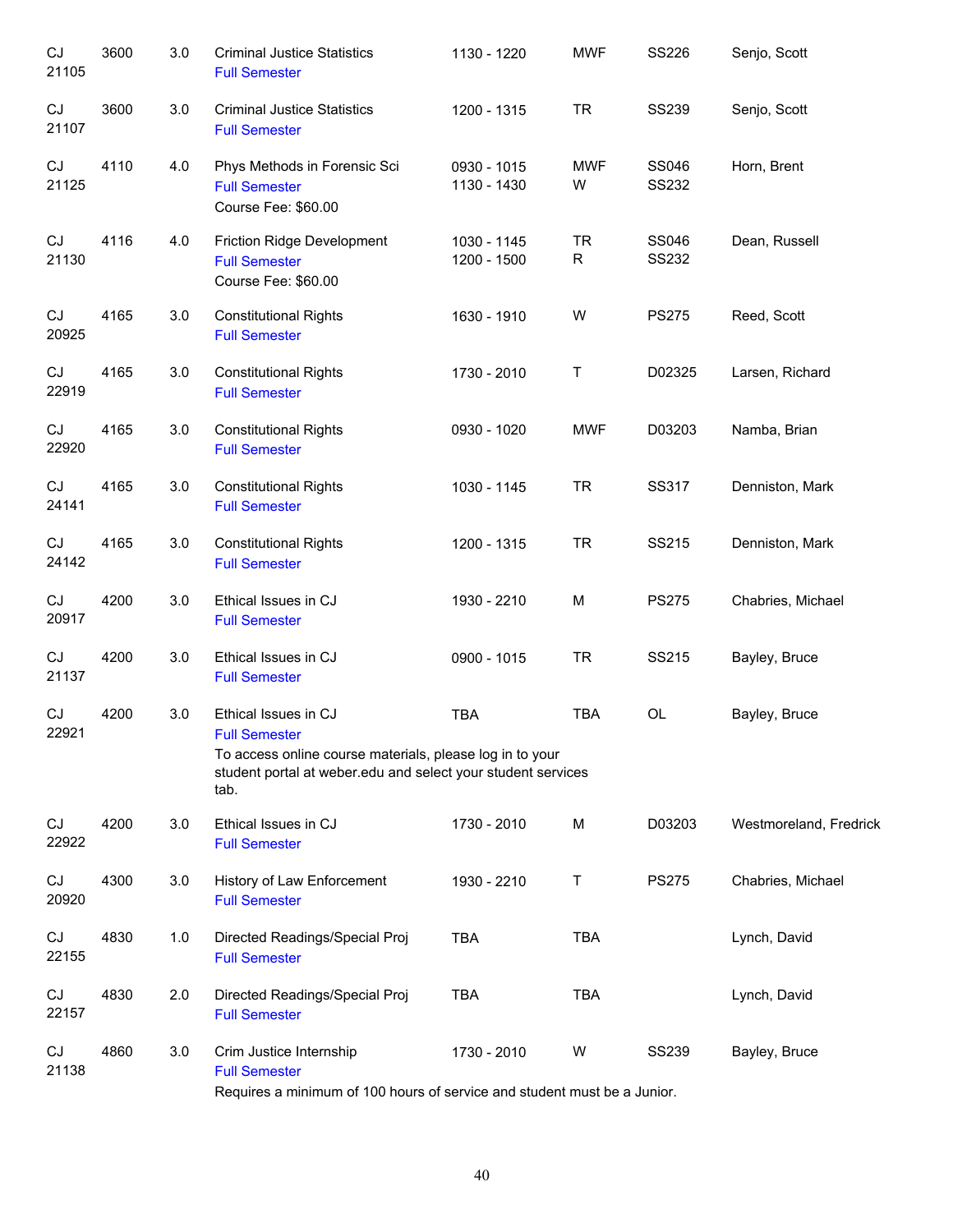| | | | | | | | |
|---|---|---|---|---|---|---|---|
| CJ 21105 | 3600 | 3.0 | Criminal Justice Statistics<br>Full Semester | 1130 - 1220 | MWF | SS226 | Senjo, Scott |
| CJ 21107 | 3600 | 3.0 | Criminal Justice Statistics<br>Full Semester | 1200 - 1315 | TR | SS239 | Senjo, Scott |
| CJ 21125 | 4110 | 4.0 | Phys Methods in Forensic Sci<br>Full Semester<br>Course Fee: $60.00 | 0930 - 1015<br>1130 - 1430 | MWF<br>W | SS046<br>SS232 | Horn, Brent |
| CJ 21130 | 4116 | 4.0 | Friction Ridge Development<br>Full Semester<br>Course Fee: $60.00 | 1030 - 1145<br>1200 - 1500 | TR<br>R | SS046<br>SS232 | Dean, Russell |
| CJ 20925 | 4165 | 3.0 | Constitutional Rights<br>Full Semester | 1630 - 1910 | W | PS275 | Reed, Scott |
| CJ 22919 | 4165 | 3.0 | Constitutional Rights<br>Full Semester | 1730 - 2010 | T | D02325 | Larsen, Richard |
| CJ 22920 | 4165 | 3.0 | Constitutional Rights<br>Full Semester | 0930 - 1020 | MWF | D03203 | Namba, Brian |
| CJ 24141 | 4165 | 3.0 | Constitutional Rights<br>Full Semester | 1030 - 1145 | TR | SS317 | Denniston, Mark |
| CJ 24142 | 4165 | 3.0 | Constitutional Rights<br>Full Semester | 1200 - 1315 | TR | SS215 | Denniston, Mark |
| CJ 20917 | 4200 | 3.0 | Ethical Issues in CJ<br>Full Semester | 1930 - 2210 | M | PS275 | Chabries, Michael |
| CJ 21137 | 4200 | 3.0 | Ethical Issues in CJ<br>Full Semester | 0900 - 1015 | TR | SS215 | Bayley, Bruce |
| CJ 22921 | 4200 | 3.0 | Ethical Issues in CJ<br>Full Semester<br>To access online course materials, please log in to your student portal at weber.edu and select your student services tab. | TBA | TBA | OL | Bayley, Bruce |
| CJ 22922 | 4200 | 3.0 | Ethical Issues in CJ<br>Full Semester | 1730 - 2010 | M | D03203 | Westmoreland, Fredrick |
| CJ 20920 | 4300 | 3.0 | History of Law Enforcement<br>Full Semester | 1930 - 2210 | T | PS275 | Chabries, Michael |
| CJ 22155 | 4830 | 1.0 | Directed Readings/Special Proj<br>Full Semester | TBA | TBA | | Lynch, David |
| CJ 22157 | 4830 | 2.0 | Directed Readings/Special Proj<br>Full Semester | TBA | TBA | | Lynch, David |
| CJ 21138 | 4860 | 3.0 | Crim Justice Internship<br>Full Semester<br>Requires a minimum of 100 hours of service and student must be a Junior. | 1730 - 2010 | W | SS239 | Bayley, Bruce |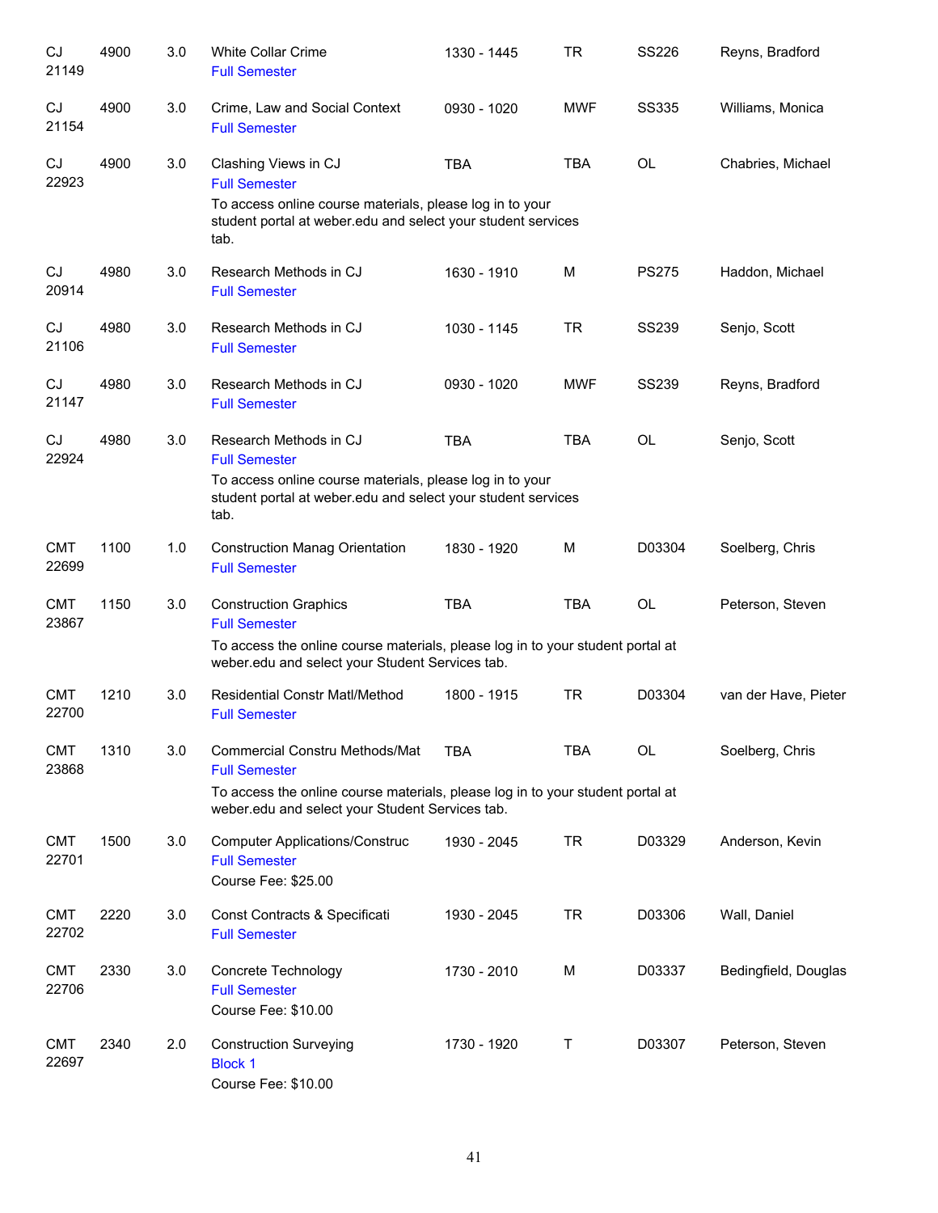| | | | | | | | |
|---|---|---|---|---|---|---|---|
| CJ 21149 | 4900 | 3.0 | White Collar Crime<br>Full Semester | 1330 - 1445 | TR | SS226 | Reyns, Bradford |
| CJ 21154 | 4900 | 3.0 | Crime, Law and Social Context<br>Full Semester | 0930 - 1020 | MWF | SS335 | Williams, Monica |
| CJ 22923 | 4900 | 3.0 | Clashing Views in CJ<br>Full Semester<br>To access online course materials, please log in to your student portal at weber.edu and select your student services tab. | TBA | TBA | OL | Chabries, Michael |
| CJ 20914 | 4980 | 3.0 | Research Methods in CJ<br>Full Semester | 1630 - 1910 | M | PS275 | Haddon, Michael |
| CJ 21106 | 4980 | 3.0 | Research Methods in CJ<br>Full Semester | 1030 - 1145 | TR | SS239 | Senjo, Scott |
| CJ 21147 | 4980 | 3.0 | Research Methods in CJ<br>Full Semester | 0930 - 1020 | MWF | SS239 | Reyns, Bradford |
| CJ 22924 | 4980 | 3.0 | Research Methods in CJ<br>Full Semester<br>To access online course materials, please log in to your student portal at weber.edu and select your student services tab. | TBA | TBA | OL | Senjo, Scott |
| CMT 22699 | 1100 | 1.0 | Construction Manag Orientation<br>Full Semester | 1830 - 1920 | M | D03304 | Soelberg, Chris |
| CMT 23867 | 1150 | 3.0 | Construction Graphics<br>Full Semester<br>To access the online course materials, please log in to your student portal at weber.edu and select your Student Services tab. | TBA | TBA | OL | Peterson, Steven |
| CMT 22700 | 1210 | 3.0 | Residential Constr Matl/Method<br>Full Semester | 1800 - 1915 | TR | D03304 | van der Have, Pieter |
| CMT 23868 | 1310 | 3.0 | Commercial Constru Methods/Mat<br>Full Semester<br>To access the online course materials, please log in to your student portal at weber.edu and select your Student Services tab. | TBA | TBA | OL | Soelberg, Chris |
| CMT 22701 | 1500 | 3.0 | Computer Applications/Construc<br>Full Semester<br>Course Fee: $25.00 | 1930 - 2045 | TR | D03329 | Anderson, Kevin |
| CMT 22702 | 2220 | 3.0 | Const Contracts & Specificati<br>Full Semester | 1930 - 2045 | TR | D03306 | Wall, Daniel |
| CMT 22706 | 2330 | 3.0 | Concrete Technology<br>Full Semester<br>Course Fee: $10.00 | 1730 - 2010 | M | D03337 | Bedingfield, Douglas |
| CMT 22697 | 2340 | 2.0 | Construction Surveying<br>Block 1<br>Course Fee: $10.00 | 1730 - 1920 | T | D03307 | Peterson, Steven |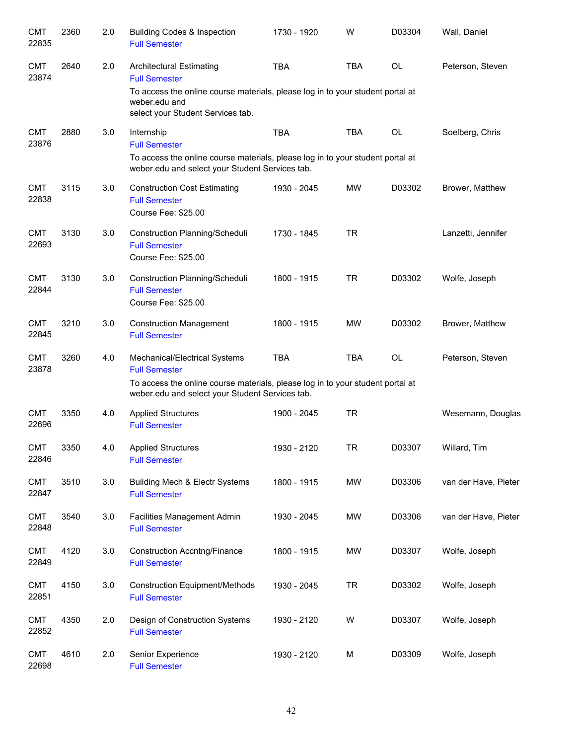| | | | | | | | |
|---|---|---|---|---|---|---|---|
| CMT 22835 | 2360 | 2.0 | Building Codes & Inspection<br>Full Semester | 1730 - 1920 | W | D03304 | Wall, Daniel |
| CMT 23874 | 2640 | 2.0 | Architectural Estimating<br>Full Semester<br>To access the online course materials, please log in to your student portal at weber.edu and select your Student Services tab. | TBA | TBA | OL | Peterson, Steven |
| CMT 23876 | 2880 | 3.0 | Internship<br>Full Semester<br>To access the online course materials, please log in to your student portal at weber.edu and select your Student Services tab. | TBA | TBA | OL | Soelberg, Chris |
| CMT 22838 | 3115 | 3.0 | Construction Cost Estimating<br>Full Semester<br>Course Fee: $25.00 | 1930 - 2045 | MW | D03302 | Brower, Matthew |
| CMT 22693 | 3130 | 3.0 | Construction Planning/Scheduli<br>Full Semester<br>Course Fee: $25.00 | 1730 - 1845 | TR | | Lanzetti, Jennifer |
| CMT 22844 | 3130 | 3.0 | Construction Planning/Scheduli<br>Full Semester<br>Course Fee: $25.00 | 1800 - 1915 | TR | D03302 | Wolfe, Joseph |
| CMT 22845 | 3210 | 3.0 | Construction Management<br>Full Semester | 1800 - 1915 | MW | D03302 | Brower, Matthew |
| CMT 23878 | 3260 | 4.0 | Mechanical/Electrical Systems<br>Full Semester<br>To access the online course materials, please log in to your student portal at weber.edu and select your Student Services tab. | TBA | TBA | OL | Peterson, Steven |
| CMT 22696 | 3350 | 4.0 | Applied Structures<br>Full Semester | 1900 - 2045 | TR | | Wesemann, Douglas |
| CMT 22846 | 3350 | 4.0 | Applied Structures<br>Full Semester | 1930 - 2120 | TR | D03307 | Willard, Tim |
| CMT 22847 | 3510 | 3.0 | Building Mech & Electr Systems<br>Full Semester | 1800 - 1915 | MW | D03306 | van der Have, Pieter |
| CMT 22848 | 3540 | 3.0 | Facilities Management Admin<br>Full Semester | 1930 - 2045 | MW | D03306 | van der Have, Pieter |
| CMT 22849 | 4120 | 3.0 | Construction Accntng/Finance<br>Full Semester | 1800 - 1915 | MW | D03307 | Wolfe, Joseph |
| CMT 22851 | 4150 | 3.0 | Construction Equipment/Methods<br>Full Semester | 1930 - 2045 | TR | D03302 | Wolfe, Joseph |
| CMT 22852 | 4350 | 2.0 | Design of Construction Systems<br>Full Semester | 1930 - 2120 | W | D03307 | Wolfe, Joseph |
| CMT 22698 | 4610 | 2.0 | Senior Experience<br>Full Semester | 1930 - 2120 | M | D03309 | Wolfe, Joseph |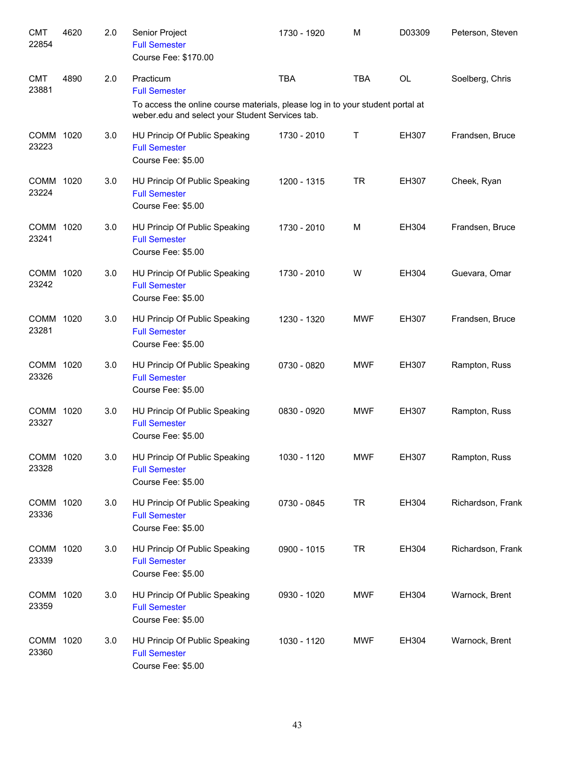| | | | | | | | |
|---|---|---|---|---|---|---|---|
| CMT 22854 | 4620 | 2.0 | Senior Project<br>Full Semester<br>Course Fee: $170.00 | 1730 - 1920 | M | D03309 | Peterson, Steven |
| CMT 23881 | 4890 | 2.0 | Practicum<br>Full Semester<br>To access the online course materials, please log in to your student portal at weber.edu and select your Student Services tab. | TBA | TBA | OL | Soelberg, Chris |
| COMM 23223 | 1020 | 3.0 | HU Princip Of Public Speaking<br>Full Semester<br>Course Fee: $5.00 | 1730 - 2010 | T | EH307 | Frandsen, Bruce |
| COMM 23224 | 1020 | 3.0 | HU Princip Of Public Speaking<br>Full Semester<br>Course Fee: $5.00 | 1200 - 1315 | TR | EH307 | Cheek, Ryan |
| COMM 23241 | 1020 | 3.0 | HU Princip Of Public Speaking<br>Full Semester<br>Course Fee: $5.00 | 1730 - 2010 | M | EH304 | Frandsen, Bruce |
| COMM 23242 | 1020 | 3.0 | HU Princip Of Public Speaking<br>Full Semester<br>Course Fee: $5.00 | 1730 - 2010 | W | EH304 | Guevara, Omar |
| COMM 23281 | 1020 | 3.0 | HU Princip Of Public Speaking<br>Full Semester<br>Course Fee: $5.00 | 1230 - 1320 | MWF | EH307 | Frandsen, Bruce |
| COMM 23326 | 1020 | 3.0 | HU Princip Of Public Speaking<br>Full Semester<br>Course Fee: $5.00 | 0730 - 0820 | MWF | EH307 | Rampton, Russ |
| COMM 23327 | 1020 | 3.0 | HU Princip Of Public Speaking<br>Full Semester<br>Course Fee: $5.00 | 0830 - 0920 | MWF | EH307 | Rampton, Russ |
| COMM 23328 | 1020 | 3.0 | HU Princip Of Public Speaking<br>Full Semester<br>Course Fee: $5.00 | 1030 - 1120 | MWF | EH307 | Rampton, Russ |
| COMM 23336 | 1020 | 3.0 | HU Princip Of Public Speaking<br>Full Semester<br>Course Fee: $5.00 | 0730 - 0845 | TR | EH304 | Richardson, Frank |
| COMM 23339 | 1020 | 3.0 | HU Princip Of Public Speaking<br>Full Semester<br>Course Fee: $5.00 | 0900 - 1015 | TR | EH304 | Richardson, Frank |
| COMM 23359 | 1020 | 3.0 | HU Princip Of Public Speaking<br>Full Semester<br>Course Fee: $5.00 | 0930 - 1020 | MWF | EH304 | Warnock, Brent |
| COMM 23360 | 1020 | 3.0 | HU Princip Of Public Speaking<br>Full Semester<br>Course Fee: $5.00 | 1030 - 1120 | MWF | EH304 | Warnock, Brent |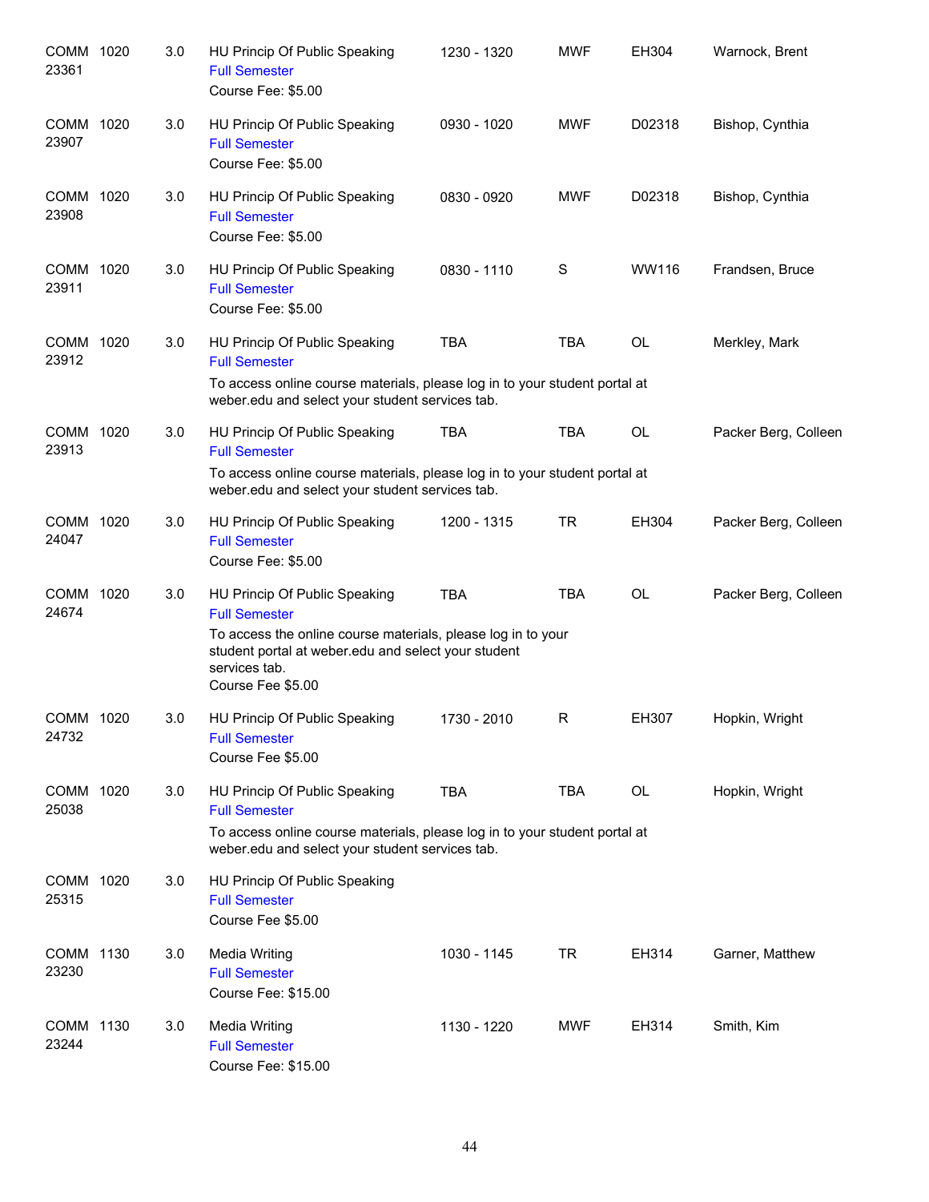| Course | | Credits | Title | Time | Days | Room | Instructor |
|---|---|---|---|---|---|---|---|
| COMM 23361 | 1020 | 3.0 | HU Princip Of Public Speaking<br>Full Semester<br>Course Fee: $5.00 | 1230 - 1320 | MWF | EH304 | Warnock, Brent |
| COMM 23907 | 1020 | 3.0 | HU Princip Of Public Speaking<br>Full Semester<br>Course Fee: $5.00 | 0930 - 1020 | MWF | D02318 | Bishop, Cynthia |
| COMM 23908 | 1020 | 3.0 | HU Princip Of Public Speaking<br>Full Semester<br>Course Fee: $5.00 | 0830 - 0920 | MWF | D02318 | Bishop, Cynthia |
| COMM 23911 | 1020 | 3.0 | HU Princip Of Public Speaking<br>Full Semester<br>Course Fee: $5.00 | 0830 - 1110 | S | WW116 | Frandsen, Bruce |
| COMM 23912 | 1020 | 3.0 | HU Princip Of Public Speaking<br>Full Semester<br>To access online course materials, please log in to your student portal at weber.edu and select your student services tab. | TBA | TBA | OL | Merkley, Mark |
| COMM 23913 | 1020 | 3.0 | HU Princip Of Public Speaking<br>Full Semester<br>To access online course materials, please log in to your student portal at weber.edu and select your student services tab. | TBA | TBA | OL | Packer Berg, Colleen |
| COMM 24047 | 1020 | 3.0 | HU Princip Of Public Speaking<br>Full Semester<br>Course Fee: $5.00 | 1200 - 1315 | TR | EH304 | Packer Berg, Colleen |
| COMM 24674 | 1020 | 3.0 | HU Princip Of Public Speaking<br>Full Semester<br>To access the online course materials, please log in to your student portal at weber.edu and select your student services tab.<br>Course Fee $5.00 | TBA | TBA | OL | Packer Berg, Colleen |
| COMM 24732 | 1020 | 3.0 | HU Princip Of Public Speaking<br>Full Semester<br>Course Fee $5.00 | 1730 - 2010 | R | EH307 | Hopkin, Wright |
| COMM 25038 | 1020 | 3.0 | HU Princip Of Public Speaking<br>Full Semester<br>To access online course materials, please log in to your student portal at weber.edu and select your student services tab. | TBA | TBA | OL | Hopkin, Wright |
| COMM 25315 | 1020 | 3.0 | HU Princip Of Public Speaking<br>Full Semester<br>Course Fee $5.00 | | | | |
| COMM 23230 | 1130 | 3.0 | Media Writing<br>Full Semester<br>Course Fee: $15.00 | 1030 - 1145 | TR | EH314 | Garner, Matthew |
| COMM 23244 | 1130 | 3.0 | Media Writing<br>Full Semester<br>Course Fee: $15.00 | 1130 - 1220 | MWF | EH314 | Smith, Kim |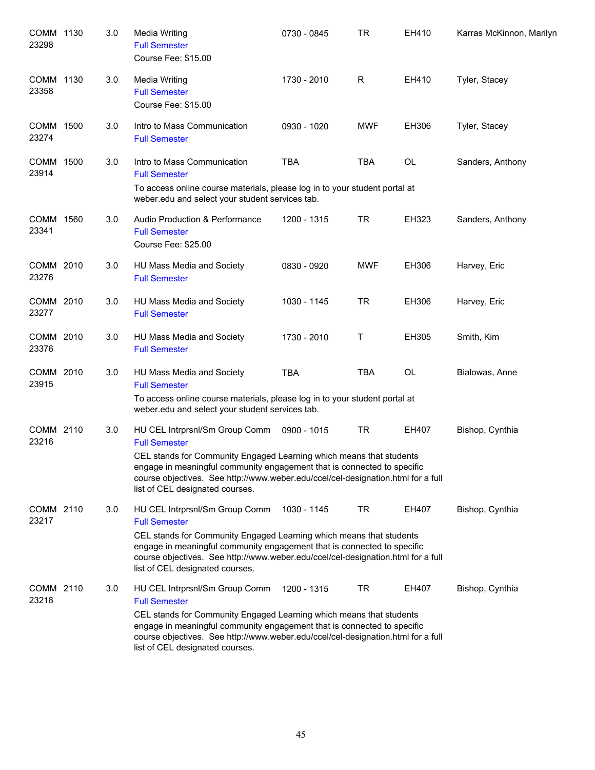| Course | | Credits | Title | Time | Days | Room | Instructor |
|---|---|---|---|---|---|---|---|
| COMM 23298 | 1130 | 3.0 | Media Writing<br>Full Semester<br>Course Fee: $15.00 | 0730 - 0845 | TR | EH410 | Karras McKinnon, Marilyn |
| COMM 23358 | 1130 | 3.0 | Media Writing<br>Full Semester<br>Course Fee: $15.00 | 1730 - 2010 | R | EH410 | Tyler, Stacey |
| COMM 23274 | 1500 | 3.0 | Intro to Mass Communication<br>Full Semester | 0930 - 1020 | MWF | EH306 | Tyler, Stacey |
| COMM 23914 | 1500 | 3.0 | Intro to Mass Communication<br>Full Semester<br>To access online course materials, please log in to your student portal at weber.edu and select your student services tab. | TBA | TBA | OL | Sanders, Anthony |
| COMM 23341 | 1560 | 3.0 | Audio Production & Performance<br>Full Semester<br>Course Fee: $25.00 | 1200 - 1315 | TR | EH323 | Sanders, Anthony |
| COMM 23276 | 2010 | 3.0 | HU Mass Media and Society<br>Full Semester | 0830 - 0920 | MWF | EH306 | Harvey, Eric |
| COMM 23277 | 2010 | 3.0 | HU Mass Media and Society<br>Full Semester | 1030 - 1145 | TR | EH306 | Harvey, Eric |
| COMM 23376 | 2010 | 3.0 | HU Mass Media and Society<br>Full Semester | 1730 - 2010 | T | EH305 | Smith, Kim |
| COMM 23915 | 2010 | 3.0 | HU Mass Media and Society<br>Full Semester<br>To access online course materials, please log in to your student portal at weber.edu and select your student services tab. | TBA | TBA | OL | Bialowas, Anne |
| COMM 23216 | 2110 | 3.0 | HU CEL Intrprsnl/Sm Group Comm<br>Full Semester<br>CEL stands for Community Engaged Learning which means that students engage in meaningful community engagement that is connected to specific course objectives. See http://www.weber.edu/ccel/cel-designation.html for a full list of CEL designated courses. | 0900 - 1015 | TR | EH407 | Bishop, Cynthia |
| COMM 23217 | 2110 | 3.0 | HU CEL Intrprsnl/Sm Group Comm<br>Full Semester<br>CEL stands for Community Engaged Learning which means that students engage in meaningful community engagement that is connected to specific course objectives. See http://www.weber.edu/ccel/cel-designation.html for a full list of CEL designated courses. | 1030 - 1145 | TR | EH407 | Bishop, Cynthia |
| COMM 23218 | 2110 | 3.0 | HU CEL Intrprsnl/Sm Group Comm<br>Full Semester<br>CEL stands for Community Engaged Learning which means that students engage in meaningful community engagement that is connected to specific course objectives. See http://www.weber.edu/ccel/cel-designation.html for a full list of CEL designated courses. | 1200 - 1315 | TR | EH407 | Bishop, Cynthia |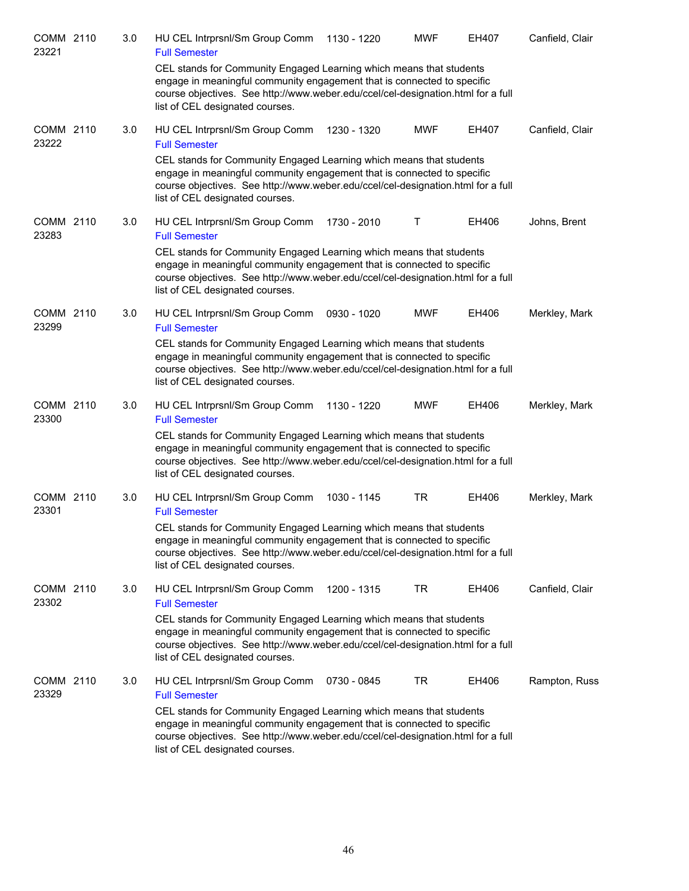| | | | | | | |
|---|---|---|---|---|---|---|
| COMM 2110 23221 | 3.0 | HU CEL Intrprsnl/Sm Group Comm<br>Full Semester<br>CEL stands for Community Engaged Learning which means that students engage in meaningful community engagement that is connected to specific course objectives. See http://www.weber.edu/ccel/cel-designation.html for a full list of CEL designated courses. | 1130 - 1220 | MWF | EH407 | Canfield, Clair |
| COMM 2110 23222 | 3.0 | HU CEL Intrprsnl/Sm Group Comm<br>Full Semester<br>CEL stands for Community Engaged Learning which means that students engage in meaningful community engagement that is connected to specific course objectives. See http://www.weber.edu/ccel/cel-designation.html for a full list of CEL designated courses. | 1230 - 1320 | MWF | EH407 | Canfield, Clair |
| COMM 2110 23283 | 3.0 | HU CEL Intrprsnl/Sm Group Comm<br>Full Semester<br>CEL stands for Community Engaged Learning which means that students engage in meaningful community engagement that is connected to specific course objectives. See http://www.weber.edu/ccel/cel-designation.html for a full list of CEL designated courses. | 1730 - 2010 | T | EH406 | Johns, Brent |
| COMM 2110 23299 | 3.0 | HU CEL Intrprsnl/Sm Group Comm<br>Full Semester<br>CEL stands for Community Engaged Learning which means that students engage in meaningful community engagement that is connected to specific course objectives. See http://www.weber.edu/ccel/cel-designation.html for a full list of CEL designated courses. | 0930 - 1020 | MWF | EH406 | Merkley, Mark |
| COMM 2110 23300 | 3.0 | HU CEL Intrprsnl/Sm Group Comm<br>Full Semester<br>CEL stands for Community Engaged Learning which means that students engage in meaningful community engagement that is connected to specific course objectives. See http://www.weber.edu/ccel/cel-designation.html for a full list of CEL designated courses. | 1130 - 1220 | MWF | EH406 | Merkley, Mark |
| COMM 2110 23301 | 3.0 | HU CEL Intrprsnl/Sm Group Comm<br>Full Semester<br>CEL stands for Community Engaged Learning which means that students engage in meaningful community engagement that is connected to specific course objectives. See http://www.weber.edu/ccel/cel-designation.html for a full list of CEL designated courses. | 1030 - 1145 | TR | EH406 | Merkley, Mark |
| COMM 2110 23302 | 3.0 | HU CEL Intrprsnl/Sm Group Comm<br>Full Semester<br>CEL stands for Community Engaged Learning which means that students engage in meaningful community engagement that is connected to specific course objectives. See http://www.weber.edu/ccel/cel-designation.html for a full list of CEL designated courses. | 1200 - 1315 | TR | EH406 | Canfield, Clair |
| COMM 2110 23329 | 3.0 | HU CEL Intrprsnl/Sm Group Comm<br>Full Semester<br>CEL stands for Community Engaged Learning which means that students engage in meaningful community engagement that is connected to specific course objectives. See http://www.weber.edu/ccel/cel-designation.html for a full list of CEL designated courses. | 0730 - 0845 | TR | EH406 | Rampton, Russ |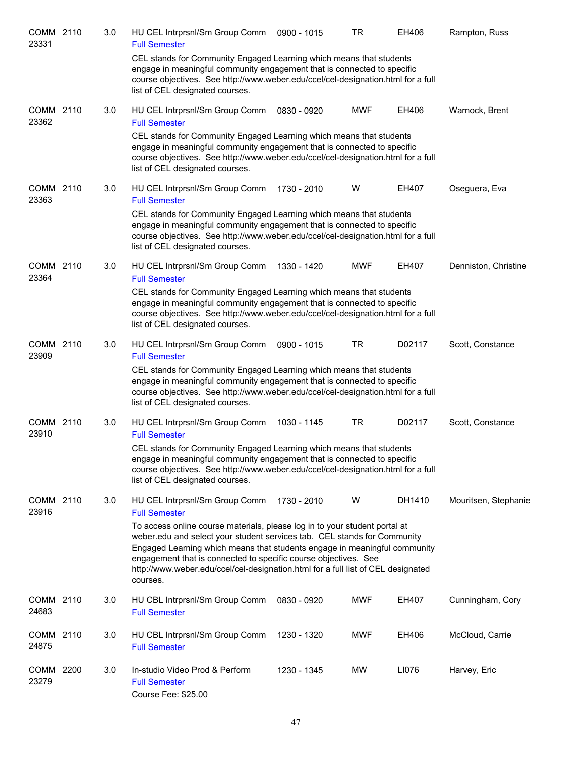| Course | | Credits | Title | Time | Days | Room | Instructor |
|---|---|---|---|---|---|---|---|
| COMM 23331 | 2110 | 3.0 | HU CEL Intrprsnl/Sm Group Comm<br>Full Semester | 0900 - 1015 | TR | EH406 | Rampton, Russ |

CEL stands for Community Engaged Learning which means that students engage in meaningful community engagement that is connected to specific course objectives. See http://www.weber.edu/ccel/cel-designation.html for a full list of CEL designated courses.

| Course | | Credits | Title | Time | Days | Room | Instructor |
|---|---|---|---|---|---|---|---|
| COMM 23362 | 2110 | 3.0 | HU CEL Intrprsnl/Sm Group Comm<br>Full Semester | 0830 - 0920 | MWF | EH406 | Warnock, Brent |

CEL stands for Community Engaged Learning which means that students engage in meaningful community engagement that is connected to specific course objectives. See http://www.weber.edu/ccel/cel-designation.html for a full list of CEL designated courses.

| Course | | Credits | Title | Time | Days | Room | Instructor |
|---|---|---|---|---|---|---|---|
| COMM 23363 | 2110 | 3.0 | HU CEL Intrprsnl/Sm Group Comm<br>Full Semester | 1730 - 2010 | W | EH407 | Oseguera, Eva |

CEL stands for Community Engaged Learning which means that students engage in meaningful community engagement that is connected to specific course objectives. See http://www.weber.edu/ccel/cel-designation.html for a full list of CEL designated courses.

| Course | | Credits | Title | Time | Days | Room | Instructor |
|---|---|---|---|---|---|---|---|
| COMM 23364 | 2110 | 3.0 | HU CEL Intrprsnl/Sm Group Comm<br>Full Semester | 1330 - 1420 | MWF | EH407 | Denniston, Christine |

CEL stands for Community Engaged Learning which means that students engage in meaningful community engagement that is connected to specific course objectives. See http://www.weber.edu/ccel/cel-designation.html for a full list of CEL designated courses.

| Course | | Credits | Title | Time | Days | Room | Instructor |
|---|---|---|---|---|---|---|---|
| COMM 23909 | 2110 | 3.0 | HU CEL Intrprsnl/Sm Group Comm<br>Full Semester | 0900 - 1015 | TR | D02117 | Scott, Constance |

CEL stands for Community Engaged Learning which means that students engage in meaningful community engagement that is connected to specific course objectives. See http://www.weber.edu/ccel/cel-designation.html for a full list of CEL designated courses.

| Course | | Credits | Title | Time | Days | Room | Instructor |
|---|---|---|---|---|---|---|---|
| COMM 23910 | 2110 | 3.0 | HU CEL Intrprsnl/Sm Group Comm<br>Full Semester | 1030 - 1145 | TR | D02117 | Scott, Constance |

CEL stands for Community Engaged Learning which means that students engage in meaningful community engagement that is connected to specific course objectives. See http://www.weber.edu/ccel/cel-designation.html for a full list of CEL designated courses.

| Course | | Credits | Title | Time | Days | Room | Instructor |
|---|---|---|---|---|---|---|---|
| COMM 23916 | 2110 | 3.0 | HU CEL Intrprsnl/Sm Group Comm<br>Full Semester | 1730 - 2010 | W | DH1410 | Mouritsen, Stephanie |

To access online course materials, please log in to your student portal at weber.edu and select your student services tab. CEL stands for Community Engaged Learning which means that students engage in meaningful community engagement that is connected to specific course objectives. See http://www.weber.edu/ccel/cel-designation.html for a full list of CEL designated courses.

| Course | | Credits | Title | Time | Days | Room | Instructor |
|---|---|---|---|---|---|---|---|
| COMM 24683 | 2110 | 3.0 | HU CBL Intrprsnl/Sm Group Comm<br>Full Semester | 0830 - 0920 | MWF | EH407 | Cunningham, Cory |
| COMM 24875 | 2110 | 3.0 | HU CBL Intrprsnl/Sm Group Comm<br>Full Semester | 1230 - 1320 | MWF | EH406 | McCloud, Carrie |
| COMM 23279 | 2200 | 3.0 | In-studio Video Prod & Perform<br>Full Semester | 1230 - 1345 | MW | LI076 | Harvey, Eric |

Course Fee: $25.00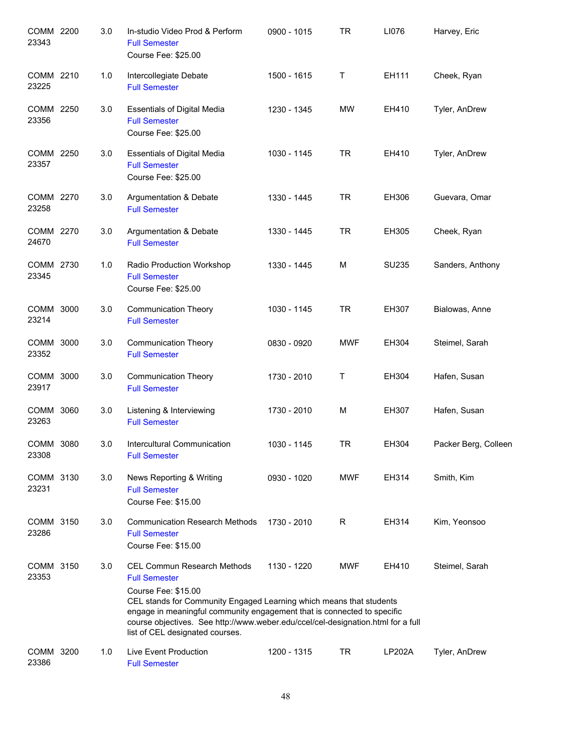| Course | | Credits | Title | Time | Days | Room | Instructor |
|---|---|---|---|---|---|---|---|
| COMM 23343 | 2200 | 3.0 | In-studio Video Prod & Perform<br>Full Semester<br>Course Fee: $25.00 | 0900 - 1015 | TR | LI076 | Harvey, Eric |
| COMM 23225 | 2210 | 1.0 | Intercollegiate Debate<br>Full Semester | 1500 - 1615 | T | EH111 | Cheek, Ryan |
| COMM 23356 | 2250 | 3.0 | Essentials of Digital Media<br>Full Semester<br>Course Fee: $25.00 | 1230 - 1345 | MW | EH410 | Tyler, AnDrew |
| COMM 23357 | 2250 | 3.0 | Essentials of Digital Media<br>Full Semester<br>Course Fee: $25.00 | 1030 - 1145 | TR | EH410 | Tyler, AnDrew |
| COMM 23258 | 2270 | 3.0 | Argumentation & Debate<br>Full Semester | 1330 - 1445 | TR | EH306 | Guevara, Omar |
| COMM 24670 | 2270 | 3.0 | Argumentation & Debate<br>Full Semester | 1330 - 1445 | TR | EH305 | Cheek, Ryan |
| COMM 23345 | 2730 | 1.0 | Radio Production Workshop<br>Full Semester<br>Course Fee: $25.00 | 1330 - 1445 | M | SU235 | Sanders, Anthony |
| COMM 23214 | 3000 | 3.0 | Communication Theory<br>Full Semester | 1030 - 1145 | TR | EH307 | Bialowas, Anne |
| COMM 23352 | 3000 | 3.0 | Communication Theory<br>Full Semester | 0830 - 0920 | MWF | EH304 | Steimel, Sarah |
| COMM 23917 | 3000 | 3.0 | Communication Theory<br>Full Semester | 1730 - 2010 | T | EH304 | Hafen, Susan |
| COMM 23263 | 3060 | 3.0 | Listening & Interviewing<br>Full Semester | 1730 - 2010 | M | EH307 | Hafen, Susan |
| COMM 23308 | 3080 | 3.0 | Intercultural Communication<br>Full Semester | 1030 - 1145 | TR | EH304 | Packer Berg, Colleen |
| COMM 23231 | 3130 | 3.0 | News Reporting & Writing<br>Full Semester<br>Course Fee: $15.00 | 0930 - 1020 | MWF | EH314 | Smith, Kim |
| COMM 23286 | 3150 | 3.0 | Communication Research Methods<br>Full Semester<br>Course Fee: $15.00 | 1730 - 2010 | R | EH314 | Kim, Yeonsoo |
| COMM 23353 | 3150 | 3.0 | CEL Commun Research Methods<br>Full Semester<br>Course Fee: $15.00<br>CEL stands for Community Engaged Learning which means that students engage in meaningful community engagement that is connected to specific course objectives. See http://www.weber.edu/ccel/cel-designation.html for a full list of CEL designated courses. | 1130 - 1220 | MWF | EH410 | Steimel, Sarah |
| COMM 23386 | 3200 | 1.0 | Live Event Production<br>Full Semester | 1200 - 1315 | TR | LP202A | Tyler, AnDrew |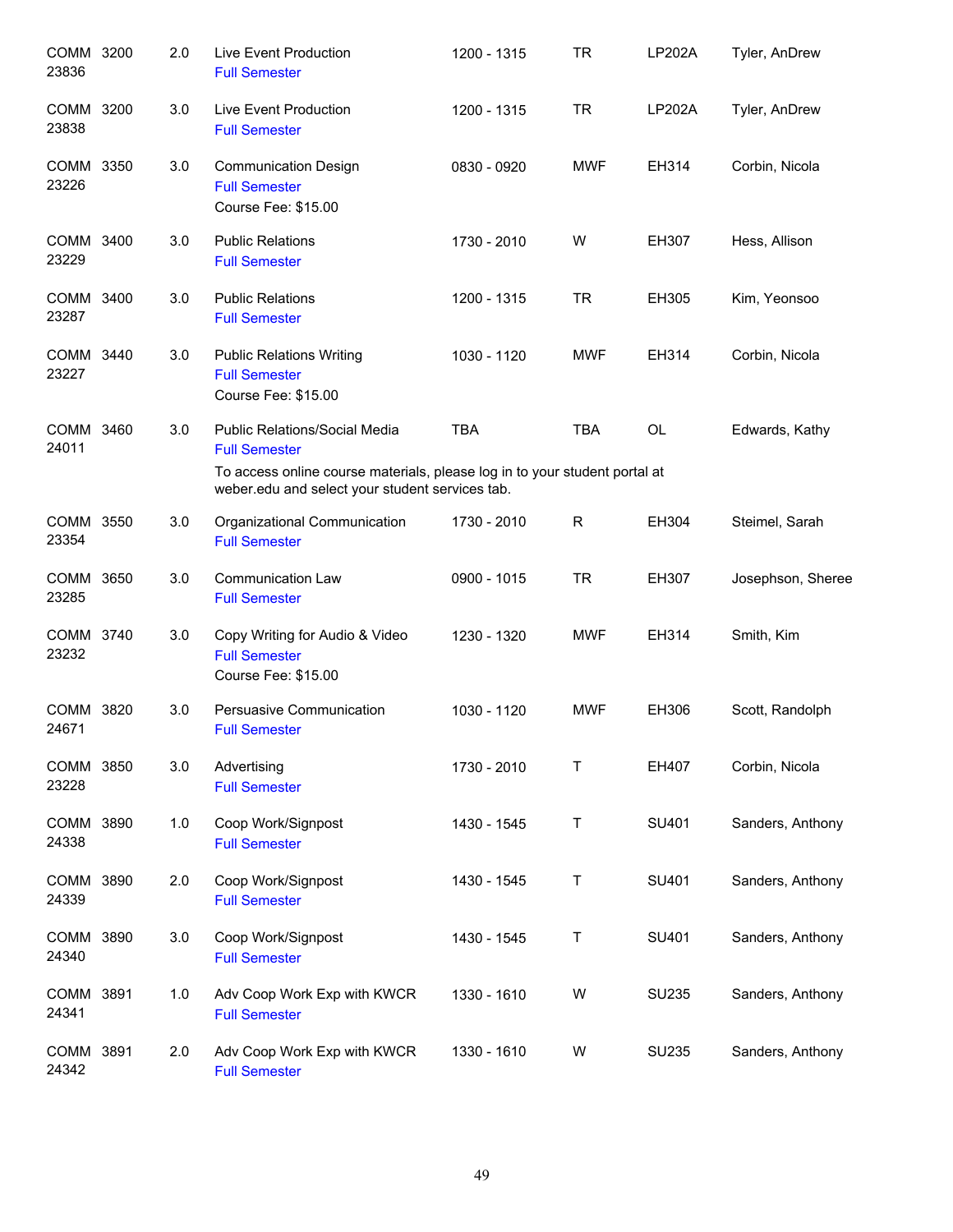| Course | CRN | Credits | Title | Time | Days | Room | Instructor |
|---|---|---|---|---|---|---|---|
| COMM 3200 | 23836 | 2.0 | Live Event Production<br>Full Semester | 1200 - 1315 | TR | LP202A | Tyler, AnDrew |
| COMM 3200 | 23838 | 3.0 | Live Event Production<br>Full Semester | 1200 - 1315 | TR | LP202A | Tyler, AnDrew |
| COMM 3350 | 23226 | 3.0 | Communication Design<br>Full Semester<br>Course Fee: $15.00 | 0830 - 0920 | MWF | EH314 | Corbin, Nicola |
| COMM 3400 | 23229 | 3.0 | Public Relations<br>Full Semester | 1730 - 2010 | W | EH307 | Hess, Allison |
| COMM 3400 | 23287 | 3.0 | Public Relations<br>Full Semester | 1200 - 1315 | TR | EH305 | Kim, Yeonsoo |
| COMM 3440 | 23227 | 3.0 | Public Relations Writing<br>Full Semester<br>Course Fee: $15.00 | 1030 - 1120 | MWF | EH314 | Corbin, Nicola |
| COMM 3460 | 24011 | 3.0 | Public Relations/Social Media<br>Full Semester<br>To access online course materials, please log in to your student portal at weber.edu and select your student services tab. | TBA | TBA | OL | Edwards, Kathy |
| COMM 3550 | 23354 | 3.0 | Organizational Communication<br>Full Semester | 1730 - 2010 | R | EH304 | Steimel, Sarah |
| COMM 3650 | 23285 | 3.0 | Communication Law<br>Full Semester | 0900 - 1015 | TR | EH307 | Josephson, Sheree |
| COMM 3740 | 23232 | 3.0 | Copy Writing for Audio & Video<br>Full Semester<br>Course Fee: $15.00 | 1230 - 1320 | MWF | EH314 | Smith, Kim |
| COMM 3820 | 24671 | 3.0 | Persuasive Communication<br>Full Semester | 1030 - 1120 | MWF | EH306 | Scott, Randolph |
| COMM 3850 | 23228 | 3.0 | Advertising<br>Full Semester | 1730 - 2010 | T | EH407 | Corbin, Nicola |
| COMM 3890 | 24338 | 1.0 | Coop Work/Signpost<br>Full Semester | 1430 - 1545 | T | SU401 | Sanders, Anthony |
| COMM 3890 | 24339 | 2.0 | Coop Work/Signpost<br>Full Semester | 1430 - 1545 | T | SU401 | Sanders, Anthony |
| COMM 3890 | 24340 | 3.0 | Coop Work/Signpost<br>Full Semester | 1430 - 1545 | T | SU401 | Sanders, Anthony |
| COMM 3891 | 24341 | 1.0 | Adv Coop Work Exp with KWCR<br>Full Semester | 1330 - 1610 | W | SU235 | Sanders, Anthony |
| COMM 3891 | 24342 | 2.0 | Adv Coop Work Exp with KWCR<br>Full Semester | 1330 - 1610 | W | SU235 | Sanders, Anthony |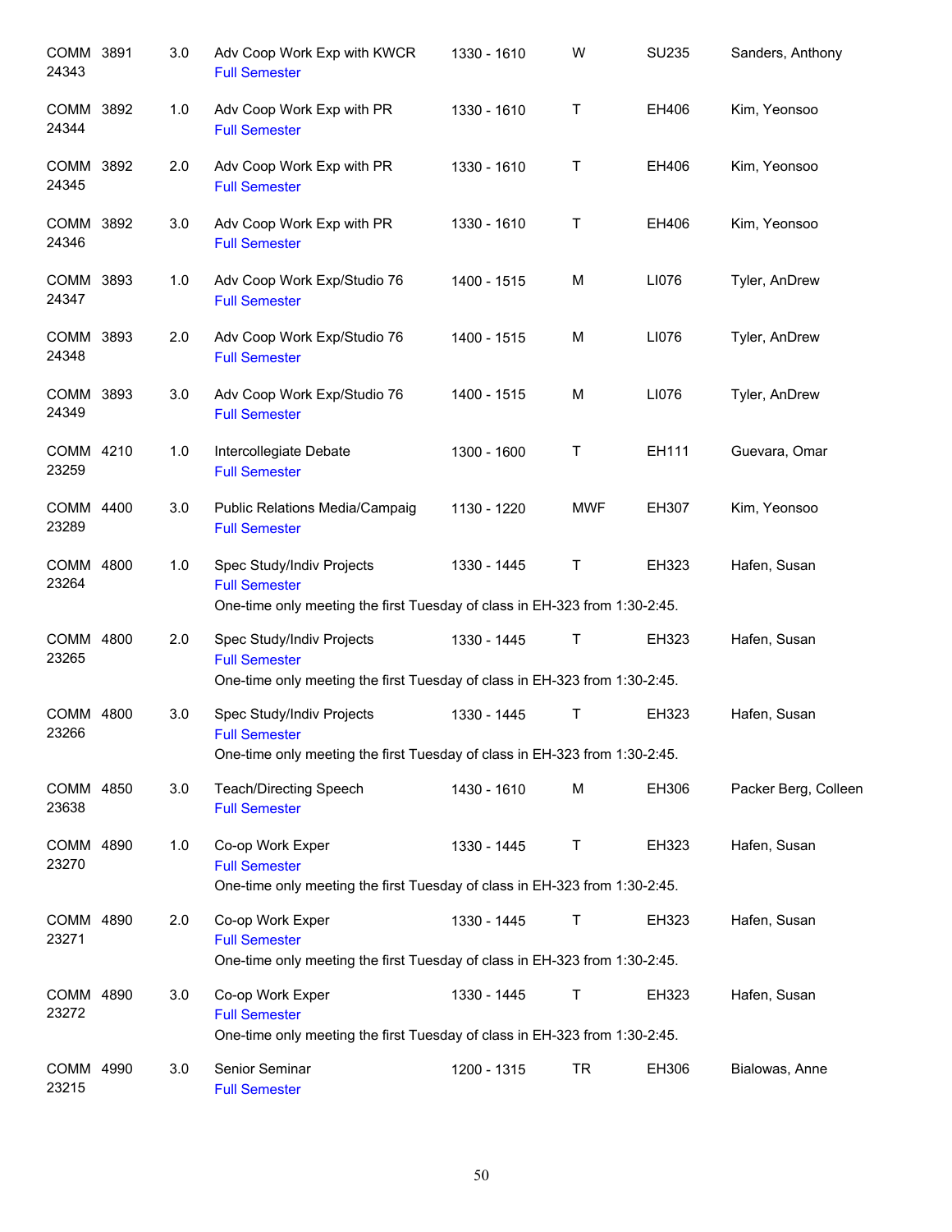| Course | | Credits | Title | Time | Days | Room | Instructor |
|---|---|---|---|---|---|---|---|
| COMM 24343 | 3891 | 3.0 | Adv Coop Work Exp with KWCR<br>Full Semester | 1330 - 1610 | W | SU235 | Sanders, Anthony |
| COMM 24344 | 3892 | 1.0 | Adv Coop Work Exp with PR<br>Full Semester | 1330 - 1610 | T | EH406 | Kim, Yeonsoo |
| COMM 24345 | 3892 | 2.0 | Adv Coop Work Exp with PR<br>Full Semester | 1330 - 1610 | T | EH406 | Kim, Yeonsoo |
| COMM 24346 | 3892 | 3.0 | Adv Coop Work Exp with PR<br>Full Semester | 1330 - 1610 | T | EH406 | Kim, Yeonsoo |
| COMM 24347 | 3893 | 1.0 | Adv Coop Work Exp/Studio 76<br>Full Semester | 1400 - 1515 | M | LI076 | Tyler, AnDrew |
| COMM 24348 | 3893 | 2.0 | Adv Coop Work Exp/Studio 76<br>Full Semester | 1400 - 1515 | M | LI076 | Tyler, AnDrew |
| COMM 24349 | 3893 | 3.0 | Adv Coop Work Exp/Studio 76<br>Full Semester | 1400 - 1515 | M | LI076 | Tyler, AnDrew |
| COMM 23259 | 4210 | 1.0 | Intercollegiate Debate<br>Full Semester | 1300 - 1600 | T | EH111 | Guevara, Omar |
| COMM 23289 | 4400 | 3.0 | Public Relations Media/Campaig<br>Full Semester | 1130 - 1220 | MWF | EH307 | Kim, Yeonsoo |
| COMM 23264 | 4800 | 1.0 | Spec Study/Indiv Projects<br>Full Semester<br>One-time only meeting the first Tuesday of class in EH-323 from 1:30-2:45. | 1330 - 1445 | T | EH323 | Hafen, Susan |
| COMM 23265 | 4800 | 2.0 | Spec Study/Indiv Projects<br>Full Semester<br>One-time only meeting the first Tuesday of class in EH-323 from 1:30-2:45. | 1330 - 1445 | T | EH323 | Hafen, Susan |
| COMM 23266 | 4800 | 3.0 | Spec Study/Indiv Projects<br>Full Semester<br>One-time only meeting the first Tuesday of class in EH-323 from 1:30-2:45. | 1330 - 1445 | T | EH323 | Hafen, Susan |
| COMM 23638 | 4850 | 3.0 | Teach/Directing Speech<br>Full Semester | 1430 - 1610 | M | EH306 | Packer Berg, Colleen |
| COMM 23270 | 4890 | 1.0 | Co-op Work Exper<br>Full Semester<br>One-time only meeting the first Tuesday of class in EH-323 from 1:30-2:45. | 1330 - 1445 | T | EH323 | Hafen, Susan |
| COMM 23271 | 4890 | 2.0 | Co-op Work Exper<br>Full Semester<br>One-time only meeting the first Tuesday of class in EH-323 from 1:30-2:45. | 1330 - 1445 | T | EH323 | Hafen, Susan |
| COMM 23272 | 4890 | 3.0 | Co-op Work Exper<br>Full Semester<br>One-time only meeting the first Tuesday of class in EH-323 from 1:30-2:45. | 1330 - 1445 | T | EH323 | Hafen, Susan |
| COMM 23215 | 4990 | 3.0 | Senior Seminar<br>Full Semester | 1200 - 1315 | TR | EH306 | Bialowas, Anne |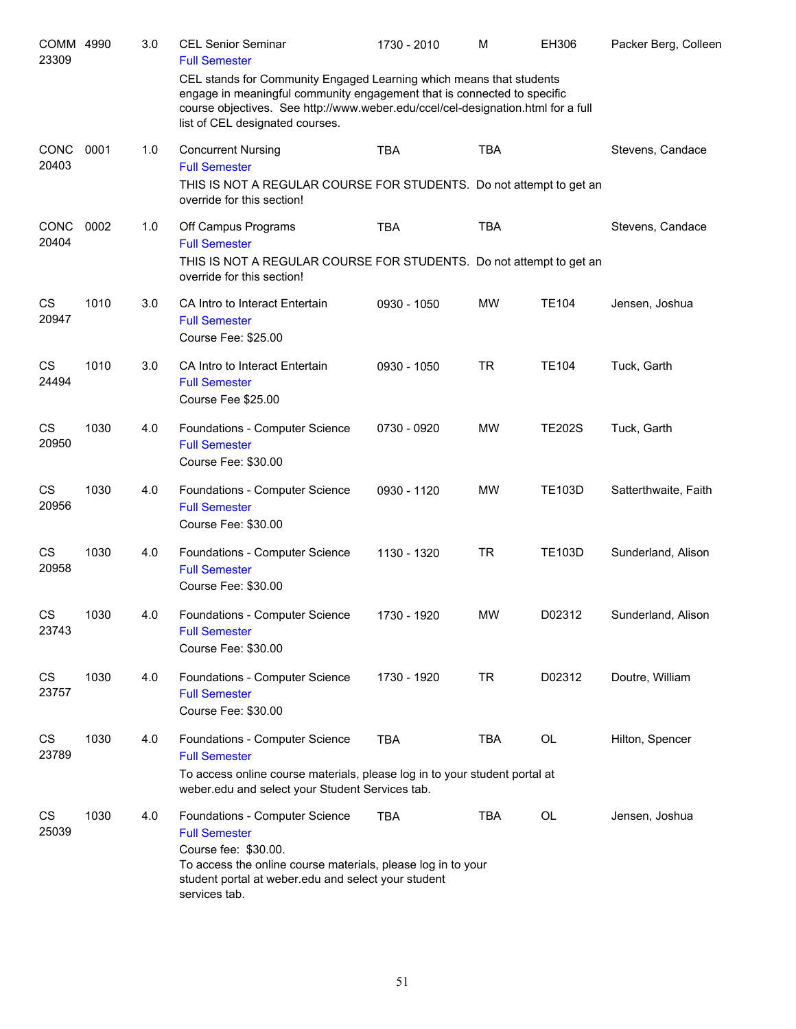| | | | | | | | |
|---|---|---|---|---|---|---|---|
| COMM 23309 | 4990 | 3.0 | CEL Senior Seminar<br>Full Semester<br>CEL stands for Community Engaged Learning which means that students engage in meaningful community engagement that is connected to specific course objectives. See http://www.weber.edu/ccel/cel-designation.html for a full list of CEL designated courses. | 1730 - 2010 | M | EH306 | Packer Berg, Colleen |
| CONC 20403 | 0001 | 1.0 | Concurrent Nursing<br>Full Semester<br>THIS IS NOT A REGULAR COURSE FOR STUDENTS. Do not attempt to get an override for this section! | TBA | TBA | | Stevens, Candace |
| CONC 20404 | 0002 | 1.0 | Off Campus Programs<br>Full Semester<br>THIS IS NOT A REGULAR COURSE FOR STUDENTS. Do not attempt to get an override for this section! | TBA | TBA | | Stevens, Candace |
| CS 20947 | 1010 | 3.0 | CA Intro to Interact Entertain<br>Full Semester<br>Course Fee: $25.00 | 0930 - 1050 | MW | TE104 | Jensen, Joshua |
| CS 24494 | 1010 | 3.0 | CA Intro to Interact Entertain<br>Full Semester<br>Course Fee $25.00 | 0930 - 1050 | TR | TE104 | Tuck, Garth |
| CS 20950 | 1030 | 4.0 | Foundations - Computer Science<br>Full Semester<br>Course Fee: $30.00 | 0730 - 0920 | MW | TE202S | Tuck, Garth |
| CS 20956 | 1030 | 4.0 | Foundations - Computer Science<br>Full Semester<br>Course Fee: $30.00 | 0930 - 1120 | MW | TE103D | Satterthwaite, Faith |
| CS 20958 | 1030 | 4.0 | Foundations - Computer Science<br>Full Semester<br>Course Fee: $30.00 | 1130 - 1320 | TR | TE103D | Sunderland, Alison |
| CS 23743 | 1030 | 4.0 | Foundations - Computer Science<br>Full Semester<br>Course Fee: $30.00 | 1730 - 1920 | MW | D02312 | Sunderland, Alison |
| CS 23757 | 1030 | 4.0 | Foundations - Computer Science<br>Full Semester<br>Course Fee: $30.00 | 1730 - 1920 | TR | D02312 | Doutre, William |
| CS 23789 | 1030 | 4.0 | Foundations - Computer Science<br>Full Semester<br>To access online course materials, please log in to your student portal at weber.edu and select your Student Services tab. | TBA | TBA | OL | Hilton, Spencer |
| CS 25039 | 1030 | 4.0 | Foundations - Computer Science<br>Full Semester<br>Course fee: $30.00.<br>To access the online course materials, please log in to your student portal at weber.edu and select your student services tab. | TBA | TBA | OL | Jensen, Joshua |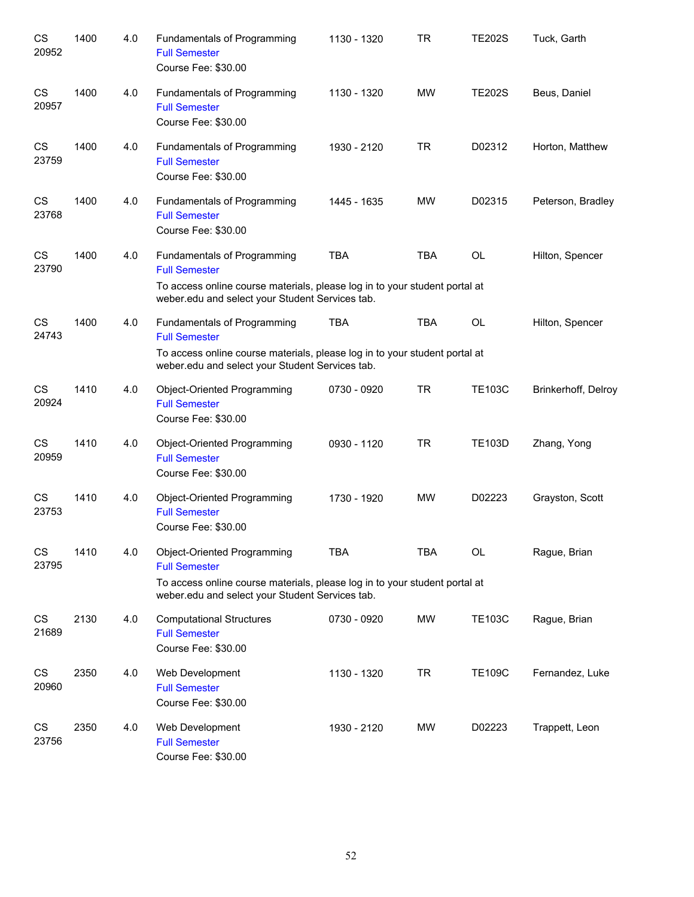| | | | | | | | |
|---|---|---|---|---|---|---|---|
| CS 20952 | 1400 | 4.0 | Fundamentals of Programming<br>Full Semester<br>Course Fee: $30.00 | 1130 - 1320 | TR | TE202S | Tuck, Garth |
| CS 20957 | 1400 | 4.0 | Fundamentals of Programming<br>Full Semester<br>Course Fee: $30.00 | 1130 - 1320 | MW | TE202S | Beus, Daniel |
| CS 23759 | 1400 | 4.0 | Fundamentals of Programming<br>Full Semester<br>Course Fee: $30.00 | 1930 - 2120 | TR | D02312 | Horton, Matthew |
| CS 23768 | 1400 | 4.0 | Fundamentals of Programming<br>Full Semester<br>Course Fee: $30.00 | 1445 - 1635 | MW | D02315 | Peterson, Bradley |
| CS 23790 | 1400 | 4.0 | Fundamentals of Programming<br>Full Semester<br>To access online course materials, please log in to your student portal at weber.edu and select your Student Services tab. | TBA | TBA | OL | Hilton, Spencer |
| CS 24743 | 1400 | 4.0 | Fundamentals of Programming<br>Full Semester<br>To access online course materials, please log in to your student portal at weber.edu and select your Student Services tab. | TBA | TBA | OL | Hilton, Spencer |
| CS 20924 | 1410 | 4.0 | Object-Oriented Programming<br>Full Semester<br>Course Fee: $30.00 | 0730 - 0920 | TR | TE103C | Brinkerhoff, Delroy |
| CS 20959 | 1410 | 4.0 | Object-Oriented Programming<br>Full Semester<br>Course Fee: $30.00 | 0930 - 1120 | TR | TE103D | Zhang, Yong |
| CS 23753 | 1410 | 4.0 | Object-Oriented Programming<br>Full Semester<br>Course Fee: $30.00 | 1730 - 1920 | MW | D02223 | Grayston, Scott |
| CS 23795 | 1410 | 4.0 | Object-Oriented Programming<br>Full Semester<br>To access online course materials, please log in to your student portal at weber.edu and select your Student Services tab. | TBA | TBA | OL | Rague, Brian |
| CS 21689 | 2130 | 4.0 | Computational Structures<br>Full Semester<br>Course Fee: $30.00 | 0730 - 0920 | MW | TE103C | Rague, Brian |
| CS 20960 | 2350 | 4.0 | Web Development<br>Full Semester<br>Course Fee: $30.00 | 1130 - 1320 | TR | TE109C | Fernandez, Luke |
| CS 23756 | 2350 | 4.0 | Web Development<br>Full Semester<br>Course Fee: $30.00 | 1930 - 2120 | MW | D02223 | Trappett, Leon |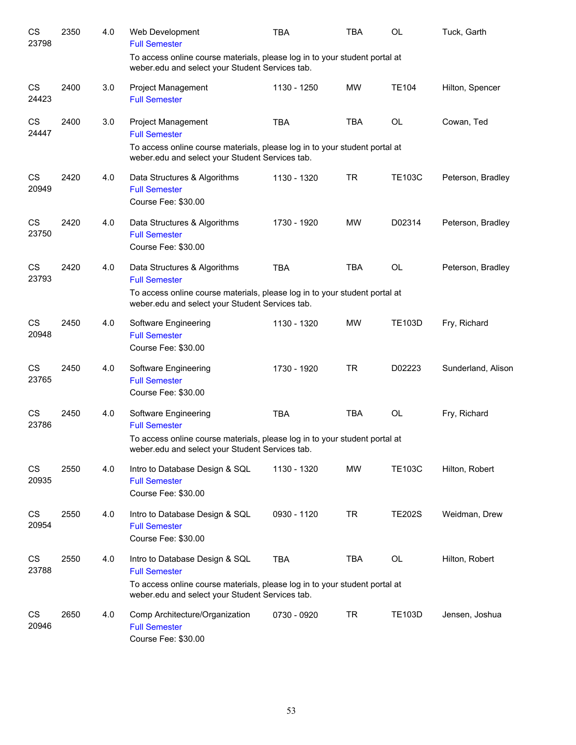| | | | | | | | |
|---|---|---|---|---|---|---|---|
| CS 23798 | 2350 | 4.0 | Web Development<br>Full Semester<br>To access online course materials, please log in to your student portal at weber.edu and select your Student Services tab. | TBA | TBA | OL | Tuck, Garth |
| CS 24423 | 2400 | 3.0 | Project Management<br>Full Semester | 1130 - 1250 | MW | TE104 | Hilton, Spencer |
| CS 24447 | 2400 | 3.0 | Project Management<br>Full Semester<br>To access online course materials, please log in to your student portal at weber.edu and select your Student Services tab. | TBA | TBA | OL | Cowan, Ted |
| CS 20949 | 2420 | 4.0 | Data Structures & Algorithms<br>Full Semester<br>Course Fee: $30.00 | 1130 - 1320 | TR | TE103C | Peterson, Bradley |
| CS 23750 | 2420 | 4.0 | Data Structures & Algorithms<br>Full Semester<br>Course Fee: $30.00 | 1730 - 1920 | MW | D02314 | Peterson, Bradley |
| CS 23793 | 2420 | 4.0 | Data Structures & Algorithms<br>Full Semester<br>To access online course materials, please log in to your student portal at weber.edu and select your Student Services tab. | TBA | TBA | OL | Peterson, Bradley |
| CS 20948 | 2450 | 4.0 | Software Engineering<br>Full Semester<br>Course Fee: $30.00 | 1130 - 1320 | MW | TE103D | Fry, Richard |
| CS 23765 | 2450 | 4.0 | Software Engineering<br>Full Semester<br>Course Fee: $30.00 | 1730 - 1920 | TR | D02223 | Sunderland, Alison |
| CS 23786 | 2450 | 4.0 | Software Engineering<br>Full Semester<br>To access online course materials, please log in to your student portal at weber.edu and select your Student Services tab. | TBA | TBA | OL | Fry, Richard |
| CS 20935 | 2550 | 4.0 | Intro to Database Design & SQL<br>Full Semester<br>Course Fee: $30.00 | 1130 - 1320 | MW | TE103C | Hilton, Robert |
| CS 20954 | 2550 | 4.0 | Intro to Database Design & SQL<br>Full Semester<br>Course Fee: $30.00 | 0930 - 1120 | TR | TE202S | Weidman, Drew |
| CS 23788 | 2550 | 4.0 | Intro to Database Design & SQL<br>Full Semester<br>To access online course materials, please log in to your student portal at weber.edu and select your Student Services tab. | TBA | TBA | OL | Hilton, Robert |
| CS 20946 | 2650 | 4.0 | Comp Architecture/Organization<br>Full Semester<br>Course Fee: $30.00 | 0730 - 0920 | TR | TE103D | Jensen, Joshua |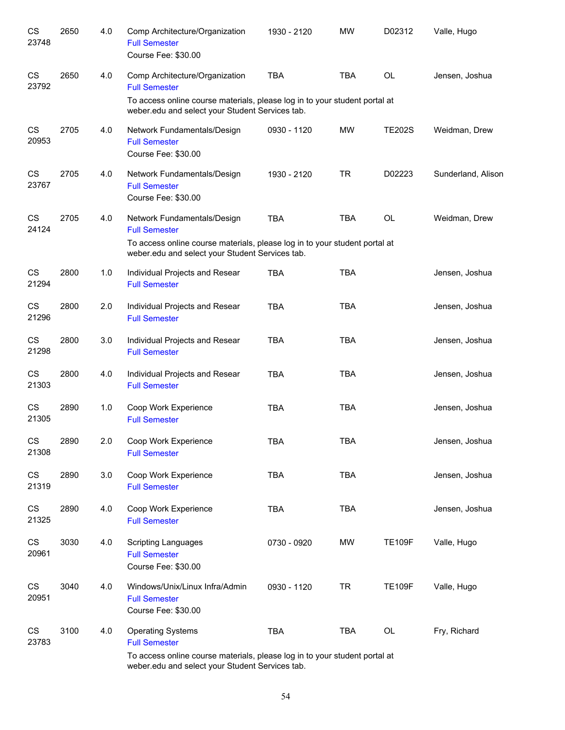| | | | | | | | |
|---|---|---|---|---|---|---|---|
| CS 23748 | 2650 | 4.0 | Comp Architecture/Organization<br>Full Semester<br>Course Fee: $30.00 | 1930 - 2120 | MW | D02312 | Valle, Hugo |
| CS 23792 | 2650 | 4.0 | Comp Architecture/Organization<br>Full Semester<br>To access online course materials, please log in to your student portal at weber.edu and select your Student Services tab. | TBA | TBA | OL | Jensen, Joshua |
| CS 20953 | 2705 | 4.0 | Network Fundamentals/Design<br>Full Semester<br>Course Fee: $30.00 | 0930 - 1120 | MW | TE202S | Weidman, Drew |
| CS 23767 | 2705 | 4.0 | Network Fundamentals/Design<br>Full Semester<br>Course Fee: $30.00 | 1930 - 2120 | TR | D02223 | Sunderland, Alison |
| CS 24124 | 2705 | 4.0 | Network Fundamentals/Design<br>Full Semester<br>To access online course materials, please log in to your student portal at weber.edu and select your Student Services tab. | TBA | TBA | OL | Weidman, Drew |
| CS 21294 | 2800 | 1.0 | Individual Projects and Resear<br>Full Semester | TBA | TBA | | Jensen, Joshua |
| CS 21296 | 2800 | 2.0 | Individual Projects and Resear<br>Full Semester | TBA | TBA | | Jensen, Joshua |
| CS 21298 | 2800 | 3.0 | Individual Projects and Resear<br>Full Semester | TBA | TBA | | Jensen, Joshua |
| CS 21303 | 2800 | 4.0 | Individual Projects and Resear<br>Full Semester | TBA | TBA | | Jensen, Joshua |
| CS 21305 | 2890 | 1.0 | Coop Work Experience<br>Full Semester | TBA | TBA | | Jensen, Joshua |
| CS 21308 | 2890 | 2.0 | Coop Work Experience<br>Full Semester | TBA | TBA | | Jensen, Joshua |
| CS 21319 | 2890 | 3.0 | Coop Work Experience<br>Full Semester | TBA | TBA | | Jensen, Joshua |
| CS 21325 | 2890 | 4.0 | Coop Work Experience<br>Full Semester | TBA | TBA | | Jensen, Joshua |
| CS 20961 | 3030 | 4.0 | Scripting Languages<br>Full Semester<br>Course Fee: $30.00 | 0730 - 0920 | MW | TE109F | Valle, Hugo |
| CS 20951 | 3040 | 4.0 | Windows/Unix/Linux Infra/Admin<br>Full Semester<br>Course Fee: $30.00 | 0930 - 1120 | TR | TE109F | Valle, Hugo |
| CS 23783 | 3100 | 4.0 | Operating Systems<br>Full Semester<br>To access online course materials, please log in to your student portal at weber.edu and select your Student Services tab. | TBA | TBA | OL | Fry, Richard |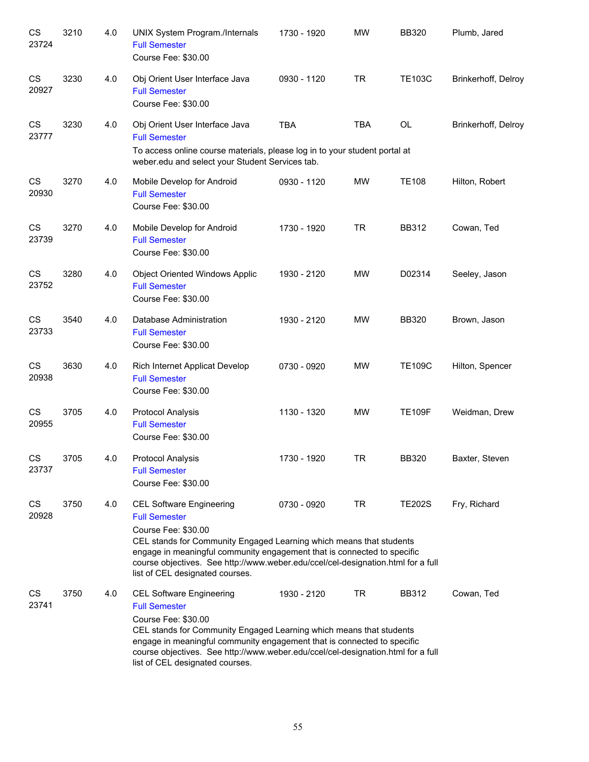| | | | | | | | |
|---|---|---|---|---|---|---|---|
| CS 23724 | 3210 | 4.0 | UNIX System Program./Internals<br>Full Semester<br>Course Fee: $30.00 | 1730 - 1920 | MW | BB320 | Plumb, Jared |
| CS 20927 | 3230 | 4.0 | Obj Orient User Interface Java<br>Full Semester<br>Course Fee: $30.00 | 0930 - 1120 | TR | TE103C | Brinkerhoff, Delroy |
| CS 23777 | 3230 | 4.0 | Obj Orient User Interface Java<br>Full Semester<br>To access online course materials, please log in to your student portal at weber.edu and select your Student Services tab. | TBA | TBA | OL | Brinkerhoff, Delroy |
| CS 20930 | 3270 | 4.0 | Mobile Develop for Android<br>Full Semester<br>Course Fee: $30.00 | 0930 - 1120 | MW | TE108 | Hilton, Robert |
| CS 23739 | 3270 | 4.0 | Mobile Develop for Android<br>Full Semester<br>Course Fee: $30.00 | 1730 - 1920 | TR | BB312 | Cowan, Ted |
| CS 23752 | 3280 | 4.0 | Object Oriented Windows Applic<br>Full Semester<br>Course Fee: $30.00 | 1930 - 2120 | MW | D02314 | Seeley, Jason |
| CS 23733 | 3540 | 4.0 | Database Administration<br>Full Semester<br>Course Fee: $30.00 | 1930 - 2120 | MW | BB320 | Brown, Jason |
| CS 20938 | 3630 | 4.0 | Rich Internet Applicat Develop<br>Full Semester<br>Course Fee: $30.00 | 0730 - 0920 | MW | TE109C | Hilton, Spencer |
| CS 20955 | 3705 | 4.0 | Protocol Analysis<br>Full Semester<br>Course Fee: $30.00 | 1130 - 1320 | MW | TE109F | Weidman, Drew |
| CS 23737 | 3705 | 4.0 | Protocol Analysis<br>Full Semester<br>Course Fee: $30.00 | 1730 - 1920 | TR | BB320 | Baxter, Steven |
| CS 20928 | 3750 | 4.0 | CEL Software Engineering<br>Full Semester<br>Course Fee: $30.00<br>CEL stands for Community Engaged Learning which means that students engage in meaningful community engagement that is connected to specific course objectives. See http://www.weber.edu/ccel/cel-designation.html for a full list of CEL designated courses. | 0730 - 0920 | TR | TE202S | Fry, Richard |
| CS 23741 | 3750 | 4.0 | CEL Software Engineering<br>Full Semester<br>Course Fee: $30.00<br>CEL stands for Community Engaged Learning which means that students engage in meaningful community engagement that is connected to specific course objectives. See http://www.weber.edu/ccel/cel-designation.html for a full list of CEL designated courses. | 1930 - 2120 | TR | BB312 | Cowan, Ted |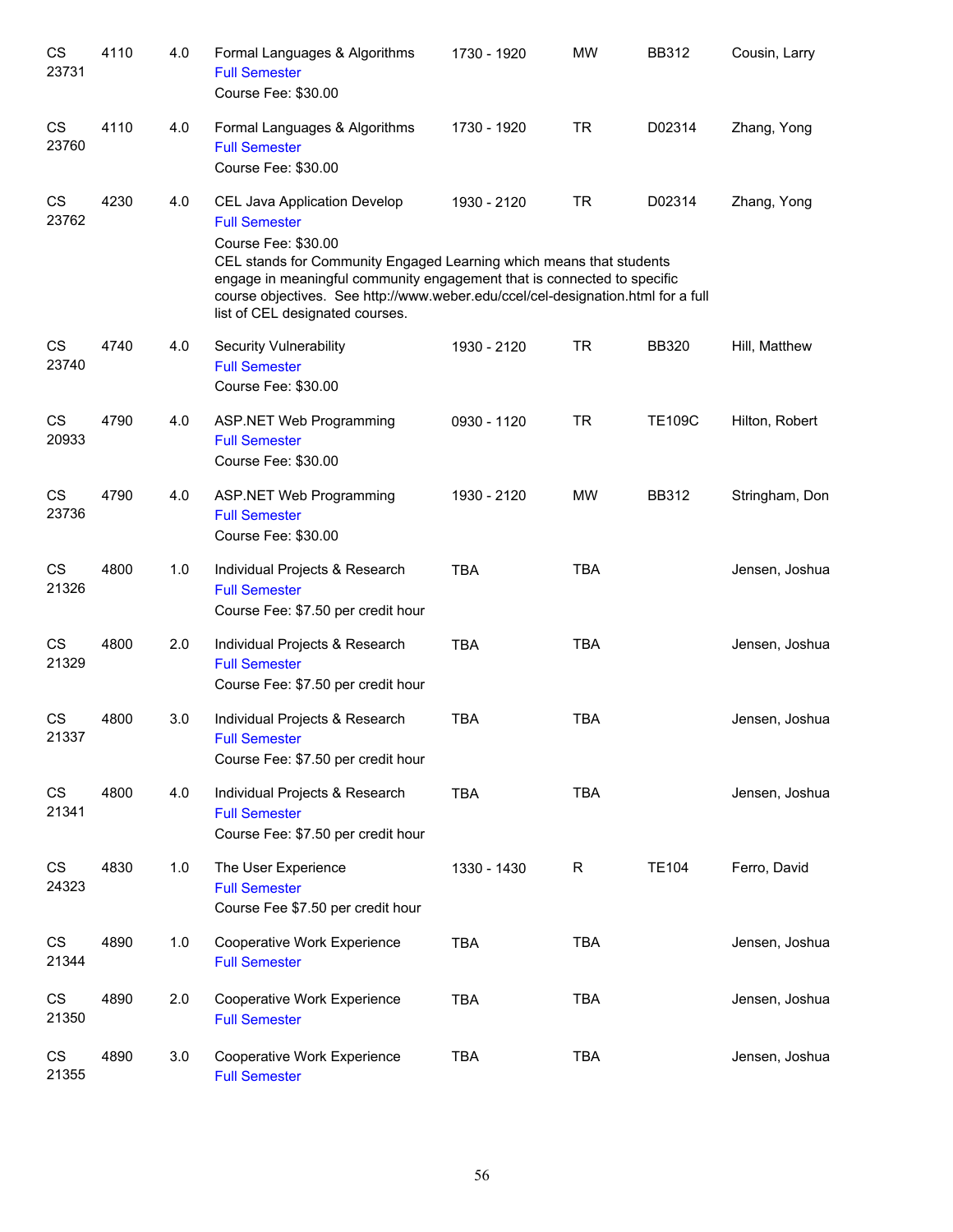| | | | | | | | |
|---|---|---|---|---|---|---|---|
| CS 23731 | 4110 | 4.0 | Formal Languages & Algorithms<br>Full Semester<br>Course Fee: $30.00 | 1730 - 1920 | MW | BB312 | Cousin, Larry |
| CS 23760 | 4110 | 4.0 | Formal Languages & Algorithms<br>Full Semester<br>Course Fee: $30.00 | 1730 - 1920 | TR | D02314 | Zhang, Yong |
| CS 23762 | 4230 | 4.0 | CEL Java Application Develop<br>Full Semester<br>Course Fee: $30.00<br>CEL stands for Community Engaged Learning which means that students engage in meaningful community engagement that is connected to specific course objectives. See http://www.weber.edu/ccel/cel-designation.html for a full list of CEL designated courses. | 1930 - 2120 | TR | D02314 | Zhang, Yong |
| CS 23740 | 4740 | 4.0 | Security Vulnerability<br>Full Semester<br>Course Fee: $30.00 | 1930 - 2120 | TR | BB320 | Hill, Matthew |
| CS 20933 | 4790 | 4.0 | ASP.NET Web Programming<br>Full Semester<br>Course Fee: $30.00 | 0930 - 1120 | TR | TE109C | Hilton, Robert |
| CS 23736 | 4790 | 4.0 | ASP.NET Web Programming<br>Full Semester<br>Course Fee: $30.00 | 1930 - 2120 | MW | BB312 | Stringham, Don |
| CS 21326 | 4800 | 1.0 | Individual Projects & Research<br>Full Semester<br>Course Fee: $7.50 per credit hour | TBA | TBA | | Jensen, Joshua |
| CS 21329 | 4800 | 2.0 | Individual Projects & Research<br>Full Semester<br>Course Fee: $7.50 per credit hour | TBA | TBA | | Jensen, Joshua |
| CS 21337 | 4800 | 3.0 | Individual Projects & Research<br>Full Semester<br>Course Fee: $7.50 per credit hour | TBA | TBA | | Jensen, Joshua |
| CS 21341 | 4800 | 4.0 | Individual Projects & Research<br>Full Semester<br>Course Fee: $7.50 per credit hour | TBA | TBA | | Jensen, Joshua |
| CS 24323 | 4830 | 1.0 | The User Experience<br>Full Semester<br>Course Fee $7.50 per credit hour | 1330 - 1430 | R | TE104 | Ferro, David |
| CS 21344 | 4890 | 1.0 | Cooperative Work Experience<br>Full Semester | TBA | TBA | | Jensen, Joshua |
| CS 21350 | 4890 | 2.0 | Cooperative Work Experience<br>Full Semester | TBA | TBA | | Jensen, Joshua |
| CS 21355 | 4890 | 3.0 | Cooperative Work Experience<br>Full Semester | TBA | TBA | | Jensen, Joshua |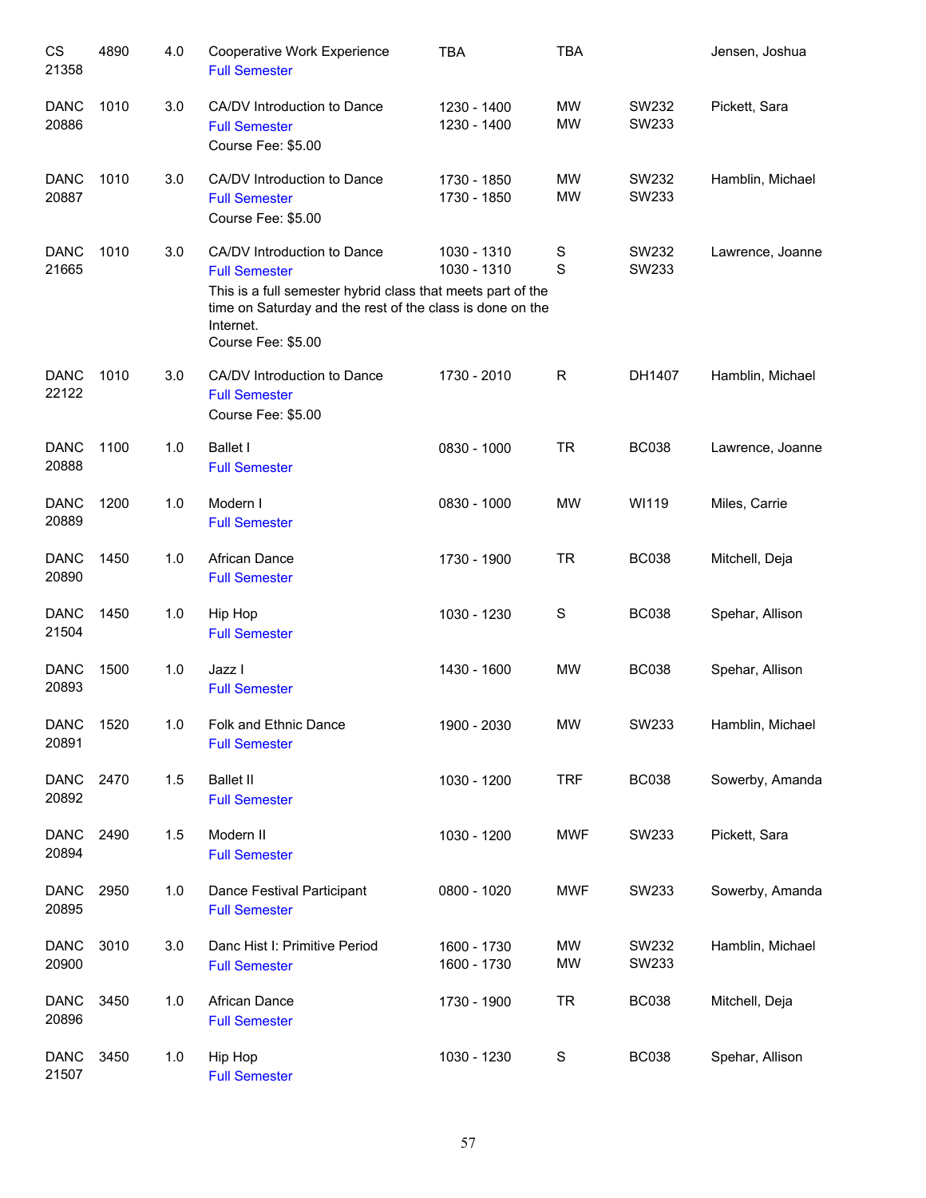| Course | Number | Credits | Title | Time | Days | Room | Instructor |
|---|---|---|---|---|---|---|---|
| CS 21358 | 4890 | 4.0 | Cooperative Work Experience<br>Full Semester | TBA | TBA | | Jensen, Joshua |
| DANC 20886 | 1010 | 3.0 | CA/DV Introduction to Dance<br>Full Semester<br>Course Fee: $5.00 | 1230 - 1400<br>1230 - 1400 | MW<br>MW | SW232<br>SW233 | Pickett, Sara |
| DANC 20887 | 1010 | 3.0 | CA/DV Introduction to Dance<br>Full Semester<br>Course Fee: $5.00 | 1730 - 1850<br>1730 - 1850 | MW<br>MW | SW232<br>SW233 | Hamblin, Michael |
| DANC 21665 | 1010 | 3.0 | CA/DV Introduction to Dance<br>Full Semester<br>This is a full semester hybrid class that meets part of the time on Saturday and the rest of the class is done on the Internet.<br>Course Fee: $5.00 | 1030 - 1310<br>1030 - 1310 | S<br>S | SW232<br>SW233 | Lawrence, Joanne |
| DANC 22122 | 1010 | 3.0 | CA/DV Introduction to Dance<br>Full Semester<br>Course Fee: $5.00 | 1730 - 2010 | R | DH1407 | Hamblin, Michael |
| DANC 20888 | 1100 | 1.0 | Ballet I<br>Full Semester | 0830 - 1000 | TR | BC038 | Lawrence, Joanne |
| DANC 20889 | 1200 | 1.0 | Modern I<br>Full Semester | 0830 - 1000 | MW | WI119 | Miles, Carrie |
| DANC 20890 | 1450 | 1.0 | African Dance<br>Full Semester | 1730 - 1900 | TR | BC038 | Mitchell, Deja |
| DANC 21504 | 1450 | 1.0 | Hip Hop<br>Full Semester | 1030 - 1230 | S | BC038 | Spehar, Allison |
| DANC 20893 | 1500 | 1.0 | Jazz I<br>Full Semester | 1430 - 1600 | MW | BC038 | Spehar, Allison |
| DANC 20891 | 1520 | 1.0 | Folk and Ethnic Dance<br>Full Semester | 1900 - 2030 | MW | SW233 | Hamblin, Michael |
| DANC 20892 | 2470 | 1.5 | Ballet II<br>Full Semester | 1030 - 1200 | TRF | BC038 | Sowerby, Amanda |
| DANC 20894 | 2490 | 1.5 | Modern II<br>Full Semester | 1030 - 1200 | MWF | SW233 | Pickett, Sara |
| DANC 20895 | 2950 | 1.0 | Dance Festival Participant<br>Full Semester | 0800 - 1020 | MWF | SW233 | Sowerby, Amanda |
| DANC 20900 | 3010 | 3.0 | Danc Hist I: Primitive Period<br>Full Semester | 1600 - 1730<br>1600 - 1730 | MW<br>MW | SW232<br>SW233 | Hamblin, Michael |
| DANC 20896 | 3450 | 1.0 | African Dance<br>Full Semester | 1730 - 1900 | TR | BC038 | Mitchell, Deja |
| DANC 21507 | 3450 | 1.0 | Hip Hop<br>Full Semester | 1030 - 1230 | S | BC038 | Spehar, Allison |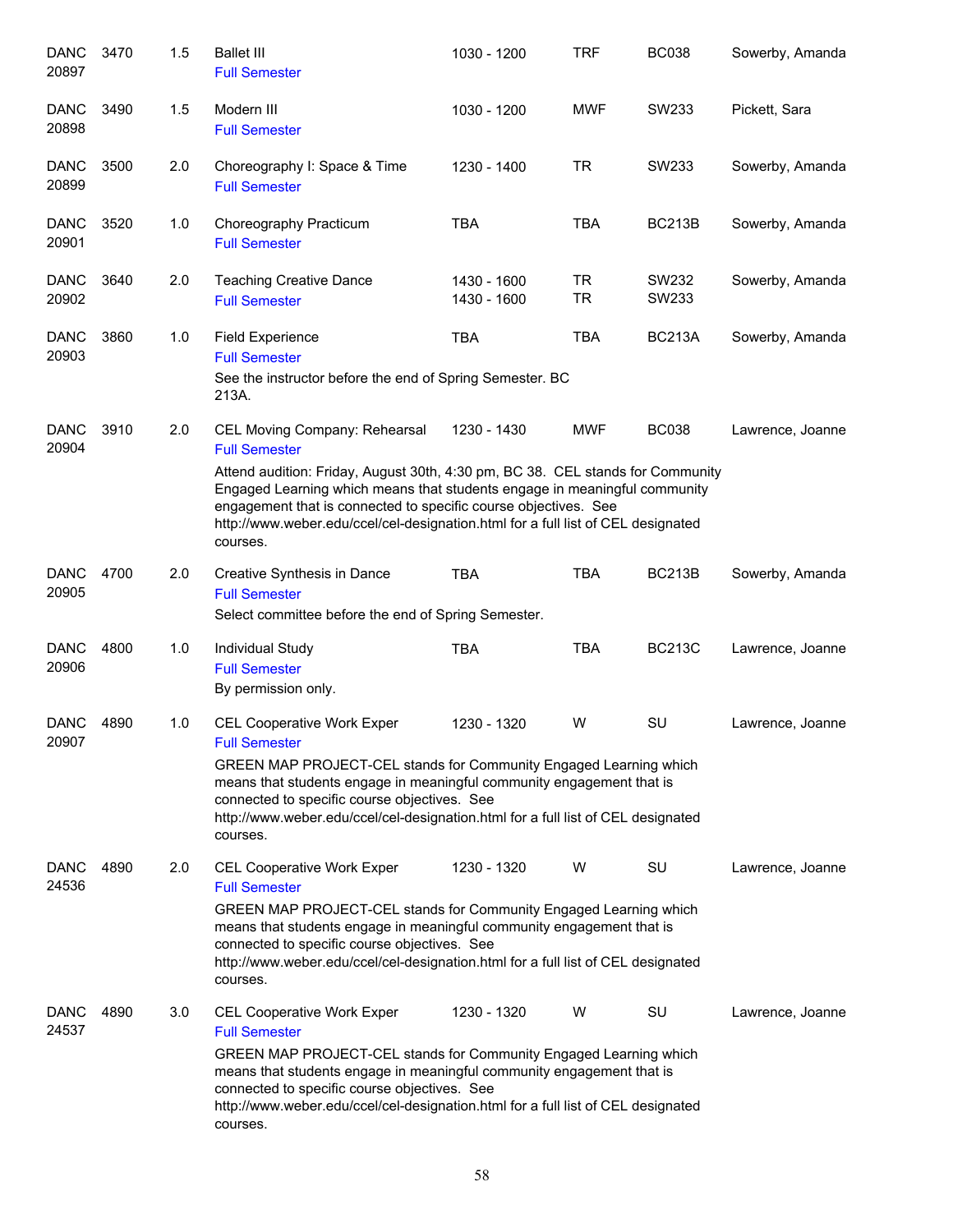| | | | | | | | |
|---|---|---|---|---|---|---|---|
| DANC 20897 | 3470 | 1.5 | Ballet III<br>Full Semester | 1030 - 1200 | TRF | BC038 | Sowerby, Amanda |
| DANC 20898 | 3490 | 1.5 | Modern III<br>Full Semester | 1030 - 1200 | MWF | SW233 | Pickett, Sara |
| DANC 20899 | 3500 | 2.0 | Choreography I: Space & Time<br>Full Semester | 1230 - 1400 | TR | SW233 | Sowerby, Amanda |
| DANC 20901 | 3520 | 1.0 | Choreography Practicum<br>Full Semester | TBA | TBA | BC213B | Sowerby, Amanda |
| DANC 20902 | 3640 | 2.0 | Teaching Creative Dance<br>Full Semester | 1430 - 1600<br>1430 - 1600 | TR<br>TR | SW232<br>SW233 | Sowerby, Amanda |
| DANC 20903 | 3860 | 1.0 | Field Experience<br>Full Semester<br>See the instructor before the end of Spring Semester. BC 213A. | TBA | TBA | BC213A | Sowerby, Amanda |
| DANC 20904 | 3910 | 2.0 | CEL Moving Company: Rehearsal<br>Full Semester<br>Attend audition: Friday, August 30th, 4:30 pm, BC 38. CEL stands for Community Engaged Learning which means that students engage in meaningful community engagement that is connected to specific course objectives. See http://www.weber.edu/ccel/cel-designation.html for a full list of CEL designated courses. | 1230 - 1430 | MWF | BC038 | Lawrence, Joanne |
| DANC 20905 | 4700 | 2.0 | Creative Synthesis in Dance<br>Full Semester<br>Select committee before the end of Spring Semester. | TBA | TBA | BC213B | Sowerby, Amanda |
| DANC 20906 | 4800 | 1.0 | Individual Study<br>Full Semester<br>By permission only. | TBA | TBA | BC213C | Lawrence, Joanne |
| DANC 20907 | 4890 | 1.0 | CEL Cooperative Work Exper<br>Full Semester<br>GREEN MAP PROJECT-CEL stands for Community Engaged Learning which means that students engage in meaningful community engagement that is connected to specific course objectives. See http://www.weber.edu/ccel/cel-designation.html for a full list of CEL designated courses. | 1230 - 1320 | W | SU | Lawrence, Joanne |
| DANC 24536 | 4890 | 2.0 | CEL Cooperative Work Exper<br>Full Semester<br>GREEN MAP PROJECT-CEL stands for Community Engaged Learning which means that students engage in meaningful community engagement that is connected to specific course objectives. See http://www.weber.edu/ccel/cel-designation.html for a full list of CEL designated courses. | 1230 - 1320 | W | SU | Lawrence, Joanne |
| DANC 24537 | 4890 | 3.0 | CEL Cooperative Work Exper<br>Full Semester<br>GREEN MAP PROJECT-CEL stands for Community Engaged Learning which means that students engage in meaningful community engagement that is connected to specific course objectives. See http://www.weber.edu/ccel/cel-designation.html for a full list of CEL designated courses. | 1230 - 1320 | W | SU | Lawrence, Joanne |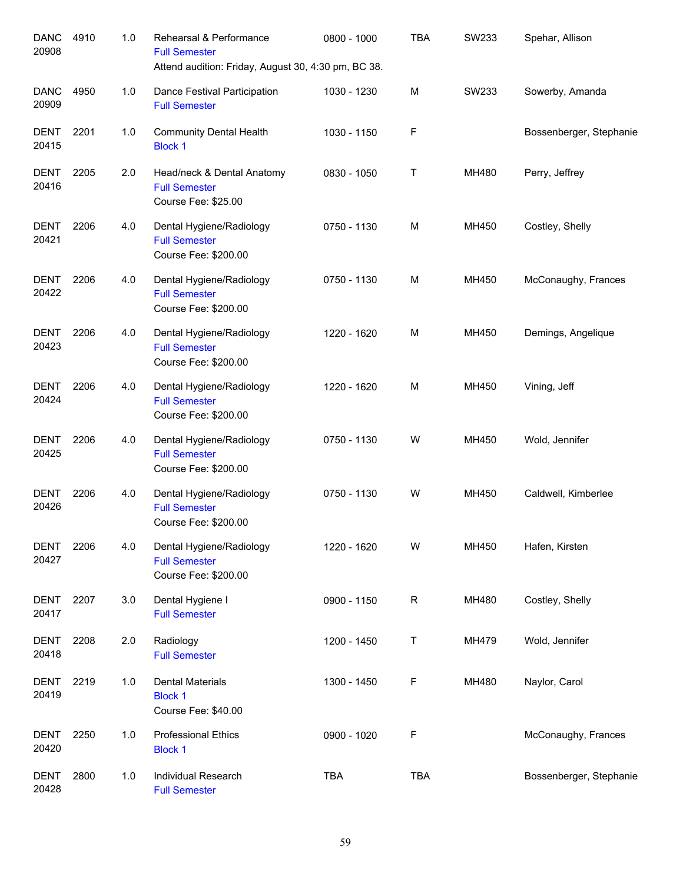| Subject / CRN | Course | Credits | Title / Notes | Time | Days | Room | Instructor |
|---|---|---|---|---|---|---|---|
| DANC 20908 | 4910 | 1.0 | Rehearsal & Performance<br>Full Semester<br>Attend audition: Friday, August 30, 4:30 pm, BC 38. | 0800 - 1000 | TBA | SW233 | Spehar, Allison |
| DANC 20909 | 4950 | 1.0 | Dance Festival Participation<br>Full Semester | 1030 - 1230 | M | SW233 | Sowerby, Amanda |
| DENT 20415 | 2201 | 1.0 | Community Dental Health<br>Block 1 | 1030 - 1150 | F | | Bossenberger, Stephanie |
| DENT 20416 | 2205 | 2.0 | Head/neck & Dental Anatomy<br>Full Semester<br>Course Fee: $25.00 | 0830 - 1050 | T | MH480 | Perry, Jeffrey |
| DENT 20421 | 2206 | 4.0 | Dental Hygiene/Radiology<br>Full Semester<br>Course Fee: $200.00 | 0750 - 1130 | M | MH450 | Costley, Shelly |
| DENT 20422 | 2206 | 4.0 | Dental Hygiene/Radiology<br>Full Semester<br>Course Fee: $200.00 | 0750 - 1130 | M | MH450 | McConaughy, Frances |
| DENT 20423 | 2206 | 4.0 | Dental Hygiene/Radiology<br>Full Semester<br>Course Fee: $200.00 | 1220 - 1620 | M | MH450 | Demings, Angelique |
| DENT 20424 | 2206 | 4.0 | Dental Hygiene/Radiology<br>Full Semester<br>Course Fee: $200.00 | 1220 - 1620 | M | MH450 | Vining, Jeff |
| DENT 20425 | 2206 | 4.0 | Dental Hygiene/Radiology<br>Full Semester<br>Course Fee: $200.00 | 0750 - 1130 | W | MH450 | Wold, Jennifer |
| DENT 20426 | 2206 | 4.0 | Dental Hygiene/Radiology<br>Full Semester<br>Course Fee: $200.00 | 0750 - 1130 | W | MH450 | Caldwell, Kimberlee |
| DENT 20427 | 2206 | 4.0 | Dental Hygiene/Radiology<br>Full Semester<br>Course Fee: $200.00 | 1220 - 1620 | W | MH450 | Hafen, Kirsten |
| DENT 20417 | 2207 | 3.0 | Dental Hygiene I<br>Full Semester | 0900 - 1150 | R | MH480 | Costley, Shelly |
| DENT 20418 | 2208 | 2.0 | Radiology<br>Full Semester | 1200 - 1450 | T | MH479 | Wold, Jennifer |
| DENT 20419 | 2219 | 1.0 | Dental Materials<br>Block 1<br>Course Fee: $40.00 | 1300 - 1450 | F | MH480 | Naylor, Carol |
| DENT 20420 | 2250 | 1.0 | Professional Ethics<br>Block 1 | 0900 - 1020 | F | | McConaughy, Frances |
| DENT 20428 | 2800 | 1.0 | Individual Research<br>Full Semester | TBA | TBA | | Bossenberger, Stephanie |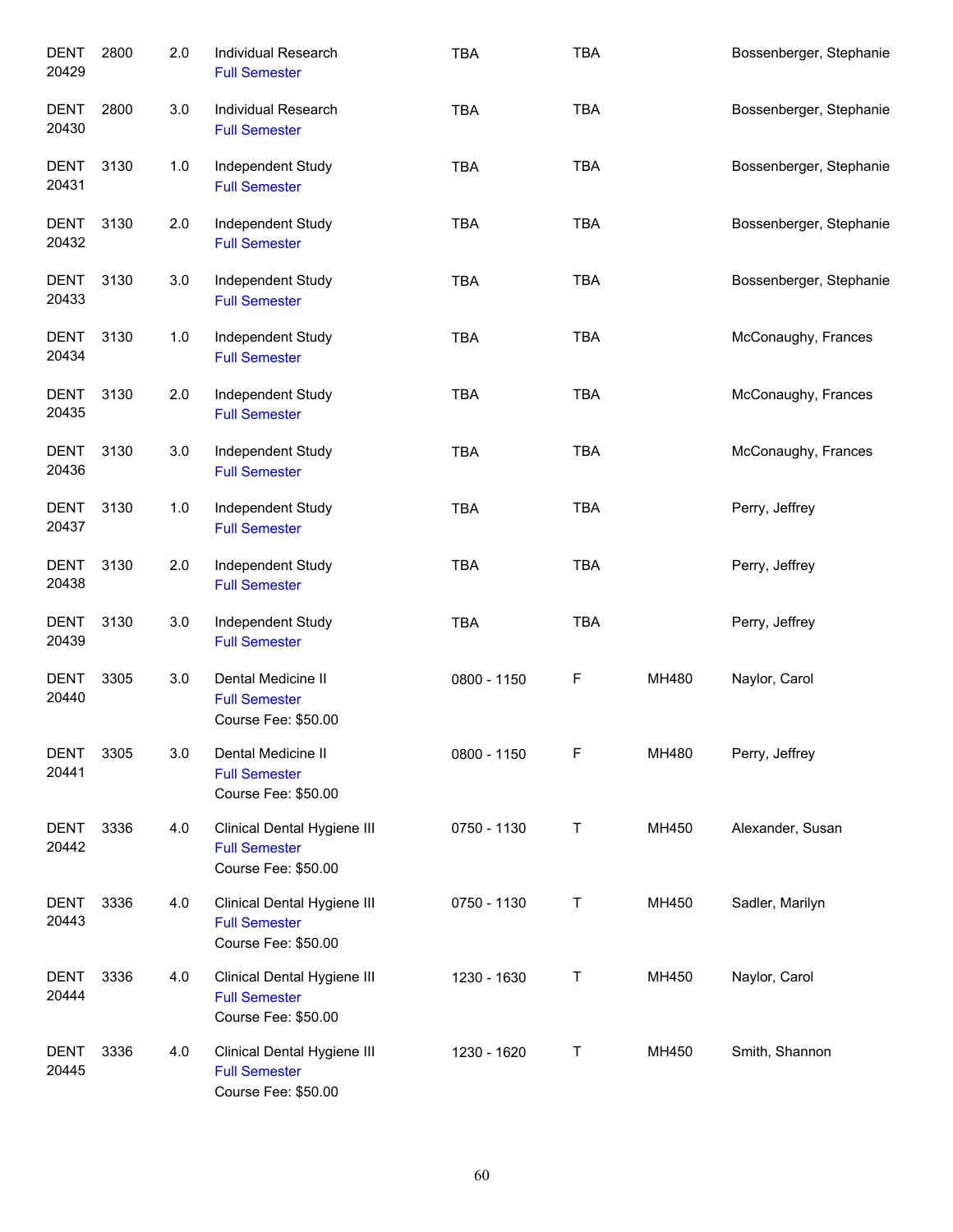| Subject / CRN | Course | Credits | Title | Time | Days | Room | Instructor |
|---|---|---|---|---|---|---|---|
| DENT 20429 | 2800 | 2.0 | Individual Research<br>Full Semester | TBA | TBA | | Bossenberger, Stephanie |
| DENT 20430 | 2800 | 3.0 | Individual Research<br>Full Semester | TBA | TBA | | Bossenberger, Stephanie |
| DENT 20431 | 3130 | 1.0 | Independent Study<br>Full Semester | TBA | TBA | | Bossenberger, Stephanie |
| DENT 20432 | 3130 | 2.0 | Independent Study<br>Full Semester | TBA | TBA | | Bossenberger, Stephanie |
| DENT 20433 | 3130 | 3.0 | Independent Study<br>Full Semester | TBA | TBA | | Bossenberger, Stephanie |
| DENT 20434 | 3130 | 1.0 | Independent Study<br>Full Semester | TBA | TBA | | McConaughy, Frances |
| DENT 20435 | 3130 | 2.0 | Independent Study<br>Full Semester | TBA | TBA | | McConaughy, Frances |
| DENT 20436 | 3130 | 3.0 | Independent Study<br>Full Semester | TBA | TBA | | McConaughy, Frances |
| DENT 20437 | 3130 | 1.0 | Independent Study<br>Full Semester | TBA | TBA | | Perry, Jeffrey |
| DENT 20438 | 3130 | 2.0 | Independent Study<br>Full Semester | TBA | TBA | | Perry, Jeffrey |
| DENT 20439 | 3130 | 3.0 | Independent Study<br>Full Semester | TBA | TBA | | Perry, Jeffrey |
| DENT 20440 | 3305 | 3.0 | Dental Medicine II<br>Full Semester<br>Course Fee: $50.00 | 0800 - 1150 | F | MH480 | Naylor, Carol |
| DENT 20441 | 3305 | 3.0 | Dental Medicine II<br>Full Semester<br>Course Fee: $50.00 | 0800 - 1150 | F | MH480 | Perry, Jeffrey |
| DENT 20442 | 3336 | 4.0 | Clinical Dental Hygiene III<br>Full Semester<br>Course Fee: $50.00 | 0750 - 1130 | T | MH450 | Alexander, Susan |
| DENT 20443 | 3336 | 4.0 | Clinical Dental Hygiene III<br>Full Semester<br>Course Fee: $50.00 | 0750 - 1130 | T | MH450 | Sadler, Marilyn |
| DENT 20444 | 3336 | 4.0 | Clinical Dental Hygiene III<br>Full Semester<br>Course Fee: $50.00 | 1230 - 1630 | T | MH450 | Naylor, Carol |
| DENT 20445 | 3336 | 4.0 | Clinical Dental Hygiene III<br>Full Semester<br>Course Fee: $50.00 | 1230 - 1620 | T | MH450 | Smith, Shannon |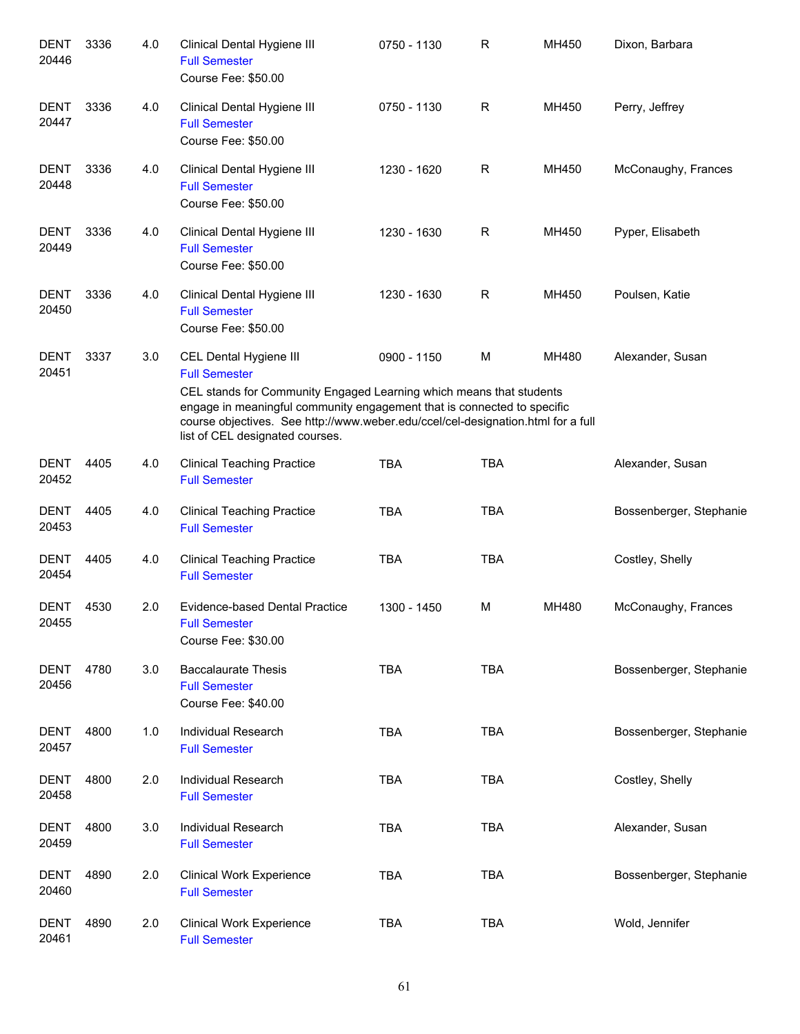| Subject / CRN | Course | Credits | Title | Time | Days | Room | Instructor |
|---|---|---|---|---|---|---|---|
| DENT 20446 | 3336 | 4.0 | Clinical Dental Hygiene III<br>Full Semester<br>Course Fee: $50.00 | 0750 - 1130 | R | MH450 | Dixon, Barbara |
| DENT 20447 | 3336 | 4.0 | Clinical Dental Hygiene III<br>Full Semester<br>Course Fee: $50.00 | 0750 - 1130 | R | MH450 | Perry, Jeffrey |
| DENT 20448 | 3336 | 4.0 | Clinical Dental Hygiene III<br>Full Semester<br>Course Fee: $50.00 | 1230 - 1620 | R | MH450 | McConaughy, Frances |
| DENT 20449 | 3336 | 4.0 | Clinical Dental Hygiene III<br>Full Semester<br>Course Fee: $50.00 | 1230 - 1630 | R | MH450 | Pyper, Elisabeth |
| DENT 20450 | 3336 | 4.0 | Clinical Dental Hygiene III<br>Full Semester<br>Course Fee: $50.00 | 1230 - 1630 | R | MH450 | Poulsen, Katie |
| DENT 20451 | 3337 | 3.0 | CEL Dental Hygiene III<br>Full Semester<br>CEL stands for Community Engaged Learning which means that students engage in meaningful community engagement that is connected to specific course objectives. See http://www.weber.edu/ccel/cel-designation.html for a full list of CEL designated courses. | 0900 - 1150 | M | MH480 | Alexander, Susan |
| DENT 20452 | 4405 | 4.0 | Clinical Teaching Practice<br>Full Semester | TBA | TBA | | Alexander, Susan |
| DENT 20453 | 4405 | 4.0 | Clinical Teaching Practice<br>Full Semester | TBA | TBA | | Bossenberger, Stephanie |
| DENT 20454 | 4405 | 4.0 | Clinical Teaching Practice<br>Full Semester | TBA | TBA | | Costley, Shelly |
| DENT 20455 | 4530 | 2.0 | Evidence-based Dental Practice<br>Full Semester<br>Course Fee: $30.00 | 1300 - 1450 | M | MH480 | McConaughy, Frances |
| DENT 20456 | 4780 | 3.0 | Baccalaurate Thesis<br>Full Semester<br>Course Fee: $40.00 | TBA | TBA | | Bossenberger, Stephanie |
| DENT 20457 | 4800 | 1.0 | Individual Research<br>Full Semester | TBA | TBA | | Bossenberger, Stephanie |
| DENT 20458 | 4800 | 2.0 | Individual Research<br>Full Semester | TBA | TBA | | Costley, Shelly |
| DENT 20459 | 4800 | 3.0 | Individual Research<br>Full Semester | TBA | TBA | | Alexander, Susan |
| DENT 20460 | 4890 | 2.0 | Clinical Work Experience<br>Full Semester | TBA | TBA | | Bossenberger, Stephanie |
| DENT 20461 | 4890 | 2.0 | Clinical Work Experience<br>Full Semester | TBA | TBA | | Wold, Jennifer |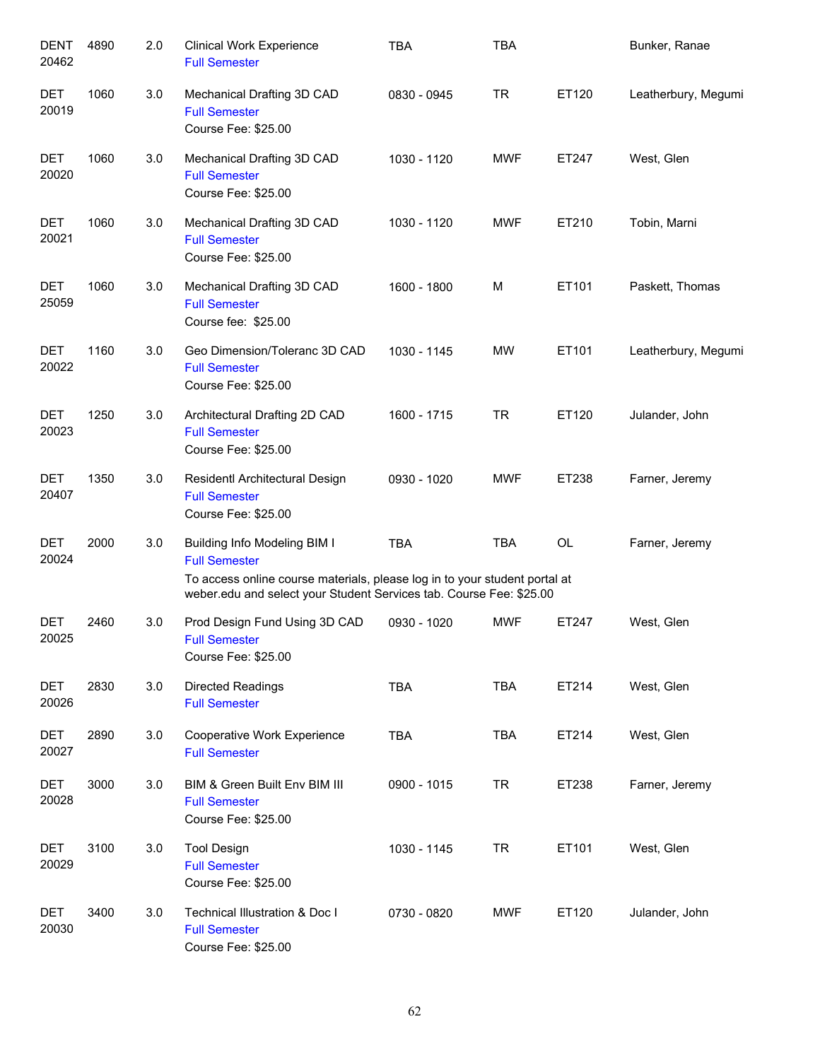| Course | Number | Credits | Title | Time | Days | Room | Instructor |
|---|---|---|---|---|---|---|---|
| DENT 20462 | 4890 | 2.0 | Clinical Work Experience<br>Full Semester | TBA | TBA | | Bunker, Ranae |
| DET 20019 | 1060 | 3.0 | Mechanical Drafting 3D CAD<br>Full Semester<br>Course Fee: $25.00 | 0830 - 0945 | TR | ET120 | Leatherbury, Megumi |
| DET 20020 | 1060 | 3.0 | Mechanical Drafting 3D CAD<br>Full Semester<br>Course Fee: $25.00 | 1030 - 1120 | MWF | ET247 | West, Glen |
| DET 20021 | 1060 | 3.0 | Mechanical Drafting 3D CAD<br>Full Semester<br>Course Fee: $25.00 | 1030 - 1120 | MWF | ET210 | Tobin, Marni |
| DET 25059 | 1060 | 3.0 | Mechanical Drafting 3D CAD<br>Full Semester<br>Course fee: $25.00 | 1600 - 1800 | M | ET101 | Paskett, Thomas |
| DET 20022 | 1160 | 3.0 | Geo Dimension/Toleranc 3D CAD<br>Full Semester<br>Course Fee: $25.00 | 1030 - 1145 | MW | ET101 | Leatherbury, Megumi |
| DET 20023 | 1250 | 3.0 | Architectural Drafting 2D CAD<br>Full Semester<br>Course Fee: $25.00 | 1600 - 1715 | TR | ET120 | Julander, John |
| DET 20407 | 1350 | 3.0 | Residentl Architectural Design<br>Full Semester<br>Course Fee: $25.00 | 0930 - 1020 | MWF | ET238 | Farner, Jeremy |
| DET 20024 | 2000 | 3.0 | Building Info Modeling BIM I<br>Full Semester<br>To access online course materials, please log in to your student portal at weber.edu and select your Student Services tab. Course Fee: $25.00 | TBA | TBA | OL | Farner, Jeremy |
| DET 20025 | 2460 | 3.0 | Prod Design Fund Using 3D CAD<br>Full Semester<br>Course Fee: $25.00 | 0930 - 1020 | MWF | ET247 | West, Glen |
| DET 20026 | 2830 | 3.0 | Directed Readings<br>Full Semester | TBA | TBA | ET214 | West, Glen |
| DET 20027 | 2890 | 3.0 | Cooperative Work Experience<br>Full Semester | TBA | TBA | ET214 | West, Glen |
| DET 20028 | 3000 | 3.0 | BIM & Green Built Env BIM III<br>Full Semester<br>Course Fee: $25.00 | 0900 - 1015 | TR | ET238 | Farner, Jeremy |
| DET 20029 | 3100 | 3.0 | Tool Design<br>Full Semester<br>Course Fee: $25.00 | 1030 - 1145 | TR | ET101 | West, Glen |
| DET 20030 | 3400 | 3.0 | Technical Illustration & Doc I<br>Full Semester<br>Course Fee: $25.00 | 0730 - 0820 | MWF | ET120 | Julander, John |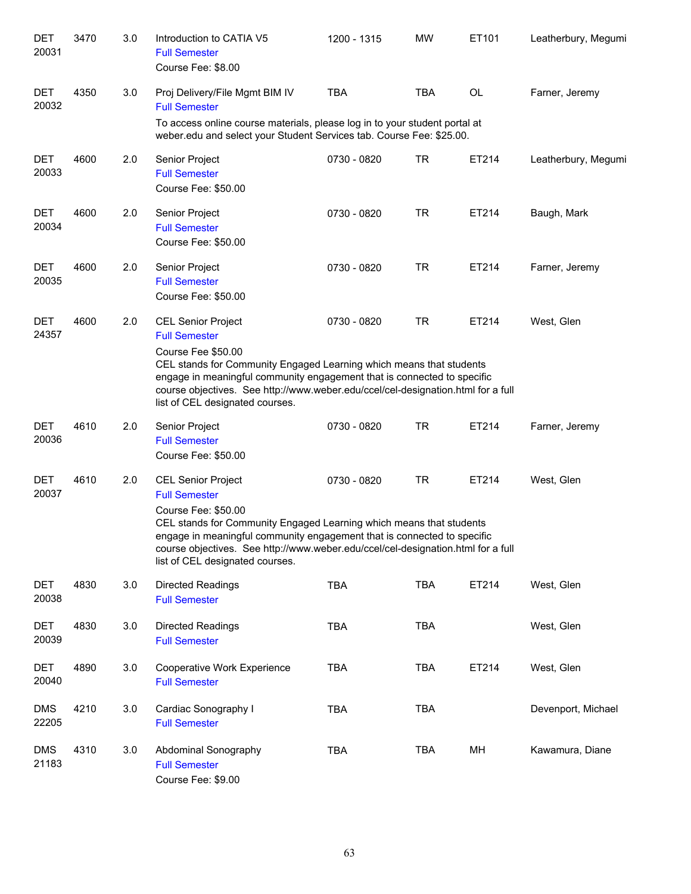| Subject / CRN | Course | Credits | Title | Time | Days | Room | Instructor |
|---|---|---|---|---|---|---|---|
| DET 20031 | 3470 | 3.0 | Introduction to CATIA V5<br>Full Semester<br>Course Fee: $8.00 | 1200 - 1315 | MW | ET101 | Leatherbury, Megumi |
| DET 20032 | 4350 | 3.0 | Proj Delivery/File Mgmt BIM IV<br>Full Semester<br>To access online course materials, please log in to your student portal at weber.edu and select your Student Services tab. Course Fee: $25.00. | TBA | TBA | OL | Farner, Jeremy |
| DET 20033 | 4600 | 2.0 | Senior Project<br>Full Semester<br>Course Fee: $50.00 | 0730 - 0820 | TR | ET214 | Leatherbury, Megumi |
| DET 20034 | 4600 | 2.0 | Senior Project<br>Full Semester<br>Course Fee: $50.00 | 0730 - 0820 | TR | ET214 | Baugh, Mark |
| DET 20035 | 4600 | 2.0 | Senior Project<br>Full Semester<br>Course Fee: $50.00 | 0730 - 0820 | TR | ET214 | Farner, Jeremy |
| DET 24357 | 4600 | 2.0 | CEL Senior Project<br>Full Semester<br>Course Fee $50.00<br>CEL stands for Community Engaged Learning which means that students engage in meaningful community engagement that is connected to specific course objectives. See http://www.weber.edu/ccel/cel-designation.html for a full list of CEL designated courses. | 0730 - 0820 | TR | ET214 | West, Glen |
| DET 20036 | 4610 | 2.0 | Senior Project<br>Full Semester<br>Course Fee: $50.00 | 0730 - 0820 | TR | ET214 | Farner, Jeremy |
| DET 20037 | 4610 | 2.0 | CEL Senior Project<br>Full Semester<br>Course Fee: $50.00<br>CEL stands for Community Engaged Learning which means that students engage in meaningful community engagement that is connected to specific course objectives. See http://www.weber.edu/ccel/cel-designation.html for a full list of CEL designated courses. | 0730 - 0820 | TR | ET214 | West, Glen |
| DET 20038 | 4830 | 3.0 | Directed Readings<br>Full Semester | TBA | TBA | ET214 | West, Glen |
| DET 20039 | 4830 | 3.0 | Directed Readings<br>Full Semester | TBA | TBA | | West, Glen |
| DET 20040 | 4890 | 3.0 | Cooperative Work Experience<br>Full Semester | TBA | TBA | ET214 | West, Glen |
| DMS 22205 | 4210 | 3.0 | Cardiac Sonography I<br>Full Semester | TBA | TBA | | Devenport, Michael |
| DMS 21183 | 4310 | 3.0 | Abdominal Sonography<br>Full Semester<br>Course Fee: $9.00 | TBA | TBA | MH | Kawamura, Diane |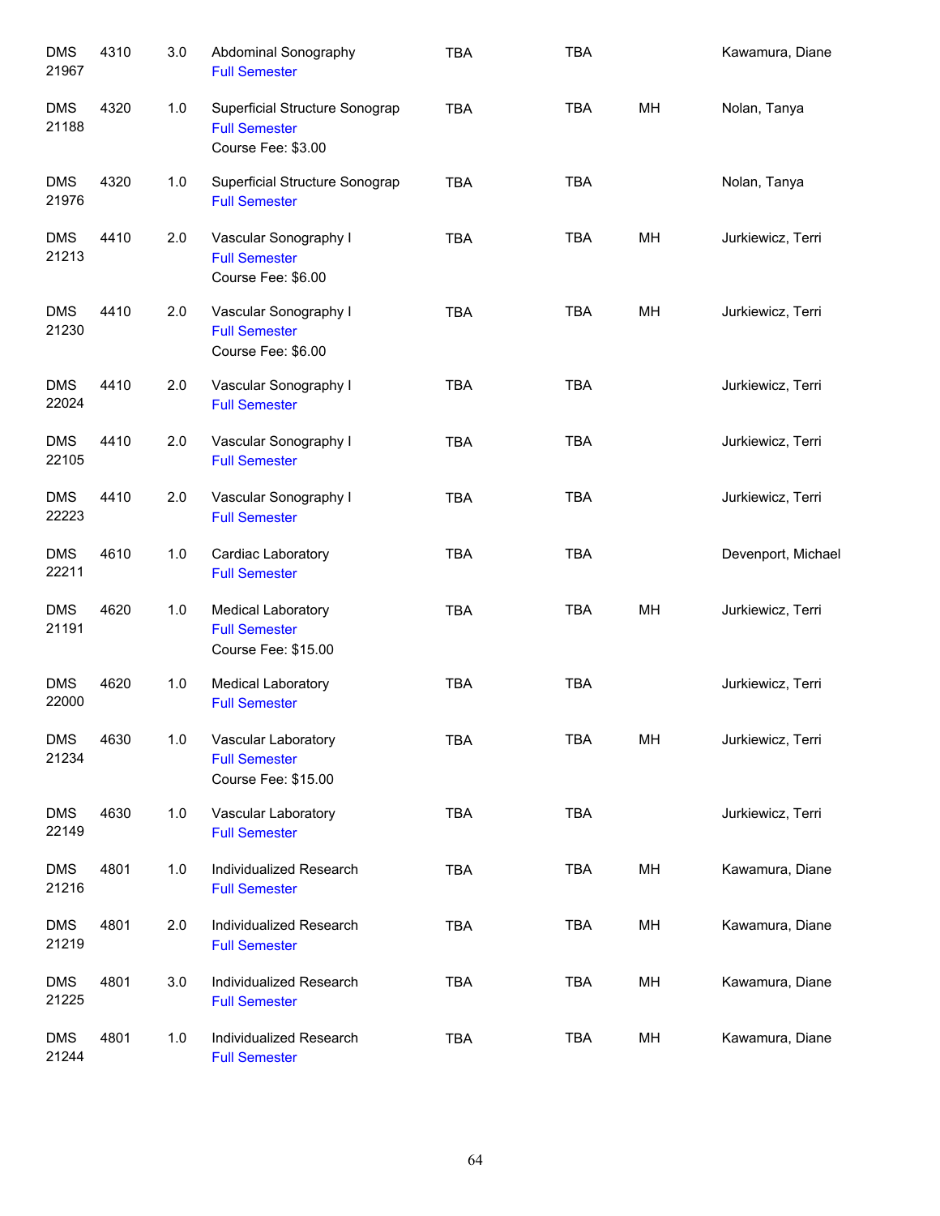| | | | | | | | |
|---|---|---|---|---|---|---|---|
| DMS 21967 | 4310 | 3.0 | Abdominal Sonography<br>Full Semester | TBA | TBA | | Kawamura, Diane |
| DMS 21188 | 4320 | 1.0 | Superficial Structure Sonograp<br>Full Semester<br>Course Fee: $3.00 | TBA | TBA | MH | Nolan, Tanya |
| DMS 21976 | 4320 | 1.0 | Superficial Structure Sonograp<br>Full Semester | TBA | TBA | | Nolan, Tanya |
| DMS 21213 | 4410 | 2.0 | Vascular Sonography I<br>Full Semester<br>Course Fee: $6.00 | TBA | TBA | MH | Jurkiewicz, Terri |
| DMS 21230 | 4410 | 2.0 | Vascular Sonography I<br>Full Semester<br>Course Fee: $6.00 | TBA | TBA | MH | Jurkiewicz, Terri |
| DMS 22024 | 4410 | 2.0 | Vascular Sonography I<br>Full Semester | TBA | TBA | | Jurkiewicz, Terri |
| DMS 22105 | 4410 | 2.0 | Vascular Sonography I<br>Full Semester | TBA | TBA | | Jurkiewicz, Terri |
| DMS 22223 | 4410 | 2.0 | Vascular Sonography I<br>Full Semester | TBA | TBA | | Jurkiewicz, Terri |
| DMS 22211 | 4610 | 1.0 | Cardiac Laboratory<br>Full Semester | TBA | TBA | | Devenport, Michael |
| DMS 21191 | 4620 | 1.0 | Medical Laboratory<br>Full Semester<br>Course Fee: $15.00 | TBA | TBA | MH | Jurkiewicz, Terri |
| DMS 22000 | 4620 | 1.0 | Medical Laboratory<br>Full Semester | TBA | TBA | | Jurkiewicz, Terri |
| DMS 21234 | 4630 | 1.0 | Vascular Laboratory<br>Full Semester<br>Course Fee: $15.00 | TBA | TBA | MH | Jurkiewicz, Terri |
| DMS 22149 | 4630 | 1.0 | Vascular Laboratory<br>Full Semester | TBA | TBA | | Jurkiewicz, Terri |
| DMS 21216 | 4801 | 1.0 | Individualized Research<br>Full Semester | TBA | TBA | MH | Kawamura, Diane |
| DMS 21219 | 4801 | 2.0 | Individualized Research<br>Full Semester | TBA | TBA | MH | Kawamura, Diane |
| DMS 21225 | 4801 | 3.0 | Individualized Research<br>Full Semester | TBA | TBA | MH | Kawamura, Diane |
| DMS 21244 | 4801 | 1.0 | Individualized Research<br>Full Semester | TBA | TBA | MH | Kawamura, Diane |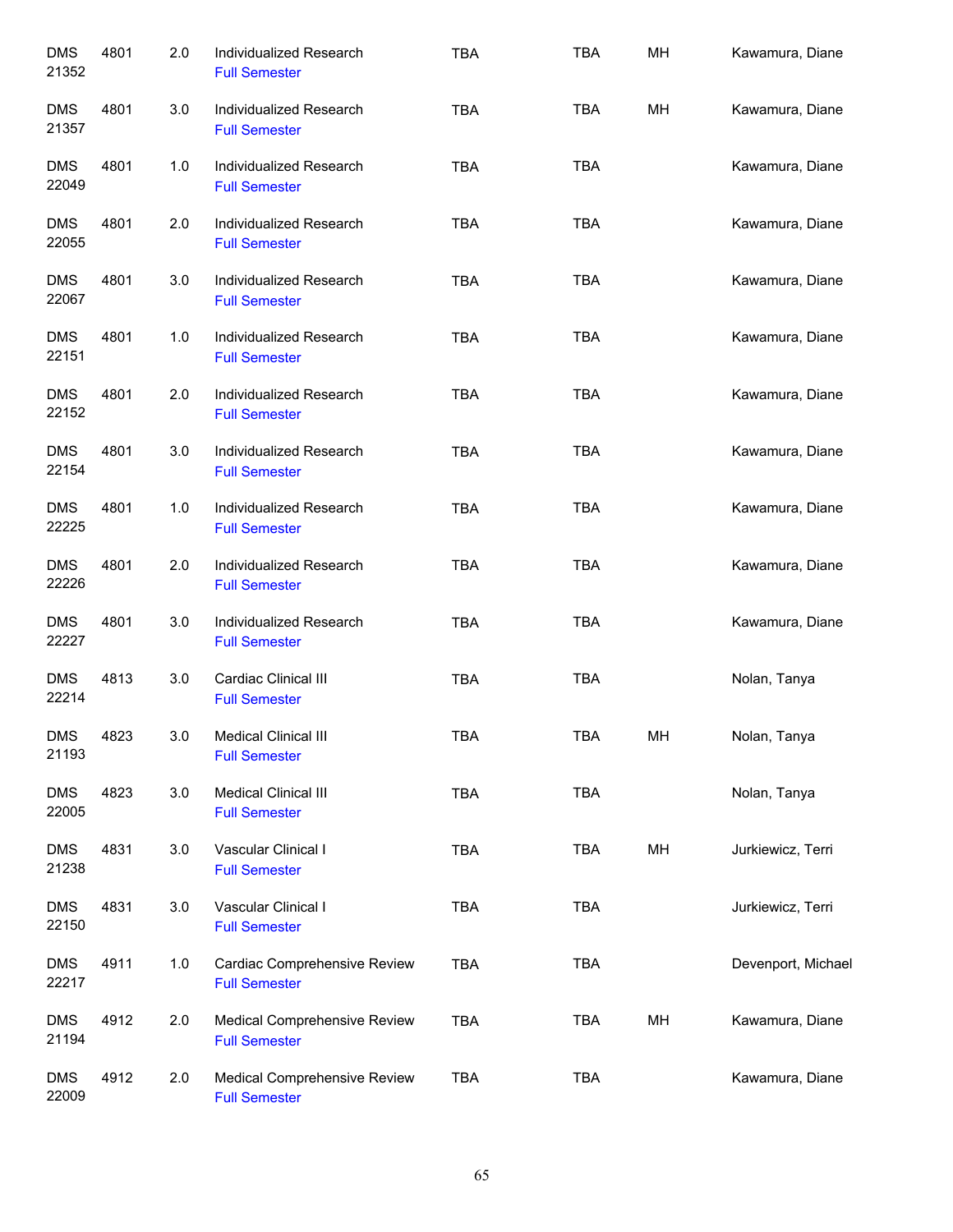| | | | | | | | |
|---|---|---|---|---|---|---|---|
| DMS 21352 | 4801 | 2.0 | Individualized Research<br>Full Semester | TBA | TBA | MH | Kawamura, Diane |
| DMS 21357 | 4801 | 3.0 | Individualized Research<br>Full Semester | TBA | TBA | MH | Kawamura, Diane |
| DMS 22049 | 4801 | 1.0 | Individualized Research<br>Full Semester | TBA | TBA | | Kawamura, Diane |
| DMS 22055 | 4801 | 2.0 | Individualized Research<br>Full Semester | TBA | TBA | | Kawamura, Diane |
| DMS 22067 | 4801 | 3.0 | Individualized Research<br>Full Semester | TBA | TBA | | Kawamura, Diane |
| DMS 22151 | 4801 | 1.0 | Individualized Research<br>Full Semester | TBA | TBA | | Kawamura, Diane |
| DMS 22152 | 4801 | 2.0 | Individualized Research<br>Full Semester | TBA | TBA | | Kawamura, Diane |
| DMS 22154 | 4801 | 3.0 | Individualized Research<br>Full Semester | TBA | TBA | | Kawamura, Diane |
| DMS 22225 | 4801 | 1.0 | Individualized Research<br>Full Semester | TBA | TBA | | Kawamura, Diane |
| DMS 22226 | 4801 | 2.0 | Individualized Research<br>Full Semester | TBA | TBA | | Kawamura, Diane |
| DMS 22227 | 4801 | 3.0 | Individualized Research<br>Full Semester | TBA | TBA | | Kawamura, Diane |
| DMS 22214 | 4813 | 3.0 | Cardiac Clinical III<br>Full Semester | TBA | TBA | | Nolan, Tanya |
| DMS 21193 | 4823 | 3.0 | Medical Clinical III<br>Full Semester | TBA | TBA | MH | Nolan, Tanya |
| DMS 22005 | 4823 | 3.0 | Medical Clinical III<br>Full Semester | TBA | TBA | | Nolan, Tanya |
| DMS 21238 | 4831 | 3.0 | Vascular Clinical I<br>Full Semester | TBA | TBA | MH | Jurkiewicz, Terri |
| DMS 22150 | 4831 | 3.0 | Vascular Clinical I<br>Full Semester | TBA | TBA | | Jurkiewicz, Terri |
| DMS 22217 | 4911 | 1.0 | Cardiac Comprehensive Review<br>Full Semester | TBA | TBA | | Devenport, Michael |
| DMS 21194 | 4912 | 2.0 | Medical Comprehensive Review<br>Full Semester | TBA | TBA | MH | Kawamura, Diane |
| DMS 22009 | 4912 | 2.0 | Medical Comprehensive Review<br>Full Semester | TBA | TBA | | Kawamura, Diane |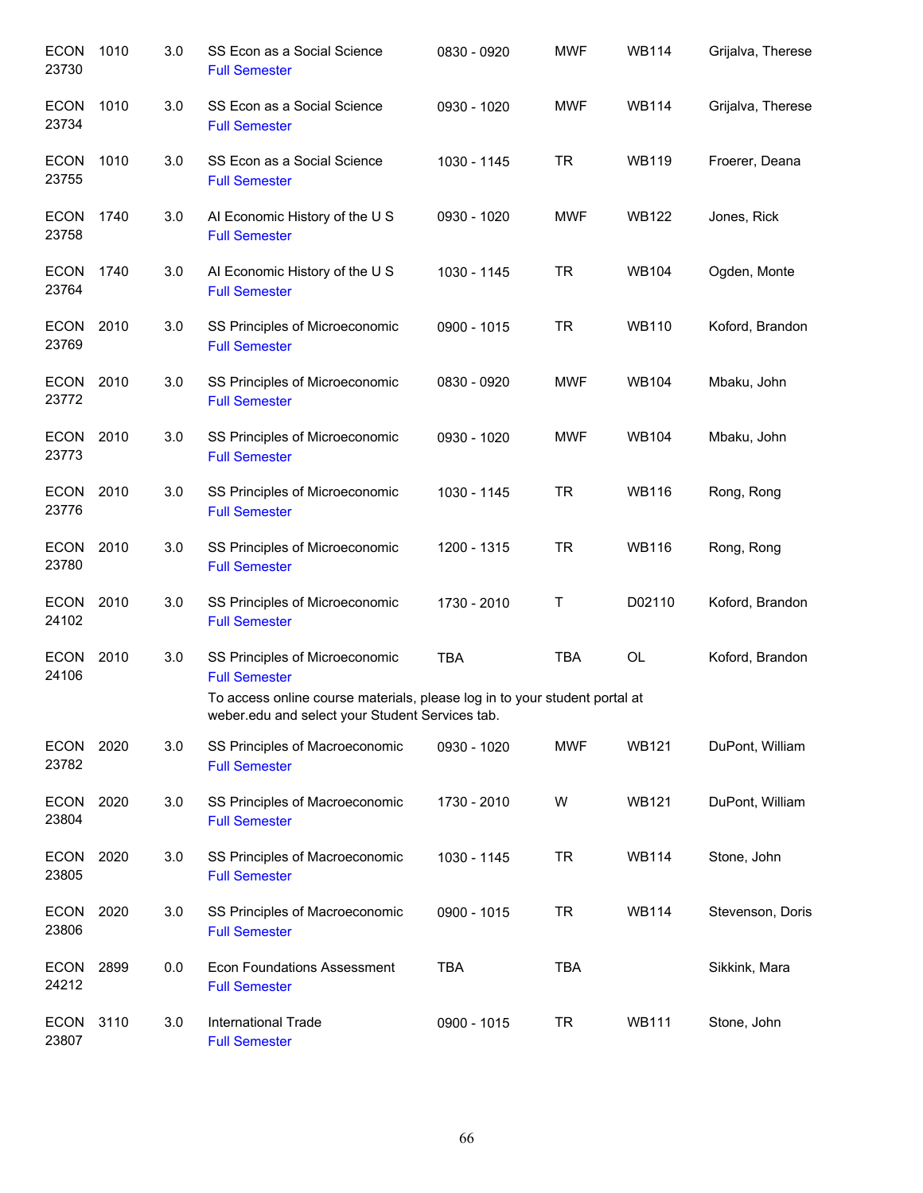| Subject/CRN | Course | Credits | Title | Time | Days | Room | Instructor |
|---|---|---|---|---|---|---|---|
| ECON 23730 | 1010 | 3.0 | SS Econ as a Social Science<br>Full Semester | 0830 - 0920 | MWF | WB114 | Grijalva, Therese |
| ECON 23734 | 1010 | 3.0 | SS Econ as a Social Science<br>Full Semester | 0930 - 1020 | MWF | WB114 | Grijalva, Therese |
| ECON 23755 | 1010 | 3.0 | SS Econ as a Social Science<br>Full Semester | 1030 - 1145 | TR | WB119 | Froerer, Deana |
| ECON 23758 | 1740 | 3.0 | AI Economic History of the U S<br>Full Semester | 0930 - 1020 | MWF | WB122 | Jones, Rick |
| ECON 23764 | 1740 | 3.0 | AI Economic History of the U S<br>Full Semester | 1030 - 1145 | TR | WB104 | Ogden, Monte |
| ECON 23769 | 2010 | 3.0 | SS Principles of Microeconomic<br>Full Semester | 0900 - 1015 | TR | WB110 | Koford, Brandon |
| ECON 23772 | 2010 | 3.0 | SS Principles of Microeconomic<br>Full Semester | 0830 - 0920 | MWF | WB104 | Mbaku, John |
| ECON 23773 | 2010 | 3.0 | SS Principles of Microeconomic<br>Full Semester | 0930 - 1020 | MWF | WB104 | Mbaku, John |
| ECON 23776 | 2010 | 3.0 | SS Principles of Microeconomic<br>Full Semester | 1030 - 1145 | TR | WB116 | Rong, Rong |
| ECON 23780 | 2010 | 3.0 | SS Principles of Microeconomic<br>Full Semester | 1200 - 1315 | TR | WB116 | Rong, Rong |
| ECON 24102 | 2010 | 3.0 | SS Principles of Microeconomic<br>Full Semester | 1730 - 2010 | T | D02110 | Koford, Brandon |
| ECON 24106 | 2010 | 3.0 | SS Principles of Microeconomic<br>Full Semester<br>To access online course materials, please log in to your student portal at weber.edu and select your Student Services tab. | TBA | TBA | OL | Koford, Brandon |
| ECON 23782 | 2020 | 3.0 | SS Principles of Macroeconomic<br>Full Semester | 0930 - 1020 | MWF | WB121 | DuPont, William |
| ECON 23804 | 2020 | 3.0 | SS Principles of Macroeconomic<br>Full Semester | 1730 - 2010 | W | WB121 | DuPont, William |
| ECON 23805 | 2020 | 3.0 | SS Principles of Macroeconomic<br>Full Semester | 1030 - 1145 | TR | WB114 | Stone, John |
| ECON 23806 | 2020 | 3.0 | SS Principles of Macroeconomic<br>Full Semester | 0900 - 1015 | TR | WB114 | Stevenson, Doris |
| ECON 24212 | 2899 | 0.0 | Econ Foundations Assessment<br>Full Semester | TBA | TBA | | Sikkink, Mara |
| ECON 23807 | 3110 | 3.0 | International Trade<br>Full Semester | 0900 - 1015 | TR | WB111 | Stone, John |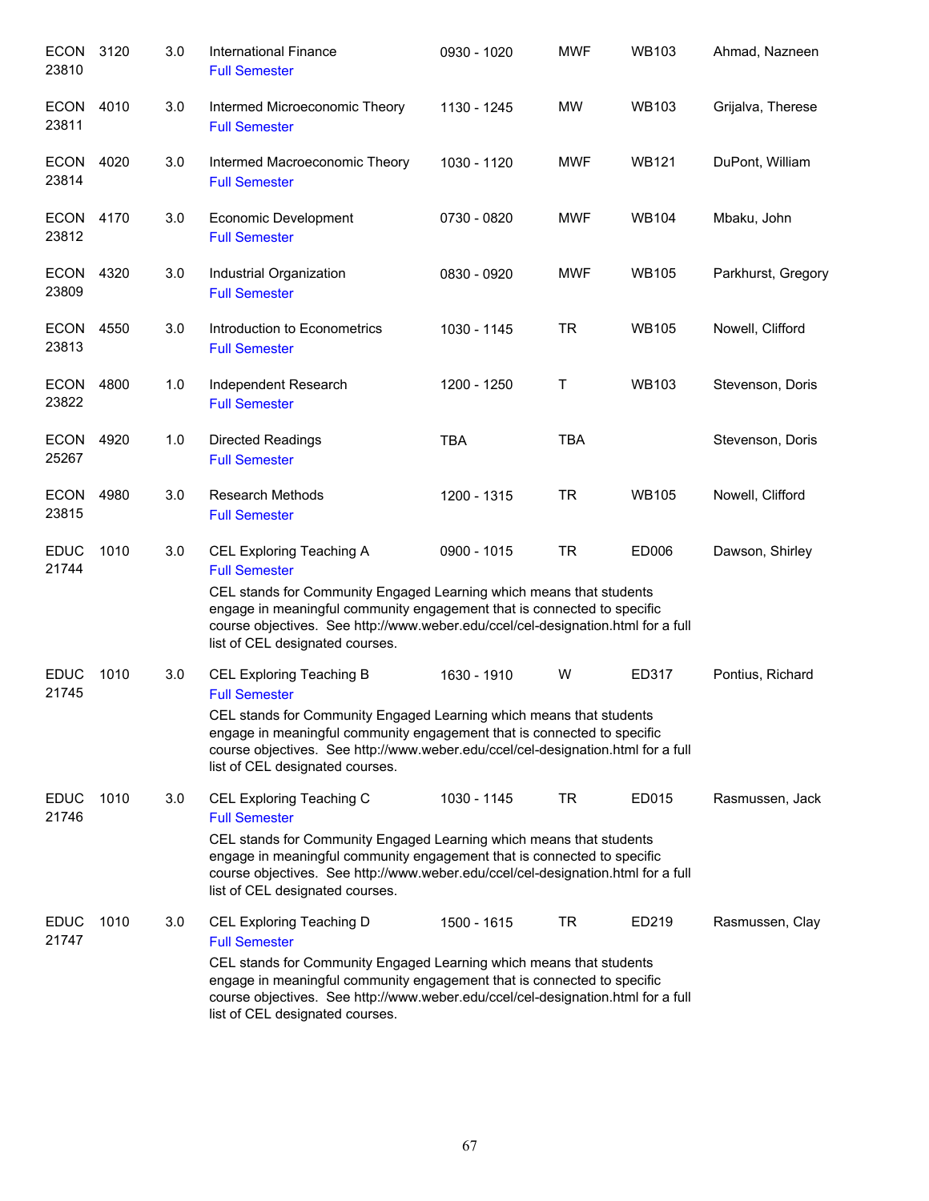| Subject / CRN | Course | Credits | Title | Time | Days | Room | Instructor |
|---|---|---|---|---|---|---|---|
| ECON 23810 | 3120 | 3.0 | International Finance<br>Full Semester | 0930 - 1020 | MWF | WB103 | Ahmad, Nazneen |
| ECON 23811 | 4010 | 3.0 | Intermed Microeconomic Theory<br>Full Semester | 1130 - 1245 | MW | WB103 | Grijalva, Therese |
| ECON 23814 | 4020 | 3.0 | Intermed Macroeconomic Theory<br>Full Semester | 1030 - 1120 | MWF | WB121 | DuPont, William |
| ECON 23812 | 4170 | 3.0 | Economic Development<br>Full Semester | 0730 - 0820 | MWF | WB104 | Mbaku, John |
| ECON 23809 | 4320 | 3.0 | Industrial Organization<br>Full Semester | 0830 - 0920 | MWF | WB105 | Parkhurst, Gregory |
| ECON 23813 | 4550 | 3.0 | Introduction to Econometrics<br>Full Semester | 1030 - 1145 | TR | WB105 | Nowell, Clifford |
| ECON 23822 | 4800 | 1.0 | Independent Research<br>Full Semester | 1200 - 1250 | T | WB103 | Stevenson, Doris |
| ECON 25267 | 4920 | 1.0 | Directed Readings<br>Full Semester | TBA | TBA | | Stevenson, Doris |
| ECON 23815 | 4980 | 3.0 | Research Methods<br>Full Semester | 1200 - 1315 | TR | WB105 | Nowell, Clifford |
| EDUC 21744 | 1010 | 3.0 | CEL Exploring Teaching A<br>Full Semester<br>CEL stands for Community Engaged Learning which means that students engage in meaningful community engagement that is connected to specific course objectives. See http://www.weber.edu/ccel/cel-designation.html for a full list of CEL designated courses. | 0900 - 1015 | TR | ED006 | Dawson, Shirley |
| EDUC 21745 | 1010 | 3.0 | CEL Exploring Teaching B<br>Full Semester<br>CEL stands for Community Engaged Learning which means that students engage in meaningful community engagement that is connected to specific course objectives. See http://www.weber.edu/ccel/cel-designation.html for a full list of CEL designated courses. | 1630 - 1910 | W | ED317 | Pontius, Richard |
| EDUC 21746 | 1010 | 3.0 | CEL Exploring Teaching C<br>Full Semester<br>CEL stands for Community Engaged Learning which means that students engage in meaningful community engagement that is connected to specific course objectives. See http://www.weber.edu/ccel/cel-designation.html for a full list of CEL designated courses. | 1030 - 1145 | TR | ED015 | Rasmussen, Jack |
| EDUC 21747 | 1010 | 3.0 | CEL Exploring Teaching D<br>Full Semester<br>CEL stands for Community Engaged Learning which means that students engage in meaningful community engagement that is connected to specific course objectives. See http://www.weber.edu/ccel/cel-designation.html for a full list of CEL designated courses. | 1500 - 1615 | TR | ED219 | Rasmussen, Clay |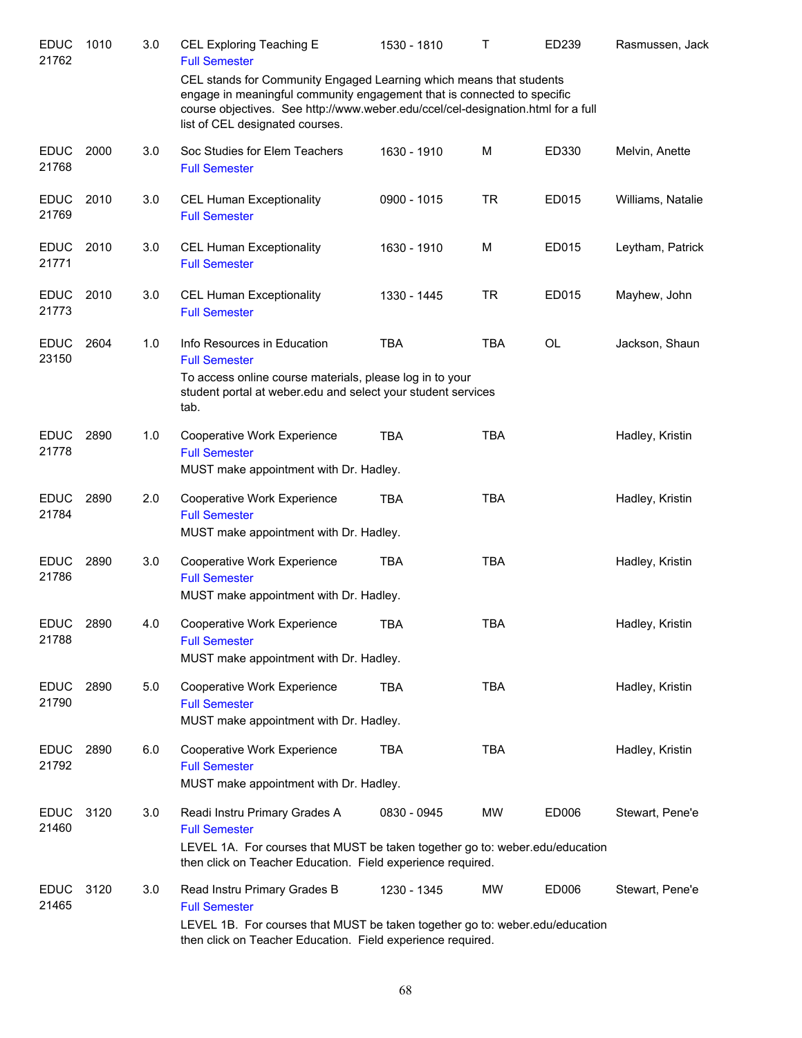| | | | | | | | |
|---|---|---|---|---|---|---|---|
| EDUC 21762 | 1010 | 3.0 | CEL Exploring Teaching E<br>Full Semester<br>CEL stands for Community Engaged Learning which means that students engage in meaningful community engagement that is connected to specific course objectives. See http://www.weber.edu/ccel/cel-designation.html for a full list of CEL designated courses. | 1530 - 1810 | T | ED239 | Rasmussen, Jack |
| EDUC 21768 | 2000 | 3.0 | Soc Studies for Elem Teachers<br>Full Semester | 1630 - 1910 | M | ED330 | Melvin, Anette |
| EDUC 21769 | 2010 | 3.0 | CEL Human Exceptionality<br>Full Semester | 0900 - 1015 | TR | ED015 | Williams, Natalie |
| EDUC 21771 | 2010 | 3.0 | CEL Human Exceptionality<br>Full Semester | 1630 - 1910 | M | ED015 | Leytham, Patrick |
| EDUC 21773 | 2010 | 3.0 | CEL Human Exceptionality<br>Full Semester | 1330 - 1445 | TR | ED015 | Mayhew, John |
| EDUC 23150 | 2604 | 1.0 | Info Resources in Education<br>Full Semester<br>To access online course materials, please log in to your student portal at weber.edu and select your student services tab. | TBA | TBA | OL | Jackson, Shaun |
| EDUC 21778 | 2890 | 1.0 | Cooperative Work Experience<br>Full Semester<br>MUST make appointment with Dr. Hadley. | TBA | TBA | | Hadley, Kristin |
| EDUC 21784 | 2890 | 2.0 | Cooperative Work Experience<br>Full Semester<br>MUST make appointment with Dr. Hadley. | TBA | TBA | | Hadley, Kristin |
| EDUC 21786 | 2890 | 3.0 | Cooperative Work Experience<br>Full Semester<br>MUST make appointment with Dr. Hadley. | TBA | TBA | | Hadley, Kristin |
| EDUC 21788 | 2890 | 4.0 | Cooperative Work Experience<br>Full Semester<br>MUST make appointment with Dr. Hadley. | TBA | TBA | | Hadley, Kristin |
| EDUC 21790 | 2890 | 5.0 | Cooperative Work Experience<br>Full Semester<br>MUST make appointment with Dr. Hadley. | TBA | TBA | | Hadley, Kristin |
| EDUC 21792 | 2890 | 6.0 | Cooperative Work Experience<br>Full Semester<br>MUST make appointment with Dr. Hadley. | TBA | TBA | | Hadley, Kristin |
| EDUC 21460 | 3120 | 3.0 | Readi Instru Primary Grades A<br>Full Semester<br>LEVEL 1A. For courses that MUST be taken together go to: weber.edu/education then click on Teacher Education. Field experience required. | 0830 - 0945 | MW | ED006 | Stewart, Pene'e |
| EDUC 21465 | 3120 | 3.0 | Read Instru Primary Grades B<br>Full Semester<br>LEVEL 1B. For courses that MUST be taken together go to: weber.edu/education then click on Teacher Education. Field experience required. | 1230 - 1345 | MW | ED006 | Stewart, Pene'e |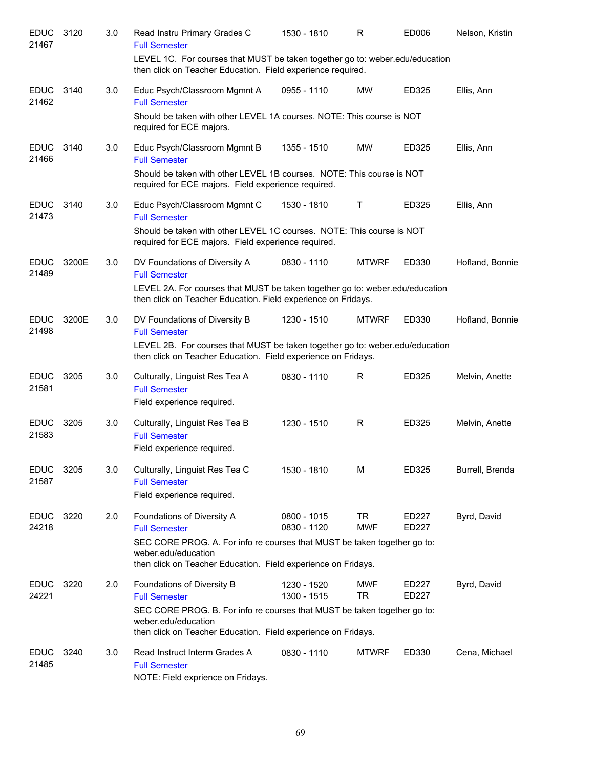| | | | | | | | |
|---|---|---|---|---|---|---|---|
| EDUC 21467 | 3120 | 3.0 | Read Instru Primary Grades C<br>Full Semester<br>LEVEL 1C. For courses that MUST be taken together go to: weber.edu/education then click on Teacher Education. Field experience required. | 1530 - 1810 | R | ED006 | Nelson, Kristin |
| EDUC 21462 | 3140 | 3.0 | Educ Psych/Classroom Mgmnt A<br>Full Semester<br>Should be taken with other LEVEL 1A courses. NOTE: This course is NOT required for ECE majors. | 0955 - 1110 | MW | ED325 | Ellis, Ann |
| EDUC 21466 | 3140 | 3.0 | Educ Psych/Classroom Mgmnt B<br>Full Semester<br>Should be taken with other LEVEL 1B courses. NOTE: This course is NOT required for ECE majors. Field experience required. | 1355 - 1510 | MW | ED325 | Ellis, Ann |
| EDUC 21473 | 3140 | 3.0 | Educ Psych/Classroom Mgmnt C<br>Full Semester<br>Should be taken with other LEVEL 1C courses. NOTE: This course is NOT required for ECE majors. Field experience required. | 1530 - 1810 | T | ED325 | Ellis, Ann |
| EDUC 21489 | 3200E | 3.0 | DV Foundations of Diversity A<br>Full Semester<br>LEVEL 2A. For courses that MUST be taken together go to: weber.edu/education then click on Teacher Education. Field experience on Fridays. | 0830 - 1110 | MTWRF | ED330 | Hofland, Bonnie |
| EDUC 21498 | 3200E | 3.0 | DV Foundations of Diversity B<br>Full Semester<br>LEVEL 2B. For courses that MUST be taken together go to: weber.edu/education then click on Teacher Education. Field experience on Fridays. | 1230 - 1510 | MTWRF | ED330 | Hofland, Bonnie |
| EDUC 21581 | 3205 | 3.0 | Culturally, Linguist Res Tea A<br>Full Semester<br>Field experience required. | 0830 - 1110 | R | ED325 | Melvin, Anette |
| EDUC 21583 | 3205 | 3.0 | Culturally, Linguist Res Tea B<br>Full Semester<br>Field experience required. | 1230 - 1510 | R | ED325 | Melvin, Anette |
| EDUC 21587 | 3205 | 3.0 | Culturally, Linguist Res Tea C<br>Full Semester<br>Field experience required. | 1530 - 1810 | M | ED325 | Burrell, Brenda |
| EDUC 24218 | 3220 | 2.0 | Foundations of Diversity A<br>Full Semester<br>SEC CORE PROG. A. For info re courses that MUST be taken together go to: weber.edu/education<br>then click on Teacher Education. Field experience on Fridays. | 0800 - 1015<br>0830 - 1120 | TR<br>MWF | ED227<br>ED227 | Byrd, David |
| EDUC 24221 | 3220 | 2.0 | Foundations of Diversity B<br>Full Semester<br>SEC CORE PROG. B. For info re courses that MUST be taken together go to: weber.edu/education<br>then click on Teacher Education. Field experience on Fridays. | 1230 - 1520<br>1300 - 1515 | MWF<br>TR | ED227<br>ED227 | Byrd, David |
| EDUC 21485 | 3240 | 3.0 | Read Instruct Interm Grades A<br>Full Semester<br>NOTE: Field exprience on Fridays. | 0830 - 1110 | MTWRF | ED330 | Cena, Michael |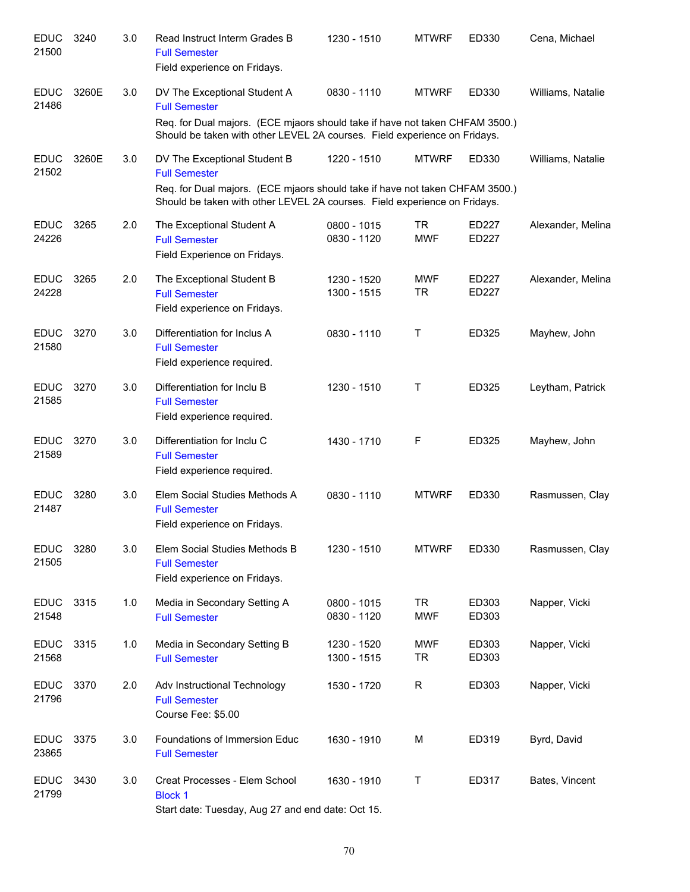| Subject / CRN | Course | Credits | Title | Time | Days | Room | Instructor |
|---|---|---|---|---|---|---|---|
| EDUC 21500 | 3240 | 3.0 | Read Instruct Interm Grades B<br>Full Semester<br>Field experience on Fridays. | 1230 - 1510 | MTWRF | ED330 | Cena, Michael |
| EDUC 21486 | 3260E | 3.0 | DV The Exceptional Student A<br>Full Semester<br>Req. for Dual majors. (ECE mjaors should take if have not taken CHFAM 3500.) Should be taken with other LEVEL 2A courses. Field experience on Fridays. | 0830 - 1110 | MTWRF | ED330 | Williams, Natalie |
| EDUC 21502 | 3260E | 3.0 | DV The Exceptional Student B<br>Full Semester<br>Req. for Dual majors. (ECE mjaors should take if have not taken CHFAM 3500.) Should be taken with other LEVEL 2A courses. Field experience on Fridays. | 1220 - 1510 | MTWRF | ED330 | Williams, Natalie |
| EDUC 24226 | 3265 | 2.0 | The Exceptional Student A<br>Full Semester<br>Field Experience on Fridays. | 0800 - 1015<br>0830 - 1120 | TR<br>MWF | ED227<br>ED227 | Alexander, Melina |
| EDUC 24228 | 3265 | 2.0 | The Exceptional Student B<br>Full Semester<br>Field experience on Fridays. | 1230 - 1520<br>1300 - 1515 | MWF<br>TR | ED227<br>ED227 | Alexander, Melina |
| EDUC 21580 | 3270 | 3.0 | Differentiation for Inclus A<br>Full Semester<br>Field experience required. | 0830 - 1110 | T | ED325 | Mayhew, John |
| EDUC 21585 | 3270 | 3.0 | Differentiation for Inclu B<br>Full Semester<br>Field experience required. | 1230 - 1510 | T | ED325 | Leytham, Patrick |
| EDUC 21589 | 3270 | 3.0 | Differentiation for Inclu C<br>Full Semester<br>Field experience required. | 1430 - 1710 | F | ED325 | Mayhew, John |
| EDUC 21487 | 3280 | 3.0 | Elem Social Studies Methods A<br>Full Semester<br>Field experience on Fridays. | 0830 - 1110 | MTWRF | ED330 | Rasmussen, Clay |
| EDUC 21505 | 3280 | 3.0 | Elem Social Studies Methods B<br>Full Semester<br>Field experience on Fridays. | 1230 - 1510 | MTWRF | ED330 | Rasmussen, Clay |
| EDUC 21548 | 3315 | 1.0 | Media in Secondary Setting A<br>Full Semester | 0800 - 1015<br>0830 - 1120 | TR<br>MWF | ED303<br>ED303 | Napper, Vicki |
| EDUC 21568 | 3315 | 1.0 | Media in Secondary Setting B<br>Full Semester | 1230 - 1520<br>1300 - 1515 | MWF<br>TR | ED303<br>ED303 | Napper, Vicki |
| EDUC 21796 | 3370 | 2.0 | Adv Instructional Technology<br>Full Semester<br>Course Fee: $5.00 | 1530 - 1720 | R | ED303 | Napper, Vicki |
| EDUC 23865 | 3375 | 3.0 | Foundations of Immersion Educ<br>Full Semester | 1630 - 1910 | M | ED319 | Byrd, David |
| EDUC 21799 | 3430 | 3.0 | Creat Processes - Elem School<br>Block 1<br>Start date: Tuesday, Aug 27 and end date: Oct 15. | 1630 - 1910 | T | ED317 | Bates, Vincent |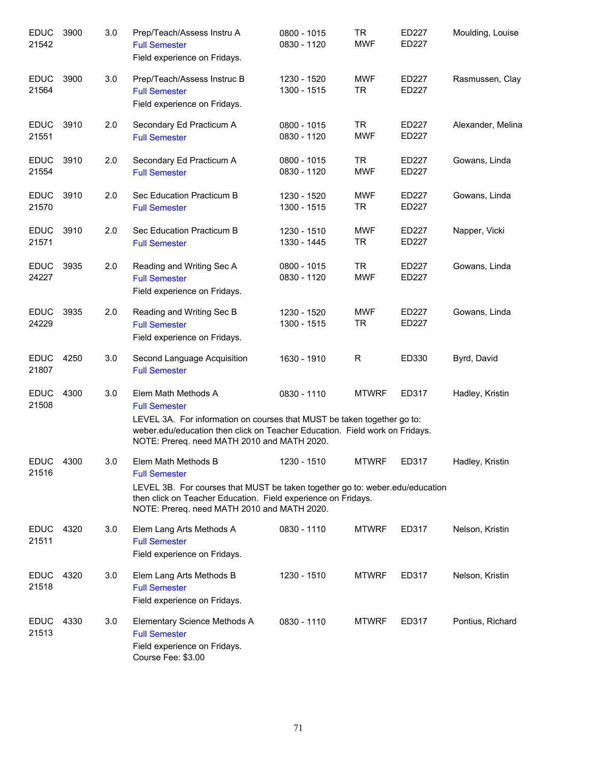| Subject / CRN | Course | Credits | Title | Time | Days | Room | Instructor |
|---|---|---|---|---|---|---|---|
| EDUC 21542 | 3900 | 3.0 | Prep/Teach/Assess Instru A<br>Full Semester<br>Field experience on Fridays. | 0800 - 1015<br>0830 - 1120 | TR<br>MWF | ED227<br>ED227 | Moulding, Louise |
| EDUC 21564 | 3900 | 3.0 | Prep/Teach/Assess Instruc B<br>Full Semester<br>Field experience on Fridays. | 1230 - 1520<br>1300 - 1515 | MWF<br>TR | ED227<br>ED227 | Rasmussen, Clay |
| EDUC 21551 | 3910 | 2.0 | Secondary Ed Practicum A<br>Full Semester | 0800 - 1015<br>0830 - 1120 | TR<br>MWF | ED227<br>ED227 | Alexander, Melina |
| EDUC 21554 | 3910 | 2.0 | Secondary Ed Practicum A<br>Full Semester | 0800 - 1015<br>0830 - 1120 | TR<br>MWF | ED227<br>ED227 | Gowans, Linda |
| EDUC 21570 | 3910 | 2.0 | Sec Education Practicum B<br>Full Semester | 1230 - 1520<br>1300 - 1515 | MWF<br>TR | ED227<br>ED227 | Gowans, Linda |
| EDUC 21571 | 3910 | 2.0 | Sec Education Practicum B<br>Full Semester | 1230 - 1510<br>1330 - 1445 | MWF<br>TR | ED227<br>ED227 | Napper, Vicki |
| EDUC 24227 | 3935 | 2.0 | Reading and Writing Sec A<br>Full Semester<br>Field experience on Fridays. | 0800 - 1015<br>0830 - 1120 | TR<br>MWF | ED227<br>ED227 | Gowans, Linda |
| EDUC 24229 | 3935 | 2.0 | Reading and Writing Sec B<br>Full Semester<br>Field experience on Fridays. | 1230 - 1520<br>1300 - 1515 | MWF<br>TR | ED227<br>ED227 | Gowans, Linda |
| EDUC 21807 | 4250 | 3.0 | Second Language Acquisition<br>Full Semester | 1630 - 1910 | R | ED330 | Byrd, David |
| EDUC 21508 | 4300 | 3.0 | Elem Math Methods A<br>Full Semester<br>LEVEL 3A. For information on courses that MUST be taken together go to: weber.edu/education then click on Teacher Education. Field work on Fridays. NOTE: Prereq. need MATH 2010 and MATH 2020. | 0830 - 1110 | MTWRF | ED317 | Hadley, Kristin |
| EDUC 21516 | 4300 | 3.0 | Elem Math Methods B<br>Full Semester<br>LEVEL 3B. For courses that MUST be taken together go to: weber.edu/education then click on Teacher Education. Field experience on Fridays. NOTE: Prereq. need MATH 2010 and MATH 2020. | 1230 - 1510 | MTWRF | ED317 | Hadley, Kristin |
| EDUC 21511 | 4320 | 3.0 | Elem Lang Arts Methods A<br>Full Semester<br>Field experience on Fridays. | 0830 - 1110 | MTWRF | ED317 | Nelson, Kristin |
| EDUC 21518 | 4320 | 3.0 | Elem Lang Arts Methods B<br>Full Semester<br>Field experience on Fridays. | 1230 - 1510 | MTWRF | ED317 | Nelson, Kristin |
| EDUC 21513 | 4330 | 3.0 | Elementary Science Methods A<br>Full Semester<br>Field experience on Fridays.<br>Course Fee: $3.00 | 0830 - 1110 | MTWRF | ED317 | Pontius, Richard |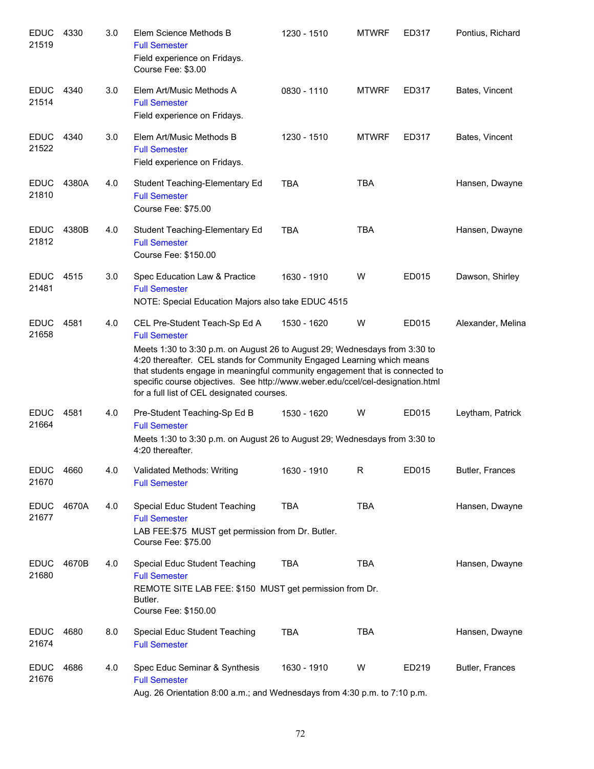| | | | | | | | |
|---|---|---|---|---|---|---|---|
| EDUC 21519 | 4330 | 3.0 | Elem Science Methods B<br>Full Semester<br>Field experience on Fridays.<br>Course Fee: $3.00 | 1230 - 1510 | MTWRF | ED317 | Pontius, Richard |
| EDUC 21514 | 4340 | 3.0 | Elem Art/Music Methods A<br>Full Semester<br>Field experience on Fridays. | 0830 - 1110 | MTWRF | ED317 | Bates, Vincent |
| EDUC 21522 | 4340 | 3.0 | Elem Art/Music Methods B<br>Full Semester<br>Field experience on Fridays. | 1230 - 1510 | MTWRF | ED317 | Bates, Vincent |
| EDUC 21810 | 4380A | 4.0 | Student Teaching-Elementary Ed<br>Full Semester<br>Course Fee: $75.00 | TBA | TBA | | Hansen, Dwayne |
| EDUC 21812 | 4380B | 4.0 | Student Teaching-Elementary Ed<br>Full Semester<br>Course Fee: $150.00 | TBA | TBA | | Hansen, Dwayne |
| EDUC 21481 | 4515 | 3.0 | Spec Education Law & Practice<br>Full Semester<br>NOTE: Special Education Majors also take EDUC 4515 | 1630 - 1910 | W | ED015 | Dawson, Shirley |
| EDUC 21658 | 4581 | 4.0 | CEL Pre-Student Teach-Sp Ed A<br>Full Semester<br>Meets 1:30 to 3:30 p.m. on August 26 to August 29; Wednesdays from 3:30 to 4:20 thereafter. CEL stands for Community Engaged Learning which means that students engage in meaningful community engagement that is connected to specific course objectives. See http://www.weber.edu/ccel/cel-designation.html for a full list of CEL designated courses. | 1530 - 1620 | W | ED015 | Alexander, Melina |
| EDUC 21664 | 4581 | 4.0 | Pre-Student Teaching-Sp Ed B<br>Full Semester<br>Meets 1:30 to 3:30 p.m. on August 26 to August 29; Wednesdays from 3:30 to 4:20 thereafter. | 1530 - 1620 | W | ED015 | Leytham, Patrick |
| EDUC 21670 | 4660 | 4.0 | Validated Methods: Writing<br>Full Semester | 1630 - 1910 | R | ED015 | Butler, Frances |
| EDUC 21677 | 4670A | 4.0 | Special Educ Student Teaching<br>Full Semester<br>LAB FEE:$75 MUST get permission from Dr. Butler.<br>Course Fee: $75.00 | TBA | TBA | | Hansen, Dwayne |
| EDUC 21680 | 4670B | 4.0 | Special Educ Student Teaching<br>Full Semester<br>REMOTE SITE LAB FEE: $150 MUST get permission from Dr. Butler.<br>Course Fee: $150.00 | TBA | TBA | | Hansen, Dwayne |
| EDUC 21674 | 4680 | 8.0 | Special Educ Student Teaching<br>Full Semester | TBA | TBA | | Hansen, Dwayne |
| EDUC 21676 | 4686 | 4.0 | Spec Educ Seminar & Synthesis<br>Full Semester<br>Aug. 26 Orientation 8:00 a.m.; and Wednesdays from 4:30 p.m. to 7:10 p.m. | 1630 - 1910 | W | ED219 | Butler, Frances |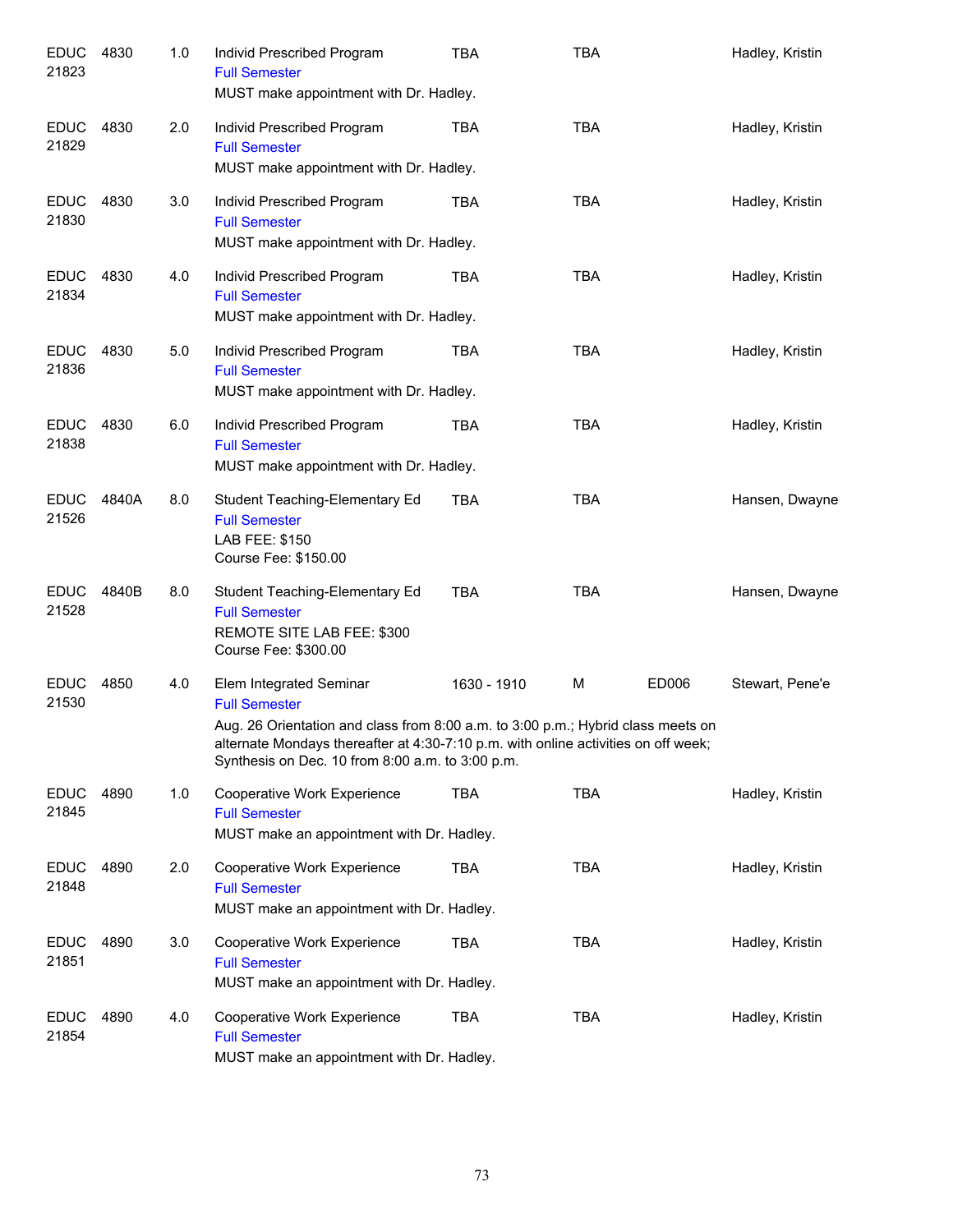| | | | | | | | |
|---|---|---|---|---|---|---|---|
| EDUC 21823 | 4830 | 1.0 | Individ Prescribed Program<br>Full Semester<br>MUST make appointment with Dr. Hadley. | TBA | TBA | | Hadley, Kristin |
| EDUC 21829 | 4830 | 2.0 | Individ Prescribed Program<br>Full Semester<br>MUST make appointment with Dr. Hadley. | TBA | TBA | | Hadley, Kristin |
| EDUC 21830 | 4830 | 3.0 | Individ Prescribed Program<br>Full Semester<br>MUST make appointment with Dr. Hadley. | TBA | TBA | | Hadley, Kristin |
| EDUC 21834 | 4830 | 4.0 | Individ Prescribed Program<br>Full Semester<br>MUST make appointment with Dr. Hadley. | TBA | TBA | | Hadley, Kristin |
| EDUC 21836 | 4830 | 5.0 | Individ Prescribed Program<br>Full Semester<br>MUST make appointment with Dr. Hadley. | TBA | TBA | | Hadley, Kristin |
| EDUC 21838 | 4830 | 6.0 | Individ Prescribed Program<br>Full Semester<br>MUST make appointment with Dr. Hadley. | TBA | TBA | | Hadley, Kristin |
| EDUC 21526 | 4840A | 8.0 | Student Teaching-Elementary Ed<br>Full Semester<br>LAB FEE: $150<br>Course Fee: $150.00 | TBA | TBA | | Hansen, Dwayne |
| EDUC 21528 | 4840B | 8.0 | Student Teaching-Elementary Ed<br>Full Semester<br>REMOTE SITE LAB FEE: $300<br>Course Fee: $300.00 | TBA | TBA | | Hansen, Dwayne |
| EDUC 21530 | 4850 | 4.0 | Elem Integrated Seminar<br>Full Semester<br>Aug. 26 Orientation and class from 8:00 a.m. to 3:00 p.m.; Hybrid class meets on alternate Mondays thereafter at 4:30-7:10 p.m. with online activities on off week; Synthesis on Dec. 10 from 8:00 a.m. to 3:00 p.m. | 1630 - 1910 | M | ED006 | Stewart, Pene'e |
| EDUC 21845 | 4890 | 1.0 | Cooperative Work Experience<br>Full Semester<br>MUST make an appointment with Dr. Hadley. | TBA | TBA | | Hadley, Kristin |
| EDUC 21848 | 4890 | 2.0 | Cooperative Work Experience<br>Full Semester<br>MUST make an appointment with Dr. Hadley. | TBA | TBA | | Hadley, Kristin |
| EDUC 21851 | 4890 | 3.0 | Cooperative Work Experience<br>Full Semester<br>MUST make an appointment with Dr. Hadley. | TBA | TBA | | Hadley, Kristin |
| EDUC 21854 | 4890 | 4.0 | Cooperative Work Experience<br>Full Semester<br>MUST make an appointment with Dr. Hadley. | TBA | TBA | | Hadley, Kristin |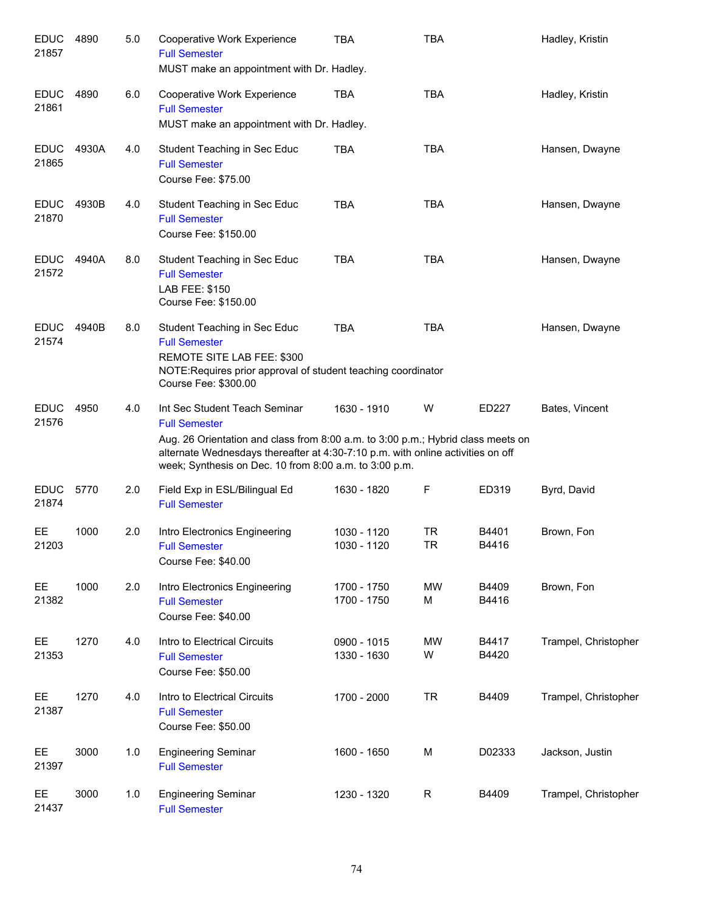| Subject / CRN | Course | Credits | Title | Time | Days | Room | Instructor |
|---|---|---|---|---|---|---|---|
| EDUC 21857 | 4890 | 5.0 | Cooperative Work Experience<br>Full Semester<br>MUST make an appointment with Dr. Hadley. | TBA | TBA | | Hadley, Kristin |
| EDUC 21861 | 4890 | 6.0 | Cooperative Work Experience<br>Full Semester<br>MUST make an appointment with Dr. Hadley. | TBA | TBA | | Hadley, Kristin |
| EDUC 21865 | 4930A | 4.0 | Student Teaching in Sec Educ<br>Full Semester<br>Course Fee: $75.00 | TBA | TBA | | Hansen, Dwayne |
| EDUC 21870 | 4930B | 4.0 | Student Teaching in Sec Educ<br>Full Semester<br>Course Fee: $150.00 | TBA | TBA | | Hansen, Dwayne |
| EDUC 21572 | 4940A | 8.0 | Student Teaching in Sec Educ<br>Full Semester<br>LAB FEE: $150<br>Course Fee: $150.00 | TBA | TBA | | Hansen, Dwayne |
| EDUC 21574 | 4940B | 8.0 | Student Teaching in Sec Educ<br>Full Semester<br>REMOTE SITE LAB FEE: $300<br>NOTE:Requires prior approval of student teaching coordinator<br>Course Fee: $300.00 | TBA | TBA | | Hansen, Dwayne |
| EDUC 21576 | 4950 | 4.0 | Int Sec Student Teach Seminar<br>Full Semester<br>Aug. 26 Orientation and class from 8:00 a.m. to 3:00 p.m.; Hybrid class meets on alternate Wednesdays thereafter at 4:30-7:10 p.m. with online activities on off week; Synthesis on Dec. 10 from 8:00 a.m. to 3:00 p.m. | 1630 - 1910 | W | ED227 | Bates, Vincent |
| EDUC 21874 | 5770 | 2.0 | Field Exp in ESL/Bilingual Ed<br>Full Semester | 1630 - 1820 | F | ED319 | Byrd, David |
| EE 21203 | 1000 | 2.0 | Intro Electronics Engineering<br>Full Semester<br>Course Fee: $40.00 | 1030 - 1120<br>1030 - 1120 | TR<br>TR | B4401<br>B4416 | Brown, Fon |
| EE 21382 | 1000 | 2.0 | Intro Electronics Engineering<br>Full Semester<br>Course Fee: $40.00 | 1700 - 1750<br>1700 - 1750 | MW<br>M | B4409<br>B4416 | Brown, Fon |
| EE 21353 | 1270 | 4.0 | Intro to Electrical Circuits<br>Full Semester<br>Course Fee: $50.00 | 0900 - 1015<br>1330 - 1630 | MW<br>W | B4417<br>B4420 | Trampel, Christopher |
| EE 21387 | 1270 | 4.0 | Intro to Electrical Circuits<br>Full Semester<br>Course Fee: $50.00 | 1700 - 2000 | TR | B4409 | Trampel, Christopher |
| EE 21397 | 3000 | 1.0 | Engineering Seminar<br>Full Semester | 1600 - 1650 | M | D02333 | Jackson, Justin |
| EE 21437 | 3000 | 1.0 | Engineering Seminar<br>Full Semester | 1230 - 1320 | R | B4409 | Trampel, Christopher |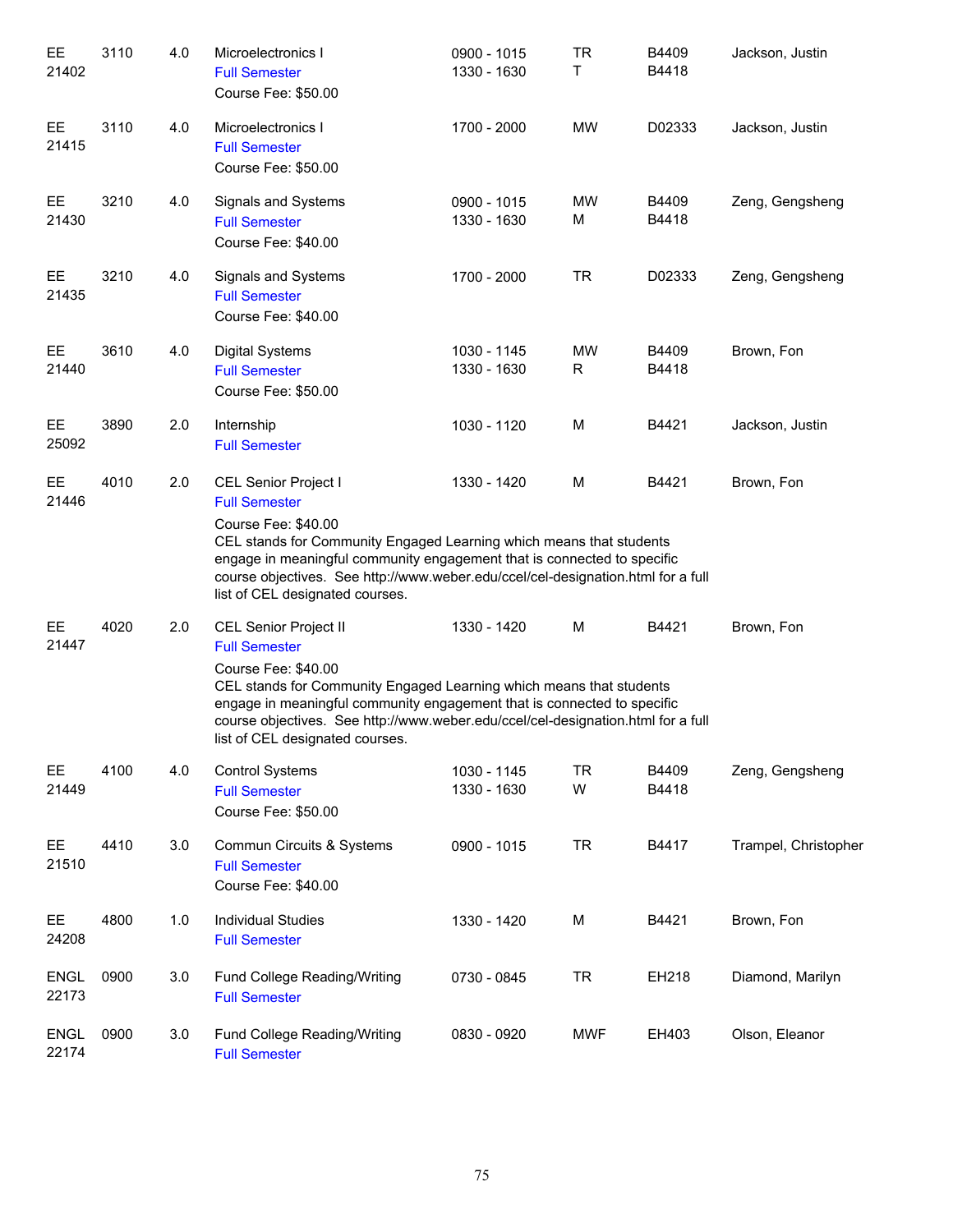| Subject / CRN | Course | Credits | Title | Time | Days | Room | Instructor |
|---|---|---|---|---|---|---|---|
| EE 21402 | 3110 | 4.0 | Microelectronics I<br>Full Semester<br>Course Fee: $50.00 | 0900 - 1015<br>1330 - 1630 | TR<br>T | B4409<br>B4418 | Jackson, Justin |
| EE 21415 | 3110 | 4.0 | Microelectronics I<br>Full Semester<br>Course Fee: $50.00 | 1700 - 2000 | MW | D02333 | Jackson, Justin |
| EE 21430 | 3210 | 4.0 | Signals and Systems<br>Full Semester<br>Course Fee: $40.00 | 0900 - 1015<br>1330 - 1630 | MW<br>M | B4409<br>B4418 | Zeng, Gengsheng |
| EE 21435 | 3210 | 4.0 | Signals and Systems<br>Full Semester<br>Course Fee: $40.00 | 1700 - 2000 | TR | D02333 | Zeng, Gengsheng |
| EE 21440 | 3610 | 4.0 | Digital Systems<br>Full Semester<br>Course Fee: $50.00 | 1030 - 1145<br>1330 - 1630 | MW<br>R | B4409<br>B4418 | Brown, Fon |
| EE 25092 | 3890 | 2.0 | Internship<br>Full Semester | 1030 - 1120 | M | B4421 | Jackson, Justin |
| EE 21446 | 4010 | 2.0 | CEL Senior Project I<br>Full Semester<br>Course Fee: $40.00<br>CEL stands for Community Engaged Learning which means that students engage in meaningful community engagement that is connected to specific course objectives. See http://www.weber.edu/ccel/cel-designation.html for a full list of CEL designated courses. | 1330 - 1420 | M | B4421 | Brown, Fon |
| EE 21447 | 4020 | 2.0 | CEL Senior Project II<br>Full Semester<br>Course Fee: $40.00<br>CEL stands for Community Engaged Learning which means that students engage in meaningful community engagement that is connected to specific course objectives. See http://www.weber.edu/ccel/cel-designation.html for a full list of CEL designated courses. | 1330 - 1420 | M | B4421 | Brown, Fon |
| EE 21449 | 4100 | 4.0 | Control Systems<br>Full Semester<br>Course Fee: $50.00 | 1030 - 1145<br>1330 - 1630 | TR<br>W | B4409<br>B4418 | Zeng, Gengsheng |
| EE 21510 | 4410 | 3.0 | Commun Circuits & Systems<br>Full Semester<br>Course Fee: $40.00 | 0900 - 1015 | TR | B4417 | Trampel, Christopher |
| EE 24208 | 4800 | 1.0 | Individual Studies<br>Full Semester | 1330 - 1420 | M | B4421 | Brown, Fon |
| ENGL 22173 | 0900 | 3.0 | Fund College Reading/Writing<br>Full Semester | 0730 - 0845 | TR | EH218 | Diamond, Marilyn |
| ENGL 22174 | 0900 | 3.0 | Fund College Reading/Writing<br>Full Semester | 0830 - 0920 | MWF | EH403 | Olson, Eleanor |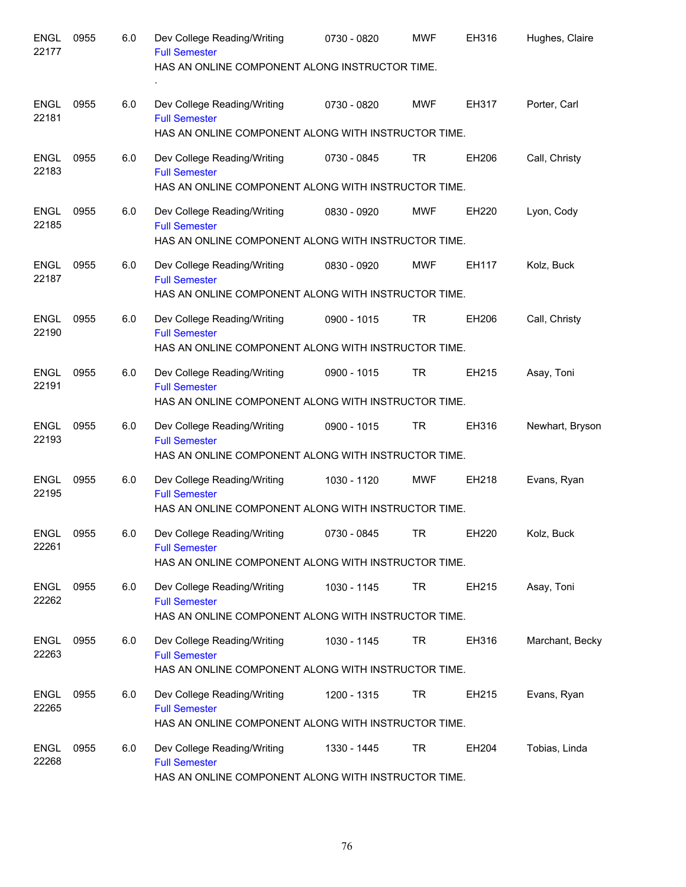| | | | | | | | |
|---|---|---|---|---|---|---|---|
| ENGL 22177 | 0955 | 6.0 | Dev College Reading/Writing<br>Full Semester<br>HAS AN ONLINE COMPONENT ALONG INSTRUCTOR TIME.<br>. | 0730 - 0820 | MWF | EH316 | Hughes, Claire |
| ENGL 22181 | 0955 | 6.0 | Dev College Reading/Writing<br>Full Semester<br>HAS AN ONLINE COMPONENT ALONG WITH INSTRUCTOR TIME. | 0730 - 0820 | MWF | EH317 | Porter, Carl |
| ENGL 22183 | 0955 | 6.0 | Dev College Reading/Writing<br>Full Semester<br>HAS AN ONLINE COMPONENT ALONG WITH INSTRUCTOR TIME. | 0730 - 0845 | TR | EH206 | Call, Christy |
| ENGL 22185 | 0955 | 6.0 | Dev College Reading/Writing<br>Full Semester<br>HAS AN ONLINE COMPONENT ALONG WITH INSTRUCTOR TIME. | 0830 - 0920 | MWF | EH220 | Lyon, Cody |
| ENGL 22187 | 0955 | 6.0 | Dev College Reading/Writing<br>Full Semester<br>HAS AN ONLINE COMPONENT ALONG WITH INSTRUCTOR TIME. | 0830 - 0920 | MWF | EH117 | Kolz, Buck |
| ENGL 22190 | 0955 | 6.0 | Dev College Reading/Writing<br>Full Semester<br>HAS AN ONLINE COMPONENT ALONG WITH INSTRUCTOR TIME. | 0900 - 1015 | TR | EH206 | Call, Christy |
| ENGL 22191 | 0955 | 6.0 | Dev College Reading/Writing<br>Full Semester<br>HAS AN ONLINE COMPONENT ALONG WITH INSTRUCTOR TIME. | 0900 - 1015 | TR | EH215 | Asay, Toni |
| ENGL 22193 | 0955 | 6.0 | Dev College Reading/Writing<br>Full Semester<br>HAS AN ONLINE COMPONENT ALONG WITH INSTRUCTOR TIME. | 0900 - 1015 | TR | EH316 | Newhart, Bryson |
| ENGL 22195 | 0955 | 6.0 | Dev College Reading/Writing<br>Full Semester<br>HAS AN ONLINE COMPONENT ALONG WITH INSTRUCTOR TIME. | 1030 - 1120 | MWF | EH218 | Evans, Ryan |
| ENGL 22261 | 0955 | 6.0 | Dev College Reading/Writing<br>Full Semester<br>HAS AN ONLINE COMPONENT ALONG WITH INSTRUCTOR TIME. | 0730 - 0845 | TR | EH220 | Kolz, Buck |
| ENGL 22262 | 0955 | 6.0 | Dev College Reading/Writing<br>Full Semester<br>HAS AN ONLINE COMPONENT ALONG WITH INSTRUCTOR TIME. | 1030 - 1145 | TR | EH215 | Asay, Toni |
| ENGL 22263 | 0955 | 6.0 | Dev College Reading/Writing<br>Full Semester<br>HAS AN ONLINE COMPONENT ALONG WITH INSTRUCTOR TIME. | 1030 - 1145 | TR | EH316 | Marchant, Becky |
| ENGL 22265 | 0955 | 6.0 | Dev College Reading/Writing<br>Full Semester<br>HAS AN ONLINE COMPONENT ALONG WITH INSTRUCTOR TIME. | 1200 - 1315 | TR | EH215 | Evans, Ryan |
| ENGL 22268 | 0955 | 6.0 | Dev College Reading/Writing<br>Full Semester<br>HAS AN ONLINE COMPONENT ALONG WITH INSTRUCTOR TIME. | 1330 - 1445 | TR | EH204 | Tobias, Linda |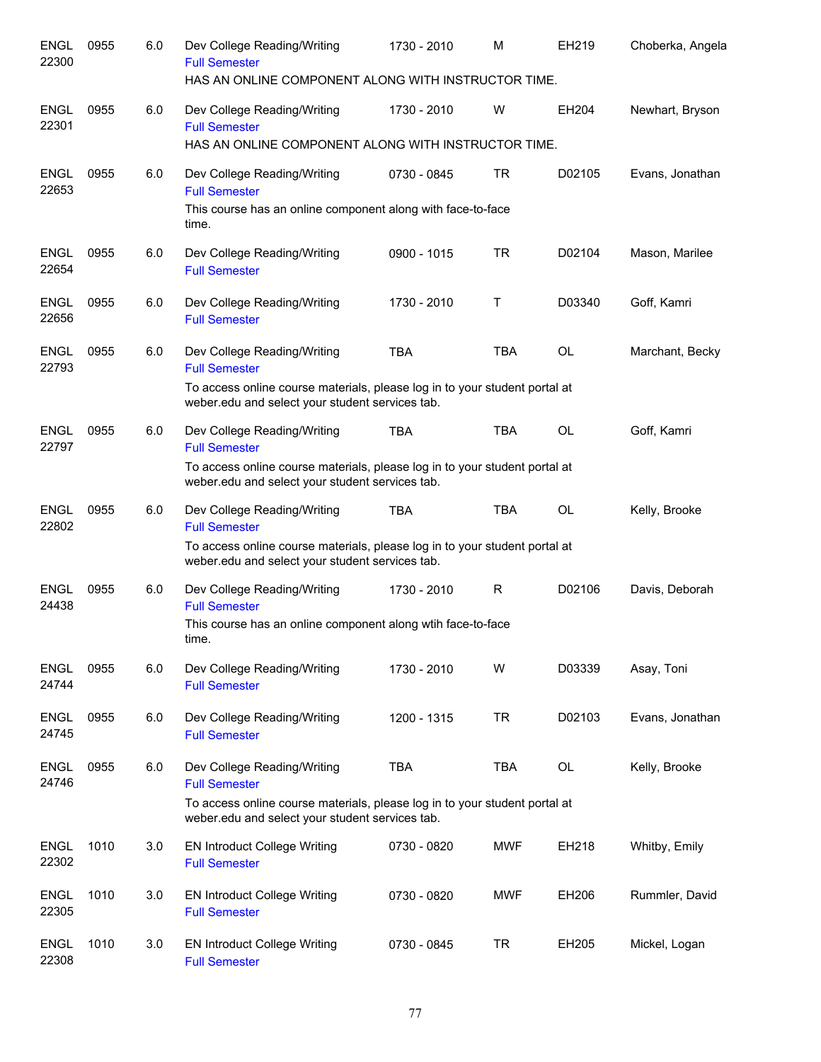| Course | | Credits | Title | Time | Days | Room | Instructor |
|---|---|---|---|---|---|---|---|
| ENGL 22300 | 0955 | 6.0 | Dev College Reading/Writing<br>Full Semester<br>HAS AN ONLINE COMPONENT ALONG WITH INSTRUCTOR TIME. | 1730 - 2010 | M | EH219 | Choberka, Angela |
| ENGL 22301 | 0955 | 6.0 | Dev College Reading/Writing<br>Full Semester<br>HAS AN ONLINE COMPONENT ALONG WITH INSTRUCTOR TIME. | 1730 - 2010 | W | EH204 | Newhart, Bryson |
| ENGL 22653 | 0955 | 6.0 | Dev College Reading/Writing<br>Full Semester<br>This course has an online component along with face-to-face time. | 0730 - 0845 | TR | D02105 | Evans, Jonathan |
| ENGL 22654 | 0955 | 6.0 | Dev College Reading/Writing<br>Full Semester | 0900 - 1015 | TR | D02104 | Mason, Marilee |
| ENGL 22656 | 0955 | 6.0 | Dev College Reading/Writing<br>Full Semester | 1730 - 2010 | T | D03340 | Goff, Kamri |
| ENGL 22793 | 0955 | 6.0 | Dev College Reading/Writing<br>Full Semester<br>To access online course materials, please log in to your student portal at weber.edu and select your student services tab. | TBA | TBA | OL | Marchant, Becky |
| ENGL 22797 | 0955 | 6.0 | Dev College Reading/Writing<br>Full Semester<br>To access online course materials, please log in to your student portal at weber.edu and select your student services tab. | TBA | TBA | OL | Goff, Kamri |
| ENGL 22802 | 0955 | 6.0 | Dev College Reading/Writing<br>Full Semester<br>To access online course materials, please log in to your student portal at weber.edu and select your student services tab. | TBA | TBA | OL | Kelly, Brooke |
| ENGL 24438 | 0955 | 6.0 | Dev College Reading/Writing<br>Full Semester<br>This course has an online component along wtih face-to-face time. | 1730 - 2010 | R | D02106 | Davis, Deborah |
| ENGL 24744 | 0955 | 6.0 | Dev College Reading/Writing<br>Full Semester | 1730 - 2010 | W | D03339 | Asay, Toni |
| ENGL 24745 | 0955 | 6.0 | Dev College Reading/Writing<br>Full Semester | 1200 - 1315 | TR | D02103 | Evans, Jonathan |
| ENGL 24746 | 0955 | 6.0 | Dev College Reading/Writing<br>Full Semester<br>To access online course materials, please log in to your student portal at weber.edu and select your student services tab. | TBA | TBA | OL | Kelly, Brooke |
| ENGL 22302 | 1010 | 3.0 | EN Introduct College Writing<br>Full Semester | 0730 - 0820 | MWF | EH218 | Whitby, Emily |
| ENGL 22305 | 1010 | 3.0 | EN Introduct College Writing<br>Full Semester | 0730 - 0820 | MWF | EH206 | Rummler, David |
| ENGL 22308 | 1010 | 3.0 | EN Introduct College Writing<br>Full Semester | 0730 - 0845 | TR | EH205 | Mickel, Logan |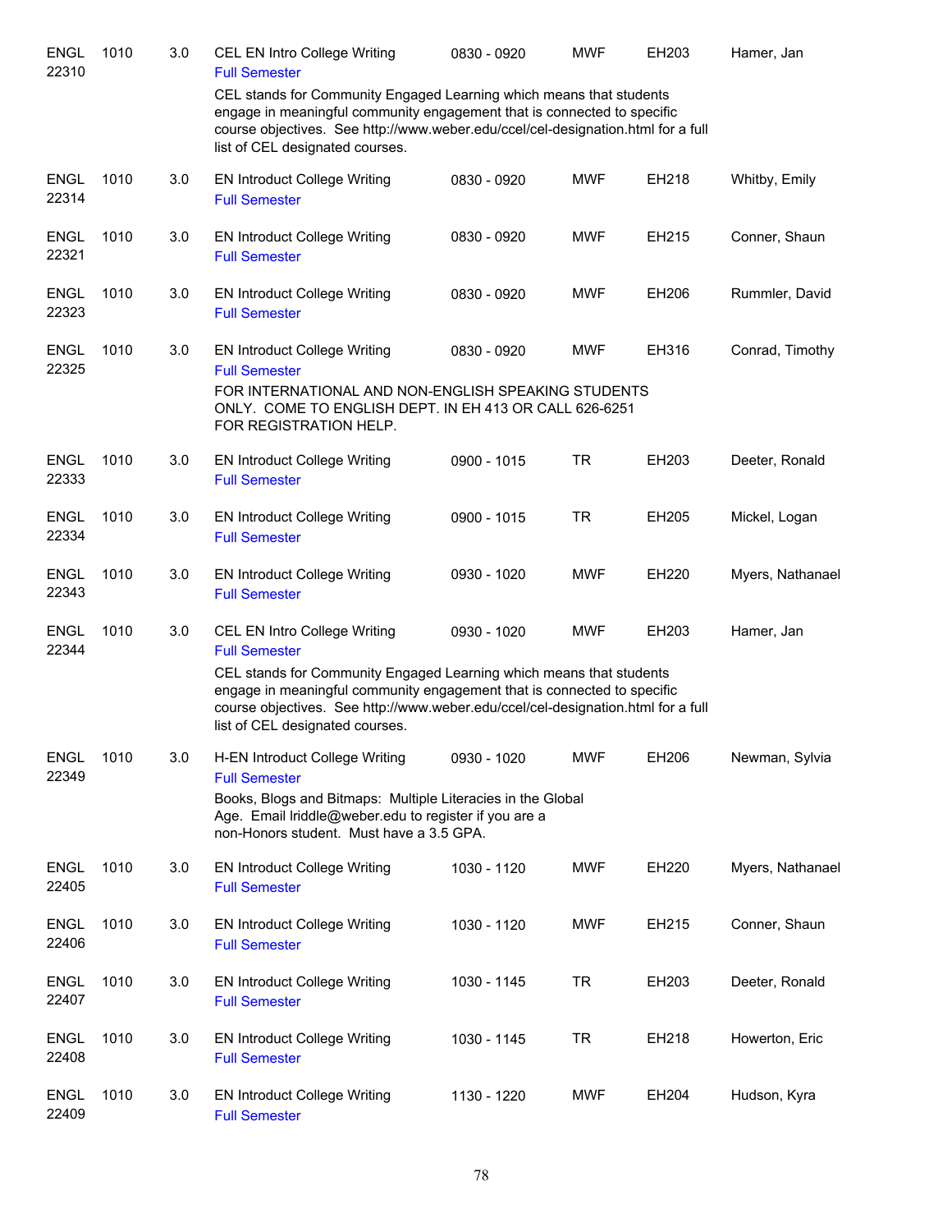| | | | | | | | |
|---|---|---|---|---|---|---|---|
| ENGL 22310 | 1010 | 3.0 | CEL EN Intro College Writing<br>Full Semester<br>CEL stands for Community Engaged Learning which means that students engage in meaningful community engagement that is connected to specific course objectives. See http://www.weber.edu/ccel/cel-designation.html for a full list of CEL designated courses. | 0830 - 0920 | MWF | EH203 | Hamer, Jan |
| ENGL 22314 | 1010 | 3.0 | EN Introduct College Writing<br>Full Semester | 0830 - 0920 | MWF | EH218 | Whitby, Emily |
| ENGL 22321 | 1010 | 3.0 | EN Introduct College Writing<br>Full Semester | 0830 - 0920 | MWF | EH215 | Conner, Shaun |
| ENGL 22323 | 1010 | 3.0 | EN Introduct College Writing<br>Full Semester | 0830 - 0920 | MWF | EH206 | Rummler, David |
| ENGL 22325 | 1010 | 3.0 | EN Introduct College Writing<br>Full Semester<br>FOR INTERNATIONAL AND NON-ENGLISH SPEAKING STUDENTS ONLY. COME TO ENGLISH DEPT. IN EH 413 OR CALL 626-6251 FOR REGISTRATION HELP. | 0830 - 0920 | MWF | EH316 | Conrad, Timothy |
| ENGL 22333 | 1010 | 3.0 | EN Introduct College Writing<br>Full Semester | 0900 - 1015 | TR | EH203 | Deeter, Ronald |
| ENGL 22334 | 1010 | 3.0 | EN Introduct College Writing<br>Full Semester | 0900 - 1015 | TR | EH205 | Mickel, Logan |
| ENGL 22343 | 1010 | 3.0 | EN Introduct College Writing<br>Full Semester | 0930 - 1020 | MWF | EH220 | Myers, Nathanael |
| ENGL 22344 | 1010 | 3.0 | CEL EN Intro College Writing<br>Full Semester<br>CEL stands for Community Engaged Learning which means that students engage in meaningful community engagement that is connected to specific course objectives. See http://www.weber.edu/ccel/cel-designation.html for a full list of CEL designated courses. | 0930 - 1020 | MWF | EH203 | Hamer, Jan |
| ENGL 22349 | 1010 | 3.0 | H-EN Introduct College Writing<br>Full Semester<br>Books, Blogs and Bitmaps: Multiple Literacies in the Global Age. Email lriddle@weber.edu to register if you are a non-Honors student. Must have a 3.5 GPA. | 0930 - 1020 | MWF | EH206 | Newman, Sylvia |
| ENGL 22405 | 1010 | 3.0 | EN Introduct College Writing<br>Full Semester | 1030 - 1120 | MWF | EH220 | Myers, Nathanael |
| ENGL 22406 | 1010 | 3.0 | EN Introduct College Writing<br>Full Semester | 1030 - 1120 | MWF | EH215 | Conner, Shaun |
| ENGL 22407 | 1010 | 3.0 | EN Introduct College Writing<br>Full Semester | 1030 - 1145 | TR | EH203 | Deeter, Ronald |
| ENGL 22408 | 1010 | 3.0 | EN Introduct College Writing<br>Full Semester | 1030 - 1145 | TR | EH218 | Howerton, Eric |
| ENGL 22409 | 1010 | 3.0 | EN Introduct College Writing<br>Full Semester | 1130 - 1220 | MWF | EH204 | Hudson, Kyra |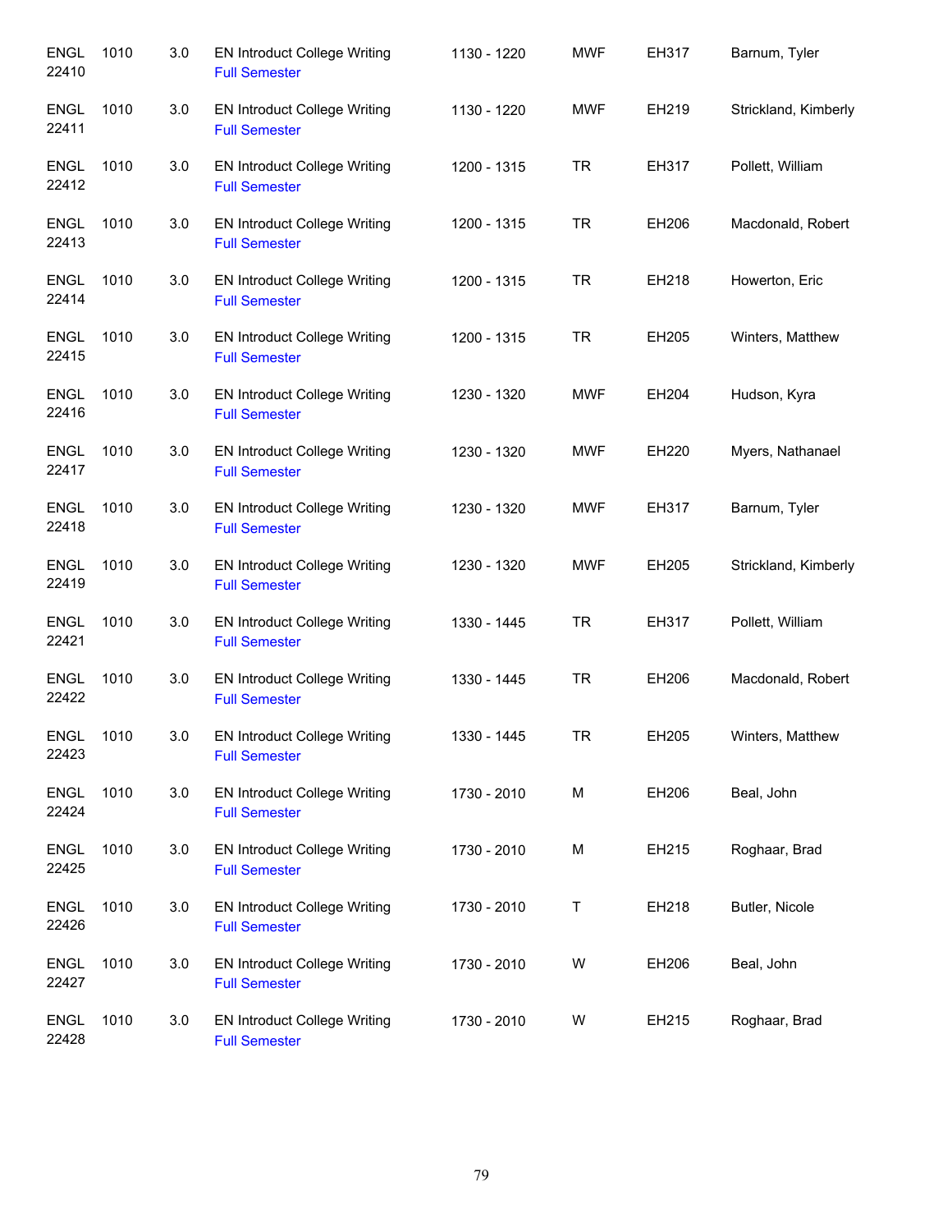| | | | | | | | |
|---|---|---|---|---|---|---|---|
| ENGL 22410 | 1010 | 3.0 | EN Introduct College Writing<br>Full Semester | 1130 - 1220 | MWF | EH317 | Barnum, Tyler |
| ENGL 22411 | 1010 | 3.0 | EN Introduct College Writing<br>Full Semester | 1130 - 1220 | MWF | EH219 | Strickland, Kimberly |
| ENGL 22412 | 1010 | 3.0 | EN Introduct College Writing<br>Full Semester | 1200 - 1315 | TR | EH317 | Pollett, William |
| ENGL 22413 | 1010 | 3.0 | EN Introduct College Writing<br>Full Semester | 1200 - 1315 | TR | EH206 | Macdonald, Robert |
| ENGL 22414 | 1010 | 3.0 | EN Introduct College Writing<br>Full Semester | 1200 - 1315 | TR | EH218 | Howerton, Eric |
| ENGL 22415 | 1010 | 3.0 | EN Introduct College Writing<br>Full Semester | 1200 - 1315 | TR | EH205 | Winters, Matthew |
| ENGL 22416 | 1010 | 3.0 | EN Introduct College Writing<br>Full Semester | 1230 - 1320 | MWF | EH204 | Hudson, Kyra |
| ENGL 22417 | 1010 | 3.0 | EN Introduct College Writing<br>Full Semester | 1230 - 1320 | MWF | EH220 | Myers, Nathanael |
| ENGL 22418 | 1010 | 3.0 | EN Introduct College Writing<br>Full Semester | 1230 - 1320 | MWF | EH317 | Barnum, Tyler |
| ENGL 22419 | 1010 | 3.0 | EN Introduct College Writing<br>Full Semester | 1230 - 1320 | MWF | EH205 | Strickland, Kimberly |
| ENGL 22421 | 1010 | 3.0 | EN Introduct College Writing<br>Full Semester | 1330 - 1445 | TR | EH317 | Pollett, William |
| ENGL 22422 | 1010 | 3.0 | EN Introduct College Writing<br>Full Semester | 1330 - 1445 | TR | EH206 | Macdonald, Robert |
| ENGL 22423 | 1010 | 3.0 | EN Introduct College Writing<br>Full Semester | 1330 - 1445 | TR | EH205 | Winters, Matthew |
| ENGL 22424 | 1010 | 3.0 | EN Introduct College Writing<br>Full Semester | 1730 - 2010 | M | EH206 | Beal, John |
| ENGL 22425 | 1010 | 3.0 | EN Introduct College Writing<br>Full Semester | 1730 - 2010 | M | EH215 | Roghaar, Brad |
| ENGL 22426 | 1010 | 3.0 | EN Introduct College Writing<br>Full Semester | 1730 - 2010 | T | EH218 | Butler, Nicole |
| ENGL 22427 | 1010 | 3.0 | EN Introduct College Writing<br>Full Semester | 1730 - 2010 | W | EH206 | Beal, John |
| ENGL 22428 | 1010 | 3.0 | EN Introduct College Writing<br>Full Semester | 1730 - 2010 | W | EH215 | Roghaar, Brad |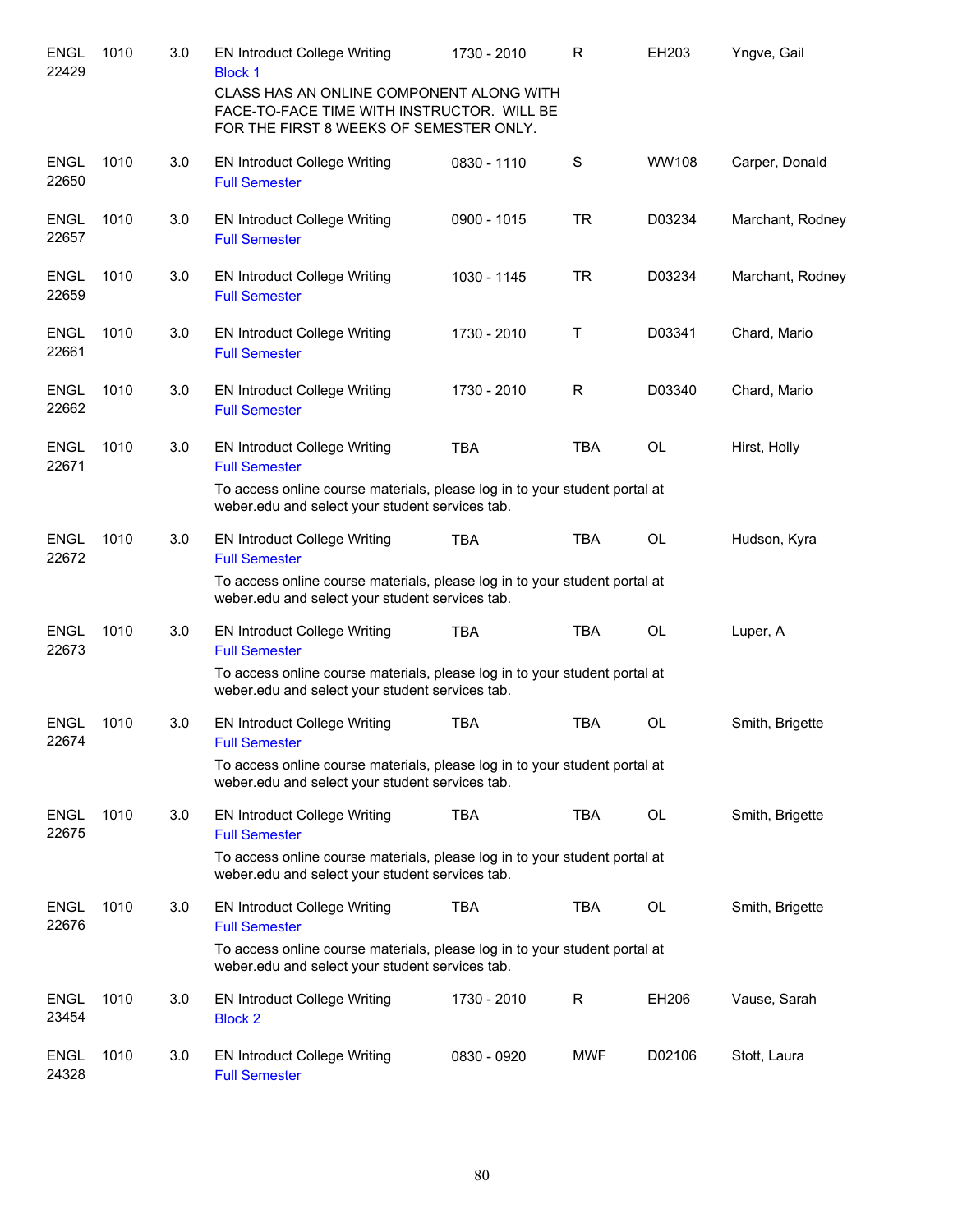| Course | Number | Credits | Title | Time | Days | Room | Instructor |
|---|---|---|---|---|---|---|---|
| ENGL 22429 | 1010 | 3.0 | EN Introduct College Writing<br>Block 1<br>CLASS HAS AN ONLINE COMPONENT ALONG WITH FACE-TO-FACE TIME WITH INSTRUCTOR. WILL BE FOR THE FIRST 8 WEEKS OF SEMESTER ONLY. | 1730 - 2010 | R | EH203 | Yngve, Gail |
| ENGL 22650 | 1010 | 3.0 | EN Introduct College Writing<br>Full Semester | 0830 - 1110 | S | WW108 | Carper, Donald |
| ENGL 22657 | 1010 | 3.0 | EN Introduct College Writing<br>Full Semester | 0900 - 1015 | TR | D03234 | Marchant, Rodney |
| ENGL 22659 | 1010 | 3.0 | EN Introduct College Writing<br>Full Semester | 1030 - 1145 | TR | D03234 | Marchant, Rodney |
| ENGL 22661 | 1010 | 3.0 | EN Introduct College Writing<br>Full Semester | 1730 - 2010 | T | D03341 | Chard, Mario |
| ENGL 22662 | 1010 | 3.0 | EN Introduct College Writing<br>Full Semester | 1730 - 2010 | R | D03340 | Chard, Mario |
| ENGL 22671 | 1010 | 3.0 | EN Introduct College Writing<br>Full Semester<br>To access online course materials, please log in to your student portal at weber.edu and select your student services tab. | TBA | TBA | OL | Hirst, Holly |
| ENGL 22672 | 1010 | 3.0 | EN Introduct College Writing<br>Full Semester<br>To access online course materials, please log in to your student portal at weber.edu and select your student services tab. | TBA | TBA | OL | Hudson, Kyra |
| ENGL 22673 | 1010 | 3.0 | EN Introduct College Writing<br>Full Semester<br>To access online course materials, please log in to your student portal at weber.edu and select your student services tab. | TBA | TBA | OL | Luper, A |
| ENGL 22674 | 1010 | 3.0 | EN Introduct College Writing<br>Full Semester<br>To access online course materials, please log in to your student portal at weber.edu and select your student services tab. | TBA | TBA | OL | Smith, Brigette |
| ENGL 22675 | 1010 | 3.0 | EN Introduct College Writing<br>Full Semester<br>To access online course materials, please log in to your student portal at weber.edu and select your student services tab. | TBA | TBA | OL | Smith, Brigette |
| ENGL 22676 | 1010 | 3.0 | EN Introduct College Writing<br>Full Semester<br>To access online course materials, please log in to your student portal at weber.edu and select your student services tab. | TBA | TBA | OL | Smith, Brigette |
| ENGL 23454 | 1010 | 3.0 | EN Introduct College Writing<br>Block 2 | 1730 - 2010 | R | EH206 | Vause, Sarah |
| ENGL 24328 | 1010 | 3.0 | EN Introduct College Writing<br>Full Semester | 0830 - 0920 | MWF | D02106 | Stott, Laura |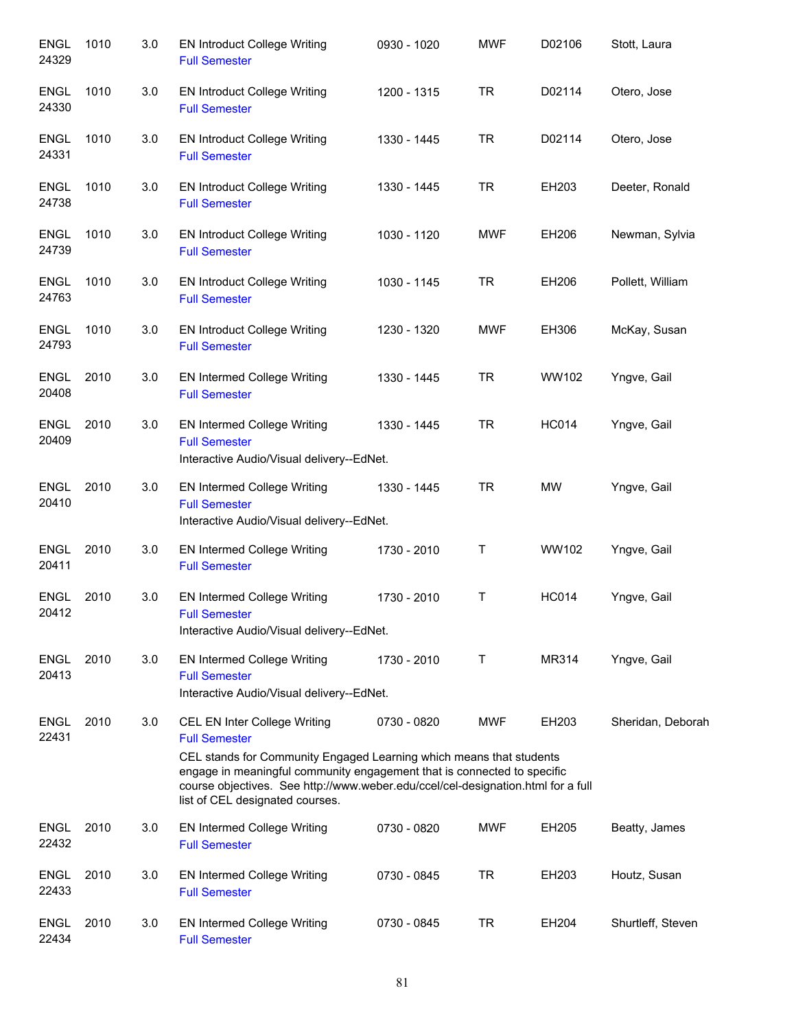| Subject/CRN | Course | Credits | Title | Time | Days | Room | Instructor |
|---|---|---|---|---|---|---|---|
| ENGL 24329 | 1010 | 3.0 | EN Introduct College Writing<br>Full Semester | 0930 - 1020 | MWF | D02106 | Stott, Laura |
| ENGL 24330 | 1010 | 3.0 | EN Introduct College Writing<br>Full Semester | 1200 - 1315 | TR | D02114 | Otero, Jose |
| ENGL 24331 | 1010 | 3.0 | EN Introduct College Writing<br>Full Semester | 1330 - 1445 | TR | D02114 | Otero, Jose |
| ENGL 24738 | 1010 | 3.0 | EN Introduct College Writing<br>Full Semester | 1330 - 1445 | TR | EH203 | Deeter, Ronald |
| ENGL 24739 | 1010 | 3.0 | EN Introduct College Writing<br>Full Semester | 1030 - 1120 | MWF | EH206 | Newman, Sylvia |
| ENGL 24763 | 1010 | 3.0 | EN Introduct College Writing<br>Full Semester | 1030 - 1145 | TR | EH206 | Pollett, William |
| ENGL 24793 | 1010 | 3.0 | EN Introduct College Writing<br>Full Semester | 1230 - 1320 | MWF | EH306 | McKay, Susan |
| ENGL 20408 | 2010 | 3.0 | EN Intermed College Writing<br>Full Semester | 1330 - 1445 | TR | WW102 | Yngve, Gail |
| ENGL 20409 | 2010 | 3.0 | EN Intermed College Writing<br>Full Semester<br>Interactive Audio/Visual delivery--EdNet. | 1330 - 1445 | TR | HC014 | Yngve, Gail |
| ENGL 20410 | 2010 | 3.0 | EN Intermed College Writing<br>Full Semester<br>Interactive Audio/Visual delivery--EdNet. | 1330 - 1445 | TR | MW | Yngve, Gail |
| ENGL 20411 | 2010 | 3.0 | EN Intermed College Writing<br>Full Semester | 1730 - 2010 | T | WW102 | Yngve, Gail |
| ENGL 20412 | 2010 | 3.0 | EN Intermed College Writing<br>Full Semester<br>Interactive Audio/Visual delivery--EdNet. | 1730 - 2010 | T | HC014 | Yngve, Gail |
| ENGL 20413 | 2010 | 3.0 | EN Intermed College Writing<br>Full Semester<br>Interactive Audio/Visual delivery--EdNet. | 1730 - 2010 | T | MR314 | Yngve, Gail |
| ENGL 22431 | 2010 | 3.0 | CEL EN Inter College Writing<br>Full Semester<br>CEL stands for Community Engaged Learning which means that students engage in meaningful community engagement that is connected to specific course objectives. See http://www.weber.edu/ccel/cel-designation.html for a full list of CEL designated courses. | 0730 - 0820 | MWF | EH203 | Sheridan, Deborah |
| ENGL 22432 | 2010 | 3.0 | EN Intermed College Writing<br>Full Semester | 0730 - 0820 | MWF | EH205 | Beatty, James |
| ENGL 22433 | 2010 | 3.0 | EN Intermed College Writing<br>Full Semester | 0730 - 0845 | TR | EH203 | Houtz, Susan |
| ENGL 22434 | 2010 | 3.0 | EN Intermed College Writing<br>Full Semester | 0730 - 0845 | TR | EH204 | Shurtleff, Steven |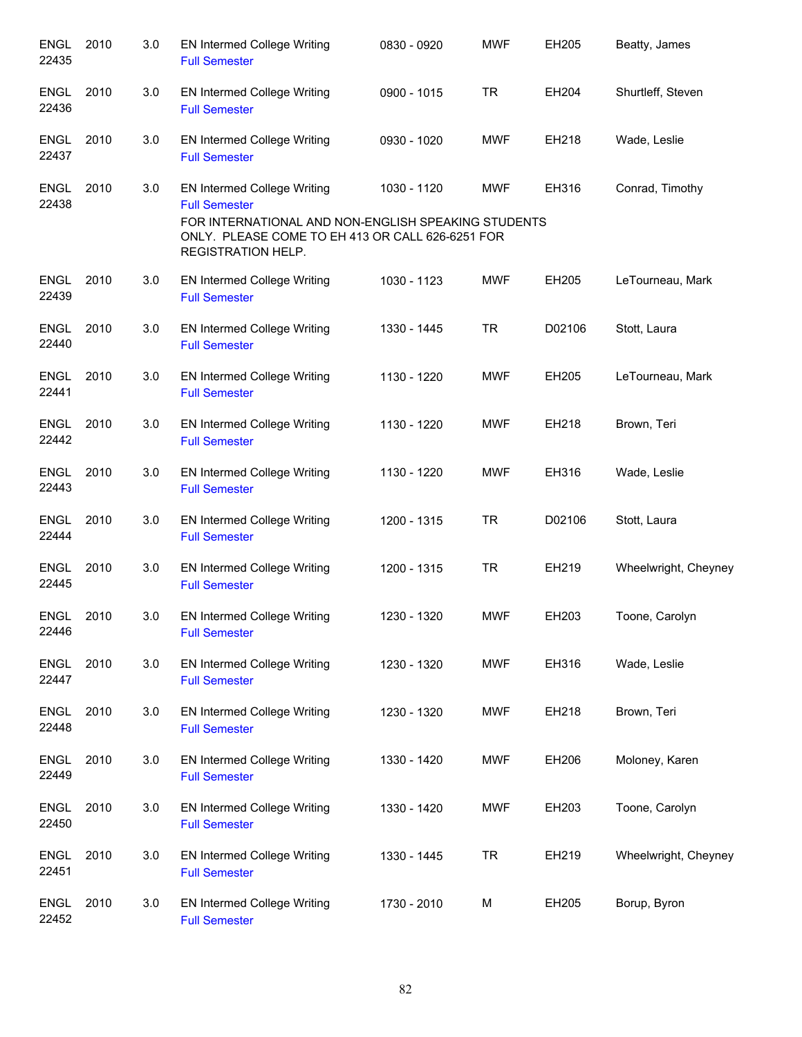| | | | | | | | |
|---|---|---|---|---|---|---|---|
| ENGL 22435 | 2010 | 3.0 | EN Intermed College Writing<br>Full Semester | 0830 - 0920 | MWF | EH205 | Beatty, James |
| ENGL 22436 | 2010 | 3.0 | EN Intermed College Writing<br>Full Semester | 0900 - 1015 | TR | EH204 | Shurtleff, Steven |
| ENGL 22437 | 2010 | 3.0 | EN Intermed College Writing<br>Full Semester | 0930 - 1020 | MWF | EH218 | Wade, Leslie |
| ENGL 22438 | 2010 | 3.0 | EN Intermed College Writing<br>Full Semester<br>FOR INTERNATIONAL AND NON-ENGLISH SPEAKING STUDENTS ONLY. PLEASE COME TO EH 413 OR CALL 626-6251 FOR REGISTRATION HELP. | 1030 - 1120 | MWF | EH316 | Conrad, Timothy |
| ENGL 22439 | 2010 | 3.0 | EN Intermed College Writing<br>Full Semester | 1030 - 1123 | MWF | EH205 | LeTourneau, Mark |
| ENGL 22440 | 2010 | 3.0 | EN Intermed College Writing<br>Full Semester | 1330 - 1445 | TR | D02106 | Stott, Laura |
| ENGL 22441 | 2010 | 3.0 | EN Intermed College Writing<br>Full Semester | 1130 - 1220 | MWF | EH205 | LeTourneau, Mark |
| ENGL 22442 | 2010 | 3.0 | EN Intermed College Writing<br>Full Semester | 1130 - 1220 | MWF | EH218 | Brown, Teri |
| ENGL 22443 | 2010 | 3.0 | EN Intermed College Writing<br>Full Semester | 1130 - 1220 | MWF | EH316 | Wade, Leslie |
| ENGL 22444 | 2010 | 3.0 | EN Intermed College Writing<br>Full Semester | 1200 - 1315 | TR | D02106 | Stott, Laura |
| ENGL 22445 | 2010 | 3.0 | EN Intermed College Writing<br>Full Semester | 1200 - 1315 | TR | EH219 | Wheelwright, Cheyney |
| ENGL 22446 | 2010 | 3.0 | EN Intermed College Writing<br>Full Semester | 1230 - 1320 | MWF | EH203 | Toone, Carolyn |
| ENGL 22447 | 2010 | 3.0 | EN Intermed College Writing<br>Full Semester | 1230 - 1320 | MWF | EH316 | Wade, Leslie |
| ENGL 22448 | 2010 | 3.0 | EN Intermed College Writing<br>Full Semester | 1230 - 1320 | MWF | EH218 | Brown, Teri |
| ENGL 22449 | 2010 | 3.0 | EN Intermed College Writing<br>Full Semester | 1330 - 1420 | MWF | EH206 | Moloney, Karen |
| ENGL 22450 | 2010 | 3.0 | EN Intermed College Writing<br>Full Semester | 1330 - 1420 | MWF | EH203 | Toone, Carolyn |
| ENGL 22451 | 2010 | 3.0 | EN Intermed College Writing<br>Full Semester | 1330 - 1445 | TR | EH219 | Wheelwright, Cheyney |
| ENGL 22452 | 2010 | 3.0 | EN Intermed College Writing<br>Full Semester | 1730 - 2010 | M | EH205 | Borup, Byron |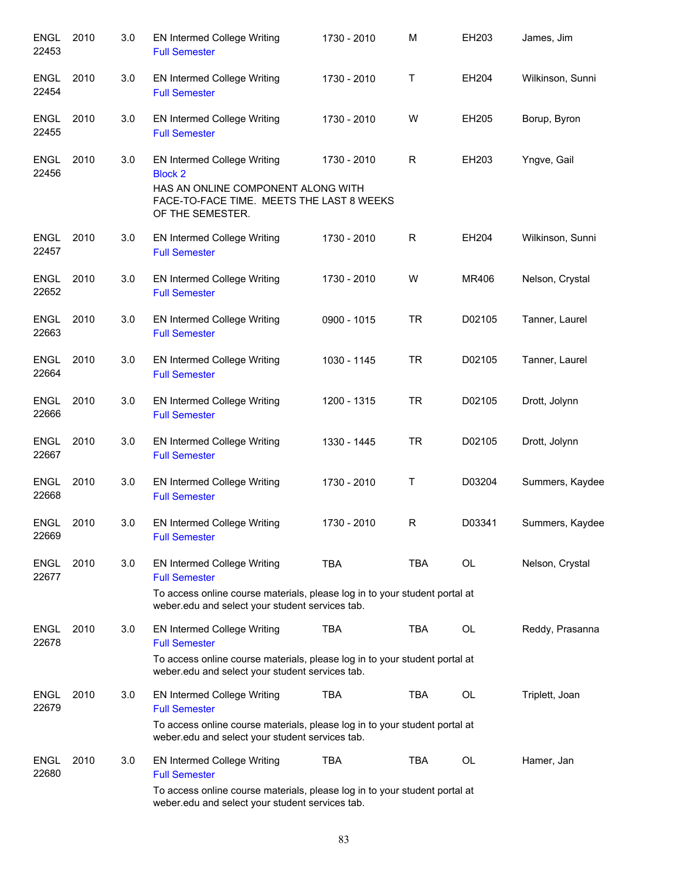| | | | | | | | |
|---|---|---|---|---|---|---|---|
| ENGL 22453 | 2010 | 3.0 | EN Intermed College Writing<br>Full Semester | 1730 - 2010 | M | EH203 | James, Jim |
| ENGL 22454 | 2010 | 3.0 | EN Intermed College Writing<br>Full Semester | 1730 - 2010 | T | EH204 | Wilkinson, Sunni |
| ENGL 22455 | 2010 | 3.0 | EN Intermed College Writing<br>Full Semester | 1730 - 2010 | W | EH205 | Borup, Byron |
| ENGL 22456 | 2010 | 3.0 | EN Intermed College Writing<br>Block 2<br>HAS AN ONLINE COMPONENT ALONG WITH FACE-TO-FACE TIME. MEETS THE LAST 8 WEEKS OF THE SEMESTER. | 1730 - 2010 | R | EH203 | Yngve, Gail |
| ENGL 22457 | 2010 | 3.0 | EN Intermed College Writing<br>Full Semester | 1730 - 2010 | R | EH204 | Wilkinson, Sunni |
| ENGL 22652 | 2010 | 3.0 | EN Intermed College Writing<br>Full Semester | 1730 - 2010 | W | MR406 | Nelson, Crystal |
| ENGL 22663 | 2010 | 3.0 | EN Intermed College Writing<br>Full Semester | 0900 - 1015 | TR | D02105 | Tanner, Laurel |
| ENGL 22664 | 2010 | 3.0 | EN Intermed College Writing<br>Full Semester | 1030 - 1145 | TR | D02105 | Tanner, Laurel |
| ENGL 22666 | 2010 | 3.0 | EN Intermed College Writing<br>Full Semester | 1200 - 1315 | TR | D02105 | Drott, Jolynn |
| ENGL 22667 | 2010 | 3.0 | EN Intermed College Writing<br>Full Semester | 1330 - 1445 | TR | D02105 | Drott, Jolynn |
| ENGL 22668 | 2010 | 3.0 | EN Intermed College Writing<br>Full Semester | 1730 - 2010 | T | D03204 | Summers, Kaydee |
| ENGL 22669 | 2010 | 3.0 | EN Intermed College Writing<br>Full Semester | 1730 - 2010 | R | D03341 | Summers, Kaydee |
| ENGL 22677 | 2010 | 3.0 | EN Intermed College Writing<br>Full Semester<br>To access online course materials, please log in to your student portal at weber.edu and select your student services tab. | TBA | TBA | OL | Nelson, Crystal |
| ENGL 22678 | 2010 | 3.0 | EN Intermed College Writing<br>Full Semester<br>To access online course materials, please log in to your student portal at weber.edu and select your student services tab. | TBA | TBA | OL | Reddy, Prasanna |
| ENGL 22679 | 2010 | 3.0 | EN Intermed College Writing<br>Full Semester<br>To access online course materials, please log in to your student portal at weber.edu and select your student services tab. | TBA | TBA | OL | Triplett, Joan |
| ENGL 22680 | 2010 | 3.0 | EN Intermed College Writing<br>Full Semester<br>To access online course materials, please log in to your student portal at weber.edu and select your student services tab. | TBA | TBA | OL | Hamer, Jan |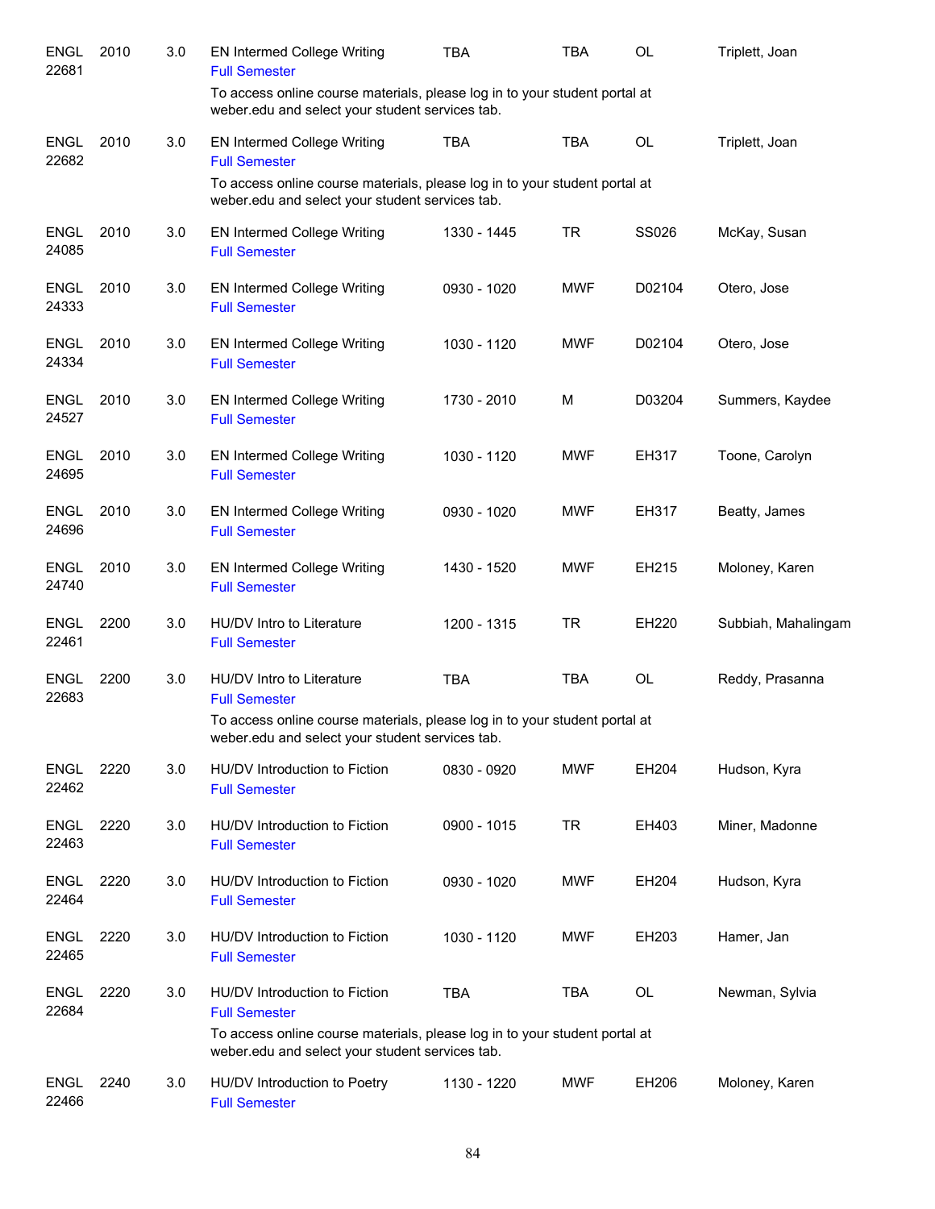| | | | | | | | |
|---|---|---|---|---|---|---|---|
| ENGL 22681 | 2010 | 3.0 | EN Intermed College Writing<br>Full Semester<br>To access online course materials, please log in to your student portal at weber.edu and select your student services tab. | TBA | TBA | OL | Triplett, Joan |
| ENGL 22682 | 2010 | 3.0 | EN Intermed College Writing<br>Full Semester<br>To access online course materials, please log in to your student portal at weber.edu and select your student services tab. | TBA | TBA | OL | Triplett, Joan |
| ENGL 24085 | 2010 | 3.0 | EN Intermed College Writing<br>Full Semester | 1330 - 1445 | TR | SS026 | McKay, Susan |
| ENGL 24333 | 2010 | 3.0 | EN Intermed College Writing<br>Full Semester | 0930 - 1020 | MWF | D02104 | Otero, Jose |
| ENGL 24334 | 2010 | 3.0 | EN Intermed College Writing<br>Full Semester | 1030 - 1120 | MWF | D02104 | Otero, Jose |
| ENGL 24527 | 2010 | 3.0 | EN Intermed College Writing<br>Full Semester | 1730 - 2010 | M | D03204 | Summers, Kaydee |
| ENGL 24695 | 2010 | 3.0 | EN Intermed College Writing<br>Full Semester | 1030 - 1120 | MWF | EH317 | Toone, Carolyn |
| ENGL 24696 | 2010 | 3.0 | EN Intermed College Writing<br>Full Semester | 0930 - 1020 | MWF | EH317 | Beatty, James |
| ENGL 24740 | 2010 | 3.0 | EN Intermed College Writing<br>Full Semester | 1430 - 1520 | MWF | EH215 | Moloney, Karen |
| ENGL 22461 | 2200 | 3.0 | HU/DV Intro to Literature<br>Full Semester | 1200 - 1315 | TR | EH220 | Subbiah, Mahalingam |
| ENGL 22683 | 2200 | 3.0 | HU/DV Intro to Literature<br>Full Semester<br>To access online course materials, please log in to your student portal at weber.edu and select your student services tab. | TBA | TBA | OL | Reddy, Prasanna |
| ENGL 22462 | 2220 | 3.0 | HU/DV Introduction to Fiction<br>Full Semester | 0830 - 0920 | MWF | EH204 | Hudson, Kyra |
| ENGL 22463 | 2220 | 3.0 | HU/DV Introduction to Fiction<br>Full Semester | 0900 - 1015 | TR | EH403 | Miner, Madonne |
| ENGL 22464 | 2220 | 3.0 | HU/DV Introduction to Fiction<br>Full Semester | 0930 - 1020 | MWF | EH204 | Hudson, Kyra |
| ENGL 22465 | 2220 | 3.0 | HU/DV Introduction to Fiction<br>Full Semester | 1030 - 1120 | MWF | EH203 | Hamer, Jan |
| ENGL 22684 | 2220 | 3.0 | HU/DV Introduction to Fiction<br>Full Semester<br>To access online course materials, please log in to your student portal at weber.edu and select your student services tab. | TBA | TBA | OL | Newman, Sylvia |
| ENGL 22466 | 2240 | 3.0 | HU/DV Introduction to Poetry<br>Full Semester | 1130 - 1220 | MWF | EH206 | Moloney, Karen |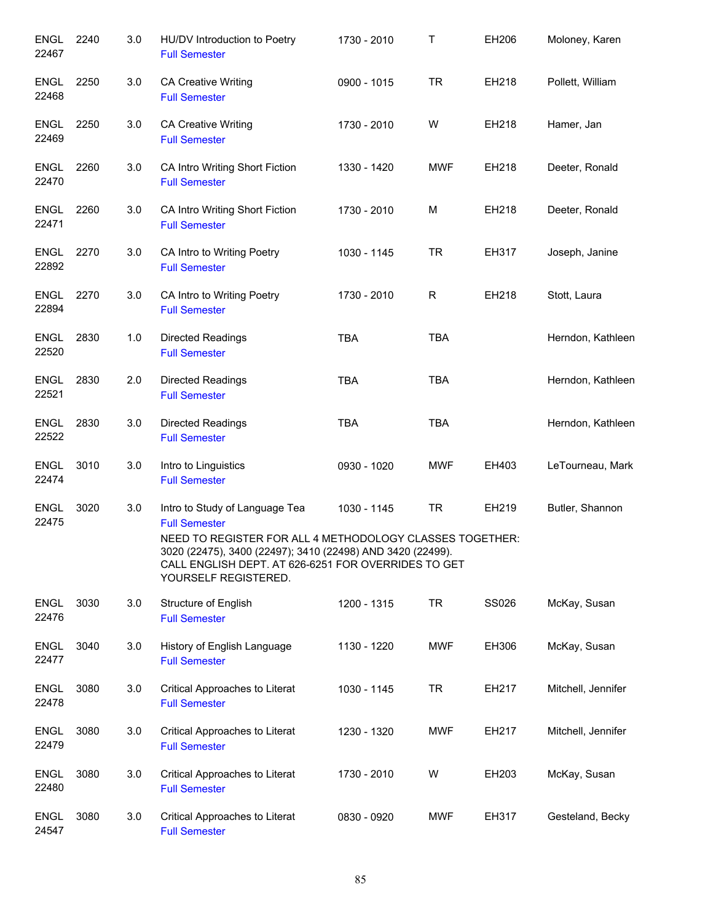| Subject/CRN | Course | Credits | Title | Time | Days | Room | Instructor |
|---|---|---|---|---|---|---|---|
| ENGL 22467 | 2240 | 3.0 | HU/DV Introduction to Poetry<br>Full Semester | 1730 - 2010 | T | EH206 | Moloney, Karen |
| ENGL 22468 | 2250 | 3.0 | CA Creative Writing<br>Full Semester | 0900 - 1015 | TR | EH218 | Pollett, William |
| ENGL 22469 | 2250 | 3.0 | CA Creative Writing<br>Full Semester | 1730 - 2010 | W | EH218 | Hamer, Jan |
| ENGL 22470 | 2260 | 3.0 | CA Intro Writing Short Fiction<br>Full Semester | 1330 - 1420 | MWF | EH218 | Deeter, Ronald |
| ENGL 22471 | 2260 | 3.0 | CA Intro Writing Short Fiction<br>Full Semester | 1730 - 2010 | M | EH218 | Deeter, Ronald |
| ENGL 22892 | 2270 | 3.0 | CA Intro to Writing Poetry<br>Full Semester | 1030 - 1145 | TR | EH317 | Joseph, Janine |
| ENGL 22894 | 2270 | 3.0 | CA Intro to Writing Poetry<br>Full Semester | 1730 - 2010 | R | EH218 | Stott, Laura |
| ENGL 22520 | 2830 | 1.0 | Directed Readings<br>Full Semester | TBA | TBA | | Herndon, Kathleen |
| ENGL 22521 | 2830 | 2.0 | Directed Readings<br>Full Semester | TBA | TBA | | Herndon, Kathleen |
| ENGL 22522 | 2830 | 3.0 | Directed Readings<br>Full Semester | TBA | TBA | | Herndon, Kathleen |
| ENGL 22474 | 3010 | 3.0 | Intro to Linguistics<br>Full Semester | 0930 - 1020 | MWF | EH403 | LeTourneau, Mark |
| ENGL 22475 | 3020 | 3.0 | Intro to Study of Language Tea<br>Full Semester<br>NEED TO REGISTER FOR ALL 4 METHODOLOGY CLASSES TOGETHER: 3020 (22475), 3400 (22497); 3410 (22498) AND 3420 (22499). CALL ENGLISH DEPT. AT 626-6251 FOR OVERRIDES TO GET YOURSELF REGISTERED. | 1030 - 1145 | TR | EH219 | Butler, Shannon |
| ENGL 22476 | 3030 | 3.0 | Structure of English<br>Full Semester | 1200 - 1315 | TR | SS026 | McKay, Susan |
| ENGL 22477 | 3040 | 3.0 | History of English Language<br>Full Semester | 1130 - 1220 | MWF | EH306 | McKay, Susan |
| ENGL 22478 | 3080 | 3.0 | Critical Approaches to Literat<br>Full Semester | 1030 - 1145 | TR | EH217 | Mitchell, Jennifer |
| ENGL 22479 | 3080 | 3.0 | Critical Approaches to Literat<br>Full Semester | 1230 - 1320 | MWF | EH217 | Mitchell, Jennifer |
| ENGL 22480 | 3080 | 3.0 | Critical Approaches to Literat<br>Full Semester | 1730 - 2010 | W | EH203 | McKay, Susan |
| ENGL 24547 | 3080 | 3.0 | Critical Approaches to Literat<br>Full Semester | 0830 - 0920 | MWF | EH317 | Gesteland, Becky |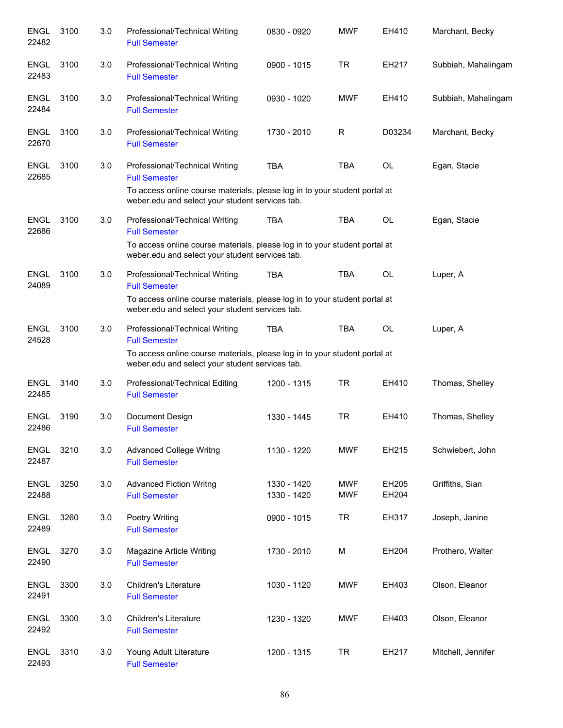| Subject / CRN | Course | Credits | Title | Time | Days | Room | Instructor |
|---|---|---|---|---|---|---|---|
| ENGL 22482 | 3100 | 3.0 | Professional/Technical Writing<br>Full Semester | 0830 - 0920 | MWF | EH410 | Marchant, Becky |
| ENGL 22483 | 3100 | 3.0 | Professional/Technical Writing<br>Full Semester | 0900 - 1015 | TR | EH217 | Subbiah, Mahalingam |
| ENGL 22484 | 3100 | 3.0 | Professional/Technical Writing<br>Full Semester | 0930 - 1020 | MWF | EH410 | Subbiah, Mahalingam |
| ENGL 22670 | 3100 | 3.0 | Professional/Technical Writing<br>Full Semester | 1730 - 2010 | R | D03234 | Marchant, Becky |
| ENGL 22685 | 3100 | 3.0 | Professional/Technical Writing<br>Full Semester<br>To access online course materials, please log in to your student portal at weber.edu and select your student services tab. | TBA | TBA | OL | Egan, Stacie |
| ENGL 22686 | 3100 | 3.0 | Professional/Technical Writing<br>Full Semester<br>To access online course materials, please log in to your student portal at weber.edu and select your student services tab. | TBA | TBA | OL | Egan, Stacie |
| ENGL 24089 | 3100 | 3.0 | Professional/Technical Writing<br>Full Semester<br>To access online course materials, please log in to your student portal at weber.edu and select your student services tab. | TBA | TBA | OL | Luper, A |
| ENGL 24528 | 3100 | 3.0 | Professional/Technical Writing<br>Full Semester<br>To access online course materials, please log in to your student portal at weber.edu and select your student services tab. | TBA | TBA | OL | Luper, A |
| ENGL 22485 | 3140 | 3.0 | Professional/Technical Editing<br>Full Semester | 1200 - 1315 | TR | EH410 | Thomas, Shelley |
| ENGL 22486 | 3190 | 3.0 | Document Design<br>Full Semester | 1330 - 1445 | TR | EH410 | Thomas, Shelley |
| ENGL 22487 | 3210 | 3.0 | Advanced College Writng<br>Full Semester | 1130 - 1220 | MWF | EH215 | Schwiebert, John |
| ENGL 22488 | 3250 | 3.0 | Advanced Fiction Writng<br>Full Semester | 1330 - 1420<br>1330 - 1420 | MWF<br>MWF | EH205<br>EH204 | Griffiths, Sian |
| ENGL 22489 | 3260 | 3.0 | Poetry Writing<br>Full Semester | 0900 - 1015 | TR | EH317 | Joseph, Janine |
| ENGL 22490 | 3270 | 3.0 | Magazine Article Writing<br>Full Semester | 1730 - 2010 | M | EH204 | Prothero, Walter |
| ENGL 22491 | 3300 | 3.0 | Children's Literature<br>Full Semester | 1030 - 1120 | MWF | EH403 | Olson, Eleanor |
| ENGL 22492 | 3300 | 3.0 | Children's Literature<br>Full Semester | 1230 - 1320 | MWF | EH403 | Olson, Eleanor |
| ENGL 22493 | 3310 | 3.0 | Young Adult Literature<br>Full Semester | 1200 - 1315 | TR | EH217 | Mitchell, Jennifer |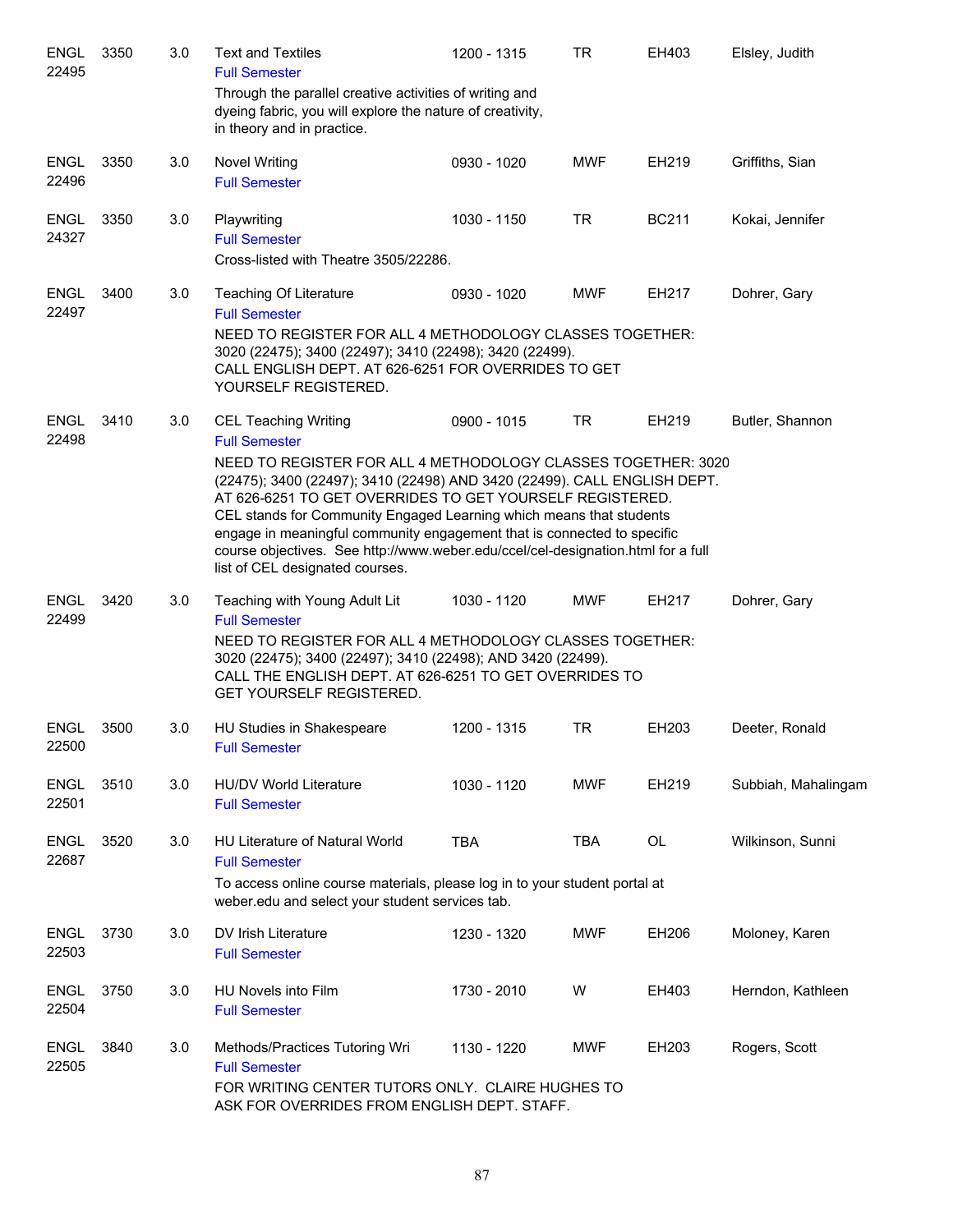| Subject / CRN | Course | Credits | Title | Time | Days | Room | Instructor |
|---|---|---|---|---|---|---|---|
| ENGL 22495 | 3350 | 3.0 | Text and Textiles<br>Full Semester<br>Through the parallel creative activities of writing and dyeing fabric, you will explore the nature of creativity, in theory and in practice. | 1200 - 1315 | TR | EH403 | Elsley, Judith |
| ENGL 22496 | 3350 | 3.0 | Novel Writing<br>Full Semester | 0930 - 1020 | MWF | EH219 | Griffiths, Sian |
| ENGL 24327 | 3350 | 3.0 | Playwriting<br>Full Semester<br>Cross-listed with Theatre 3505/22286. | 1030 - 1150 | TR | BC211 | Kokai, Jennifer |
| ENGL 22497 | 3400 | 3.0 | Teaching Of Literature<br>Full Semester<br>NEED TO REGISTER FOR ALL 4 METHODOLOGY CLASSES TOGETHER: 3020 (22475); 3400 (22497); 3410 (22498); 3420 (22499). CALL ENGLISH DEPT. AT 626-6251 FOR OVERRIDES TO GET YOURSELF REGISTERED. | 0930 - 1020 | MWF | EH217 | Dohrer, Gary |
| ENGL 22498 | 3410 | 3.0 | CEL Teaching Writing<br>Full Semester<br>NEED TO REGISTER FOR ALL 4 METHODOLOGY CLASSES TOGETHER: 3020 (22475); 3400 (22497); 3410 (22498) AND 3420 (22499). CALL ENGLISH DEPT. AT 626-6251 TO GET OVERRIDES TO GET YOURSELF REGISTERED. CEL stands for Community Engaged Learning which means that students engage in meaningful community engagement that is connected to specific course objectives. See http://www.weber.edu/ccel/cel-designation.html for a full list of CEL designated courses. | 0900 - 1015 | TR | EH219 | Butler, Shannon |
| ENGL 22499 | 3420 | 3.0 | Teaching with Young Adult Lit<br>Full Semester<br>NEED TO REGISTER FOR ALL 4 METHODOLOGY CLASSES TOGETHER: 3020 (22475); 3400 (22497); 3410 (22498); AND 3420 (22499). CALL THE ENGLISH DEPT. AT 626-6251 TO GET OVERRIDES TO GET YOURSELF REGISTERED. | 1030 - 1120 | MWF | EH217 | Dohrer, Gary |
| ENGL 22500 | 3500 | 3.0 | HU Studies in Shakespeare<br>Full Semester | 1200 - 1315 | TR | EH203 | Deeter, Ronald |
| ENGL 22501 | 3510 | 3.0 | HU/DV World Literature<br>Full Semester | 1030 - 1120 | MWF | EH219 | Subbiah, Mahalingam |
| ENGL 22687 | 3520 | 3.0 | HU Literature of Natural World<br>Full Semester<br>To access online course materials, please log in to your student portal at weber.edu and select your student services tab. | TBA | TBA | OL | Wilkinson, Sunni |
| ENGL 22503 | 3730 | 3.0 | DV Irish Literature<br>Full Semester | 1230 - 1320 | MWF | EH206 | Moloney, Karen |
| ENGL 22504 | 3750 | 3.0 | HU Novels into Film<br>Full Semester | 1730 - 2010 | W | EH403 | Herndon, Kathleen |
| ENGL 22505 | 3840 | 3.0 | Methods/Practices Tutoring Wri<br>Full Semester<br>FOR WRITING CENTER TUTORS ONLY. CLAIRE HUGHES TO ASK FOR OVERRIDES FROM ENGLISH DEPT. STAFF. | 1130 - 1220 | MWF | EH203 | Rogers, Scott |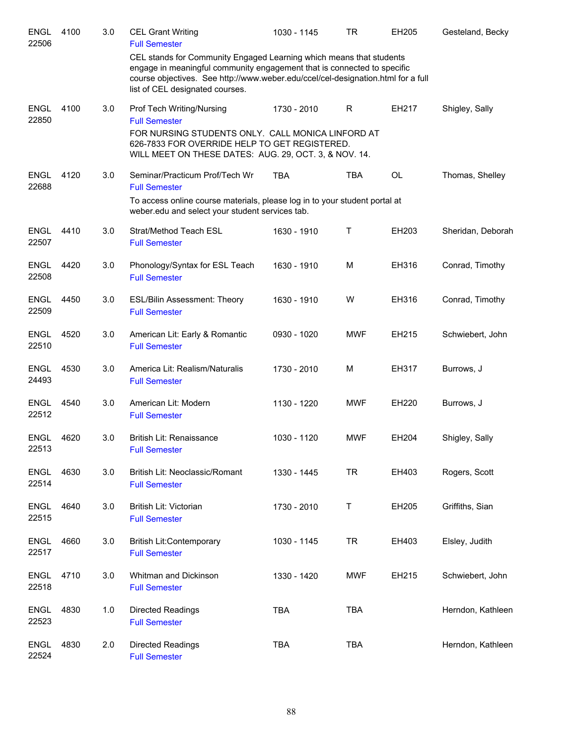| Subject / CRN | Course | Credits | Title | Time | Days | Room | Instructor |
|---|---|---|---|---|---|---|---|
| ENGL 22506 | 4100 | 3.0 | CEL Grant Writing<br>Full Semester<br>CEL stands for Community Engaged Learning which means that students engage in meaningful community engagement that is connected to specific course objectives. See http://www.weber.edu/ccel/cel-designation.html for a full list of CEL designated courses. | 1030 - 1145 | TR | EH205 | Gesteland, Becky |
| ENGL 22850 | 4100 | 3.0 | Prof Tech Writing/Nursing<br>Full Semester<br>FOR NURSING STUDENTS ONLY. CALL MONICA LINFORD AT 626-7833 FOR OVERRIDE HELP TO GET REGISTERED. WILL MEET ON THESE DATES: AUG. 29, OCT. 3, & NOV. 14. | 1730 - 2010 | R | EH217 | Shigley, Sally |
| ENGL 22688 | 4120 | 3.0 | Seminar/Practicum Prof/Tech Wr<br>Full Semester<br>To access online course materials, please log in to your student portal at weber.edu and select your student services tab. | TBA | TBA | OL | Thomas, Shelley |
| ENGL 22507 | 4410 | 3.0 | Strat/Method Teach ESL<br>Full Semester | 1630 - 1910 | T | EH203 | Sheridan, Deborah |
| ENGL 22508 | 4420 | 3.0 | Phonology/Syntax for ESL Teach<br>Full Semester | 1630 - 1910 | M | EH316 | Conrad, Timothy |
| ENGL 22509 | 4450 | 3.0 | ESL/Bilin Assessment: Theory<br>Full Semester | 1630 - 1910 | W | EH316 | Conrad, Timothy |
| ENGL 22510 | 4520 | 3.0 | American Lit: Early & Romantic<br>Full Semester | 0930 - 1020 | MWF | EH215 | Schwiebert, John |
| ENGL 24493 | 4530 | 3.0 | America Lit: Realism/Naturalis<br>Full Semester | 1730 - 2010 | M | EH317 | Burrows, J |
| ENGL 22512 | 4540 | 3.0 | American Lit: Modern<br>Full Semester | 1130 - 1220 | MWF | EH220 | Burrows, J |
| ENGL 22513 | 4620 | 3.0 | British Lit: Renaissance<br>Full Semester | 1030 - 1120 | MWF | EH204 | Shigley, Sally |
| ENGL 22514 | 4630 | 3.0 | British Lit: Neoclassic/Romant<br>Full Semester | 1330 - 1445 | TR | EH403 | Rogers, Scott |
| ENGL 22515 | 4640 | 3.0 | British Lit: Victorian<br>Full Semester | 1730 - 2010 | T | EH205 | Griffiths, Sian |
| ENGL 22517 | 4660 | 3.0 | British Lit:Contemporary<br>Full Semester | 1030 - 1145 | TR | EH403 | Elsley, Judith |
| ENGL 22518 | 4710 | 3.0 | Whitman and Dickinson<br>Full Semester | 1330 - 1420 | MWF | EH215 | Schwiebert, John |
| ENGL 22523 | 4830 | 1.0 | Directed Readings<br>Full Semester | TBA | TBA | | Herndon, Kathleen |
| ENGL 22524 | 4830 | 2.0 | Directed Readings<br>Full Semester | TBA | TBA | | Herndon, Kathleen |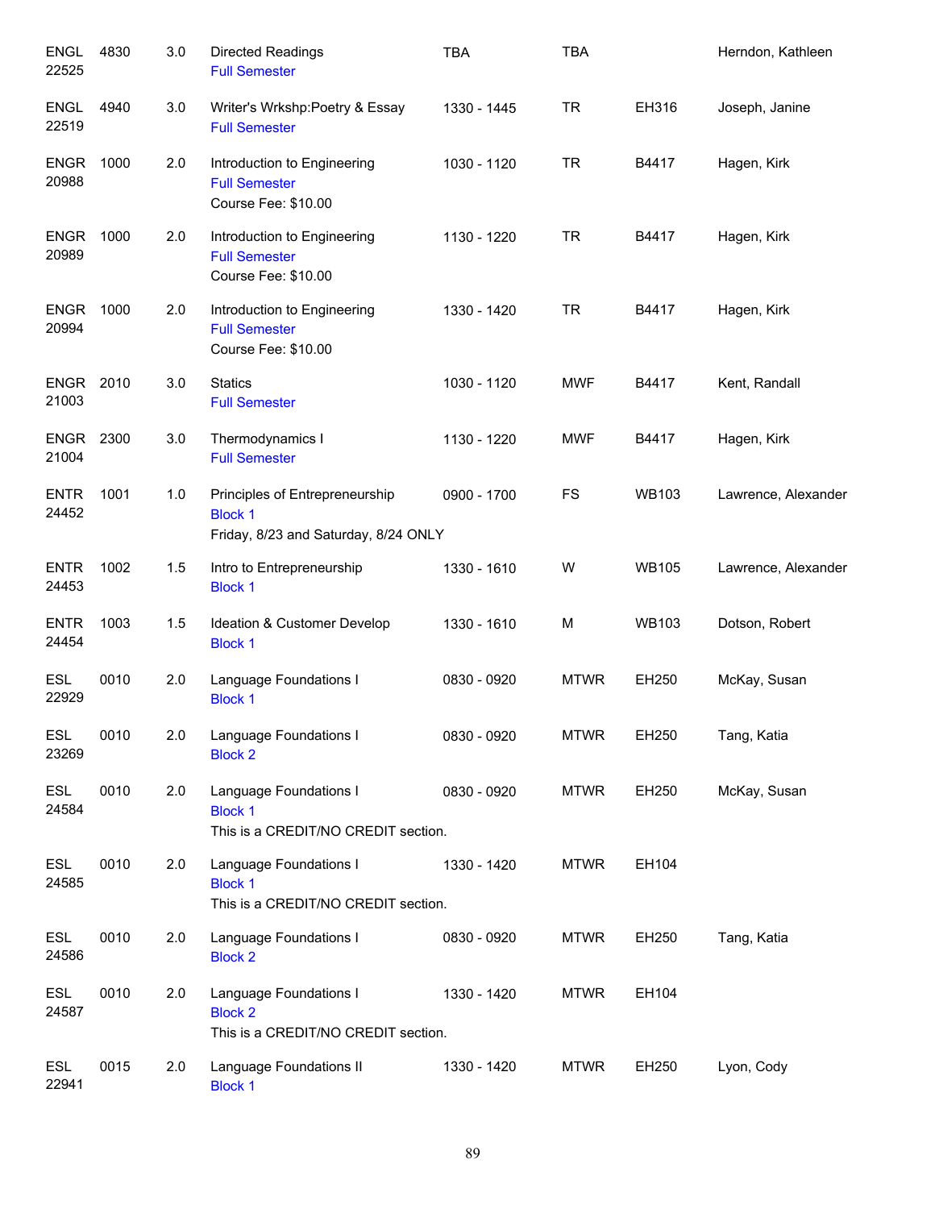| Subject / CRN | Course | Credits | Title | Time | Days | Room | Instructor |
|---|---|---|---|---|---|---|---|
| ENGL 22525 | 4830 | 3.0 | Directed Readings<br>Full Semester | TBA | TBA | | Herndon, Kathleen |
| ENGL 22519 | 4940 | 3.0 | Writer's Wrkshp:Poetry & Essay<br>Full Semester | 1330 - 1445 | TR | EH316 | Joseph, Janine |
| ENGR 20988 | 1000 | 2.0 | Introduction to Engineering<br>Full Semester<br>Course Fee: $10.00 | 1030 - 1120 | TR | B4417 | Hagen, Kirk |
| ENGR 20989 | 1000 | 2.0 | Introduction to Engineering<br>Full Semester<br>Course Fee: $10.00 | 1130 - 1220 | TR | B4417 | Hagen, Kirk |
| ENGR 20994 | 1000 | 2.0 | Introduction to Engineering<br>Full Semester<br>Course Fee: $10.00 | 1330 - 1420 | TR | B4417 | Hagen, Kirk |
| ENGR 21003 | 2010 | 3.0 | Statics<br>Full Semester | 1030 - 1120 | MWF | B4417 | Kent, Randall |
| ENGR 21004 | 2300 | 3.0 | Thermodynamics I<br>Full Semester | 1130 - 1220 | MWF | B4417 | Hagen, Kirk |
| ENTR 24452 | 1001 | 1.0 | Principles of Entrepreneurship<br>Block 1<br>Friday, 8/23 and Saturday, 8/24 ONLY | 0900 - 1700 | FS | WB103 | Lawrence, Alexander |
| ENTR 24453 | 1002 | 1.5 | Intro to Entrepreneurship<br>Block 1 | 1330 - 1610 | W | WB105 | Lawrence, Alexander |
| ENTR 24454 | 1003 | 1.5 | Ideation & Customer Develop<br>Block 1 | 1330 - 1610 | M | WB103 | Dotson, Robert |
| ESL 22929 | 0010 | 2.0 | Language Foundations I<br>Block 1 | 0830 - 0920 | MTWR | EH250 | McKay, Susan |
| ESL 23269 | 0010 | 2.0 | Language Foundations I<br>Block 2 | 0830 - 0920 | MTWR | EH250 | Tang, Katia |
| ESL 24584 | 0010 | 2.0 | Language Foundations I<br>Block 1<br>This is a CREDIT/NO CREDIT section. | 0830 - 0920 | MTWR | EH250 | McKay, Susan |
| ESL 24585 | 0010 | 2.0 | Language Foundations I<br>Block 1<br>This is a CREDIT/NO CREDIT section. | 1330 - 1420 | MTWR | EH104 | |
| ESL 24586 | 0010 | 2.0 | Language Foundations I<br>Block 2 | 0830 - 0920 | MTWR | EH250 | Tang, Katia |
| ESL 24587 | 0010 | 2.0 | Language Foundations I<br>Block 2<br>This is a CREDIT/NO CREDIT section. | 1330 - 1420 | MTWR | EH104 | |
| ESL 22941 | 0015 | 2.0 | Language Foundations II<br>Block 1 | 1330 - 1420 | MTWR | EH250 | Lyon, Cody |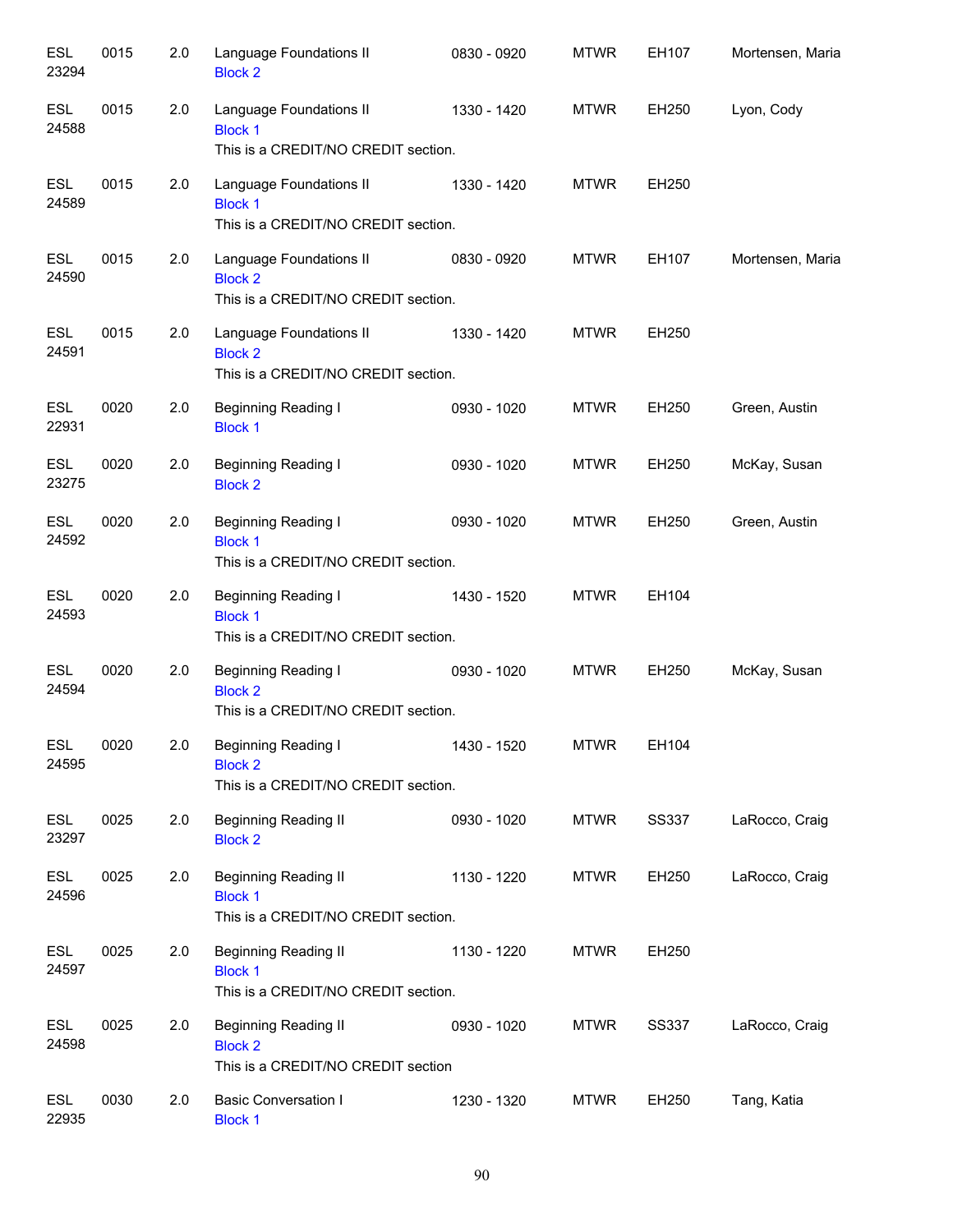| | | | | | | | |
|---|---|---|---|---|---|---|---|
| ESL 23294 | 0015 | 2.0 | Language Foundations II<br>Block 2 | 0830 - 0920 | MTWR | EH107 | Mortensen, Maria |
| ESL 24588 | 0015 | 2.0 | Language Foundations II<br>Block 1<br>This is a CREDIT/NO CREDIT section. | 1330 - 1420 | MTWR | EH250 | Lyon, Cody |
| ESL 24589 | 0015 | 2.0 | Language Foundations II<br>Block 1<br>This is a CREDIT/NO CREDIT section. | 1330 - 1420 | MTWR | EH250 | |
| ESL 24590 | 0015 | 2.0 | Language Foundations II<br>Block 2<br>This is a CREDIT/NO CREDIT section. | 0830 - 0920 | MTWR | EH107 | Mortensen, Maria |
| ESL 24591 | 0015 | 2.0 | Language Foundations II<br>Block 2<br>This is a CREDIT/NO CREDIT section. | 1330 - 1420 | MTWR | EH250 | |
| ESL 22931 | 0020 | 2.0 | Beginning Reading I<br>Block 1 | 0930 - 1020 | MTWR | EH250 | Green, Austin |
| ESL 23275 | 0020 | 2.0 | Beginning Reading I<br>Block 2 | 0930 - 1020 | MTWR | EH250 | McKay, Susan |
| ESL 24592 | 0020 | 2.0 | Beginning Reading I<br>Block 1<br>This is a CREDIT/NO CREDIT section. | 0930 - 1020 | MTWR | EH250 | Green, Austin |
| ESL 24593 | 0020 | 2.0 | Beginning Reading I<br>Block 1<br>This is a CREDIT/NO CREDIT section. | 1430 - 1520 | MTWR | EH104 | |
| ESL 24594 | 0020 | 2.0 | Beginning Reading I<br>Block 2<br>This is a CREDIT/NO CREDIT section. | 0930 - 1020 | MTWR | EH250 | McKay, Susan |
| ESL 24595 | 0020 | 2.0 | Beginning Reading I<br>Block 2<br>This is a CREDIT/NO CREDIT section. | 1430 - 1520 | MTWR | EH104 | |
| ESL 23297 | 0025 | 2.0 | Beginning Reading II<br>Block 2 | 0930 - 1020 | MTWR | SS337 | LaRocco, Craig |
| ESL 24596 | 0025 | 2.0 | Beginning Reading II<br>Block 1<br>This is a CREDIT/NO CREDIT section. | 1130 - 1220 | MTWR | EH250 | LaRocco, Craig |
| ESL 24597 | 0025 | 2.0 | Beginning Reading II<br>Block 1<br>This is a CREDIT/NO CREDIT section. | 1130 - 1220 | MTWR | EH250 | |
| ESL 24598 | 0025 | 2.0 | Beginning Reading II<br>Block 2<br>This is a CREDIT/NO CREDIT section | 0930 - 1020 | MTWR | SS337 | LaRocco, Craig |
| ESL 22935 | 0030 | 2.0 | Basic Conversation I<br>Block 1 | 1230 - 1320 | MTWR | EH250 | Tang, Katia |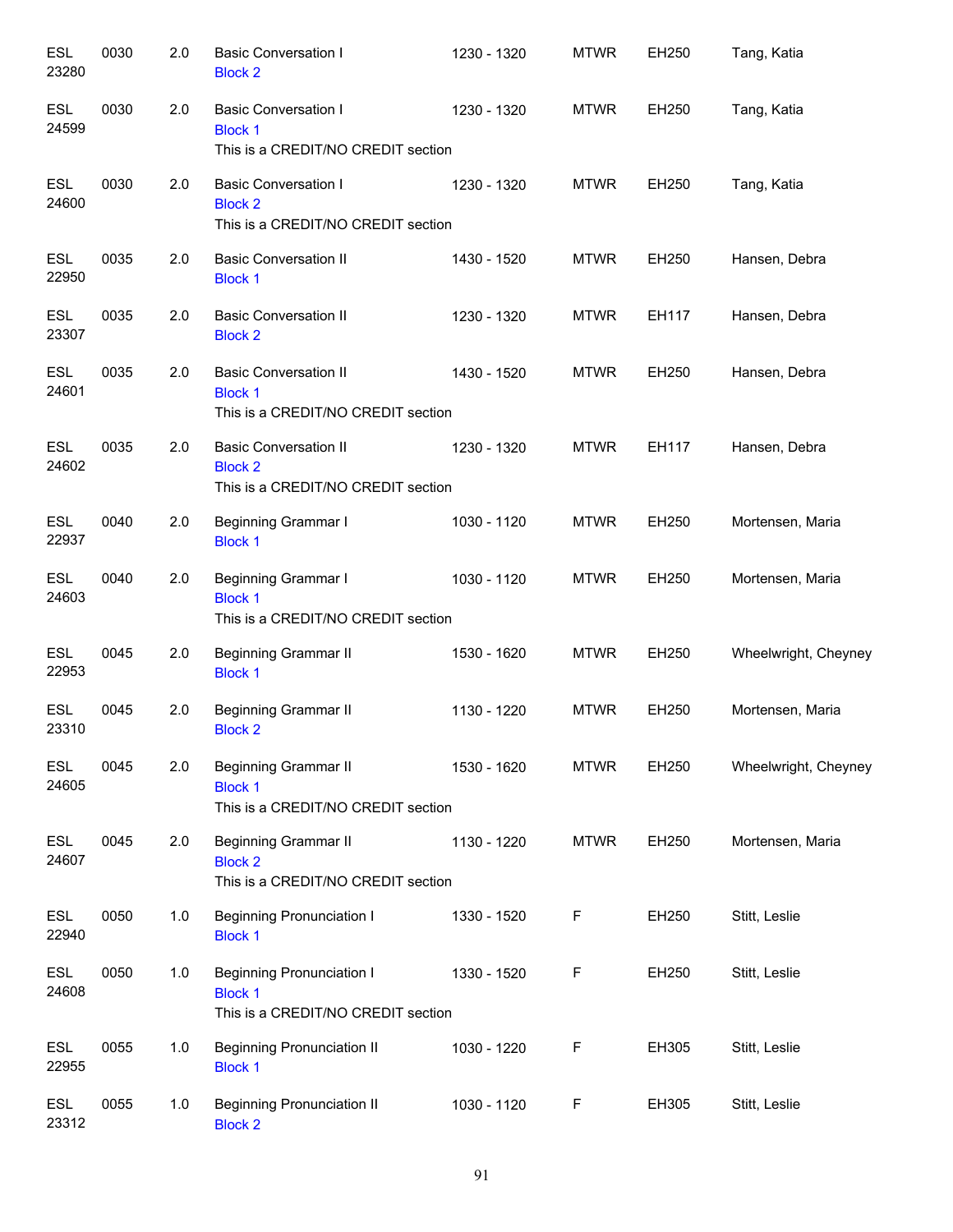| | | | | | | | |
|---|---|---|---|---|---|---|---|
| ESL 23280 | 0030 | 2.0 | Basic Conversation I<br>Block 2 | 1230 - 1320 | MTWR | EH250 | Tang, Katia |
| ESL 24599 | 0030 | 2.0 | Basic Conversation I<br>Block 1<br>This is a CREDIT/NO CREDIT section | 1230 - 1320 | MTWR | EH250 | Tang, Katia |
| ESL 24600 | 0030 | 2.0 | Basic Conversation I<br>Block 2<br>This is a CREDIT/NO CREDIT section | 1230 - 1320 | MTWR | EH250 | Tang, Katia |
| ESL 22950 | 0035 | 2.0 | Basic Conversation II<br>Block 1 | 1430 - 1520 | MTWR | EH250 | Hansen, Debra |
| ESL 23307 | 0035 | 2.0 | Basic Conversation II<br>Block 2 | 1230 - 1320 | MTWR | EH117 | Hansen, Debra |
| ESL 24601 | 0035 | 2.0 | Basic Conversation II<br>Block 1<br>This is a CREDIT/NO CREDIT section | 1430 - 1520 | MTWR | EH250 | Hansen, Debra |
| ESL 24602 | 0035 | 2.0 | Basic Conversation II<br>Block 2<br>This is a CREDIT/NO CREDIT section | 1230 - 1320 | MTWR | EH117 | Hansen, Debra |
| ESL 22937 | 0040 | 2.0 | Beginning Grammar I<br>Block 1 | 1030 - 1120 | MTWR | EH250 | Mortensen, Maria |
| ESL 24603 | 0040 | 2.0 | Beginning Grammar I<br>Block 1<br>This is a CREDIT/NO CREDIT section | 1030 - 1120 | MTWR | EH250 | Mortensen, Maria |
| ESL 22953 | 0045 | 2.0 | Beginning Grammar II<br>Block 1 | 1530 - 1620 | MTWR | EH250 | Wheelwright, Cheyney |
| ESL 23310 | 0045 | 2.0 | Beginning Grammar II<br>Block 2 | 1130 - 1220 | MTWR | EH250 | Mortensen, Maria |
| ESL 24605 | 0045 | 2.0 | Beginning Grammar II<br>Block 1<br>This is a CREDIT/NO CREDIT section | 1530 - 1620 | MTWR | EH250 | Wheelwright, Cheyney |
| ESL 24607 | 0045 | 2.0 | Beginning Grammar II<br>Block 2<br>This is a CREDIT/NO CREDIT section | 1130 - 1220 | MTWR | EH250 | Mortensen, Maria |
| ESL 22940 | 0050 | 1.0 | Beginning Pronunciation I<br>Block 1 | 1330 - 1520 | F | EH250 | Stitt, Leslie |
| ESL 24608 | 0050 | 1.0 | Beginning Pronunciation I<br>Block 1<br>This is a CREDIT/NO CREDIT section | 1330 - 1520 | F | EH250 | Stitt, Leslie |
| ESL 22955 | 0055 | 1.0 | Beginning Pronunciation II<br>Block 1 | 1030 - 1220 | F | EH305 | Stitt, Leslie |
| ESL 23312 | 0055 | 1.0 | Beginning Pronunciation II<br>Block 2 | 1030 - 1120 | F | EH305 | Stitt, Leslie |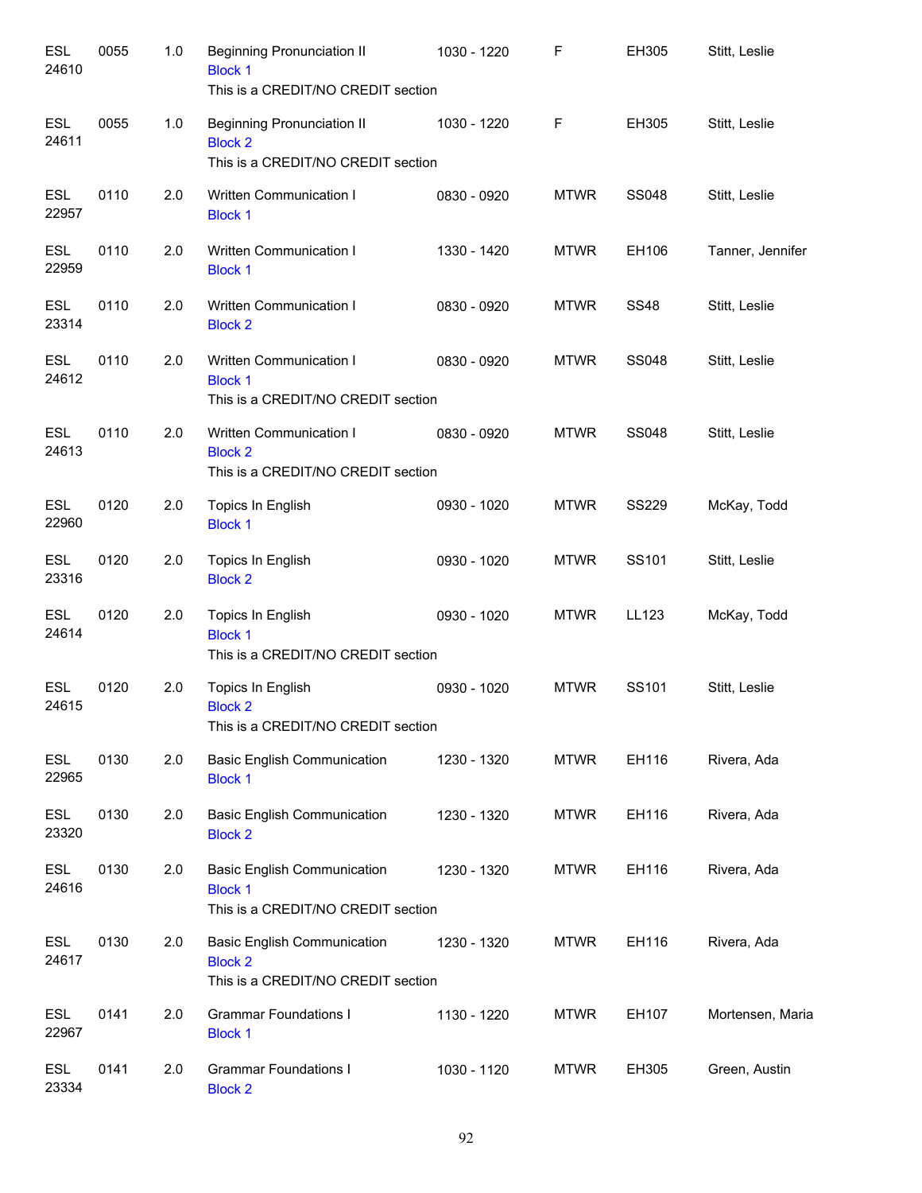| | | | | | | | |
|---|---|---|---|---|---|---|---|
| ESL 24610 | 0055 | 1.0 | Beginning Pronunciation II<br>Block 1<br>This is a CREDIT/NO CREDIT section | 1030 - 1220 | F | EH305 | Stitt, Leslie |
| ESL 24611 | 0055 | 1.0 | Beginning Pronunciation II<br>Block 2<br>This is a CREDIT/NO CREDIT section | 1030 - 1220 | F | EH305 | Stitt, Leslie |
| ESL 22957 | 0110 | 2.0 | Written Communication I<br>Block 1 | 0830 - 0920 | MTWR | SS048 | Stitt, Leslie |
| ESL 22959 | 0110 | 2.0 | Written Communication I<br>Block 1 | 1330 - 1420 | MTWR | EH106 | Tanner, Jennifer |
| ESL 23314 | 0110 | 2.0 | Written Communication I<br>Block 2 | 0830 - 0920 | MTWR | SS48 | Stitt, Leslie |
| ESL 24612 | 0110 | 2.0 | Written Communication I<br>Block 1<br>This is a CREDIT/NO CREDIT section | 0830 - 0920 | MTWR | SS048 | Stitt, Leslie |
| ESL 24613 | 0110 | 2.0 | Written Communication I<br>Block 2<br>This is a CREDIT/NO CREDIT section | 0830 - 0920 | MTWR | SS048 | Stitt, Leslie |
| ESL 22960 | 0120 | 2.0 | Topics In English<br>Block 1 | 0930 - 1020 | MTWR | SS229 | McKay, Todd |
| ESL 23316 | 0120 | 2.0 | Topics In English<br>Block 2 | 0930 - 1020 | MTWR | SS101 | Stitt, Leslie |
| ESL 24614 | 0120 | 2.0 | Topics In English<br>Block 1<br>This is a CREDIT/NO CREDIT section | 0930 - 1020 | MTWR | LL123 | McKay, Todd |
| ESL 24615 | 0120 | 2.0 | Topics In English<br>Block 2<br>This is a CREDIT/NO CREDIT section | 0930 - 1020 | MTWR | SS101 | Stitt, Leslie |
| ESL 22965 | 0130 | 2.0 | Basic English Communication<br>Block 1 | 1230 - 1320 | MTWR | EH116 | Rivera, Ada |
| ESL 23320 | 0130 | 2.0 | Basic English Communication<br>Block 2 | 1230 - 1320 | MTWR | EH116 | Rivera, Ada |
| ESL 24616 | 0130 | 2.0 | Basic English Communication<br>Block 1<br>This is a CREDIT/NO CREDIT section | 1230 - 1320 | MTWR | EH116 | Rivera, Ada |
| ESL 24617 | 0130 | 2.0 | Basic English Communication<br>Block 2<br>This is a CREDIT/NO CREDIT section | 1230 - 1320 | MTWR | EH116 | Rivera, Ada |
| ESL 22967 | 0141 | 2.0 | Grammar Foundations I<br>Block 1 | 1130 - 1220 | MTWR | EH107 | Mortensen, Maria |
| ESL 23334 | 0141 | 2.0 | Grammar Foundations I<br>Block 2 | 1030 - 1120 | MTWR | EH305 | Green, Austin |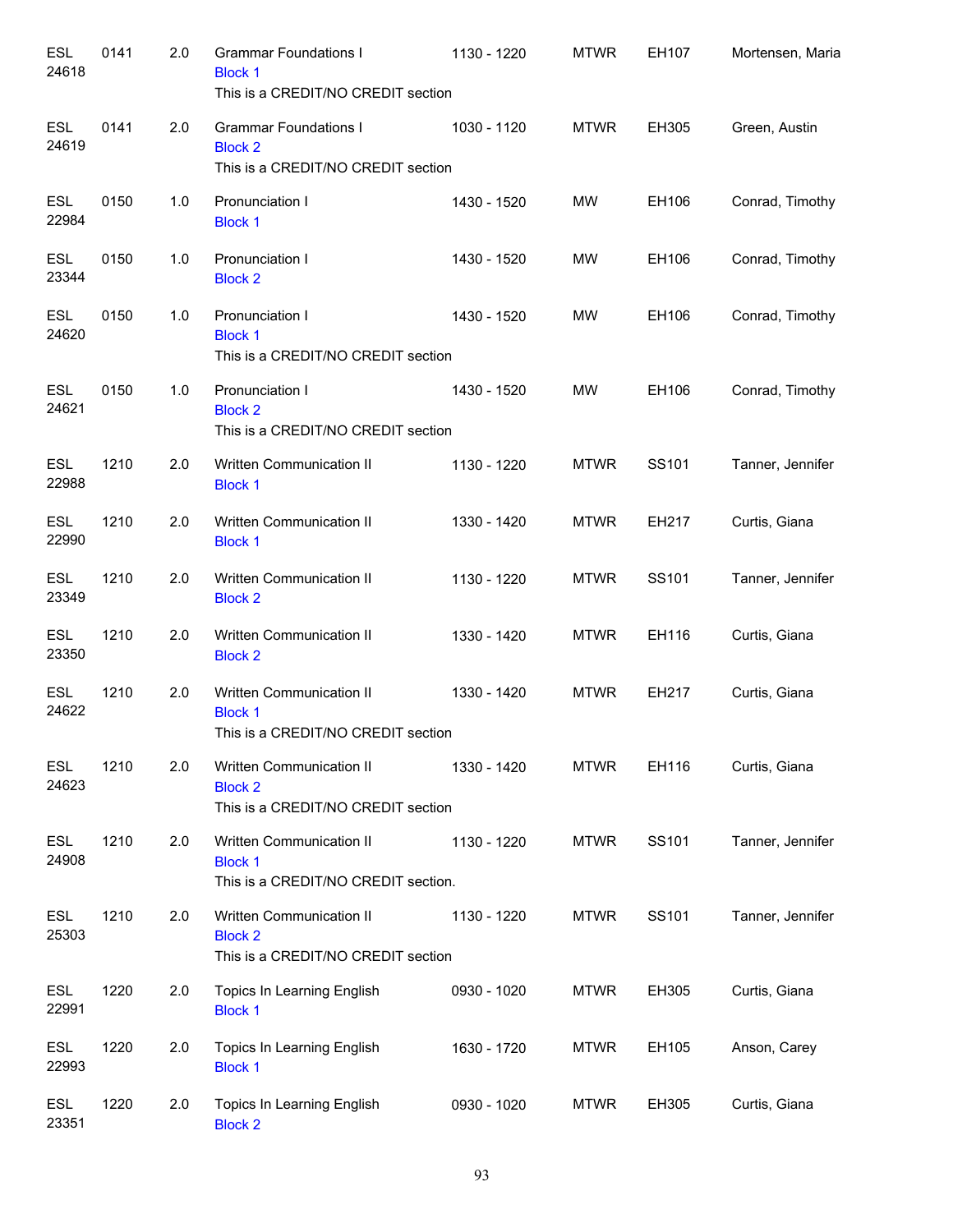| Subject / CRN | Course | Credits | Title | Time | Days | Room | Instructor |
|---|---|---|---|---|---|---|---|
| ESL 24618 | 0141 | 2.0 | Grammar Foundations I<br>Block 1<br>This is a CREDIT/NO CREDIT section | 1130 - 1220 | MTWR | EH107 | Mortensen, Maria |
| ESL 24619 | 0141 | 2.0 | Grammar Foundations I<br>Block 2<br>This is a CREDIT/NO CREDIT section | 1030 - 1120 | MTWR | EH305 | Green, Austin |
| ESL 22984 | 0150 | 1.0 | Pronunciation I<br>Block 1 | 1430 - 1520 | MW | EH106 | Conrad, Timothy |
| ESL 23344 | 0150 | 1.0 | Pronunciation I<br>Block 2 | 1430 - 1520 | MW | EH106 | Conrad, Timothy |
| ESL 24620 | 0150 | 1.0 | Pronunciation I<br>Block 1<br>This is a CREDIT/NO CREDIT section | 1430 - 1520 | MW | EH106 | Conrad, Timothy |
| ESL 24621 | 0150 | 1.0 | Pronunciation I<br>Block 2<br>This is a CREDIT/NO CREDIT section | 1430 - 1520 | MW | EH106 | Conrad, Timothy |
| ESL 22988 | 1210 | 2.0 | Written Communication II<br>Block 1 | 1130 - 1220 | MTWR | SS101 | Tanner, Jennifer |
| ESL 22990 | 1210 | 2.0 | Written Communication II<br>Block 1 | 1330 - 1420 | MTWR | EH217 | Curtis, Giana |
| ESL 23349 | 1210 | 2.0 | Written Communication II<br>Block 2 | 1130 - 1220 | MTWR | SS101 | Tanner, Jennifer |
| ESL 23350 | 1210 | 2.0 | Written Communication II<br>Block 2 | 1330 - 1420 | MTWR | EH116 | Curtis, Giana |
| ESL 24622 | 1210 | 2.0 | Written Communication II<br>Block 1<br>This is a CREDIT/NO CREDIT section | 1330 - 1420 | MTWR | EH217 | Curtis, Giana |
| ESL 24623 | 1210 | 2.0 | Written Communication II<br>Block 2<br>This is a CREDIT/NO CREDIT section | 1330 - 1420 | MTWR | EH116 | Curtis, Giana |
| ESL 24908 | 1210 | 2.0 | Written Communication II<br>Block 1<br>This is a CREDIT/NO CREDIT section. | 1130 - 1220 | MTWR | SS101 | Tanner, Jennifer |
| ESL 25303 | 1210 | 2.0 | Written Communication II<br>Block 2<br>This is a CREDIT/NO CREDIT section | 1130 - 1220 | MTWR | SS101 | Tanner, Jennifer |
| ESL 22991 | 1220 | 2.0 | Topics In Learning English<br>Block 1 | 0930 - 1020 | MTWR | EH305 | Curtis, Giana |
| ESL 22993 | 1220 | 2.0 | Topics In Learning English<br>Block 1 | 1630 - 1720 | MTWR | EH105 | Anson, Carey |
| ESL 23351 | 1220 | 2.0 | Topics In Learning English<br>Block 2 | 0930 - 1020 | MTWR | EH305 | Curtis, Giana |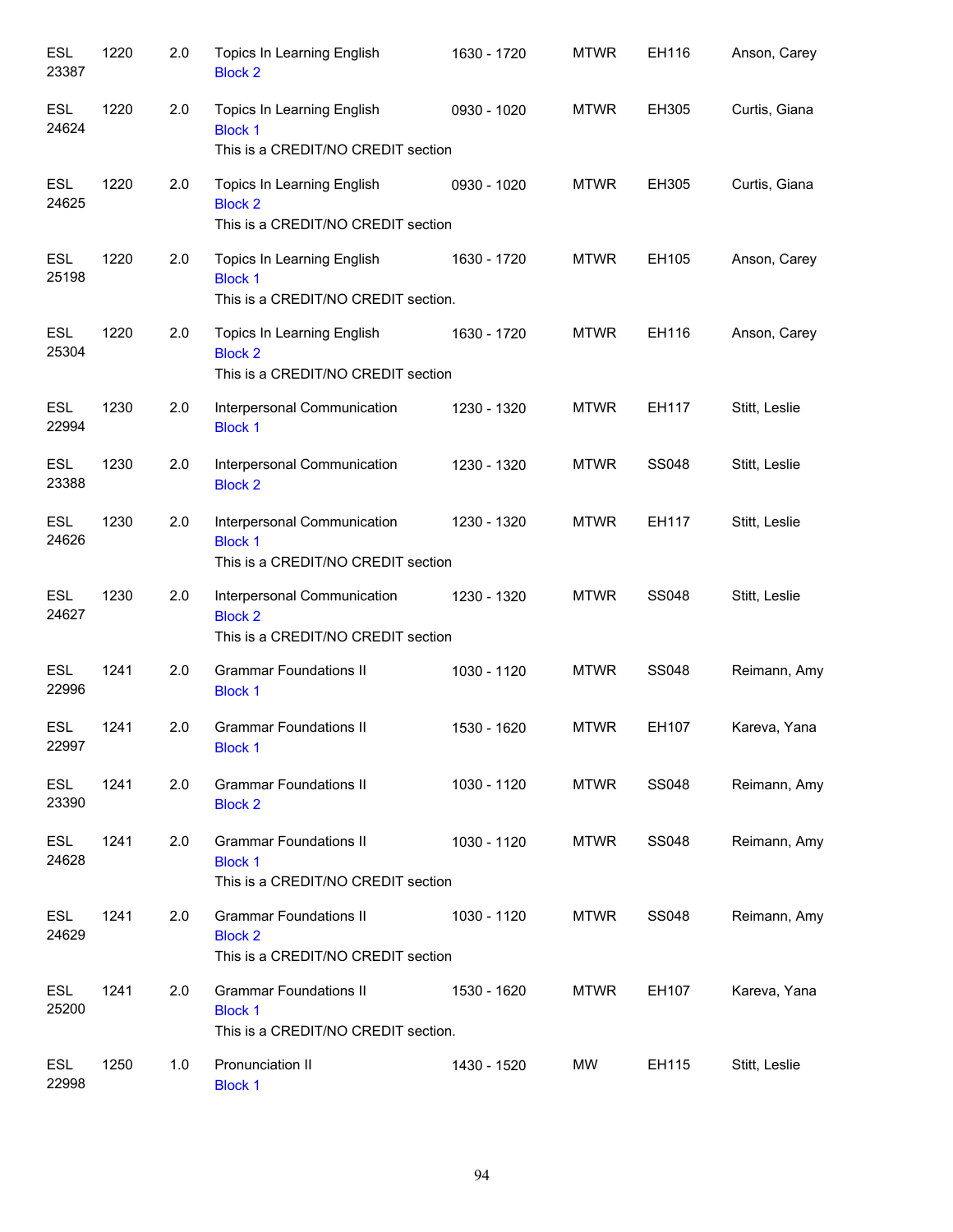| | | | | | | | |
|---|---|---|---|---|---|---|---|
| ESL 23387 | 1220 | 2.0 | Topics In Learning English<br>Block 2 | 1630 - 1720 | MTWR | EH116 | Anson, Carey |
| ESL 24624 | 1220 | 2.0 | Topics In Learning English<br>Block 1<br>This is a CREDIT/NO CREDIT section | 0930 - 1020 | MTWR | EH305 | Curtis, Giana |
| ESL 24625 | 1220 | 2.0 | Topics In Learning English<br>Block 2<br>This is a CREDIT/NO CREDIT section | 0930 - 1020 | MTWR | EH305 | Curtis, Giana |
| ESL 25198 | 1220 | 2.0 | Topics In Learning English<br>Block 1<br>This is a CREDIT/NO CREDIT section. | 1630 - 1720 | MTWR | EH105 | Anson, Carey |
| ESL 25304 | 1220 | 2.0 | Topics In Learning English<br>Block 2<br>This is a CREDIT/NO CREDIT section | 1630 - 1720 | MTWR | EH116 | Anson, Carey |
| ESL 22994 | 1230 | 2.0 | Interpersonal Communication<br>Block 1 | 1230 - 1320 | MTWR | EH117 | Stitt, Leslie |
| ESL 23388 | 1230 | 2.0 | Interpersonal Communication<br>Block 2 | 1230 - 1320 | MTWR | SS048 | Stitt, Leslie |
| ESL 24626 | 1230 | 2.0 | Interpersonal Communication<br>Block 1<br>This is a CREDIT/NO CREDIT section | 1230 - 1320 | MTWR | EH117 | Stitt, Leslie |
| ESL 24627 | 1230 | 2.0 | Interpersonal Communication<br>Block 2<br>This is a CREDIT/NO CREDIT section | 1230 - 1320 | MTWR | SS048 | Stitt, Leslie |
| ESL 22996 | 1241 | 2.0 | Grammar Foundations II<br>Block 1 | 1030 - 1120 | MTWR | SS048 | Reimann, Amy |
| ESL 22997 | 1241 | 2.0 | Grammar Foundations II<br>Block 1 | 1530 - 1620 | MTWR | EH107 | Kareva, Yana |
| ESL 23390 | 1241 | 2.0 | Grammar Foundations II<br>Block 2 | 1030 - 1120 | MTWR | SS048 | Reimann, Amy |
| ESL 24628 | 1241 | 2.0 | Grammar Foundations II<br>Block 1<br>This is a CREDIT/NO CREDIT section | 1030 - 1120 | MTWR | SS048 | Reimann, Amy |
| ESL 24629 | 1241 | 2.0 | Grammar Foundations II<br>Block 2<br>This is a CREDIT/NO CREDIT section | 1030 - 1120 | MTWR | SS048 | Reimann, Amy |
| ESL 25200 | 1241 | 2.0 | Grammar Foundations II<br>Block 1<br>This is a CREDIT/NO CREDIT section. | 1530 - 1620 | MTWR | EH107 | Kareva, Yana |
| ESL 22998 | 1250 | 1.0 | Pronunciation II<br>Block 1 | 1430 - 1520 | MW | EH115 | Stitt, Leslie |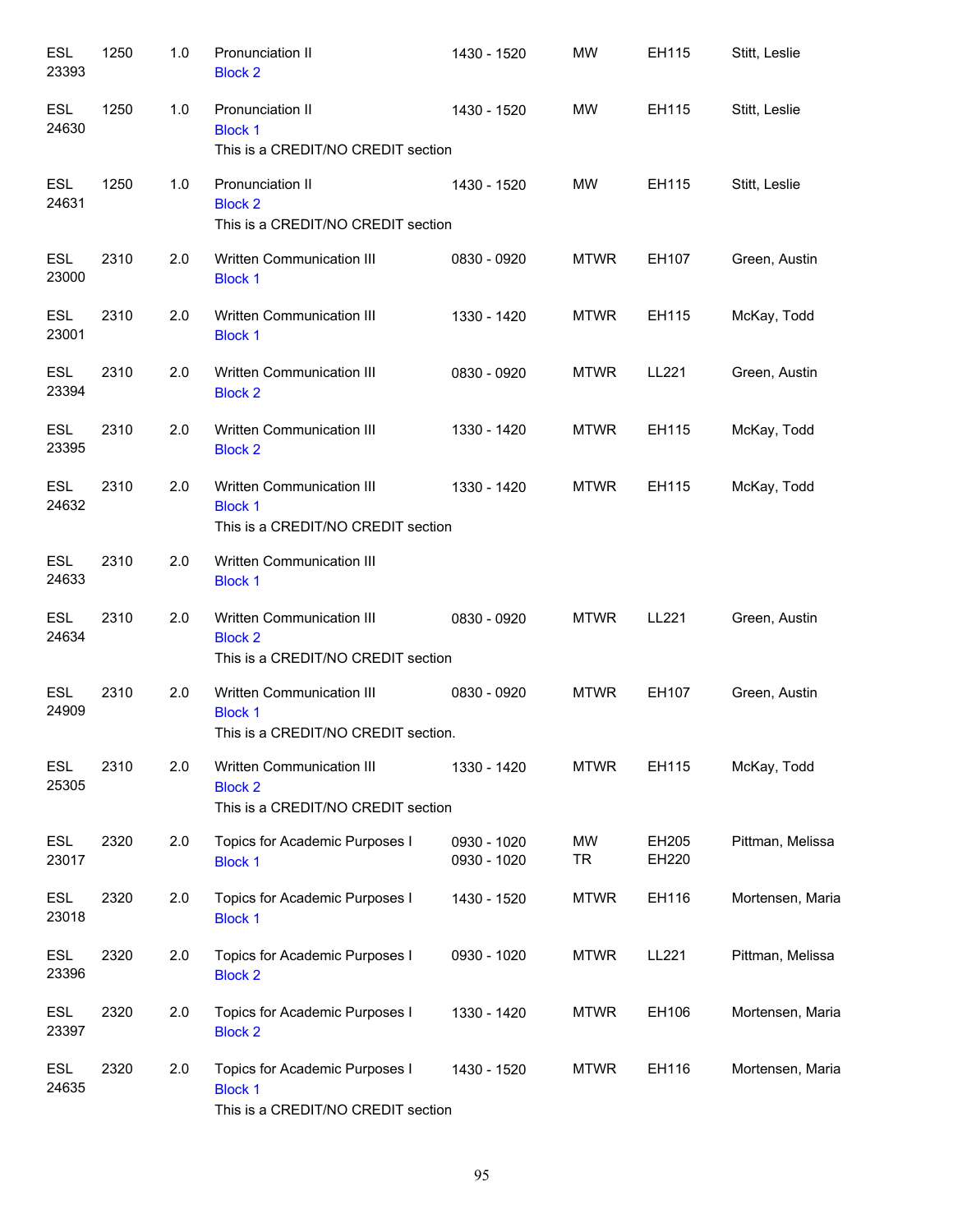| | | | | | | | |
|---|---|---|---|---|---|---|---|
| ESL 23393 | 1250 | 1.0 | Pronunciation II<br>Block 2 | 1430 - 1520 | MW | EH115 | Stitt, Leslie |
| ESL 24630 | 1250 | 1.0 | Pronunciation II<br>Block 1<br>This is a CREDIT/NO CREDIT section | 1430 - 1520 | MW | EH115 | Stitt, Leslie |
| ESL 24631 | 1250 | 1.0 | Pronunciation II<br>Block 2<br>This is a CREDIT/NO CREDIT section | 1430 - 1520 | MW | EH115 | Stitt, Leslie |
| ESL 23000 | 2310 | 2.0 | Written Communication III<br>Block 1 | 0830 - 0920 | MTWR | EH107 | Green, Austin |
| ESL 23001 | 2310 | 2.0 | Written Communication III<br>Block 1 | 1330 - 1420 | MTWR | EH115 | McKay, Todd |
| ESL 23394 | 2310 | 2.0 | Written Communication III<br>Block 2 | 0830 - 0920 | MTWR | LL221 | Green, Austin |
| ESL 23395 | 2310 | 2.0 | Written Communication III<br>Block 2 | 1330 - 1420 | MTWR | EH115 | McKay, Todd |
| ESL 24632 | 2310 | 2.0 | Written Communication III<br>Block 1<br>This is a CREDIT/NO CREDIT section | 1330 - 1420 | MTWR | EH115 | McKay, Todd |
| ESL 24633 | 2310 | 2.0 | Written Communication III<br>Block 1 | | | | |
| ESL 24634 | 2310 | 2.0 | Written Communication III<br>Block 2<br>This is a CREDIT/NO CREDIT section | 0830 - 0920 | MTWR | LL221 | Green, Austin |
| ESL 24909 | 2310 | 2.0 | Written Communication III<br>Block 1<br>This is a CREDIT/NO CREDIT section. | 0830 - 0920 | MTWR | EH107 | Green, Austin |
| ESL 25305 | 2310 | 2.0 | Written Communication III<br>Block 2<br>This is a CREDIT/NO CREDIT section | 1330 - 1420 | MTWR | EH115 | McKay, Todd |
| ESL 23017 | 2320 | 2.0 | Topics for Academic Purposes I<br>Block 1 | 0930 - 1020<br>0930 - 1020 | MW<br>TR | EH205<br>EH220 | Pittman, Melissa |
| ESL 23018 | 2320 | 2.0 | Topics for Academic Purposes I<br>Block 1 | 1430 - 1520 | MTWR | EH116 | Mortensen, Maria |
| ESL 23396 | 2320 | 2.0 | Topics for Academic Purposes I<br>Block 2 | 0930 - 1020 | MTWR | LL221 | Pittman, Melissa |
| ESL 23397 | 2320 | 2.0 | Topics for Academic Purposes I<br>Block 2 | 1330 - 1420 | MTWR | EH106 | Mortensen, Maria |
| ESL 24635 | 2320 | 2.0 | Topics for Academic Purposes I<br>Block 1<br>This is a CREDIT/NO CREDIT section | 1430 - 1520 | MTWR | EH116 | Mortensen, Maria |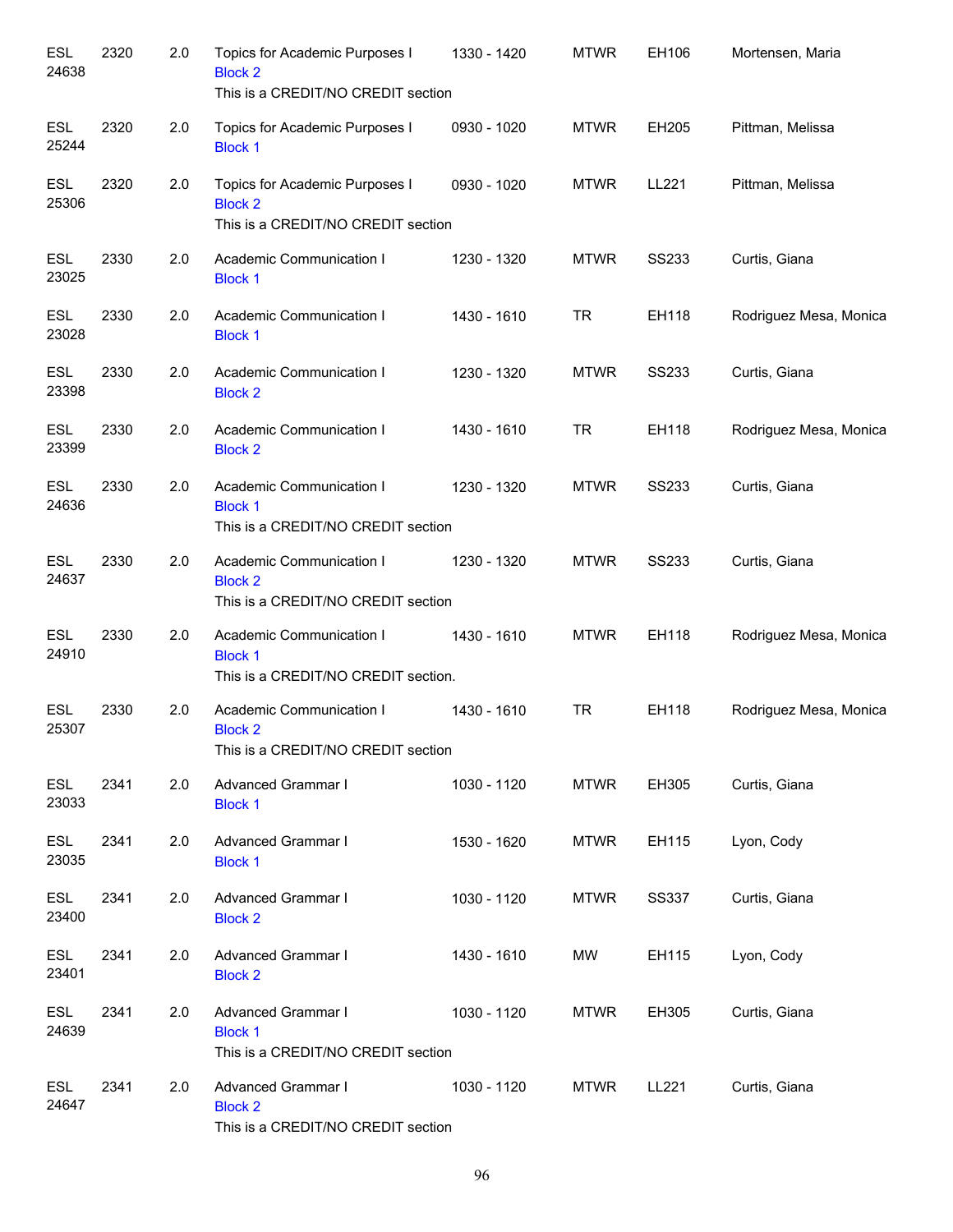| | | | | | | | |
|---|---|---|---|---|---|---|---|
| ESL 24638 | 2320 | 2.0 | Topics for Academic Purposes I<br>Block 2<br>This is a CREDIT/NO CREDIT section | 1330 - 1420 | MTWR | EH106 | Mortensen, Maria |
| ESL 25244 | 2320 | 2.0 | Topics for Academic Purposes I<br>Block 1 | 0930 - 1020 | MTWR | EH205 | Pittman, Melissa |
| ESL 25306 | 2320 | 2.0 | Topics for Academic Purposes I<br>Block 2<br>This is a CREDIT/NO CREDIT section | 0930 - 1020 | MTWR | LL221 | Pittman, Melissa |
| ESL 23025 | 2330 | 2.0 | Academic Communication I<br>Block 1 | 1230 - 1320 | MTWR | SS233 | Curtis, Giana |
| ESL 23028 | 2330 | 2.0 | Academic Communication I<br>Block 1 | 1430 - 1610 | TR | EH118 | Rodriguez Mesa, Monica |
| ESL 23398 | 2330 | 2.0 | Academic Communication I<br>Block 2 | 1230 - 1320 | MTWR | SS233 | Curtis, Giana |
| ESL 23399 | 2330 | 2.0 | Academic Communication I<br>Block 2 | 1430 - 1610 | TR | EH118 | Rodriguez Mesa, Monica |
| ESL 24636 | 2330 | 2.0 | Academic Communication I<br>Block 1<br>This is a CREDIT/NO CREDIT section | 1230 - 1320 | MTWR | SS233 | Curtis, Giana |
| ESL 24637 | 2330 | 2.0 | Academic Communication I<br>Block 2<br>This is a CREDIT/NO CREDIT section | 1230 - 1320 | MTWR | SS233 | Curtis, Giana |
| ESL 24910 | 2330 | 2.0 | Academic Communication I<br>Block 1<br>This is a CREDIT/NO CREDIT section. | 1430 - 1610 | MTWR | EH118 | Rodriguez Mesa, Monica |
| ESL 25307 | 2330 | 2.0 | Academic Communication I<br>Block 2<br>This is a CREDIT/NO CREDIT section | 1430 - 1610 | TR | EH118 | Rodriguez Mesa, Monica |
| ESL 23033 | 2341 | 2.0 | Advanced Grammar I<br>Block 1 | 1030 - 1120 | MTWR | EH305 | Curtis, Giana |
| ESL 23035 | 2341 | 2.0 | Advanced Grammar I<br>Block 1 | 1530 - 1620 | MTWR | EH115 | Lyon, Cody |
| ESL 23400 | 2341 | 2.0 | Advanced Grammar I<br>Block 2 | 1030 - 1120 | MTWR | SS337 | Curtis, Giana |
| ESL 23401 | 2341 | 2.0 | Advanced Grammar I<br>Block 2 | 1430 - 1610 | MW | EH115 | Lyon, Cody |
| ESL 24639 | 2341 | 2.0 | Advanced Grammar I<br>Block 1<br>This is a CREDIT/NO CREDIT section | 1030 - 1120 | MTWR | EH305 | Curtis, Giana |
| ESL 24647 | 2341 | 2.0 | Advanced Grammar I<br>Block 2<br>This is a CREDIT/NO CREDIT section | 1030 - 1120 | MTWR | LL221 | Curtis, Giana |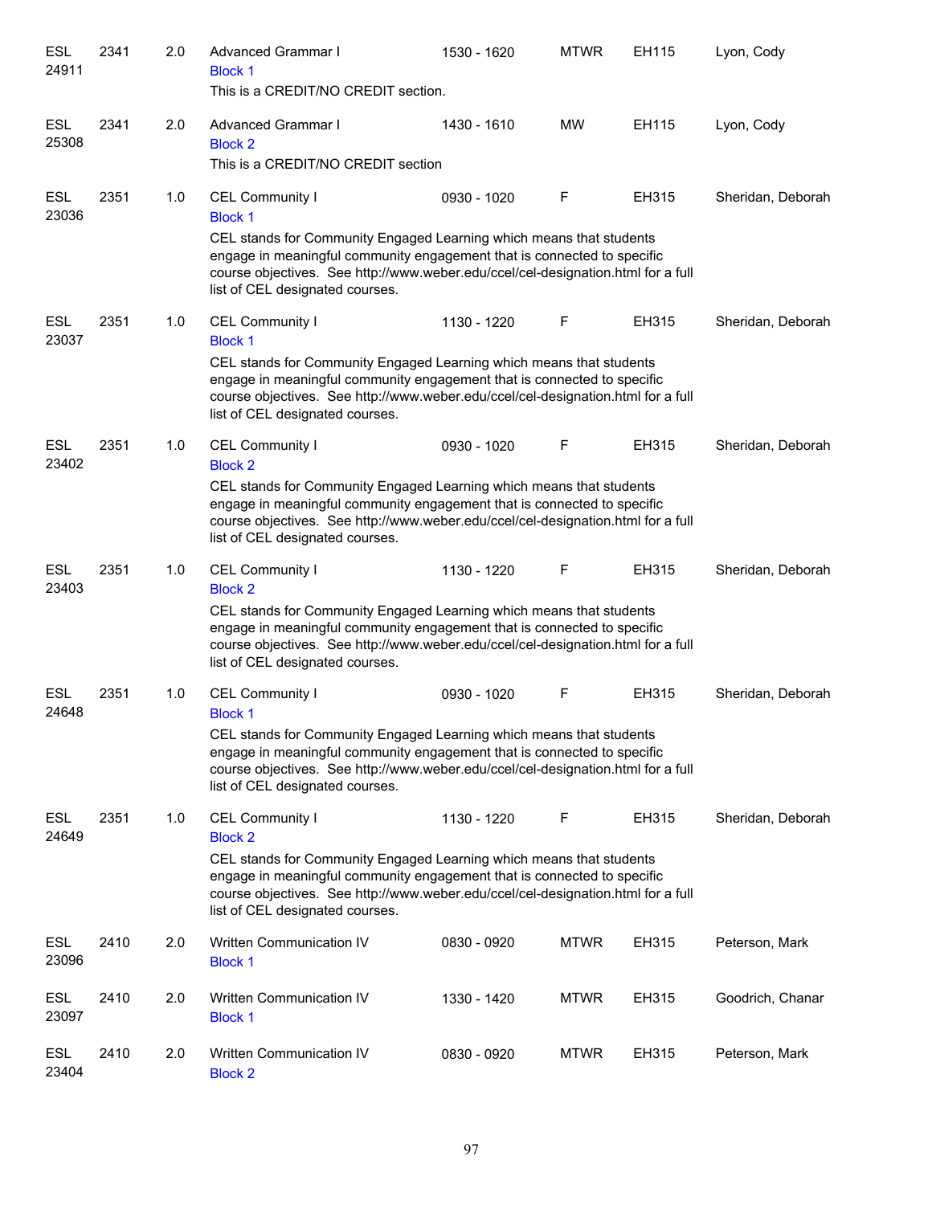| Subject / CRN | Course | Credits | Title | Time | Days | Room | Instructor |
|---|---|---|---|---|---|---|---|
| ESL 24911 | 2341 | 2.0 | Advanced Grammar I<br>Block 1<br>This is a CREDIT/NO CREDIT section. | 1530 - 1620 | MTWR | EH115 | Lyon, Cody |
| ESL 25308 | 2341 | 2.0 | Advanced Grammar I<br>Block 2<br>This is a CREDIT/NO CREDIT section | 1430 - 1610 | MW | EH115 | Lyon, Cody |
| ESL 23036 | 2351 | 1.0 | CEL Community I<br>Block 1<br>CEL stands for Community Engaged Learning which means that students engage in meaningful community engagement that is connected to specific course objectives. See http://www.weber.edu/ccel/cel-designation.html for a full list of CEL designated courses. | 0930 - 1020 | F | EH315 | Sheridan, Deborah |
| ESL 23037 | 2351 | 1.0 | CEL Community I<br>Block 1<br>CEL stands for Community Engaged Learning which means that students engage in meaningful community engagement that is connected to specific course objectives. See http://www.weber.edu/ccel/cel-designation.html for a full list of CEL designated courses. | 1130 - 1220 | F | EH315 | Sheridan, Deborah |
| ESL 23402 | 2351 | 1.0 | CEL Community I<br>Block 2<br>CEL stands for Community Engaged Learning which means that students engage in meaningful community engagement that is connected to specific course objectives. See http://www.weber.edu/ccel/cel-designation.html for a full list of CEL designated courses. | 0930 - 1020 | F | EH315 | Sheridan, Deborah |
| ESL 23403 | 2351 | 1.0 | CEL Community I<br>Block 2<br>CEL stands for Community Engaged Learning which means that students engage in meaningful community engagement that is connected to specific course objectives. See http://www.weber.edu/ccel/cel-designation.html for a full list of CEL designated courses. | 1130 - 1220 | F | EH315 | Sheridan, Deborah |
| ESL 24648 | 2351 | 1.0 | CEL Community I<br>Block 1<br>CEL stands for Community Engaged Learning which means that students engage in meaningful community engagement that is connected to specific course objectives. See http://www.weber.edu/ccel/cel-designation.html for a full list of CEL designated courses. | 0930 - 1020 | F | EH315 | Sheridan, Deborah |
| ESL 24649 | 2351 | 1.0 | CEL Community I<br>Block 2<br>CEL stands for Community Engaged Learning which means that students engage in meaningful community engagement that is connected to specific course objectives. See http://www.weber.edu/ccel/cel-designation.html for a full list of CEL designated courses. | 1130 - 1220 | F | EH315 | Sheridan, Deborah |
| ESL 23096 | 2410 | 2.0 | Written Communication IV<br>Block 1 | 0830 - 0920 | MTWR | EH315 | Peterson, Mark |
| ESL 23097 | 2410 | 2.0 | Written Communication IV<br>Block 1 | 1330 - 1420 | MTWR | EH315 | Goodrich, Chanar |
| ESL 23404 | 2410 | 2.0 | Written Communication IV<br>Block 2 | 0830 - 0920 | MTWR | EH315 | Peterson, Mark |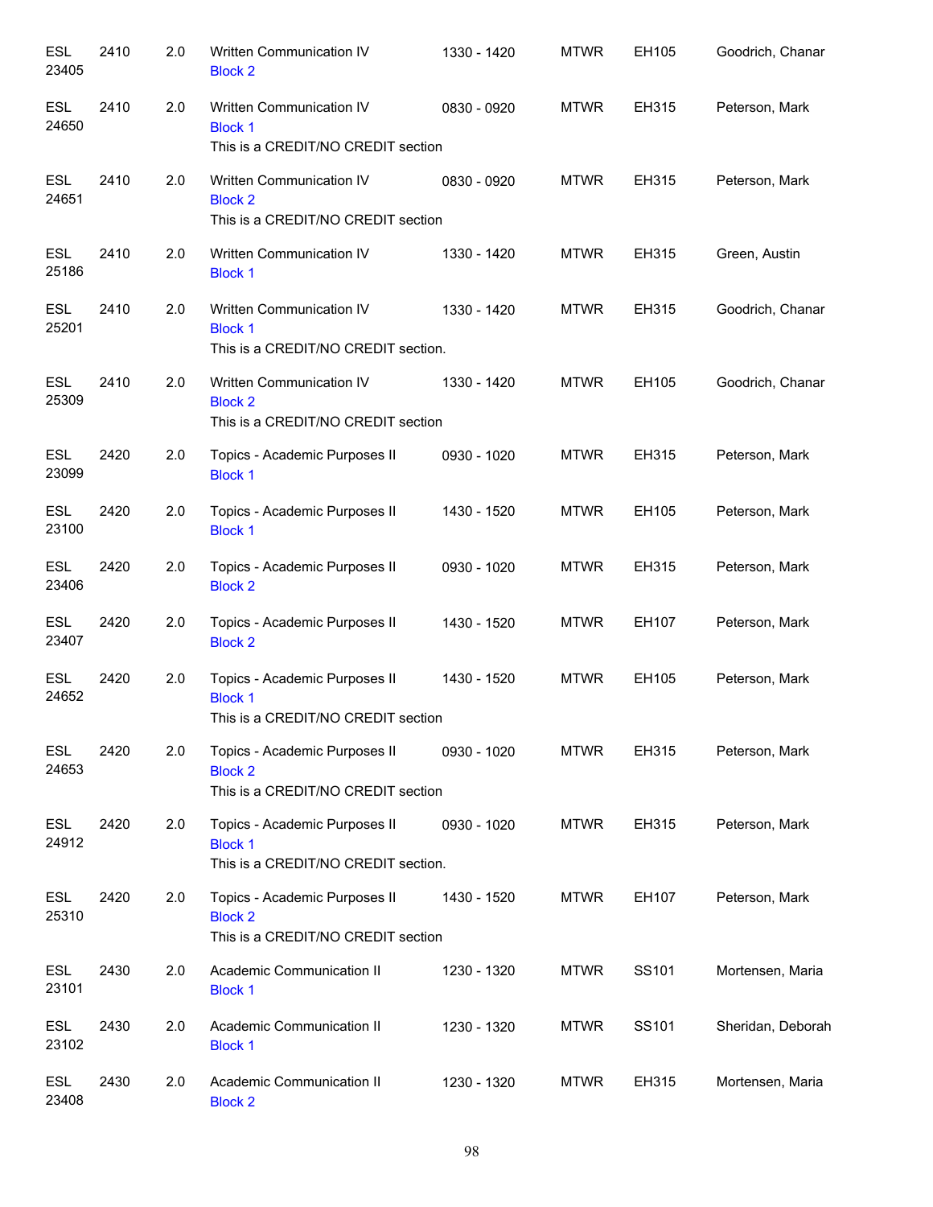| | | | | | | | |
|---|---|---|---|---|---|---|---|
| ESL 23405 | 2410 | 2.0 | Written Communication IV<br>Block 2 | 1330 - 1420 | MTWR | EH105 | Goodrich, Chanar |
| ESL 24650 | 2410 | 2.0 | Written Communication IV<br>Block 1<br>This is a CREDIT/NO CREDIT section | 0830 - 0920 | MTWR | EH315 | Peterson, Mark |
| ESL 24651 | 2410 | 2.0 | Written Communication IV<br>Block 2<br>This is a CREDIT/NO CREDIT section | 0830 - 0920 | MTWR | EH315 | Peterson, Mark |
| ESL 25186 | 2410 | 2.0 | Written Communication IV<br>Block 1 | 1330 - 1420 | MTWR | EH315 | Green, Austin |
| ESL 25201 | 2410 | 2.0 | Written Communication IV<br>Block 1<br>This is a CREDIT/NO CREDIT section. | 1330 - 1420 | MTWR | EH315 | Goodrich, Chanar |
| ESL 25309 | 2410 | 2.0 | Written Communication IV<br>Block 2<br>This is a CREDIT/NO CREDIT section | 1330 - 1420 | MTWR | EH105 | Goodrich, Chanar |
| ESL 23099 | 2420 | 2.0 | Topics - Academic Purposes II<br>Block 1 | 0930 - 1020 | MTWR | EH315 | Peterson, Mark |
| ESL 23100 | 2420 | 2.0 | Topics - Academic Purposes II<br>Block 1 | 1430 - 1520 | MTWR | EH105 | Peterson, Mark |
| ESL 23406 | 2420 | 2.0 | Topics - Academic Purposes II<br>Block 2 | 0930 - 1020 | MTWR | EH315 | Peterson, Mark |
| ESL 23407 | 2420 | 2.0 | Topics - Academic Purposes II<br>Block 2 | 1430 - 1520 | MTWR | EH107 | Peterson, Mark |
| ESL 24652 | 2420 | 2.0 | Topics - Academic Purposes II<br>Block 1<br>This is a CREDIT/NO CREDIT section | 1430 - 1520 | MTWR | EH105 | Peterson, Mark |
| ESL 24653 | 2420 | 2.0 | Topics - Academic Purposes II<br>Block 2<br>This is a CREDIT/NO CREDIT section | 0930 - 1020 | MTWR | EH315 | Peterson, Mark |
| ESL 24912 | 2420 | 2.0 | Topics - Academic Purposes II<br>Block 1<br>This is a CREDIT/NO CREDIT section. | 0930 - 1020 | MTWR | EH315 | Peterson, Mark |
| ESL 25310 | 2420 | 2.0 | Topics - Academic Purposes II<br>Block 2<br>This is a CREDIT/NO CREDIT section | 1430 - 1520 | MTWR | EH107 | Peterson, Mark |
| ESL 23101 | 2430 | 2.0 | Academic Communication II<br>Block 1 | 1230 - 1320 | MTWR | SS101 | Mortensen, Maria |
| ESL 23102 | 2430 | 2.0 | Academic Communication II<br>Block 1 | 1230 - 1320 | MTWR | SS101 | Sheridan, Deborah |
| ESL 23408 | 2430 | 2.0 | Academic Communication II<br>Block 2 | 1230 - 1320 | MTWR | EH315 | Mortensen, Maria |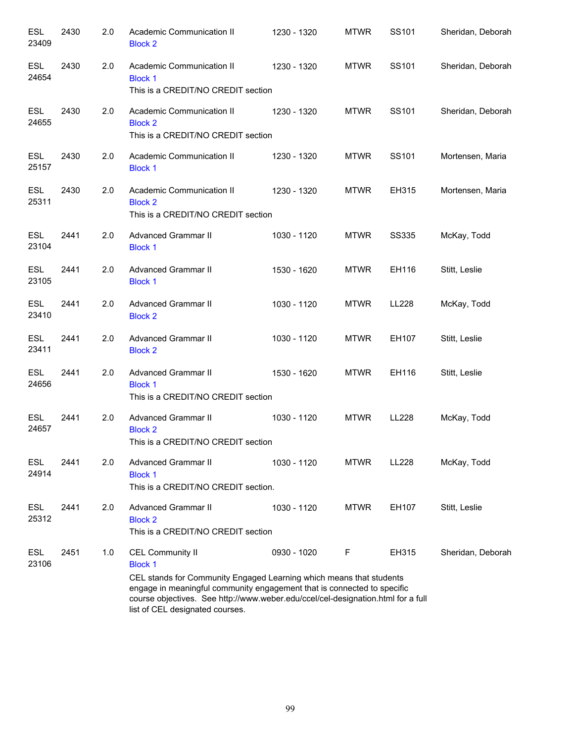| | | | | | | | |
|---|---|---|---|---|---|---|---|
| ESL 23409 | 2430 | 2.0 | Academic Communication II<br>Block 2 | 1230 - 1320 | MTWR | SS101 | Sheridan, Deborah |
| ESL 24654 | 2430 | 2.0 | Academic Communication II<br>Block 1<br>This is a CREDIT/NO CREDIT section | 1230 - 1320 | MTWR | SS101 | Sheridan, Deborah |
| ESL 24655 | 2430 | 2.0 | Academic Communication II<br>Block 2<br>This is a CREDIT/NO CREDIT section | 1230 - 1320 | MTWR | SS101 | Sheridan, Deborah |
| ESL 25157 | 2430 | 2.0 | Academic Communication II<br>Block 1 | 1230 - 1320 | MTWR | SS101 | Mortensen, Maria |
| ESL 25311 | 2430 | 2.0 | Academic Communication II<br>Block 2<br>This is a CREDIT/NO CREDIT section | 1230 - 1320 | MTWR | EH315 | Mortensen, Maria |
| ESL 23104 | 2441 | 2.0 | Advanced Grammar II<br>Block 1 | 1030 - 1120 | MTWR | SS335 | McKay, Todd |
| ESL 23105 | 2441 | 2.0 | Advanced Grammar II<br>Block 1 | 1530 - 1620 | MTWR | EH116 | Stitt, Leslie |
| ESL 23410 | 2441 | 2.0 | Advanced Grammar II<br>Block 2 | 1030 - 1120 | MTWR | LL228 | McKay, Todd |
| ESL 23411 | 2441 | 2.0 | Advanced Grammar II<br>Block 2 | 1030 - 1120 | MTWR | EH107 | Stitt, Leslie |
| ESL 24656 | 2441 | 2.0 | Advanced Grammar II<br>Block 1<br>This is a CREDIT/NO CREDIT section | 1530 - 1620 | MTWR | EH116 | Stitt, Leslie |
| ESL 24657 | 2441 | 2.0 | Advanced Grammar II<br>Block 2<br>This is a CREDIT/NO CREDIT section | 1030 - 1120 | MTWR | LL228 | McKay, Todd |
| ESL 24914 | 2441 | 2.0 | Advanced Grammar II<br>Block 1<br>This is a CREDIT/NO CREDIT section. | 1030 - 1120 | MTWR | LL228 | McKay, Todd |
| ESL 25312 | 2441 | 2.0 | Advanced Grammar II<br>Block 2<br>This is a CREDIT/NO CREDIT section | 1030 - 1120 | MTWR | EH107 | Stitt, Leslie |
| ESL 23106 | 2451 | 1.0 | CEL Community II<br>Block 1<br>CEL stands for Community Engaged Learning which means that students engage in meaningful community engagement that is connected to specific course objectives. See http://www.weber.edu/ccel/cel-designation.html for a full list of CEL designated courses. | 0930 - 1020 | F | EH315 | Sheridan, Deborah |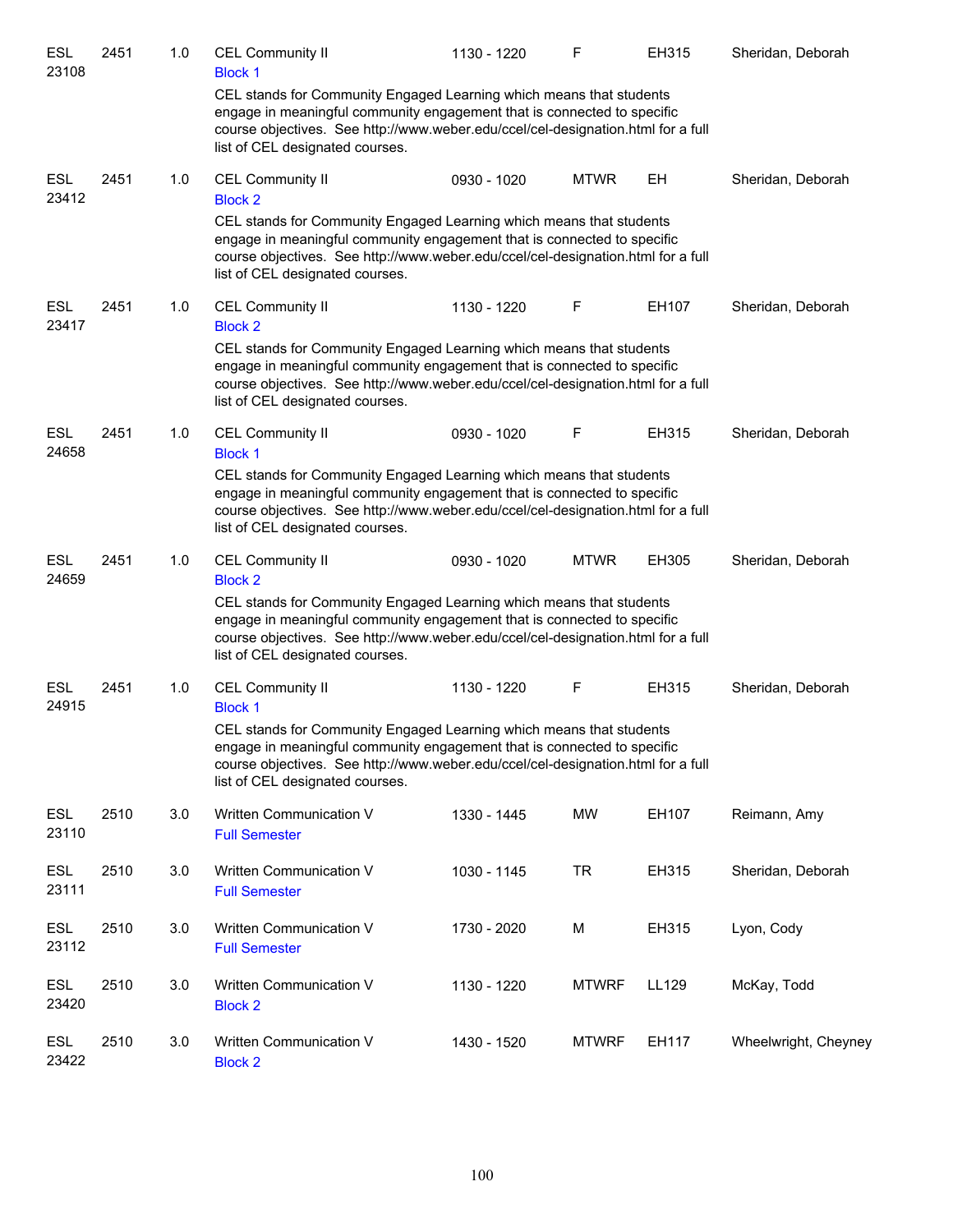| Subject/CRN | Course | Credits | Title | Time | Days | Room | Instructor |
|---|---|---|---|---|---|---|---|
| ESL 23108 | 2451 | 1.0 | CEL Community II<br>Block 1<br>CEL stands for Community Engaged Learning which means that students engage in meaningful community engagement that is connected to specific course objectives. See http://www.weber.edu/ccel/cel-designation.html for a full list of CEL designated courses. | 1130 - 1220 | F | EH315 | Sheridan, Deborah |
| ESL 23412 | 2451 | 1.0 | CEL Community II<br>Block 2<br>CEL stands for Community Engaged Learning which means that students engage in meaningful community engagement that is connected to specific course objectives. See http://www.weber.edu/ccel/cel-designation.html for a full list of CEL designated courses. | 0930 - 1020 | MTWR | EH | Sheridan, Deborah |
| ESL 23417 | 2451 | 1.0 | CEL Community II<br>Block 2<br>CEL stands for Community Engaged Learning which means that students engage in meaningful community engagement that is connected to specific course objectives. See http://www.weber.edu/ccel/cel-designation.html for a full list of CEL designated courses. | 1130 - 1220 | F | EH107 | Sheridan, Deborah |
| ESL 24658 | 2451 | 1.0 | CEL Community II<br>Block 1<br>CEL stands for Community Engaged Learning which means that students engage in meaningful community engagement that is connected to specific course objectives. See http://www.weber.edu/ccel/cel-designation.html for a full list of CEL designated courses. | 0930 - 1020 | F | EH315 | Sheridan, Deborah |
| ESL 24659 | 2451 | 1.0 | CEL Community II<br>Block 2<br>CEL stands for Community Engaged Learning which means that students engage in meaningful community engagement that is connected to specific course objectives. See http://www.weber.edu/ccel/cel-designation.html for a full list of CEL designated courses. | 0930 - 1020 | MTWR | EH305 | Sheridan, Deborah |
| ESL 24915 | 2451 | 1.0 | CEL Community II<br>Block 1<br>CEL stands for Community Engaged Learning which means that students engage in meaningful community engagement that is connected to specific course objectives. See http://www.weber.edu/ccel/cel-designation.html for a full list of CEL designated courses. | 1130 - 1220 | F | EH315 | Sheridan, Deborah |
| ESL 23110 | 2510 | 3.0 | Written Communication V<br>Full Semester | 1330 - 1445 | MW | EH107 | Reimann, Amy |
| ESL 23111 | 2510 | 3.0 | Written Communication V<br>Full Semester | 1030 - 1145 | TR | EH315 | Sheridan, Deborah |
| ESL 23112 | 2510 | 3.0 | Written Communication V<br>Full Semester | 1730 - 2020 | M | EH315 | Lyon, Cody |
| ESL 23420 | 2510 | 3.0 | Written Communication V<br>Block 2 | 1130 - 1220 | MTWRF | LL129 | McKay, Todd |
| ESL 23422 | 2510 | 3.0 | Written Communication V<br>Block 2 | 1430 - 1520 | MTWRF | EH117 | Wheelwright, Cheyney |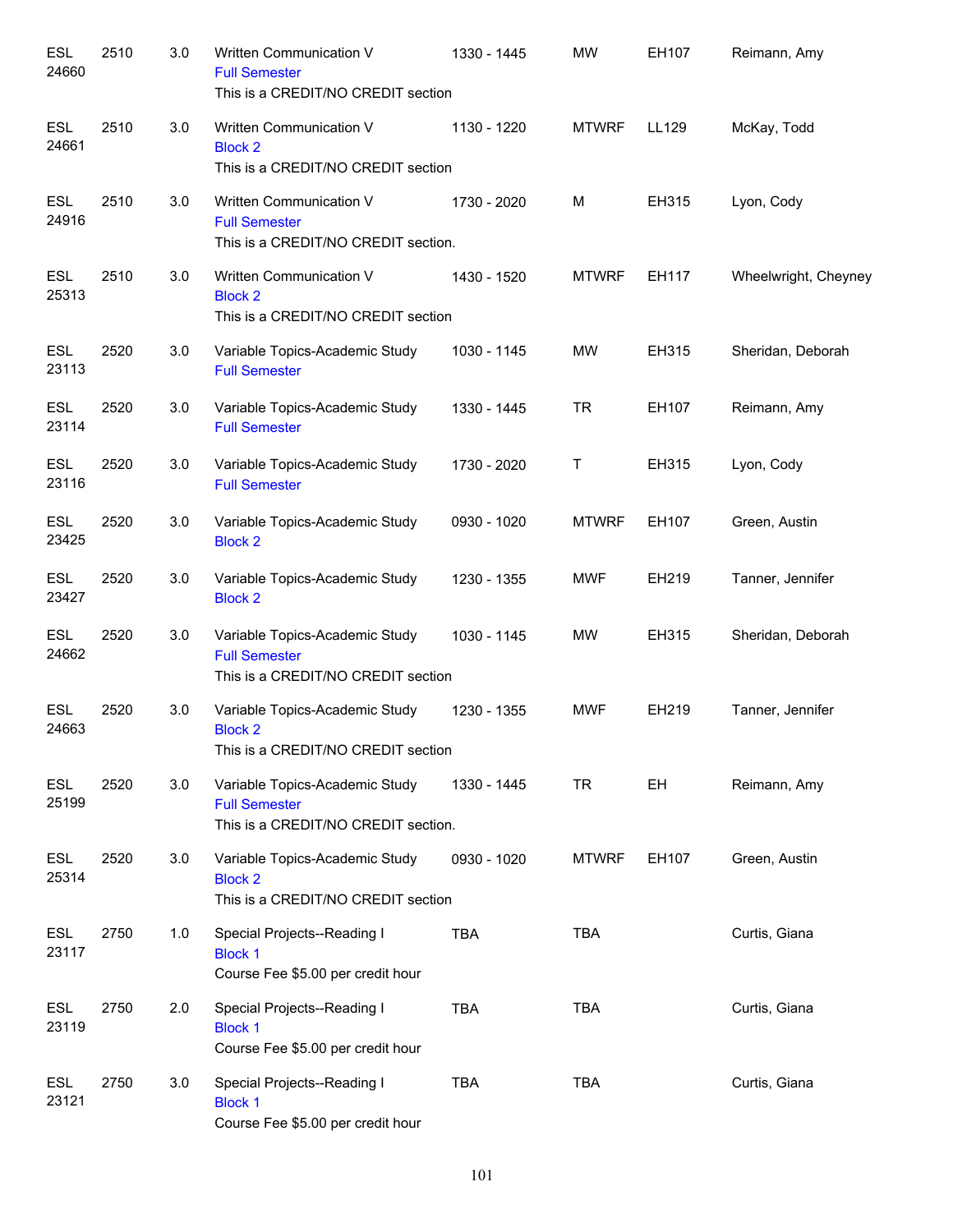| | | | | | | | |
|---|---|---|---|---|---|---|---|
| ESL 24660 | 2510 | 3.0 | Written Communication V<br>Full Semester<br>This is a CREDIT/NO CREDIT section | 1330 - 1445 | MW | EH107 | Reimann, Amy |
| ESL 24661 | 2510 | 3.0 | Written Communication V<br>Block 2<br>This is a CREDIT/NO CREDIT section | 1130 - 1220 | MTWRF | LL129 | McKay, Todd |
| ESL 24916 | 2510 | 3.0 | Written Communication V<br>Full Semester<br>This is a CREDIT/NO CREDIT section. | 1730 - 2020 | M | EH315 | Lyon, Cody |
| ESL 25313 | 2510 | 3.0 | Written Communication V<br>Block 2<br>This is a CREDIT/NO CREDIT section | 1430 - 1520 | MTWRF | EH117 | Wheelwright, Cheyney |
| ESL 23113 | 2520 | 3.0 | Variable Topics-Academic Study<br>Full Semester | 1030 - 1145 | MW | EH315 | Sheridan, Deborah |
| ESL 23114 | 2520 | 3.0 | Variable Topics-Academic Study<br>Full Semester | 1330 - 1445 | TR | EH107 | Reimann, Amy |
| ESL 23116 | 2520 | 3.0 | Variable Topics-Academic Study<br>Full Semester | 1730 - 2020 | T | EH315 | Lyon, Cody |
| ESL 23425 | 2520 | 3.0 | Variable Topics-Academic Study<br>Block 2 | 0930 - 1020 | MTWRF | EH107 | Green, Austin |
| ESL 23427 | 2520 | 3.0 | Variable Topics-Academic Study<br>Block 2 | 1230 - 1355 | MWF | EH219 | Tanner, Jennifer |
| ESL 24662 | 2520 | 3.0 | Variable Topics-Academic Study<br>Full Semester<br>This is a CREDIT/NO CREDIT section | 1030 - 1145 | MW | EH315 | Sheridan, Deborah |
| ESL 24663 | 2520 | 3.0 | Variable Topics-Academic Study<br>Block 2<br>This is a CREDIT/NO CREDIT section | 1230 - 1355 | MWF | EH219 | Tanner, Jennifer |
| ESL 25199 | 2520 | 3.0 | Variable Topics-Academic Study<br>Full Semester<br>This is a CREDIT/NO CREDIT section. | 1330 - 1445 | TR | EH | Reimann, Amy |
| ESL 25314 | 2520 | 3.0 | Variable Topics-Academic Study<br>Block 2<br>This is a CREDIT/NO CREDIT section | 0930 - 1020 | MTWRF | EH107 | Green, Austin |
| ESL 23117 | 2750 | 1.0 | Special Projects--Reading I<br>Block 1<br>Course Fee $5.00 per credit hour | TBA | TBA | | Curtis, Giana |
| ESL 23119 | 2750 | 2.0 | Special Projects--Reading I<br>Block 1<br>Course Fee $5.00 per credit hour | TBA | TBA | | Curtis, Giana |
| ESL 23121 | 2750 | 3.0 | Special Projects--Reading I<br>Block 1<br>Course Fee $5.00 per credit hour | TBA | TBA | | Curtis, Giana |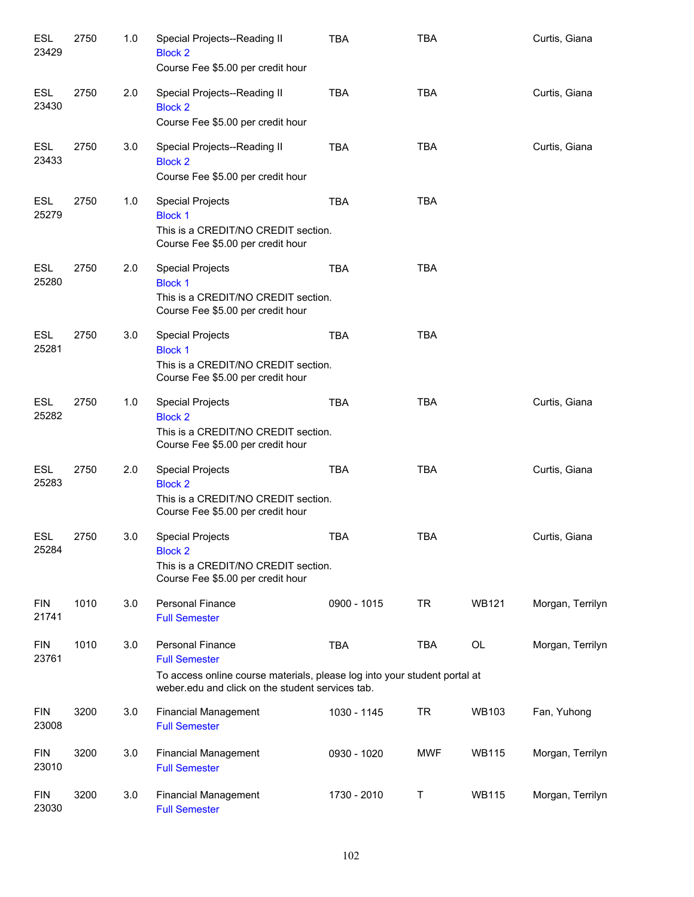| | | | | | | | |
|---|---|---|---|---|---|---|---|
| ESL 23429 | 2750 | 1.0 | Special Projects--Reading II<br>Block 2<br>Course Fee $5.00 per credit hour | TBA | TBA | | Curtis, Giana |
| ESL 23430 | 2750 | 2.0 | Special Projects--Reading II<br>Block 2<br>Course Fee $5.00 per credit hour | TBA | TBA | | Curtis, Giana |
| ESL 23433 | 2750 | 3.0 | Special Projects--Reading II<br>Block 2<br>Course Fee $5.00 per credit hour | TBA | TBA | | Curtis, Giana |
| ESL 25279 | 2750 | 1.0 | Special Projects<br>Block 1<br>This is a CREDIT/NO CREDIT section.<br>Course Fee $5.00 per credit hour | TBA | TBA | | |
| ESL 25280 | 2750 | 2.0 | Special Projects<br>Block 1<br>This is a CREDIT/NO CREDIT section.<br>Course Fee $5.00 per credit hour | TBA | TBA | | |
| ESL 25281 | 2750 | 3.0 | Special Projects<br>Block 1<br>This is a CREDIT/NO CREDIT section.<br>Course Fee $5.00 per credit hour | TBA | TBA | | |
| ESL 25282 | 2750 | 1.0 | Special Projects<br>Block 2<br>This is a CREDIT/NO CREDIT section.<br>Course Fee $5.00 per credit hour | TBA | TBA | | Curtis, Giana |
| ESL 25283 | 2750 | 2.0 | Special Projects<br>Block 2<br>This is a CREDIT/NO CREDIT section.<br>Course Fee $5.00 per credit hour | TBA | TBA | | Curtis, Giana |
| ESL 25284 | 2750 | 3.0 | Special Projects<br>Block 2<br>This is a CREDIT/NO CREDIT section.<br>Course Fee $5.00 per credit hour | TBA | TBA | | Curtis, Giana |
| FIN 21741 | 1010 | 3.0 | Personal Finance<br>Full Semester | 0900 - 1015 | TR | WB121 | Morgan, Terrilyn |
| FIN 23761 | 1010 | 3.0 | Personal Finance<br>Full Semester<br>To access online course materials, please log into your student portal at weber.edu and click on the student services tab. | TBA | TBA | OL | Morgan, Terrilyn |
| FIN 23008 | 3200 | 3.0 | Financial Management<br>Full Semester | 1030 - 1145 | TR | WB103 | Fan, Yuhong |
| FIN 23010 | 3200 | 3.0 | Financial Management<br>Full Semester | 0930 - 1020 | MWF | WB115 | Morgan, Terrilyn |
| FIN 23030 | 3200 | 3.0 | Financial Management<br>Full Semester | 1730 - 2010 | T | WB115 | Morgan, Terrilyn |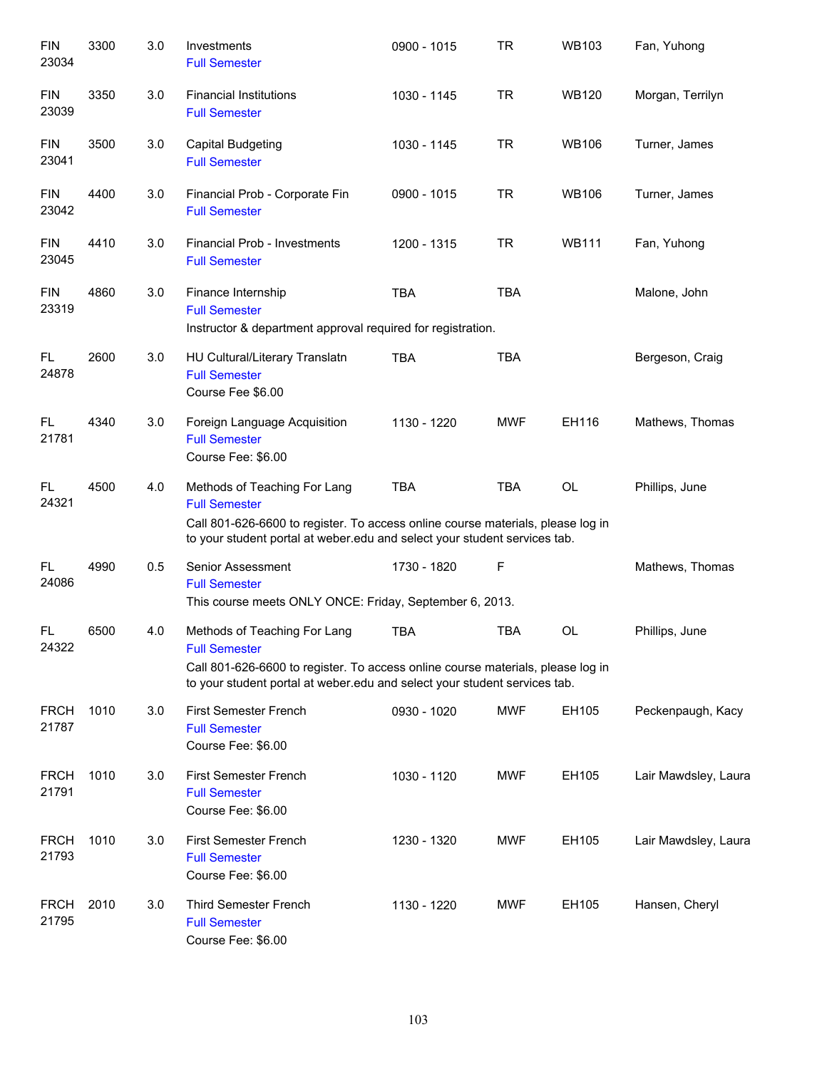| | | | | | | | |
|---|---|---|---|---|---|---|---|
| FIN 23034 | 3300 | 3.0 | Investments<br>Full Semester | 0900 - 1015 | TR | WB103 | Fan, Yuhong |
| FIN 23039 | 3350 | 3.0 | Financial Institutions<br>Full Semester | 1030 - 1145 | TR | WB120 | Morgan, Terrilyn |
| FIN 23041 | 3500 | 3.0 | Capital Budgeting<br>Full Semester | 1030 - 1145 | TR | WB106 | Turner, James |
| FIN 23042 | 4400 | 3.0 | Financial Prob - Corporate Fin<br>Full Semester | 0900 - 1015 | TR | WB106 | Turner, James |
| FIN 23045 | 4410 | 3.0 | Financial Prob - Investments<br>Full Semester | 1200 - 1315 | TR | WB111 | Fan, Yuhong |
| FIN 23319 | 4860 | 3.0 | Finance Internship<br>Full Semester<br>Instructor & department approval required for registration. | TBA | TBA | | Malone, John |
| FL 24878 | 2600 | 3.0 | HU Cultural/Literary Translatn<br>Full Semester<br>Course Fee $6.00 | TBA | TBA | | Bergeson, Craig |
| FL 21781 | 4340 | 3.0 | Foreign Language Acquisition<br>Full Semester<br>Course Fee: $6.00 | 1130 - 1220 | MWF | EH116 | Mathews, Thomas |
| FL 24321 | 4500 | 4.0 | Methods of Teaching For Lang<br>Full Semester<br>Call 801-626-6600 to register. To access online course materials, please log in to your student portal at weber.edu and select your student services tab. | TBA | TBA | OL | Phillips, June |
| FL 24086 | 4990 | 0.5 | Senior Assessment<br>Full Semester<br>This course meets ONLY ONCE: Friday, September 6, 2013. | 1730 - 1820 | F | | Mathews, Thomas |
| FL 24322 | 6500 | 4.0 | Methods of Teaching For Lang<br>Full Semester<br>Call 801-626-6600 to register. To access online course materials, please log in to your student portal at weber.edu and select your student services tab. | TBA | TBA | OL | Phillips, June |
| FRCH 21787 | 1010 | 3.0 | First Semester French<br>Full Semester<br>Course Fee: $6.00 | 0930 - 1020 | MWF | EH105 | Peckenpaugh, Kacy |
| FRCH 21791 | 1010 | 3.0 | First Semester French<br>Full Semester<br>Course Fee: $6.00 | 1030 - 1120 | MWF | EH105 | Lair Mawdsley, Laura |
| FRCH 21793 | 1010 | 3.0 | First Semester French<br>Full Semester<br>Course Fee: $6.00 | 1230 - 1320 | MWF | EH105 | Lair Mawdsley, Laura |
| FRCH 21795 | 2010 | 3.0 | Third Semester French<br>Full Semester<br>Course Fee: $6.00 | 1130 - 1220 | MWF | EH105 | Hansen, Cheryl |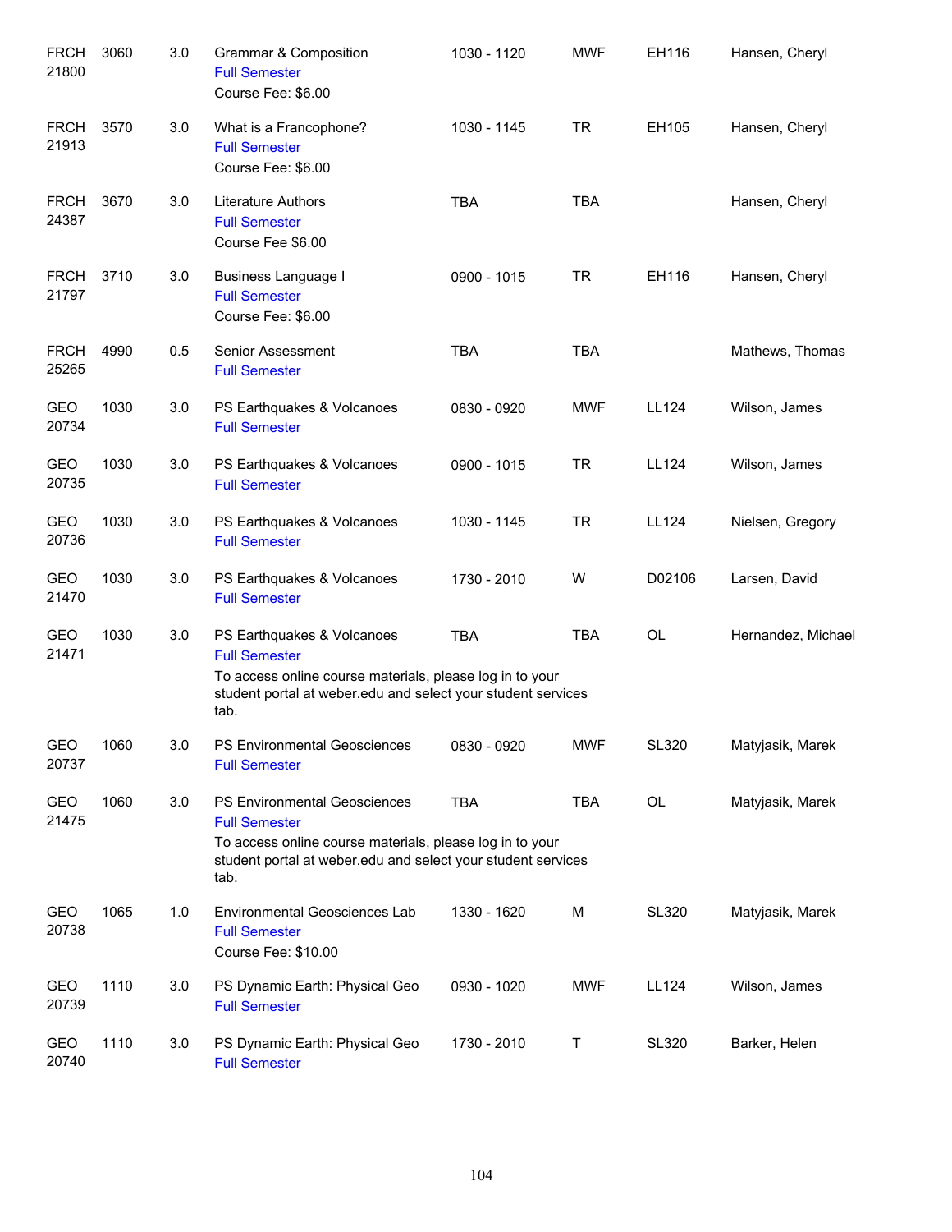| Subject / CRN | Course | Credits | Title | Time | Days | Room | Instructor |
|---|---|---|---|---|---|---|---|
| FRCH 21800 | 3060 | 3.0 | Grammar & Composition<br>Full Semester<br>Course Fee: $6.00 | 1030 - 1120 | MWF | EH116 | Hansen, Cheryl |
| FRCH 21913 | 3570 | 3.0 | What is a Francophone?<br>Full Semester<br>Course Fee: $6.00 | 1030 - 1145 | TR | EH105 | Hansen, Cheryl |
| FRCH 24387 | 3670 | 3.0 | Literature Authors<br>Full Semester<br>Course Fee $6.00 | TBA | TBA | | Hansen, Cheryl |
| FRCH 21797 | 3710 | 3.0 | Business Language I<br>Full Semester<br>Course Fee: $6.00 | 0900 - 1015 | TR | EH116 | Hansen, Cheryl |
| FRCH 25265 | 4990 | 0.5 | Senior Assessment<br>Full Semester | TBA | TBA | | Mathews, Thomas |
| GEO 20734 | 1030 | 3.0 | PS Earthquakes & Volcanoes<br>Full Semester | 0830 - 0920 | MWF | LL124 | Wilson, James |
| GEO 20735 | 1030 | 3.0 | PS Earthquakes & Volcanoes<br>Full Semester | 0900 - 1015 | TR | LL124 | Wilson, James |
| GEO 20736 | 1030 | 3.0 | PS Earthquakes & Volcanoes<br>Full Semester | 1030 - 1145 | TR | LL124 | Nielsen, Gregory |
| GEO 21470 | 1030 | 3.0 | PS Earthquakes & Volcanoes<br>Full Semester | 1730 - 2010 | W | D02106 | Larsen, David |
| GEO 21471 | 1030 | 3.0 | PS Earthquakes & Volcanoes<br>Full Semester<br>To access online course materials, please log in to your student portal at weber.edu and select your student services tab. | TBA | TBA | OL | Hernandez, Michael |
| GEO 20737 | 1060 | 3.0 | PS Environmental Geosciences<br>Full Semester | 0830 - 0920 | MWF | SL320 | Matyjasik, Marek |
| GEO 21475 | 1060 | 3.0 | PS Environmental Geosciences<br>Full Semester<br>To access online course materials, please log in to your student portal at weber.edu and select your student services tab. | TBA | TBA | OL | Matyjasik, Marek |
| GEO 20738 | 1065 | 1.0 | Environmental Geosciences Lab<br>Full Semester<br>Course Fee: $10.00 | 1330 - 1620 | M | SL320 | Matyjasik, Marek |
| GEO 20739 | 1110 | 3.0 | PS Dynamic Earth: Physical Geo<br>Full Semester | 0930 - 1020 | MWF | LL124 | Wilson, James |
| GEO 20740 | 1110 | 3.0 | PS Dynamic Earth: Physical Geo<br>Full Semester | 1730 - 2010 | T | SL320 | Barker, Helen |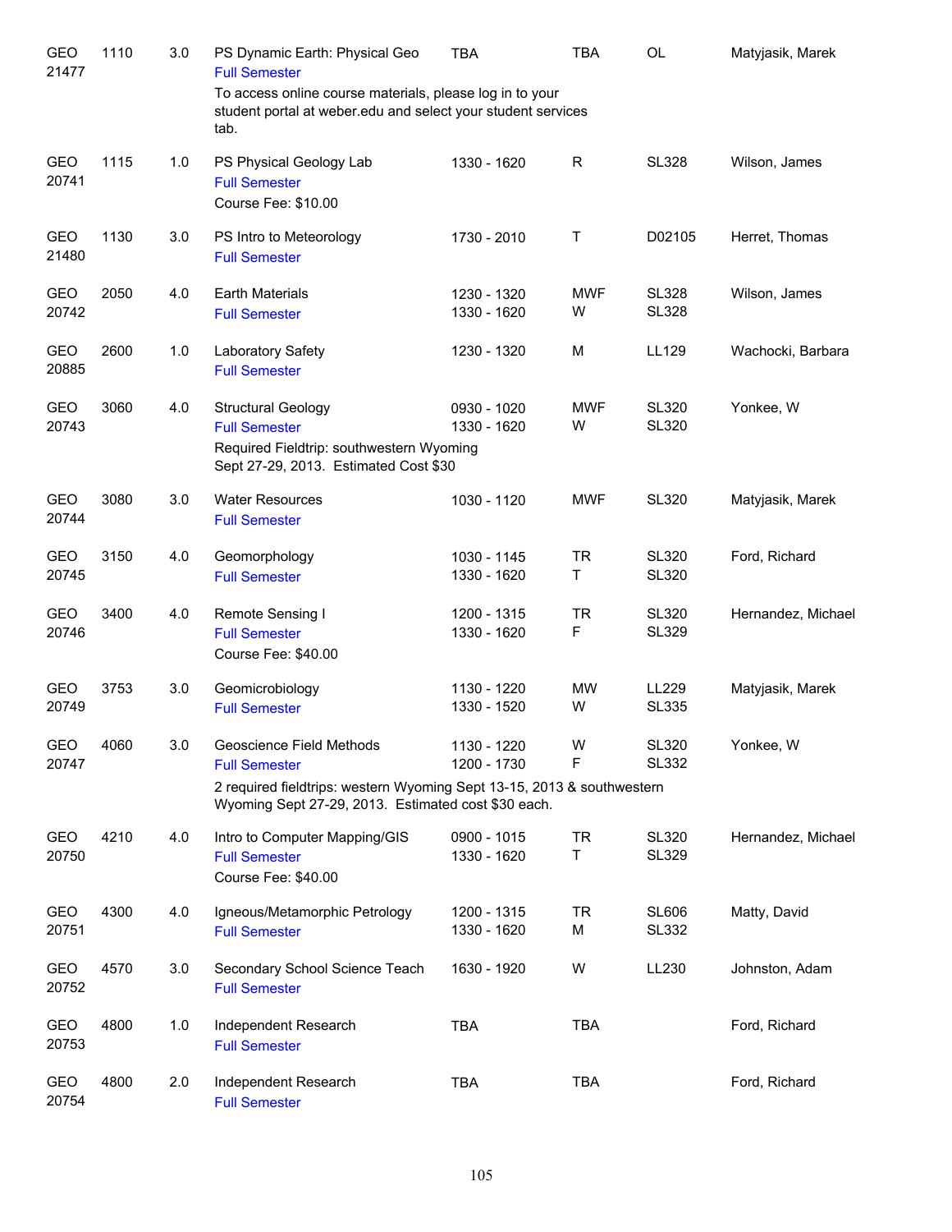| Subject / CRN | Course | Credits | Title | Time | Days | Room | Instructor |
|---|---|---|---|---|---|---|---|
| GEO 21477 | 1110 | 3.0 | PS Dynamic Earth: Physical Geo<br>Full Semester<br>To access online course materials, please log in to your student portal at weber.edu and select your student services tab. | TBA | TBA | OL | Matyjasik, Marek |
| GEO 20741 | 1115 | 1.0 | PS Physical Geology Lab<br>Full Semester<br>Course Fee: $10.00 | 1330 - 1620 | R | SL328 | Wilson, James |
| GEO 21480 | 1130 | 3.0 | PS Intro to Meteorology<br>Full Semester | 1730 - 2010 | T | D02105 | Herret, Thomas |
| GEO 20742 | 2050 | 4.0 | Earth Materials<br>Full Semester | 1230 - 1320<br>1330 - 1620 | MWF<br>W | SL328<br>SL328 | Wilson, James |
| GEO 20885 | 2600 | 1.0 | Laboratory Safety<br>Full Semester | 1230 - 1320 | M | LL129 | Wachocki, Barbara |
| GEO 20743 | 3060 | 4.0 | Structural Geology<br>Full Semester<br>Required Fieldtrip: southwestern Wyoming Sept 27-29, 2013. Estimated Cost $30 | 0930 - 1020<br>1330 - 1620 | MWF<br>W | SL320<br>SL320 | Yonkee, W |
| GEO 20744 | 3080 | 3.0 | Water Resources<br>Full Semester | 1030 - 1120 | MWF | SL320 | Matyjasik, Marek |
| GEO 20745 | 3150 | 4.0 | Geomorphology<br>Full Semester | 1030 - 1145<br>1330 - 1620 | TR<br>T | SL320<br>SL320 | Ford, Richard |
| GEO 20746 | 3400 | 4.0 | Remote Sensing I<br>Full Semester<br>Course Fee: $40.00 | 1200 - 1315<br>1330 - 1620 | TR<br>F | SL320<br>SL329 | Hernandez, Michael |
| GEO 20749 | 3753 | 3.0 | Geomicrobiology<br>Full Semester | 1130 - 1220<br>1330 - 1520 | MW<br>W | LL229<br>SL335 | Matyjasik, Marek |
| GEO 20747 | 4060 | 3.0 | Geoscience Field Methods<br>Full Semester<br>2 required fieldtrips: western Wyoming Sept 13-15, 2013 & southwestern Wyoming Sept 27-29, 2013. Estimated cost $30 each. | 1130 - 1220<br>1200 - 1730 | W<br>F | SL320<br>SL332 | Yonkee, W |
| GEO 20750 | 4210 | 4.0 | Intro to Computer Mapping/GIS<br>Full Semester<br>Course Fee: $40.00 | 0900 - 1015<br>1330 - 1620 | TR<br>T | SL320<br>SL329 | Hernandez, Michael |
| GEO 20751 | 4300 | 4.0 | Igneous/Metamorphic Petrology<br>Full Semester | 1200 - 1315<br>1330 - 1620 | TR<br>M | SL606<br>SL332 | Matty, David |
| GEO 20752 | 4570 | 3.0 | Secondary School Science Teach<br>Full Semester | 1630 - 1920 | W | LL230 | Johnston, Adam |
| GEO 20753 | 4800 | 1.0 | Independent Research<br>Full Semester | TBA | TBA | | Ford, Richard |
| GEO 20754 | 4800 | 2.0 | Independent Research<br>Full Semester | TBA | TBA | | Ford, Richard |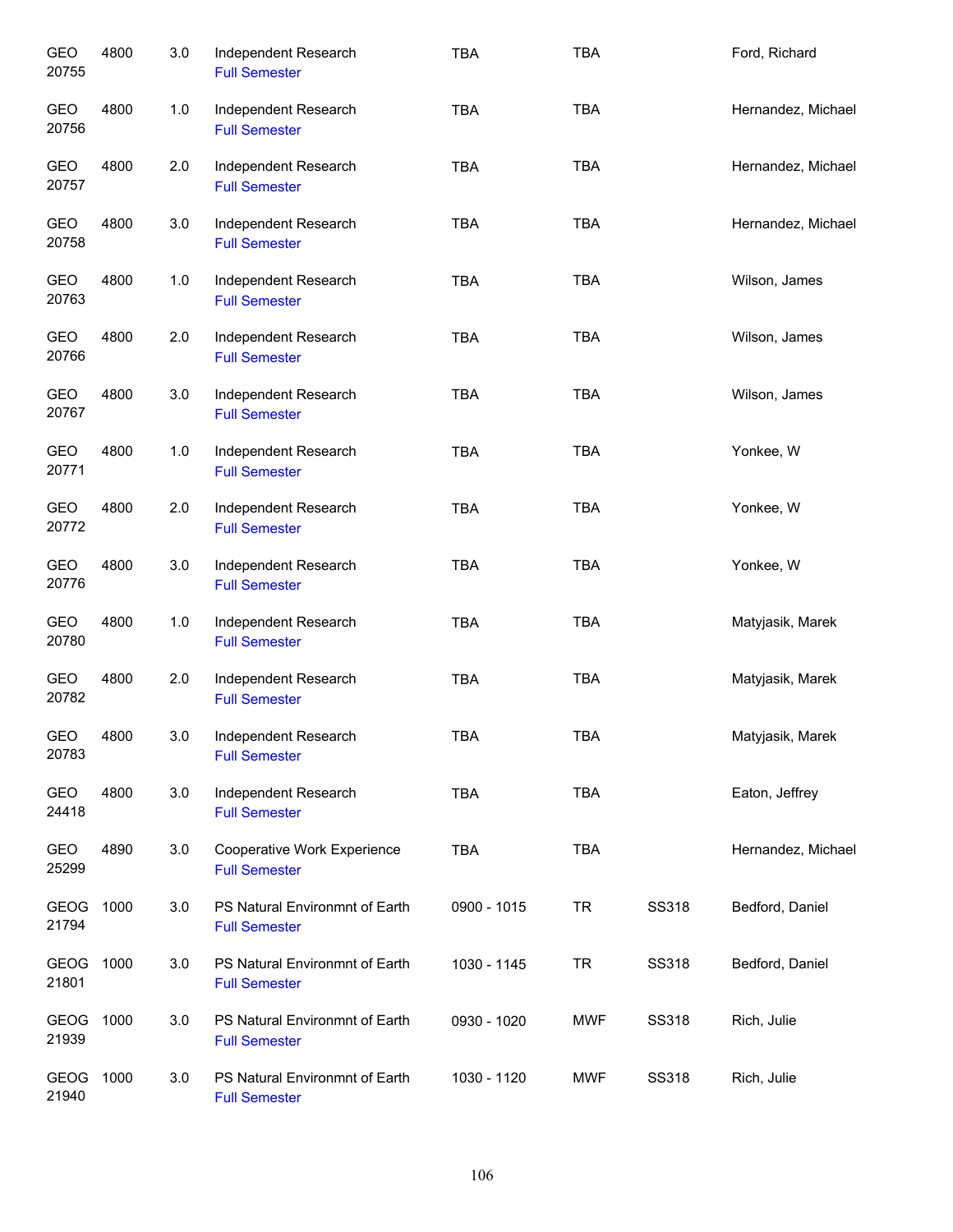| | | | | | | | |
|---|---|---|---|---|---|---|---|
| GEO 20755 | 4800 | 3.0 | Independent Research<br>Full Semester | TBA | TBA | | Ford, Richard |
| GEO 20756 | 4800 | 1.0 | Independent Research<br>Full Semester | TBA | TBA | | Hernandez, Michael |
| GEO 20757 | 4800 | 2.0 | Independent Research<br>Full Semester | TBA | TBA | | Hernandez, Michael |
| GEO 20758 | 4800 | 3.0 | Independent Research<br>Full Semester | TBA | TBA | | Hernandez, Michael |
| GEO 20763 | 4800 | 1.0 | Independent Research<br>Full Semester | TBA | TBA | | Wilson, James |
| GEO 20766 | 4800 | 2.0 | Independent Research<br>Full Semester | TBA | TBA | | Wilson, James |
| GEO 20767 | 4800 | 3.0 | Independent Research<br>Full Semester | TBA | TBA | | Wilson, James |
| GEO 20771 | 4800 | 1.0 | Independent Research<br>Full Semester | TBA | TBA | | Yonkee, W |
| GEO 20772 | 4800 | 2.0 | Independent Research<br>Full Semester | TBA | TBA | | Yonkee, W |
| GEO 20776 | 4800 | 3.0 | Independent Research<br>Full Semester | TBA | TBA | | Yonkee, W |
| GEO 20780 | 4800 | 1.0 | Independent Research<br>Full Semester | TBA | TBA | | Matyjasik, Marek |
| GEO 20782 | 4800 | 2.0 | Independent Research<br>Full Semester | TBA | TBA | | Matyjasik, Marek |
| GEO 20783 | 4800 | 3.0 | Independent Research<br>Full Semester | TBA | TBA | | Matyjasik, Marek |
| GEO 24418 | 4800 | 3.0 | Independent Research<br>Full Semester | TBA | TBA | | Eaton, Jeffrey |
| GEO 25299 | 4890 | 3.0 | Cooperative Work Experience<br>Full Semester | TBA | TBA | | Hernandez, Michael |
| GEOG 21794 | 1000 | 3.0 | PS Natural Environmnt of Earth<br>Full Semester | 0900 - 1015 | TR | SS318 | Bedford, Daniel |
| GEOG 21801 | 1000 | 3.0 | PS Natural Environmnt of Earth<br>Full Semester | 1030 - 1145 | TR | SS318 | Bedford, Daniel |
| GEOG 21939 | 1000 | 3.0 | PS Natural Environmnt of Earth<br>Full Semester | 0930 - 1020 | MWF | SS318 | Rich, Julie |
| GEOG 21940 | 1000 | 3.0 | PS Natural Environmnt of Earth<br>Full Semester | 1030 - 1120 | MWF | SS318 | Rich, Julie |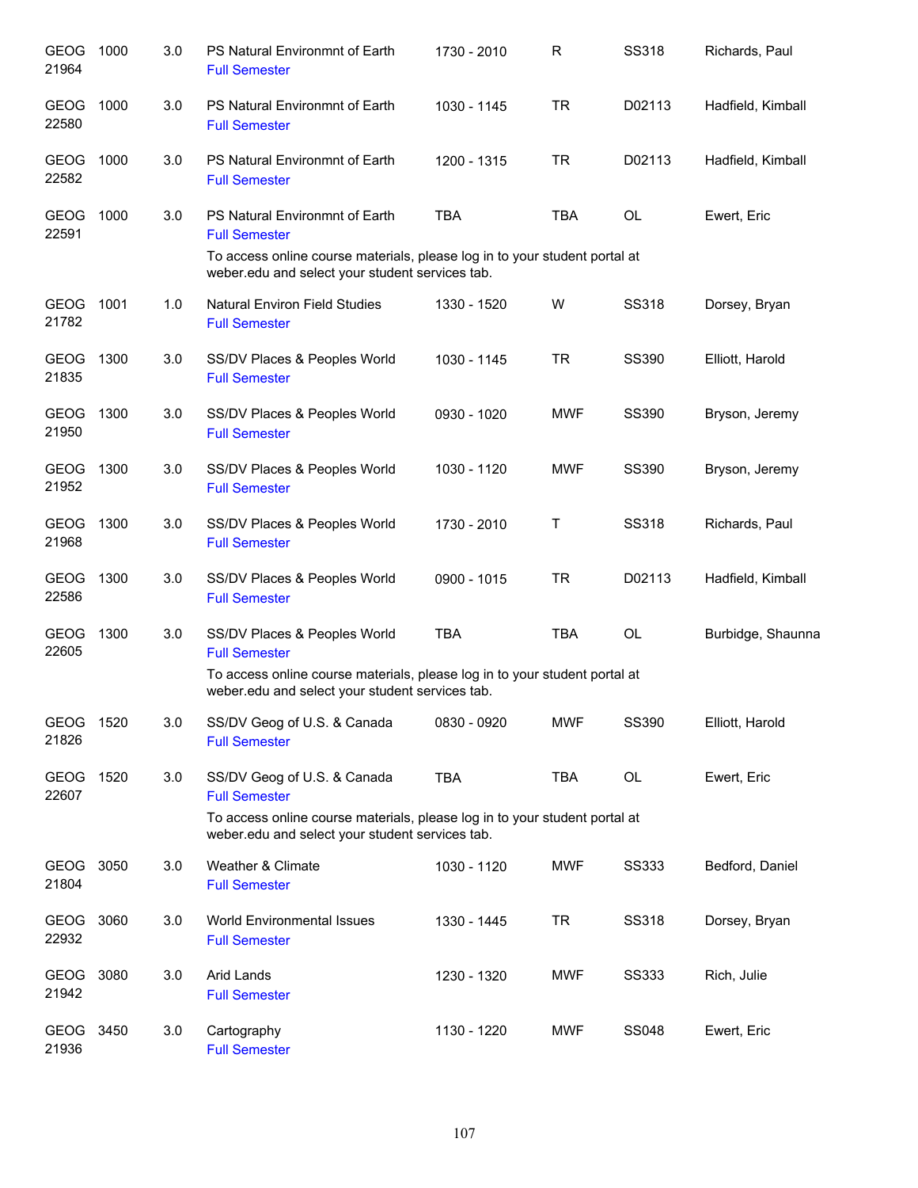| Course | Number | Credits | Title | Time | Days | Room | Instructor |
|---|---|---|---|---|---|---|---|
| GEOG 21964 | 1000 | 3.0 | PS Natural Environmnt of Earth<br>Full Semester | 1730 - 2010 | R | SS318 | Richards, Paul |
| GEOG 22580 | 1000 | 3.0 | PS Natural Environmnt of Earth<br>Full Semester | 1030 - 1145 | TR | D02113 | Hadfield, Kimball |
| GEOG 22582 | 1000 | 3.0 | PS Natural Environmnt of Earth<br>Full Semester | 1200 - 1315 | TR | D02113 | Hadfield, Kimball |
| GEOG 22591 | 1000 | 3.0 | PS Natural Environmnt of Earth<br>Full Semester<br>To access online course materials, please log in to your student portal at weber.edu and select your student services tab. | TBA | TBA | OL | Ewert, Eric |
| GEOG 21782 | 1001 | 1.0 | Natural Environ Field Studies<br>Full Semester | 1330 - 1520 | W | SS318 | Dorsey, Bryan |
| GEOG 21835 | 1300 | 3.0 | SS/DV Places & Peoples World<br>Full Semester | 1030 - 1145 | TR | SS390 | Elliott, Harold |
| GEOG 21950 | 1300 | 3.0 | SS/DV Places & Peoples World<br>Full Semester | 0930 - 1020 | MWF | SS390 | Bryson, Jeremy |
| GEOG 21952 | 1300 | 3.0 | SS/DV Places & Peoples World<br>Full Semester | 1030 - 1120 | MWF | SS390 | Bryson, Jeremy |
| GEOG 21968 | 1300 | 3.0 | SS/DV Places & Peoples World<br>Full Semester | 1730 - 2010 | T | SS318 | Richards, Paul |
| GEOG 22586 | 1300 | 3.0 | SS/DV Places & Peoples World<br>Full Semester | 0900 - 1015 | TR | D02113 | Hadfield, Kimball |
| GEOG 22605 | 1300 | 3.0 | SS/DV Places & Peoples World<br>Full Semester<br>To access online course materials, please log in to your student portal at weber.edu and select your student services tab. | TBA | TBA | OL | Burbidge, Shaunna |
| GEOG 21826 | 1520 | 3.0 | SS/DV Geog of U.S. & Canada<br>Full Semester | 0830 - 0920 | MWF | SS390 | Elliott, Harold |
| GEOG 22607 | 1520 | 3.0 | SS/DV Geog of U.S. & Canada<br>Full Semester<br>To access online course materials, please log in to your student portal at weber.edu and select your student services tab. | TBA | TBA | OL | Ewert, Eric |
| GEOG 21804 | 3050 | 3.0 | Weather & Climate<br>Full Semester | 1030 - 1120 | MWF | SS333 | Bedford, Daniel |
| GEOG 22932 | 3060 | 3.0 | World Environmental Issues<br>Full Semester | 1330 - 1445 | TR | SS318 | Dorsey, Bryan |
| GEOG 21942 | 3080 | 3.0 | Arid Lands<br>Full Semester | 1230 - 1320 | MWF | SS333 | Rich, Julie |
| GEOG 21936 | 3450 | 3.0 | Cartography<br>Full Semester | 1130 - 1220 | MWF | SS048 | Ewert, Eric |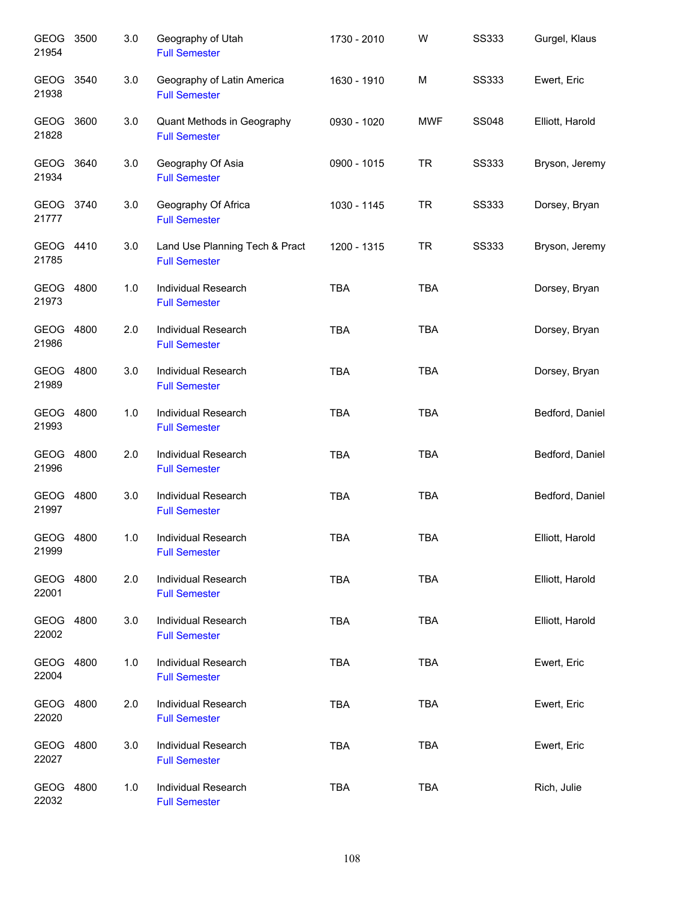| | | | | | | | |
|---|---|---|---|---|---|---|---|
| GEOG 21954 | 3500 | 3.0 | Geography of Utah<br>Full Semester | 1730 - 2010 | W | SS333 | Gurgel, Klaus |
| GEOG 21938 | 3540 | 3.0 | Geography of Latin America<br>Full Semester | 1630 - 1910 | M | SS333 | Ewert, Eric |
| GEOG 21828 | 3600 | 3.0 | Quant Methods in Geography<br>Full Semester | 0930 - 1020 | MWF | SS048 | Elliott, Harold |
| GEOG 21934 | 3640 | 3.0 | Geography Of Asia<br>Full Semester | 0900 - 1015 | TR | SS333 | Bryson, Jeremy |
| GEOG 21777 | 3740 | 3.0 | Geography Of Africa<br>Full Semester | 1030 - 1145 | TR | SS333 | Dorsey, Bryan |
| GEOG 21785 | 4410 | 3.0 | Land Use Planning Tech & Pract<br>Full Semester | 1200 - 1315 | TR | SS333 | Bryson, Jeremy |
| GEOG 21973 | 4800 | 1.0 | Individual Research<br>Full Semester | TBA | TBA | | Dorsey, Bryan |
| GEOG 21986 | 4800 | 2.0 | Individual Research<br>Full Semester | TBA | TBA | | Dorsey, Bryan |
| GEOG 21989 | 4800 | 3.0 | Individual Research<br>Full Semester | TBA | TBA | | Dorsey, Bryan |
| GEOG 21993 | 4800 | 1.0 | Individual Research<br>Full Semester | TBA | TBA | | Bedford, Daniel |
| GEOG 21996 | 4800 | 2.0 | Individual Research<br>Full Semester | TBA | TBA | | Bedford, Daniel |
| GEOG 21997 | 4800 | 3.0 | Individual Research<br>Full Semester | TBA | TBA | | Bedford, Daniel |
| GEOG 21999 | 4800 | 1.0 | Individual Research<br>Full Semester | TBA | TBA | | Elliott, Harold |
| GEOG 22001 | 4800 | 2.0 | Individual Research<br>Full Semester | TBA | TBA | | Elliott, Harold |
| GEOG 22002 | 4800 | 3.0 | Individual Research<br>Full Semester | TBA | TBA | | Elliott, Harold |
| GEOG 22004 | 4800 | 1.0 | Individual Research<br>Full Semester | TBA | TBA | | Ewert, Eric |
| GEOG 22020 | 4800 | 2.0 | Individual Research<br>Full Semester | TBA | TBA | | Ewert, Eric |
| GEOG 22027 | 4800 | 3.0 | Individual Research<br>Full Semester | TBA | TBA | | Ewert, Eric |
| GEOG 22032 | 4800 | 1.0 | Individual Research<br>Full Semester | TBA | TBA | | Rich, Julie |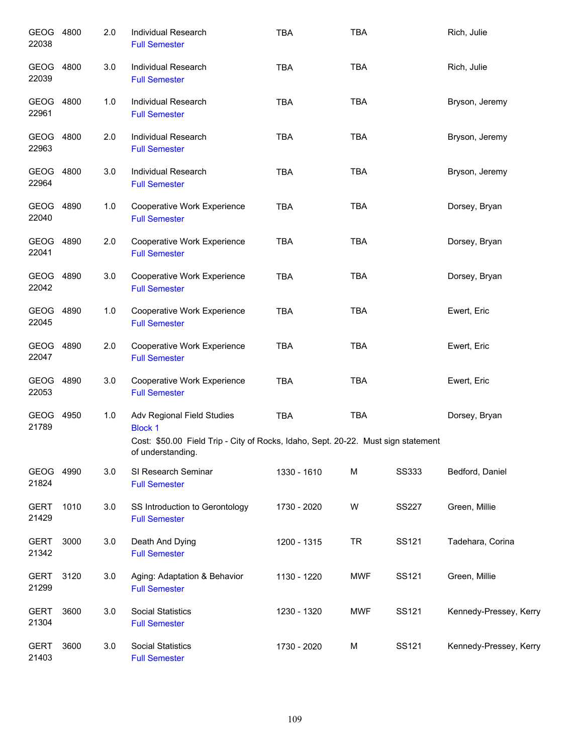| Course | Number | Credits | Title | Time | Days | Room | Instructor |
|---|---|---|---|---|---|---|---|
| GEOG 22038 | 4800 | 2.0 | Individual Research<br>Full Semester | TBA | TBA | | Rich, Julie |
| GEOG 22039 | 4800 | 3.0 | Individual Research<br>Full Semester | TBA | TBA | | Rich, Julie |
| GEOG 22961 | 4800 | 1.0 | Individual Research<br>Full Semester | TBA | TBA | | Bryson, Jeremy |
| GEOG 22963 | 4800 | 2.0 | Individual Research<br>Full Semester | TBA | TBA | | Bryson, Jeremy |
| GEOG 22964 | 4800 | 3.0 | Individual Research<br>Full Semester | TBA | TBA | | Bryson, Jeremy |
| GEOG 22040 | 4890 | 1.0 | Cooperative Work Experience<br>Full Semester | TBA | TBA | | Dorsey, Bryan |
| GEOG 22041 | 4890 | 2.0 | Cooperative Work Experience<br>Full Semester | TBA | TBA | | Dorsey, Bryan |
| GEOG 22042 | 4890 | 3.0 | Cooperative Work Experience<br>Full Semester | TBA | TBA | | Dorsey, Bryan |
| GEOG 22045 | 4890 | 1.0 | Cooperative Work Experience<br>Full Semester | TBA | TBA | | Ewert, Eric |
| GEOG 22047 | 4890 | 2.0 | Cooperative Work Experience<br>Full Semester | TBA | TBA | | Ewert, Eric |
| GEOG 22053 | 4890 | 3.0 | Cooperative Work Experience<br>Full Semester | TBA | TBA | | Ewert, Eric |
| GEOG 21789 | 4950 | 1.0 | Adv Regional Field Studies<br>Block 1<br>Cost: $50.00 Field Trip - City of Rocks, Idaho, Sept. 20-22. Must sign statement of understanding. | TBA | TBA | | Dorsey, Bryan |
| GEOG 21824 | 4990 | 3.0 | SI Research Seminar<br>Full Semester | 1330 - 1610 | M | SS333 | Bedford, Daniel |
| GERT 21429 | 1010 | 3.0 | SS Introduction to Gerontology<br>Full Semester | 1730 - 2020 | W | SS227 | Green, Millie |
| GERT 21342 | 3000 | 3.0 | Death And Dying<br>Full Semester | 1200 - 1315 | TR | SS121 | Tadehara, Corina |
| GERT 21299 | 3120 | 3.0 | Aging: Adaptation & Behavior<br>Full Semester | 1130 - 1220 | MWF | SS121 | Green, Millie |
| GERT 21304 | 3600 | 3.0 | Social Statistics<br>Full Semester | 1230 - 1320 | MWF | SS121 | Kennedy-Pressey, Kerry |
| GERT 21403 | 3600 | 3.0 | Social Statistics<br>Full Semester | 1730 - 2020 | M | SS121 | Kennedy-Pressey, Kerry |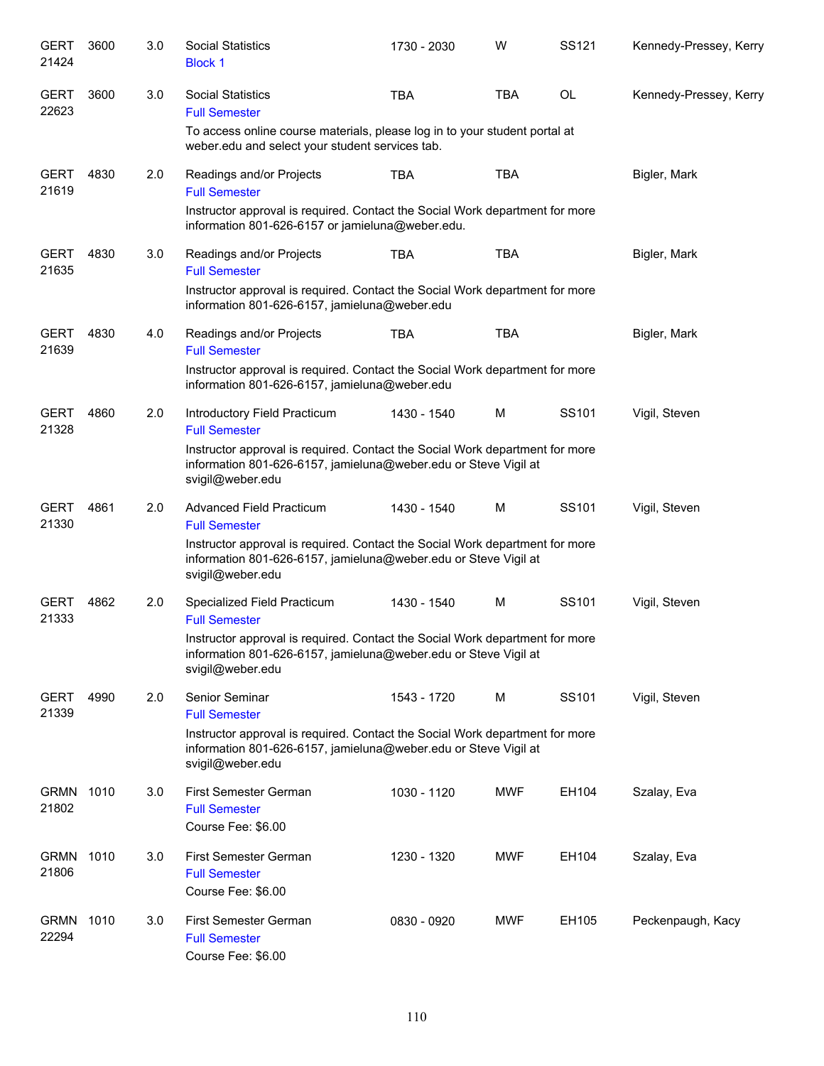| | | | | | | | |
|---|---|---|---|---|---|---|---|
| GERT 21424 | 3600 | 3.0 | Social Statistics<br>Block 1 | 1730 - 2030 | W | SS121 | Kennedy-Pressey, Kerry |
| GERT 22623 | 3600 | 3.0 | Social Statistics<br>Full Semester<br>To access online course materials, please log in to your student portal at weber.edu and select your student services tab. | TBA | TBA | OL | Kennedy-Pressey, Kerry |
| GERT 21619 | 4830 | 2.0 | Readings and/or Projects<br>Full Semester<br>Instructor approval is required. Contact the Social Work department for more information 801-626-6157 or jamieluna@weber.edu. | TBA | TBA | | Bigler, Mark |
| GERT 21635 | 4830 | 3.0 | Readings and/or Projects<br>Full Semester<br>Instructor approval is required. Contact the Social Work department for more information 801-626-6157, jamieluna@weber.edu | TBA | TBA | | Bigler, Mark |
| GERT 21639 | 4830 | 4.0 | Readings and/or Projects<br>Full Semester<br>Instructor approval is required. Contact the Social Work department for more information 801-626-6157, jamieluna@weber.edu | TBA | TBA | | Bigler, Mark |
| GERT 21328 | 4860 | 2.0 | Introductory Field Practicum<br>Full Semester<br>Instructor approval is required. Contact the Social Work department for more information 801-626-6157, jamieluna@weber.edu or Steve Vigil at svigil@weber.edu | 1430 - 1540 | M | SS101 | Vigil, Steven |
| GERT 21330 | 4861 | 2.0 | Advanced Field Practicum<br>Full Semester<br>Instructor approval is required. Contact the Social Work department for more information 801-626-6157, jamieluna@weber.edu or Steve Vigil at svigil@weber.edu | 1430 - 1540 | M | SS101 | Vigil, Steven |
| GERT 21333 | 4862 | 2.0 | Specialized Field Practicum<br>Full Semester<br>Instructor approval is required. Contact the Social Work department for more information 801-626-6157, jamieluna@weber.edu or Steve Vigil at svigil@weber.edu | 1430 - 1540 | M | SS101 | Vigil, Steven |
| GERT 21339 | 4990 | 2.0 | Senior Seminar<br>Full Semester<br>Instructor approval is required. Contact the Social Work department for more information 801-626-6157, jamieluna@weber.edu or Steve Vigil at svigil@weber.edu | 1543 - 1720 | M | SS101 | Vigil, Steven |
| GRMN 21802 | 1010 | 3.0 | First Semester German<br>Full Semester<br>Course Fee: $6.00 | 1030 - 1120 | MWF | EH104 | Szalay, Eva |
| GRMN 21806 | 1010 | 3.0 | First Semester German<br>Full Semester<br>Course Fee: $6.00 | 1230 - 1320 | MWF | EH104 | Szalay, Eva |
| GRMN 22294 | 1010 | 3.0 | First Semester German<br>Full Semester<br>Course Fee: $6.00 | 0830 - 0920 | MWF | EH105 | Peckenpaugh, Kacy |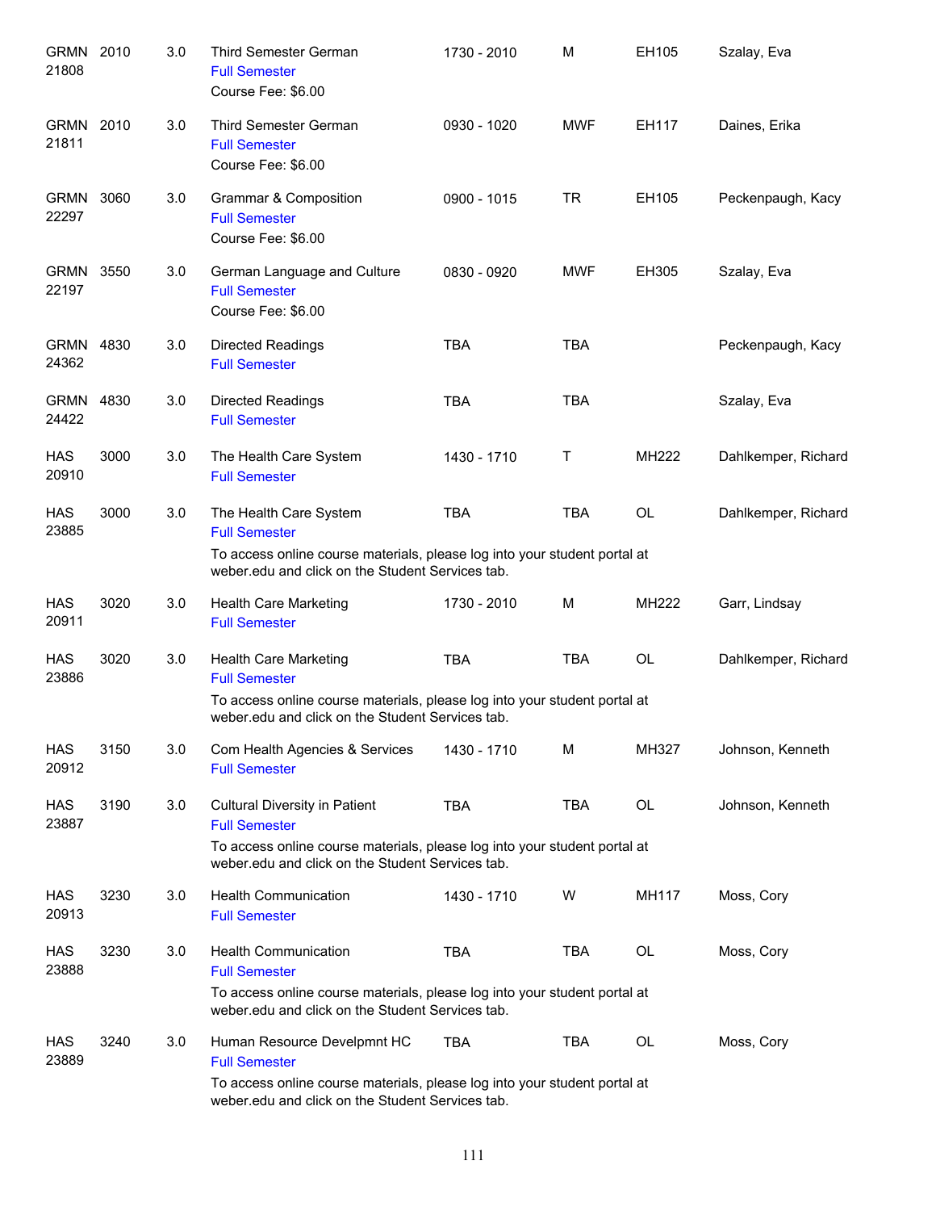| | | | | | | | |
|---|---|---|---|---|---|---|---|
| GRMN 21808 | 2010 | 3.0 | Third Semester German<br>Full Semester<br>Course Fee: $6.00 | 1730 - 2010 | M | EH105 | Szalay, Eva |
| GRMN 21811 | 2010 | 3.0 | Third Semester German<br>Full Semester<br>Course Fee: $6.00 | 0930 - 1020 | MWF | EH117 | Daines, Erika |
| GRMN 22297 | 3060 | 3.0 | Grammar & Composition<br>Full Semester<br>Course Fee: $6.00 | 0900 - 1015 | TR | EH105 | Peckenpaugh, Kacy |
| GRMN 22197 | 3550 | 3.0 | German Language and Culture<br>Full Semester<br>Course Fee: $6.00 | 0830 - 0920 | MWF | EH305 | Szalay, Eva |
| GRMN 24362 | 4830 | 3.0 | Directed Readings<br>Full Semester | TBA | TBA | | Peckenpaugh, Kacy |
| GRMN 24422 | 4830 | 3.0 | Directed Readings<br>Full Semester | TBA | TBA | | Szalay, Eva |
| HAS 20910 | 3000 | 3.0 | The Health Care System<br>Full Semester | 1430 - 1710 | T | MH222 | Dahlkemper, Richard |
| HAS 23885 | 3000 | 3.0 | The Health Care System<br>Full Semester<br>To access online course materials, please log into your student portal at weber.edu and click on the Student Services tab. | TBA | TBA | OL | Dahlkemper, Richard |
| HAS 20911 | 3020 | 3.0 | Health Care Marketing<br>Full Semester | 1730 - 2010 | M | MH222 | Garr, Lindsay |
| HAS 23886 | 3020 | 3.0 | Health Care Marketing<br>Full Semester<br>To access online course materials, please log into your student portal at weber.edu and click on the Student Services tab. | TBA | TBA | OL | Dahlkemper, Richard |
| HAS 20912 | 3150 | 3.0 | Com Health Agencies & Services<br>Full Semester | 1430 - 1710 | M | MH327 | Johnson, Kenneth |
| HAS 23887 | 3190 | 3.0 | Cultural Diversity in Patient<br>Full Semester<br>To access online course materials, please log into your student portal at weber.edu and click on the Student Services tab. | TBA | TBA | OL | Johnson, Kenneth |
| HAS 20913 | 3230 | 3.0 | Health Communication<br>Full Semester | 1430 - 1710 | W | MH117 | Moss, Cory |
| HAS 23888 | 3230 | 3.0 | Health Communication<br>Full Semester<br>To access online course materials, please log into your student portal at weber.edu and click on the Student Services tab. | TBA | TBA | OL | Moss, Cory |
| HAS 23889 | 3240 | 3.0 | Human Resource Develpmnt HC<br>Full Semester<br>To access online course materials, please log into your student portal at weber.edu and click on the Student Services tab. | TBA | TBA | OL | Moss, Cory |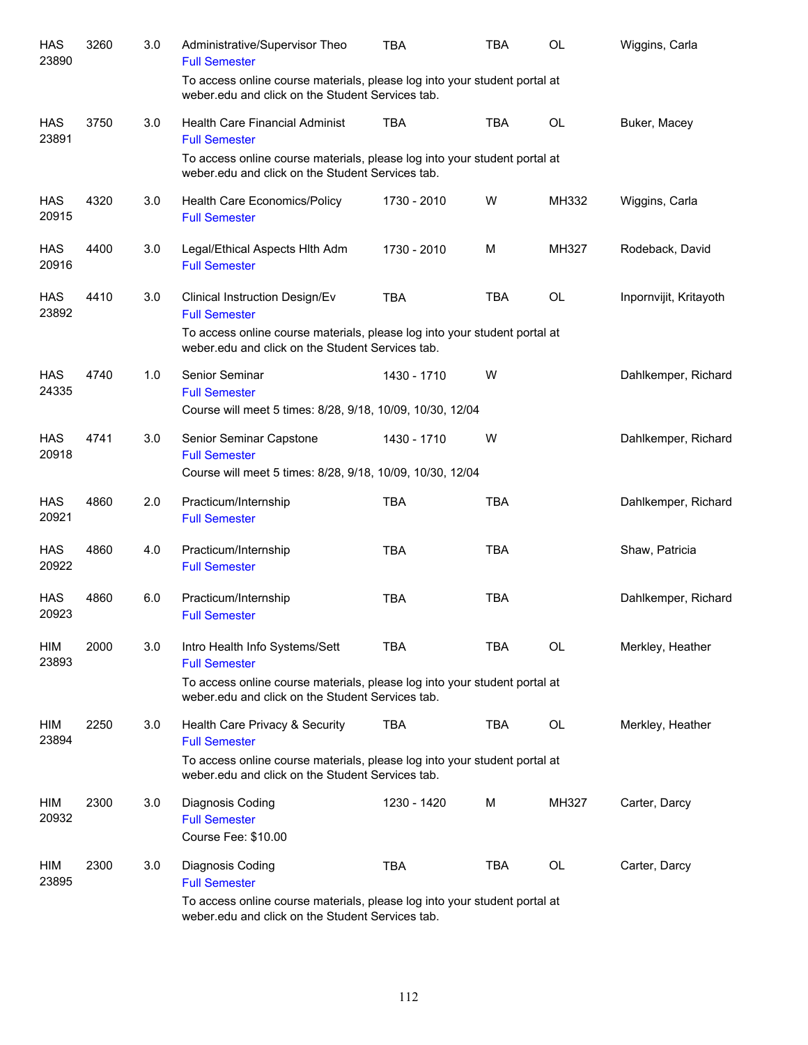| Subject / CRN | Course | Credits | Title | Time | Days | Room | Instructor |
|---|---|---|---|---|---|---|---|
| HAS 23890 | 3260 | 3.0 | Administrative/Supervisor Theo<br>Full Semester<br>To access online course materials, please log into your student portal at weber.edu and click on the Student Services tab. | TBA | TBA | OL | Wiggins, Carla |
| HAS 23891 | 3750 | 3.0 | Health Care Financial Administ<br>Full Semester<br>To access online course materials, please log into your student portal at weber.edu and click on the Student Services tab. | TBA | TBA | OL | Buker, Macey |
| HAS 20915 | 4320 | 3.0 | Health Care Economics/Policy<br>Full Semester | 1730 - 2010 | W | MH332 | Wiggins, Carla |
| HAS 20916 | 4400 | 3.0 | Legal/Ethical Aspects Hlth Adm<br>Full Semester | 1730 - 2010 | M | MH327 | Rodeback, David |
| HAS 23892 | 4410 | 3.0 | Clinical Instruction Design/Ev<br>Full Semester<br>To access online course materials, please log into your student portal at weber.edu and click on the Student Services tab. | TBA | TBA | OL | Inpornvijit, Kritayoth |
| HAS 24335 | 4740 | 1.0 | Senior Seminar<br>Full Semester<br>Course will meet 5 times: 8/28, 9/18, 10/09, 10/30, 12/04 | 1430 - 1710 | W | | Dahlkemper, Richard |
| HAS 20918 | 4741 | 3.0 | Senior Seminar Capstone<br>Full Semester<br>Course will meet 5 times: 8/28, 9/18, 10/09, 10/30, 12/04 | 1430 - 1710 | W | | Dahlkemper, Richard |
| HAS 20921 | 4860 | 2.0 | Practicum/Internship<br>Full Semester | TBA | TBA | | Dahlkemper, Richard |
| HAS 20922 | 4860 | 4.0 | Practicum/Internship<br>Full Semester | TBA | TBA | | Shaw, Patricia |
| HAS 20923 | 4860 | 6.0 | Practicum/Internship<br>Full Semester | TBA | TBA | | Dahlkemper, Richard |
| HIM 23893 | 2000 | 3.0 | Intro Health Info Systems/Sett<br>Full Semester<br>To access online course materials, please log into your student portal at weber.edu and click on the Student Services tab. | TBA | TBA | OL | Merkley, Heather |
| HIM 23894 | 2250 | 3.0 | Health Care Privacy & Security<br>Full Semester<br>To access online course materials, please log into your student portal at weber.edu and click on the Student Services tab. | TBA | TBA | OL | Merkley, Heather |
| HIM 20932 | 2300 | 3.0 | Diagnosis Coding<br>Full Semester<br>Course Fee: $10.00 | 1230 - 1420 | M | MH327 | Carter, Darcy |
| HIM 23895 | 2300 | 3.0 | Diagnosis Coding<br>Full Semester<br>To access online course materials, please log into your student portal at weber.edu and click on the Student Services tab. | TBA | TBA | OL | Carter, Darcy |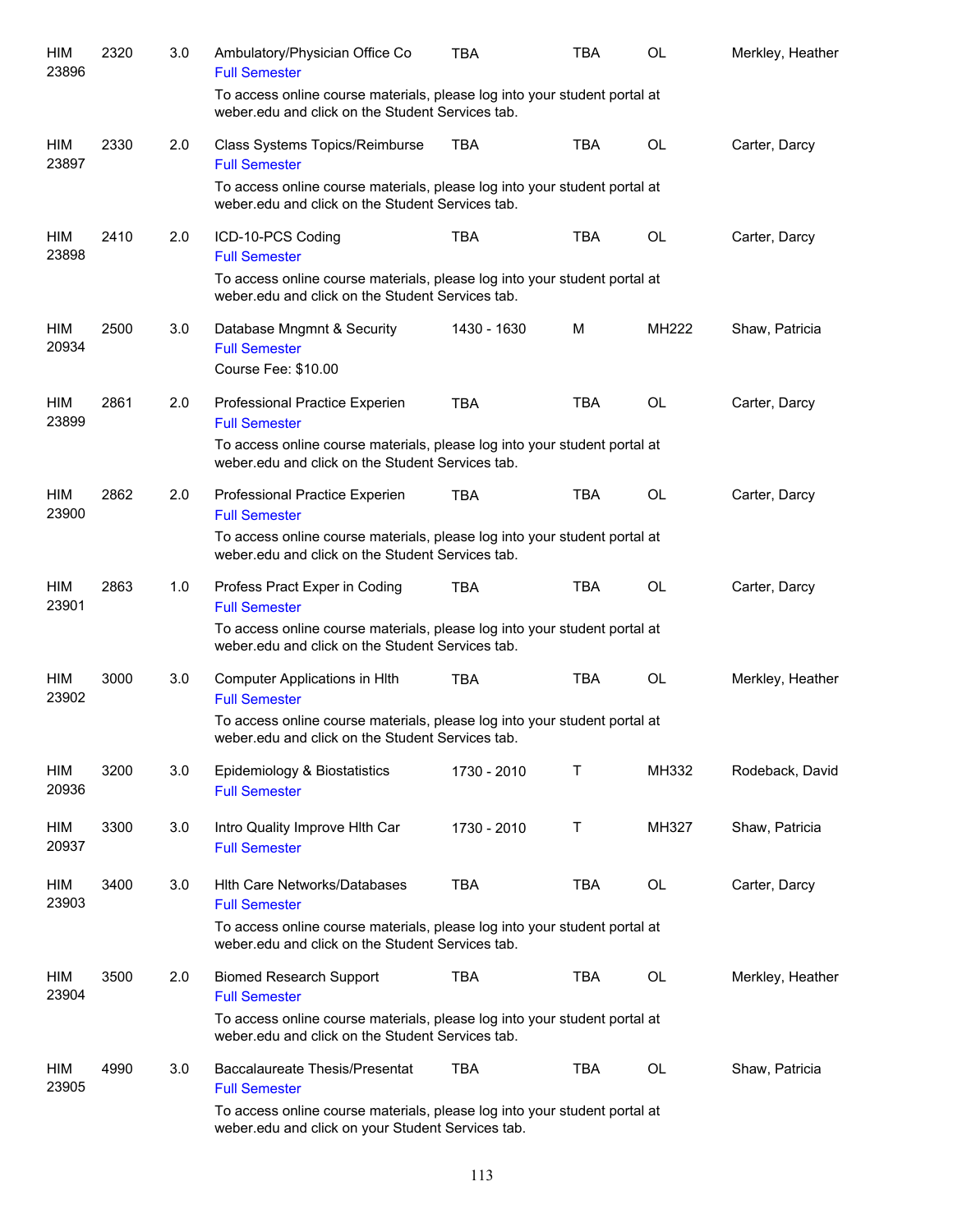| | | | | | | | |
|---|---|---|---|---|---|---|---|
| HIM 23896 | 2320 | 3.0 | Ambulatory/Physician Office Co<br>Full Semester<br>To access online course materials, please log into your student portal at weber.edu and click on the Student Services tab. | TBA | TBA | OL | Merkley, Heather |
| HIM 23897 | 2330 | 2.0 | Class Systems Topics/Reimburse<br>Full Semester<br>To access online course materials, please log into your student portal at weber.edu and click on the Student Services tab. | TBA | TBA | OL | Carter, Darcy |
| HIM 23898 | 2410 | 2.0 | ICD-10-PCS Coding<br>Full Semester<br>To access online course materials, please log into your student portal at weber.edu and click on the Student Services tab. | TBA | TBA | OL | Carter, Darcy |
| HIM 20934 | 2500 | 3.0 | Database Mngmnt & Security<br>Full Semester<br>Course Fee: $10.00 | 1430 - 1630 | M | MH222 | Shaw, Patricia |
| HIM 23899 | 2861 | 2.0 | Professional Practice Experien<br>Full Semester<br>To access online course materials, please log into your student portal at weber.edu and click on the Student Services tab. | TBA | TBA | OL | Carter, Darcy |
| HIM 23900 | 2862 | 2.0 | Professional Practice Experien<br>Full Semester<br>To access online course materials, please log into your student portal at weber.edu and click on the Student Services tab. | TBA | TBA | OL | Carter, Darcy |
| HIM 23901 | 2863 | 1.0 | Profess Pract Exper in Coding<br>Full Semester<br>To access online course materials, please log into your student portal at weber.edu and click on the Student Services tab. | TBA | TBA | OL | Carter, Darcy |
| HIM 23902 | 3000 | 3.0 | Computer Applications in Hlth<br>Full Semester<br>To access online course materials, please log into your student portal at weber.edu and click on the Student Services tab. | TBA | TBA | OL | Merkley, Heather |
| HIM 20936 | 3200 | 3.0 | Epidemiology & Biostatistics<br>Full Semester | 1730 - 2010 | T | MH332 | Rodeback, David |
| HIM 20937 | 3300 | 3.0 | Intro Quality Improve Hlth Car<br>Full Semester | 1730 - 2010 | T | MH327 | Shaw, Patricia |
| HIM 23903 | 3400 | 3.0 | Hlth Care Networks/Databases<br>Full Semester<br>To access online course materials, please log into your student portal at weber.edu and click on the Student Services tab. | TBA | TBA | OL | Carter, Darcy |
| HIM 23904 | 3500 | 2.0 | Biomed Research Support<br>Full Semester<br>To access online course materials, please log into your student portal at weber.edu and click on the Student Services tab. | TBA | TBA | OL | Merkley, Heather |
| HIM 23905 | 4990 | 3.0 | Baccalaureate Thesis/Presentat<br>Full Semester<br>To access online course materials, please log into your student portal at weber.edu and click on your Student Services tab. | TBA | TBA | OL | Shaw, Patricia |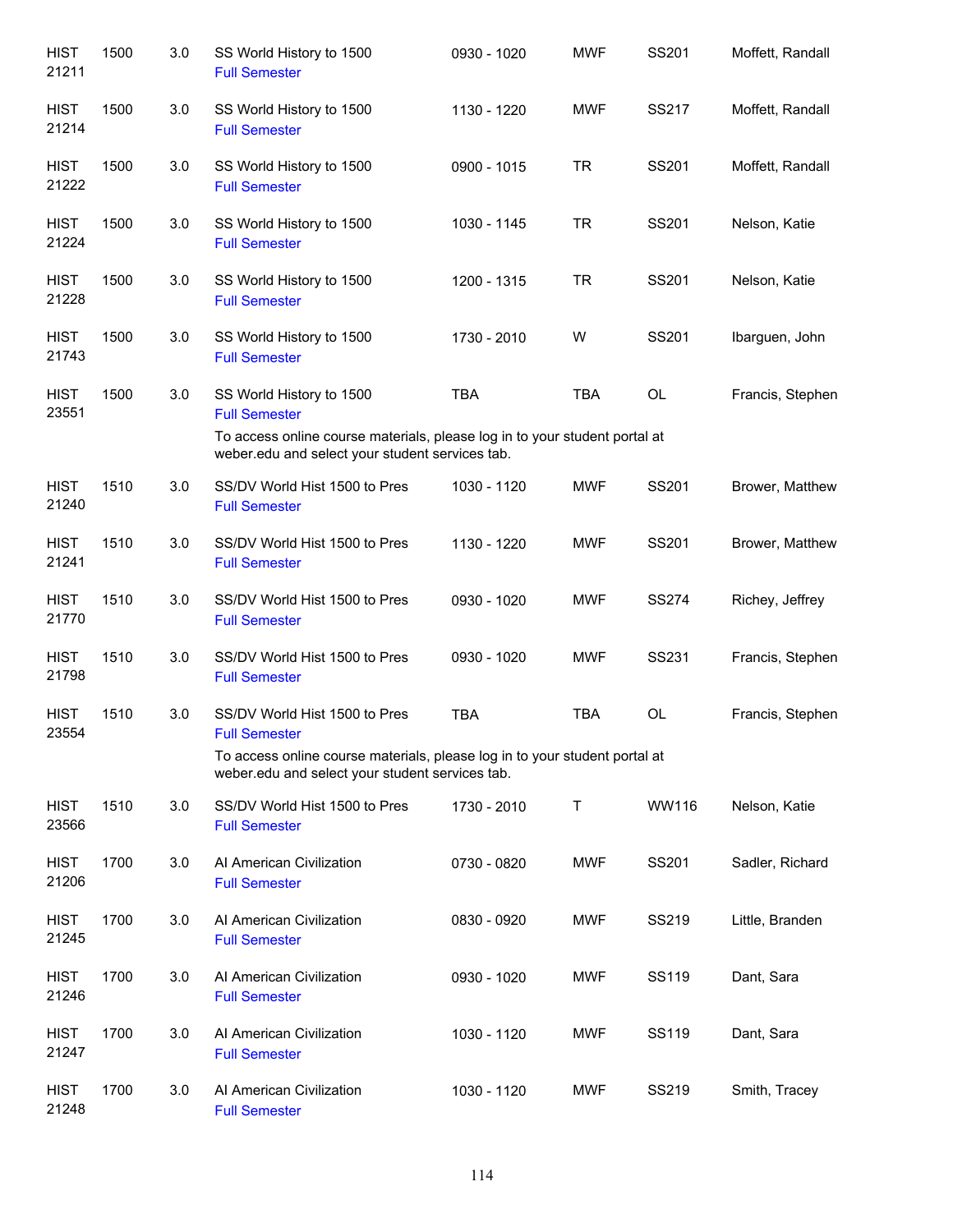| | | | | | | | |
|---|---|---|---|---|---|---|---|
| HIST 21211 | 1500 | 3.0 | SS World History to 1500<br>Full Semester | 0930 - 1020 | MWF | SS201 | Moffett, Randall |
| HIST 21214 | 1500 | 3.0 | SS World History to 1500<br>Full Semester | 1130 - 1220 | MWF | SS217 | Moffett, Randall |
| HIST 21222 | 1500 | 3.0 | SS World History to 1500<br>Full Semester | 0900 - 1015 | TR | SS201 | Moffett, Randall |
| HIST 21224 | 1500 | 3.0 | SS World History to 1500<br>Full Semester | 1030 - 1145 | TR | SS201 | Nelson, Katie |
| HIST 21228 | 1500 | 3.0 | SS World History to 1500<br>Full Semester | 1200 - 1315 | TR | SS201 | Nelson, Katie |
| HIST 21743 | 1500 | 3.0 | SS World History to 1500<br>Full Semester | 1730 - 2010 | W | SS201 | Ibarguen, John |
| HIST 23551 | 1500 | 3.0 | SS World History to 1500<br>Full Semester<br>To access online course materials, please log in to your student portal at weber.edu and select your student services tab. | TBA | TBA | OL | Francis, Stephen |
| HIST 21240 | 1510 | 3.0 | SS/DV World Hist 1500 to Pres<br>Full Semester | 1030 - 1120 | MWF | SS201 | Brower, Matthew |
| HIST 21241 | 1510 | 3.0 | SS/DV World Hist 1500 to Pres<br>Full Semester | 1130 - 1220 | MWF | SS201 | Brower, Matthew |
| HIST 21770 | 1510 | 3.0 | SS/DV World Hist 1500 to Pres<br>Full Semester | 0930 - 1020 | MWF | SS274 | Richey, Jeffrey |
| HIST 21798 | 1510 | 3.0 | SS/DV World Hist 1500 to Pres<br>Full Semester | 0930 - 1020 | MWF | SS231 | Francis, Stephen |
| HIST 23554 | 1510 | 3.0 | SS/DV World Hist 1500 to Pres<br>Full Semester<br>To access online course materials, please log in to your student portal at weber.edu and select your student services tab. | TBA | TBA | OL | Francis, Stephen |
| HIST 23566 | 1510 | 3.0 | SS/DV World Hist 1500 to Pres<br>Full Semester | 1730 - 2010 | T | WW116 | Nelson, Katie |
| HIST 21206 | 1700 | 3.0 | AI American Civilization<br>Full Semester | 0730 - 0820 | MWF | SS201 | Sadler, Richard |
| HIST 21245 | 1700 | 3.0 | AI American Civilization<br>Full Semester | 0830 - 0920 | MWF | SS219 | Little, Branden |
| HIST 21246 | 1700 | 3.0 | AI American Civilization<br>Full Semester | 0930 - 1020 | MWF | SS119 | Dant, Sara |
| HIST 21247 | 1700 | 3.0 | AI American Civilization<br>Full Semester | 1030 - 1120 | MWF | SS119 | Dant, Sara |
| HIST 21248 | 1700 | 3.0 | AI American Civilization<br>Full Semester | 1030 - 1120 | MWF | SS219 | Smith, Tracey |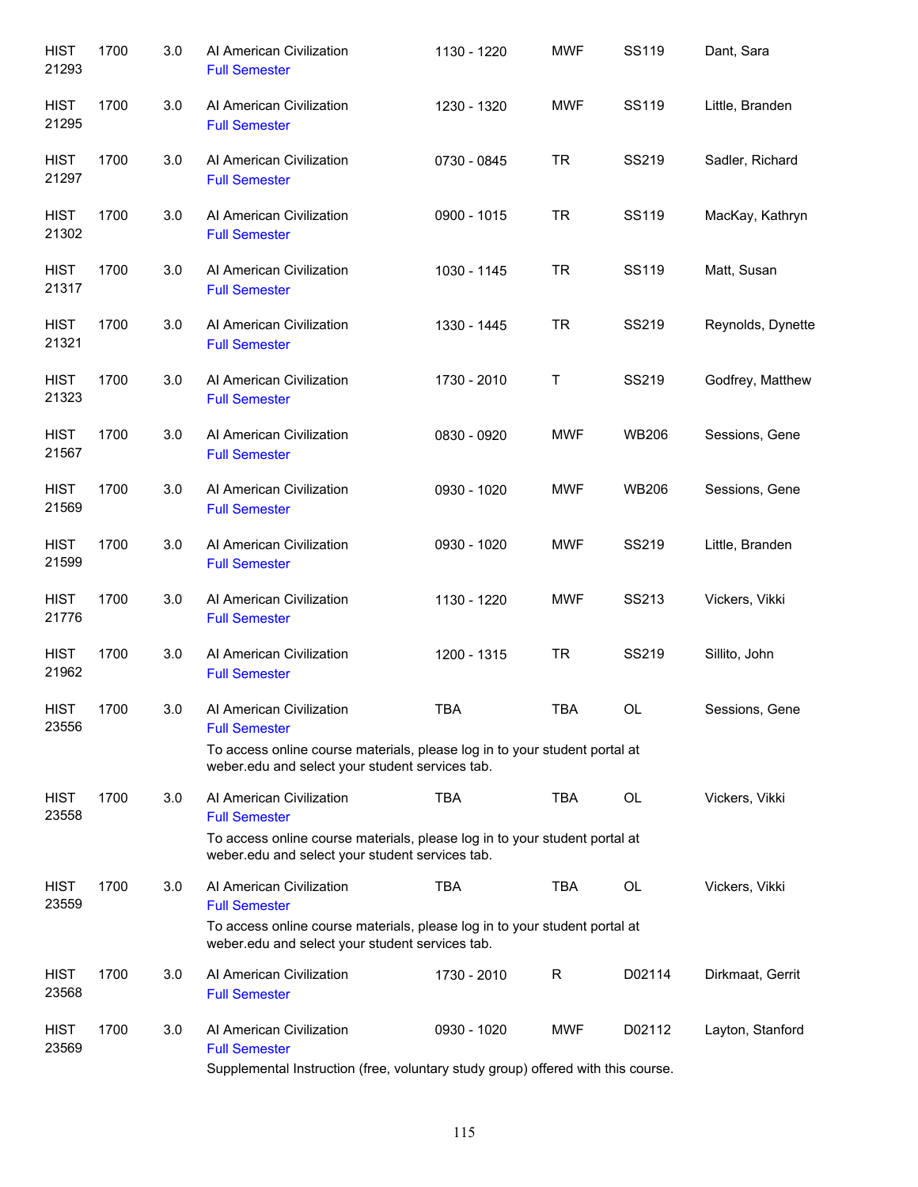| | | | | | | | |
|---|---|---|---|---|---|---|---|
| HIST 21293 | 1700 | 3.0 | AI American Civilization<br>Full Semester | 1130 - 1220 | MWF | SS119 | Dant, Sara |
| HIST 21295 | 1700 | 3.0 | AI American Civilization<br>Full Semester | 1230 - 1320 | MWF | SS119 | Little, Branden |
| HIST 21297 | 1700 | 3.0 | AI American Civilization<br>Full Semester | 0730 - 0845 | TR | SS219 | Sadler, Richard |
| HIST 21302 | 1700 | 3.0 | AI American Civilization<br>Full Semester | 0900 - 1015 | TR | SS119 | MacKay, Kathryn |
| HIST 21317 | 1700 | 3.0 | AI American Civilization<br>Full Semester | 1030 - 1145 | TR | SS119 | Matt, Susan |
| HIST 21321 | 1700 | 3.0 | AI American Civilization<br>Full Semester | 1330 - 1445 | TR | SS219 | Reynolds, Dynette |
| HIST 21323 | 1700 | 3.0 | AI American Civilization<br>Full Semester | 1730 - 2010 | T | SS219 | Godfrey, Matthew |
| HIST 21567 | 1700 | 3.0 | AI American Civilization<br>Full Semester | 0830 - 0920 | MWF | WB206 | Sessions, Gene |
| HIST 21569 | 1700 | 3.0 | AI American Civilization<br>Full Semester | 0930 - 1020 | MWF | WB206 | Sessions, Gene |
| HIST 21599 | 1700 | 3.0 | AI American Civilization<br>Full Semester | 0930 - 1020 | MWF | SS219 | Little, Branden |
| HIST 21776 | 1700 | 3.0 | AI American Civilization<br>Full Semester | 1130 - 1220 | MWF | SS213 | Vickers, Vikki |
| HIST 21962 | 1700 | 3.0 | AI American Civilization<br>Full Semester | 1200 - 1315 | TR | SS219 | Sillito, John |
| HIST 23556 | 1700 | 3.0 | AI American Civilization<br>Full Semester<br>To access online course materials, please log in to your student portal at weber.edu and select your student services tab. | TBA | TBA | OL | Sessions, Gene |
| HIST 23558 | 1700 | 3.0 | AI American Civilization<br>Full Semester<br>To access online course materials, please log in to your student portal at weber.edu and select your student services tab. | TBA | TBA | OL | Vickers, Vikki |
| HIST 23559 | 1700 | 3.0 | AI American Civilization<br>Full Semester<br>To access online course materials, please log in to your student portal at weber.edu and select your student services tab. | TBA | TBA | OL | Vickers, Vikki |
| HIST 23568 | 1700 | 3.0 | AI American Civilization<br>Full Semester | 1730 - 2010 | R | D02114 | Dirkmaat, Gerrit |
| HIST 23569 | 1700 | 3.0 | AI American Civilization<br>Full Semester<br>Supplemental Instruction (free, voluntary study group) offered with this course. | 0930 - 1020 | MWF | D02112 | Layton, Stanford |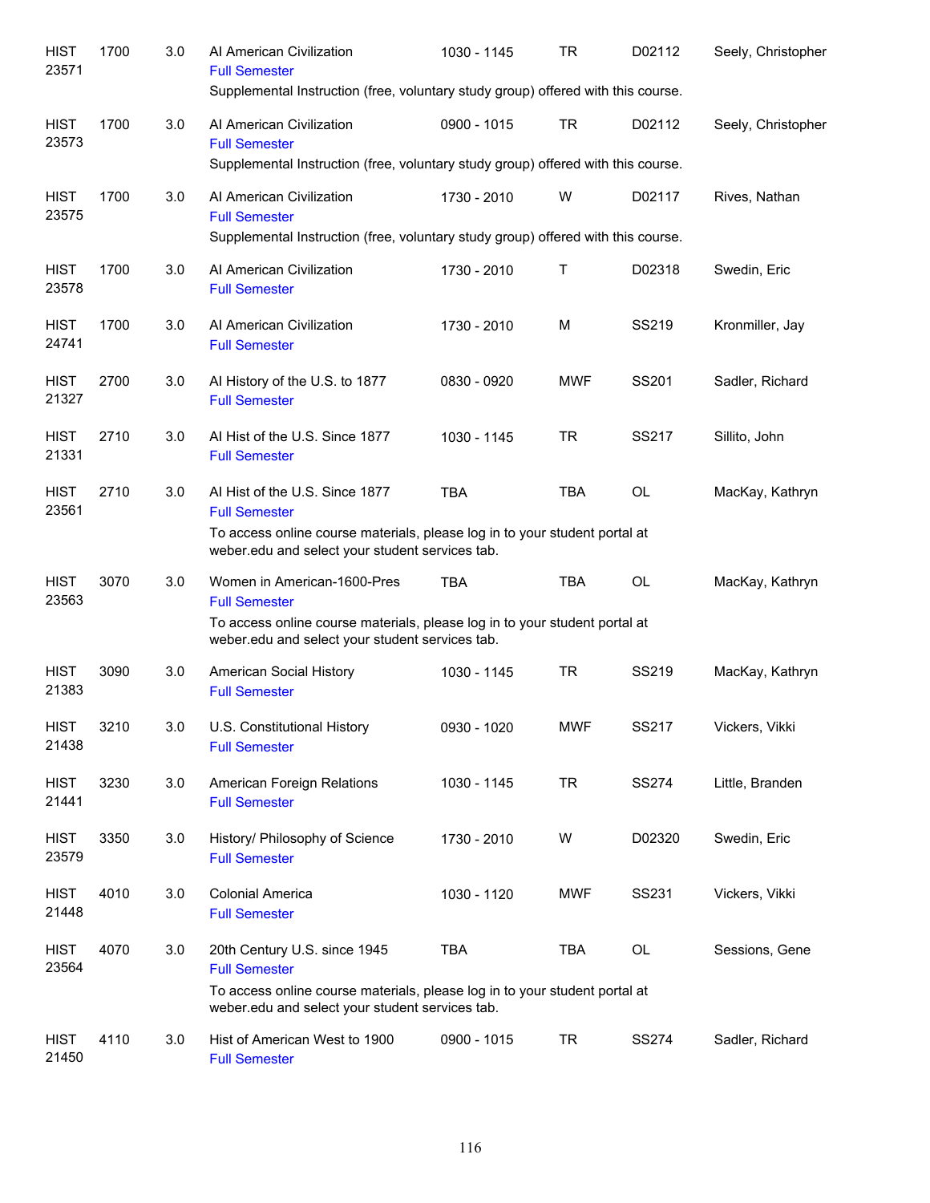| | | | | | | | |
|---|---|---|---|---|---|---|---|
| HIST 23571 | 1700 | 3.0 | AI American Civilization<br>Full Semester<br>Supplemental Instruction (free, voluntary study group) offered with this course. | 1030 - 1145 | TR | D02112 | Seely, Christopher |
| HIST 23573 | 1700 | 3.0 | AI American Civilization<br>Full Semester<br>Supplemental Instruction (free, voluntary study group) offered with this course. | 0900 - 1015 | TR | D02112 | Seely, Christopher |
| HIST 23575 | 1700 | 3.0 | AI American Civilization<br>Full Semester<br>Supplemental Instruction (free, voluntary study group) offered with this course. | 1730 - 2010 | W | D02117 | Rives, Nathan |
| HIST 23578 | 1700 | 3.0 | AI American Civilization<br>Full Semester | 1730 - 2010 | T | D02318 | Swedin, Eric |
| HIST 24741 | 1700 | 3.0 | AI American Civilization<br>Full Semester | 1730 - 2010 | M | SS219 | Kronmiller, Jay |
| HIST 21327 | 2700 | 3.0 | AI History of the U.S. to 1877<br>Full Semester | 0830 - 0920 | MWF | SS201 | Sadler, Richard |
| HIST 21331 | 2710 | 3.0 | AI Hist of the U.S. Since 1877<br>Full Semester | 1030 - 1145 | TR | SS217 | Sillito, John |
| HIST 23561 | 2710 | 3.0 | AI Hist of the U.S. Since 1877<br>Full Semester<br>To access online course materials, please log in to your student portal at weber.edu and select your student services tab. | TBA | TBA | OL | MacKay, Kathryn |
| HIST 23563 | 3070 | 3.0 | Women in American-1600-Pres<br>Full Semester<br>To access online course materials, please log in to your student portal at weber.edu and select your student services tab. | TBA | TBA | OL | MacKay, Kathryn |
| HIST 21383 | 3090 | 3.0 | American Social History<br>Full Semester | 1030 - 1145 | TR | SS219 | MacKay, Kathryn |
| HIST 21438 | 3210 | 3.0 | U.S. Constitutional History<br>Full Semester | 0930 - 1020 | MWF | SS217 | Vickers, Vikki |
| HIST 21441 | 3230 | 3.0 | American Foreign Relations<br>Full Semester | 1030 - 1145 | TR | SS274 | Little, Branden |
| HIST 23579 | 3350 | 3.0 | History/ Philosophy of Science<br>Full Semester | 1730 - 2010 | W | D02320 | Swedin, Eric |
| HIST 21448 | 4010 | 3.0 | Colonial America<br>Full Semester | 1030 - 1120 | MWF | SS231 | Vickers, Vikki |
| HIST 23564 | 4070 | 3.0 | 20th Century U.S. since 1945<br>Full Semester<br>To access online course materials, please log in to your student portal at weber.edu and select your student services tab. | TBA | TBA | OL | Sessions, Gene |
| HIST 21450 | 4110 | 3.0 | Hist of American West to 1900<br>Full Semester | 0900 - 1015 | TR | SS274 | Sadler, Richard |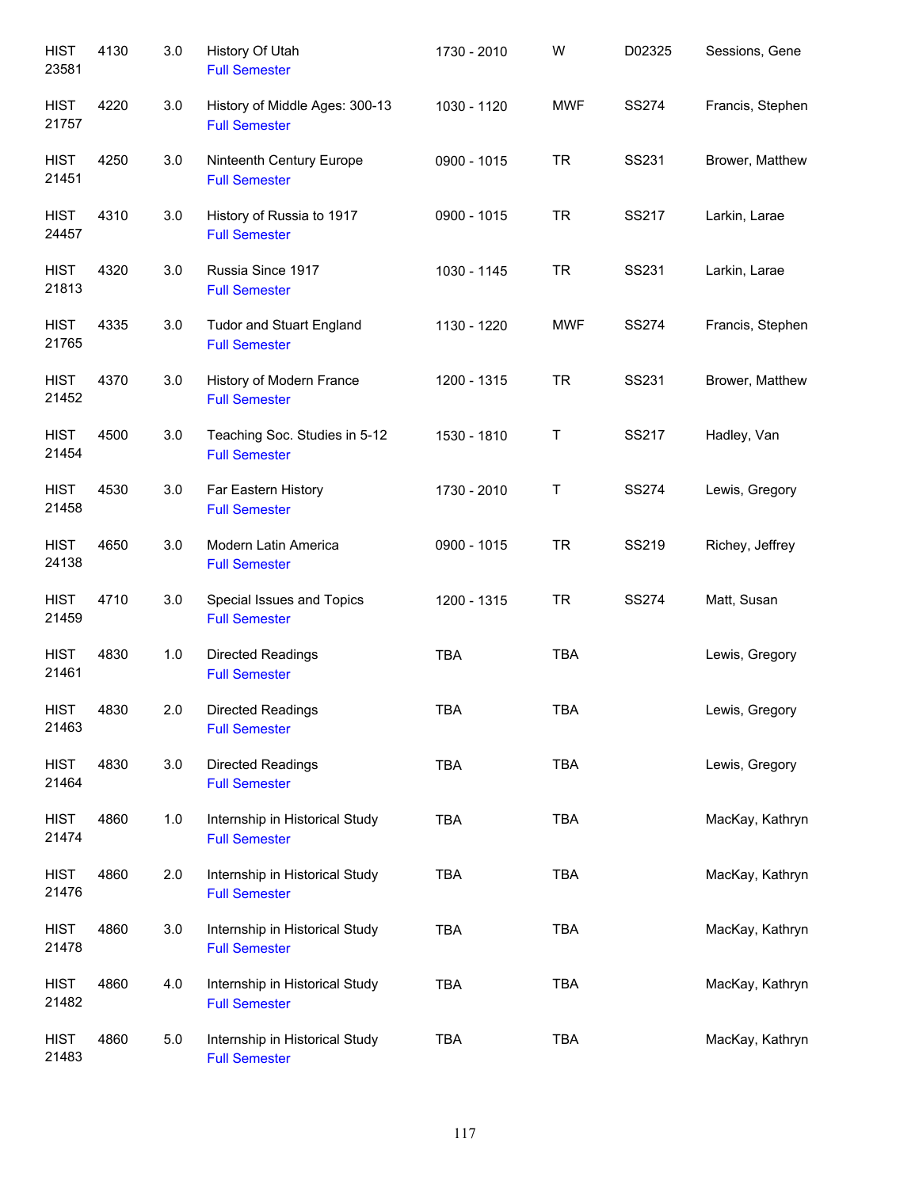| | | | | | | | |
|---|---|---|---|---|---|---|---|
| HIST 23581 | 4130 | 3.0 | History Of Utah<br>Full Semester | 1730 - 2010 | W | D02325 | Sessions, Gene |
| HIST 21757 | 4220 | 3.0 | History of Middle Ages: 300-13<br>Full Semester | 1030 - 1120 | MWF | SS274 | Francis, Stephen |
| HIST 21451 | 4250 | 3.0 | Ninteenth Century Europe<br>Full Semester | 0900 - 1015 | TR | SS231 | Brower, Matthew |
| HIST 24457 | 4310 | 3.0 | History of Russia to 1917<br>Full Semester | 0900 - 1015 | TR | SS217 | Larkin, Larae |
| HIST 21813 | 4320 | 3.0 | Russia Since 1917<br>Full Semester | 1030 - 1145 | TR | SS231 | Larkin, Larae |
| HIST 21765 | 4335 | 3.0 | Tudor and Stuart England<br>Full Semester | 1130 - 1220 | MWF | SS274 | Francis, Stephen |
| HIST 21452 | 4370 | 3.0 | History of Modern France<br>Full Semester | 1200 - 1315 | TR | SS231 | Brower, Matthew |
| HIST 21454 | 4500 | 3.0 | Teaching Soc. Studies in 5-12<br>Full Semester | 1530 - 1810 | T | SS217 | Hadley, Van |
| HIST 21458 | 4530 | 3.0 | Far Eastern History<br>Full Semester | 1730 - 2010 | T | SS274 | Lewis, Gregory |
| HIST 24138 | 4650 | 3.0 | Modern Latin America<br>Full Semester | 0900 - 1015 | TR | SS219 | Richey, Jeffrey |
| HIST 21459 | 4710 | 3.0 | Special Issues and Topics<br>Full Semester | 1200 - 1315 | TR | SS274 | Matt, Susan |
| HIST 21461 | 4830 | 1.0 | Directed Readings<br>Full Semester | TBA | TBA | | Lewis, Gregory |
| HIST 21463 | 4830 | 2.0 | Directed Readings<br>Full Semester | TBA | TBA | | Lewis, Gregory |
| HIST 21464 | 4830 | 3.0 | Directed Readings<br>Full Semester | TBA | TBA | | Lewis, Gregory |
| HIST 21474 | 4860 | 1.0 | Internship in Historical Study<br>Full Semester | TBA | TBA | | MacKay, Kathryn |
| HIST 21476 | 4860 | 2.0 | Internship in Historical Study<br>Full Semester | TBA | TBA | | MacKay, Kathryn |
| HIST 21478 | 4860 | 3.0 | Internship in Historical Study<br>Full Semester | TBA | TBA | | MacKay, Kathryn |
| HIST 21482 | 4860 | 4.0 | Internship in Historical Study<br>Full Semester | TBA | TBA | | MacKay, Kathryn |
| HIST 21483 | 4860 | 5.0 | Internship in Historical Study<br>Full Semester | TBA | TBA | | MacKay, Kathryn |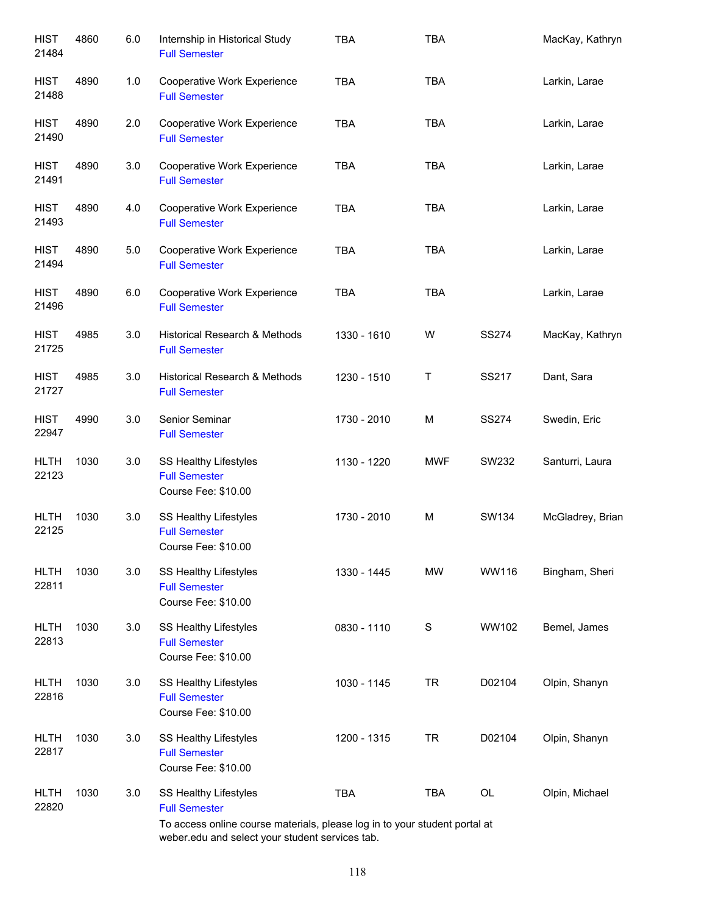| | | | | | | | |
|---|---|---|---|---|---|---|---|
| HIST 21484 | 4860 | 6.0 | Internship in Historical Study<br>Full Semester | TBA | TBA | | MacKay, Kathryn |
| HIST 21488 | 4890 | 1.0 | Cooperative Work Experience<br>Full Semester | TBA | TBA | | Larkin, Larae |
| HIST 21490 | 4890 | 2.0 | Cooperative Work Experience<br>Full Semester | TBA | TBA | | Larkin, Larae |
| HIST 21491 | 4890 | 3.0 | Cooperative Work Experience<br>Full Semester | TBA | TBA | | Larkin, Larae |
| HIST 21493 | 4890 | 4.0 | Cooperative Work Experience<br>Full Semester | TBA | TBA | | Larkin, Larae |
| HIST 21494 | 4890 | 5.0 | Cooperative Work Experience<br>Full Semester | TBA | TBA | | Larkin, Larae |
| HIST 21496 | 4890 | 6.0 | Cooperative Work Experience<br>Full Semester | TBA | TBA | | Larkin, Larae |
| HIST 21725 | 4985 | 3.0 | Historical Research & Methods<br>Full Semester | 1330 - 1610 | W | SS274 | MacKay, Kathryn |
| HIST 21727 | 4985 | 3.0 | Historical Research & Methods<br>Full Semester | 1230 - 1510 | T | SS217 | Dant, Sara |
| HIST 22947 | 4990 | 3.0 | Senior Seminar<br>Full Semester | 1730 - 2010 | M | SS274 | Swedin, Eric |
| HLTH 22123 | 1030 | 3.0 | SS Healthy Lifestyles<br>Full Semester<br>Course Fee: $10.00 | 1130 - 1220 | MWF | SW232 | Santurri, Laura |
| HLTH 22125 | 1030 | 3.0 | SS Healthy Lifestyles<br>Full Semester<br>Course Fee: $10.00 | 1730 - 2010 | M | SW134 | McGladrey, Brian |
| HLTH 22811 | 1030 | 3.0 | SS Healthy Lifestyles<br>Full Semester<br>Course Fee: $10.00 | 1330 - 1445 | MW | WW116 | Bingham, Sheri |
| HLTH 22813 | 1030 | 3.0 | SS Healthy Lifestyles<br>Full Semester<br>Course Fee: $10.00 | 0830 - 1110 | S | WW102 | Bemel, James |
| HLTH 22816 | 1030 | 3.0 | SS Healthy Lifestyles<br>Full Semester<br>Course Fee: $10.00 | 1030 - 1145 | TR | D02104 | Olpin, Shanyn |
| HLTH 22817 | 1030 | 3.0 | SS Healthy Lifestyles<br>Full Semester<br>Course Fee: $10.00 | 1200 - 1315 | TR | D02104 | Olpin, Shanyn |
| HLTH 22820 | 1030 | 3.0 | SS Healthy Lifestyles<br>Full Semester<br>To access online course materials, please log in to your student portal at weber.edu and select your student services tab. | TBA | TBA | OL | Olpin, Michael |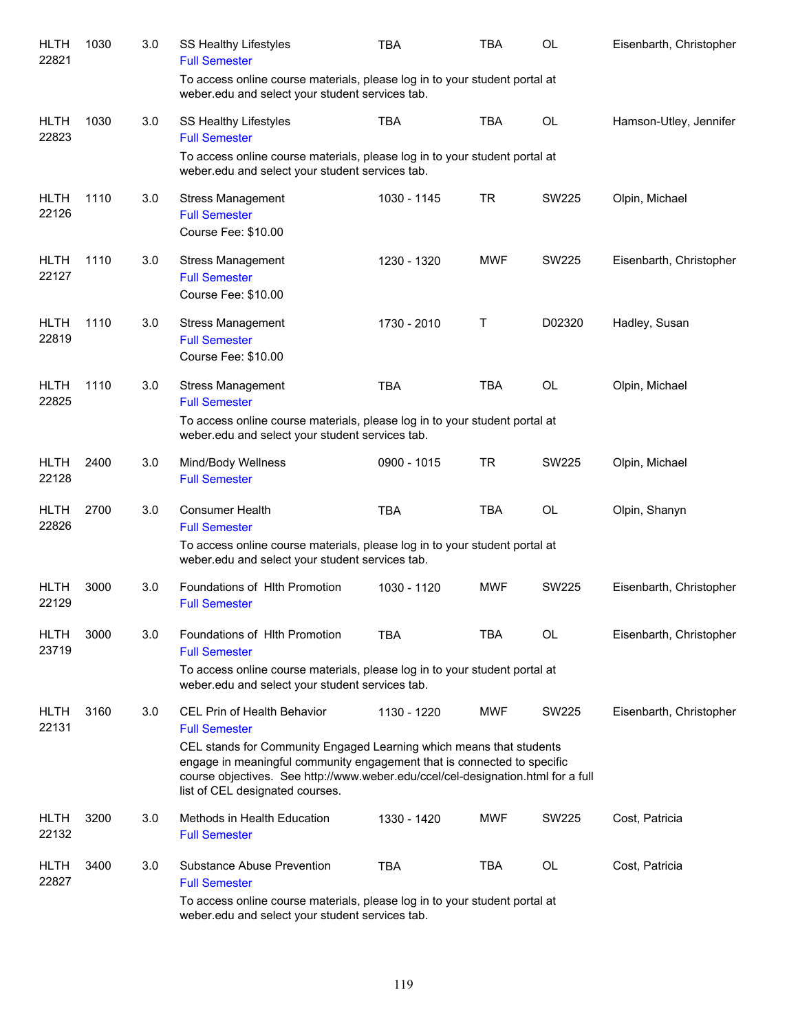| Subject/CRN | Course | Credits | Title | Time | Days | Room | Instructor |
|---|---|---|---|---|---|---|---|
| HLTH 22821 | 1030 | 3.0 | SS Healthy Lifestyles<br>Full Semester<br>To access online course materials, please log in to your student portal at weber.edu and select your student services tab. | TBA | TBA | OL | Eisenbarth, Christopher |
| HLTH 22823 | 1030 | 3.0 | SS Healthy Lifestyles<br>Full Semester<br>To access online course materials, please log in to your student portal at weber.edu and select your student services tab. | TBA | TBA | OL | Hamson-Utley, Jennifer |
| HLTH 22126 | 1110 | 3.0 | Stress Management<br>Full Semester<br>Course Fee: $10.00 | 1030 - 1145 | TR | SW225 | Olpin, Michael |
| HLTH 22127 | 1110 | 3.0 | Stress Management<br>Full Semester<br>Course Fee: $10.00 | 1230 - 1320 | MWF | SW225 | Eisenbarth, Christopher |
| HLTH 22819 | 1110 | 3.0 | Stress Management<br>Full Semester<br>Course Fee: $10.00 | 1730 - 2010 | T | D02320 | Hadley, Susan |
| HLTH 22825 | 1110 | 3.0 | Stress Management<br>Full Semester<br>To access online course materials, please log in to your student portal at weber.edu and select your student services tab. | TBA | TBA | OL | Olpin, Michael |
| HLTH 22128 | 2400 | 3.0 | Mind/Body Wellness<br>Full Semester | 0900 - 1015 | TR | SW225 | Olpin, Michael |
| HLTH 22826 | 2700 | 3.0 | Consumer Health<br>Full Semester<br>To access online course materials, please log in to your student portal at weber.edu and select your student services tab. | TBA | TBA | OL | Olpin, Shanyn |
| HLTH 22129 | 3000 | 3.0 | Foundations of Hlth Promotion<br>Full Semester | 1030 - 1120 | MWF | SW225 | Eisenbarth, Christopher |
| HLTH 23719 | 3000 | 3.0 | Foundations of Hlth Promotion<br>Full Semester<br>To access online course materials, please log in to your student portal at weber.edu and select your student services tab. | TBA | TBA | OL | Eisenbarth, Christopher |
| HLTH 22131 | 3160 | 3.0 | CEL Prin of Health Behavior<br>Full Semester<br>CEL stands for Community Engaged Learning which means that students engage in meaningful community engagement that is connected to specific course objectives. See http://www.weber.edu/ccel/cel-designation.html for a full list of CEL designated courses. | 1130 - 1220 | MWF | SW225 | Eisenbarth, Christopher |
| HLTH 22132 | 3200 | 3.0 | Methods in Health Education<br>Full Semester | 1330 - 1420 | MWF | SW225 | Cost, Patricia |
| HLTH 22827 | 3400 | 3.0 | Substance Abuse Prevention<br>Full Semester<br>To access online course materials, please log in to your student portal at weber.edu and select your student services tab. | TBA | TBA | OL | Cost, Patricia |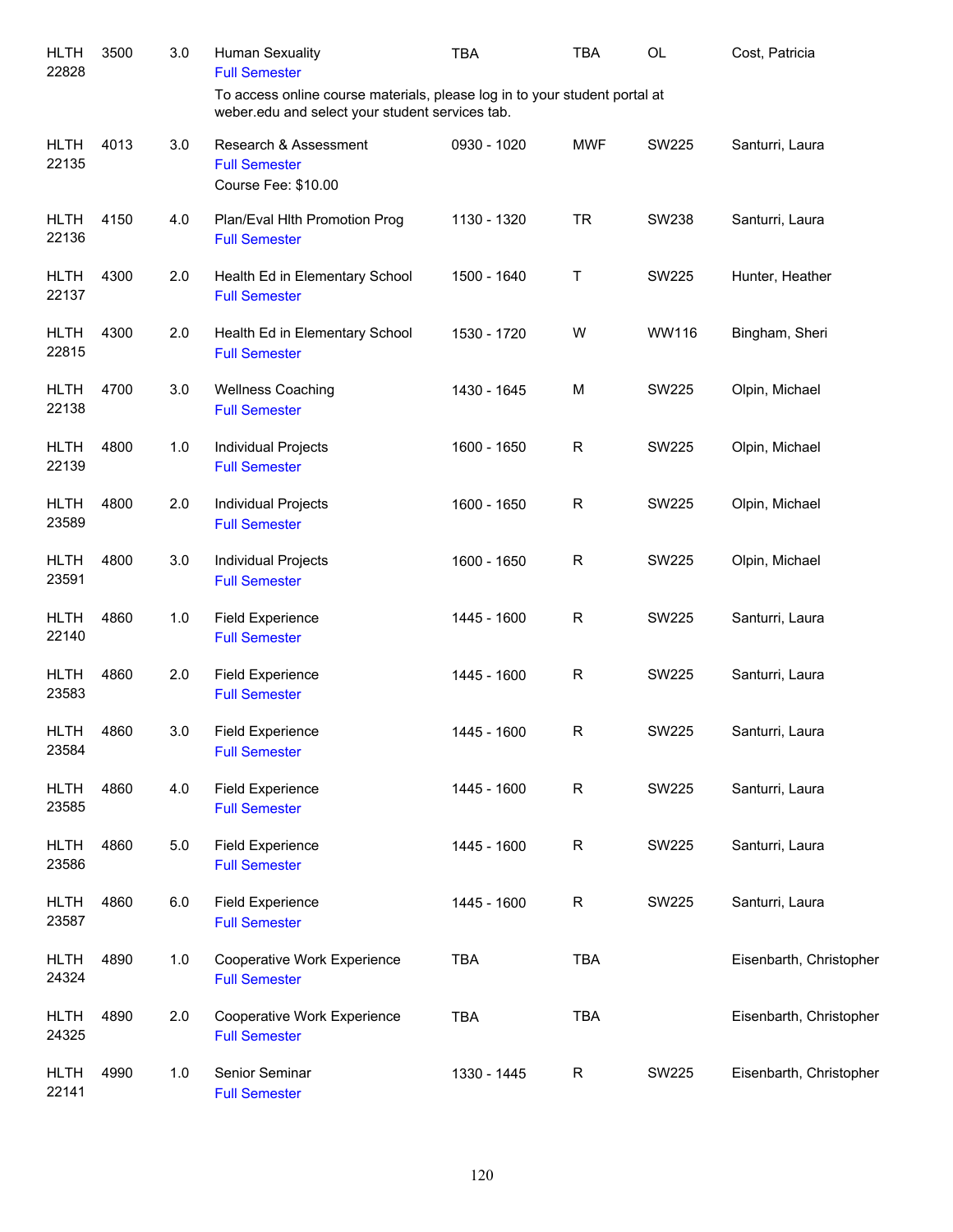| Subject/CRN | Course | Credits | Title | Time | Days | Room | Instructor |
|---|---|---|---|---|---|---|---|
| HLTH 22828 | 3500 | 3.0 | Human Sexuality<br>Full Semester<br>To access online course materials, please log in to your student portal at weber.edu and select your student services tab. | TBA | TBA | OL | Cost, Patricia |
| HLTH 22135 | 4013 | 3.0 | Research & Assessment<br>Full Semester<br>Course Fee: $10.00 | 0930 - 1020 | MWF | SW225 | Santurri, Laura |
| HLTH 22136 | 4150 | 4.0 | Plan/Eval Hlth Promotion Prog<br>Full Semester | 1130 - 1320 | TR | SW238 | Santurri, Laura |
| HLTH 22137 | 4300 | 2.0 | Health Ed in Elementary School<br>Full Semester | 1500 - 1640 | T | SW225 | Hunter, Heather |
| HLTH 22815 | 4300 | 2.0 | Health Ed in Elementary School<br>Full Semester | 1530 - 1720 | W | WW116 | Bingham, Sheri |
| HLTH 22138 | 4700 | 3.0 | Wellness Coaching<br>Full Semester | 1430 - 1645 | M | SW225 | Olpin, Michael |
| HLTH 22139 | 4800 | 1.0 | Individual Projects<br>Full Semester | 1600 - 1650 | R | SW225 | Olpin, Michael |
| HLTH 23589 | 4800 | 2.0 | Individual Projects<br>Full Semester | 1600 - 1650 | R | SW225 | Olpin, Michael |
| HLTH 23591 | 4800 | 3.0 | Individual Projects<br>Full Semester | 1600 - 1650 | R | SW225 | Olpin, Michael |
| HLTH 22140 | 4860 | 1.0 | Field Experience<br>Full Semester | 1445 - 1600 | R | SW225 | Santurri, Laura |
| HLTH 23583 | 4860 | 2.0 | Field Experience<br>Full Semester | 1445 - 1600 | R | SW225 | Santurri, Laura |
| HLTH 23584 | 4860 | 3.0 | Field Experience<br>Full Semester | 1445 - 1600 | R | SW225 | Santurri, Laura |
| HLTH 23585 | 4860 | 4.0 | Field Experience<br>Full Semester | 1445 - 1600 | R | SW225 | Santurri, Laura |
| HLTH 23586 | 4860 | 5.0 | Field Experience<br>Full Semester | 1445 - 1600 | R | SW225 | Santurri, Laura |
| HLTH 23587 | 4860 | 6.0 | Field Experience<br>Full Semester | 1445 - 1600 | R | SW225 | Santurri, Laura |
| HLTH 24324 | 4890 | 1.0 | Cooperative Work Experience<br>Full Semester | TBA | TBA | | Eisenbarth, Christopher |
| HLTH 24325 | 4890 | 2.0 | Cooperative Work Experience<br>Full Semester | TBA | TBA | | Eisenbarth, Christopher |
| HLTH 22141 | 4990 | 1.0 | Senior Seminar<br>Full Semester | 1330 - 1445 | R | SW225 | Eisenbarth, Christopher |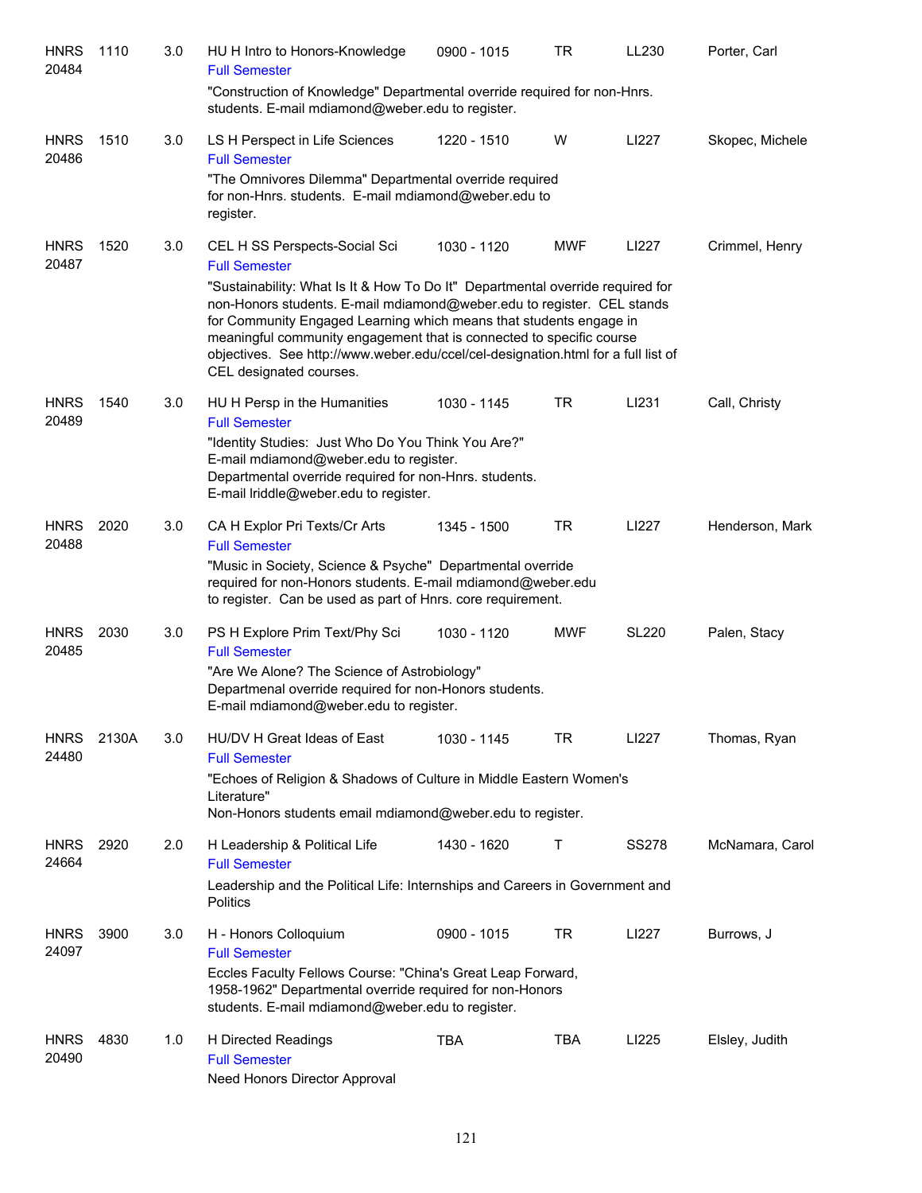| Subject / CRN | Course | Credits | Title | Time | Days | Room | Instructor |
|---|---|---|---|---|---|---|---|
| HNRS 20484 | 1110 | 3.0 | HU H Intro to Honors-Knowledge<br>Full Semester<br>"Construction of Knowledge" Departmental override required for non-Hnrs. students. E-mail mdiamond@weber.edu to register. | 0900 - 1015 | TR | LL230 | Porter, Carl |
| HNRS 20486 | 1510 | 3.0 | LS H Perspect in Life Sciences<br>Full Semester<br>"The Omnivores Dilemma" Departmental override required for non-Hnrs. students. E-mail mdiamond@weber.edu to register. | 1220 - 1510 | W | LI227 | Skopec, Michele |
| HNRS 20487 | 1520 | 3.0 | CEL H SS Perspects-Social Sci<br>Full Semester<br>"Sustainability: What Is It & How To Do It" Departmental override required for non-Honors students. E-mail mdiamond@weber.edu to register. CEL stands for Community Engaged Learning which means that students engage in meaningful community engagement that is connected to specific course objectives. See http://www.weber.edu/ccel/cel-designation.html for a full list of CEL designated courses. | 1030 - 1120 | MWF | LI227 | Crimmel, Henry |
| HNRS 20489 | 1540 | 3.0 | HU H Persp in the Humanities<br>Full Semester<br>"Identity Studies: Just Who Do You Think You Are?" E-mail mdiamond@weber.edu to register. Departmental override required for non-Hnrs. students. E-mail lriddle@weber.edu to register. | 1030 - 1145 | TR | LI231 | Call, Christy |
| HNRS 20488 | 2020 | 3.0 | CA H Explor Pri Texts/Cr Arts<br>Full Semester<br>"Music in Society, Science & Psyche" Departmental override required for non-Honors students. E-mail mdiamond@weber.edu to register. Can be used as part of Hnrs. core requirement. | 1345 - 1500 | TR | LI227 | Henderson, Mark |
| HNRS 20485 | 2030 | 3.0 | PS H Explore Prim Text/Phy Sci<br>Full Semester<br>"Are We Alone? The Science of Astrobiology" Departmenal override required for non-Honors students. E-mail mdiamond@weber.edu to register. | 1030 - 1120 | MWF | SL220 | Palen, Stacy |
| HNRS 24480 | 2130A | 3.0 | HU/DV H Great Ideas of East<br>Full Semester<br>"Echoes of Religion & Shadows of Culture in Middle Eastern Women's Literature" Non-Honors students email mdiamond@weber.edu to register. | 1030 - 1145 | TR | LI227 | Thomas, Ryan |
| HNRS 24664 | 2920 | 2.0 | H Leadership & Political Life<br>Full Semester<br>Leadership and the Political Life: Internships and Careers in Government and Politics | 1430 - 1620 | T | SS278 | McNamara, Carol |
| HNRS 24097 | 3900 | 3.0 | H - Honors Colloquium<br>Full Semester<br>Eccles Faculty Fellows Course: "China's Great Leap Forward, 1958-1962" Departmental override required for non-Honors students. E-mail mdiamond@weber.edu to register. | 0900 - 1015 | TR | LI227 | Burrows, J |
| HNRS 20490 | 4830 | 1.0 | H Directed Readings<br>Full Semester<br>Need Honors Director Approval | TBA | TBA | LI225 | Elsley, Judith |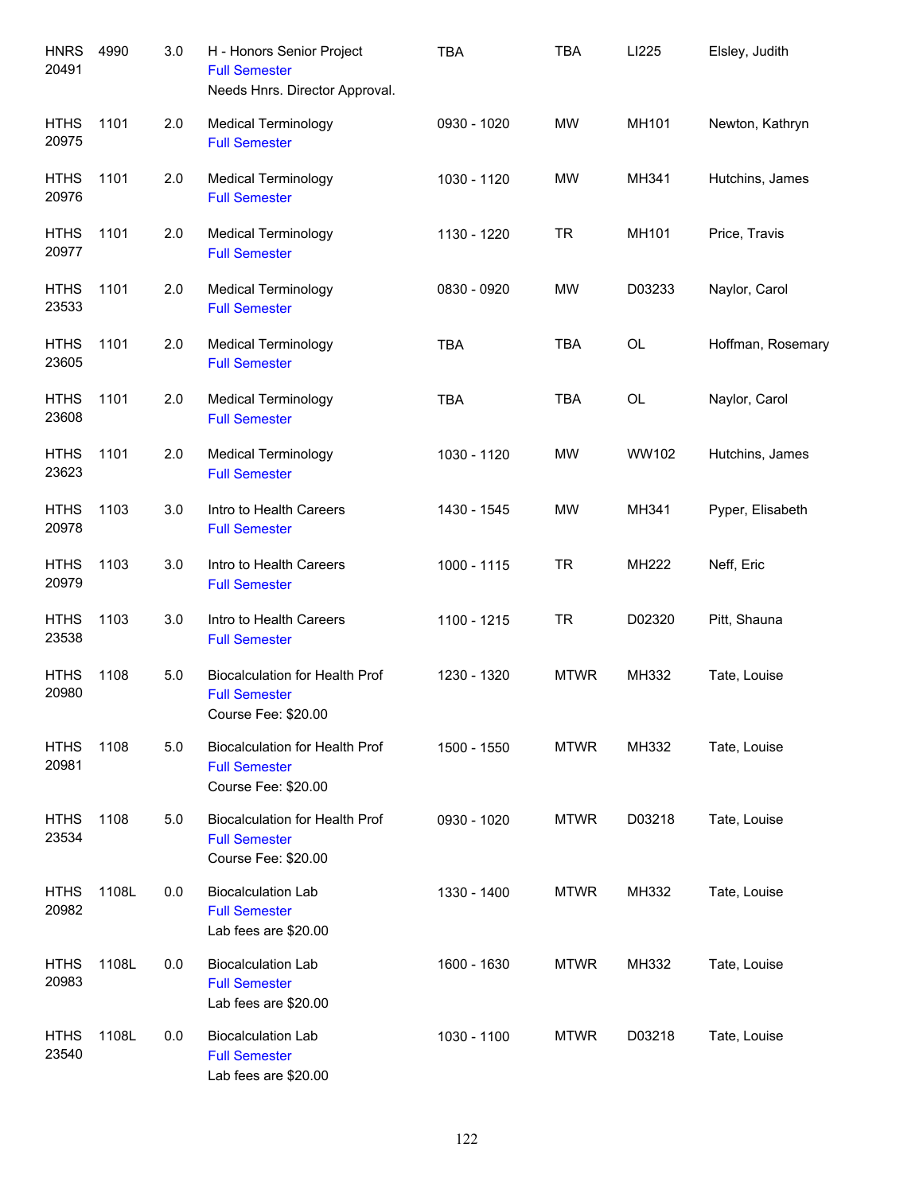| | | | | | | | |
|---|---|---|---|---|---|---|---|
| HNRS 20491 | 4990 | 3.0 | H - Honors Senior Project<br>Full Semester<br>Needs Hnrs. Director Approval. | TBA | TBA | LI225 | Elsley, Judith |
| HTHS 20975 | 1101 | 2.0 | Medical Terminology<br>Full Semester | 0930 - 1020 | MW | MH101 | Newton, Kathryn |
| HTHS 20976 | 1101 | 2.0 | Medical Terminology<br>Full Semester | 1030 - 1120 | MW | MH341 | Hutchins, James |
| HTHS 20977 | 1101 | 2.0 | Medical Terminology<br>Full Semester | 1130 - 1220 | TR | MH101 | Price, Travis |
| HTHS 23533 | 1101 | 2.0 | Medical Terminology<br>Full Semester | 0830 - 0920 | MW | D03233 | Naylor, Carol |
| HTHS 23605 | 1101 | 2.0 | Medical Terminology<br>Full Semester | TBA | TBA | OL | Hoffman, Rosemary |
| HTHS 23608 | 1101 | 2.0 | Medical Terminology<br>Full Semester | TBA | TBA | OL | Naylor, Carol |
| HTHS 23623 | 1101 | 2.0 | Medical Terminology<br>Full Semester | 1030 - 1120 | MW | WW102 | Hutchins, James |
| HTHS 20978 | 1103 | 3.0 | Intro to Health Careers<br>Full Semester | 1430 - 1545 | MW | MH341 | Pyper, Elisabeth |
| HTHS 20979 | 1103 | 3.0 | Intro to Health Careers<br>Full Semester | 1000 - 1115 | TR | MH222 | Neff, Eric |
| HTHS 23538 | 1103 | 3.0 | Intro to Health Careers<br>Full Semester | 1100 - 1215 | TR | D02320 | Pitt, Shauna |
| HTHS 20980 | 1108 | 5.0 | Biocalculation for Health Prof<br>Full Semester<br>Course Fee: $20.00 | 1230 - 1320 | MTWR | MH332 | Tate, Louise |
| HTHS 20981 | 1108 | 5.0 | Biocalculation for Health Prof<br>Full Semester<br>Course Fee: $20.00 | 1500 - 1550 | MTWR | MH332 | Tate, Louise |
| HTHS 23534 | 1108 | 5.0 | Biocalculation for Health Prof<br>Full Semester<br>Course Fee: $20.00 | 0930 - 1020 | MTWR | D03218 | Tate, Louise |
| HTHS 20982 | 1108L | 0.0 | Biocalculation Lab<br>Full Semester<br>Lab fees are $20.00 | 1330 - 1400 | MTWR | MH332 | Tate, Louise |
| HTHS 20983 | 1108L | 0.0 | Biocalculation Lab<br>Full Semester<br>Lab fees are $20.00 | 1600 - 1630 | MTWR | MH332 | Tate, Louise |
| HTHS 23540 | 1108L | 0.0 | Biocalculation Lab<br>Full Semester<br>Lab fees are $20.00 | 1030 - 1100 | MTWR | D03218 | Tate, Louise |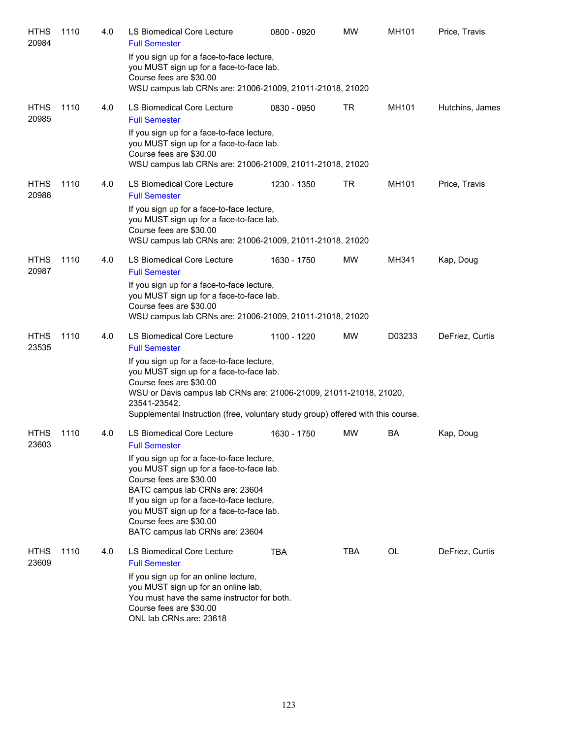| | | | | | | | |
|---|---|---|---|---|---|---|---|
| HTHS 20984 | 1110 | 4.0 | LS Biomedical Core Lecture<br>Full Semester<br>If you sign up for a face-to-face lecture, you MUST sign up for a face-to-face lab.<br>Course fees are $30.00<br>WSU campus lab CRNs are: 21006-21009, 21011-21018, 21020 | 0800 - 0920 | MW | MH101 | Price, Travis |
| HTHS 20985 | 1110 | 4.0 | LS Biomedical Core Lecture<br>Full Semester<br>If you sign up for a face-to-face lecture, you MUST sign up for a face-to-face lab.<br>Course fees are $30.00<br>WSU campus lab CRNs are: 21006-21009, 21011-21018, 21020 | 0830 - 0950 | TR | MH101 | Hutchins, James |
| HTHS 20986 | 1110 | 4.0 | LS Biomedical Core Lecture<br>Full Semester<br>If you sign up for a face-to-face lecture, you MUST sign up for a face-to-face lab.<br>Course fees are $30.00<br>WSU campus lab CRNs are: 21006-21009, 21011-21018, 21020 | 1230 - 1350 | TR | MH101 | Price, Travis |
| HTHS 20987 | 1110 | 4.0 | LS Biomedical Core Lecture<br>Full Semester<br>If you sign up for a face-to-face lecture, you MUST sign up for a face-to-face lab.<br>Course fees are $30.00<br>WSU campus lab CRNs are: 21006-21009, 21011-21018, 21020 | 1630 - 1750 | MW | MH341 | Kap, Doug |
| HTHS 23535 | 1110 | 4.0 | LS Biomedical Core Lecture<br>Full Semester<br>If you sign up for a face-to-face lecture, you MUST sign up for a face-to-face lab.<br>Course fees are $30.00<br>WSU or Davis campus lab CRNs are: 21006-21009, 21011-21018, 21020, 23541-23542.<br>Supplemental Instruction (free, voluntary study group) offered with this course. | 1100 - 1220 | MW | D03233 | DeFriez, Curtis |
| HTHS 23603 | 1110 | 4.0 | LS Biomedical Core Lecture<br>Full Semester<br>If you sign up for a face-to-face lecture, you MUST sign up for a face-to-face lab.<br>Course fees are $30.00<br>BATC campus lab CRNs are: 23604<br>If you sign up for a face-to-face lecture, you MUST sign up for a face-to-face lab.<br>Course fees are $30.00<br>BATC campus lab CRNs are: 23604 | 1630 - 1750 | MW | BA | Kap, Doug |
| HTHS 23609 | 1110 | 4.0 | LS Biomedical Core Lecture<br>Full Semester<br>If you sign up for an online lecture, you MUST sign up for an online lab.<br>You must have the same instructor for both.<br>Course fees are $30.00<br>ONL lab CRNs are: 23618 | TBA | TBA | OL | DeFriez, Curtis |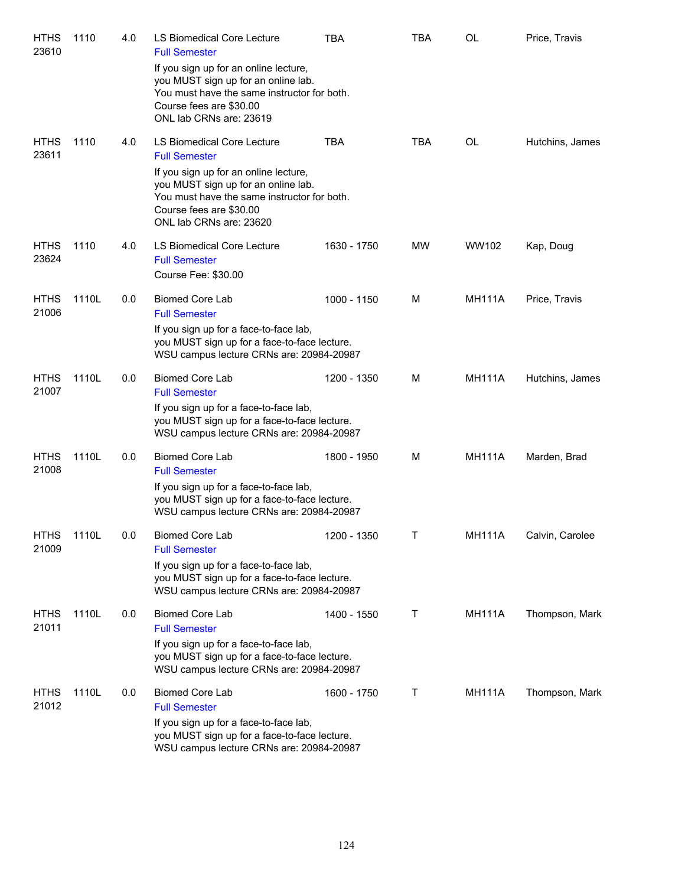| Subject/CRN | Course | Credits | Title | Time | Days | Room | Instructor |
|---|---|---|---|---|---|---|---|
| HTHS 23610 | 1110 | 4.0 | LS Biomedical Core Lecture<br>Full Semester<br>If you sign up for an online lecture, you MUST sign up for an online lab. You must have the same instructor for both. Course fees are $30.00<br>ONL lab CRNs are: 23619 | TBA | TBA | OL | Price, Travis |
| HTHS 23611 | 1110 | 4.0 | LS Biomedical Core Lecture<br>Full Semester<br>If you sign up for an online lecture, you MUST sign up for an online lab. You must have the same instructor for both. Course fees are $30.00<br>ONL lab CRNs are: 23620 | TBA | TBA | OL | Hutchins, James |
| HTHS 23624 | 1110 | 4.0 | LS Biomedical Core Lecture<br>Full Semester<br>Course Fee: $30.00 | 1630 - 1750 | MW | WW102 | Kap, Doug |
| HTHS 21006 | 1110L | 0.0 | Biomed Core Lab<br>Full Semester<br>If you sign up for a face-to-face lab, you MUST sign up for a face-to-face lecture. WSU campus lecture CRNs are: 20984-20987 | 1000 - 1150 | M | MH111A | Price, Travis |
| HTHS 21007 | 1110L | 0.0 | Biomed Core Lab<br>Full Semester<br>If you sign up for a face-to-face lab, you MUST sign up for a face-to-face lecture. WSU campus lecture CRNs are: 20984-20987 | 1200 - 1350 | M | MH111A | Hutchins, James |
| HTHS 21008 | 1110L | 0.0 | Biomed Core Lab<br>Full Semester<br>If you sign up for a face-to-face lab, you MUST sign up for a face-to-face lecture. WSU campus lecture CRNs are: 20984-20987 | 1800 - 1950 | M | MH111A | Marden, Brad |
| HTHS 21009 | 1110L | 0.0 | Biomed Core Lab<br>Full Semester<br>If you sign up for a face-to-face lab, you MUST sign up for a face-to-face lecture. WSU campus lecture CRNs are: 20984-20987 | 1200 - 1350 | T | MH111A | Calvin, Carolee |
| HTHS 21011 | 1110L | 0.0 | Biomed Core Lab<br>Full Semester<br>If you sign up for a face-to-face lab, you MUST sign up for a face-to-face lecture. WSU campus lecture CRNs are: 20984-20987 | 1400 - 1550 | T | MH111A | Thompson, Mark |
| HTHS 21012 | 1110L | 0.0 | Biomed Core Lab<br>Full Semester<br>If you sign up for a face-to-face lab, you MUST sign up for a face-to-face lecture. WSU campus lecture CRNs are: 20984-20987 | 1600 - 1750 | T | MH111A | Thompson, Mark |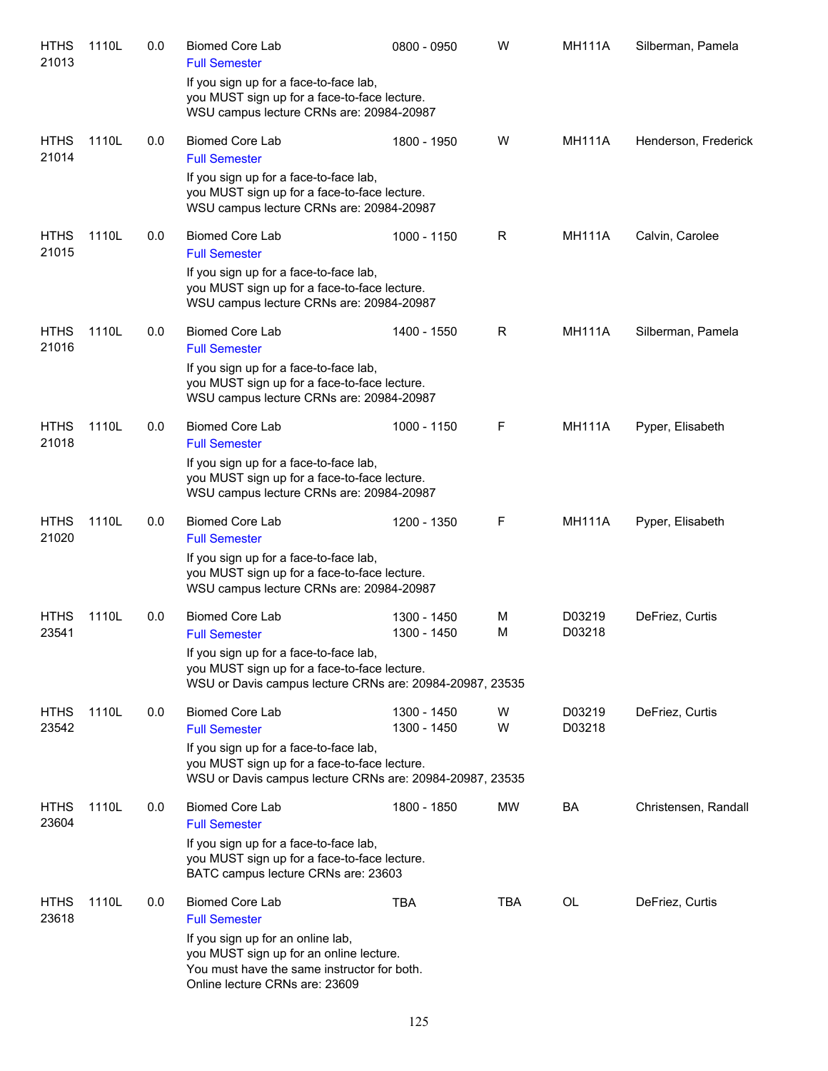| | | | | | | | |
|---|---|---|---|---|---|---|---|
| HTHS 21013 | 1110L | 0.0 | Biomed Core Lab<br>Full Semester<br>If you sign up for a face-to-face lab,<br>you MUST sign up for a face-to-face lecture.<br>WSU campus lecture CRNs are: 20984-20987 | 0800 - 0950 | W | MH111A | Silberman, Pamela |
| HTHS 21014 | 1110L | 0.0 | Biomed Core Lab<br>Full Semester<br>If you sign up for a face-to-face lab,<br>you MUST sign up for a face-to-face lecture.<br>WSU campus lecture CRNs are: 20984-20987 | 1800 - 1950 | W | MH111A | Henderson, Frederick |
| HTHS 21015 | 1110L | 0.0 | Biomed Core Lab<br>Full Semester<br>If you sign up for a face-to-face lab,<br>you MUST sign up for a face-to-face lecture.<br>WSU campus lecture CRNs are: 20984-20987 | 1000 - 1150 | R | MH111A | Calvin, Carolee |
| HTHS 21016 | 1110L | 0.0 | Biomed Core Lab<br>Full Semester<br>If you sign up for a face-to-face lab,<br>you MUST sign up for a face-to-face lecture.<br>WSU campus lecture CRNs are: 20984-20987 | 1400 - 1550 | R | MH111A | Silberman, Pamela |
| HTHS 21018 | 1110L | 0.0 | Biomed Core Lab<br>Full Semester<br>If you sign up for a face-to-face lab,<br>you MUST sign up for a face-to-face lecture.<br>WSU campus lecture CRNs are: 20984-20987 | 1000 - 1150 | F | MH111A | Pyper, Elisabeth |
| HTHS 21020 | 1110L | 0.0 | Biomed Core Lab<br>Full Semester<br>If you sign up for a face-to-face lab,<br>you MUST sign up for a face-to-face lecture.<br>WSU campus lecture CRNs are: 20984-20987 | 1200 - 1350 | F | MH111A | Pyper, Elisabeth |
| HTHS 23541 | 1110L | 0.0 | Biomed Core Lab<br>Full Semester<br>If you sign up for a face-to-face lab,<br>you MUST sign up for a face-to-face lecture.<br>WSU or Davis campus lecture CRNs are: 20984-20987, 23535 | 1300 - 1450<br>1300 - 1450 | M<br>M | D03219<br>D03218 | DeFriez, Curtis |
| HTHS 23542 | 1110L | 0.0 | Biomed Core Lab<br>Full Semester<br>If you sign up for a face-to-face lab,<br>you MUST sign up for a face-to-face lecture.<br>WSU or Davis campus lecture CRNs are: 20984-20987, 23535 | 1300 - 1450<br>1300 - 1450 | W<br>W | D03219<br>D03218 | DeFriez, Curtis |
| HTHS 23604 | 1110L | 0.0 | Biomed Core Lab<br>Full Semester<br>If you sign up for a face-to-face lab,<br>you MUST sign up for a face-to-face lecture.<br>BATC campus lecture CRNs are: 23603 | 1800 - 1850 | MW | BA | Christensen, Randall |
| HTHS 23618 | 1110L | 0.0 | Biomed Core Lab<br>Full Semester<br>If you sign up for an online lab,<br>you MUST sign up for an online lecture.<br>You must have the same instructor for both.<br>Online lecture CRNs are: 23609 | TBA | TBA | OL | DeFriez, Curtis |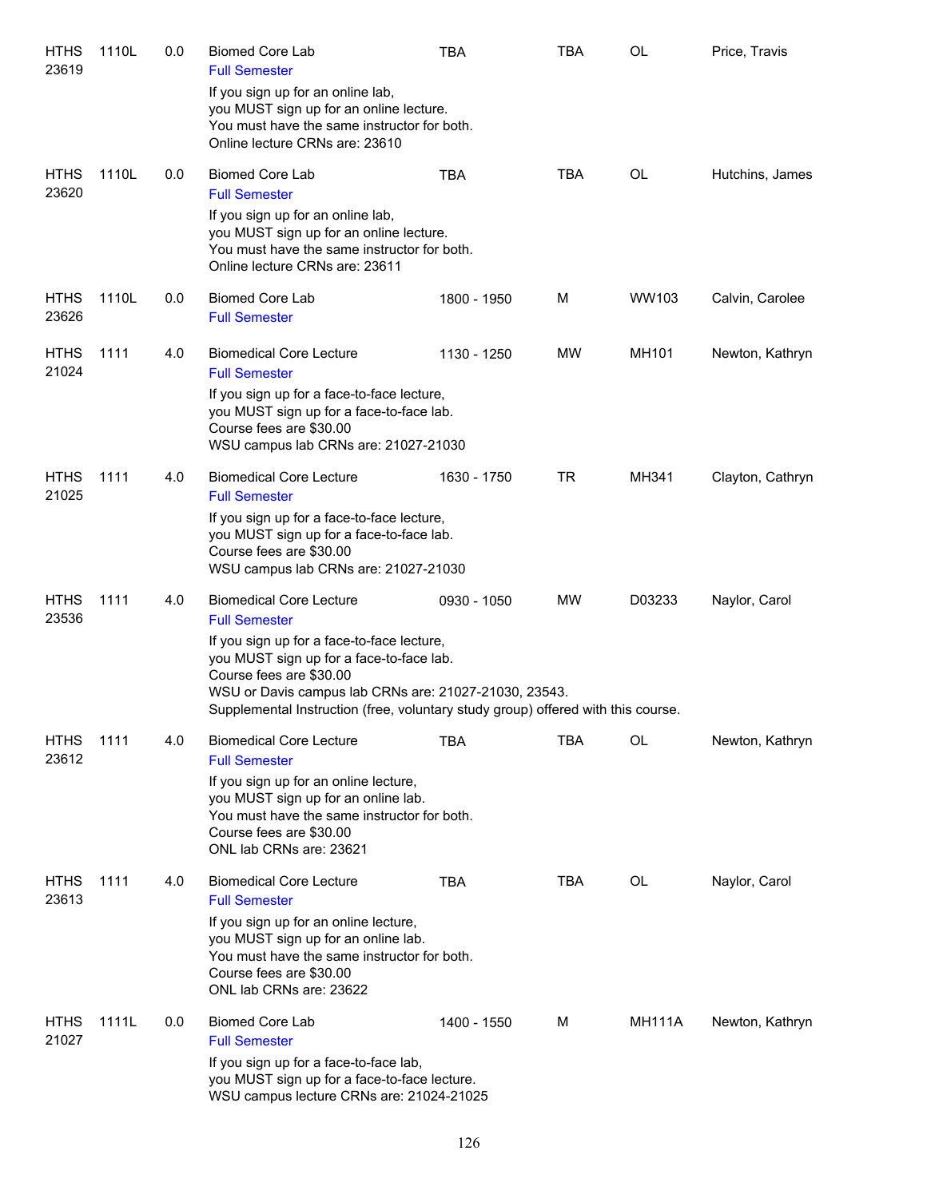| | | | | | | | |
|---|---|---|---|---|---|---|---|
| HTHS 23619 | 1110L | 0.0 | Biomed Core Lab<br>Full Semester<br>If you sign up for an online lab, you MUST sign up for an online lecture. You must have the same instructor for both. Online lecture CRNs are: 23610 | TBA | TBA | OL | Price, Travis |
| HTHS 23620 | 1110L | 0.0 | Biomed Core Lab<br>Full Semester<br>If you sign up for an online lab, you MUST sign up for an online lecture. You must have the same instructor for both. Online lecture CRNs are: 23611 | TBA | TBA | OL | Hutchins, James |
| HTHS 23626 | 1110L | 0.0 | Biomed Core Lab<br>Full Semester | 1800 - 1950 | M | WW103 | Calvin, Carolee |
| HTHS 21024 | 1111 | 4.0 | Biomedical Core Lecture<br>Full Semester<br>If you sign up for a face-to-face lecture, you MUST sign up for a face-to-face lab. Course fees are $30.00 WSU campus lab CRNs are: 21027-21030 | 1130 - 1250 | MW | MH101 | Newton, Kathryn |
| HTHS 21025 | 1111 | 4.0 | Biomedical Core Lecture<br>Full Semester<br>If you sign up for a face-to-face lecture, you MUST sign up for a face-to-face lab. Course fees are $30.00 WSU campus lab CRNs are: 21027-21030 | 1630 - 1750 | TR | MH341 | Clayton, Cathryn |
| HTHS 23536 | 1111 | 4.0 | Biomedical Core Lecture<br>Full Semester<br>If you sign up for a face-to-face lecture, you MUST sign up for a face-to-face lab. Course fees are $30.00 WSU or Davis campus lab CRNs are: 21027-21030, 23543. Supplemental Instruction (free, voluntary study group) offered with this course. | 0930 - 1050 | MW | D03233 | Naylor, Carol |
| HTHS 23612 | 1111 | 4.0 | Biomedical Core Lecture<br>Full Semester<br>If you sign up for an online lecture, you MUST sign up for an online lab. You must have the same instructor for both. Course fees are $30.00 ONL lab CRNs are: 23621 | TBA | TBA | OL | Newton, Kathryn |
| HTHS 23613 | 1111 | 4.0 | Biomedical Core Lecture<br>Full Semester<br>If you sign up for an online lecture, you MUST sign up for an online lab. You must have the same instructor for both. Course fees are $30.00 ONL lab CRNs are: 23622 | TBA | TBA | OL | Naylor, Carol |
| HTHS 21027 | 1111L | 0.0 | Biomed Core Lab<br>Full Semester<br>If you sign up for a face-to-face lab, you MUST sign up for a face-to-face lecture. WSU campus lecture CRNs are: 21024-21025 | 1400 - 1550 | M | MH111A | Newton, Kathryn |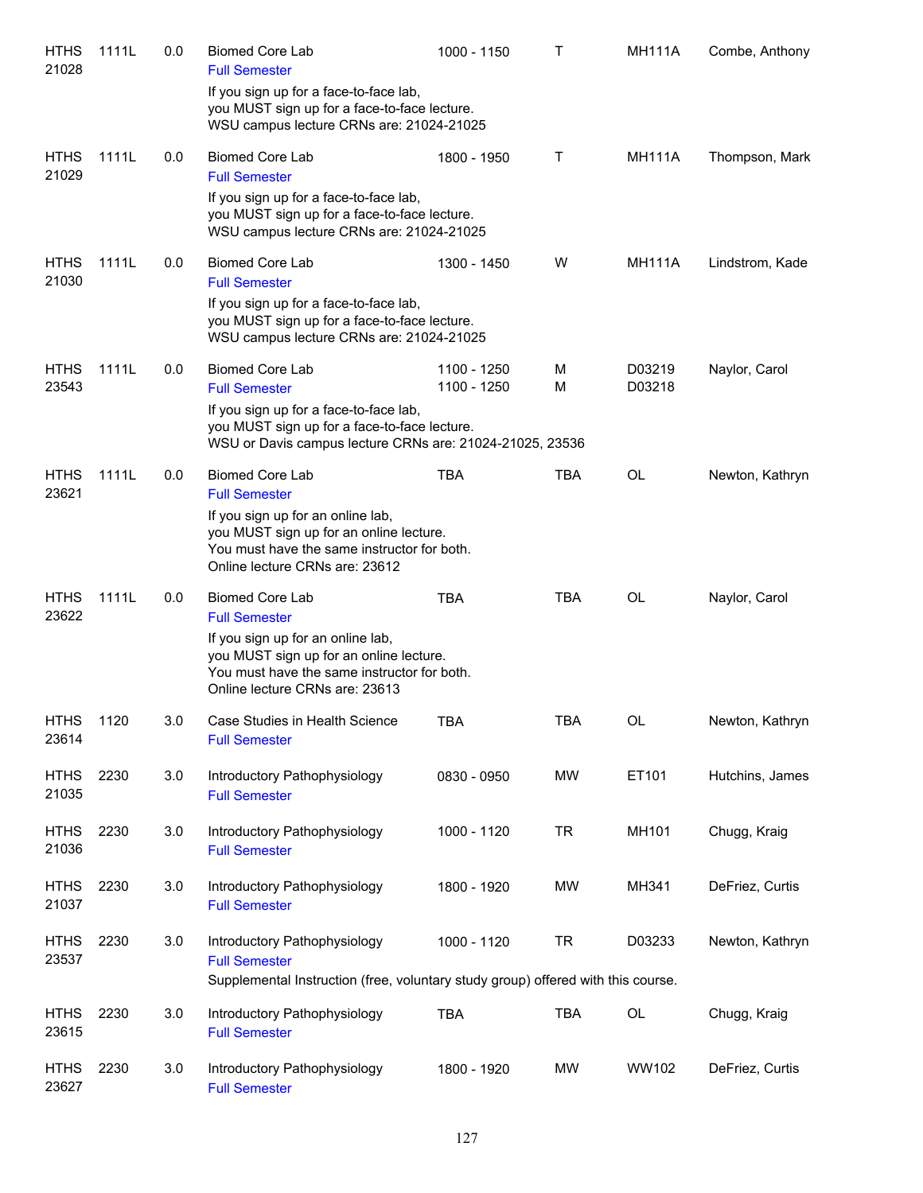| Subject/CRN | Course | Credits | Title | Time | Days | Room | Instructor |
|---|---|---|---|---|---|---|---|
| HTHS 21028 | 1111L | 0.0 | Biomed Core Lab<br>Full Semester<br>If you sign up for a face-to-face lab,<br>you MUST sign up for a face-to-face lecture.<br>WSU campus lecture CRNs are: 21024-21025 | 1000 - 1150 | T | MH111A | Combe, Anthony |
| HTHS 21029 | 1111L | 0.0 | Biomed Core Lab<br>Full Semester<br>If you sign up for a face-to-face lab,<br>you MUST sign up for a face-to-face lecture.<br>WSU campus lecture CRNs are: 21024-21025 | 1800 - 1950 | T | MH111A | Thompson, Mark |
| HTHS 21030 | 1111L | 0.0 | Biomed Core Lab<br>Full Semester<br>If you sign up for a face-to-face lab,<br>you MUST sign up for a face-to-face lecture.<br>WSU campus lecture CRNs are: 21024-21025 | 1300 - 1450 | W | MH111A | Lindstrom, Kade |
| HTHS 23543 | 1111L | 0.0 | Biomed Core Lab<br>Full Semester<br>If you sign up for a face-to-face lab,<br>you MUST sign up for a face-to-face lecture.<br>WSU or Davis campus lecture CRNs are: 21024-21025, 23536 | 1100 - 1250<br>1100 - 1250 | M<br>M | D03219<br>D03218 | Naylor, Carol |
| HTHS 23621 | 1111L | 0.0 | Biomed Core Lab<br>Full Semester<br>If you sign up for an online lab,<br>you MUST sign up for an online lecture.<br>You must have the same instructor for both.<br>Online lecture CRNs are: 23612 | TBA | TBA | OL | Newton, Kathryn |
| HTHS 23622 | 1111L | 0.0 | Biomed Core Lab<br>Full Semester<br>If you sign up for an online lab,<br>you MUST sign up for an online lecture.<br>You must have the same instructor for both.<br>Online lecture CRNs are: 23613 | TBA | TBA | OL | Naylor, Carol |
| HTHS 23614 | 1120 | 3.0 | Case Studies in Health Science<br>Full Semester | TBA | TBA | OL | Newton, Kathryn |
| HTHS 21035 | 2230 | 3.0 | Introductory Pathophysiology<br>Full Semester | 0830 - 0950 | MW | ET101 | Hutchins, James |
| HTHS 21036 | 2230 | 3.0 | Introductory Pathophysiology<br>Full Semester | 1000 - 1120 | TR | MH101 | Chugg, Kraig |
| HTHS 21037 | 2230 | 3.0 | Introductory Pathophysiology<br>Full Semester | 1800 - 1920 | MW | MH341 | DeFriez, Curtis |
| HTHS 23537 | 2230 | 3.0 | Introductory Pathophysiology<br>Full Semester<br>Supplemental Instruction (free, voluntary study group) offered with this course. | 1000 - 1120 | TR | D03233 | Newton, Kathryn |
| HTHS 23615 | 2230 | 3.0 | Introductory Pathophysiology<br>Full Semester | TBA | TBA | OL | Chugg, Kraig |
| HTHS 23627 | 2230 | 3.0 | Introductory Pathophysiology<br>Full Semester | 1800 - 1920 | MW | WW102 | DeFriez, Curtis |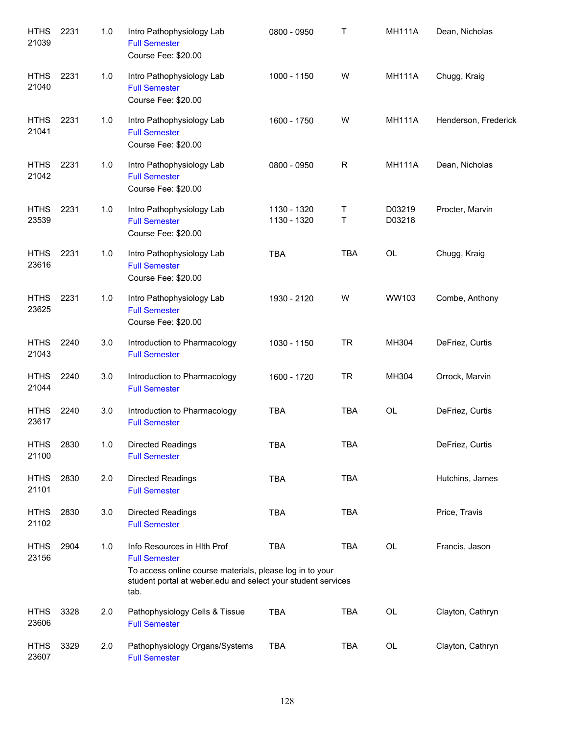| | | | | | | | |
|---|---|---|---|---|---|---|---|
| HTHS 21039 | 2231 | 1.0 | Intro Pathophysiology Lab<br>Full Semester<br>Course Fee: $20.00 | 0800 - 0950 | T | MH111A | Dean, Nicholas |
| HTHS 21040 | 2231 | 1.0 | Intro Pathophysiology Lab<br>Full Semester<br>Course Fee: $20.00 | 1000 - 1150 | W | MH111A | Chugg, Kraig |
| HTHS 21041 | 2231 | 1.0 | Intro Pathophysiology Lab<br>Full Semester<br>Course Fee: $20.00 | 1600 - 1750 | W | MH111A | Henderson, Frederick |
| HTHS 21042 | 2231 | 1.0 | Intro Pathophysiology Lab<br>Full Semester<br>Course Fee: $20.00 | 0800 - 0950 | R | MH111A | Dean, Nicholas |
| HTHS 23539 | 2231 | 1.0 | Intro Pathophysiology Lab<br>Full Semester<br>Course Fee: $20.00 | 1130 - 1320<br>1130 - 1320 | T<br>T | D03219<br>D03218 | Procter, Marvin |
| HTHS 23616 | 2231 | 1.0 | Intro Pathophysiology Lab<br>Full Semester<br>Course Fee: $20.00 | TBA | TBA | OL | Chugg, Kraig |
| HTHS 23625 | 2231 | 1.0 | Intro Pathophysiology Lab<br>Full Semester<br>Course Fee: $20.00 | 1930 - 2120 | W | WW103 | Combe, Anthony |
| HTHS 21043 | 2240 | 3.0 | Introduction to Pharmacology<br>Full Semester | 1030 - 1150 | TR | MH304 | DeFriez, Curtis |
| HTHS 21044 | 2240 | 3.0 | Introduction to Pharmacology<br>Full Semester | 1600 - 1720 | TR | MH304 | Orrock, Marvin |
| HTHS 23617 | 2240 | 3.0 | Introduction to Pharmacology<br>Full Semester | TBA | TBA | OL | DeFriez, Curtis |
| HTHS 21100 | 2830 | 1.0 | Directed Readings<br>Full Semester | TBA | TBA | | DeFriez, Curtis |
| HTHS 21101 | 2830 | 2.0 | Directed Readings<br>Full Semester | TBA | TBA | | Hutchins, James |
| HTHS 21102 | 2830 | 3.0 | Directed Readings<br>Full Semester | TBA | TBA | | Price, Travis |
| HTHS 23156 | 2904 | 1.0 | Info Resources in Hlth Prof<br>Full Semester<br>To access online course materials, please log in to your student portal at weber.edu and select your student services tab. | TBA | TBA | OL | Francis, Jason |
| HTHS 23606 | 3328 | 2.0 | Pathophysiology Cells & Tissue<br>Full Semester | TBA | TBA | OL | Clayton, Cathryn |
| HTHS 23607 | 3329 | 2.0 | Pathophysiology Organs/Systems<br>Full Semester | TBA | TBA | OL | Clayton, Cathryn |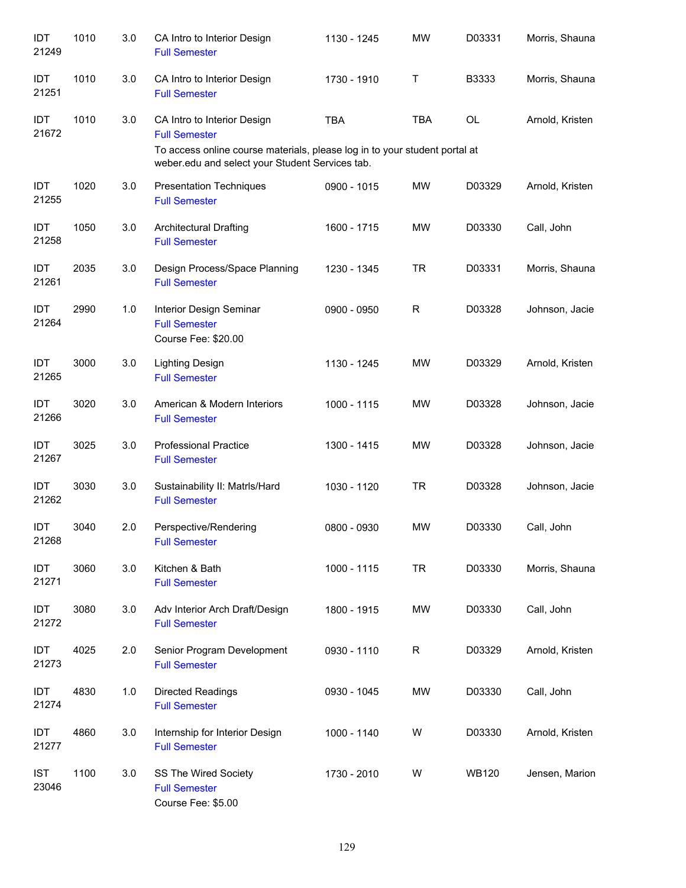| | | | | | | | |
|---|---|---|---|---|---|---|---|
| IDT 21249 | 1010 | 3.0 | CA Intro to Interior Design<br>Full Semester | 1130 - 1245 | MW | D03331 | Morris, Shauna |
| IDT 21251 | 1010 | 3.0 | CA Intro to Interior Design<br>Full Semester | 1730 - 1910 | T | B3333 | Morris, Shauna |
| IDT 21672 | 1010 | 3.0 | CA Intro to Interior Design<br>Full Semester<br>To access online course materials, please log in to your student portal at weber.edu and select your Student Services tab. | TBA | TBA | OL | Arnold, Kristen |
| IDT 21255 | 1020 | 3.0 | Presentation Techniques<br>Full Semester | 0900 - 1015 | MW | D03329 | Arnold, Kristen |
| IDT 21258 | 1050 | 3.0 | Architectural Drafting<br>Full Semester | 1600 - 1715 | MW | D03330 | Call, John |
| IDT 21261 | 2035 | 3.0 | Design Process/Space Planning<br>Full Semester | 1230 - 1345 | TR | D03331 | Morris, Shauna |
| IDT 21264 | 2990 | 1.0 | Interior Design Seminar<br>Full Semester<br>Course Fee: $20.00 | 0900 - 0950 | R | D03328 | Johnson, Jacie |
| IDT 21265 | 3000 | 3.0 | Lighting Design<br>Full Semester | 1130 - 1245 | MW | D03329 | Arnold, Kristen |
| IDT 21266 | 3020 | 3.0 | American & Modern Interiors<br>Full Semester | 1000 - 1115 | MW | D03328 | Johnson, Jacie |
| IDT 21267 | 3025 | 3.0 | Professional Practice<br>Full Semester | 1300 - 1415 | MW | D03328 | Johnson, Jacie |
| IDT 21262 | 3030 | 3.0 | Sustainability II: Matrls/Hard<br>Full Semester | 1030 - 1120 | TR | D03328 | Johnson, Jacie |
| IDT 21268 | 3040 | 2.0 | Perspective/Rendering<br>Full Semester | 0800 - 0930 | MW | D03330 | Call, John |
| IDT 21271 | 3060 | 3.0 | Kitchen & Bath<br>Full Semester | 1000 - 1115 | TR | D03330 | Morris, Shauna |
| IDT 21272 | 3080 | 3.0 | Adv Interior Arch Draft/Design<br>Full Semester | 1800 - 1915 | MW | D03330 | Call, John |
| IDT 21273 | 4025 | 2.0 | Senior Program Development<br>Full Semester | 0930 - 1110 | R | D03329 | Arnold, Kristen |
| IDT 21274 | 4830 | 1.0 | Directed Readings<br>Full Semester | 0930 - 1045 | MW | D03330 | Call, John |
| IDT 21277 | 4860 | 3.0 | Internship for Interior Design<br>Full Semester | 1000 - 1140 | W | D03330 | Arnold, Kristen |
| IST 23046 | 1100 | 3.0 | SS The Wired Society<br>Full Semester<br>Course Fee: $5.00 | 1730 - 2010 | W | WB120 | Jensen, Marion |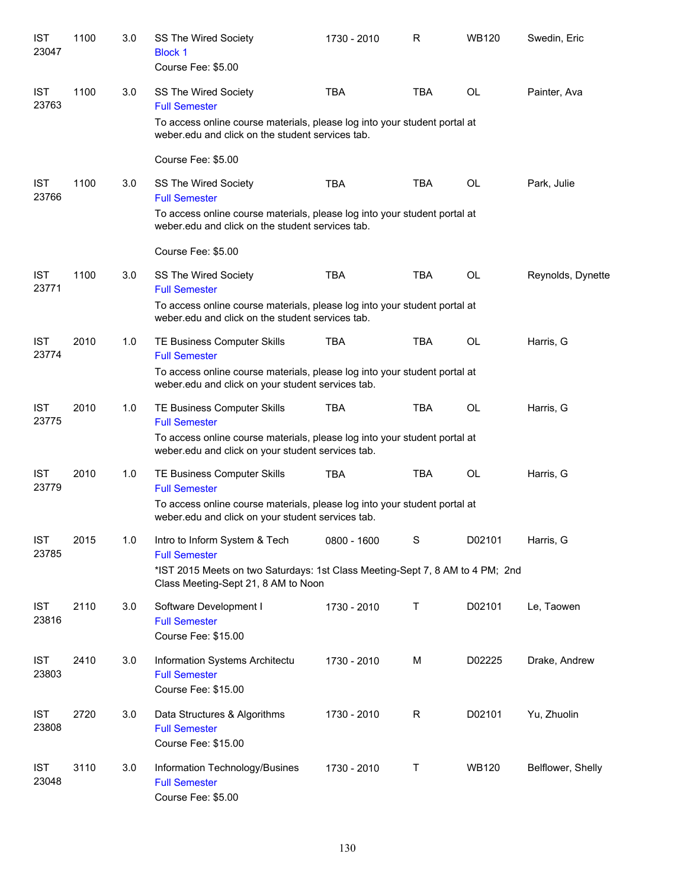| | | | | | | | |
|---|---|---|---|---|---|---|---|
| IST 23047 | 1100 | 3.0 | SS The Wired Society<br>Block 1<br>Course Fee: $5.00 | 1730 - 2010 | R | WB120 | Swedin, Eric |
| IST 23763 | 1100 | 3.0 | SS The Wired Society<br>Full Semester<br>To access online course materials, please log into your student portal at weber.edu and click on the student services tab.<br>Course Fee: $5.00 | TBA | TBA | OL | Painter, Ava |
| IST 23766 | 1100 | 3.0 | SS The Wired Society<br>Full Semester<br>To access online course materials, please log into your student portal at weber.edu and click on the student services tab.<br>Course Fee: $5.00 | TBA | TBA | OL | Park, Julie |
| IST 23771 | 1100 | 3.0 | SS The Wired Society<br>Full Semester<br>To access online course materials, please log into your student portal at weber.edu and click on the student services tab. | TBA | TBA | OL | Reynolds, Dynette |
| IST 23774 | 2010 | 1.0 | TE Business Computer Skills<br>Full Semester<br>To access online course materials, please log into your student portal at weber.edu and click on your student services tab. | TBA | TBA | OL | Harris, G |
| IST 23775 | 2010 | 1.0 | TE Business Computer Skills<br>Full Semester<br>To access online course materials, please log into your student portal at weber.edu and click on your student services tab. | TBA | TBA | OL | Harris, G |
| IST 23779 | 2010 | 1.0 | TE Business Computer Skills<br>Full Semester<br>To access online course materials, please log into your student portal at weber.edu and click on your student services tab. | TBA | TBA | OL | Harris, G |
| IST 23785 | 2015 | 1.0 | Intro to Inform System & Tech<br>Full Semester<br>*IST 2015 Meets on two Saturdays: 1st Class Meeting-Sept 7, 8 AM to 4 PM; 2nd Class Meeting-Sept 21, 8 AM to Noon | 0800 - 1600 | S | D02101 | Harris, G |
| IST 23816 | 2110 | 3.0 | Software Development I<br>Full Semester<br>Course Fee: $15.00 | 1730 - 2010 | T | D02101 | Le, Taowen |
| IST 23803 | 2410 | 3.0 | Information Systems Architectu<br>Full Semester<br>Course Fee: $15.00 | 1730 - 2010 | M | D02225 | Drake, Andrew |
| IST 23808 | 2720 | 3.0 | Data Structures & Algorithms<br>Full Semester<br>Course Fee: $15.00 | 1730 - 2010 | R | D02101 | Yu, Zhuolin |
| IST 23048 | 3110 | 3.0 | Information Technology/Busines<br>Full Semester<br>Course Fee: $5.00 | 1730 - 2010 | T | WB120 | Belflower, Shelly |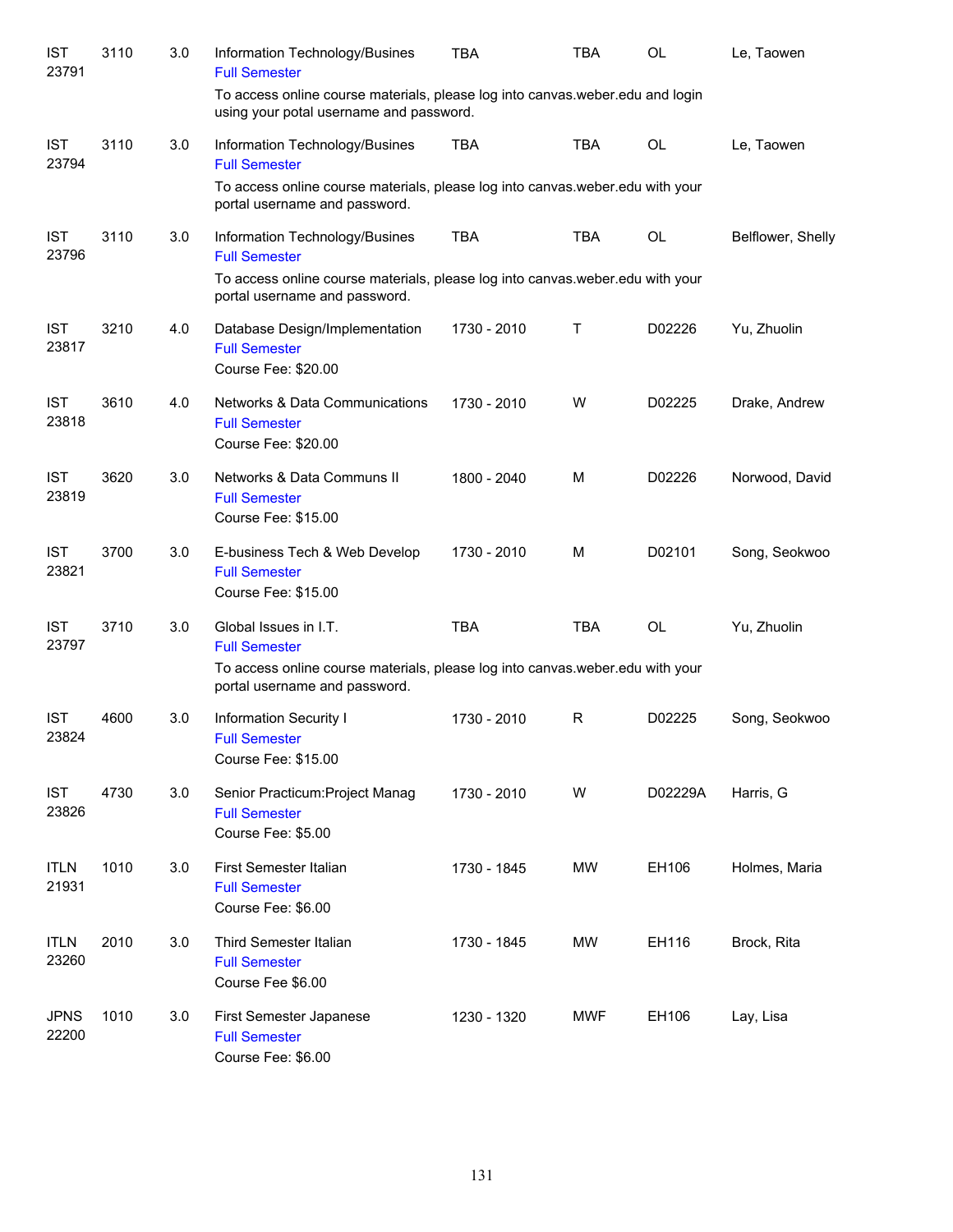| | | | | | | | |
|---|---|---|---|---|---|---|---|
| IST 23791 | 3110 | 3.0 | Information Technology/Busines<br>Full Semester<br>To access online course materials, please log into canvas.weber.edu and login using your potal username and password. | TBA | TBA | OL | Le, Taowen |
| IST 23794 | 3110 | 3.0 | Information Technology/Busines<br>Full Semester<br>To access online course materials, please log into canvas.weber.edu with your portal username and password. | TBA | TBA | OL | Le, Taowen |
| IST 23796 | 3110 | 3.0 | Information Technology/Busines<br>Full Semester<br>To access online course materials, please log into canvas.weber.edu with your portal username and password. | TBA | TBA | OL | Belflower, Shelly |
| IST 23817 | 3210 | 4.0 | Database Design/Implementation<br>Full Semester<br>Course Fee: $20.00 | 1730 - 2010 | T | D02226 | Yu, Zhuolin |
| IST 23818 | 3610 | 4.0 | Networks & Data Communications<br>Full Semester<br>Course Fee: $20.00 | 1730 - 2010 | W | D02225 | Drake, Andrew |
| IST 23819 | 3620 | 3.0 | Networks & Data Communs II<br>Full Semester<br>Course Fee: $15.00 | 1800 - 2040 | M | D02226 | Norwood, David |
| IST 23821 | 3700 | 3.0 | E-business Tech & Web Develop<br>Full Semester<br>Course Fee: $15.00 | 1730 - 2010 | M | D02101 | Song, Seokwoo |
| IST 23797 | 3710 | 3.0 | Global Issues in I.T.<br>Full Semester<br>To access online course materials, please log into canvas.weber.edu with your portal username and password. | TBA | TBA | OL | Yu, Zhuolin |
| IST 23824 | 4600 | 3.0 | Information Security I<br>Full Semester<br>Course Fee: $15.00 | 1730 - 2010 | R | D02225 | Song, Seokwoo |
| IST 23826 | 4730 | 3.0 | Senior Practicum:Project Manag<br>Full Semester<br>Course Fee: $5.00 | 1730 - 2010 | W | D02229A | Harris, G |
| ITLN 21931 | 1010 | 3.0 | First Semester Italian<br>Full Semester<br>Course Fee: $6.00 | 1730 - 1845 | MW | EH106 | Holmes, Maria |
| ITLN 23260 | 2010 | 3.0 | Third Semester Italian<br>Full Semester<br>Course Fee $6.00 | 1730 - 1845 | MW | EH116 | Brock, Rita |
| JPNS 22200 | 1010 | 3.0 | First Semester Japanese<br>Full Semester<br>Course Fee: $6.00 | 1230 - 1320 | MWF | EH106 | Lay, Lisa |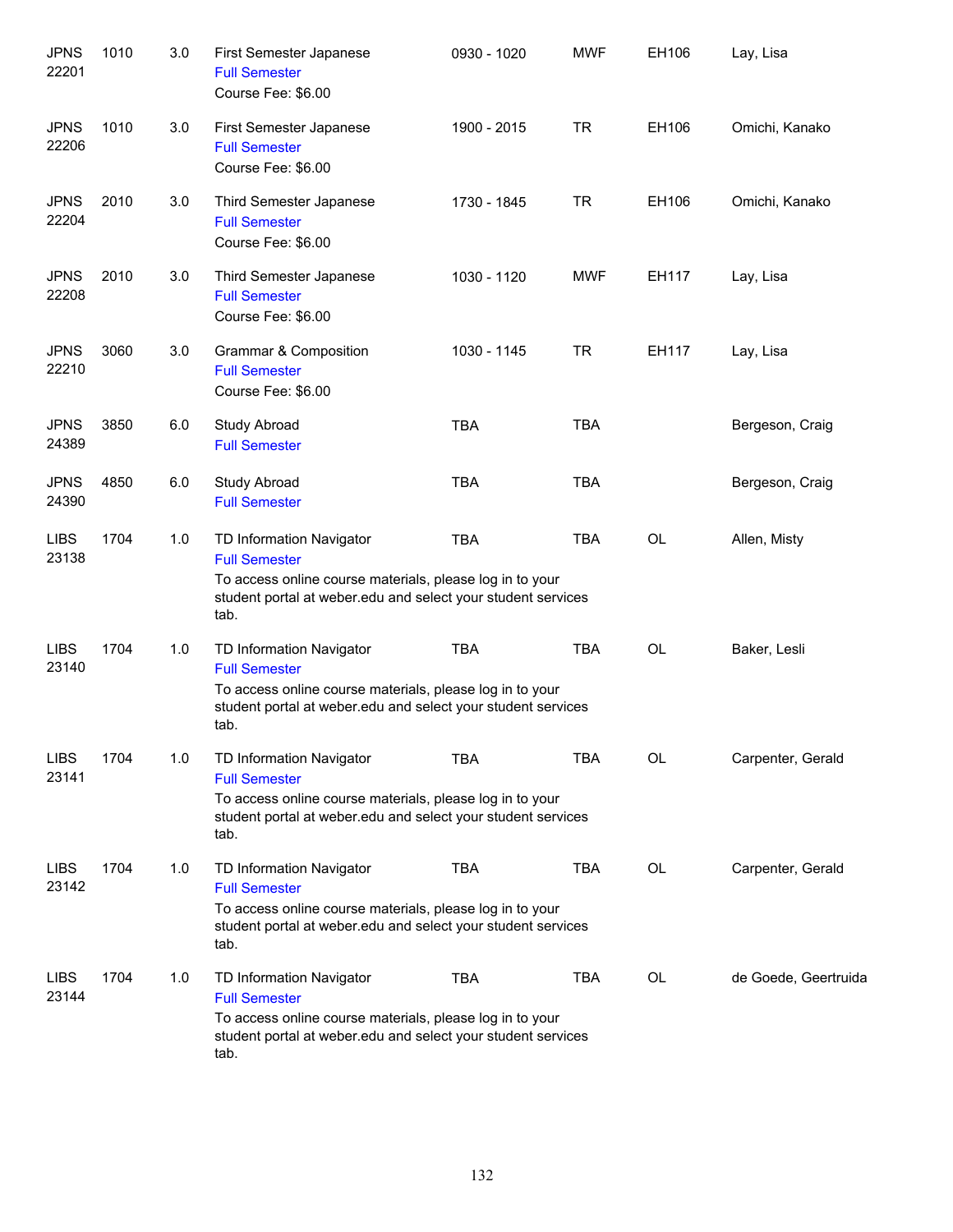| Course | Number | Credits | Title | Time | Days | Room | Instructor |
|---|---|---|---|---|---|---|---|
| JPNS 22201 | 1010 | 3.0 | First Semester Japanese<br>Full Semester<br>Course Fee: $6.00 | 0930 - 1020 | MWF | EH106 | Lay, Lisa |
| JPNS 22206 | 1010 | 3.0 | First Semester Japanese<br>Full Semester<br>Course Fee: $6.00 | 1900 - 2015 | TR | EH106 | Omichi, Kanako |
| JPNS 22204 | 2010 | 3.0 | Third Semester Japanese<br>Full Semester<br>Course Fee: $6.00 | 1730 - 1845 | TR | EH106 | Omichi, Kanako |
| JPNS 22208 | 2010 | 3.0 | Third Semester Japanese<br>Full Semester<br>Course Fee: $6.00 | 1030 - 1120 | MWF | EH117 | Lay, Lisa |
| JPNS 22210 | 3060 | 3.0 | Grammar & Composition<br>Full Semester<br>Course Fee: $6.00 | 1030 - 1145 | TR | EH117 | Lay, Lisa |
| JPNS 24389 | 3850 | 6.0 | Study Abroad<br>Full Semester | TBA | TBA | | Bergeson, Craig |
| JPNS 24390 | 4850 | 6.0 | Study Abroad<br>Full Semester | TBA | TBA | | Bergeson, Craig |
| LIBS 23138 | 1704 | 1.0 | TD Information Navigator<br>Full Semester<br>To access online course materials, please log in to your student portal at weber.edu and select your student services tab. | TBA | TBA | OL | Allen, Misty |
| LIBS 23140 | 1704 | 1.0 | TD Information Navigator<br>Full Semester<br>To access online course materials, please log in to your student portal at weber.edu and select your student services tab. | TBA | TBA | OL | Baker, Lesli |
| LIBS 23141 | 1704 | 1.0 | TD Information Navigator<br>Full Semester<br>To access online course materials, please log in to your student portal at weber.edu and select your student services tab. | TBA | TBA | OL | Carpenter, Gerald |
| LIBS 23142 | 1704 | 1.0 | TD Information Navigator<br>Full Semester<br>To access online course materials, please log in to your student portal at weber.edu and select your student services tab. | TBA | TBA | OL | Carpenter, Gerald |
| LIBS 23144 | 1704 | 1.0 | TD Information Navigator<br>Full Semester<br>To access online course materials, please log in to your student portal at weber.edu and select your student services tab. | TBA | TBA | OL | de Goede, Geertruida |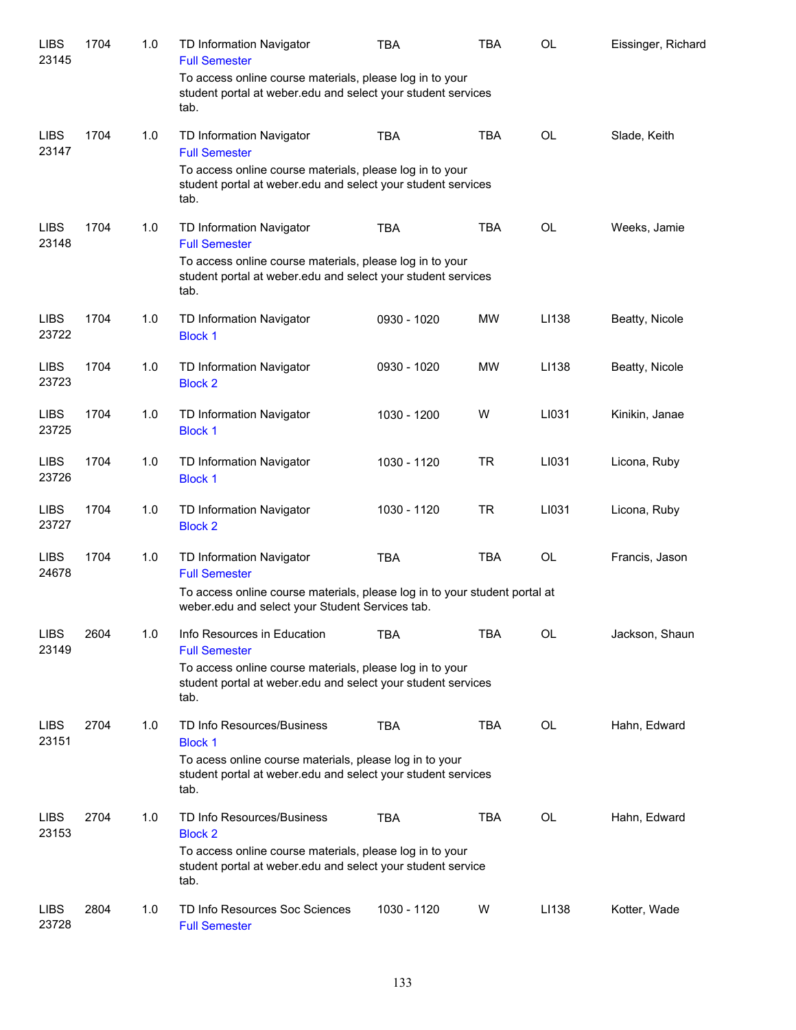| | | | | | | | |
|---|---|---|---|---|---|---|---|
| LIBS 23145 | 1704 | 1.0 | TD Information Navigator<br>Full Semester<br>To access online course materials, please log in to your student portal at weber.edu and select your student services tab. | TBA | TBA | OL | Eissinger, Richard |
| LIBS 23147 | 1704 | 1.0 | TD Information Navigator<br>Full Semester<br>To access online course materials, please log in to your student portal at weber.edu and select your student services tab. | TBA | TBA | OL | Slade, Keith |
| LIBS 23148 | 1704 | 1.0 | TD Information Navigator<br>Full Semester<br>To access online course materials, please log in to your student portal at weber.edu and select your student services tab. | TBA | TBA | OL | Weeks, Jamie |
| LIBS 23722 | 1704 | 1.0 | TD Information Navigator<br>Block 1 | 0930 - 1020 | MW | LI138 | Beatty, Nicole |
| LIBS 23723 | 1704 | 1.0 | TD Information Navigator<br>Block 2 | 0930 - 1020 | MW | LI138 | Beatty, Nicole |
| LIBS 23725 | 1704 | 1.0 | TD Information Navigator<br>Block 1 | 1030 - 1200 | W | LI031 | Kinikin, Janae |
| LIBS 23726 | 1704 | 1.0 | TD Information Navigator<br>Block 1 | 1030 - 1120 | TR | LI031 | Licona, Ruby |
| LIBS 23727 | 1704 | 1.0 | TD Information Navigator<br>Block 2 | 1030 - 1120 | TR | LI031 | Licona, Ruby |
| LIBS 24678 | 1704 | 1.0 | TD Information Navigator<br>Full Semester<br>To access online course materials, please log in to your student portal at weber.edu and select your Student Services tab. | TBA | TBA | OL | Francis, Jason |
| LIBS 23149 | 2604 | 1.0 | Info Resources in Education<br>Full Semester<br>To access online course materials, please log in to your student portal at weber.edu and select your student services tab. | TBA | TBA | OL | Jackson, Shaun |
| LIBS 23151 | 2704 | 1.0 | TD Info Resources/Business<br>Block 1<br>To acess online course materials, please log in to your student portal at weber.edu and select your student services tab. | TBA | TBA | OL | Hahn, Edward |
| LIBS 23153 | 2704 | 1.0 | TD Info Resources/Business<br>Block 2<br>To access online course materials, please log in to your student portal at weber.edu and select your student service tab. | TBA | TBA | OL | Hahn, Edward |
| LIBS 23728 | 2804 | 1.0 | TD Info Resources Soc Sciences<br>Full Semester | 1030 - 1120 | W | LI138 | Kotter, Wade |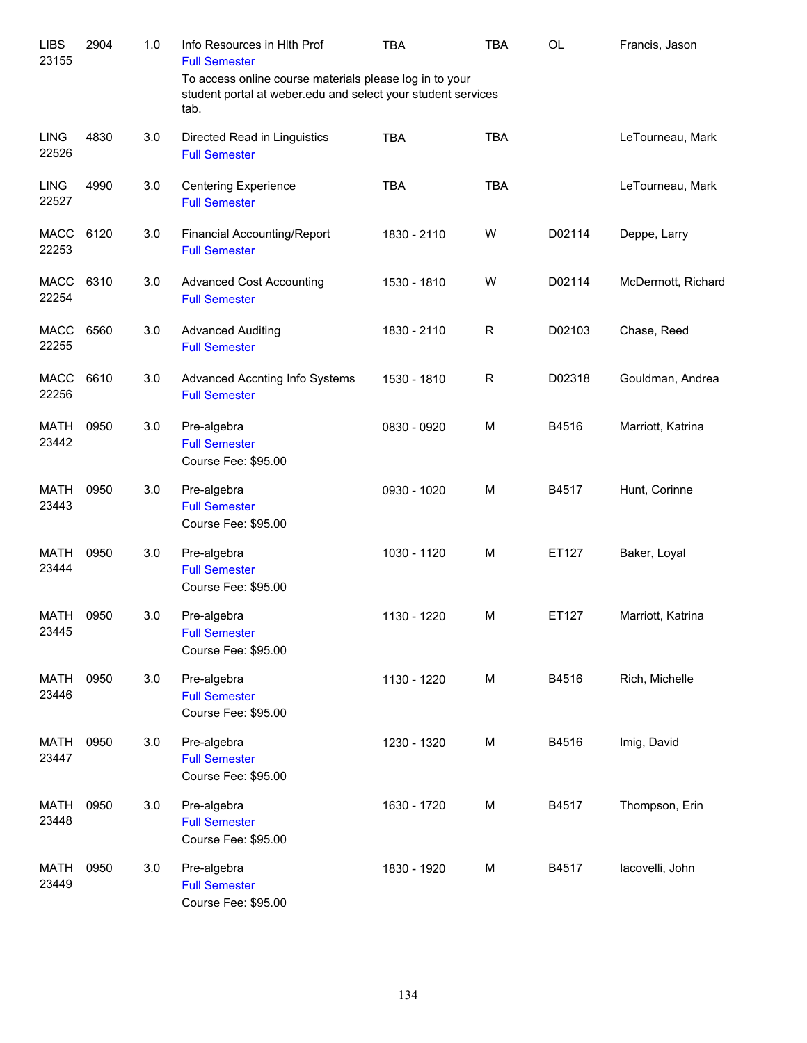| | | | | | | | |
|---|---|---|---|---|---|---|---|
| LIBS 23155 | 2904 | 1.0 | Info Resources in Hlth Prof<br>Full Semester<br>To access online course materials please log in to your student portal at weber.edu and select your student services tab. | TBA | TBA | OL | Francis, Jason |
| LING 22526 | 4830 | 3.0 | Directed Read in Linguistics<br>Full Semester | TBA | TBA | | LeTourneau, Mark |
| LING 22527 | 4990 | 3.0 | Centering Experience<br>Full Semester | TBA | TBA | | LeTourneau, Mark |
| MACC 22253 | 6120 | 3.0 | Financial Accounting/Report<br>Full Semester | 1830 - 2110 | W | D02114 | Deppe, Larry |
| MACC 22254 | 6310 | 3.0 | Advanced Cost Accounting<br>Full Semester | 1530 - 1810 | W | D02114 | McDermott, Richard |
| MACC 22255 | 6560 | 3.0 | Advanced Auditing<br>Full Semester | 1830 - 2110 | R | D02103 | Chase, Reed |
| MACC 22256 | 6610 | 3.0 | Advanced Accnting Info Systems<br>Full Semester | 1530 - 1810 | R | D02318 | Gouldman, Andrea |
| MATH 23442 | 0950 | 3.0 | Pre-algebra<br>Full Semester<br>Course Fee: $95.00 | 0830 - 0920 | M | B4516 | Marriott, Katrina |
| MATH 23443 | 0950 | 3.0 | Pre-algebra<br>Full Semester<br>Course Fee: $95.00 | 0930 - 1020 | M | B4517 | Hunt, Corinne |
| MATH 23444 | 0950 | 3.0 | Pre-algebra<br>Full Semester<br>Course Fee: $95.00 | 1030 - 1120 | M | ET127 | Baker, Loyal |
| MATH 23445 | 0950 | 3.0 | Pre-algebra<br>Full Semester<br>Course Fee: $95.00 | 1130 - 1220 | M | ET127 | Marriott, Katrina |
| MATH 23446 | 0950 | 3.0 | Pre-algebra<br>Full Semester<br>Course Fee: $95.00 | 1130 - 1220 | M | B4516 | Rich, Michelle |
| MATH 23447 | 0950 | 3.0 | Pre-algebra<br>Full Semester<br>Course Fee: $95.00 | 1230 - 1320 | M | B4516 | Imig, David |
| MATH 23448 | 0950 | 3.0 | Pre-algebra<br>Full Semester<br>Course Fee: $95.00 | 1630 - 1720 | M | B4517 | Thompson, Erin |
| MATH 23449 | 0950 | 3.0 | Pre-algebra<br>Full Semester<br>Course Fee: $95.00 | 1830 - 1920 | M | B4517 | Iacovelli, John |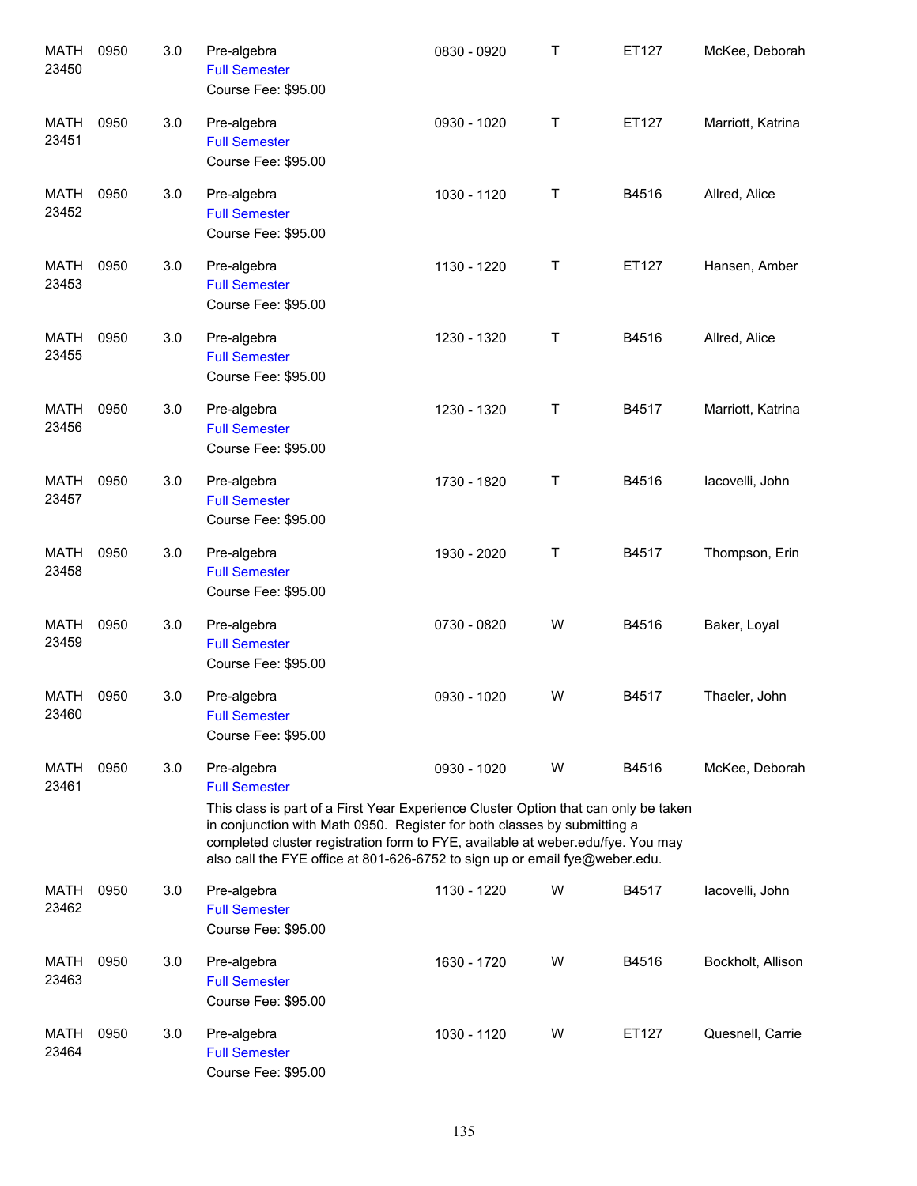| | | | | | | | |
|---|---|---|---|---|---|---|---|
| MATH 23450 | 0950 | 3.0 | Pre-algebra<br>Full Semester<br>Course Fee: $95.00 | 0830 - 0920 | T | ET127 | McKee, Deborah |
| MATH 23451 | 0950 | 3.0 | Pre-algebra<br>Full Semester<br>Course Fee: $95.00 | 0930 - 1020 | T | ET127 | Marriott, Katrina |
| MATH 23452 | 0950 | 3.0 | Pre-algebra<br>Full Semester<br>Course Fee: $95.00 | 1030 - 1120 | T | B4516 | Allred, Alice |
| MATH 23453 | 0950 | 3.0 | Pre-algebra<br>Full Semester<br>Course Fee: $95.00 | 1130 - 1220 | T | ET127 | Hansen, Amber |
| MATH 23455 | 0950 | 3.0 | Pre-algebra<br>Full Semester<br>Course Fee: $95.00 | 1230 - 1320 | T | B4516 | Allred, Alice |
| MATH 23456 | 0950 | 3.0 | Pre-algebra<br>Full Semester<br>Course Fee: $95.00 | 1230 - 1320 | T | B4517 | Marriott, Katrina |
| MATH 23457 | 0950 | 3.0 | Pre-algebra<br>Full Semester<br>Course Fee: $95.00 | 1730 - 1820 | T | B4516 | Iacovelli, John |
| MATH 23458 | 0950 | 3.0 | Pre-algebra<br>Full Semester<br>Course Fee: $95.00 | 1930 - 2020 | T | B4517 | Thompson, Erin |
| MATH 23459 | 0950 | 3.0 | Pre-algebra<br>Full Semester<br>Course Fee: $95.00 | 0730 - 0820 | W | B4516 | Baker, Loyal |
| MATH 23460 | 0950 | 3.0 | Pre-algebra<br>Full Semester<br>Course Fee: $95.00 | 0930 - 1020 | W | B4517 | Thaeler, John |
| MATH 23461 | 0950 | 3.0 | Pre-algebra<br>Full Semester<br>This class is part of a First Year Experience Cluster Option that can only be taken in conjunction with Math 0950. Register for both classes by submitting a completed cluster registration form to FYE, available at weber.edu/fye. You may also call the FYE office at 801-626-6752 to sign up or email fye@weber.edu. | 0930 - 1020 | W | B4516 | McKee, Deborah |
| MATH 23462 | 0950 | 3.0 | Pre-algebra<br>Full Semester<br>Course Fee: $95.00 | 1130 - 1220 | W | B4517 | Iacovelli, John |
| MATH 23463 | 0950 | 3.0 | Pre-algebra<br>Full Semester<br>Course Fee: $95.00 | 1630 - 1720 | W | B4516 | Bockholt, Allison |
| MATH 23464 | 0950 | 3.0 | Pre-algebra<br>Full Semester<br>Course Fee: $95.00 | 1030 - 1120 | W | ET127 | Quesnell, Carrie |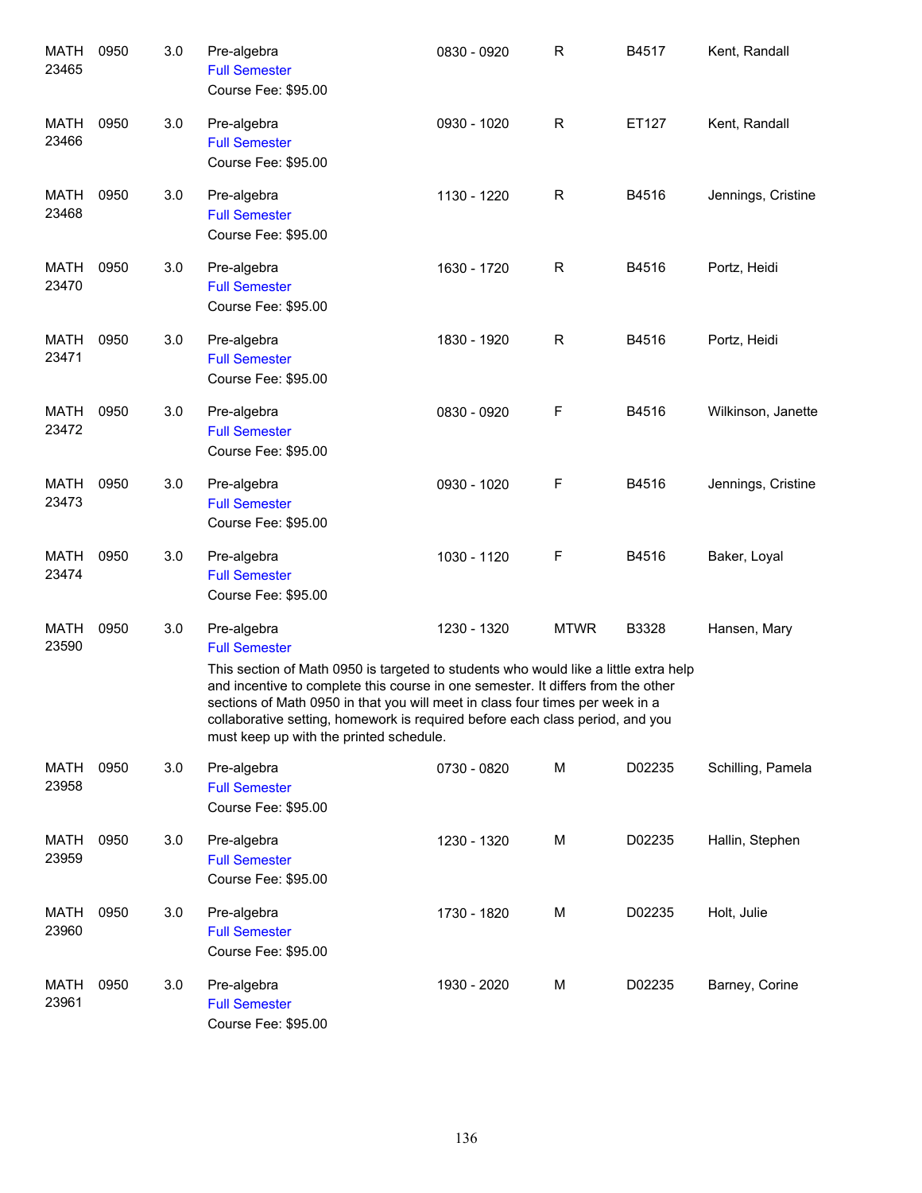| | | | | | | | |
|---|---|---|---|---|---|---|---|
| MATH 23465 | 0950 | 3.0 | Pre-algebra<br>Full Semester<br>Course Fee: $95.00 | 0830 - 0920 | R | B4517 | Kent, Randall |
| MATH 23466 | 0950 | 3.0 | Pre-algebra<br>Full Semester<br>Course Fee: $95.00 | 0930 - 1020 | R | ET127 | Kent, Randall |
| MATH 23468 | 0950 | 3.0 | Pre-algebra<br>Full Semester<br>Course Fee: $95.00 | 1130 - 1220 | R | B4516 | Jennings, Cristine |
| MATH 23470 | 0950 | 3.0 | Pre-algebra<br>Full Semester<br>Course Fee: $95.00 | 1630 - 1720 | R | B4516 | Portz, Heidi |
| MATH 23471 | 0950 | 3.0 | Pre-algebra<br>Full Semester<br>Course Fee: $95.00 | 1830 - 1920 | R | B4516 | Portz, Heidi |
| MATH 23472 | 0950 | 3.0 | Pre-algebra<br>Full Semester<br>Course Fee: $95.00 | 0830 - 0920 | F | B4516 | Wilkinson, Janette |
| MATH 23473 | 0950 | 3.0 | Pre-algebra<br>Full Semester<br>Course Fee: $95.00 | 0930 - 1020 | F | B4516 | Jennings, Cristine |
| MATH 23474 | 0950 | 3.0 | Pre-algebra<br>Full Semester<br>Course Fee: $95.00 | 1030 - 1120 | F | B4516 | Baker, Loyal |
| MATH 23590 | 0950 | 3.0 | Pre-algebra<br>Full Semester<br>This section of Math 0950 is targeted to students who would like a little extra help and incentive to complete this course in one semester. It differs from the other sections of Math 0950 in that you will meet in class four times per week in a collaborative setting, homework is required before each class period, and you must keep up with the printed schedule. | 1230 - 1320 | MTWR | B3328 | Hansen, Mary |
| MATH 23958 | 0950 | 3.0 | Pre-algebra<br>Full Semester<br>Course Fee: $95.00 | 0730 - 0820 | M | D02235 | Schilling, Pamela |
| MATH 23959 | 0950 | 3.0 | Pre-algebra<br>Full Semester<br>Course Fee: $95.00 | 1230 - 1320 | M | D02235 | Hallin, Stephen |
| MATH 23960 | 0950 | 3.0 | Pre-algebra<br>Full Semester<br>Course Fee: $95.00 | 1730 - 1820 | M | D02235 | Holt, Julie |
| MATH 23961 | 0950 | 3.0 | Pre-algebra<br>Full Semester<br>Course Fee: $95.00 | 1930 - 2020 | M | D02235 | Barney, Corine |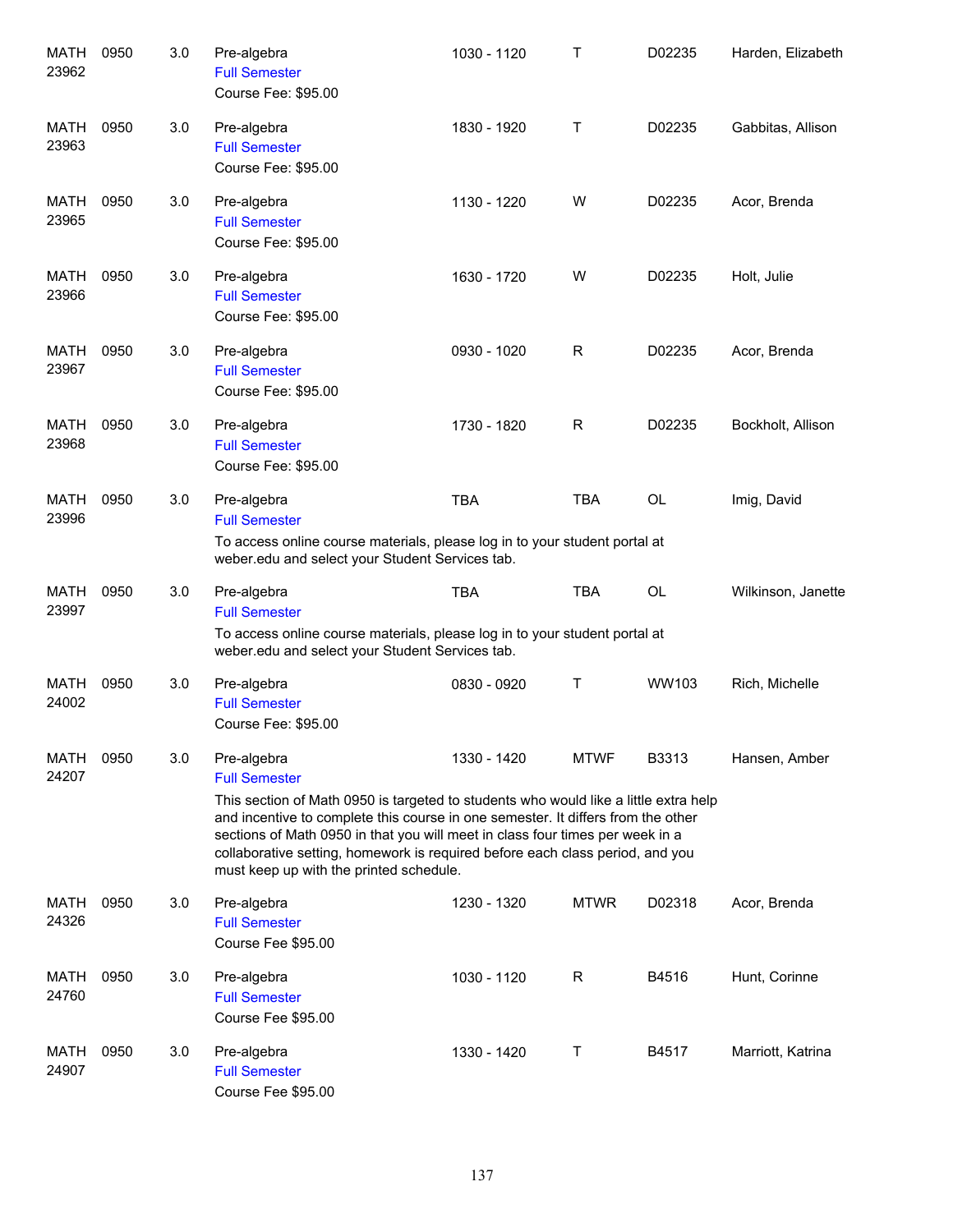| | | | | | | | |
|---|---|---|---|---|---|---|---|
| MATH 23962 | 0950 | 3.0 | Pre-algebra<br>Full Semester<br>Course Fee: $95.00 | 1030 - 1120 | T | D02235 | Harden, Elizabeth |
| MATH 23963 | 0950 | 3.0 | Pre-algebra<br>Full Semester<br>Course Fee: $95.00 | 1830 - 1920 | T | D02235 | Gabbitas, Allison |
| MATH 23965 | 0950 | 3.0 | Pre-algebra<br>Full Semester<br>Course Fee: $95.00 | 1130 - 1220 | W | D02235 | Acor, Brenda |
| MATH 23966 | 0950 | 3.0 | Pre-algebra<br>Full Semester<br>Course Fee: $95.00 | 1630 - 1720 | W | D02235 | Holt, Julie |
| MATH 23967 | 0950 | 3.0 | Pre-algebra<br>Full Semester<br>Course Fee: $95.00 | 0930 - 1020 | R | D02235 | Acor, Brenda |
| MATH 23968 | 0950 | 3.0 | Pre-algebra<br>Full Semester<br>Course Fee: $95.00 | 1730 - 1820 | R | D02235 | Bockholt, Allison |
| MATH 23996 | 0950 | 3.0 | Pre-algebra<br>Full Semester<br>To access online course materials, please log in to your student portal at weber.edu and select your Student Services tab. | TBA | TBA | OL | Imig, David |
| MATH 23997 | 0950 | 3.0 | Pre-algebra<br>Full Semester<br>To access online course materials, please log in to your student portal at weber.edu and select your Student Services tab. | TBA | TBA | OL | Wilkinson, Janette |
| MATH 24002 | 0950 | 3.0 | Pre-algebra<br>Full Semester<br>Course Fee: $95.00 | 0830 - 0920 | T | WW103 | Rich, Michelle |
| MATH 24207 | 0950 | 3.0 | Pre-algebra<br>Full Semester<br>This section of Math 0950 is targeted to students who would like a little extra help and incentive to complete this course in one semester. It differs from the other sections of Math 0950 in that you will meet in class four times per week in a collaborative setting, homework is required before each class period, and you must keep up with the printed schedule. | 1330 - 1420 | MTWF | B3313 | Hansen, Amber |
| MATH 24326 | 0950 | 3.0 | Pre-algebra<br>Full Semester<br>Course Fee $95.00 | 1230 - 1320 | MTWR | D02318 | Acor, Brenda |
| MATH 24760 | 0950 | 3.0 | Pre-algebra<br>Full Semester<br>Course Fee $95.00 | 1030 - 1120 | R | B4516 | Hunt, Corinne |
| MATH 24907 | 0950 | 3.0 | Pre-algebra<br>Full Semester<br>Course Fee $95.00 | 1330 - 1420 | T | B4517 | Marriott, Katrina |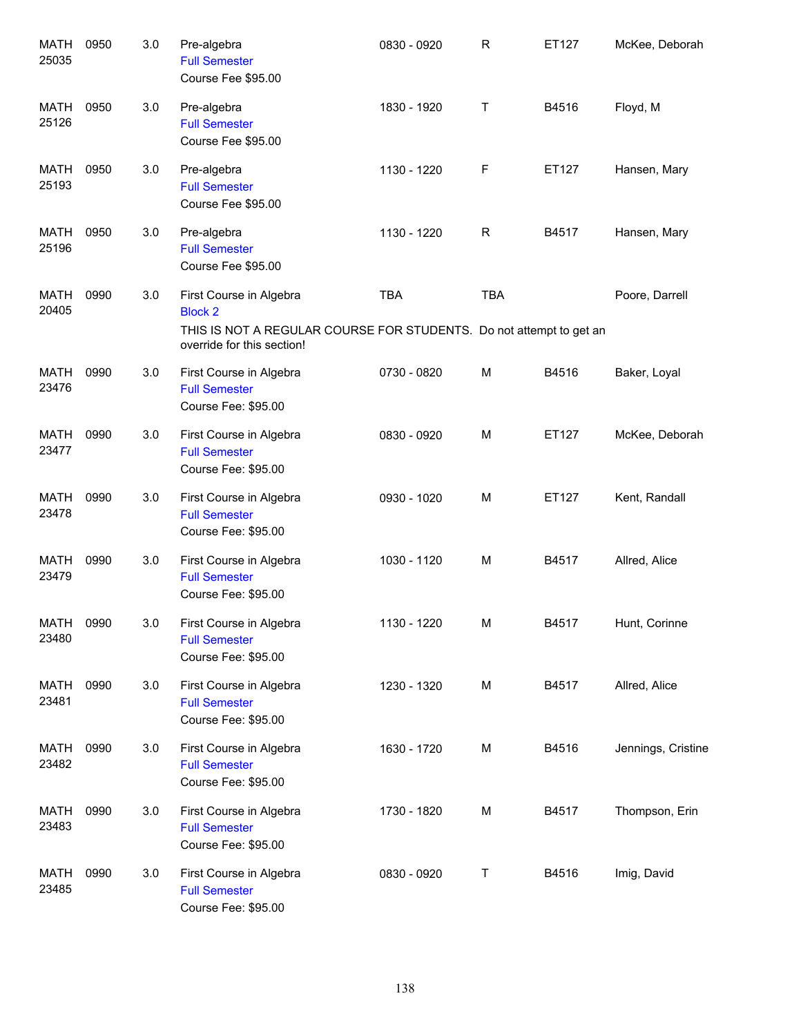| | | | | | | | |
|---|---|---|---|---|---|---|---|
| MATH 25035 | 0950 | 3.0 | Pre-algebra<br>Full Semester<br>Course Fee $95.00 | 0830 - 0920 | R | ET127 | McKee, Deborah |
| MATH 25126 | 0950 | 3.0 | Pre-algebra<br>Full Semester<br>Course Fee $95.00 | 1830 - 1920 | T | B4516 | Floyd, M |
| MATH 25193 | 0950 | 3.0 | Pre-algebra<br>Full Semester<br>Course Fee $95.00 | 1130 - 1220 | F | ET127 | Hansen, Mary |
| MATH 25196 | 0950 | 3.0 | Pre-algebra<br>Full Semester<br>Course Fee $95.00 | 1130 - 1220 | R | B4517 | Hansen, Mary |
| MATH 20405 | 0990 | 3.0 | First Course in Algebra<br>Block 2<br>THIS IS NOT A REGULAR COURSE FOR STUDENTS. Do not attempt to get an override for this section! | TBA | TBA | | Poore, Darrell |
| MATH 23476 | 0990 | 3.0 | First Course in Algebra<br>Full Semester<br>Course Fee: $95.00 | 0730 - 0820 | M | B4516 | Baker, Loyal |
| MATH 23477 | 0990 | 3.0 | First Course in Algebra<br>Full Semester<br>Course Fee: $95.00 | 0830 - 0920 | M | ET127 | McKee, Deborah |
| MATH 23478 | 0990 | 3.0 | First Course in Algebra<br>Full Semester<br>Course Fee: $95.00 | 0930 - 1020 | M | ET127 | Kent, Randall |
| MATH 23479 | 0990 | 3.0 | First Course in Algebra<br>Full Semester<br>Course Fee: $95.00 | 1030 - 1120 | M | B4517 | Allred, Alice |
| MATH 23480 | 0990 | 3.0 | First Course in Algebra<br>Full Semester<br>Course Fee: $95.00 | 1130 - 1220 | M | B4517 | Hunt, Corinne |
| MATH 23481 | 0990 | 3.0 | First Course in Algebra<br>Full Semester<br>Course Fee: $95.00 | 1230 - 1320 | M | B4517 | Allred, Alice |
| MATH 23482 | 0990 | 3.0 | First Course in Algebra<br>Full Semester<br>Course Fee: $95.00 | 1630 - 1720 | M | B4516 | Jennings, Cristine |
| MATH 23483 | 0990 | 3.0 | First Course in Algebra<br>Full Semester<br>Course Fee: $95.00 | 1730 - 1820 | M | B4517 | Thompson, Erin |
| MATH 23485 | 0990 | 3.0 | First Course in Algebra<br>Full Semester<br>Course Fee: $95.00 | 0830 - 0920 | T | B4516 | Imig, David |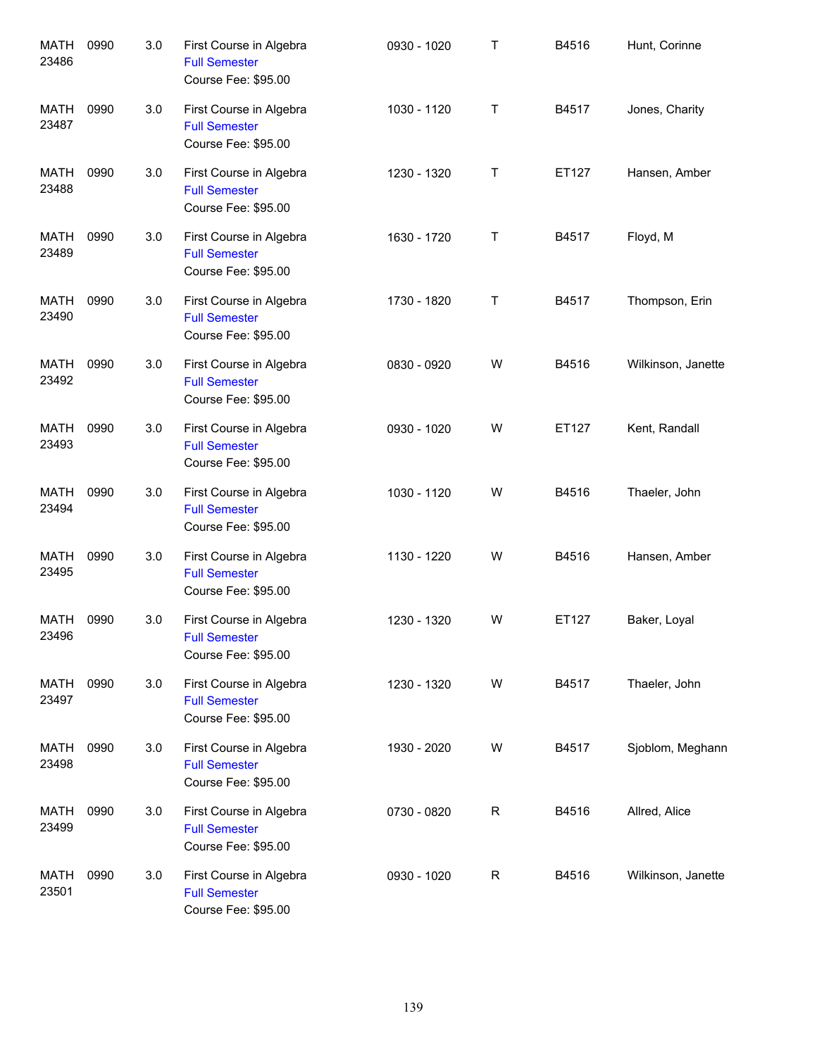| | | | | | | | |
|---|---|---|---|---|---|---|---|
| MATH 23486 | 0990 | 3.0 | First Course in Algebra<br>Full Semester<br>Course Fee: $95.00 | 0930 - 1020 | T | B4516 | Hunt, Corinne |
| MATH 23487 | 0990 | 3.0 | First Course in Algebra<br>Full Semester<br>Course Fee: $95.00 | 1030 - 1120 | T | B4517 | Jones, Charity |
| MATH 23488 | 0990 | 3.0 | First Course in Algebra<br>Full Semester<br>Course Fee: $95.00 | 1230 - 1320 | T | ET127 | Hansen, Amber |
| MATH 23489 | 0990 | 3.0 | First Course in Algebra<br>Full Semester<br>Course Fee: $95.00 | 1630 - 1720 | T | B4517 | Floyd, M |
| MATH 23490 | 0990 | 3.0 | First Course in Algebra<br>Full Semester<br>Course Fee: $95.00 | 1730 - 1820 | T | B4517 | Thompson, Erin |
| MATH 23492 | 0990 | 3.0 | First Course in Algebra<br>Full Semester<br>Course Fee: $95.00 | 0830 - 0920 | W | B4516 | Wilkinson, Janette |
| MATH 23493 | 0990 | 3.0 | First Course in Algebra<br>Full Semester<br>Course Fee: $95.00 | 0930 - 1020 | W | ET127 | Kent, Randall |
| MATH 23494 | 0990 | 3.0 | First Course in Algebra<br>Full Semester<br>Course Fee: $95.00 | 1030 - 1120 | W | B4516 | Thaeler, John |
| MATH 23495 | 0990 | 3.0 | First Course in Algebra<br>Full Semester<br>Course Fee: $95.00 | 1130 - 1220 | W | B4516 | Hansen, Amber |
| MATH 23496 | 0990 | 3.0 | First Course in Algebra<br>Full Semester<br>Course Fee: $95.00 | 1230 - 1320 | W | ET127 | Baker, Loyal |
| MATH 23497 | 0990 | 3.0 | First Course in Algebra<br>Full Semester<br>Course Fee: $95.00 | 1230 - 1320 | W | B4517 | Thaeler, John |
| MATH 23498 | 0990 | 3.0 | First Course in Algebra<br>Full Semester<br>Course Fee: $95.00 | 1930 - 2020 | W | B4517 | Sjoblom, Meghann |
| MATH 23499 | 0990 | 3.0 | First Course in Algebra<br>Full Semester<br>Course Fee: $95.00 | 0730 - 0820 | R | B4516 | Allred, Alice |
| MATH 23501 | 0990 | 3.0 | First Course in Algebra<br>Full Semester<br>Course Fee: $95.00 | 0930 - 1020 | R | B4516 | Wilkinson, Janette |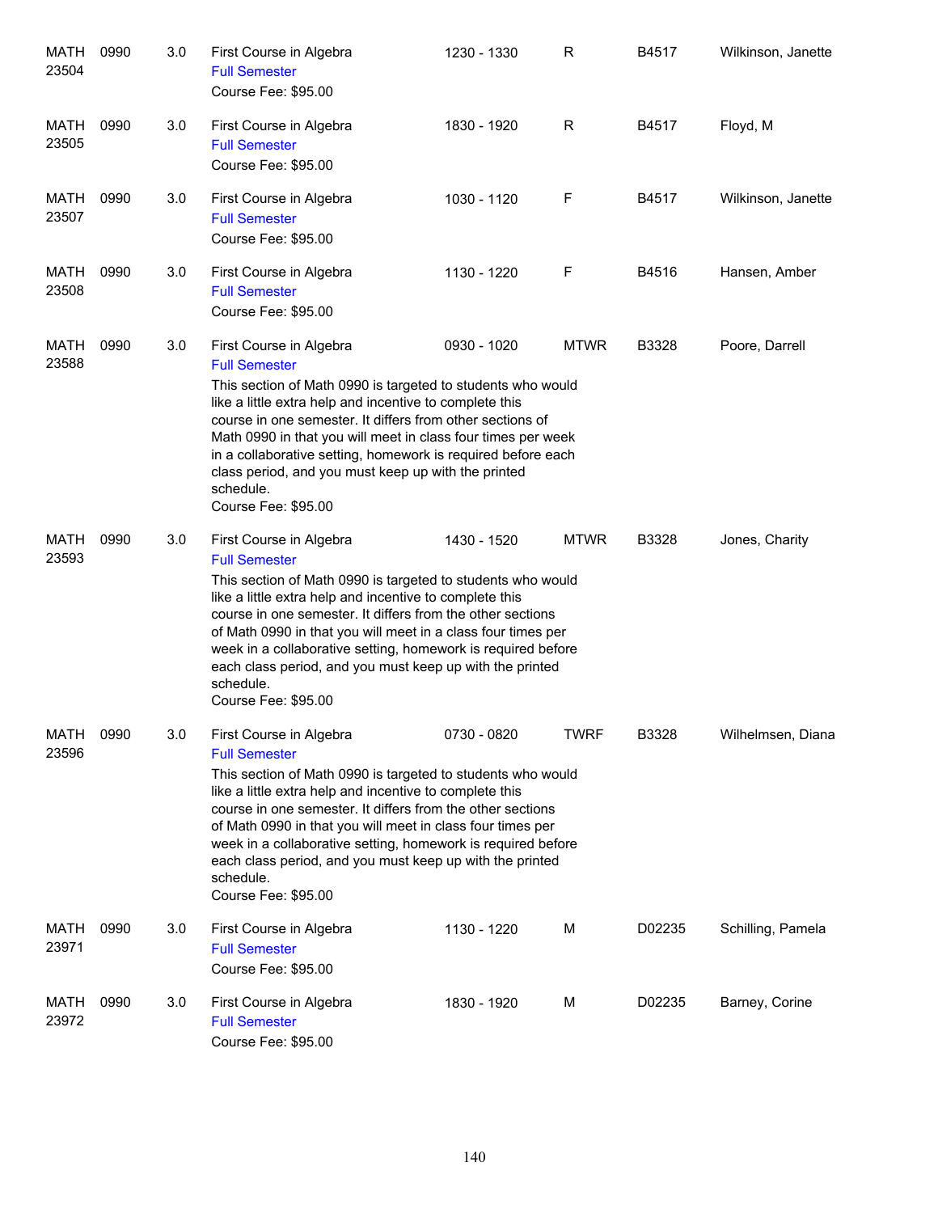| | | | | | | | |
|---|---|---|---|---|---|---|---|
| MATH 23504 | 0990 | 3.0 | First Course in Algebra<br>Full Semester<br>Course Fee: $95.00 | 1230 - 1330 | R | B4517 | Wilkinson, Janette |
| MATH 23505 | 0990 | 3.0 | First Course in Algebra<br>Full Semester<br>Course Fee: $95.00 | 1830 - 1920 | R | B4517 | Floyd, M |
| MATH 23507 | 0990 | 3.0 | First Course in Algebra<br>Full Semester<br>Course Fee: $95.00 | 1030 - 1120 | F | B4517 | Wilkinson, Janette |
| MATH 23508 | 0990 | 3.0 | First Course in Algebra<br>Full Semester<br>Course Fee: $95.00 | 1130 - 1220 | F | B4516 | Hansen, Amber |
| MATH 23588 | 0990 | 3.0 | First Course in Algebra<br>Full Semester<br>This section of Math 0990 is targeted to students who would like a little extra help and incentive to complete this course in one semester. It differs from other sections of Math 0990 in that you will meet in class four times per week in a collaborative setting, homework is required before each class period, and you must keep up with the printed schedule.<br>Course Fee: $95.00 | 0930 - 1020 | MTWR | B3328 | Poore, Darrell |
| MATH 23593 | 0990 | 3.0 | First Course in Algebra<br>Full Semester<br>This section of Math 0990 is targeted to students who would like a little extra help and incentive to complete this course in one semester. It differs from the other sections of Math 0990 in that you will meet in a class four times per week in a collaborative setting, homework is required before each class period, and you must keep up with the printed schedule.<br>Course Fee: $95.00 | 1430 - 1520 | MTWR | B3328 | Jones, Charity |
| MATH 23596 | 0990 | 3.0 | First Course in Algebra<br>Full Semester<br>This section of Math 0990 is targeted to students who would like a little extra help and incentive to complete this course in one semester. It differs from the other sections of Math 0990 in that you will meet in class four times per week in a collaborative setting, homework is required before each class period, and you must keep up with the printed schedule.<br>Course Fee: $95.00 | 0730 - 0820 | TWRF | B3328 | Wilhelmsen, Diana |
| MATH 23971 | 0990 | 3.0 | First Course in Algebra<br>Full Semester<br>Course Fee: $95.00 | 1130 - 1220 | M | D02235 | Schilling, Pamela |
| MATH 23972 | 0990 | 3.0 | First Course in Algebra<br>Full Semester<br>Course Fee: $95.00 | 1830 - 1920 | M | D02235 | Barney, Corine |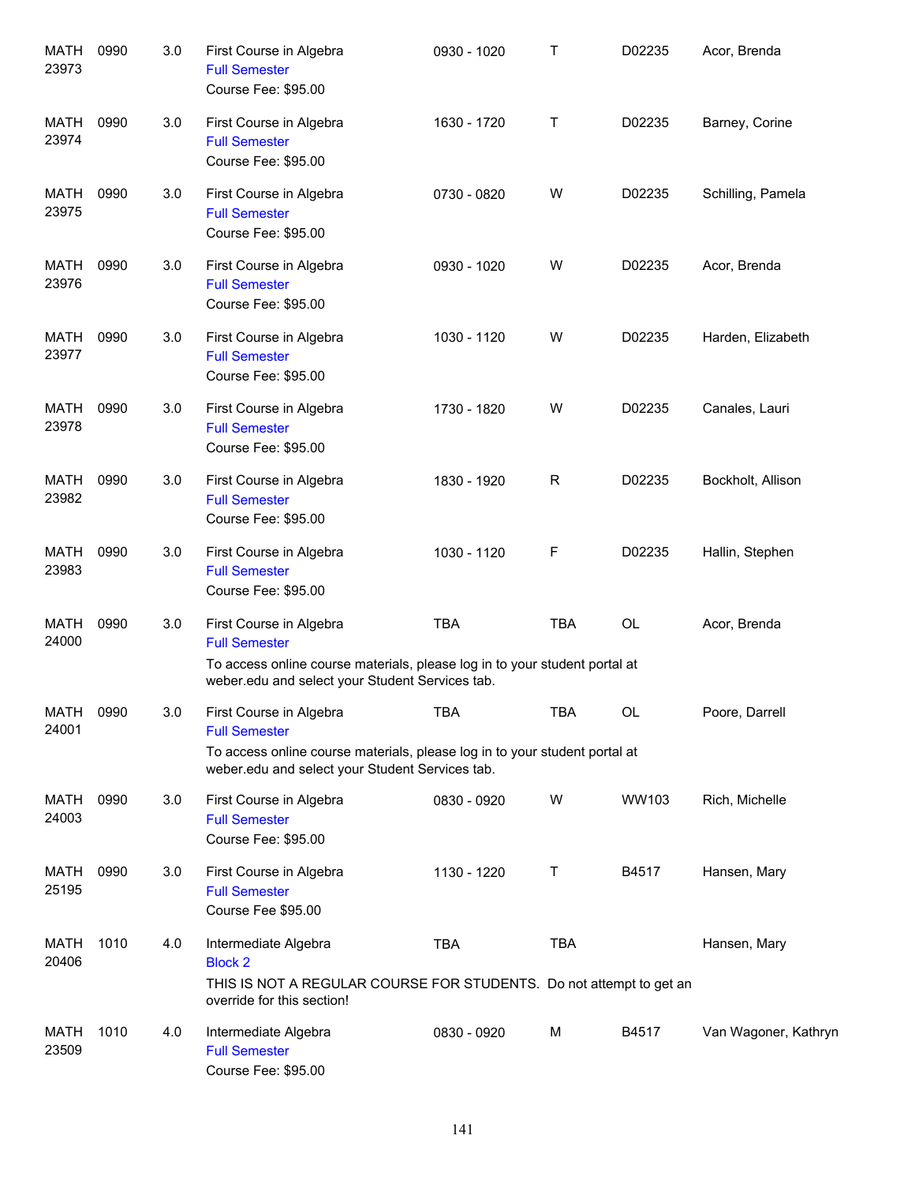| | | | | | | | |
|---|---|---|---|---|---|---|---|
| MATH 23973 | 0990 | 3.0 | First Course in Algebra<br>Full Semester<br>Course Fee: $95.00 | 0930 - 1020 | T | D02235 | Acor, Brenda |
| MATH 23974 | 0990 | 3.0 | First Course in Algebra<br>Full Semester<br>Course Fee: $95.00 | 1630 - 1720 | T | D02235 | Barney, Corine |
| MATH 23975 | 0990 | 3.0 | First Course in Algebra<br>Full Semester<br>Course Fee: $95.00 | 0730 - 0820 | W | D02235 | Schilling, Pamela |
| MATH 23976 | 0990 | 3.0 | First Course in Algebra<br>Full Semester<br>Course Fee: $95.00 | 0930 - 1020 | W | D02235 | Acor, Brenda |
| MATH 23977 | 0990 | 3.0 | First Course in Algebra<br>Full Semester<br>Course Fee: $95.00 | 1030 - 1120 | W | D02235 | Harden, Elizabeth |
| MATH 23978 | 0990 | 3.0 | First Course in Algebra<br>Full Semester<br>Course Fee: $95.00 | 1730 - 1820 | W | D02235 | Canales, Lauri |
| MATH 23982 | 0990 | 3.0 | First Course in Algebra<br>Full Semester<br>Course Fee: $95.00 | 1830 - 1920 | R | D02235 | Bockholt, Allison |
| MATH 23983 | 0990 | 3.0 | First Course in Algebra<br>Full Semester<br>Course Fee: $95.00 | 1030 - 1120 | F | D02235 | Hallin, Stephen |
| MATH 24000 | 0990 | 3.0 | First Course in Algebra<br>Full Semester<br>To access online course materials, please log in to your student portal at weber.edu and select your Student Services tab. | TBA | TBA | OL | Acor, Brenda |
| MATH 24001 | 0990 | 3.0 | First Course in Algebra<br>Full Semester<br>To access online course materials, please log in to your student portal at weber.edu and select your Student Services tab. | TBA | TBA | OL | Poore, Darrell |
| MATH 24003 | 0990 | 3.0 | First Course in Algebra<br>Full Semester<br>Course Fee: $95.00 | 0830 - 0920 | W | WW103 | Rich, Michelle |
| MATH 25195 | 0990 | 3.0 | First Course in Algebra<br>Full Semester<br>Course Fee $95.00 | 1130 - 1220 | T | B4517 | Hansen, Mary |
| MATH 20406 | 1010 | 4.0 | Intermediate Algebra<br>Block 2<br>THIS IS NOT A REGULAR COURSE FOR STUDENTS. Do not attempt to get an override for this section! | TBA | TBA | | Hansen, Mary |
| MATH 23509 | 1010 | 4.0 | Intermediate Algebra<br>Full Semester<br>Course Fee: $95.00 | 0830 - 0920 | M | B4517 | Van Wagoner, Kathryn |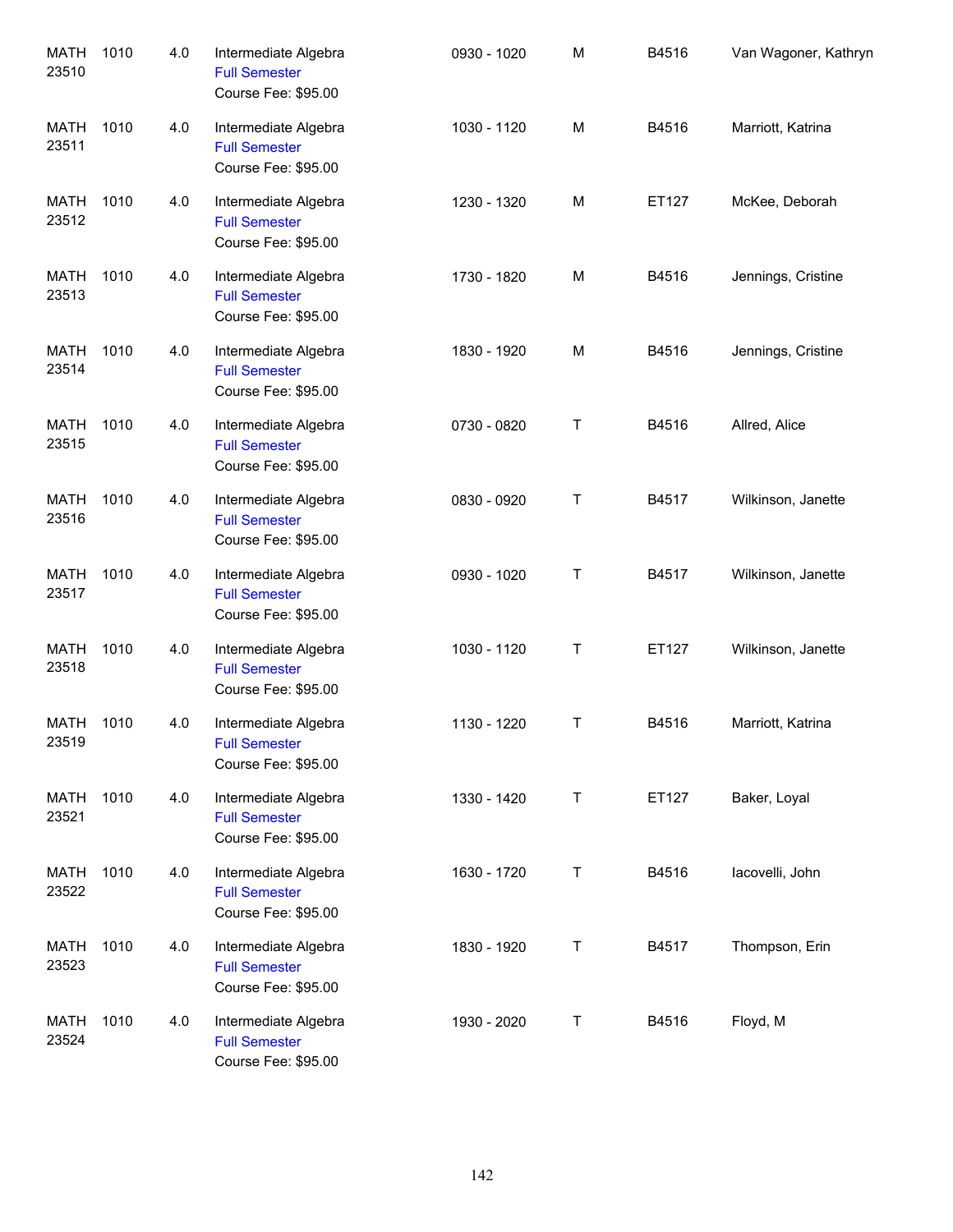| | | | | | | | |
|---|---|---|---|---|---|---|---|
| MATH 23510 | 1010 | 4.0 | Intermediate Algebra<br>Full Semester<br>Course Fee: $95.00 | 0930 - 1020 | M | B4516 | Van Wagoner, Kathryn |
| MATH 23511 | 1010 | 4.0 | Intermediate Algebra<br>Full Semester<br>Course Fee: $95.00 | 1030 - 1120 | M | B4516 | Marriott, Katrina |
| MATH 23512 | 1010 | 4.0 | Intermediate Algebra<br>Full Semester<br>Course Fee: $95.00 | 1230 - 1320 | M | ET127 | McKee, Deborah |
| MATH 23513 | 1010 | 4.0 | Intermediate Algebra<br>Full Semester<br>Course Fee: $95.00 | 1730 - 1820 | M | B4516 | Jennings, Cristine |
| MATH 23514 | 1010 | 4.0 | Intermediate Algebra<br>Full Semester<br>Course Fee: $95.00 | 1830 - 1920 | M | B4516 | Jennings, Cristine |
| MATH 23515 | 1010 | 4.0 | Intermediate Algebra<br>Full Semester<br>Course Fee: $95.00 | 0730 - 0820 | T | B4516 | Allred, Alice |
| MATH 23516 | 1010 | 4.0 | Intermediate Algebra<br>Full Semester<br>Course Fee: $95.00 | 0830 - 0920 | T | B4517 | Wilkinson, Janette |
| MATH 23517 | 1010 | 4.0 | Intermediate Algebra<br>Full Semester<br>Course Fee: $95.00 | 0930 - 1020 | T | B4517 | Wilkinson, Janette |
| MATH 23518 | 1010 | 4.0 | Intermediate Algebra<br>Full Semester<br>Course Fee: $95.00 | 1030 - 1120 | T | ET127 | Wilkinson, Janette |
| MATH 23519 | 1010 | 4.0 | Intermediate Algebra<br>Full Semester<br>Course Fee: $95.00 | 1130 - 1220 | T | B4516 | Marriott, Katrina |
| MATH 23521 | 1010 | 4.0 | Intermediate Algebra<br>Full Semester<br>Course Fee: $95.00 | 1330 - 1420 | T | ET127 | Baker, Loyal |
| MATH 23522 | 1010 | 4.0 | Intermediate Algebra<br>Full Semester<br>Course Fee: $95.00 | 1630 - 1720 | T | B4516 | Iacovelli, John |
| MATH 23523 | 1010 | 4.0 | Intermediate Algebra<br>Full Semester<br>Course Fee: $95.00 | 1830 - 1920 | T | B4517 | Thompson, Erin |
| MATH 23524 | 1010 | 4.0 | Intermediate Algebra<br>Full Semester<br>Course Fee: $95.00 | 1930 - 2020 | T | B4516 | Floyd, M |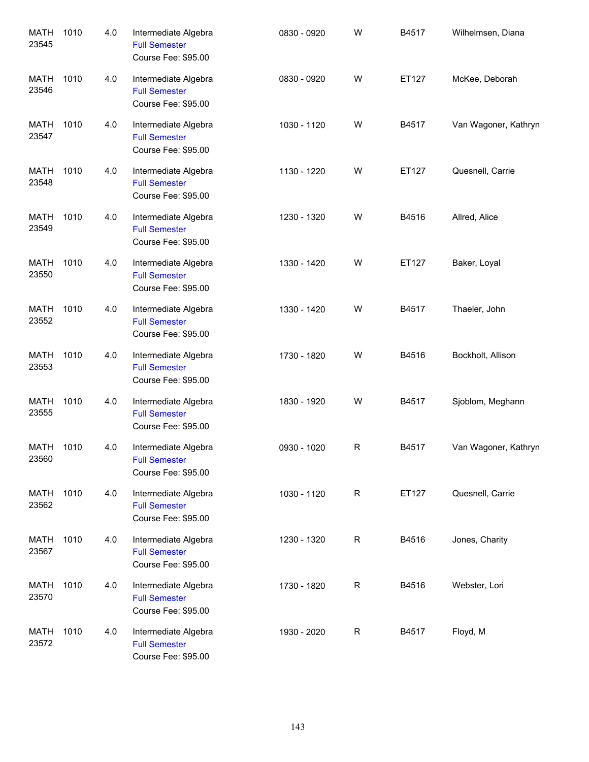| | | | | | | | |
|---|---|---|---|---|---|---|---|
| MATH 23545 | 1010 | 4.0 | Intermediate Algebra<br>Full Semester<br>Course Fee: $95.00 | 0830 - 0920 | W | B4517 | Wilhelmsen, Diana |
| MATH 23546 | 1010 | 4.0 | Intermediate Algebra<br>Full Semester<br>Course Fee: $95.00 | 0830 - 0920 | W | ET127 | McKee, Deborah |
| MATH 23547 | 1010 | 4.0 | Intermediate Algebra<br>Full Semester<br>Course Fee: $95.00 | 1030 - 1120 | W | B4517 | Van Wagoner, Kathryn |
| MATH 23548 | 1010 | 4.0 | Intermediate Algebra<br>Full Semester<br>Course Fee: $95.00 | 1130 - 1220 | W | ET127 | Quesnell, Carrie |
| MATH 23549 | 1010 | 4.0 | Intermediate Algebra<br>Full Semester<br>Course Fee: $95.00 | 1230 - 1320 | W | B4516 | Allred, Alice |
| MATH 23550 | 1010 | 4.0 | Intermediate Algebra<br>Full Semester<br>Course Fee: $95.00 | 1330 - 1420 | W | ET127 | Baker, Loyal |
| MATH 23552 | 1010 | 4.0 | Intermediate Algebra<br>Full Semester<br>Course Fee: $95.00 | 1330 - 1420 | W | B4517 | Thaeler, John |
| MATH 23553 | 1010 | 4.0 | Intermediate Algebra<br>Full Semester<br>Course Fee: $95.00 | 1730 - 1820 | W | B4516 | Bockholt, Allison |
| MATH 23555 | 1010 | 4.0 | Intermediate Algebra<br>Full Semester<br>Course Fee: $95.00 | 1830 - 1920 | W | B4517 | Sjoblom, Meghann |
| MATH 23560 | 1010 | 4.0 | Intermediate Algebra<br>Full Semester<br>Course Fee: $95.00 | 0930 - 1020 | R | B4517 | Van Wagoner, Kathryn |
| MATH 23562 | 1010 | 4.0 | Intermediate Algebra<br>Full Semester<br>Course Fee: $95.00 | 1030 - 1120 | R | ET127 | Quesnell, Carrie |
| MATH 23567 | 1010 | 4.0 | Intermediate Algebra<br>Full Semester<br>Course Fee: $95.00 | 1230 - 1320 | R | B4516 | Jones, Charity |
| MATH 23570 | 1010 | 4.0 | Intermediate Algebra<br>Full Semester<br>Course Fee: $95.00 | 1730 - 1820 | R | B4516 | Webster, Lori |
| MATH 23572 | 1010 | 4.0 | Intermediate Algebra<br>Full Semester<br>Course Fee: $95.00 | 1930 - 2020 | R | B4517 | Floyd, M |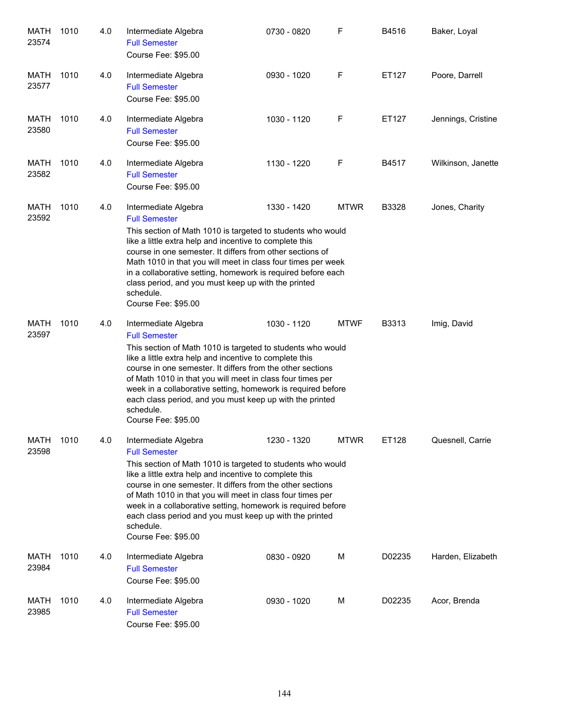| | | | | | | | |
|---|---|---|---|---|---|---|---|
| MATH 23574 | 1010 | 4.0 | Intermediate Algebra<br>Full Semester<br>Course Fee: $95.00 | 0730 - 0820 | F | B4516 | Baker, Loyal |
| MATH 23577 | 1010 | 4.0 | Intermediate Algebra<br>Full Semester<br>Course Fee: $95.00 | 0930 - 1020 | F | ET127 | Poore, Darrell |
| MATH 23580 | 1010 | 4.0 | Intermediate Algebra<br>Full Semester<br>Course Fee: $95.00 | 1030 - 1120 | F | ET127 | Jennings, Cristine |
| MATH 23582 | 1010 | 4.0 | Intermediate Algebra<br>Full Semester<br>Course Fee: $95.00 | 1130 - 1220 | F | B4517 | Wilkinson, Janette |
| MATH 23592 | 1010 | 4.0 | Intermediate Algebra<br>Full Semester<br>This section of Math 1010 is targeted to students who would like a little extra help and incentive to complete this course in one semester. It differs from other sections of Math 1010 in that you will meet in class four times per week in a collaborative setting, homework is required before each class period, and you must keep up with the printed schedule.<br>Course Fee: $95.00 | 1330 - 1420 | MTWR | B3328 | Jones, Charity |
| MATH 23597 | 1010 | 4.0 | Intermediate Algebra<br>Full Semester<br>This section of Math 1010 is targeted to students who would like a little extra help and incentive to complete this course in one semester. It differs from the other sections of Math 1010 in that you will meet in class four times per week in a collaborative setting, homework is required before each class period, and you must keep up with the printed schedule.<br>Course Fee: $95.00 | 1030 - 1120 | MTWF | B3313 | Imig, David |
| MATH 23598 | 1010 | 4.0 | Intermediate Algebra<br>Full Semester<br>This section of Math 1010 is targeted to students who would like a little extra help and incentive to complete this course in one semester. It differs from the other sections of Math 1010 in that you will meet in class four times per week in a collaborative setting, homework is required before each class period and you must keep up with the printed schedule.<br>Course Fee: $95.00 | 1230 - 1320 | MTWR | ET128 | Quesnell, Carrie |
| MATH 23984 | 1010 | 4.0 | Intermediate Algebra<br>Full Semester<br>Course Fee: $95.00 | 0830 - 0920 | M | D02235 | Harden, Elizabeth |
| MATH 23985 | 1010 | 4.0 | Intermediate Algebra<br>Full Semester<br>Course Fee: $95.00 | 0930 - 1020 | M | D02235 | Acor, Brenda |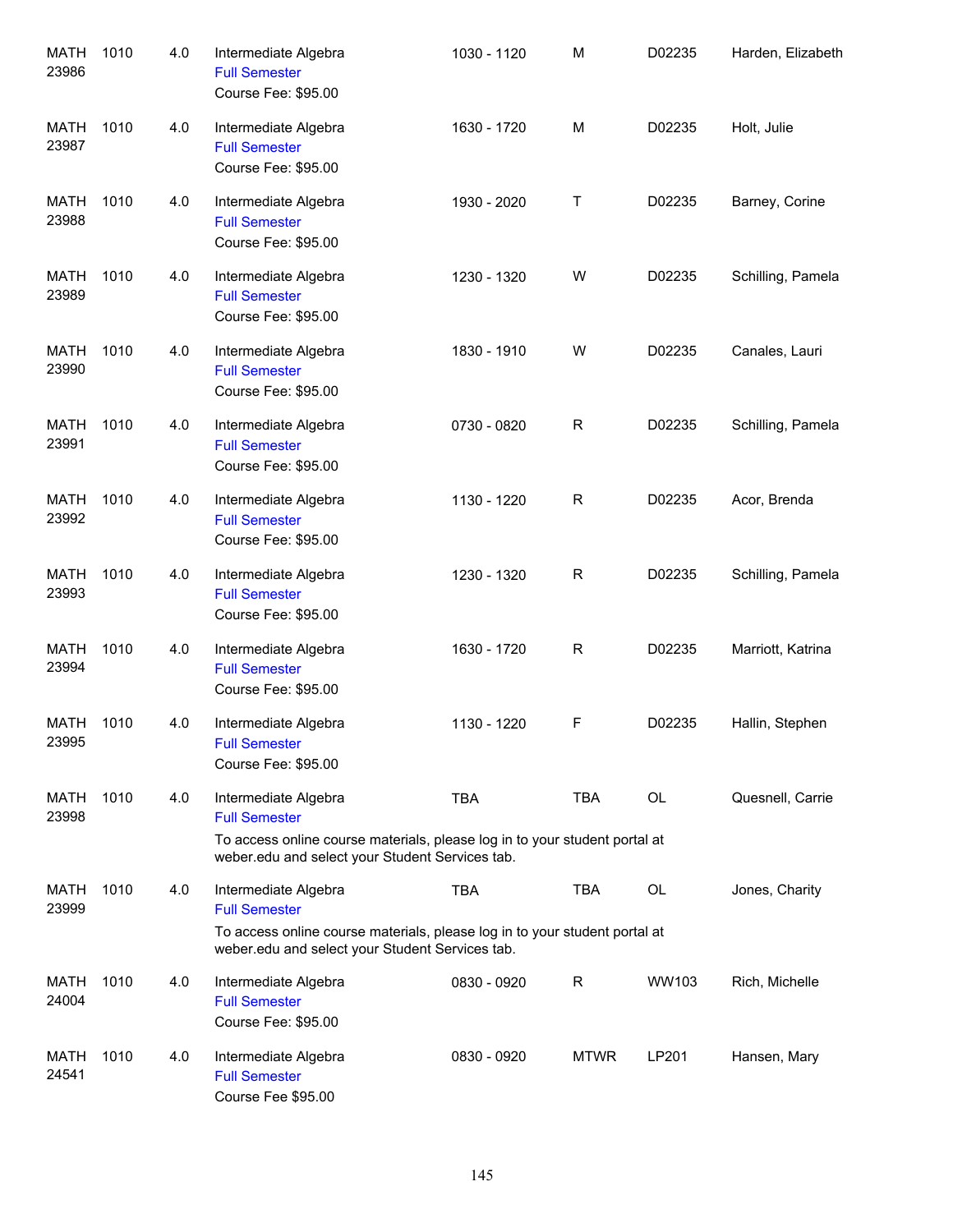| | | | | | | | |
|---|---|---|---|---|---|---|---|
| MATH 23986 | 1010 | 4.0 | Intermediate Algebra<br>Full Semester<br>Course Fee: $95.00 | 1030 - 1120 | M | D02235 | Harden, Elizabeth |
| MATH 23987 | 1010 | 4.0 | Intermediate Algebra<br>Full Semester<br>Course Fee: $95.00 | 1630 - 1720 | M | D02235 | Holt, Julie |
| MATH 23988 | 1010 | 4.0 | Intermediate Algebra<br>Full Semester<br>Course Fee: $95.00 | 1930 - 2020 | T | D02235 | Barney, Corine |
| MATH 23989 | 1010 | 4.0 | Intermediate Algebra<br>Full Semester<br>Course Fee: $95.00 | 1230 - 1320 | W | D02235 | Schilling, Pamela |
| MATH 23990 | 1010 | 4.0 | Intermediate Algebra<br>Full Semester<br>Course Fee: $95.00 | 1830 - 1910 | W | D02235 | Canales, Lauri |
| MATH 23991 | 1010 | 4.0 | Intermediate Algebra<br>Full Semester<br>Course Fee: $95.00 | 0730 - 0820 | R | D02235 | Schilling, Pamela |
| MATH 23992 | 1010 | 4.0 | Intermediate Algebra<br>Full Semester<br>Course Fee: $95.00 | 1130 - 1220 | R | D02235 | Acor, Brenda |
| MATH 23993 | 1010 | 4.0 | Intermediate Algebra<br>Full Semester<br>Course Fee: $95.00 | 1230 - 1320 | R | D02235 | Schilling, Pamela |
| MATH 23994 | 1010 | 4.0 | Intermediate Algebra<br>Full Semester<br>Course Fee: $95.00 | 1630 - 1720 | R | D02235 | Marriott, Katrina |
| MATH 23995 | 1010 | 4.0 | Intermediate Algebra<br>Full Semester<br>Course Fee: $95.00 | 1130 - 1220 | F | D02235 | Hallin, Stephen |
| MATH 23998 | 1010 | 4.0 | Intermediate Algebra<br>Full Semester<br>To access online course materials, please log in to your student portal at weber.edu and select your Student Services tab. | TBA | TBA | OL | Quesnell, Carrie |
| MATH 23999 | 1010 | 4.0 | Intermediate Algebra<br>Full Semester<br>To access online course materials, please log in to your student portal at weber.edu and select your Student Services tab. | TBA | TBA | OL | Jones, Charity |
| MATH 24004 | 1010 | 4.0 | Intermediate Algebra<br>Full Semester<br>Course Fee: $95.00 | 0830 - 0920 | R | WW103 | Rich, Michelle |
| MATH 24541 | 1010 | 4.0 | Intermediate Algebra<br>Full Semester<br>Course Fee $95.00 | 0830 - 0920 | MTWR | LP201 | Hansen, Mary |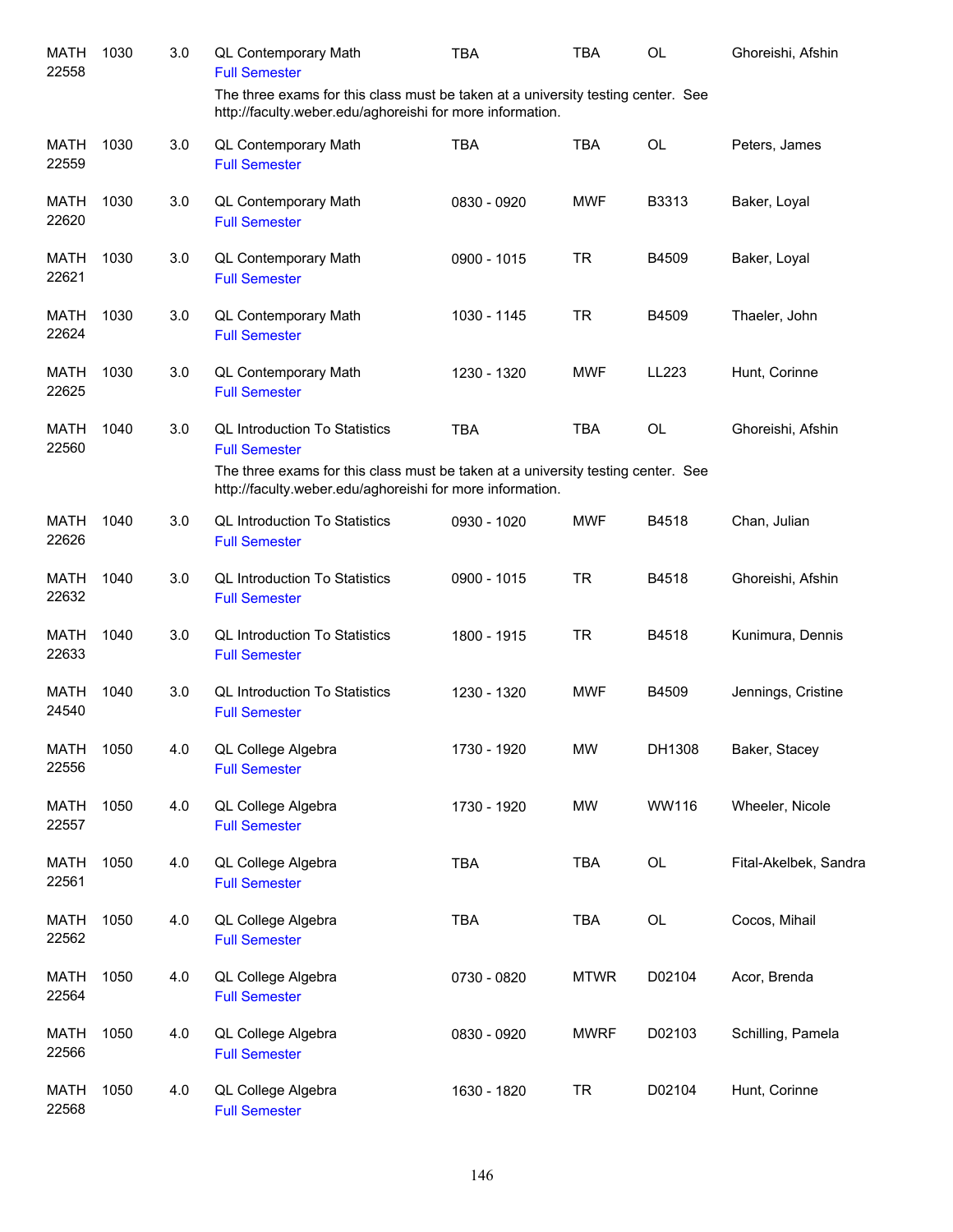| | | | | | | | |
|---|---|---|---|---|---|---|---|
| MATH 22558 | 1030 | 3.0 | QL Contemporary Math<br>Full Semester | TBA | TBA | OL | Ghoreishi, Afshin |
| | | | The three exams for this class must be taken at a university testing center. See http://faculty.weber.edu/aghoreishi for more information. | | | | |
| MATH 22559 | 1030 | 3.0 | QL Contemporary Math<br>Full Semester | TBA | TBA | OL | Peters, James |
| MATH 22620 | 1030 | 3.0 | QL Contemporary Math<br>Full Semester | 0830 - 0920 | MWF | B3313 | Baker, Loyal |
| MATH 22621 | 1030 | 3.0 | QL Contemporary Math<br>Full Semester | 0900 - 1015 | TR | B4509 | Baker, Loyal |
| MATH 22624 | 1030 | 3.0 | QL Contemporary Math<br>Full Semester | 1030 - 1145 | TR | B4509 | Thaeler, John |
| MATH 22625 | 1030 | 3.0 | QL Contemporary Math<br>Full Semester | 1230 - 1320 | MWF | LL223 | Hunt, Corinne |
| MATH 22560 | 1040 | 3.0 | QL Introduction To Statistics<br>Full Semester | TBA | TBA | OL | Ghoreishi, Afshin |
| | | | The three exams for this class must be taken at a university testing center. See http://faculty.weber.edu/aghoreishi for more information. | | | | |
| MATH 22626 | 1040 | 3.0 | QL Introduction To Statistics<br>Full Semester | 0930 - 1020 | MWF | B4518 | Chan, Julian |
| MATH 22632 | 1040 | 3.0 | QL Introduction To Statistics<br>Full Semester | 0900 - 1015 | TR | B4518 | Ghoreishi, Afshin |
| MATH 22633 | 1040 | 3.0 | QL Introduction To Statistics<br>Full Semester | 1800 - 1915 | TR | B4518 | Kunimura, Dennis |
| MATH 24540 | 1040 | 3.0 | QL Introduction To Statistics<br>Full Semester | 1230 - 1320 | MWF | B4509 | Jennings, Cristine |
| MATH 22556 | 1050 | 4.0 | QL College Algebra<br>Full Semester | 1730 - 1920 | MW | DH1308 | Baker, Stacey |
| MATH 22557 | 1050 | 4.0 | QL College Algebra<br>Full Semester | 1730 - 1920 | MW | WW116 | Wheeler, Nicole |
| MATH 22561 | 1050 | 4.0 | QL College Algebra<br>Full Semester | TBA | TBA | OL | Fital-Akelbek, Sandra |
| MATH 22562 | 1050 | 4.0 | QL College Algebra<br>Full Semester | TBA | TBA | OL | Cocos, Mihail |
| MATH 22564 | 1050 | 4.0 | QL College Algebra<br>Full Semester | 0730 - 0820 | MTWR | D02104 | Acor, Brenda |
| MATH 22566 | 1050 | 4.0 | QL College Algebra<br>Full Semester | 0830 - 0920 | MWRF | D02103 | Schilling, Pamela |
| MATH 22568 | 1050 | 4.0 | QL College Algebra<br>Full Semester | 1630 - 1820 | TR | D02104 | Hunt, Corinne |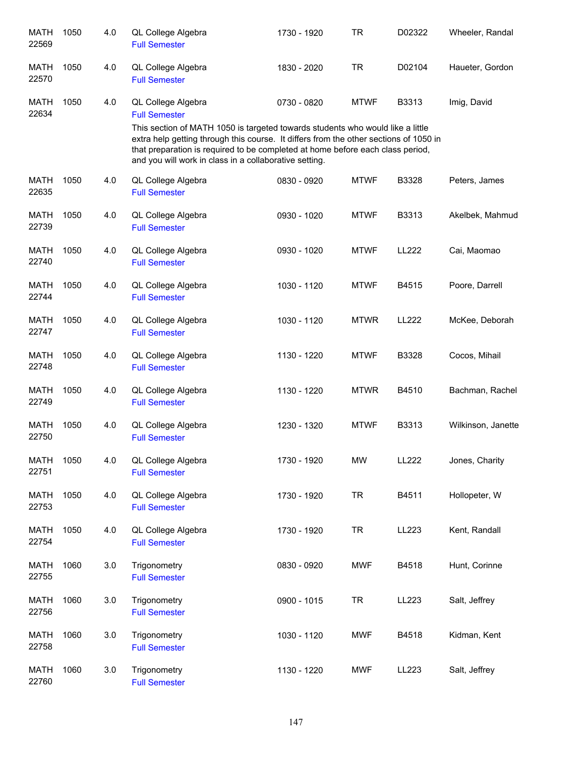| Subject / CRN | Course | Credits | Title | Time | Days | Room | Instructor |
|---|---|---|---|---|---|---|---|
| MATH 22569 | 1050 | 4.0 | QL College Algebra<br>Full Semester | 1730 - 1920 | TR | D02322 | Wheeler, Randal |
| MATH 22570 | 1050 | 4.0 | QL College Algebra<br>Full Semester | 1830 - 2020 | TR | D02104 | Haueter, Gordon |
| MATH 22634 | 1050 | 4.0 | QL College Algebra<br>Full Semester<br>This section of MATH 1050 is targeted towards students who would like a little extra help getting through this course. It differs from the other sections of 1050 in that preparation is required to be completed at home before each class period, and you will work in class in a collaborative setting. | 0730 - 0820 | MTWF | B3313 | Imig, David |
| MATH 22635 | 1050 | 4.0 | QL College Algebra<br>Full Semester | 0830 - 0920 | MTWF | B3328 | Peters, James |
| MATH 22739 | 1050 | 4.0 | QL College Algebra<br>Full Semester | 0930 - 1020 | MTWF | B3313 | Akelbek, Mahmud |
| MATH 22740 | 1050 | 4.0 | QL College Algebra<br>Full Semester | 0930 - 1020 | MTWF | LL222 | Cai, Maomao |
| MATH 22744 | 1050 | 4.0 | QL College Algebra<br>Full Semester | 1030 - 1120 | MTWF | B4515 | Poore, Darrell |
| MATH 22747 | 1050 | 4.0 | QL College Algebra<br>Full Semester | 1030 - 1120 | MTWR | LL222 | McKee, Deborah |
| MATH 22748 | 1050 | 4.0 | QL College Algebra<br>Full Semester | 1130 - 1220 | MTWF | B3328 | Cocos, Mihail |
| MATH 22749 | 1050 | 4.0 | QL College Algebra<br>Full Semester | 1130 - 1220 | MTWR | B4510 | Bachman, Rachel |
| MATH 22750 | 1050 | 4.0 | QL College Algebra<br>Full Semester | 1230 - 1320 | MTWF | B3313 | Wilkinson, Janette |
| MATH 22751 | 1050 | 4.0 | QL College Algebra<br>Full Semester | 1730 - 1920 | MW | LL222 | Jones, Charity |
| MATH 22753 | 1050 | 4.0 | QL College Algebra<br>Full Semester | 1730 - 1920 | TR | B4511 | Hollopeter, W |
| MATH 22754 | 1050 | 4.0 | QL College Algebra<br>Full Semester | 1730 - 1920 | TR | LL223 | Kent, Randall |
| MATH 22755 | 1060 | 3.0 | Trigonometry<br>Full Semester | 0830 - 0920 | MWF | B4518 | Hunt, Corinne |
| MATH 22756 | 1060 | 3.0 | Trigonometry<br>Full Semester | 0900 - 1015 | TR | LL223 | Salt, Jeffrey |
| MATH 22758 | 1060 | 3.0 | Trigonometry<br>Full Semester | 1030 - 1120 | MWF | B4518 | Kidman, Kent |
| MATH 22760 | 1060 | 3.0 | Trigonometry<br>Full Semester | 1130 - 1220 | MWF | LL223 | Salt, Jeffrey |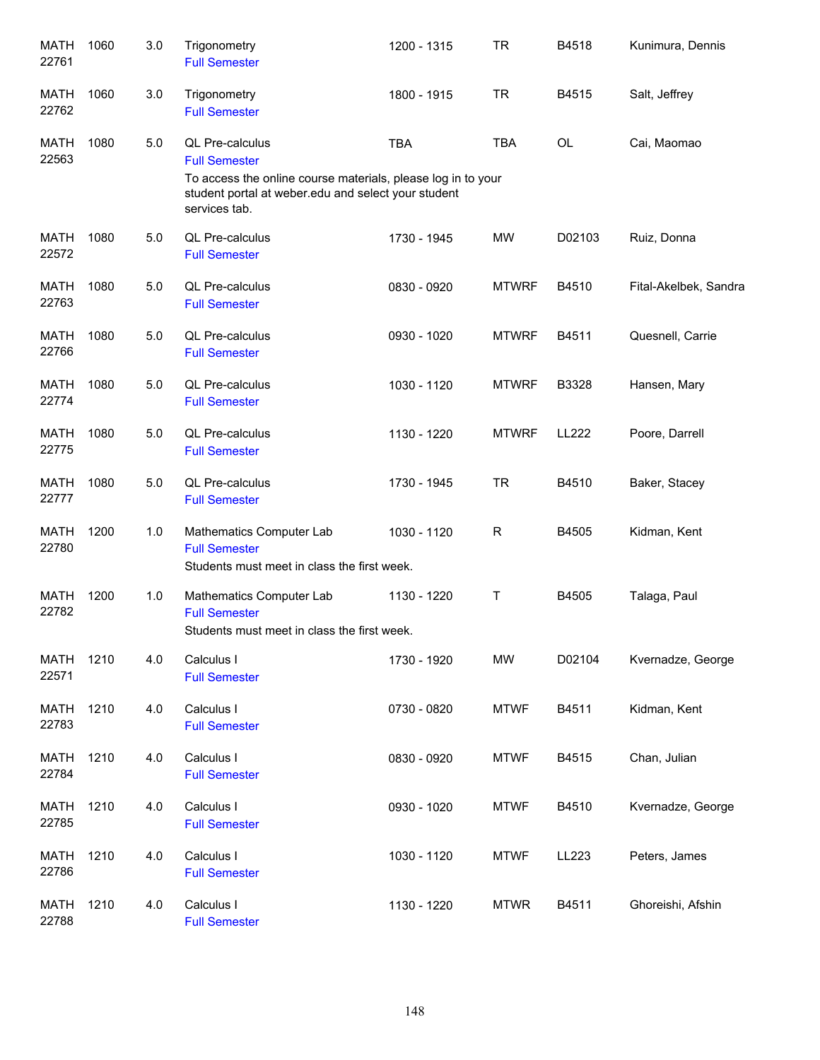| | | | | | | | |
|---|---|---|---|---|---|---|---|
| MATH 22761 | 1060 | 3.0 | Trigonometry<br>Full Semester | 1200 - 1315 | TR | B4518 | Kunimura, Dennis |
| MATH 22762 | 1060 | 3.0 | Trigonometry<br>Full Semester | 1800 - 1915 | TR | B4515 | Salt, Jeffrey |
| MATH 22563 | 1080 | 5.0 | QL Pre-calculus<br>Full Semester<br>To access the online course materials, please log in to your student portal at weber.edu and select your student services tab. | TBA | TBA | OL | Cai, Maomao |
| MATH 22572 | 1080 | 5.0 | QL Pre-calculus<br>Full Semester | 1730 - 1945 | MW | D02103 | Ruiz, Donna |
| MATH 22763 | 1080 | 5.0 | QL Pre-calculus<br>Full Semester | 0830 - 0920 | MTWRF | B4510 | Fital-Akelbek, Sandra |
| MATH 22766 | 1080 | 5.0 | QL Pre-calculus<br>Full Semester | 0930 - 1020 | MTWRF | B4511 | Quesnell, Carrie |
| MATH 22774 | 1080 | 5.0 | QL Pre-calculus<br>Full Semester | 1030 - 1120 | MTWRF | B3328 | Hansen, Mary |
| MATH 22775 | 1080 | 5.0 | QL Pre-calculus<br>Full Semester | 1130 - 1220 | MTWRF | LL222 | Poore, Darrell |
| MATH 22777 | 1080 | 5.0 | QL Pre-calculus<br>Full Semester | 1730 - 1945 | TR | B4510 | Baker, Stacey |
| MATH 22780 | 1200 | 1.0 | Mathematics Computer Lab<br>Full Semester<br>Students must meet in class the first week. | 1030 - 1120 | R | B4505 | Kidman, Kent |
| MATH 22782 | 1200 | 1.0 | Mathematics Computer Lab<br>Full Semester<br>Students must meet in class the first week. | 1130 - 1220 | T | B4505 | Talaga, Paul |
| MATH 22571 | 1210 | 4.0 | Calculus I<br>Full Semester | 1730 - 1920 | MW | D02104 | Kvernadze, George |
| MATH 22783 | 1210 | 4.0 | Calculus I<br>Full Semester | 0730 - 0820 | MTWF | B4511 | Kidman, Kent |
| MATH 22784 | 1210 | 4.0 | Calculus I<br>Full Semester | 0830 - 0920 | MTWF | B4515 | Chan, Julian |
| MATH 22785 | 1210 | 4.0 | Calculus I<br>Full Semester | 0930 - 1020 | MTWF | B4510 | Kvernadze, George |
| MATH 22786 | 1210 | 4.0 | Calculus I<br>Full Semester | 1030 - 1120 | MTWF | LL223 | Peters, James |
| MATH 22788 | 1210 | 4.0 | Calculus I<br>Full Semester | 1130 - 1220 | MTWR | B4511 | Ghoreishi, Afshin |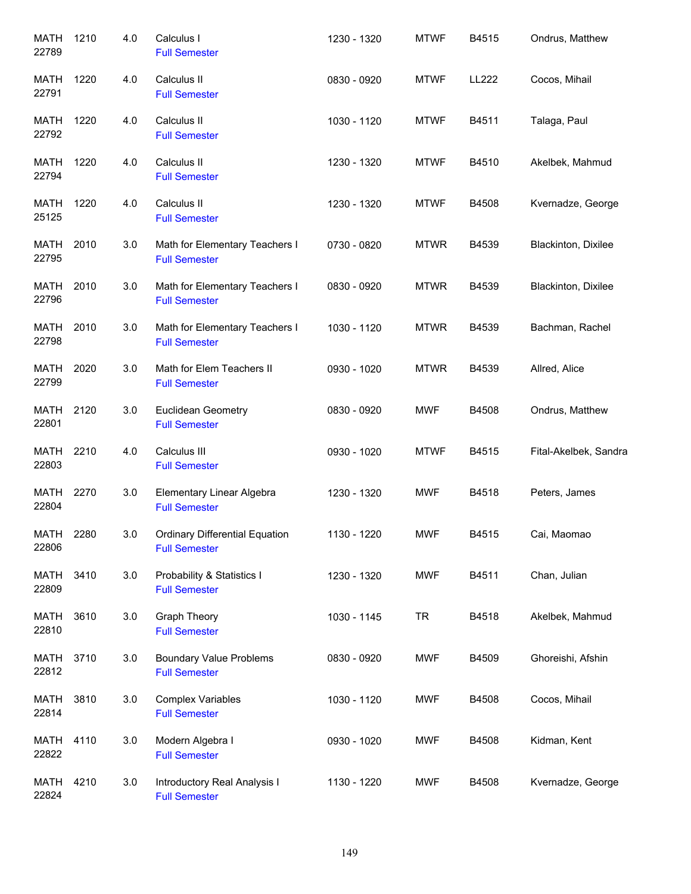| Subject / CRN | Course | Credits | Title | Time | Days | Room | Instructor |
|---|---|---|---|---|---|---|---|
| MATH 22789 | 1210 | 4.0 | Calculus I<br>Full Semester | 1230 - 1320 | MTWF | B4515 | Ondrus, Matthew |
| MATH 22791 | 1220 | 4.0 | Calculus II<br>Full Semester | 0830 - 0920 | MTWF | LL222 | Cocos, Mihail |
| MATH 22792 | 1220 | 4.0 | Calculus II<br>Full Semester | 1030 - 1120 | MTWF | B4511 | Talaga, Paul |
| MATH 22794 | 1220 | 4.0 | Calculus II<br>Full Semester | 1230 - 1320 | MTWF | B4510 | Akelbek, Mahmud |
| MATH 25125 | 1220 | 4.0 | Calculus II<br>Full Semester | 1230 - 1320 | MTWF | B4508 | Kvernadze, George |
| MATH 22795 | 2010 | 3.0 | Math for Elementary Teachers I<br>Full Semester | 0730 - 0820 | MTWR | B4539 | Blackinton, Dixilee |
| MATH 22796 | 2010 | 3.0 | Math for Elementary Teachers I<br>Full Semester | 0830 - 0920 | MTWR | B4539 | Blackinton, Dixilee |
| MATH 22798 | 2010 | 3.0 | Math for Elementary Teachers I<br>Full Semester | 1030 - 1120 | MTWR | B4539 | Bachman, Rachel |
| MATH 22799 | 2020 | 3.0 | Math for Elem Teachers II<br>Full Semester | 0930 - 1020 | MTWR | B4539 | Allred, Alice |
| MATH 22801 | 2120 | 3.0 | Euclidean Geometry<br>Full Semester | 0830 - 0920 | MWF | B4508 | Ondrus, Matthew |
| MATH 22803 | 2210 | 4.0 | Calculus III<br>Full Semester | 0930 - 1020 | MTWF | B4515 | Fital-Akelbek, Sandra |
| MATH 22804 | 2270 | 3.0 | Elementary Linear Algebra<br>Full Semester | 1230 - 1320 | MWF | B4518 | Peters, James |
| MATH 22806 | 2280 | 3.0 | Ordinary Differential Equation<br>Full Semester | 1130 - 1220 | MWF | B4515 | Cai, Maomao |
| MATH 22809 | 3410 | 3.0 | Probability & Statistics I<br>Full Semester | 1230 - 1320 | MWF | B4511 | Chan, Julian |
| MATH 22810 | 3610 | 3.0 | Graph Theory<br>Full Semester | 1030 - 1145 | TR | B4518 | Akelbek, Mahmud |
| MATH 22812 | 3710 | 3.0 | Boundary Value Problems<br>Full Semester | 0830 - 0920 | MWF | B4509 | Ghoreishi, Afshin |
| MATH 22814 | 3810 | 3.0 | Complex Variables<br>Full Semester | 1030 - 1120 | MWF | B4508 | Cocos, Mihail |
| MATH 22822 | 4110 | 3.0 | Modern Algebra I<br>Full Semester | 0930 - 1020 | MWF | B4508 | Kidman, Kent |
| MATH 22824 | 4210 | 3.0 | Introductory Real Analysis I<br>Full Semester | 1130 - 1220 | MWF | B4508 | Kvernadze, George |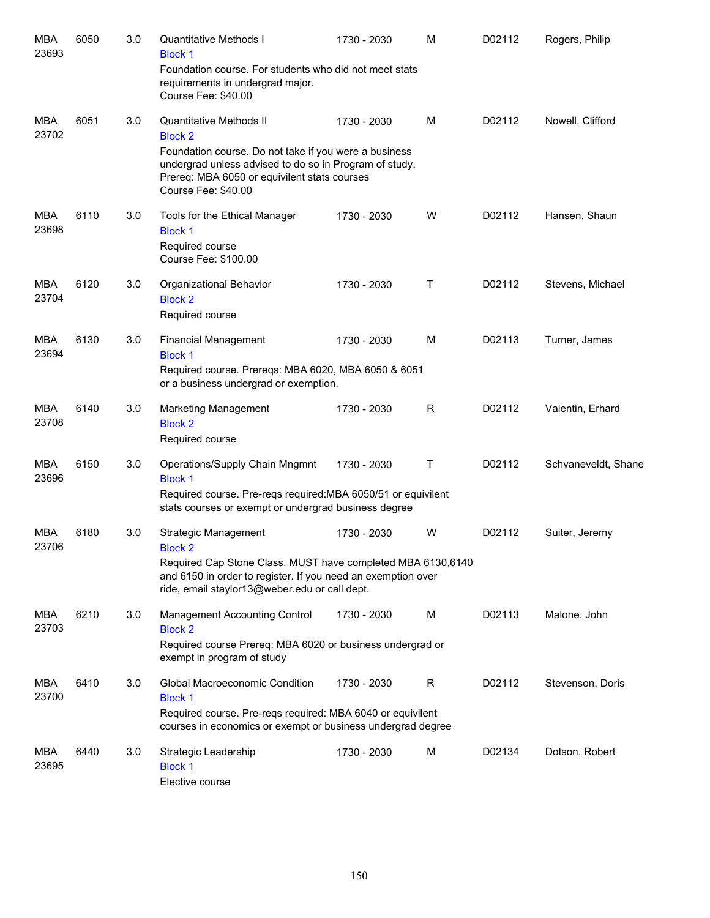| | | | | | | | |
|---|---|---|---|---|---|---|---|
| MBA 23693 | 6050 | 3.0 | Quantitative Methods I<br>Block 1<br>Foundation course. For students who did not meet stats requirements in undergrad major.<br>Course Fee: $40.00 | 1730 - 2030 | M | D02112 | Rogers, Philip |
| MBA 23702 | 6051 | 3.0 | Quantitative Methods II<br>Block 2<br>Foundation course. Do not take if you were a business undergrad unless advised to do so in Program of study. Prereq: MBA 6050 or equivilent stats courses<br>Course Fee: $40.00 | 1730 - 2030 | M | D02112 | Nowell, Clifford |
| MBA 23698 | 6110 | 3.0 | Tools for the Ethical Manager<br>Block 1<br>Required course<br>Course Fee: $100.00 | 1730 - 2030 | W | D02112 | Hansen, Shaun |
| MBA 23704 | 6120 | 3.0 | Organizational Behavior<br>Block 2<br>Required course | 1730 - 2030 | T | D02112 | Stevens, Michael |
| MBA 23694 | 6130 | 3.0 | Financial Management<br>Block 1<br>Required course. Prereqs: MBA 6020, MBA 6050 & 6051 or a business undergrad or exemption. | 1730 - 2030 | M | D02113 | Turner, James |
| MBA 23708 | 6140 | 3.0 | Marketing Management<br>Block 2<br>Required course | 1730 - 2030 | R | D02112 | Valentin, Erhard |
| MBA 23696 | 6150 | 3.0 | Operations/Supply Chain Mngmnt<br>Block 1<br>Required course. Pre-reqs required:MBA 6050/51 or equivilent stats courses or exempt or undergrad business degree | 1730 - 2030 | T | D02112 | Schvaneveldt, Shane |
| MBA 23706 | 6180 | 3.0 | Strategic Management<br>Block 2<br>Required Cap Stone Class. MUST have completed MBA 6130,6140 and 6150 in order to register. If you need an exemption over ride, email staylor13@weber.edu or call dept. | 1730 - 2030 | W | D02112 | Suiter, Jeremy |
| MBA 23703 | 6210 | 3.0 | Management Accounting Control<br>Block 2<br>Required course Prereq: MBA 6020 or business undergrad or exempt in program of study | 1730 - 2030 | M | D02113 | Malone, John |
| MBA 23700 | 6410 | 3.0 | Global Macroeconomic Condition<br>Block 1<br>Required course. Pre-reqs required: MBA 6040 or equivilent courses in economics or exempt or business undergrad degree | 1730 - 2030 | R | D02112 | Stevenson, Doris |
| MBA 23695 | 6440 | 3.0 | Strategic Leadership<br>Block 1<br>Elective course | 1730 - 2030 | M | D02134 | Dotson, Robert |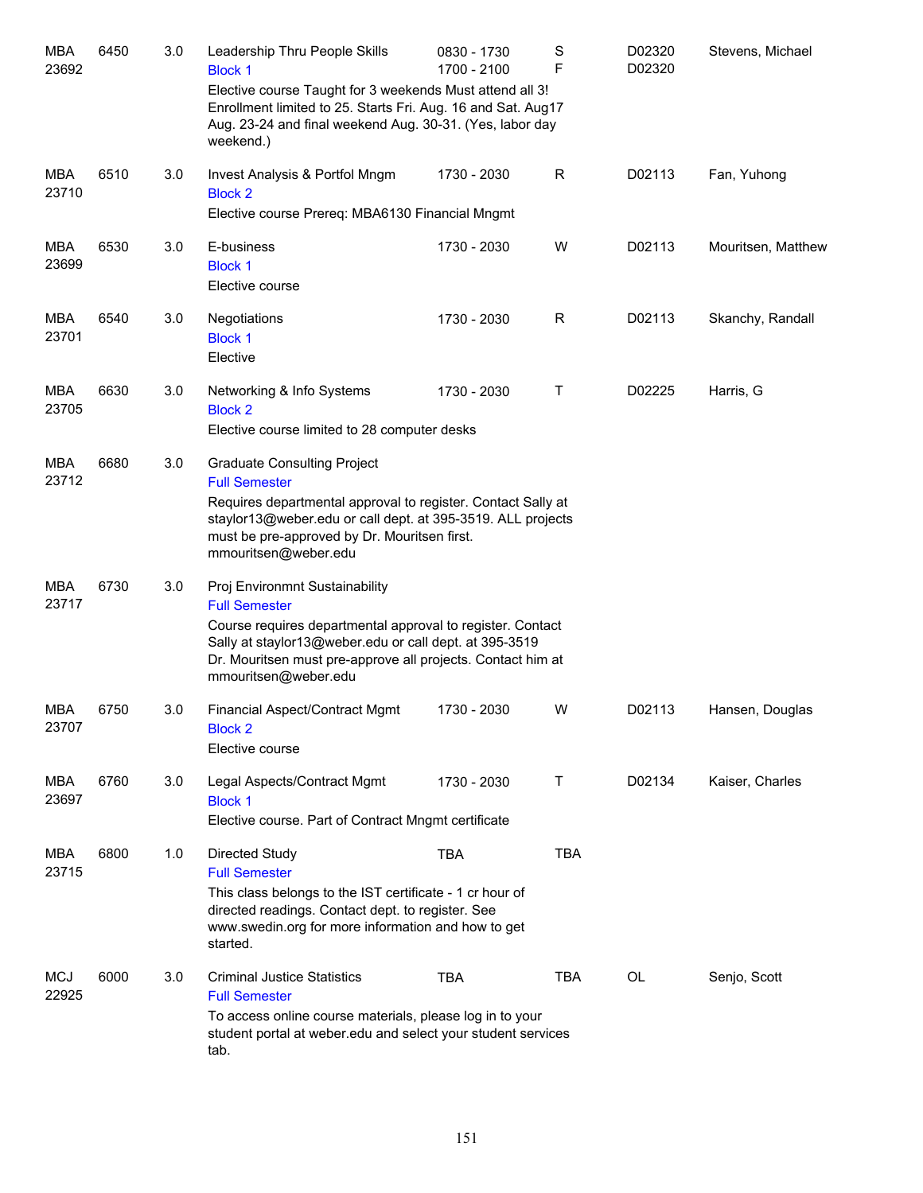| Subject / CRN | Course | Credits | Title / Block / Notes | Time | Days | Room | Instructor |
|---|---|---|---|---|---|---|---|
| MBA 23692 | 6450 | 3.0 | Leadership Thru People Skills<br>Block 1<br>Elective course Taught for 3 weekends Must attend all 3! Enrollment limited to 25. Starts Fri. Aug. 16 and Sat. Aug17 Aug. 23-24 and final weekend Aug. 30-31. (Yes, labor day weekend.) | 0830 - 1730<br>1700 - 2100 | S<br>F | D02320<br>D02320 | Stevens, Michael |
| MBA 23710 | 6510 | 3.0 | Invest Analysis & Portfol Mngm<br>Block 2<br>Elective course Prereq: MBA6130 Financial Mngmt | 1730 - 2030 | R | D02113 | Fan, Yuhong |
| MBA 23699 | 6530 | 3.0 | E-business<br>Block 1<br>Elective course | 1730 - 2030 | W | D02113 | Mouritsen, Matthew |
| MBA 23701 | 6540 | 3.0 | Negotiations<br>Block 1<br>Elective | 1730 - 2030 | R | D02113 | Skanchy, Randall |
| MBA 23705 | 6630 | 3.0 | Networking & Info Systems<br>Block 2<br>Elective course limited to 28 computer desks | 1730 - 2030 | T | D02225 | Harris, G |
| MBA 23712 | 6680 | 3.0 | Graduate Consulting Project<br>Full Semester<br>Requires departmental approval to register. Contact Sally at staylor13@weber.edu or call dept. at 395-3519. ALL projects must be pre-approved by Dr. Mouritsen first. mmouritsen@weber.edu | | | | |
| MBA 23717 | 6730 | 3.0 | Proj Environmnt Sustainability<br>Full Semester<br>Course requires departmental approval to register. Contact Sally at staylor13@weber.edu or call dept. at 395-3519 Dr. Mouritsen must pre-approve all projects. Contact him at mmouritsen@weber.edu | | | | |
| MBA 23707 | 6750 | 3.0 | Financial Aspect/Contract Mgmt<br>Block 2<br>Elective course | 1730 - 2030 | W | D02113 | Hansen, Douglas |
| MBA 23697 | 6760 | 3.0 | Legal Aspects/Contract Mgmt<br>Block 1<br>Elective course. Part of Contract Mngmt certificate | 1730 - 2030 | T | D02134 | Kaiser, Charles |
| MBA 23715 | 6800 | 1.0 | Directed Study<br>Full Semester<br>This class belongs to the IST certificate - 1 cr hour of directed readings. Contact dept. to register. See www.swedin.org for more information and how to get started. | TBA | TBA | | |
| MCJ 22925 | 6000 | 3.0 | Criminal Justice Statistics<br>Full Semester<br>To access online course materials, please log in to your student portal at weber.edu and select your student services tab. | TBA | TBA | OL | Senjo, Scott |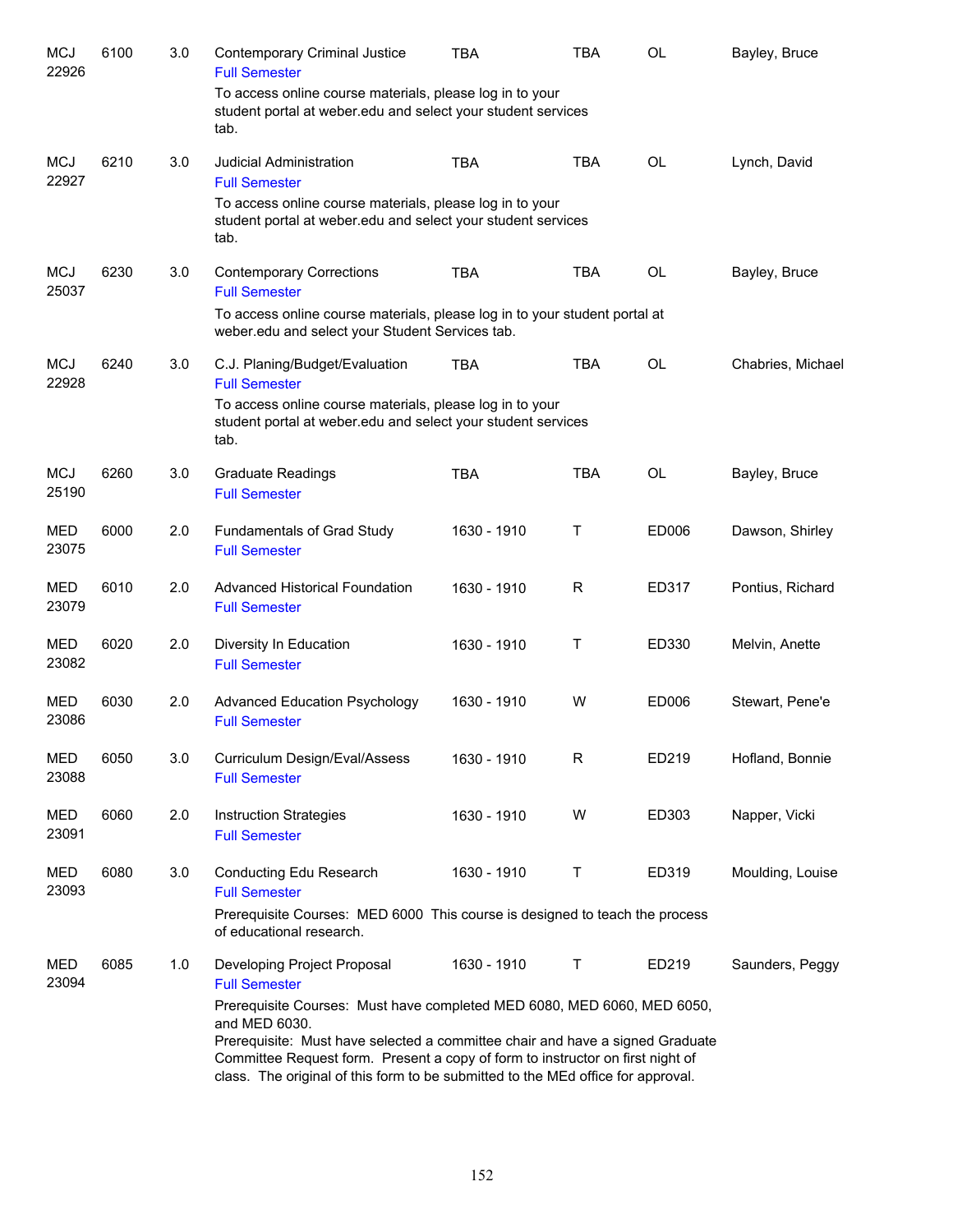| | | | | | | | |
|---|---|---|---|---|---|---|---|
| MCJ 22926 | 6100 | 3.0 | Contemporary Criminal Justice<br>Full Semester<br>To access online course materials, please log in to your student portal at weber.edu and select your student services tab. | TBA | TBA | OL | Bayley, Bruce |
| MCJ 22927 | 6210 | 3.0 | Judicial Administration<br>Full Semester<br>To access online course materials, please log in to your student portal at weber.edu and select your student services tab. | TBA | TBA | OL | Lynch, David |
| MCJ 25037 | 6230 | 3.0 | Contemporary Corrections<br>Full Semester<br>To access online course materials, please log in to your student portal at weber.edu and select your Student Services tab. | TBA | TBA | OL | Bayley, Bruce |
| MCJ 22928 | 6240 | 3.0 | C.J. Planing/Budget/Evaluation<br>Full Semester<br>To access online course materials, please log in to your student portal at weber.edu and select your student services tab. | TBA | TBA | OL | Chabries, Michael |
| MCJ 25190 | 6260 | 3.0 | Graduate Readings<br>Full Semester | TBA | TBA | OL | Bayley, Bruce |
| MED 23075 | 6000 | 2.0 | Fundamentals of Grad Study<br>Full Semester | 1630 - 1910 | T | ED006 | Dawson, Shirley |
| MED 23079 | 6010 | 2.0 | Advanced Historical Foundation<br>Full Semester | 1630 - 1910 | R | ED317 | Pontius, Richard |
| MED 23082 | 6020 | 2.0 | Diversity In Education<br>Full Semester | 1630 - 1910 | T | ED330 | Melvin, Anette |
| MED 23086 | 6030 | 2.0 | Advanced Education Psychology<br>Full Semester | 1630 - 1910 | W | ED006 | Stewart, Pene'e |
| MED 23088 | 6050 | 3.0 | Curriculum Design/Eval/Assess<br>Full Semester | 1630 - 1910 | R | ED219 | Hofland, Bonnie |
| MED 23091 | 6060 | 2.0 | Instruction Strategies<br>Full Semester | 1630 - 1910 | W | ED303 | Napper, Vicki |
| MED 23093 | 6080 | 3.0 | Conducting Edu Research<br>Full Semester<br>Prerequisite Courses: MED 6000 This course is designed to teach the process of educational research. | 1630 - 1910 | T | ED319 | Moulding, Louise |
| MED 23094 | 6085 | 1.0 | Developing Project Proposal<br>Full Semester<br>Prerequisite Courses: Must have completed MED 6080, MED 6060, MED 6050, and MED 6030.<br>Prerequisite: Must have selected a committee chair and have a signed Graduate Committee Request form. Present a copy of form to instructor on first night of class. The original of this form to be submitted to the MEd office for approval. | 1630 - 1910 | T | ED219 | Saunders, Peggy |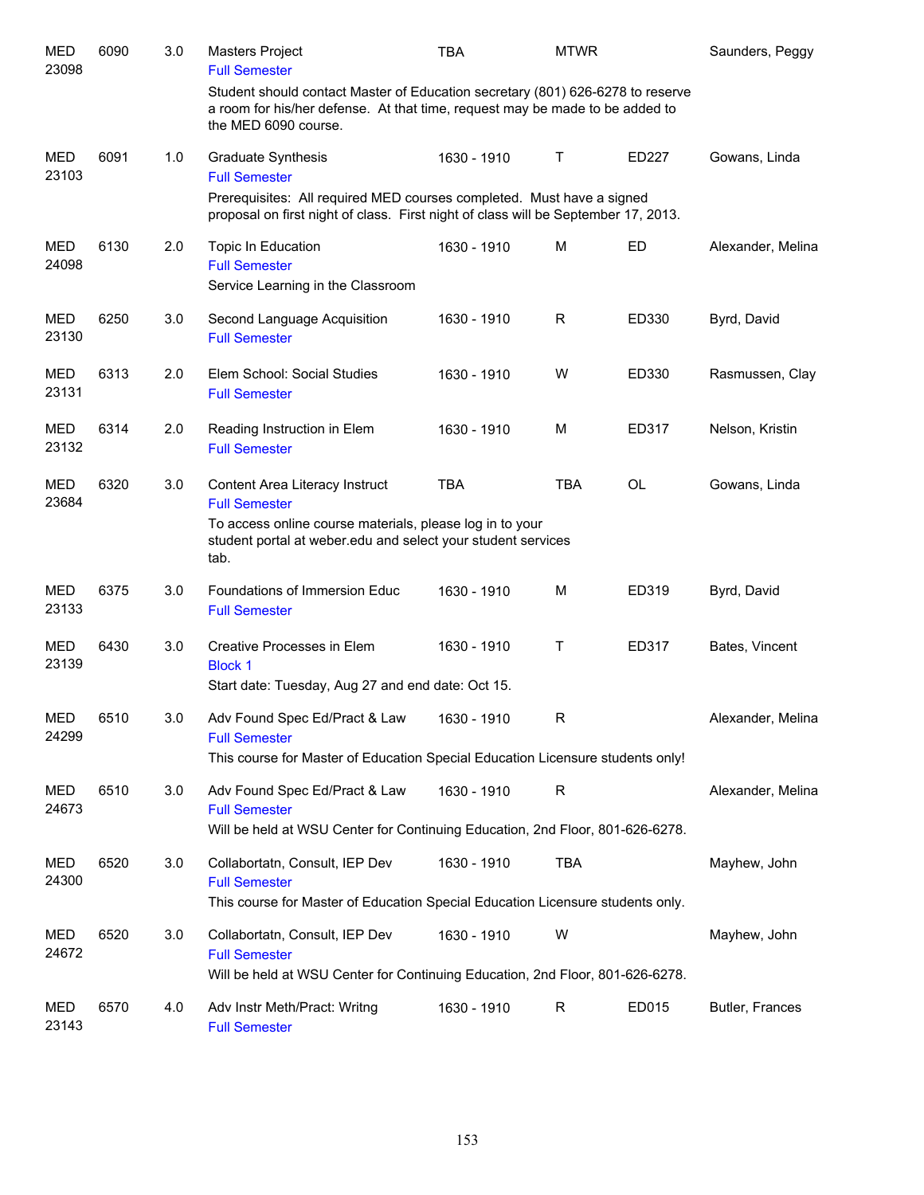| Subject / CRN | Course | Credits | Title | Time | Days | Room | Instructor |
|---|---|---|---|---|---|---|---|
| MED 23098 | 6090 | 3.0 | Masters Project<br>Full Semester<br>Student should contact Master of Education secretary (801) 626-6278 to reserve a room for his/her defense. At that time, request may be made to be added to the MED 6090 course. | TBA | MTWR | | Saunders, Peggy |
| MED 23103 | 6091 | 1.0 | Graduate Synthesis<br>Full Semester<br>Prerequisites: All required MED courses completed. Must have a signed proposal on first night of class. First night of class will be September 17, 2013. | 1630 - 1910 | T | ED227 | Gowans, Linda |
| MED 24098 | 6130 | 2.0 | Topic In Education<br>Full Semester<br>Service Learning in the Classroom | 1630 - 1910 | M | ED | Alexander, Melina |
| MED 23130 | 6250 | 3.0 | Second Language Acquisition<br>Full Semester | 1630 - 1910 | R | ED330 | Byrd, David |
| MED 23131 | 6313 | 2.0 | Elem School: Social Studies<br>Full Semester | 1630 - 1910 | W | ED330 | Rasmussen, Clay |
| MED 23132 | 6314 | 2.0 | Reading Instruction in Elem<br>Full Semester | 1630 - 1910 | M | ED317 | Nelson, Kristin |
| MED 23684 | 6320 | 3.0 | Content Area Literacy Instruct<br>Full Semester<br>To access online course materials, please log in to your student portal at weber.edu and select your student services tab. | TBA | TBA | OL | Gowans, Linda |
| MED 23133 | 6375 | 3.0 | Foundations of Immersion Educ<br>Full Semester | 1630 - 1910 | M | ED319 | Byrd, David |
| MED 23139 | 6430 | 3.0 | Creative Processes in Elem<br>Block 1<br>Start date: Tuesday, Aug 27 and end date: Oct 15. | 1630 - 1910 | T | ED317 | Bates, Vincent |
| MED 24299 | 6510 | 3.0 | Adv Found Spec Ed/Pract & Law<br>Full Semester<br>This course for Master of Education Special Education Licensure students only! | 1630 - 1910 | R | | Alexander, Melina |
| MED 24673 | 6510 | 3.0 | Adv Found Spec Ed/Pract & Law<br>Full Semester<br>Will be held at WSU Center for Continuing Education, 2nd Floor, 801-626-6278. | 1630 - 1910 | R | | Alexander, Melina |
| MED 24300 | 6520 | 3.0 | Collabortatn, Consult, IEP Dev<br>Full Semester<br>This course for Master of Education Special Education Licensure students only. | 1630 - 1910 | TBA | | Mayhew, John |
| MED 24672 | 6520 | 3.0 | Collabortatn, Consult, IEP Dev<br>Full Semester<br>Will be held at WSU Center for Continuing Education, 2nd Floor, 801-626-6278. | 1630 - 1910 | W | | Mayhew, John |
| MED 23143 | 6570 | 4.0 | Adv Instr Meth/Pract: Writng<br>Full Semester | 1630 - 1910 | R | ED015 | Butler, Frances |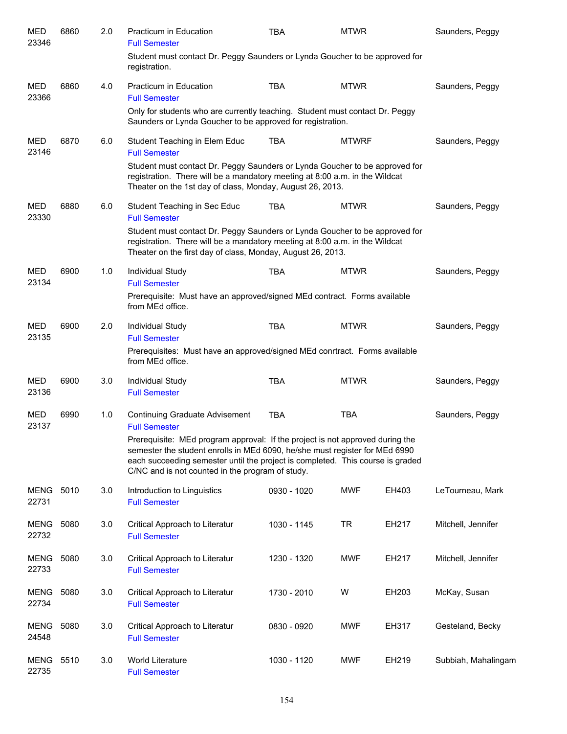| Subject / CRN | Course | Credits | Title | Time | Days | Room | Instructor |
|---|---|---|---|---|---|---|---|
| MED 23346 | 6860 | 2.0 | Practicum in Education<br>Full Semester<br>Student must contact Dr. Peggy Saunders or Lynda Goucher to be approved for registration. | TBA | MTWR | | Saunders, Peggy |
| MED 23366 | 6860 | 4.0 | Practicum in Education<br>Full Semester<br>Only for students who are currently teaching. Student must contact Dr. Peggy Saunders or Lynda Goucher to be approved for registration. | TBA | MTWR | | Saunders, Peggy |
| MED 23146 | 6870 | 6.0 | Student Teaching in Elem Educ<br>Full Semester<br>Student must contact Dr. Peggy Saunders or Lynda Goucher to be approved for registration. There will be a mandatory meeting at 8:00 a.m. in the Wildcat Theater on the 1st day of class, Monday, August 26, 2013. | TBA | MTWRF | | Saunders, Peggy |
| MED 23330 | 6880 | 6.0 | Student Teaching in Sec Educ<br>Full Semester<br>Student must contact Dr. Peggy Saunders or Lynda Goucher to be approved for registration. There will be a mandatory meeting at 8:00 a.m. in the Wildcat Theater on the first day of class, Monday, August 26, 2013. | TBA | MTWR | | Saunders, Peggy |
| MED 23134 | 6900 | 1.0 | Individual Study<br>Full Semester<br>Prerequisite: Must have an approved/signed MEd contract. Forms available from MEd office. | TBA | MTWR | | Saunders, Peggy |
| MED 23135 | 6900 | 2.0 | Individual Study<br>Full Semester<br>Prerequisites: Must have an approved/signed MEd conrtract. Forms available from MEd office. | TBA | MTWR | | Saunders, Peggy |
| MED 23136 | 6900 | 3.0 | Individual Study<br>Full Semester | TBA | MTWR | | Saunders, Peggy |
| MED 23137 | 6990 | 1.0 | Continuing Graduate Advisement<br>Full Semester<br>Prerequisite: MEd program approval: If the project is not approved during the semester the student enrolls in MEd 6090, he/she must register for MEd 6990 each succeeding semester until the project is completed. This course is graded C/NC and is not counted in the program of study. | TBA | TBA | | Saunders, Peggy |
| MENG 22731 | 5010 | 3.0 | Introduction to Linguistics<br>Full Semester | 0930 - 1020 | MWF | EH403 | LeTourneau, Mark |
| MENG 22732 | 5080 | 3.0 | Critical Approach to Literatur<br>Full Semester | 1030 - 1145 | TR | EH217 | Mitchell, Jennifer |
| MENG 22733 | 5080 | 3.0 | Critical Approach to Literatur<br>Full Semester | 1230 - 1320 | MWF | EH217 | Mitchell, Jennifer |
| MENG 22734 | 5080 | 3.0 | Critical Approach to Literatur<br>Full Semester | 1730 - 2010 | W | EH203 | McKay, Susan |
| MENG 24548 | 5080 | 3.0 | Critical Approach to Literatur<br>Full Semester | 0830 - 0920 | MWF | EH317 | Gesteland, Becky |
| MENG 22735 | 5510 | 3.0 | World Literature<br>Full Semester | 1030 - 1120 | MWF | EH219 | Subbiah, Mahalingam |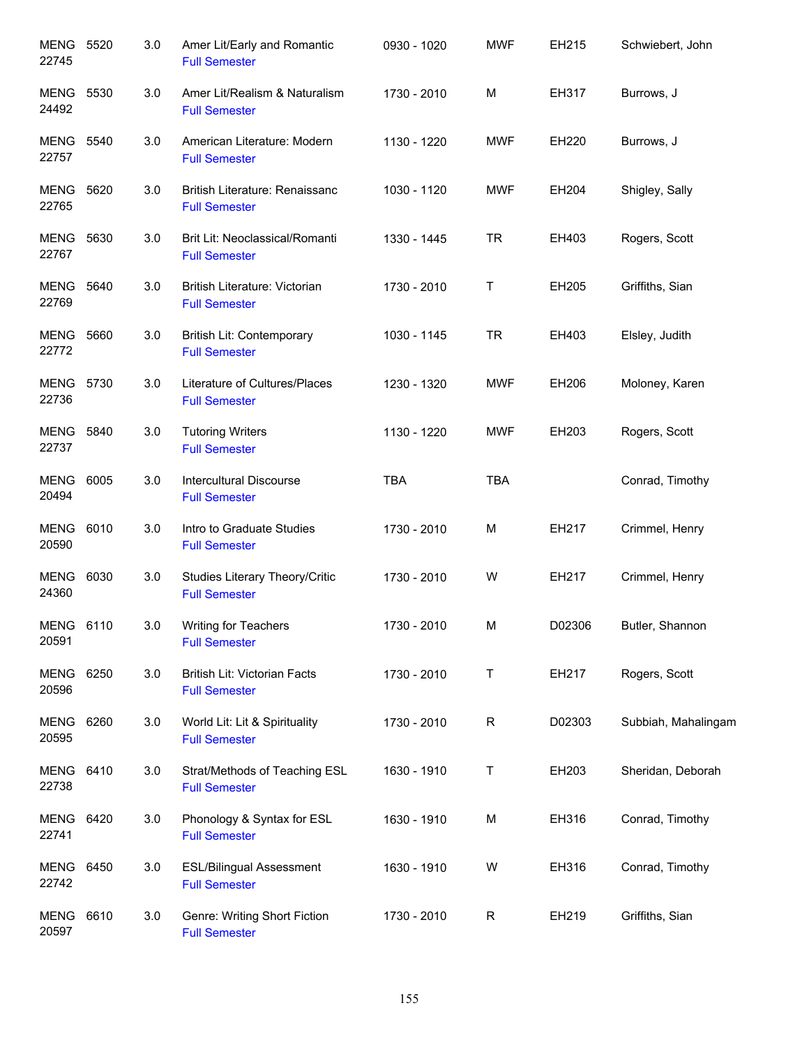| | | | | | | | |
|---|---|---|---|---|---|---|---|
| MENG 22745 | 5520 | 3.0 | Amer Lit/Early and Romantic<br>Full Semester | 0930 - 1020 | MWF | EH215 | Schwiebert, John |
| MENG 24492 | 5530 | 3.0 | Amer Lit/Realism & Naturalism<br>Full Semester | 1730 - 2010 | M | EH317 | Burrows, J |
| MENG 22757 | 5540 | 3.0 | American Literature: Modern<br>Full Semester | 1130 - 1220 | MWF | EH220 | Burrows, J |
| MENG 22765 | 5620 | 3.0 | British Literature: Renaissanc<br>Full Semester | 1030 - 1120 | MWF | EH204 | Shigley, Sally |
| MENG 22767 | 5630 | 3.0 | Brit Lit: Neoclassical/Romanti<br>Full Semester | 1330 - 1445 | TR | EH403 | Rogers, Scott |
| MENG 22769 | 5640 | 3.0 | British Literature: Victorian<br>Full Semester | 1730 - 2010 | T | EH205 | Griffiths, Sian |
| MENG 22772 | 5660 | 3.0 | British Lit: Contemporary<br>Full Semester | 1030 - 1145 | TR | EH403 | Elsley, Judith |
| MENG 22736 | 5730 | 3.0 | Literature of Cultures/Places<br>Full Semester | 1230 - 1320 | MWF | EH206 | Moloney, Karen |
| MENG 22737 | 5840 | 3.0 | Tutoring Writers<br>Full Semester | 1130 - 1220 | MWF | EH203 | Rogers, Scott |
| MENG 20494 | 6005 | 3.0 | Intercultural Discourse<br>Full Semester | TBA | TBA | | Conrad, Timothy |
| MENG 20590 | 6010 | 3.0 | Intro to Graduate Studies<br>Full Semester | 1730 - 2010 | M | EH217 | Crimmel, Henry |
| MENG 24360 | 6030 | 3.0 | Studies Literary Theory/Critic<br>Full Semester | 1730 - 2010 | W | EH217 | Crimmel, Henry |
| MENG 20591 | 6110 | 3.0 | Writing for Teachers<br>Full Semester | 1730 - 2010 | M | D02306 | Butler, Shannon |
| MENG 20596 | 6250 | 3.0 | British Lit: Victorian Facts<br>Full Semester | 1730 - 2010 | T | EH217 | Rogers, Scott |
| MENG 20595 | 6260 | 3.0 | World Lit: Lit & Spirituality<br>Full Semester | 1730 - 2010 | R | D02303 | Subbiah, Mahalingam |
| MENG 22738 | 6410 | 3.0 | Strat/Methods of Teaching ESL<br>Full Semester | 1630 - 1910 | T | EH203 | Sheridan, Deborah |
| MENG 22741 | 6420 | 3.0 | Phonology & Syntax for ESL<br>Full Semester | 1630 - 1910 | M | EH316 | Conrad, Timothy |
| MENG 22742 | 6450 | 3.0 | ESL/Bilingual Assessment<br>Full Semester | 1630 - 1910 | W | EH316 | Conrad, Timothy |
| MENG 20597 | 6610 | 3.0 | Genre: Writing Short Fiction<br>Full Semester | 1730 - 2010 | R | EH219 | Griffiths, Sian |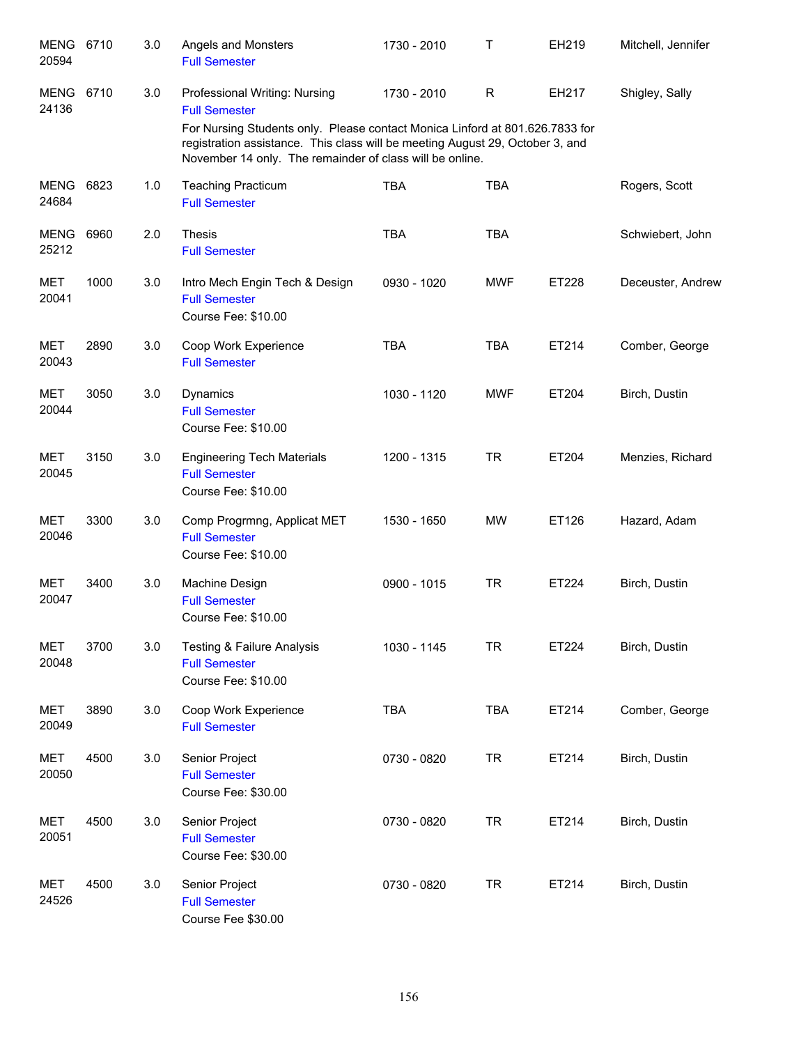| Course | Number | Credits | Title | Time | Days | Room | Instructor |
|---|---|---|---|---|---|---|---|
| MENG 20594 | 6710 | 3.0 | Angels and Monsters<br>Full Semester | 1730 - 2010 | T | EH219 | Mitchell, Jennifer |
| MENG 24136 | 6710 | 3.0 | Professional Writing: Nursing<br>Full Semester<br>For Nursing Students only. Please contact Monica Linford at 801.626.7833 for registration assistance. This class will be meeting August 29, October 3, and November 14 only. The remainder of class will be online. | 1730 - 2010 | R | EH217 | Shigley, Sally |
| MENG 24684 | 6823 | 1.0 | Teaching Practicum<br>Full Semester | TBA | TBA | | Rogers, Scott |
| MENG 25212 | 6960 | 2.0 | Thesis<br>Full Semester | TBA | TBA | | Schwiebert, John |
| MET 20041 | 1000 | 3.0 | Intro Mech Engin Tech & Design<br>Full Semester<br>Course Fee: $10.00 | 0930 - 1020 | MWF | ET228 | Deceuster, Andrew |
| MET 20043 | 2890 | 3.0 | Coop Work Experience<br>Full Semester | TBA | TBA | ET214 | Comber, George |
| MET 20044 | 3050 | 3.0 | Dynamics<br>Full Semester<br>Course Fee: $10.00 | 1030 - 1120 | MWF | ET204 | Birch, Dustin |
| MET 20045 | 3150 | 3.0 | Engineering Tech Materials<br>Full Semester<br>Course Fee: $10.00 | 1200 - 1315 | TR | ET204 | Menzies, Richard |
| MET 20046 | 3300 | 3.0 | Comp Progrmng, Applicat MET<br>Full Semester<br>Course Fee: $10.00 | 1530 - 1650 | MW | ET126 | Hazard, Adam |
| MET 20047 | 3400 | 3.0 | Machine Design<br>Full Semester<br>Course Fee: $10.00 | 0900 - 1015 | TR | ET224 | Birch, Dustin |
| MET 20048 | 3700 | 3.0 | Testing & Failure Analysis<br>Full Semester<br>Course Fee: $10.00 | 1030 - 1145 | TR | ET224 | Birch, Dustin |
| MET 20049 | 3890 | 3.0 | Coop Work Experience<br>Full Semester | TBA | TBA | ET214 | Comber, George |
| MET 20050 | 4500 | 3.0 | Senior Project<br>Full Semester<br>Course Fee: $30.00 | 0730 - 0820 | TR | ET214 | Birch, Dustin |
| MET 20051 | 4500 | 3.0 | Senior Project<br>Full Semester<br>Course Fee: $30.00 | 0730 - 0820 | TR | ET214 | Birch, Dustin |
| MET 24526 | 4500 | 3.0 | Senior Project<br>Full Semester<br>Course Fee $30.00 | 0730 - 0820 | TR | ET214 | Birch, Dustin |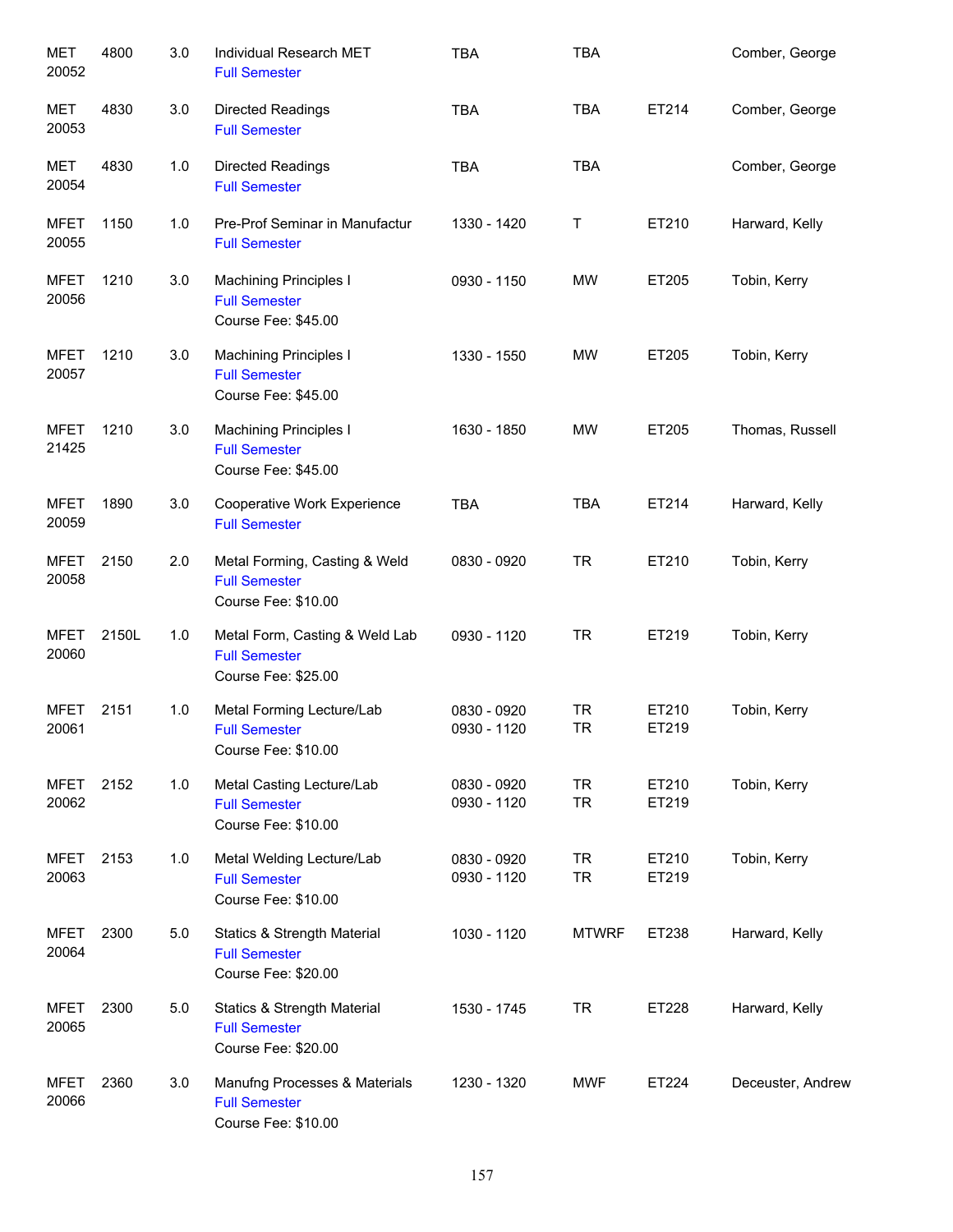| | | | | | | | |
|---|---|---|---|---|---|---|---|
| MET 20052 | 4800 | 3.0 | Individual Research MET<br>Full Semester | TBA | TBA | | Comber, George |
| MET 20053 | 4830 | 3.0 | Directed Readings<br>Full Semester | TBA | TBA | ET214 | Comber, George |
| MET 20054 | 4830 | 1.0 | Directed Readings<br>Full Semester | TBA | TBA | | Comber, George |
| MFET 20055 | 1150 | 1.0 | Pre-Prof Seminar in Manufactur<br>Full Semester | 1330 - 1420 | T | ET210 | Harward, Kelly |
| MFET 20056 | 1210 | 3.0 | Machining Principles I<br>Full Semester<br>Course Fee: $45.00 | 0930 - 1150 | MW | ET205 | Tobin, Kerry |
| MFET 20057 | 1210 | 3.0 | Machining Principles I<br>Full Semester<br>Course Fee: $45.00 | 1330 - 1550 | MW | ET205 | Tobin, Kerry |
| MFET 21425 | 1210 | 3.0 | Machining Principles I<br>Full Semester<br>Course Fee: $45.00 | 1630 - 1850 | MW | ET205 | Thomas, Russell |
| MFET 20059 | 1890 | 3.0 | Cooperative Work Experience<br>Full Semester | TBA | TBA | ET214 | Harward, Kelly |
| MFET 20058 | 2150 | 2.0 | Metal Forming, Casting & Weld<br>Full Semester<br>Course Fee: $10.00 | 0830 - 0920 | TR | ET210 | Tobin, Kerry |
| MFET 20060 | 2150L | 1.0 | Metal Form, Casting & Weld Lab<br>Full Semester<br>Course Fee: $25.00 | 0930 - 1120 | TR | ET219 | Tobin, Kerry |
| MFET 20061 | 2151 | 1.0 | Metal Forming Lecture/Lab<br>Full Semester<br>Course Fee: $10.00 | 0830 - 0920<br>0930 - 1120 | TR<br>TR | ET210<br>ET219 | Tobin, Kerry |
| MFET 20062 | 2152 | 1.0 | Metal Casting Lecture/Lab<br>Full Semester<br>Course Fee: $10.00 | 0830 - 0920<br>0930 - 1120 | TR<br>TR | ET210<br>ET219 | Tobin, Kerry |
| MFET 20063 | 2153 | 1.0 | Metal Welding Lecture/Lab<br>Full Semester<br>Course Fee: $10.00 | 0830 - 0920<br>0930 - 1120 | TR<br>TR | ET210<br>ET219 | Tobin, Kerry |
| MFET 20064 | 2300 | 5.0 | Statics & Strength Material<br>Full Semester<br>Course Fee: $20.00 | 1030 - 1120 | MTWRF | ET238 | Harward, Kelly |
| MFET 20065 | 2300 | 5.0 | Statics & Strength Material<br>Full Semester<br>Course Fee: $20.00 | 1530 - 1745 | TR | ET228 | Harward, Kelly |
| MFET 20066 | 2360 | 3.0 | Manufng Processes & Materials<br>Full Semester<br>Course Fee: $10.00 | 1230 - 1320 | MWF | ET224 | Deceuster, Andrew |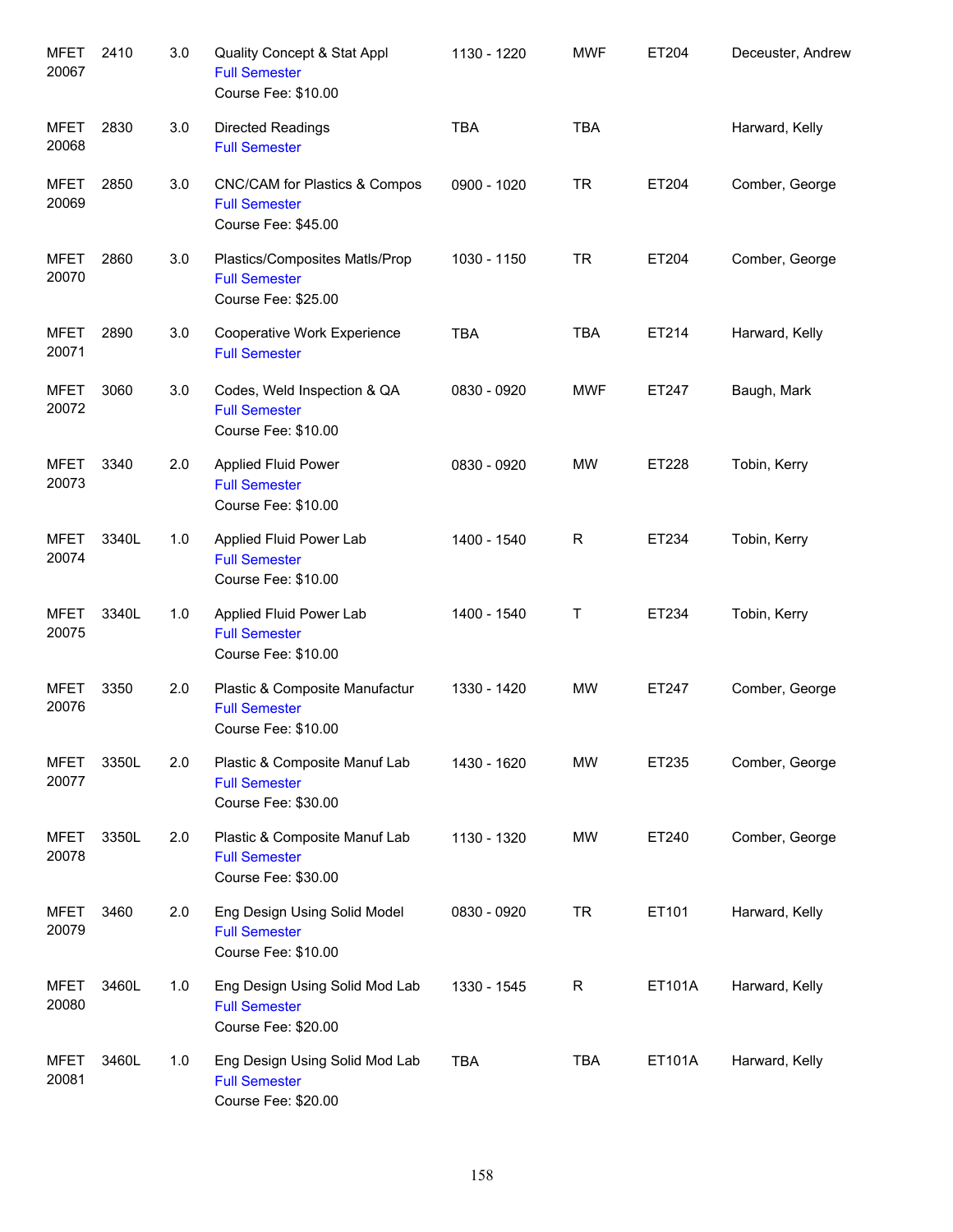| Dept / CRN | Course | Credits | Title | Time | Days | Room | Instructor |
|---|---|---|---|---|---|---|---|
| MFET 20067 | 2410 | 3.0 | Quality Concept & Stat Appl<br>Full Semester<br>Course Fee: $10.00 | 1130 - 1220 | MWF | ET204 | Deceuster, Andrew |
| MFET 20068 | 2830 | 3.0 | Directed Readings<br>Full Semester | TBA | TBA | | Harward, Kelly |
| MFET 20069 | 2850 | 3.0 | CNC/CAM for Plastics & Compos<br>Full Semester<br>Course Fee: $45.00 | 0900 - 1020 | TR | ET204 | Comber, George |
| MFET 20070 | 2860 | 3.0 | Plastics/Composites Matls/Prop<br>Full Semester<br>Course Fee: $25.00 | 1030 - 1150 | TR | ET204 | Comber, George |
| MFET 20071 | 2890 | 3.0 | Cooperative Work Experience<br>Full Semester | TBA | TBA | ET214 | Harward, Kelly |
| MFET 20072 | 3060 | 3.0 | Codes, Weld Inspection & QA<br>Full Semester<br>Course Fee: $10.00 | 0830 - 0920 | MWF | ET247 | Baugh, Mark |
| MFET 20073 | 3340 | 2.0 | Applied Fluid Power<br>Full Semester<br>Course Fee: $10.00 | 0830 - 0920 | MW | ET228 | Tobin, Kerry |
| MFET 20074 | 3340L | 1.0 | Applied Fluid Power Lab<br>Full Semester<br>Course Fee: $10.00 | 1400 - 1540 | R | ET234 | Tobin, Kerry |
| MFET 20075 | 3340L | 1.0 | Applied Fluid Power Lab<br>Full Semester<br>Course Fee: $10.00 | 1400 - 1540 | T | ET234 | Tobin, Kerry |
| MFET 20076 | 3350 | 2.0 | Plastic & Composite Manufactur<br>Full Semester<br>Course Fee: $10.00 | 1330 - 1420 | MW | ET247 | Comber, George |
| MFET 20077 | 3350L | 2.0 | Plastic & Composite Manuf Lab<br>Full Semester<br>Course Fee: $30.00 | 1430 - 1620 | MW | ET235 | Comber, George |
| MFET 20078 | 3350L | 2.0 | Plastic & Composite Manuf Lab<br>Full Semester<br>Course Fee: $30.00 | 1130 - 1320 | MW | ET240 | Comber, George |
| MFET 20079 | 3460 | 2.0 | Eng Design Using Solid Model<br>Full Semester<br>Course Fee: $10.00 | 0830 - 0920 | TR | ET101 | Harward, Kelly |
| MFET 20080 | 3460L | 1.0 | Eng Design Using Solid Mod Lab<br>Full Semester<br>Course Fee: $20.00 | 1330 - 1545 | R | ET101A | Harward, Kelly |
| MFET 20081 | 3460L | 1.0 | Eng Design Using Solid Mod Lab<br>Full Semester<br>Course Fee: $20.00 | TBA | TBA | ET101A | Harward, Kelly |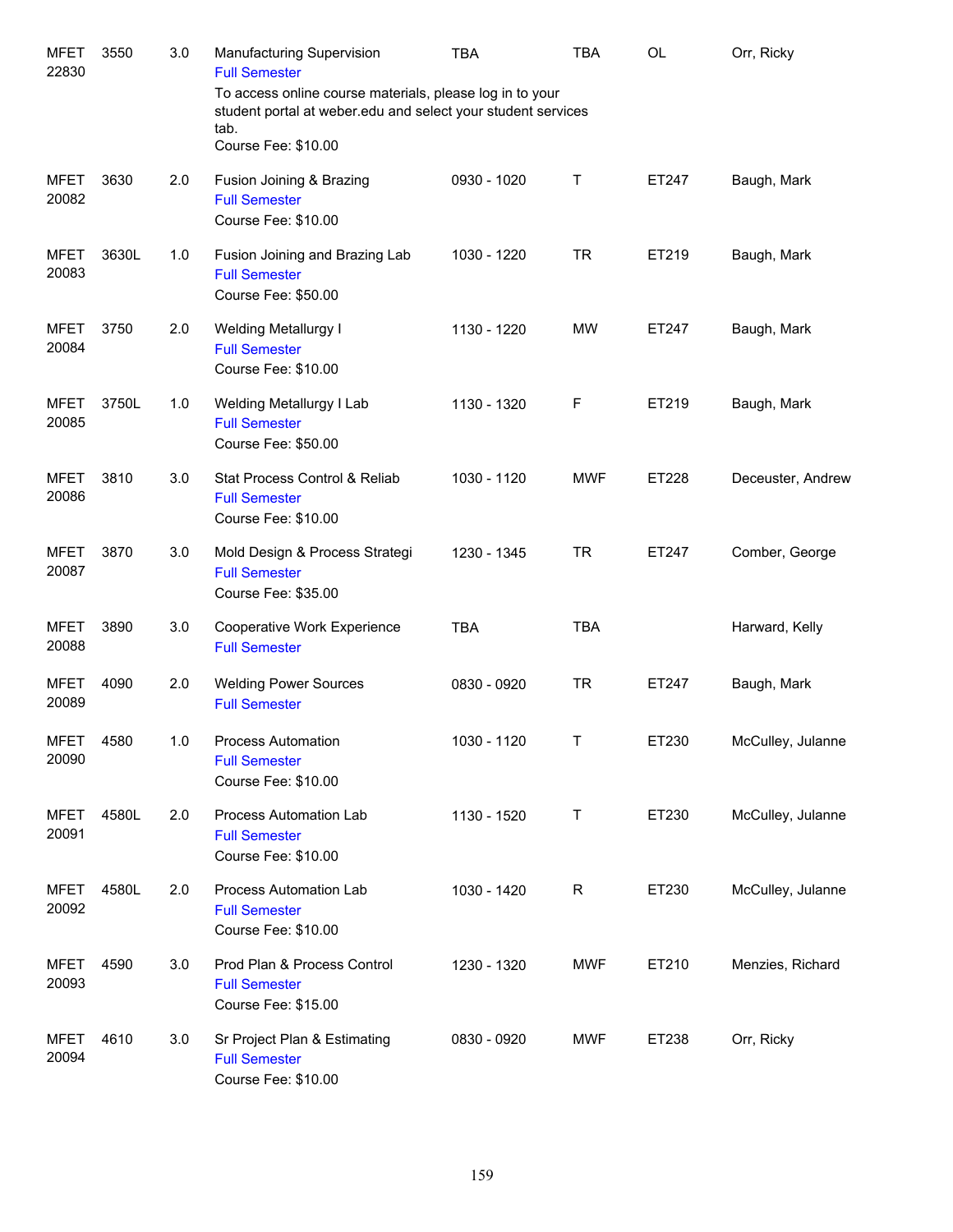| | | | | | | | |
|---|---|---|---|---|---|---|---|
| MFET 22830 | 3550 | 3.0 | Manufacturing Supervision<br>Full Semester<br>To access online course materials, please log in to your student portal at weber.edu and select your student services tab.<br>Course Fee: $10.00 | TBA | TBA | OL | Orr, Ricky |
| MFET 20082 | 3630 | 2.0 | Fusion Joining & Brazing<br>Full Semester<br>Course Fee: $10.00 | 0930 - 1020 | T | ET247 | Baugh, Mark |
| MFET 20083 | 3630L | 1.0 | Fusion Joining and Brazing Lab<br>Full Semester<br>Course Fee: $50.00 | 1030 - 1220 | TR | ET219 | Baugh, Mark |
| MFET 20084 | 3750 | 2.0 | Welding Metallurgy I<br>Full Semester<br>Course Fee: $10.00 | 1130 - 1220 | MW | ET247 | Baugh, Mark |
| MFET 20085 | 3750L | 1.0 | Welding Metallurgy I Lab<br>Full Semester<br>Course Fee: $50.00 | 1130 - 1320 | F | ET219 | Baugh, Mark |
| MFET 20086 | 3810 | 3.0 | Stat Process Control & Reliab<br>Full Semester<br>Course Fee: $10.00 | 1030 - 1120 | MWF | ET228 | Deceuster, Andrew |
| MFET 20087 | 3870 | 3.0 | Mold Design & Process Strategi<br>Full Semester<br>Course Fee: $35.00 | 1230 - 1345 | TR | ET247 | Comber, George |
| MFET 20088 | 3890 | 3.0 | Cooperative Work Experience<br>Full Semester | TBA | TBA | | Harward, Kelly |
| MFET 20089 | 4090 | 2.0 | Welding Power Sources<br>Full Semester | 0830 - 0920 | TR | ET247 | Baugh, Mark |
| MFET 20090 | 4580 | 1.0 | Process Automation<br>Full Semester<br>Course Fee: $10.00 | 1030 - 1120 | T | ET230 | McCulley, Julanne |
| MFET 20091 | 4580L | 2.0 | Process Automation Lab<br>Full Semester<br>Course Fee: $10.00 | 1130 - 1520 | T | ET230 | McCulley, Julanne |
| MFET 20092 | 4580L | 2.0 | Process Automation Lab<br>Full Semester<br>Course Fee: $10.00 | 1030 - 1420 | R | ET230 | McCulley, Julanne |
| MFET 20093 | 4590 | 3.0 | Prod Plan & Process Control<br>Full Semester<br>Course Fee: $15.00 | 1230 - 1320 | MWF | ET210 | Menzies, Richard |
| MFET 20094 | 4610 | 3.0 | Sr Project Plan & Estimating<br>Full Semester<br>Course Fee: $10.00 | 0830 - 0920 | MWF | ET238 | Orr, Ricky |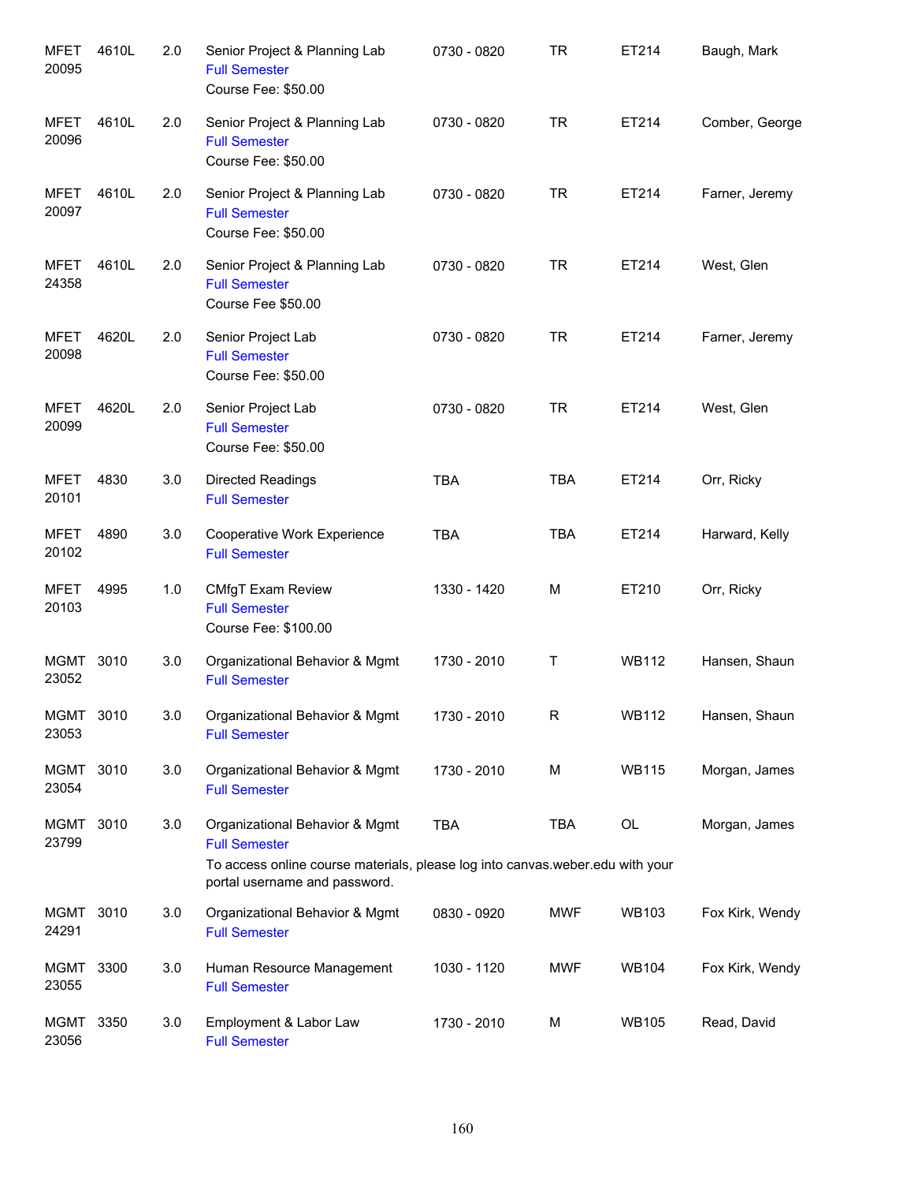| | | | | | | | |
|---|---|---|---|---|---|---|---|
| MFET 20095 | 4610L | 2.0 | Senior Project & Planning Lab<br>Full Semester<br>Course Fee: $50.00 | 0730 - 0820 | TR | ET214 | Baugh, Mark |
| MFET 20096 | 4610L | 2.0 | Senior Project & Planning Lab<br>Full Semester<br>Course Fee: $50.00 | 0730 - 0820 | TR | ET214 | Comber, George |
| MFET 20097 | 4610L | 2.0 | Senior Project & Planning Lab<br>Full Semester<br>Course Fee: $50.00 | 0730 - 0820 | TR | ET214 | Farner, Jeremy |
| MFET 24358 | 4610L | 2.0 | Senior Project & Planning Lab<br>Full Semester<br>Course Fee $50.00 | 0730 - 0820 | TR | ET214 | West, Glen |
| MFET 20098 | 4620L | 2.0 | Senior Project Lab<br>Full Semester<br>Course Fee: $50.00 | 0730 - 0820 | TR | ET214 | Farner, Jeremy |
| MFET 20099 | 4620L | 2.0 | Senior Project Lab<br>Full Semester<br>Course Fee: $50.00 | 0730 - 0820 | TR | ET214 | West, Glen |
| MFET 20101 | 4830 | 3.0 | Directed Readings<br>Full Semester | TBA | TBA | ET214 | Orr, Ricky |
| MFET 20102 | 4890 | 3.0 | Cooperative Work Experience<br>Full Semester | TBA | TBA | ET214 | Harward, Kelly |
| MFET 20103 | 4995 | 1.0 | CMfgT Exam Review<br>Full Semester<br>Course Fee: $100.00 | 1330 - 1420 | M | ET210 | Orr, Ricky |
| MGMT 23052 | 3010 | 3.0 | Organizational Behavior & Mgmt<br>Full Semester | 1730 - 2010 | T | WB112 | Hansen, Shaun |
| MGMT 23053 | 3010 | 3.0 | Organizational Behavior & Mgmt<br>Full Semester | 1730 - 2010 | R | WB112 | Hansen, Shaun |
| MGMT 23054 | 3010 | 3.0 | Organizational Behavior & Mgmt<br>Full Semester | 1730 - 2010 | M | WB115 | Morgan, James |
| MGMT 23799 | 3010 | 3.0 | Organizational Behavior & Mgmt<br>Full Semester<br>To access online course materials, please log into canvas.weber.edu with your portal username and password. | TBA | TBA | OL | Morgan, James |
| MGMT 24291 | 3010 | 3.0 | Organizational Behavior & Mgmt<br>Full Semester | 0830 - 0920 | MWF | WB103 | Fox Kirk, Wendy |
| MGMT 23055 | 3300 | 3.0 | Human Resource Management<br>Full Semester | 1030 - 1120 | MWF | WB104 | Fox Kirk, Wendy |
| MGMT 23056 | 3350 | 3.0 | Employment & Labor Law<br>Full Semester | 1730 - 2010 | M | WB105 | Read, David |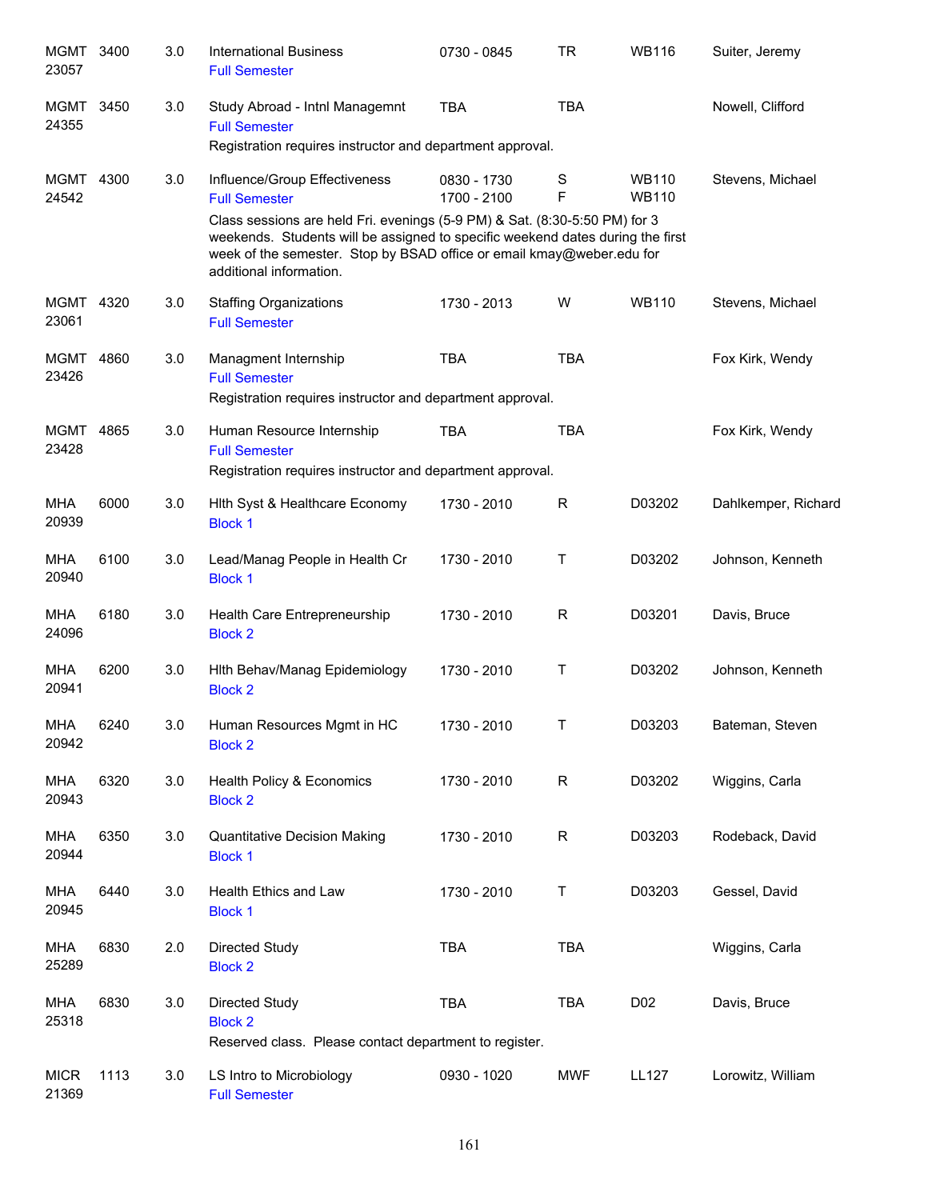| Subject / CRN | Course | Credits | Title | Time | Days | Room | Instructor |
|---|---|---|---|---|---|---|---|
| MGMT 23057 | 3400 | 3.0 | International Business<br>Full Semester | 0730 - 0845 | TR | WB116 | Suiter, Jeremy |
| MGMT 24355 | 3450 | 3.0 | Study Abroad - Intnl Managemnt<br>Full Semester<br>Registration requires instructor and department approval. | TBA | TBA | | Nowell, Clifford |
| MGMT 24542 | 4300 | 3.0 | Influence/Group Effectiveness<br>Full Semester<br>Class sessions are held Fri. evenings (5-9 PM) & Sat. (8:30-5:50 PM) for 3 weekends. Students will be assigned to specific weekend dates during the first week of the semester. Stop by BSAD office or email kmay@weber.edu for additional information. | 0830 - 1730<br>1700 - 2100 | S<br>F | WB110<br>WB110 | Stevens, Michael |
| MGMT 23061 | 4320 | 3.0 | Staffing Organizations<br>Full Semester | 1730 - 2013 | W | WB110 | Stevens, Michael |
| MGMT 23426 | 4860 | 3.0 | Managment Internship<br>Full Semester<br>Registration requires instructor and department approval. | TBA | TBA | | Fox Kirk, Wendy |
| MGMT 23428 | 4865 | 3.0 | Human Resource Internship<br>Full Semester<br>Registration requires instructor and department approval. | TBA | TBA | | Fox Kirk, Wendy |
| MHA 20939 | 6000 | 3.0 | Hlth Syst & Healthcare Economy<br>Block 1 | 1730 - 2010 | R | D03202 | Dahlkemper, Richard |
| MHA 20940 | 6100 | 3.0 | Lead/Manag People in Health Cr<br>Block 1 | 1730 - 2010 | T | D03202 | Johnson, Kenneth |
| MHA 24096 | 6180 | 3.0 | Health Care Entrepreneurship<br>Block 2 | 1730 - 2010 | R | D03201 | Davis, Bruce |
| MHA 20941 | 6200 | 3.0 | Hlth Behav/Manag Epidemiology<br>Block 2 | 1730 - 2010 | T | D03202 | Johnson, Kenneth |
| MHA 20942 | 6240 | 3.0 | Human Resources Mgmt in HC<br>Block 2 | 1730 - 2010 | T | D03203 | Bateman, Steven |
| MHA 20943 | 6320 | 3.0 | Health Policy & Economics<br>Block 2 | 1730 - 2010 | R | D03202 | Wiggins, Carla |
| MHA 20944 | 6350 | 3.0 | Quantitative Decision Making<br>Block 1 | 1730 - 2010 | R | D03203 | Rodeback, David |
| MHA 20945 | 6440 | 3.0 | Health Ethics and Law<br>Block 1 | 1730 - 2010 | T | D03203 | Gessel, David |
| MHA 25289 | 6830 | 2.0 | Directed Study<br>Block 2 | TBA | TBA | | Wiggins, Carla |
| MHA 25318 | 6830 | 3.0 | Directed Study<br>Block 2<br>Reserved class. Please contact department to register. | TBA | TBA | D02 | Davis, Bruce |
| MICR 21369 | 1113 | 3.0 | LS Intro to Microbiology<br>Full Semester | 0930 - 1020 | MWF | LL127 | Lorowitz, William |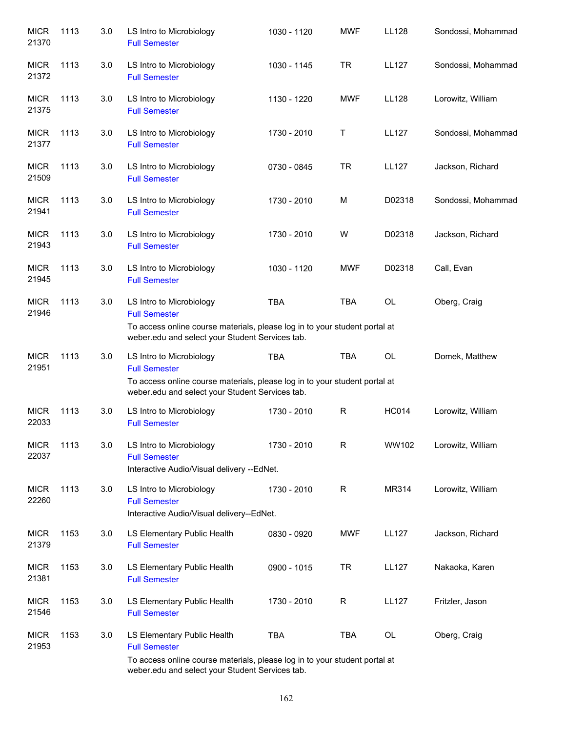| | | | | | | | |
|---|---|---|---|---|---|---|---|
| MICR 21370 | 1113 | 3.0 | LS Intro to Microbiology<br>Full Semester | 1030 - 1120 | MWF | LL128 | Sondossi, Mohammad |
| MICR 21372 | 1113 | 3.0 | LS Intro to Microbiology<br>Full Semester | 1030 - 1145 | TR | LL127 | Sondossi, Mohammad |
| MICR 21375 | 1113 | 3.0 | LS Intro to Microbiology<br>Full Semester | 1130 - 1220 | MWF | LL128 | Lorowitz, William |
| MICR 21377 | 1113 | 3.0 | LS Intro to Microbiology<br>Full Semester | 1730 - 2010 | T | LL127 | Sondossi, Mohammad |
| MICR 21509 | 1113 | 3.0 | LS Intro to Microbiology<br>Full Semester | 0730 - 0845 | TR | LL127 | Jackson, Richard |
| MICR 21941 | 1113 | 3.0 | LS Intro to Microbiology<br>Full Semester | 1730 - 2010 | M | D02318 | Sondossi, Mohammad |
| MICR 21943 | 1113 | 3.0 | LS Intro to Microbiology<br>Full Semester | 1730 - 2010 | W | D02318 | Jackson, Richard |
| MICR 21945 | 1113 | 3.0 | LS Intro to Microbiology<br>Full Semester | 1030 - 1120 | MWF | D02318 | Call, Evan |
| MICR 21946 | 1113 | 3.0 | LS Intro to Microbiology<br>Full Semester<br>To access online course materials, please log in to your student portal at weber.edu and select your Student Services tab. | TBA | TBA | OL | Oberg, Craig |
| MICR 21951 | 1113 | 3.0 | LS Intro to Microbiology<br>Full Semester<br>To access online course materials, please log in to your student portal at weber.edu and select your Student Services tab. | TBA | TBA | OL | Domek, Matthew |
| MICR 22033 | 1113 | 3.0 | LS Intro to Microbiology<br>Full Semester | 1730 - 2010 | R | HC014 | Lorowitz, William |
| MICR 22037 | 1113 | 3.0 | LS Intro to Microbiology<br>Full Semester<br>Interactive Audio/Visual delivery --EdNet. | 1730 - 2010 | R | WW102 | Lorowitz, William |
| MICR 22260 | 1113 | 3.0 | LS Intro to Microbiology<br>Full Semester<br>Interactive Audio/Visual delivery--EdNet. | 1730 - 2010 | R | MR314 | Lorowitz, William |
| MICR 21379 | 1153 | 3.0 | LS Elementary Public Health<br>Full Semester | 0830 - 0920 | MWF | LL127 | Jackson, Richard |
| MICR 21381 | 1153 | 3.0 | LS Elementary Public Health<br>Full Semester | 0900 - 1015 | TR | LL127 | Nakaoka, Karen |
| MICR 21546 | 1153 | 3.0 | LS Elementary Public Health<br>Full Semester | 1730 - 2010 | R | LL127 | Fritzler, Jason |
| MICR 21953 | 1153 | 3.0 | LS Elementary Public Health<br>Full Semester<br>To access online course materials, please log in to your student portal at weber.edu and select your Student Services tab. | TBA | TBA | OL | Oberg, Craig |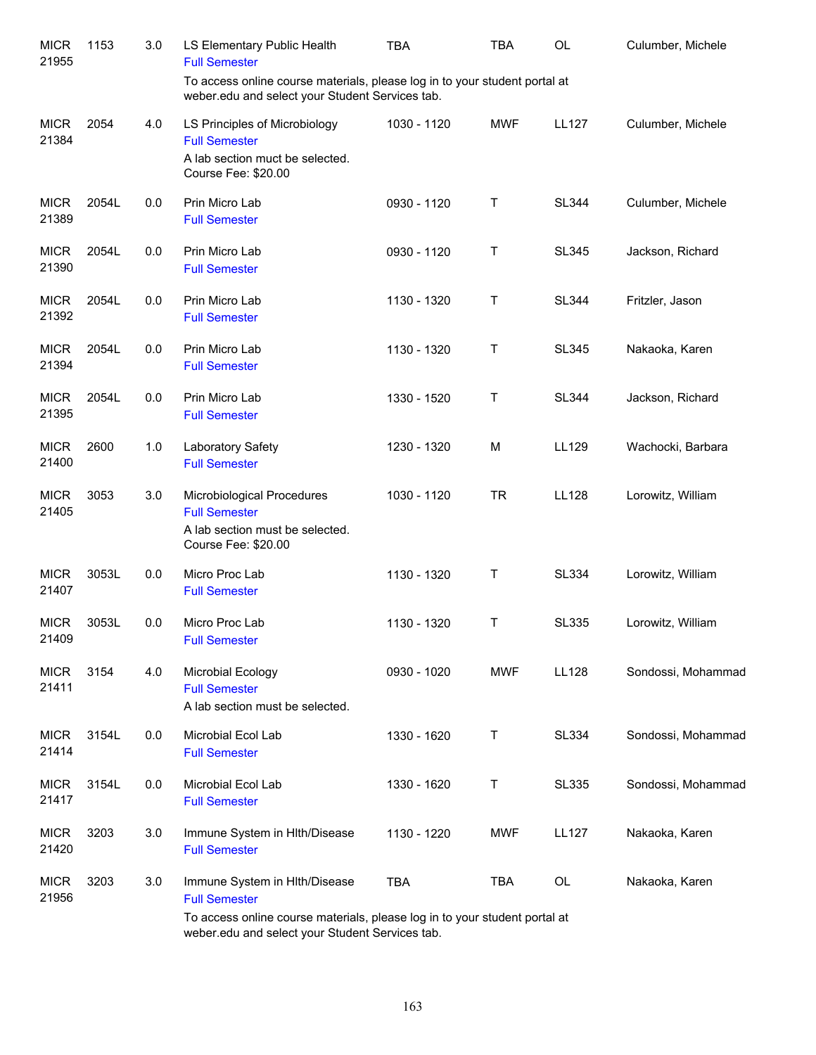| | | | | | | | |
|---|---|---|---|---|---|---|---|
| MICR 21955 | 1153 | 3.0 | LS Elementary Public Health<br>Full Semester<br>To access online course materials, please log in to your student portal at weber.edu and select your Student Services tab. | TBA | TBA | OL | Culumber, Michele |
| MICR 21384 | 2054 | 4.0 | LS Principles of Microbiology<br>Full Semester<br>A lab section muct be selected.<br>Course Fee: $20.00 | 1030 - 1120 | MWF | LL127 | Culumber, Michele |
| MICR 21389 | 2054L | 0.0 | Prin Micro Lab<br>Full Semester | 0930 - 1120 | T | SL344 | Culumber, Michele |
| MICR 21390 | 2054L | 0.0 | Prin Micro Lab<br>Full Semester | 0930 - 1120 | T | SL345 | Jackson, Richard |
| MICR 21392 | 2054L | 0.0 | Prin Micro Lab<br>Full Semester | 1130 - 1320 | T | SL344 | Fritzler, Jason |
| MICR 21394 | 2054L | 0.0 | Prin Micro Lab<br>Full Semester | 1130 - 1320 | T | SL345 | Nakaoka, Karen |
| MICR 21395 | 2054L | 0.0 | Prin Micro Lab<br>Full Semester | 1330 - 1520 | T | SL344 | Jackson, Richard |
| MICR 21400 | 2600 | 1.0 | Laboratory Safety<br>Full Semester | 1230 - 1320 | M | LL129 | Wachocki, Barbara |
| MICR 21405 | 3053 | 3.0 | Microbiological Procedures<br>Full Semester<br>A lab section must be selected.<br>Course Fee: $20.00 | 1030 - 1120 | TR | LL128 | Lorowitz, William |
| MICR 21407 | 3053L | 0.0 | Micro Proc Lab<br>Full Semester | 1130 - 1320 | T | SL334 | Lorowitz, William |
| MICR 21409 | 3053L | 0.0 | Micro Proc Lab<br>Full Semester | 1130 - 1320 | T | SL335 | Lorowitz, William |
| MICR 21411 | 3154 | 4.0 | Microbial Ecology<br>Full Semester<br>A lab section must be selected. | 0930 - 1020 | MWF | LL128 | Sondossi, Mohammad |
| MICR 21414 | 3154L | 0.0 | Microbial Ecol Lab<br>Full Semester | 1330 - 1620 | T | SL334 | Sondossi, Mohammad |
| MICR 21417 | 3154L | 0.0 | Microbial Ecol Lab<br>Full Semester | 1330 - 1620 | T | SL335 | Sondossi, Mohammad |
| MICR 21420 | 3203 | 3.0 | Immune System in Hlth/Disease<br>Full Semester | 1130 - 1220 | MWF | LL127 | Nakaoka, Karen |
| MICR 21956 | 3203 | 3.0 | Immune System in Hlth/Disease<br>Full Semester<br>To access online course materials, please log in to your student portal at weber.edu and select your Student Services tab. | TBA | TBA | OL | Nakaoka, Karen |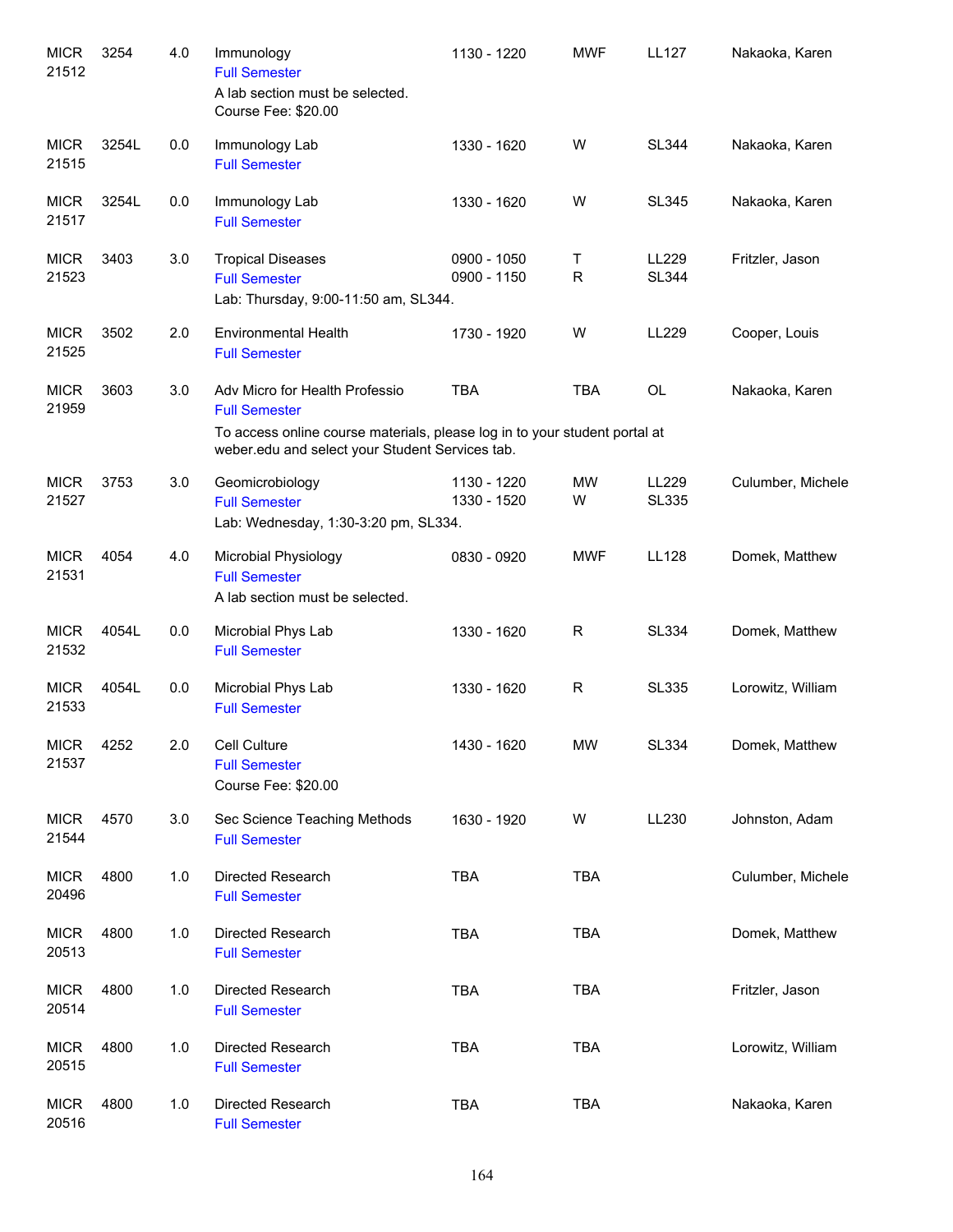| | | | | | | | |
|---|---|---|---|---|---|---|---|
| MICR 21512 | 3254 | 4.0 | Immunology<br>Full Semester<br>A lab section must be selected.<br>Course Fee: $20.00 | 1130 - 1220 | MWF | LL127 | Nakaoka, Karen |
| MICR 21515 | 3254L | 0.0 | Immunology Lab<br>Full Semester | 1330 - 1620 | W | SL344 | Nakaoka, Karen |
| MICR 21517 | 3254L | 0.0 | Immunology Lab<br>Full Semester | 1330 - 1620 | W | SL345 | Nakaoka, Karen |
| MICR 21523 | 3403 | 3.0 | Tropical Diseases<br>Full Semester<br>Lab: Thursday, 9:00-11:50 am, SL344. | 0900 - 1050<br>0900 - 1150 | T<br>R | LL229<br>SL344 | Fritzler, Jason |
| MICR 21525 | 3502 | 2.0 | Environmental Health<br>Full Semester | 1730 - 1920 | W | LL229 | Cooper, Louis |
| MICR 21959 | 3603 | 3.0 | Adv Micro for Health Professio<br>Full Semester<br>To access online course materials, please log in to your student portal at weber.edu and select your Student Services tab. | TBA | TBA | OL | Nakaoka, Karen |
| MICR 21527 | 3753 | 3.0 | Geomicrobiology<br>Full Semester<br>Lab: Wednesday, 1:30-3:20 pm, SL334. | 1130 - 1220<br>1330 - 1520 | MW<br>W | LL229<br>SL335 | Culumber, Michele |
| MICR 21531 | 4054 | 4.0 | Microbial Physiology<br>Full Semester<br>A lab section must be selected. | 0830 - 0920 | MWF | LL128 | Domek, Matthew |
| MICR 21532 | 4054L | 0.0 | Microbial Phys Lab<br>Full Semester | 1330 - 1620 | R | SL334 | Domek, Matthew |
| MICR 21533 | 4054L | 0.0 | Microbial Phys Lab<br>Full Semester | 1330 - 1620 | R | SL335 | Lorowitz, William |
| MICR 21537 | 4252 | 2.0 | Cell Culture<br>Full Semester<br>Course Fee: $20.00 | 1430 - 1620 | MW | SL334 | Domek, Matthew |
| MICR 21544 | 4570 | 3.0 | Sec Science Teaching Methods<br>Full Semester | 1630 - 1920 | W | LL230 | Johnston, Adam |
| MICR 20496 | 4800 | 1.0 | Directed Research<br>Full Semester | TBA | TBA | | Culumber, Michele |
| MICR 20513 | 4800 | 1.0 | Directed Research<br>Full Semester | TBA | TBA | | Domek, Matthew |
| MICR 20514 | 4800 | 1.0 | Directed Research<br>Full Semester | TBA | TBA | | Fritzler, Jason |
| MICR 20515 | 4800 | 1.0 | Directed Research<br>Full Semester | TBA | TBA | | Lorowitz, William |
| MICR 20516 | 4800 | 1.0 | Directed Research<br>Full Semester | TBA | TBA | | Nakaoka, Karen |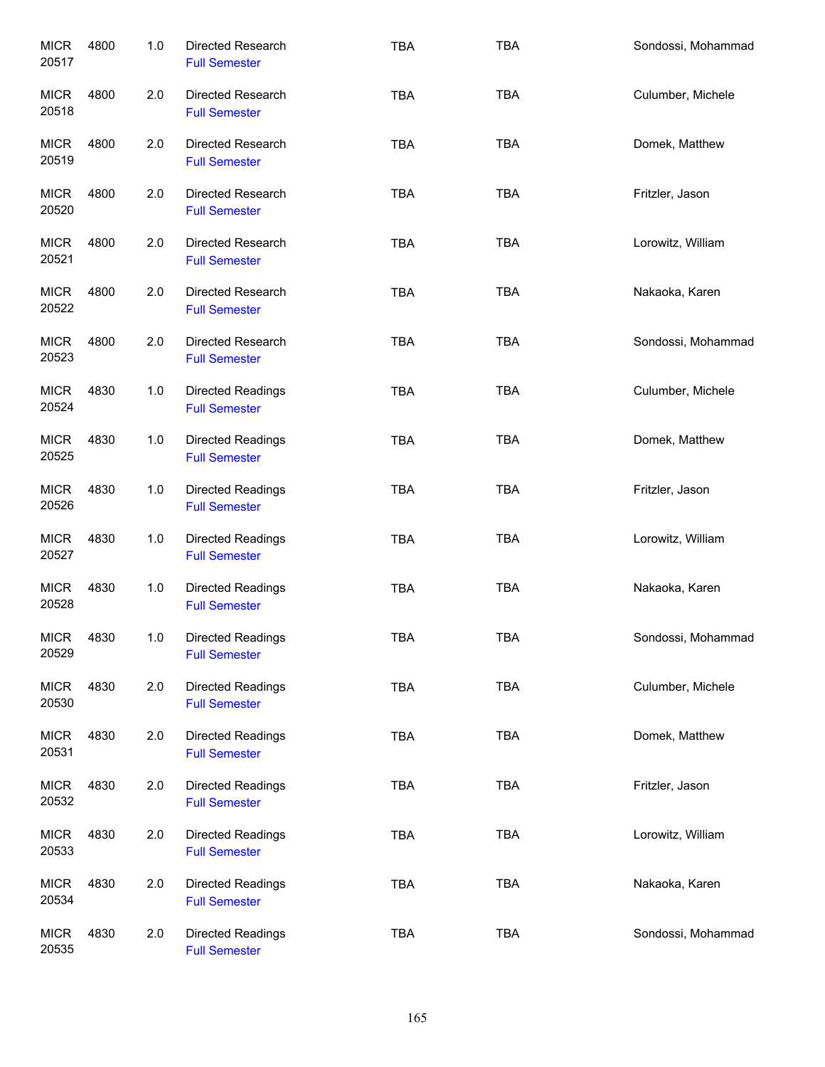| | | | | | | |
|---|---|---|---|---|---|---|
| MICR 20517 | 4800 | 1.0 | Directed Research Full Semester | TBA | TBA | Sondossi, Mohammad |
| MICR 20518 | 4800 | 2.0 | Directed Research Full Semester | TBA | TBA | Culumber, Michele |
| MICR 20519 | 4800 | 2.0 | Directed Research Full Semester | TBA | TBA | Domek, Matthew |
| MICR 20520 | 4800 | 2.0 | Directed Research Full Semester | TBA | TBA | Fritzler, Jason |
| MICR 20521 | 4800 | 2.0 | Directed Research Full Semester | TBA | TBA | Lorowitz, William |
| MICR 20522 | 4800 | 2.0 | Directed Research Full Semester | TBA | TBA | Nakaoka, Karen |
| MICR 20523 | 4800 | 2.0 | Directed Research Full Semester | TBA | TBA | Sondossi, Mohammad |
| MICR 20524 | 4830 | 1.0 | Directed Readings Full Semester | TBA | TBA | Culumber, Michele |
| MICR 20525 | 4830 | 1.0 | Directed Readings Full Semester | TBA | TBA | Domek, Matthew |
| MICR 20526 | 4830 | 1.0 | Directed Readings Full Semester | TBA | TBA | Fritzler, Jason |
| MICR 20527 | 4830 | 1.0 | Directed Readings Full Semester | TBA | TBA | Lorowitz, William |
| MICR 20528 | 4830 | 1.0 | Directed Readings Full Semester | TBA | TBA | Nakaoka, Karen |
| MICR 20529 | 4830 | 1.0 | Directed Readings Full Semester | TBA | TBA | Sondossi, Mohammad |
| MICR 20530 | 4830 | 2.0 | Directed Readings Full Semester | TBA | TBA | Culumber, Michele |
| MICR 20531 | 4830 | 2.0 | Directed Readings Full Semester | TBA | TBA | Domek, Matthew |
| MICR 20532 | 4830 | 2.0 | Directed Readings Full Semester | TBA | TBA | Fritzler, Jason |
| MICR 20533 | 4830 | 2.0 | Directed Readings Full Semester | TBA | TBA | Lorowitz, William |
| MICR 20534 | 4830 | 2.0 | Directed Readings Full Semester | TBA | TBA | Nakaoka, Karen |
| MICR 20535 | 4830 | 2.0 | Directed Readings Full Semester | TBA | TBA | Sondossi, Mohammad |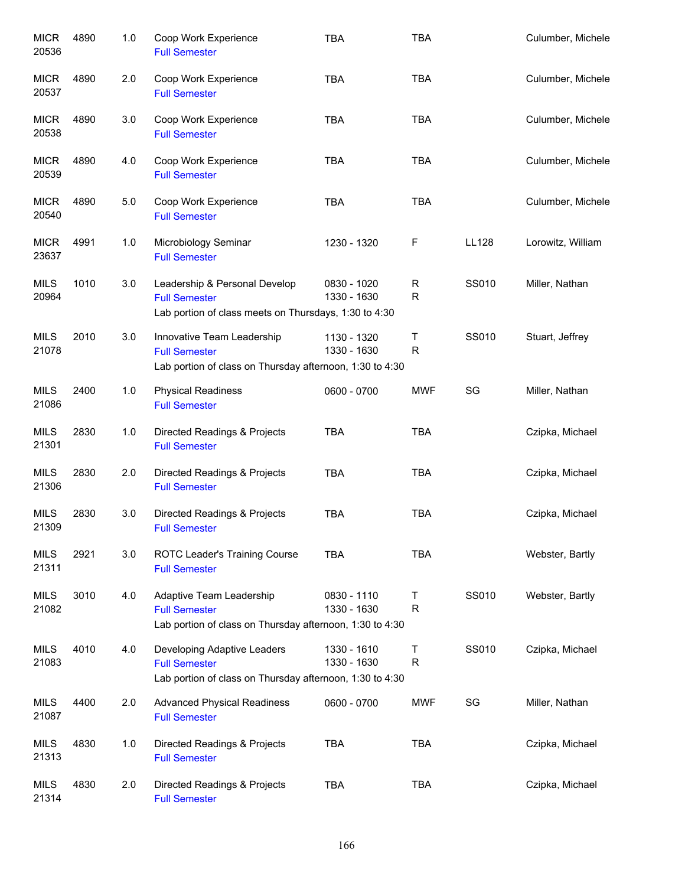| Subject / CRN | Course | Credits | Title | Time | Days | Room | Instructor |
|---|---|---|---|---|---|---|---|
| MICR 20536 | 4890 | 1.0 | Coop Work Experience<br>Full Semester | TBA | TBA | | Culumber, Michele |
| MICR 20537 | 4890 | 2.0 | Coop Work Experience<br>Full Semester | TBA | TBA | | Culumber, Michele |
| MICR 20538 | 4890 | 3.0 | Coop Work Experience<br>Full Semester | TBA | TBA | | Culumber, Michele |
| MICR 20539 | 4890 | 4.0 | Coop Work Experience<br>Full Semester | TBA | TBA | | Culumber, Michele |
| MICR 20540 | 4890 | 5.0 | Coop Work Experience<br>Full Semester | TBA | TBA | | Culumber, Michele |
| MICR 23637 | 4991 | 1.0 | Microbiology Seminar<br>Full Semester | 1230 - 1320 | F | LL128 | Lorowitz, William |
| MILS 20964 | 1010 | 3.0 | Leadership & Personal Develop<br>Full Semester<br>Lab portion of class meets on Thursdays, 1:30 to 4:30 | 0830 - 1020<br>1330 - 1630 | R<br>R | SS010 | Miller, Nathan |
| MILS 21078 | 2010 | 3.0 | Innovative Team Leadership<br>Full Semester<br>Lab portion of class on Thursday afternoon, 1:30 to 4:30 | 1130 - 1320<br>1330 - 1630 | T<br>R | SS010 | Stuart, Jeffrey |
| MILS 21086 | 2400 | 1.0 | Physical Readiness<br>Full Semester | 0600 - 0700 | MWF | SG | Miller, Nathan |
| MILS 21301 | 2830 | 1.0 | Directed Readings & Projects<br>Full Semester | TBA | TBA | | Czipka, Michael |
| MILS 21306 | 2830 | 2.0 | Directed Readings & Projects<br>Full Semester | TBA | TBA | | Czipka, Michael |
| MILS 21309 | 2830 | 3.0 | Directed Readings & Projects<br>Full Semester | TBA | TBA | | Czipka, Michael |
| MILS 21311 | 2921 | 3.0 | ROTC Leader's Training Course<br>Full Semester | TBA | TBA | | Webster, Bartly |
| MILS 21082 | 3010 | 4.0 | Adaptive Team Leadership<br>Full Semester<br>Lab portion of class on Thursday afternoon, 1:30 to 4:30 | 0830 - 1110<br>1330 - 1630 | T<br>R | SS010 | Webster, Bartly |
| MILS 21083 | 4010 | 4.0 | Developing Adaptive Leaders<br>Full Semester<br>Lab portion of class on Thursday afternoon, 1:30 to 4:30 | 1330 - 1610<br>1330 - 1630 | T<br>R | SS010 | Czipka, Michael |
| MILS 21087 | 4400 | 2.0 | Advanced Physical Readiness<br>Full Semester | 0600 - 0700 | MWF | SG | Miller, Nathan |
| MILS 21313 | 4830 | 1.0 | Directed Readings & Projects<br>Full Semester | TBA | TBA | | Czipka, Michael |
| MILS 21314 | 4830 | 2.0 | Directed Readings & Projects<br>Full Semester | TBA | TBA | | Czipka, Michael |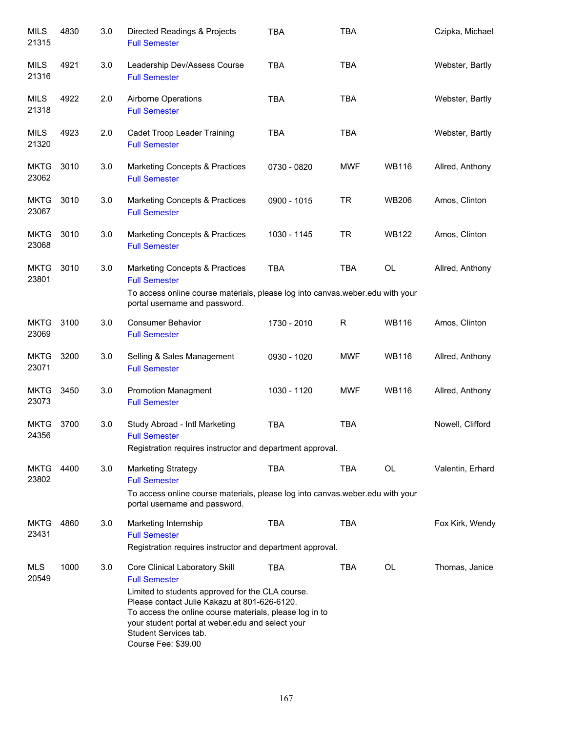| | | | | | | | |
|---|---|---|---|---|---|---|---|
| MILS 21315 | 4830 | 3.0 | Directed Readings & Projects<br>Full Semester | TBA | TBA | | Czipka, Michael |
| MILS 21316 | 4921 | 3.0 | Leadership Dev/Assess Course<br>Full Semester | TBA | TBA | | Webster, Bartly |
| MILS 21318 | 4922 | 2.0 | Airborne Operations<br>Full Semester | TBA | TBA | | Webster, Bartly |
| MILS 21320 | 4923 | 2.0 | Cadet Troop Leader Training<br>Full Semester | TBA | TBA | | Webster, Bartly |
| MKTG 23062 | 3010 | 3.0 | Marketing Concepts & Practices<br>Full Semester | 0730 - 0820 | MWF | WB116 | Allred, Anthony |
| MKTG 23067 | 3010 | 3.0 | Marketing Concepts & Practices<br>Full Semester | 0900 - 1015 | TR | WB206 | Amos, Clinton |
| MKTG 23068 | 3010 | 3.0 | Marketing Concepts & Practices<br>Full Semester | 1030 - 1145 | TR | WB122 | Amos, Clinton |
| MKTG 23801 | 3010 | 3.0 | Marketing Concepts & Practices<br>Full Semester<br>To access online course materials, please log into canvas.weber.edu with your portal username and password. | TBA | TBA | OL | Allred, Anthony |
| MKTG 23069 | 3100 | 3.0 | Consumer Behavior<br>Full Semester | 1730 - 2010 | R | WB116 | Amos, Clinton |
| MKTG 23071 | 3200 | 3.0 | Selling & Sales Management<br>Full Semester | 0930 - 1020 | MWF | WB116 | Allred, Anthony |
| MKTG 23073 | 3450 | 3.0 | Promotion Managment<br>Full Semester | 1030 - 1120 | MWF | WB116 | Allred, Anthony |
| MKTG 24356 | 3700 | 3.0 | Study Abroad - Intl Marketing<br>Full Semester<br>Registration requires instructor and department approval. | TBA | TBA | | Nowell, Clifford |
| MKTG 23802 | 4400 | 3.0 | Marketing Strategy<br>Full Semester<br>To access online course materials, please log into canvas.weber.edu with your portal username and password. | TBA | TBA | OL | Valentin, Erhard |
| MKTG 23431 | 4860 | 3.0 | Marketing Internship<br>Full Semester<br>Registration requires instructor and department approval. | TBA | TBA | | Fox Kirk, Wendy |
| MLS 20549 | 1000 | 3.0 | Core Clinical Laboratory Skill<br>Full Semester<br>Limited to students approved for the CLA course.<br>Please contact Julie Kakazu at 801-626-6120.<br>To access the online course materials, please log in to your student portal at weber.edu and select your Student Services tab.<br>Course Fee: $39.00 | TBA | TBA | OL | Thomas, Janice |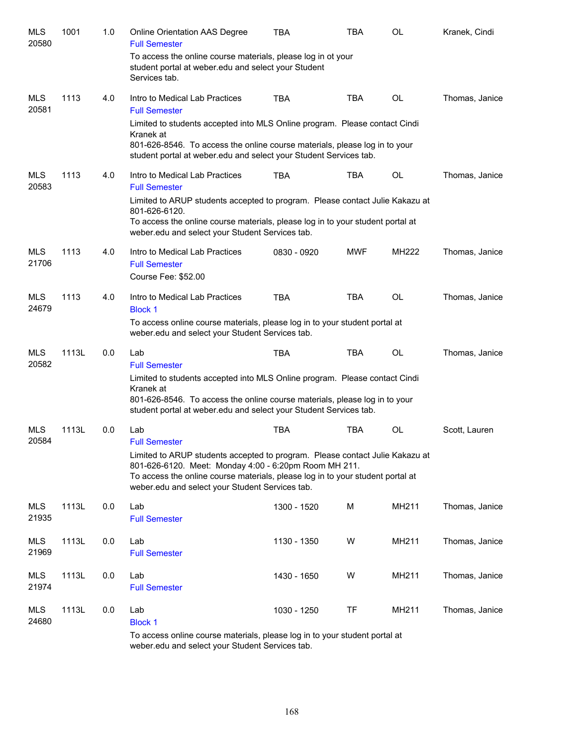| Subject / CRN | Course | Credits | Title | Time | Days | Room | Instructor |
|---|---|---|---|---|---|---|---|
| MLS 20580 | 1001 | 1.0 | Online Orientation AAS Degree<br>Full Semester<br>To access the online course materials, please log in ot your student portal at weber.edu and select your Student Services tab. | TBA | TBA | OL | Kranek, Cindi |
| MLS 20581 | 1113 | 4.0 | Intro to Medical Lab Practices<br>Full Semester<br>Limited to students accepted into MLS Online program. Please contact Cindi Kranek at 801-626-8546. To access the online course materials, please log in to your student portal at weber.edu and select your Student Services tab. | TBA | TBA | OL | Thomas, Janice |
| MLS 20583 | 1113 | 4.0 | Intro to Medical Lab Practices<br>Full Semester<br>Limited to ARUP students accepted to program. Please contact Julie Kakazu at 801-626-6120. To access the online course materials, please log in to your student portal at weber.edu and select your Student Services tab. | TBA | TBA | OL | Thomas, Janice |
| MLS 21706 | 1113 | 4.0 | Intro to Medical Lab Practices<br>Full Semester<br>Course Fee: $52.00 | 0830 - 0920 | MWF | MH222 | Thomas, Janice |
| MLS 24679 | 1113 | 4.0 | Intro to Medical Lab Practices<br>Block 1<br>To access online course materials, please log in to your student portal at weber.edu and select your Student Services tab. | TBA | TBA | OL | Thomas, Janice |
| MLS 20582 | 1113L | 0.0 | Lab<br>Full Semester<br>Limited to students accepted into MLS Online program. Please contact Cindi Kranek at 801-626-8546. To access the online course materials, please log in to your student portal at weber.edu and select your Student Services tab. | TBA | TBA | OL | Thomas, Janice |
| MLS 20584 | 1113L | 0.0 | Lab<br>Full Semester<br>Limited to ARUP students accepted to program. Please contact Julie Kakazu at 801-626-6120. Meet: Monday 4:00 - 6:20pm Room MH 211. To access the online course materials, please log in to your student portal at weber.edu and select your Student Services tab. | TBA | TBA | OL | Scott, Lauren |
| MLS 21935 | 1113L | 0.0 | Lab<br>Full Semester | 1300 - 1520 | M | MH211 | Thomas, Janice |
| MLS 21969 | 1113L | 0.0 | Lab<br>Full Semester | 1130 - 1350 | W | MH211 | Thomas, Janice |
| MLS 21974 | 1113L | 0.0 | Lab<br>Full Semester | 1430 - 1650 | W | MH211 | Thomas, Janice |
| MLS 24680 | 1113L | 0.0 | Lab<br>Block 1<br>To access online course materials, please log in to your student portal at weber.edu and select your Student Services tab. | 1030 - 1250 | TF | MH211 | Thomas, Janice |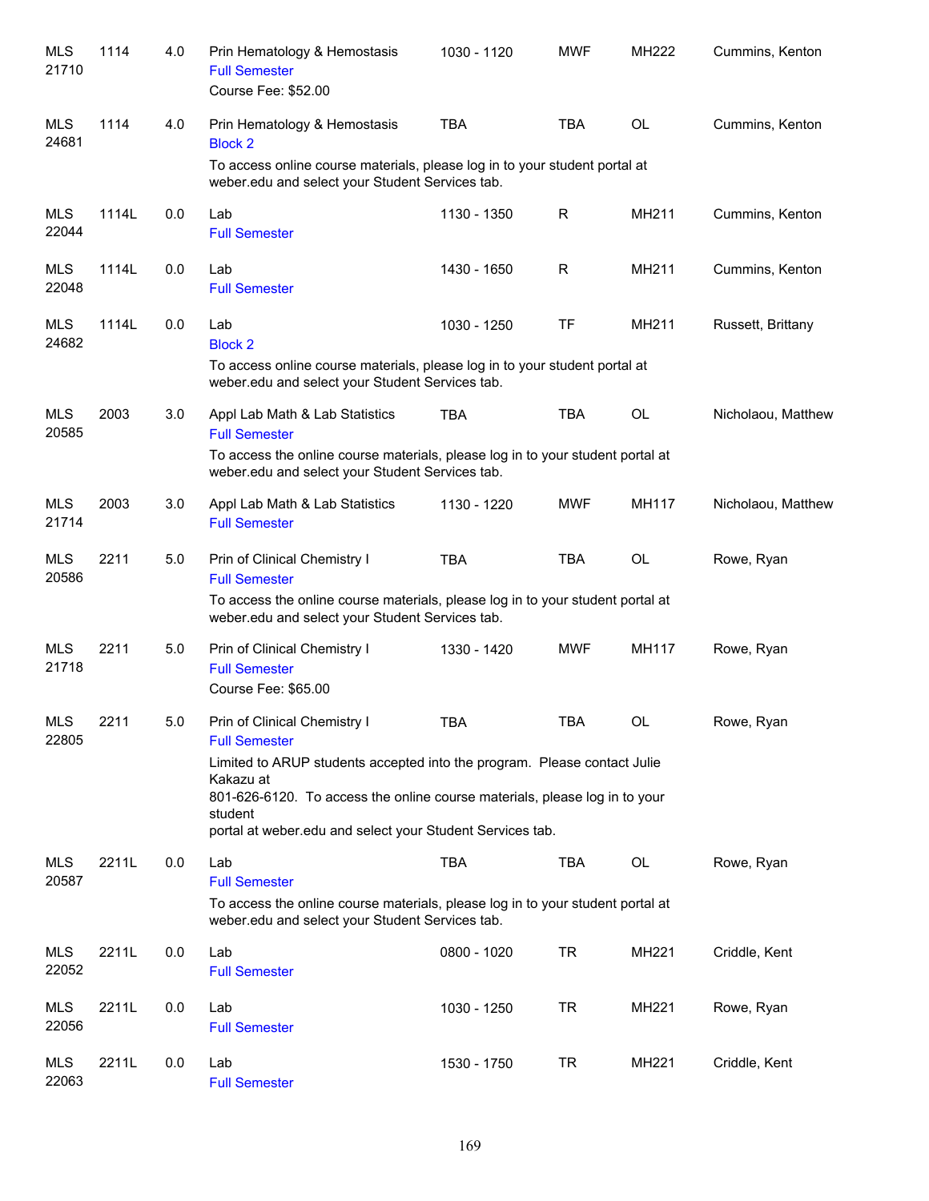| | | | | | | | |
|---|---|---|---|---|---|---|---|
| MLS 21710 | 1114 | 4.0 | Prin Hematology & Hemostasis<br>Full Semester<br>Course Fee: $52.00 | 1030 - 1120 | MWF | MH222 | Cummins, Kenton |
| MLS 24681 | 1114 | 4.0 | Prin Hematology & Hemostasis<br>Block 2<br>To access online course materials, please log in to your student portal at weber.edu and select your Student Services tab. | TBA | TBA | OL | Cummins, Kenton |
| MLS 22044 | 1114L | 0.0 | Lab<br>Full Semester | 1130 - 1350 | R | MH211 | Cummins, Kenton |
| MLS 22048 | 1114L | 0.0 | Lab<br>Full Semester | 1430 - 1650 | R | MH211 | Cummins, Kenton |
| MLS 24682 | 1114L | 0.0 | Lab<br>Block 2<br>To access online course materials, please log in to your student portal at weber.edu and select your Student Services tab. | 1030 - 1250 | TF | MH211 | Russett, Brittany |
| MLS 20585 | 2003 | 3.0 | Appl Lab Math & Lab Statistics<br>Full Semester<br>To access the online course materials, please log in to your student portal at weber.edu and select your Student Services tab. | TBA | TBA | OL | Nicholaou, Matthew |
| MLS 21714 | 2003 | 3.0 | Appl Lab Math & Lab Statistics<br>Full Semester | 1130 - 1220 | MWF | MH117 | Nicholaou, Matthew |
| MLS 20586 | 2211 | 5.0 | Prin of Clinical Chemistry I<br>Full Semester<br>To access the online course materials, please log in to your student portal at weber.edu and select your Student Services tab. | TBA | TBA | OL | Rowe, Ryan |
| MLS 21718 | 2211 | 5.0 | Prin of Clinical Chemistry I<br>Full Semester<br>Course Fee: $65.00 | 1330 - 1420 | MWF | MH117 | Rowe, Ryan |
| MLS 22805 | 2211 | 5.0 | Prin of Clinical Chemistry I<br>Full Semester<br>Limited to ARUP students accepted into the program. Please contact Julie Kakazu at 801-626-6120. To access the online course materials, please log in to your student portal at weber.edu and select your Student Services tab. | TBA | TBA | OL | Rowe, Ryan |
| MLS 20587 | 2211L | 0.0 | Lab<br>Full Semester<br>To access the online course materials, please log in to your student portal at weber.edu and select your Student Services tab. | TBA | TBA | OL | Rowe, Ryan |
| MLS 22052 | 2211L | 0.0 | Lab<br>Full Semester | 0800 - 1020 | TR | MH221 | Criddle, Kent |
| MLS 22056 | 2211L | 0.0 | Lab<br>Full Semester | 1030 - 1250 | TR | MH221 | Rowe, Ryan |
| MLS 22063 | 2211L | 0.0 | Lab<br>Full Semester | 1530 - 1750 | TR | MH221 | Criddle, Kent |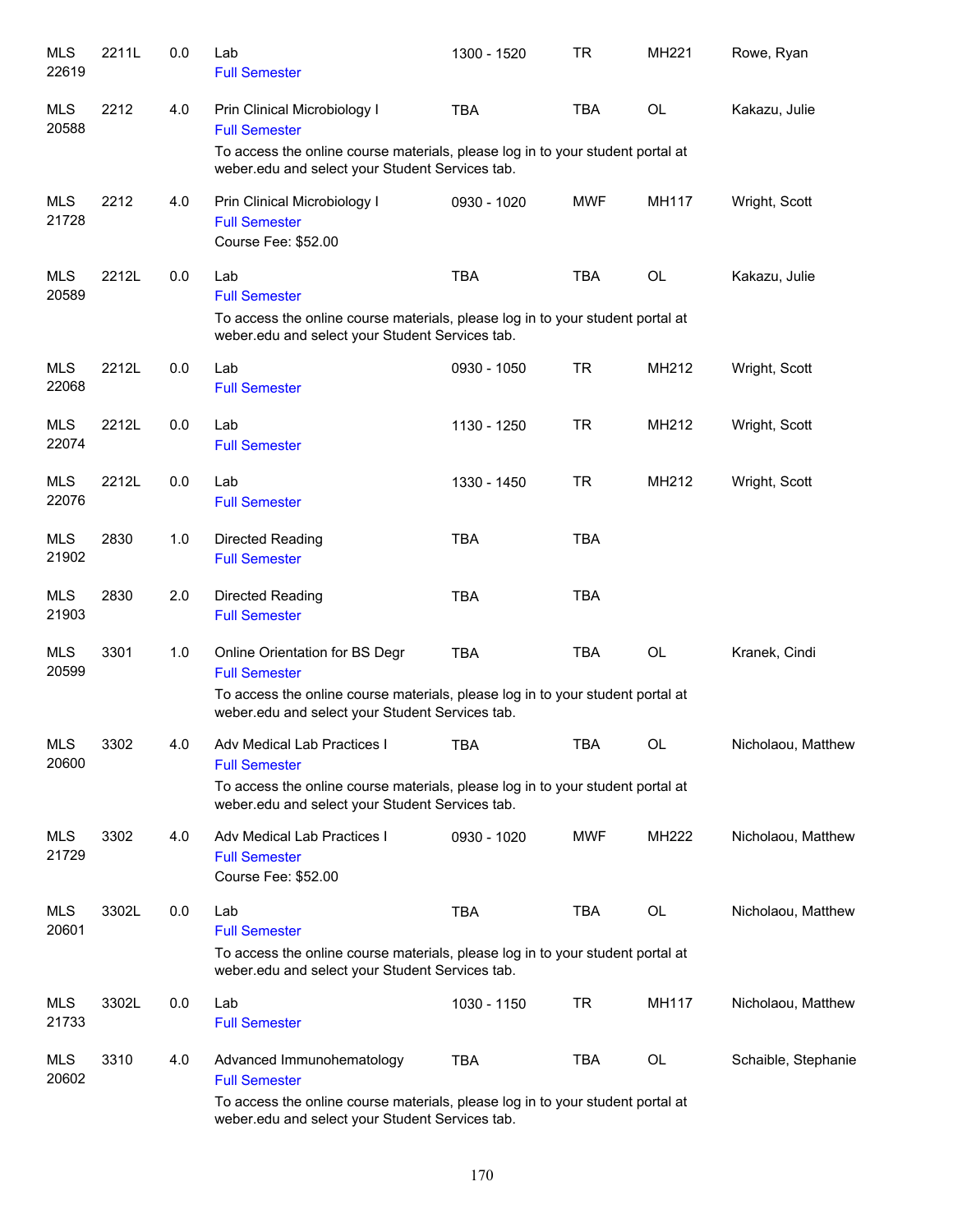| Subject / CRN | Course | Credits | Title | Time | Days | Room | Instructor |
|---|---|---|---|---|---|---|---|
| MLS 22619 | 2211L | 0.0 | Lab<br>Full Semester | 1300 - 1520 | TR | MH221 | Rowe, Ryan |
| MLS 20588 | 2212 | 4.0 | Prin Clinical Microbiology I<br>Full Semester<br>To access the online course materials, please log in to your student portal at weber.edu and select your Student Services tab. | TBA | TBA | OL | Kakazu, Julie |
| MLS 21728 | 2212 | 4.0 | Prin Clinical Microbiology I<br>Full Semester<br>Course Fee: $52.00 | 0930 - 1020 | MWF | MH117 | Wright, Scott |
| MLS 20589 | 2212L | 0.0 | Lab<br>Full Semester<br>To access the online course materials, please log in to your student portal at weber.edu and select your Student Services tab. | TBA | TBA | OL | Kakazu, Julie |
| MLS 22068 | 2212L | 0.0 | Lab<br>Full Semester | 0930 - 1050 | TR | MH212 | Wright, Scott |
| MLS 22074 | 2212L | 0.0 | Lab<br>Full Semester | 1130 - 1250 | TR | MH212 | Wright, Scott |
| MLS 22076 | 2212L | 0.0 | Lab<br>Full Semester | 1330 - 1450 | TR | MH212 | Wright, Scott |
| MLS 21902 | 2830 | 1.0 | Directed Reading<br>Full Semester | TBA | TBA | | |
| MLS 21903 | 2830 | 2.0 | Directed Reading<br>Full Semester | TBA | TBA | | |
| MLS 20599 | 3301 | 1.0 | Online Orientation for BS Degr<br>Full Semester<br>To access the online course materials, please log in to your student portal at weber.edu and select your Student Services tab. | TBA | TBA | OL | Kranek, Cindi |
| MLS 20600 | 3302 | 4.0 | Adv Medical Lab Practices I<br>Full Semester<br>To access the online course materials, please log in to your student portal at weber.edu and select your Student Services tab. | TBA | TBA | OL | Nicholaou, Matthew |
| MLS 21729 | 3302 | 4.0 | Adv Medical Lab Practices I<br>Full Semester<br>Course Fee: $52.00 | 0930 - 1020 | MWF | MH222 | Nicholaou, Matthew |
| MLS 20601 | 3302L | 0.0 | Lab<br>Full Semester<br>To access the online course materials, please log in to your student portal at weber.edu and select your Student Services tab. | TBA | TBA | OL | Nicholaou, Matthew |
| MLS 21733 | 3302L | 0.0 | Lab<br>Full Semester | 1030 - 1150 | TR | MH117 | Nicholaou, Matthew |
| MLS 20602 | 3310 | 4.0 | Advanced Immunohematology<br>Full Semester<br>To access the online course materials, please log in to your student portal at weber.edu and select your Student Services tab. | TBA | TBA | OL | Schaible, Stephanie |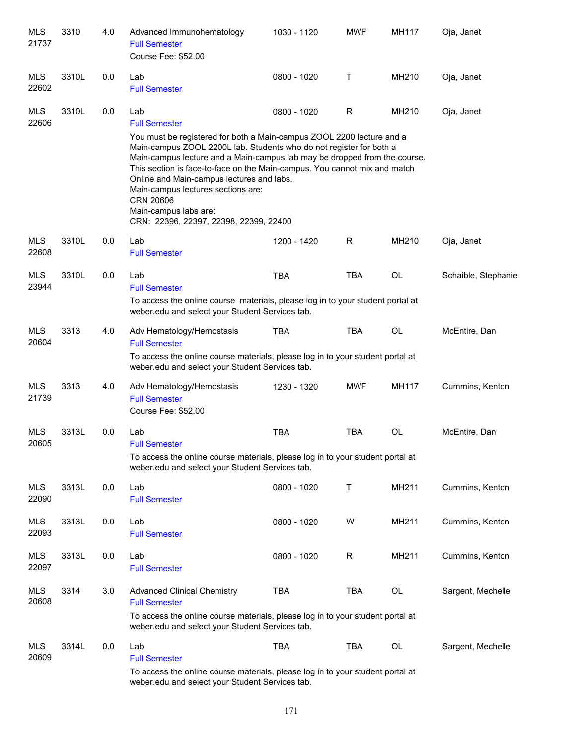| Subject / CRN | Course | Credits | Title | Time | Days | Room | Instructor |
|---|---|---|---|---|---|---|---|
| MLS 21737 | 3310 | 4.0 | Advanced Immunohematology<br>Full Semester<br>Course Fee: $52.00 | 1030 - 1120 | MWF | MH117 | Oja, Janet |
| MLS 22602 | 3310L | 0.0 | Lab<br>Full Semester | 0800 - 1020 | T | MH210 | Oja, Janet |
| MLS 22606 | 3310L | 0.0 | Lab<br>Full Semester<br>You must be registered for both a Main-campus ZOOL 2200 lecture and a Main-campus ZOOL 2200L lab. Students who do not register for both a Main-campus lecture and a Main-campus lab may be dropped from the course. This section is face-to-face on the Main-campus. You cannot mix and match Online and Main-campus lectures and labs.<br>Main-campus lectures sections are:<br>CRN 20606<br>Main-campus labs are:<br>CRN: 22396, 22397, 22398, 22399, 22400 | 0800 - 1020 | R | MH210 | Oja, Janet |
| MLS 22608 | 3310L | 0.0 | Lab<br>Full Semester | 1200 - 1420 | R | MH210 | Oja, Janet |
| MLS 23944 | 3310L | 0.0 | Lab<br>Full Semester<br>To access the online course materials, please log in to your student portal at weber.edu and select your Student Services tab. | TBA | TBA | OL | Schaible, Stephanie |
| MLS 20604 | 3313 | 4.0 | Adv Hematology/Hemostasis<br>Full Semester<br>To access the online course materials, please log in to your student portal at weber.edu and select your Student Services tab. | TBA | TBA | OL | McEntire, Dan |
| MLS 21739 | 3313 | 4.0 | Adv Hematology/Hemostasis<br>Full Semester<br>Course Fee: $52.00 | 1230 - 1320 | MWF | MH117 | Cummins, Kenton |
| MLS 20605 | 3313L | 0.0 | Lab<br>Full Semester<br>To access the online course materials, please log in to your student portal at weber.edu and select your Student Services tab. | TBA | TBA | OL | McEntire, Dan |
| MLS 22090 | 3313L | 0.0 | Lab<br>Full Semester | 0800 - 1020 | T | MH211 | Cummins, Kenton |
| MLS 22093 | 3313L | 0.0 | Lab<br>Full Semester | 0800 - 1020 | W | MH211 | Cummins, Kenton |
| MLS 22097 | 3313L | 0.0 | Lab<br>Full Semester | 0800 - 1020 | R | MH211 | Cummins, Kenton |
| MLS 20608 | 3314 | 3.0 | Advanced Clinical Chemistry<br>Full Semester<br>To access the online course materials, please log in to your student portal at weber.edu and select your Student Services tab. | TBA | TBA | OL | Sargent, Mechelle |
| MLS 20609 | 3314L | 0.0 | Lab<br>Full Semester<br>To access the online course materials, please log in to your student portal at weber.edu and select your Student Services tab. | TBA | TBA | OL | Sargent, Mechelle |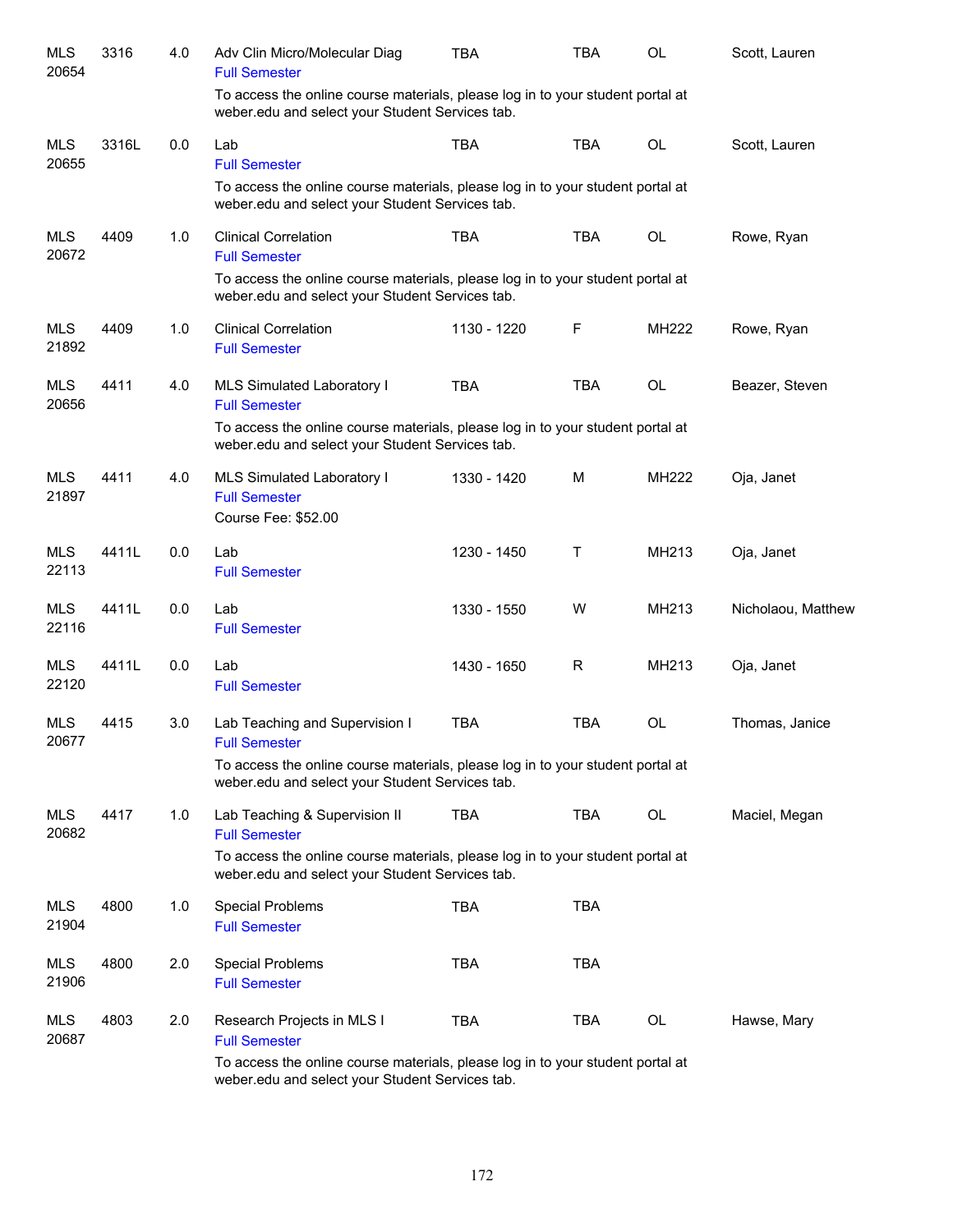| | | | | | | | |
|---|---|---|---|---|---|---|---|
| MLS 20654 | 3316 | 4.0 | Adv Clin Micro/Molecular Diag<br>Full Semester<br>To access the online course materials, please log in to your student portal at weber.edu and select your Student Services tab. | TBA | TBA | OL | Scott, Lauren |
| MLS 20655 | 3316L | 0.0 | Lab<br>Full Semester<br>To access the online course materials, please log in to your student portal at weber.edu and select your Student Services tab. | TBA | TBA | OL | Scott, Lauren |
| MLS 20672 | 4409 | 1.0 | Clinical Correlation<br>Full Semester<br>To access the online course materials, please log in to your student portal at weber.edu and select your Student Services tab. | TBA | TBA | OL | Rowe, Ryan |
| MLS 21892 | 4409 | 1.0 | Clinical Correlation<br>Full Semester | 1130 - 1220 | F | MH222 | Rowe, Ryan |
| MLS 20656 | 4411 | 4.0 | MLS Simulated Laboratory I<br>Full Semester<br>To access the online course materials, please log in to your student portal at weber.edu and select your Student Services tab. | TBA | TBA | OL | Beazer, Steven |
| MLS 21897 | 4411 | 4.0 | MLS Simulated Laboratory I<br>Full Semester<br>Course Fee: $52.00 | 1330 - 1420 | M | MH222 | Oja, Janet |
| MLS 22113 | 4411L | 0.0 | Lab<br>Full Semester | 1230 - 1450 | T | MH213 | Oja, Janet |
| MLS 22116 | 4411L | 0.0 | Lab<br>Full Semester | 1330 - 1550 | W | MH213 | Nicholaou, Matthew |
| MLS 22120 | 4411L | 0.0 | Lab<br>Full Semester | 1430 - 1650 | R | MH213 | Oja, Janet |
| MLS 20677 | 4415 | 3.0 | Lab Teaching and Supervision I<br>Full Semester<br>To access the online course materials, please log in to your student portal at weber.edu and select your Student Services tab. | TBA | TBA | OL | Thomas, Janice |
| MLS 20682 | 4417 | 1.0 | Lab Teaching & Supervision II<br>Full Semester<br>To access the online course materials, please log in to your student portal at weber.edu and select your Student Services tab. | TBA | TBA | OL | Maciel, Megan |
| MLS 21904 | 4800 | 1.0 | Special Problems<br>Full Semester | TBA | TBA | | |
| MLS 21906 | 4800 | 2.0 | Special Problems<br>Full Semester | TBA | TBA | | |
| MLS 20687 | 4803 | 2.0 | Research Projects in MLS I<br>Full Semester<br>To access the online course materials, please log in to your student portal at weber.edu and select your Student Services tab. | TBA | TBA | OL | Hawse, Mary |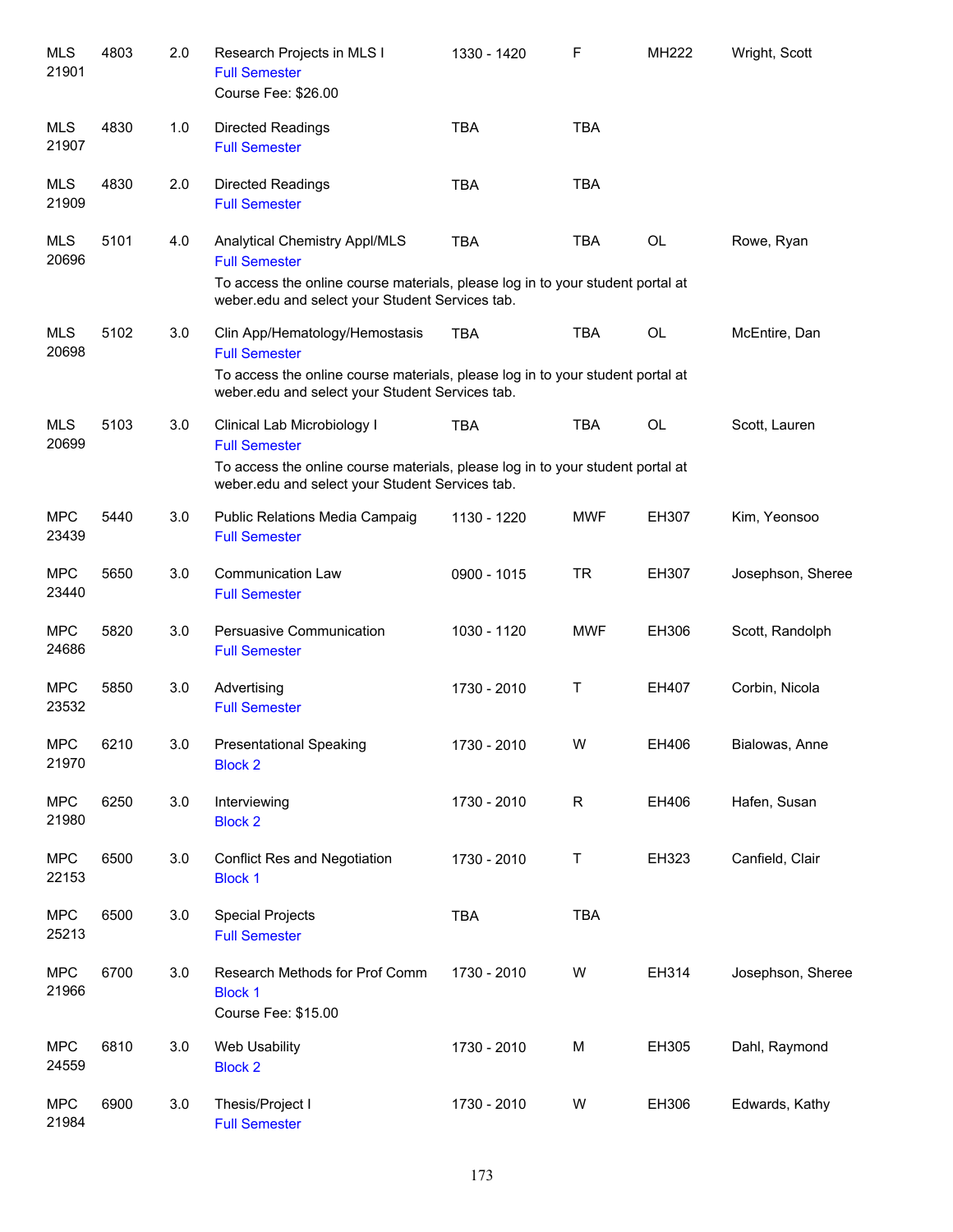| Subject / CRN | Course | Credits | Title | Time | Days | Room | Instructor |
|---|---|---|---|---|---|---|---|
| MLS 21901 | 4803 | 2.0 | Research Projects in MLS I<br>Full Semester<br>Course Fee: $26.00 | 1330 - 1420 | F | MH222 | Wright, Scott |
| MLS 21907 | 4830 | 1.0 | Directed Readings<br>Full Semester | TBA | TBA | | |
| MLS 21909 | 4830 | 2.0 | Directed Readings<br>Full Semester | TBA | TBA | | |
| MLS 20696 | 5101 | 4.0 | Analytical Chemistry Appl/MLS<br>Full Semester<br>To access the online course materials, please log in to your student portal at weber.edu and select your Student Services tab. | TBA | TBA | OL | Rowe, Ryan |
| MLS 20698 | 5102 | 3.0 | Clin App/Hematology/Hemostasis<br>Full Semester<br>To access the online course materials, please log in to your student portal at weber.edu and select your Student Services tab. | TBA | TBA | OL | McEntire, Dan |
| MLS 20699 | 5103 | 3.0 | Clinical Lab Microbiology I<br>Full Semester<br>To access the online course materials, please log in to your student portal at weber.edu and select your Student Services tab. | TBA | TBA | OL | Scott, Lauren |
| MPC 23439 | 5440 | 3.0 | Public Relations Media Campaig<br>Full Semester | 1130 - 1220 | MWF | EH307 | Kim, Yeonsoo |
| MPC 23440 | 5650 | 3.0 | Communication Law<br>Full Semester | 0900 - 1015 | TR | EH307 | Josephson, Sheree |
| MPC 24686 | 5820 | 3.0 | Persuasive Communication<br>Full Semester | 1030 - 1120 | MWF | EH306 | Scott, Randolph |
| MPC 23532 | 5850 | 3.0 | Advertising<br>Full Semester | 1730 - 2010 | T | EH407 | Corbin, Nicola |
| MPC 21970 | 6210 | 3.0 | Presentational Speaking<br>Block 2 | 1730 - 2010 | W | EH406 | Bialowas, Anne |
| MPC 21980 | 6250 | 3.0 | Interviewing<br>Block 2 | 1730 - 2010 | R | EH406 | Hafen, Susan |
| MPC 22153 | 6500 | 3.0 | Conflict Res and Negotiation<br>Block 1 | 1730 - 2010 | T | EH323 | Canfield, Clair |
| MPC 25213 | 6500 | 3.0 | Special Projects<br>Full Semester | TBA | TBA | | |
| MPC 21966 | 6700 | 3.0 | Research Methods for Prof Comm<br>Block 1<br>Course Fee: $15.00 | 1730 - 2010 | W | EH314 | Josephson, Sheree |
| MPC 24559 | 6810 | 3.0 | Web Usability<br>Block 2 | 1730 - 2010 | M | EH305 | Dahl, Raymond |
| MPC 21984 | 6900 | 3.0 | Thesis/Project I<br>Full Semester | 1730 - 2010 | W | EH306 | Edwards, Kathy |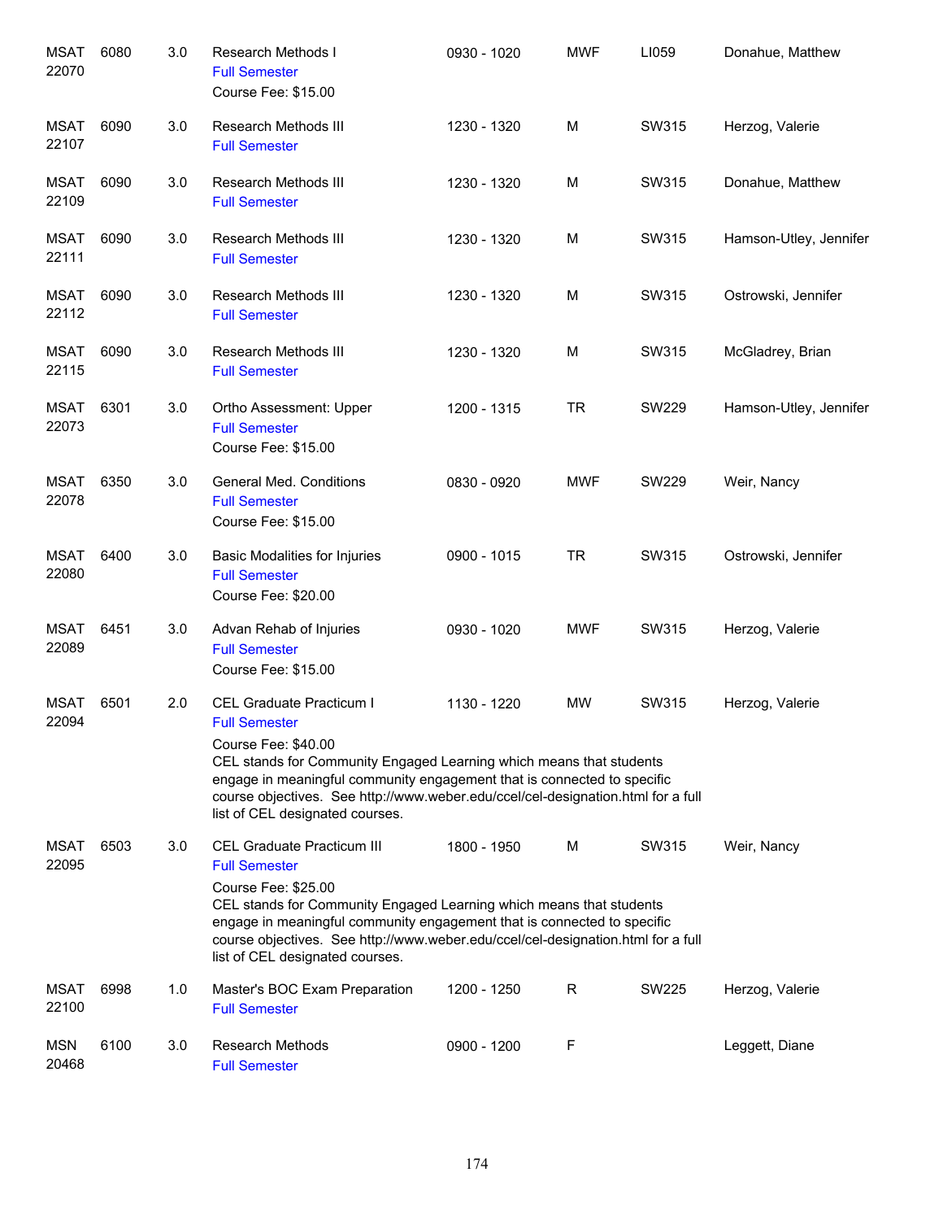| Subject / CRN | Course | Credits | Title | Time | Days | Room | Instructor |
|---|---|---|---|---|---|---|---|
| MSAT 22070 | 6080 | 3.0 | Research Methods I<br>Full Semester<br>Course Fee: $15.00 | 0930 - 1020 | MWF | LI059 | Donahue, Matthew |
| MSAT 22107 | 6090 | 3.0 | Research Methods III<br>Full Semester | 1230 - 1320 | M | SW315 | Herzog, Valerie |
| MSAT 22109 | 6090 | 3.0 | Research Methods III<br>Full Semester | 1230 - 1320 | M | SW315 | Donahue, Matthew |
| MSAT 22111 | 6090 | 3.0 | Research Methods III<br>Full Semester | 1230 - 1320 | M | SW315 | Hamson-Utley, Jennifer |
| MSAT 22112 | 6090 | 3.0 | Research Methods III<br>Full Semester | 1230 - 1320 | M | SW315 | Ostrowski, Jennifer |
| MSAT 22115 | 6090 | 3.0 | Research Methods III<br>Full Semester | 1230 - 1320 | M | SW315 | McGladrey, Brian |
| MSAT 22073 | 6301 | 3.0 | Ortho Assessment: Upper<br>Full Semester<br>Course Fee: $15.00 | 1200 - 1315 | TR | SW229 | Hamson-Utley, Jennifer |
| MSAT 22078 | 6350 | 3.0 | General Med. Conditions<br>Full Semester<br>Course Fee: $15.00 | 0830 - 0920 | MWF | SW229 | Weir, Nancy |
| MSAT 22080 | 6400 | 3.0 | Basic Modalities for Injuries<br>Full Semester<br>Course Fee: $20.00 | 0900 - 1015 | TR | SW315 | Ostrowski, Jennifer |
| MSAT 22089 | 6451 | 3.0 | Advan Rehab of Injuries<br>Full Semester<br>Course Fee: $15.00 | 0930 - 1020 | MWF | SW315 | Herzog, Valerie |
| MSAT 22094 | 6501 | 2.0 | CEL Graduate Practicum I<br>Full Semester<br>Course Fee: $40.00<br>CEL stands for Community Engaged Learning which means that students engage in meaningful community engagement that is connected to specific course objectives. See http://www.weber.edu/ccel/cel-designation.html for a full list of CEL designated courses. | 1130 - 1220 | MW | SW315 | Herzog, Valerie |
| MSAT 22095 | 6503 | 3.0 | CEL Graduate Practicum III<br>Full Semester<br>Course Fee: $25.00<br>CEL stands for Community Engaged Learning which means that students engage in meaningful community engagement that is connected to specific course objectives. See http://www.weber.edu/ccel/cel-designation.html for a full list of CEL designated courses. | 1800 - 1950 | M | SW315 | Weir, Nancy |
| MSAT 22100 | 6998 | 1.0 | Master's BOC Exam Preparation<br>Full Semester | 1200 - 1250 | R | SW225 | Herzog, Valerie |
| MSN 20468 | 6100 | 3.0 | Research Methods<br>Full Semester | 0900 - 1200 | F | | Leggett, Diane |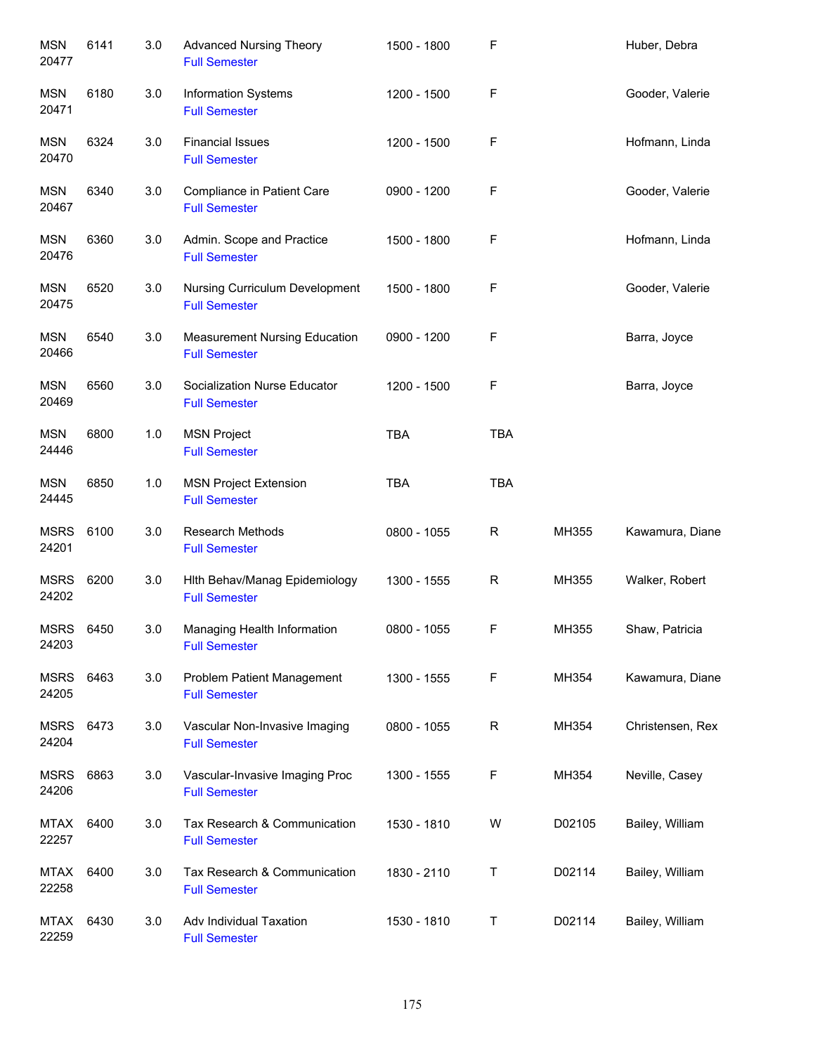| Subject / CRN | Course | Credits | Title | Time | Days | Room | Instructor |
|---|---|---|---|---|---|---|---|
| MSN 20477 | 6141 | 3.0 | Advanced Nursing Theory<br>Full Semester | 1500 - 1800 | F | | Huber, Debra |
| MSN 20471 | 6180 | 3.0 | Information Systems<br>Full Semester | 1200 - 1500 | F | | Gooder, Valerie |
| MSN 20470 | 6324 | 3.0 | Financial Issues<br>Full Semester | 1200 - 1500 | F | | Hofmann, Linda |
| MSN 20467 | 6340 | 3.0 | Compliance in Patient Care<br>Full Semester | 0900 - 1200 | F | | Gooder, Valerie |
| MSN 20476 | 6360 | 3.0 | Admin. Scope and Practice<br>Full Semester | 1500 - 1800 | F | | Hofmann, Linda |
| MSN 20475 | 6520 | 3.0 | Nursing Curriculum Development<br>Full Semester | 1500 - 1800 | F | | Gooder, Valerie |
| MSN 20466 | 6540 | 3.0 | Measurement Nursing Education<br>Full Semester | 0900 - 1200 | F | | Barra, Joyce |
| MSN 20469 | 6560 | 3.0 | Socialization Nurse Educator<br>Full Semester | 1200 - 1500 | F | | Barra, Joyce |
| MSN 24446 | 6800 | 1.0 | MSN Project<br>Full Semester | TBA | TBA | | |
| MSN 24445 | 6850 | 1.0 | MSN Project Extension<br>Full Semester | TBA | TBA | | |
| MSRS 24201 | 6100 | 3.0 | Research Methods<br>Full Semester | 0800 - 1055 | R | MH355 | Kawamura, Diane |
| MSRS 24202 | 6200 | 3.0 | Hlth Behav/Manag Epidemiology<br>Full Semester | 1300 - 1555 | R | MH355 | Walker, Robert |
| MSRS 24203 | 6450 | 3.0 | Managing Health Information<br>Full Semester | 0800 - 1055 | F | MH355 | Shaw, Patricia |
| MSRS 24205 | 6463 | 3.0 | Problem Patient Management<br>Full Semester | 1300 - 1555 | F | MH354 | Kawamura, Diane |
| MSRS 24204 | 6473 | 3.0 | Vascular Non-Invasive Imaging<br>Full Semester | 0800 - 1055 | R | MH354 | Christensen, Rex |
| MSRS 24206 | 6863 | 3.0 | Vascular-Invasive Imaging Proc<br>Full Semester | 1300 - 1555 | F | MH354 | Neville, Casey |
| MTAX 22257 | 6400 | 3.0 | Tax Research & Communication<br>Full Semester | 1530 - 1810 | W | D02105 | Bailey, William |
| MTAX 22258 | 6400 | 3.0 | Tax Research & Communication<br>Full Semester | 1830 - 2110 | T | D02114 | Bailey, William |
| MTAX 22259 | 6430 | 3.0 | Adv Individual Taxation<br>Full Semester | 1530 - 1810 | T | D02114 | Bailey, William |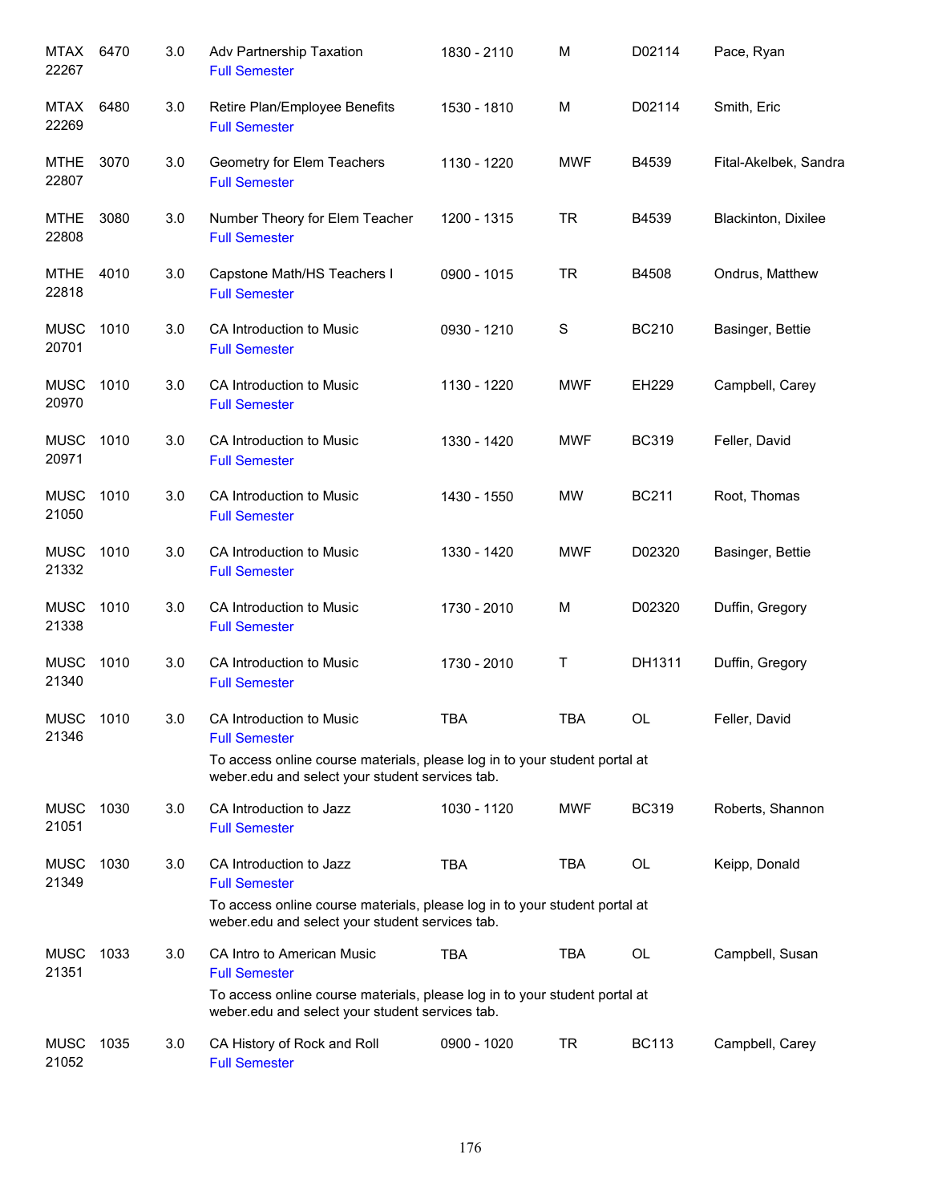| Course | | Credits | Title | Time | Days | Room | Instructor |
|---|---|---|---|---|---|---|---|
| MTAX 22267 | 6470 | 3.0 | Adv Partnership Taxation<br>Full Semester | 1830 - 2110 | M | D02114 | Pace, Ryan |
| MTAX 22269 | 6480 | 3.0 | Retire Plan/Employee Benefits<br>Full Semester | 1530 - 1810 | M | D02114 | Smith, Eric |
| MTHE 22807 | 3070 | 3.0 | Geometry for Elem Teachers<br>Full Semester | 1130 - 1220 | MWF | B4539 | Fital-Akelbek, Sandra |
| MTHE 22808 | 3080 | 3.0 | Number Theory for Elem Teacher<br>Full Semester | 1200 - 1315 | TR | B4539 | Blackinton, Dixilee |
| MTHE 22818 | 4010 | 3.0 | Capstone Math/HS Teachers I<br>Full Semester | 0900 - 1015 | TR | B4508 | Ondrus, Matthew |
| MUSC 20701 | 1010 | 3.0 | CA Introduction to Music<br>Full Semester | 0930 - 1210 | S | BC210 | Basinger, Bettie |
| MUSC 20970 | 1010 | 3.0 | CA Introduction to Music<br>Full Semester | 1130 - 1220 | MWF | EH229 | Campbell, Carey |
| MUSC 20971 | 1010 | 3.0 | CA Introduction to Music<br>Full Semester | 1330 - 1420 | MWF | BC319 | Feller, David |
| MUSC 21050 | 1010 | 3.0 | CA Introduction to Music<br>Full Semester | 1430 - 1550 | MW | BC211 | Root, Thomas |
| MUSC 21332 | 1010 | 3.0 | CA Introduction to Music<br>Full Semester | 1330 - 1420 | MWF | D02320 | Basinger, Bettie |
| MUSC 21338 | 1010 | 3.0 | CA Introduction to Music<br>Full Semester | 1730 - 2010 | M | D02320 | Duffin, Gregory |
| MUSC 21340 | 1010 | 3.0 | CA Introduction to Music<br>Full Semester | 1730 - 2010 | T | DH1311 | Duffin, Gregory |
| MUSC 21346 | 1010 | 3.0 | CA Introduction to Music<br>Full Semester<br>To access online course materials, please log in to your student portal at weber.edu and select your student services tab. | TBA | TBA | OL | Feller, David |
| MUSC 21051 | 1030 | 3.0 | CA Introduction to Jazz<br>Full Semester | 1030 - 1120 | MWF | BC319 | Roberts, Shannon |
| MUSC 21349 | 1030 | 3.0 | CA Introduction to Jazz<br>Full Semester<br>To access online course materials, please log in to your student portal at weber.edu and select your student services tab. | TBA | TBA | OL | Keipp, Donald |
| MUSC 21351 | 1033 | 3.0 | CA Intro to American Music<br>Full Semester<br>To access online course materials, please log in to your student portal at weber.edu and select your student services tab. | TBA | TBA | OL | Campbell, Susan |
| MUSC 21052 | 1035 | 3.0 | CA History of Rock and Roll<br>Full Semester | 0900 - 1020 | TR | BC113 | Campbell, Carey |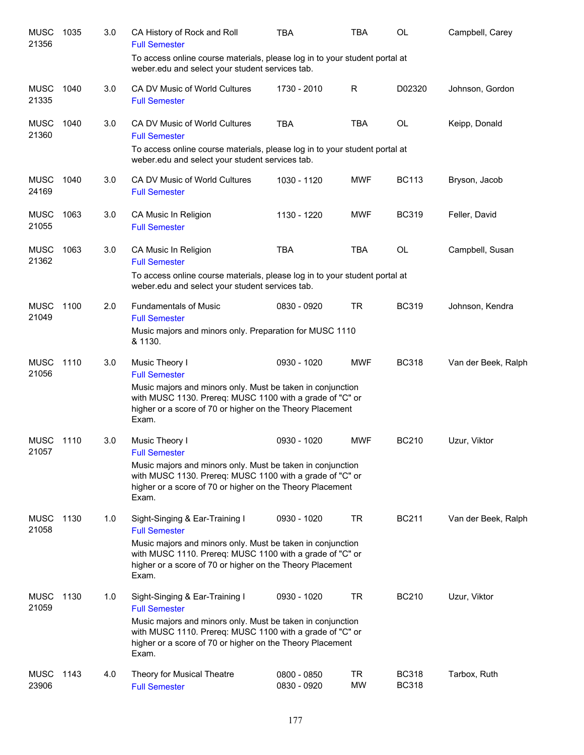| | | | | | | | |
|---|---|---|---|---|---|---|---|
| MUSC 21356 | 1035 | 3.0 | CA History of Rock and Roll<br>Full Semester<br>To access online course materials, please log in to your student portal at weber.edu and select your student services tab. | TBA | TBA | OL | Campbell, Carey |
| MUSC 21335 | 1040 | 3.0 | CA DV Music of World Cultures<br>Full Semester | 1730 - 2010 | R | D02320 | Johnson, Gordon |
| MUSC 21360 | 1040 | 3.0 | CA DV Music of World Cultures<br>Full Semester<br>To access online course materials, please log in to your student portal at weber.edu and select your student services tab. | TBA | TBA | OL | Keipp, Donald |
| MUSC 24169 | 1040 | 3.0 | CA DV Music of World Cultures<br>Full Semester | 1030 - 1120 | MWF | BC113 | Bryson, Jacob |
| MUSC 21055 | 1063 | 3.0 | CA Music In Religion<br>Full Semester | 1130 - 1220 | MWF | BC319 | Feller, David |
| MUSC 21362 | 1063 | 3.0 | CA Music In Religion<br>Full Semester<br>To access online course materials, please log in to your student portal at weber.edu and select your student services tab. | TBA | TBA | OL | Campbell, Susan |
| MUSC 21049 | 1100 | 2.0 | Fundamentals of Music<br>Full Semester<br>Music majors and minors only. Preparation for MUSC 1110 & 1130. | 0830 - 0920 | TR | BC319 | Johnson, Kendra |
| MUSC 21056 | 1110 | 3.0 | Music Theory I<br>Full Semester<br>Music majors and minors only. Must be taken in conjunction with MUSC 1130. Prereq: MUSC 1100 with a grade of "C" or higher or a score of 70 or higher on the Theory Placement Exam. | 0930 - 1020 | MWF | BC318 | Van der Beek, Ralph |
| MUSC 21057 | 1110 | 3.0 | Music Theory I<br>Full Semester<br>Music majors and minors only. Must be taken in conjunction with MUSC 1130. Prereq: MUSC 1100 with a grade of "C" or higher or a score of 70 or higher on the Theory Placement Exam. | 0930 - 1020 | MWF | BC210 | Uzur, Viktor |
| MUSC 21058 | 1130 | 1.0 | Sight-Singing & Ear-Training I<br>Full Semester<br>Music majors and minors only. Must be taken in conjunction with MUSC 1110. Prereq: MUSC 1100 with a grade of "C" or higher or a score of 70 or higher on the Theory Placement Exam. | 0930 - 1020 | TR | BC211 | Van der Beek, Ralph |
| MUSC 21059 | 1130 | 1.0 | Sight-Singing & Ear-Training I<br>Full Semester<br>Music majors and minors only. Must be taken in conjunction with MUSC 1110. Prereq: MUSC 1100 with a grade of "C" or higher or a score of 70 or higher on the Theory Placement Exam. | 0930 - 1020 | TR | BC210 | Uzur, Viktor |
| MUSC 23906 | 1143 | 4.0 | Theory for Musical Theatre<br>Full Semester | 0800 - 0850<br>0830 - 0920 | TR<br>MW | BC318<br>BC318 | Tarbox, Ruth |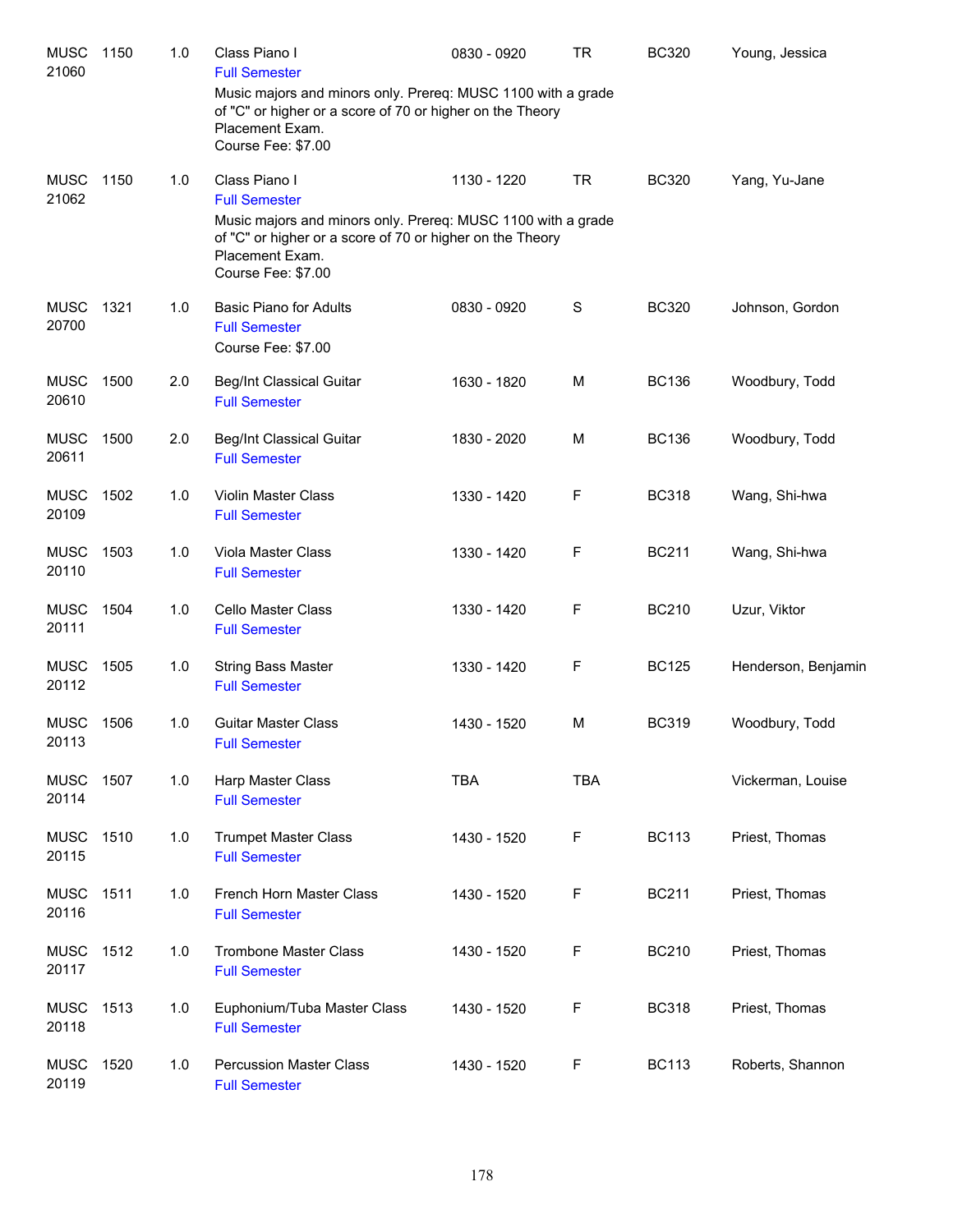| | | | | | | | |
|---|---|---|---|---|---|---|---|
| MUSC 21060 | 1150 | 1.0 | Class Piano I<br>Full Semester<br>Music majors and minors only. Prereq: MUSC 1100 with a grade of "C" or higher or a score of 70 or higher on the Theory Placement Exam.<br>Course Fee: $7.00 | 0830 - 0920 | TR | BC320 | Young, Jessica |
| MUSC 21062 | 1150 | 1.0 | Class Piano I<br>Full Semester<br>Music majors and minors only. Prereq: MUSC 1100 with a grade of "C" or higher or a score of 70 or higher on the Theory Placement Exam.<br>Course Fee: $7.00 | 1130 - 1220 | TR | BC320 | Yang, Yu-Jane |
| MUSC 20700 | 1321 | 1.0 | Basic Piano for Adults<br>Full Semester<br>Course Fee: $7.00 | 0830 - 0920 | S | BC320 | Johnson, Gordon |
| MUSC 20610 | 1500 | 2.0 | Beg/Int Classical Guitar<br>Full Semester | 1630 - 1820 | M | BC136 | Woodbury, Todd |
| MUSC 20611 | 1500 | 2.0 | Beg/Int Classical Guitar<br>Full Semester | 1830 - 2020 | M | BC136 | Woodbury, Todd |
| MUSC 20109 | 1502 | 1.0 | Violin Master Class<br>Full Semester | 1330 - 1420 | F | BC318 | Wang, Shi-hwa |
| MUSC 20110 | 1503 | 1.0 | Viola Master Class<br>Full Semester | 1330 - 1420 | F | BC211 | Wang, Shi-hwa |
| MUSC 20111 | 1504 | 1.0 | Cello Master Class<br>Full Semester | 1330 - 1420 | F | BC210 | Uzur, Viktor |
| MUSC 20112 | 1505 | 1.0 | String Bass Master<br>Full Semester | 1330 - 1420 | F | BC125 | Henderson, Benjamin |
| MUSC 20113 | 1506 | 1.0 | Guitar Master Class<br>Full Semester | 1430 - 1520 | M | BC319 | Woodbury, Todd |
| MUSC 20114 | 1507 | 1.0 | Harp Master Class<br>Full Semester | TBA | TBA | | Vickerman, Louise |
| MUSC 20115 | 1510 | 1.0 | Trumpet Master Class<br>Full Semester | 1430 - 1520 | F | BC113 | Priest, Thomas |
| MUSC 20116 | 1511 | 1.0 | French Horn Master Class<br>Full Semester | 1430 - 1520 | F | BC211 | Priest, Thomas |
| MUSC 20117 | 1512 | 1.0 | Trombone Master Class<br>Full Semester | 1430 - 1520 | F | BC210 | Priest, Thomas |
| MUSC 20118 | 1513 | 1.0 | Euphonium/Tuba Master Class<br>Full Semester | 1430 - 1520 | F | BC318 | Priest, Thomas |
| MUSC 20119 | 1520 | 1.0 | Percussion Master Class<br>Full Semester | 1430 - 1520 | F | BC113 | Roberts, Shannon |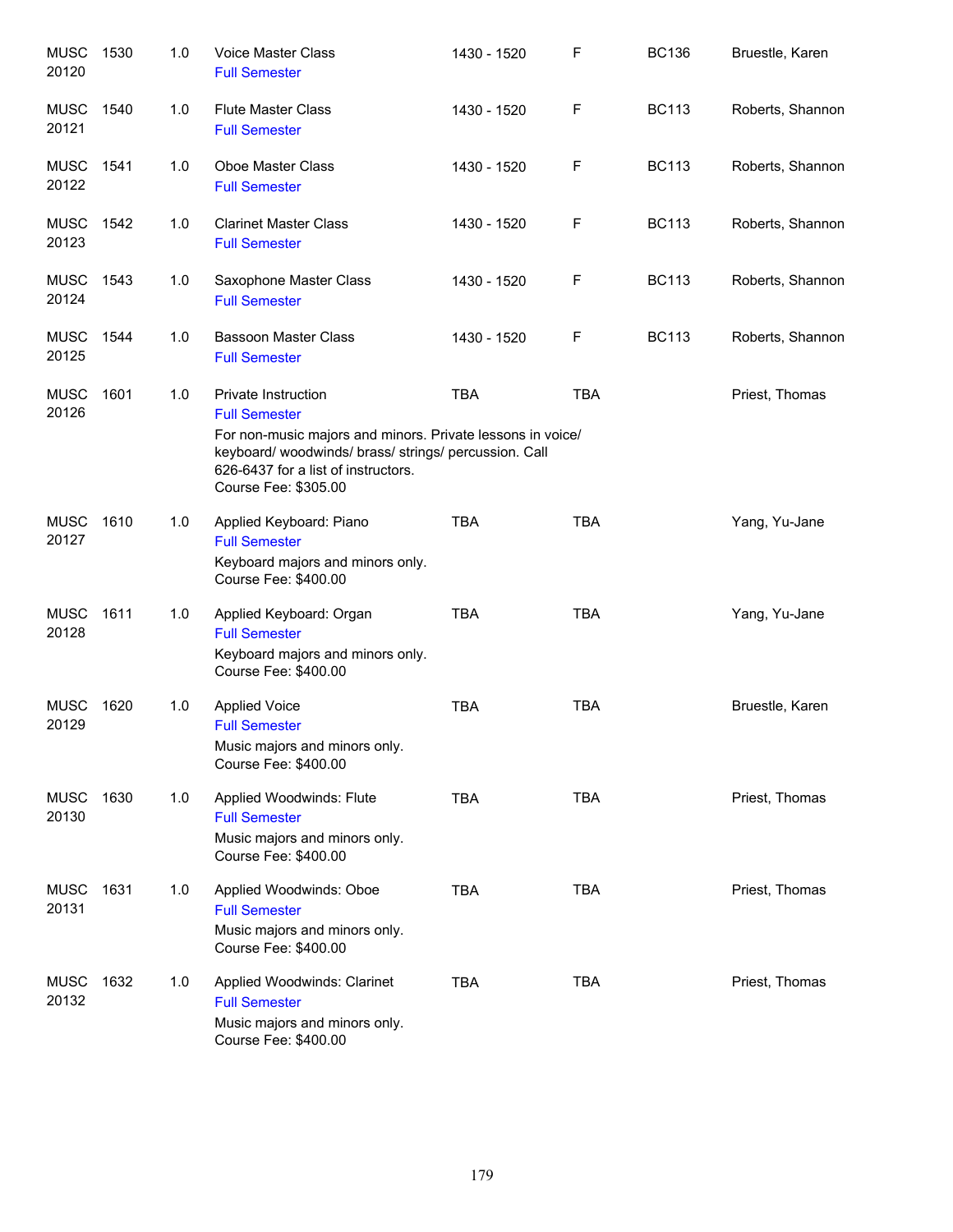| | | | | | | | |
|---|---|---|---|---|---|---|---|
| MUSC 20120 | 1530 | 1.0 | Voice Master Class<br>Full Semester | 1430 - 1520 | F | BC136 | Bruestle, Karen |
| MUSC 20121 | 1540 | 1.0 | Flute Master Class<br>Full Semester | 1430 - 1520 | F | BC113 | Roberts, Shannon |
| MUSC 20122 | 1541 | 1.0 | Oboe Master Class<br>Full Semester | 1430 - 1520 | F | BC113 | Roberts, Shannon |
| MUSC 20123 | 1542 | 1.0 | Clarinet Master Class<br>Full Semester | 1430 - 1520 | F | BC113 | Roberts, Shannon |
| MUSC 20124 | 1543 | 1.0 | Saxophone Master Class<br>Full Semester | 1430 - 1520 | F | BC113 | Roberts, Shannon |
| MUSC 20125 | 1544 | 1.0 | Bassoon Master Class<br>Full Semester | 1430 - 1520 | F | BC113 | Roberts, Shannon |
| MUSC 20126 | 1601 | 1.0 | Private Instruction<br>Full Semester<br>For non-music majors and minors. Private lessons in voice/ keyboard/ woodwinds/ brass/ strings/ percussion. Call 626-6437 for a list of instructors.<br>Course Fee: $305.00 | TBA | TBA | | Priest, Thomas |
| MUSC 20127 | 1610 | 1.0 | Applied Keyboard: Piano<br>Full Semester<br>Keyboard majors and minors only.<br>Course Fee: $400.00 | TBA | TBA | | Yang, Yu-Jane |
| MUSC 20128 | 1611 | 1.0 | Applied Keyboard: Organ<br>Full Semester<br>Keyboard majors and minors only.<br>Course Fee: $400.00 | TBA | TBA | | Yang, Yu-Jane |
| MUSC 20129 | 1620 | 1.0 | Applied Voice<br>Full Semester<br>Music majors and minors only.<br>Course Fee: $400.00 | TBA | TBA | | Bruestle, Karen |
| MUSC 20130 | 1630 | 1.0 | Applied Woodwinds: Flute<br>Full Semester<br>Music majors and minors only.<br>Course Fee: $400.00 | TBA | TBA | | Priest, Thomas |
| MUSC 20131 | 1631 | 1.0 | Applied Woodwinds: Oboe<br>Full Semester<br>Music majors and minors only.<br>Course Fee: $400.00 | TBA | TBA | | Priest, Thomas |
| MUSC 20132 | 1632 | 1.0 | Applied Woodwinds: Clarinet<br>Full Semester<br>Music majors and minors only.<br>Course Fee: $400.00 | TBA | TBA | | Priest, Thomas |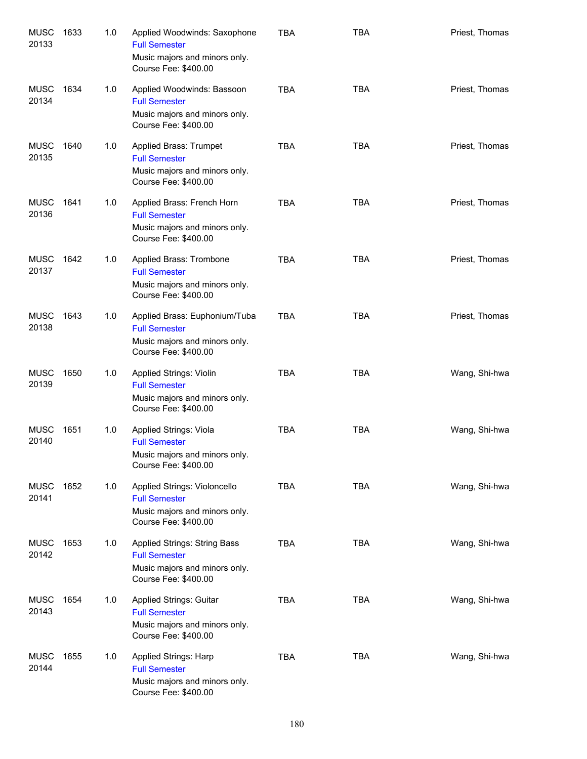| | | | | | | |
|---|---|---|---|---|---|---|
| MUSC 20133 | 1633 | 1.0 | Applied Woodwinds: Saxophone<br>Full Semester<br>Music majors and minors only.<br>Course Fee: $400.00 | TBA | TBA | Priest, Thomas |
| MUSC 20134 | 1634 | 1.0 | Applied Woodwinds: Bassoon<br>Full Semester<br>Music majors and minors only.<br>Course Fee: $400.00 | TBA | TBA | Priest, Thomas |
| MUSC 20135 | 1640 | 1.0 | Applied Brass: Trumpet<br>Full Semester<br>Music majors and minors only.<br>Course Fee: $400.00 | TBA | TBA | Priest, Thomas |
| MUSC 20136 | 1641 | 1.0 | Applied Brass: French Horn<br>Full Semester<br>Music majors and minors only.<br>Course Fee: $400.00 | TBA | TBA | Priest, Thomas |
| MUSC 20137 | 1642 | 1.0 | Applied Brass: Trombone<br>Full Semester<br>Music majors and minors only.<br>Course Fee: $400.00 | TBA | TBA | Priest, Thomas |
| MUSC 20138 | 1643 | 1.0 | Applied Brass: Euphonium/Tuba<br>Full Semester<br>Music majors and minors only.<br>Course Fee: $400.00 | TBA | TBA | Priest, Thomas |
| MUSC 20139 | 1650 | 1.0 | Applied Strings: Violin<br>Full Semester<br>Music majors and minors only.<br>Course Fee: $400.00 | TBA | TBA | Wang, Shi-hwa |
| MUSC 20140 | 1651 | 1.0 | Applied Strings: Viola<br>Full Semester<br>Music majors and minors only.<br>Course Fee: $400.00 | TBA | TBA | Wang, Shi-hwa |
| MUSC 20141 | 1652 | 1.0 | Applied Strings: Violoncello<br>Full Semester<br>Music majors and minors only.<br>Course Fee: $400.00 | TBA | TBA | Wang, Shi-hwa |
| MUSC 20142 | 1653 | 1.0 | Applied Strings: String Bass<br>Full Semester<br>Music majors and minors only.<br>Course Fee: $400.00 | TBA | TBA | Wang, Shi-hwa |
| MUSC 20143 | 1654 | 1.0 | Applied Strings: Guitar<br>Full Semester<br>Music majors and minors only.<br>Course Fee: $400.00 | TBA | TBA | Wang, Shi-hwa |
| MUSC 20144 | 1655 | 1.0 | Applied Strings: Harp<br>Full Semester<br>Music majors and minors only.<br>Course Fee: $400.00 | TBA | TBA | Wang, Shi-hwa |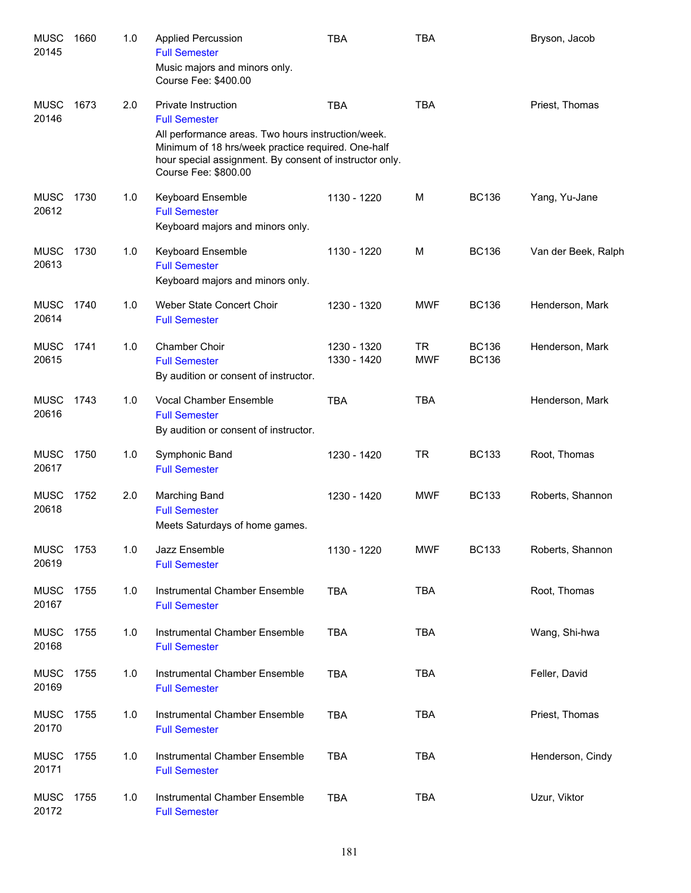| Course | Number | Credits | Title | Time | Days | Room | Instructor |
|---|---|---|---|---|---|---|---|
| MUSC 20145 | 1660 | 1.0 | Applied Percussion<br>Full Semester<br>Music majors and minors only.<br>Course Fee: $400.00 | TBA | TBA | | Bryson, Jacob |
| MUSC 20146 | 1673 | 2.0 | Private Instruction<br>Full Semester<br>All performance areas. Two hours instruction/week. Minimum of 18 hrs/week practice required. One-half hour special assignment. By consent of instructor only.<br>Course Fee: $800.00 | TBA | TBA | | Priest, Thomas |
| MUSC 20612 | 1730 | 1.0 | Keyboard Ensemble<br>Full Semester<br>Keyboard majors and minors only. | 1130 - 1220 | M | BC136 | Yang, Yu-Jane |
| MUSC 20613 | 1730 | 1.0 | Keyboard Ensemble<br>Full Semester<br>Keyboard majors and minors only. | 1130 - 1220 | M | BC136 | Van der Beek, Ralph |
| MUSC 20614 | 1740 | 1.0 | Weber State Concert Choir<br>Full Semester | 1230 - 1320 | MWF | BC136 | Henderson, Mark |
| MUSC 20615 | 1741 | 1.0 | Chamber Choir<br>Full Semester<br>By audition or consent of instructor. | 1230 - 1320<br>1330 - 1420 | TR<br>MWF | BC136<br>BC136 | Henderson, Mark |
| MUSC 20616 | 1743 | 1.0 | Vocal Chamber Ensemble<br>Full Semester<br>By audition or consent of instructor. | TBA | TBA | | Henderson, Mark |
| MUSC 20617 | 1750 | 1.0 | Symphonic Band<br>Full Semester | 1230 - 1420 | TR | BC133 | Root, Thomas |
| MUSC 20618 | 1752 | 2.0 | Marching Band<br>Full Semester<br>Meets Saturdays of home games. | 1230 - 1420 | MWF | BC133 | Roberts, Shannon |
| MUSC 20619 | 1753 | 1.0 | Jazz Ensemble<br>Full Semester | 1130 - 1220 | MWF | BC133 | Roberts, Shannon |
| MUSC 20167 | 1755 | 1.0 | Instrumental Chamber Ensemble<br>Full Semester | TBA | TBA | | Root, Thomas |
| MUSC 20168 | 1755 | 1.0 | Instrumental Chamber Ensemble<br>Full Semester | TBA | TBA | | Wang, Shi-hwa |
| MUSC 20169 | 1755 | 1.0 | Instrumental Chamber Ensemble<br>Full Semester | TBA | TBA | | Feller, David |
| MUSC 20170 | 1755 | 1.0 | Instrumental Chamber Ensemble<br>Full Semester | TBA | TBA | | Priest, Thomas |
| MUSC 20171 | 1755 | 1.0 | Instrumental Chamber Ensemble<br>Full Semester | TBA | TBA | | Henderson, Cindy |
| MUSC 20172 | 1755 | 1.0 | Instrumental Chamber Ensemble<br>Full Semester | TBA | TBA | | Uzur, Viktor |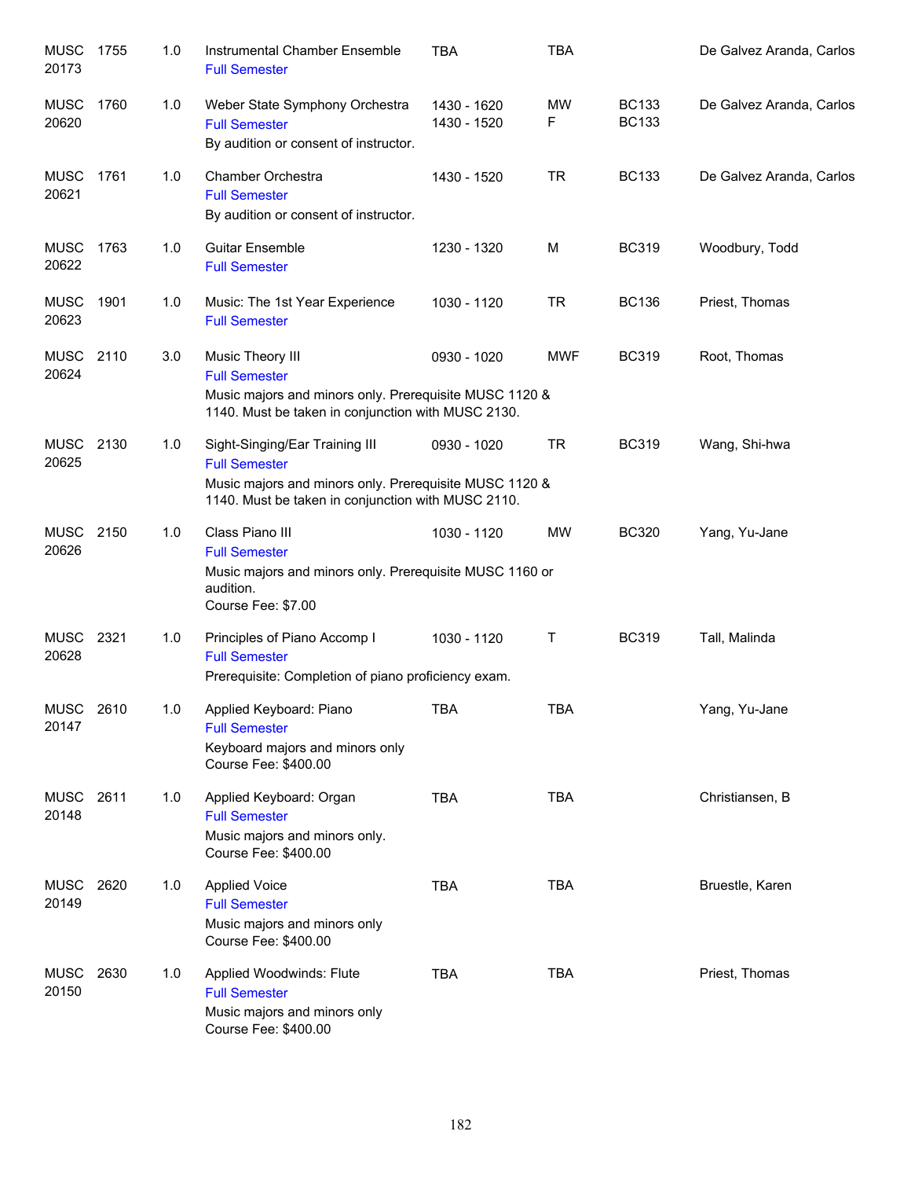| | | | | | | | |
|---|---|---|---|---|---|---|---|
| MUSC 20173 | 1755 | 1.0 | Instrumental Chamber Ensemble<br>Full Semester | TBA | TBA | | De Galvez Aranda, Carlos |
| MUSC 20620 | 1760 | 1.0 | Weber State Symphony Orchestra<br>Full Semester<br>By audition or consent of instructor. | 1430 - 1620<br>1430 - 1520 | MW<br>F | BC133<br>BC133 | De Galvez Aranda, Carlos |
| MUSC 20621 | 1761 | 1.0 | Chamber Orchestra<br>Full Semester<br>By audition or consent of instructor. | 1430 - 1520 | TR | BC133 | De Galvez Aranda, Carlos |
| MUSC 20622 | 1763 | 1.0 | Guitar Ensemble<br>Full Semester | 1230 - 1320 | M | BC319 | Woodbury, Todd |
| MUSC 20623 | 1901 | 1.0 | Music: The 1st Year Experience<br>Full Semester | 1030 - 1120 | TR | BC136 | Priest, Thomas |
| MUSC 20624 | 2110 | 3.0 | Music Theory III<br>Full Semester<br>Music majors and minors only. Prerequisite MUSC 1120 & 1140. Must be taken in conjunction with MUSC 2130. | 0930 - 1020 | MWF | BC319 | Root, Thomas |
| MUSC 20625 | 2130 | 1.0 | Sight-Singing/Ear Training III<br>Full Semester<br>Music majors and minors only. Prerequisite MUSC 1120 & 1140. Must be taken in conjunction with MUSC 2110. | 0930 - 1020 | TR | BC319 | Wang, Shi-hwa |
| MUSC 20626 | 2150 | 1.0 | Class Piano III<br>Full Semester<br>Music majors and minors only. Prerequisite MUSC 1160 or audition.<br>Course Fee: $7.00 | 1030 - 1120 | MW | BC320 | Yang, Yu-Jane |
| MUSC 20628 | 2321 | 1.0 | Principles of Piano Accomp I<br>Full Semester<br>Prerequisite: Completion of piano proficiency exam. | 1030 - 1120 | T | BC319 | Tall, Malinda |
| MUSC 20147 | 2610 | 1.0 | Applied Keyboard: Piano<br>Full Semester<br>Keyboard majors and minors only<br>Course Fee: $400.00 | TBA | TBA | | Yang, Yu-Jane |
| MUSC 20148 | 2611 | 1.0 | Applied Keyboard: Organ<br>Full Semester<br>Music majors and minors only.<br>Course Fee: $400.00 | TBA | TBA | | Christiansen, B |
| MUSC 20149 | 2620 | 1.0 | Applied Voice<br>Full Semester<br>Music majors and minors only<br>Course Fee: $400.00 | TBA | TBA | | Bruestle, Karen |
| MUSC 20150 | 2630 | 1.0 | Applied Woodwinds: Flute<br>Full Semester<br>Music majors and minors only<br>Course Fee: $400.00 | TBA | TBA | | Priest, Thomas |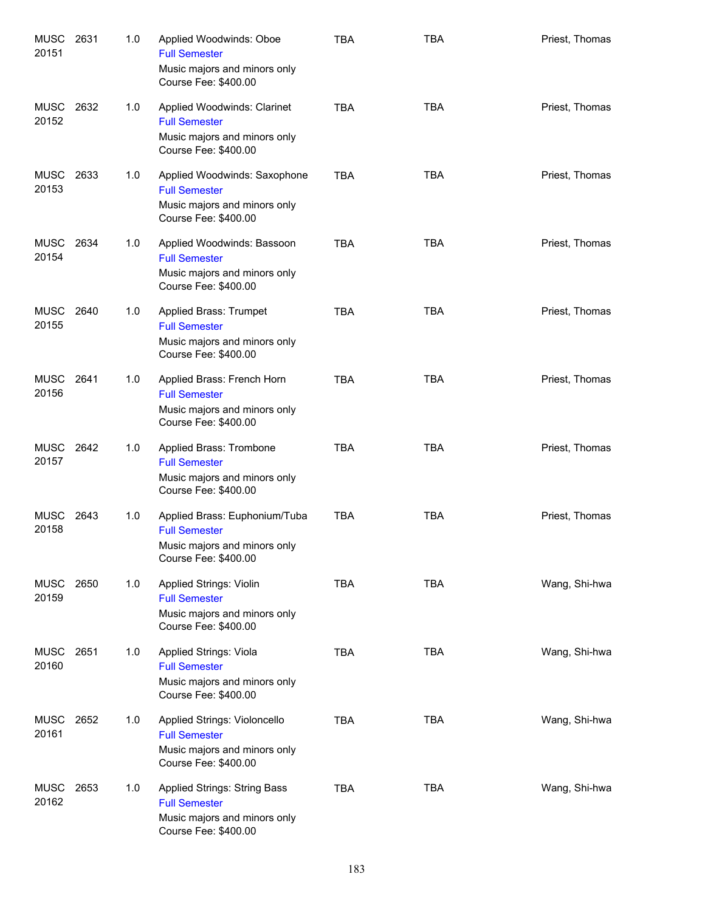| | | | | | | |
|---|---|---|---|---|---|---|
| MUSC 20151 | 2631 | 1.0 | Applied Woodwinds: Oboe<br>Full Semester<br>Music majors and minors only<br>Course Fee: $400.00 | TBA | TBA | Priest, Thomas |
| MUSC 20152 | 2632 | 1.0 | Applied Woodwinds: Clarinet<br>Full Semester<br>Music majors and minors only<br>Course Fee: $400.00 | TBA | TBA | Priest, Thomas |
| MUSC 20153 | 2633 | 1.0 | Applied Woodwinds: Saxophone<br>Full Semester<br>Music majors and minors only<br>Course Fee: $400.00 | TBA | TBA | Priest, Thomas |
| MUSC 20154 | 2634 | 1.0 | Applied Woodwinds: Bassoon<br>Full Semester<br>Music majors and minors only<br>Course Fee: $400.00 | TBA | TBA | Priest, Thomas |
| MUSC 20155 | 2640 | 1.0 | Applied Brass: Trumpet<br>Full Semester<br>Music majors and minors only<br>Course Fee: $400.00 | TBA | TBA | Priest, Thomas |
| MUSC 20156 | 2641 | 1.0 | Applied Brass: French Horn<br>Full Semester<br>Music majors and minors only<br>Course Fee: $400.00 | TBA | TBA | Priest, Thomas |
| MUSC 20157 | 2642 | 1.0 | Applied Brass: Trombone<br>Full Semester<br>Music majors and minors only<br>Course Fee: $400.00 | TBA | TBA | Priest, Thomas |
| MUSC 20158 | 2643 | 1.0 | Applied Brass: Euphonium/Tuba<br>Full Semester<br>Music majors and minors only<br>Course Fee: $400.00 | TBA | TBA | Priest, Thomas |
| MUSC 20159 | 2650 | 1.0 | Applied Strings: Violin<br>Full Semester<br>Music majors and minors only<br>Course Fee: $400.00 | TBA | TBA | Wang, Shi-hwa |
| MUSC 20160 | 2651 | 1.0 | Applied Strings: Viola<br>Full Semester<br>Music majors and minors only<br>Course Fee: $400.00 | TBA | TBA | Wang, Shi-hwa |
| MUSC 20161 | 2652 | 1.0 | Applied Strings: Violoncello<br>Full Semester<br>Music majors and minors only<br>Course Fee: $400.00 | TBA | TBA | Wang, Shi-hwa |
| MUSC 20162 | 2653 | 1.0 | Applied Strings: String Bass<br>Full Semester<br>Music majors and minors only<br>Course Fee: $400.00 | TBA | TBA | Wang, Shi-hwa |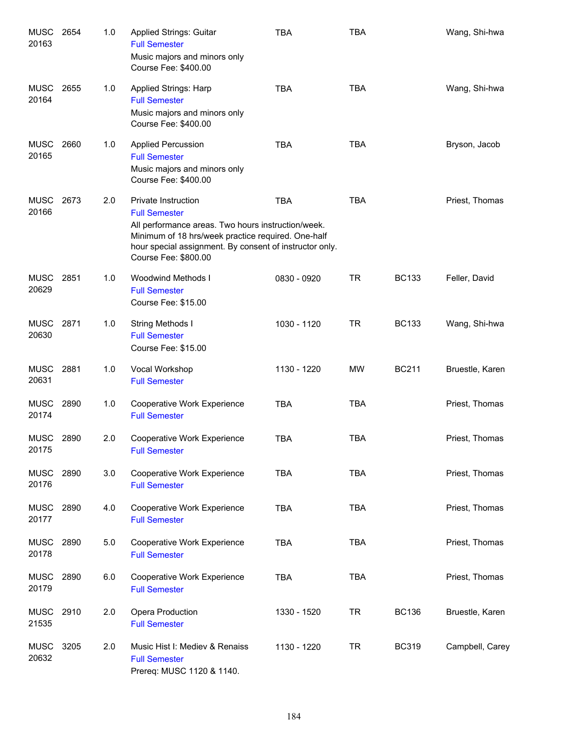| | | | | | | | |
|---|---|---|---|---|---|---|---|
| MUSC 20163 | 2654 | 1.0 | Applied Strings: Guitar<br>Full Semester<br>Music majors and minors only<br>Course Fee: $400.00 | TBA | TBA | | Wang, Shi-hwa |
| MUSC 20164 | 2655 | 1.0 | Applied Strings: Harp<br>Full Semester<br>Music majors and minors only<br>Course Fee: $400.00 | TBA | TBA | | Wang, Shi-hwa |
| MUSC 20165 | 2660 | 1.0 | Applied Percussion<br>Full Semester<br>Music majors and minors only<br>Course Fee: $400.00 | TBA | TBA | | Bryson, Jacob |
| MUSC 20166 | 2673 | 2.0 | Private Instruction<br>Full Semester<br>All performance areas. Two hours instruction/week. Minimum of 18 hrs/week practice required. One-half hour special assignment. By consent of instructor only.<br>Course Fee: $800.00 | TBA | TBA | | Priest, Thomas |
| MUSC 20629 | 2851 | 1.0 | Woodwind Methods I<br>Full Semester<br>Course Fee: $15.00 | 0830 - 0920 | TR | BC133 | Feller, David |
| MUSC 20630 | 2871 | 1.0 | String Methods I<br>Full Semester<br>Course Fee: $15.00 | 1030 - 1120 | TR | BC133 | Wang, Shi-hwa |
| MUSC 20631 | 2881 | 1.0 | Vocal Workshop<br>Full Semester | 1130 - 1220 | MW | BC211 | Bruestle, Karen |
| MUSC 20174 | 2890 | 1.0 | Cooperative Work Experience<br>Full Semester | TBA | TBA | | Priest, Thomas |
| MUSC 20175 | 2890 | 2.0 | Cooperative Work Experience<br>Full Semester | TBA | TBA | | Priest, Thomas |
| MUSC 20176 | 2890 | 3.0 | Cooperative Work Experience<br>Full Semester | TBA | TBA | | Priest, Thomas |
| MUSC 20177 | 2890 | 4.0 | Cooperative Work Experience<br>Full Semester | TBA | TBA | | Priest, Thomas |
| MUSC 20178 | 2890 | 5.0 | Cooperative Work Experience<br>Full Semester | TBA | TBA | | Priest, Thomas |
| MUSC 20179 | 2890 | 6.0 | Cooperative Work Experience<br>Full Semester | TBA | TBA | | Priest, Thomas |
| MUSC 21535 | 2910 | 2.0 | Opera Production<br>Full Semester | 1330 - 1520 | TR | BC136 | Bruestle, Karen |
| MUSC 20632 | 3205 | 2.0 | Music Hist I: Mediev & Renaiss<br>Full Semester<br>Prereq: MUSC 1120 & 1140. | 1130 - 1220 | TR | BC319 | Campbell, Carey |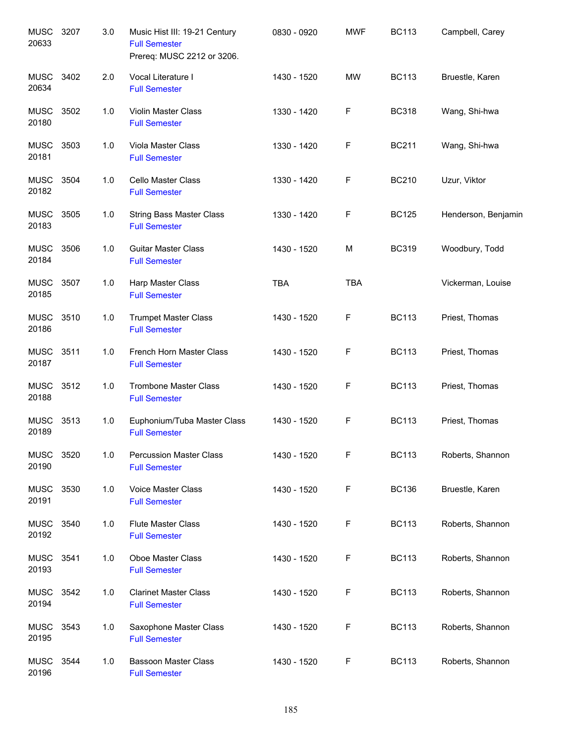| | | | | | | | |
|---|---|---|---|---|---|---|---|
| MUSC 20633 | 3207 | 3.0 | Music Hist III: 19-21 Century<br>Full Semester<br>Prereq: MUSC 2212 or 3206. | 0830 - 0920 | MWF | BC113 | Campbell, Carey |
| MUSC 20634 | 3402 | 2.0 | Vocal Literature I<br>Full Semester | 1430 - 1520 | MW | BC113 | Bruestle, Karen |
| MUSC 20180 | 3502 | 1.0 | Violin Master Class<br>Full Semester | 1330 - 1420 | F | BC318 | Wang, Shi-hwa |
| MUSC 20181 | 3503 | 1.0 | Viola Master Class<br>Full Semester | 1330 - 1420 | F | BC211 | Wang, Shi-hwa |
| MUSC 20182 | 3504 | 1.0 | Cello Master Class<br>Full Semester | 1330 - 1420 | F | BC210 | Uzur, Viktor |
| MUSC 20183 | 3505 | 1.0 | String Bass Master Class<br>Full Semester | 1330 - 1420 | F | BC125 | Henderson, Benjamin |
| MUSC 20184 | 3506 | 1.0 | Guitar Master Class<br>Full Semester | 1430 - 1520 | M | BC319 | Woodbury, Todd |
| MUSC 20185 | 3507 | 1.0 | Harp Master Class<br>Full Semester | TBA | TBA | | Vickerman, Louise |
| MUSC 20186 | 3510 | 1.0 | Trumpet Master Class<br>Full Semester | 1430 - 1520 | F | BC113 | Priest, Thomas |
| MUSC 20187 | 3511 | 1.0 | French Horn Master Class<br>Full Semester | 1430 - 1520 | F | BC113 | Priest, Thomas |
| MUSC 20188 | 3512 | 1.0 | Trombone Master Class<br>Full Semester | 1430 - 1520 | F | BC113 | Priest, Thomas |
| MUSC 20189 | 3513 | 1.0 | Euphonium/Tuba Master Class<br>Full Semester | 1430 - 1520 | F | BC113 | Priest, Thomas |
| MUSC 20190 | 3520 | 1.0 | Percussion Master Class<br>Full Semester | 1430 - 1520 | F | BC113 | Roberts, Shannon |
| MUSC 20191 | 3530 | 1.0 | Voice Master Class<br>Full Semester | 1430 - 1520 | F | BC136 | Bruestle, Karen |
| MUSC 20192 | 3540 | 1.0 | Flute Master Class<br>Full Semester | 1430 - 1520 | F | BC113 | Roberts, Shannon |
| MUSC 20193 | 3541 | 1.0 | Oboe Master Class<br>Full Semester | 1430 - 1520 | F | BC113 | Roberts, Shannon |
| MUSC 20194 | 3542 | 1.0 | Clarinet Master Class<br>Full Semester | 1430 - 1520 | F | BC113 | Roberts, Shannon |
| MUSC 20195 | 3543 | 1.0 | Saxophone Master Class<br>Full Semester | 1430 - 1520 | F | BC113 | Roberts, Shannon |
| MUSC 20196 | 3544 | 1.0 | Bassoon Master Class<br>Full Semester | 1430 - 1520 | F | BC113 | Roberts, Shannon |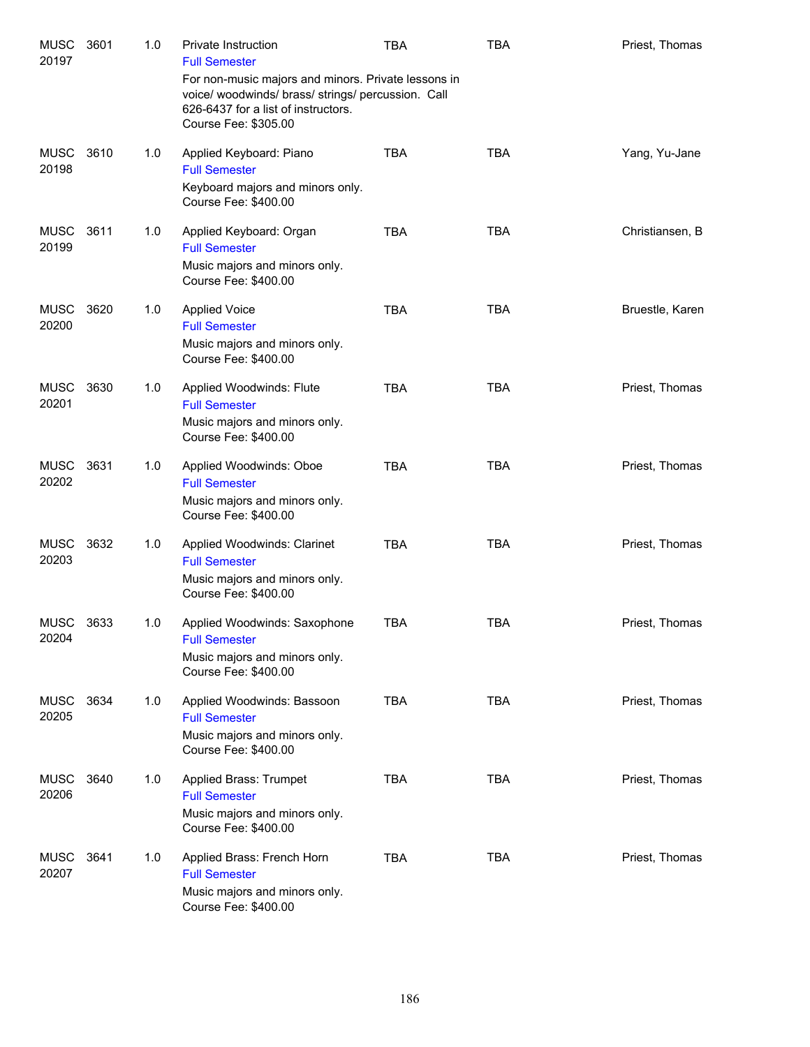| Subject / CRN | Course | Credits | Title / Notes | Days | Time | Instructor |
|---|---|---|---|---|---|---|
| MUSC 20197 | 3601 | 1.0 | Private Instruction<br>Full Semester<br>For non-music majors and minors. Private lessons in voice/ woodwinds/ brass/ strings/ percussion. Call 626-6437 for a list of instructors.<br>Course Fee: $305.00 | TBA | TBA | Priest, Thomas |
| MUSC 20198 | 3610 | 1.0 | Applied Keyboard: Piano<br>Full Semester<br>Keyboard majors and minors only.<br>Course Fee: $400.00 | TBA | TBA | Yang, Yu-Jane |
| MUSC 20199 | 3611 | 1.0 | Applied Keyboard: Organ<br>Full Semester<br>Music majors and minors only.<br>Course Fee: $400.00 | TBA | TBA | Christiansen, B |
| MUSC 20200 | 3620 | 1.0 | Applied Voice<br>Full Semester<br>Music majors and minors only.<br>Course Fee: $400.00 | TBA | TBA | Bruestle, Karen |
| MUSC 20201 | 3630 | 1.0 | Applied Woodwinds: Flute<br>Full Semester<br>Music majors and minors only.<br>Course Fee: $400.00 | TBA | TBA | Priest, Thomas |
| MUSC 20202 | 3631 | 1.0 | Applied Woodwinds: Oboe<br>Full Semester<br>Music majors and minors only.<br>Course Fee: $400.00 | TBA | TBA | Priest, Thomas |
| MUSC 20203 | 3632 | 1.0 | Applied Woodwinds: Clarinet<br>Full Semester<br>Music majors and minors only.<br>Course Fee: $400.00 | TBA | TBA | Priest, Thomas |
| MUSC 20204 | 3633 | 1.0 | Applied Woodwinds: Saxophone<br>Full Semester<br>Music majors and minors only.<br>Course Fee: $400.00 | TBA | TBA | Priest, Thomas |
| MUSC 20205 | 3634 | 1.0 | Applied Woodwinds: Bassoon<br>Full Semester<br>Music majors and minors only.<br>Course Fee: $400.00 | TBA | TBA | Priest, Thomas |
| MUSC 20206 | 3640 | 1.0 | Applied Brass: Trumpet<br>Full Semester<br>Music majors and minors only.<br>Course Fee: $400.00 | TBA | TBA | Priest, Thomas |
| MUSC 20207 | 3641 | 1.0 | Applied Brass: French Horn<br>Full Semester<br>Music majors and minors only.<br>Course Fee: $400.00 | TBA | TBA | Priest, Thomas |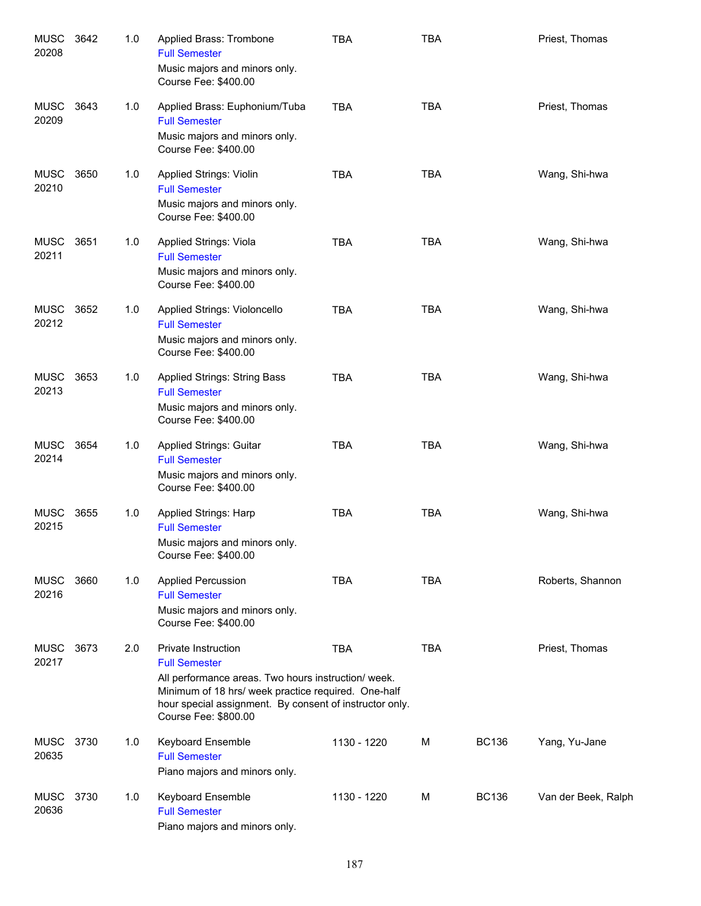| | | | | | | | |
|---|---|---|---|---|---|---|---|
| MUSC 20208 | 3642 | 1.0 | Applied Brass: Trombone<br>Full Semester<br>Music majors and minors only.<br>Course Fee: $400.00 | TBA | TBA | | Priest, Thomas |
| MUSC 20209 | 3643 | 1.0 | Applied Brass: Euphonium/Tuba<br>Full Semester<br>Music majors and minors only.<br>Course Fee: $400.00 | TBA | TBA | | Priest, Thomas |
| MUSC 20210 | 3650 | 1.0 | Applied Strings: Violin<br>Full Semester<br>Music majors and minors only.<br>Course Fee: $400.00 | TBA | TBA | | Wang, Shi-hwa |
| MUSC 20211 | 3651 | 1.0 | Applied Strings: Viola<br>Full Semester<br>Music majors and minors only.<br>Course Fee: $400.00 | TBA | TBA | | Wang, Shi-hwa |
| MUSC 20212 | 3652 | 1.0 | Applied Strings: Violoncello<br>Full Semester<br>Music majors and minors only.<br>Course Fee: $400.00 | TBA | TBA | | Wang, Shi-hwa |
| MUSC 20213 | 3653 | 1.0 | Applied Strings: String Bass<br>Full Semester<br>Music majors and minors only.<br>Course Fee: $400.00 | TBA | TBA | | Wang, Shi-hwa |
| MUSC 20214 | 3654 | 1.0 | Applied Strings: Guitar<br>Full Semester<br>Music majors and minors only.<br>Course Fee: $400.00 | TBA | TBA | | Wang, Shi-hwa |
| MUSC 20215 | 3655 | 1.0 | Applied Strings: Harp<br>Full Semester<br>Music majors and minors only.<br>Course Fee: $400.00 | TBA | TBA | | Wang, Shi-hwa |
| MUSC 20216 | 3660 | 1.0 | Applied Percussion<br>Full Semester<br>Music majors and minors only.<br>Course Fee: $400.00 | TBA | TBA | | Roberts, Shannon |
| MUSC 20217 | 3673 | 2.0 | Private Instruction<br>Full Semester<br>All performance areas. Two hours instruction/ week. Minimum of 18 hrs/ week practice required. One-half hour special assignment. By consent of instructor only.<br>Course Fee: $800.00 | TBA | TBA | | Priest, Thomas |
| MUSC 20635 | 3730 | 1.0 | Keyboard Ensemble<br>Full Semester<br>Piano majors and minors only. | 1130 - 1220 | M | BC136 | Yang, Yu-Jane |
| MUSC 20636 | 3730 | 1.0 | Keyboard Ensemble<br>Full Semester<br>Piano majors and minors only. | 1130 - 1220 | M | BC136 | Van der Beek, Ralph |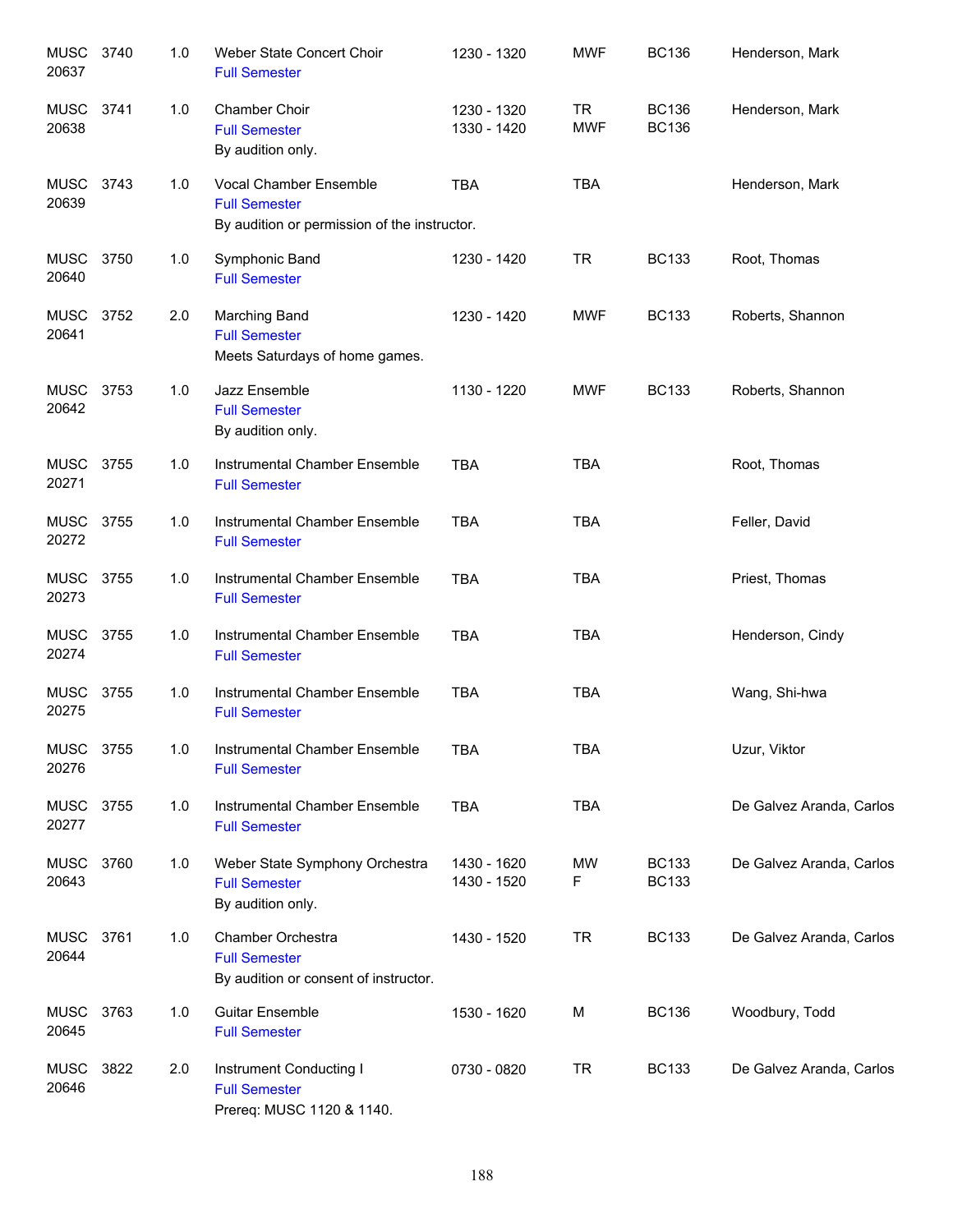| | | | | | | | |
|---|---|---|---|---|---|---|---|
| MUSC 20637 | 3740 | 1.0 | Weber State Concert Choir<br>Full Semester | 1230 - 1320 | MWF | BC136 | Henderson, Mark |
| MUSC 20638 | 3741 | 1.0 | Chamber Choir<br>Full Semester<br>By audition only. | 1230 - 1320<br>1330 - 1420 | TR<br>MWF | BC136<br>BC136 | Henderson, Mark |
| MUSC 20639 | 3743 | 1.0 | Vocal Chamber Ensemble<br>Full Semester<br>By audition or permission of the instructor. | TBA | TBA | | Henderson, Mark |
| MUSC 20640 | 3750 | 1.0 | Symphonic Band<br>Full Semester | 1230 - 1420 | TR | BC133 | Root, Thomas |
| MUSC 20641 | 3752 | 2.0 | Marching Band<br>Full Semester<br>Meets Saturdays of home games. | 1230 - 1420 | MWF | BC133 | Roberts, Shannon |
| MUSC 20642 | 3753 | 1.0 | Jazz Ensemble<br>Full Semester<br>By audition only. | 1130 - 1220 | MWF | BC133 | Roberts, Shannon |
| MUSC 20271 | 3755 | 1.0 | Instrumental Chamber Ensemble<br>Full Semester | TBA | TBA | | Root, Thomas |
| MUSC 20272 | 3755 | 1.0 | Instrumental Chamber Ensemble<br>Full Semester | TBA | TBA | | Feller, David |
| MUSC 20273 | 3755 | 1.0 | Instrumental Chamber Ensemble<br>Full Semester | TBA | TBA | | Priest, Thomas |
| MUSC 20274 | 3755 | 1.0 | Instrumental Chamber Ensemble<br>Full Semester | TBA | TBA | | Henderson, Cindy |
| MUSC 20275 | 3755 | 1.0 | Instrumental Chamber Ensemble<br>Full Semester | TBA | TBA | | Wang, Shi-hwa |
| MUSC 20276 | 3755 | 1.0 | Instrumental Chamber Ensemble<br>Full Semester | TBA | TBA | | Uzur, Viktor |
| MUSC 20277 | 3755 | 1.0 | Instrumental Chamber Ensemble<br>Full Semester | TBA | TBA | | De Galvez Aranda, Carlos |
| MUSC 20643 | 3760 | 1.0 | Weber State Symphony Orchestra<br>Full Semester<br>By audition only. | 1430 - 1620<br>1430 - 1520 | MW<br>F | BC133<br>BC133 | De Galvez Aranda, Carlos |
| MUSC 20644 | 3761 | 1.0 | Chamber Orchestra<br>Full Semester<br>By audition or consent of instructor. | 1430 - 1520 | TR | BC133 | De Galvez Aranda, Carlos |
| MUSC 20645 | 3763 | 1.0 | Guitar Ensemble<br>Full Semester | 1530 - 1620 | M | BC136 | Woodbury, Todd |
| MUSC 20646 | 3822 | 2.0 | Instrument Conducting I<br>Full Semester<br>Prereq: MUSC 1120 & 1140. | 0730 - 0820 | TR | BC133 | De Galvez Aranda, Carlos |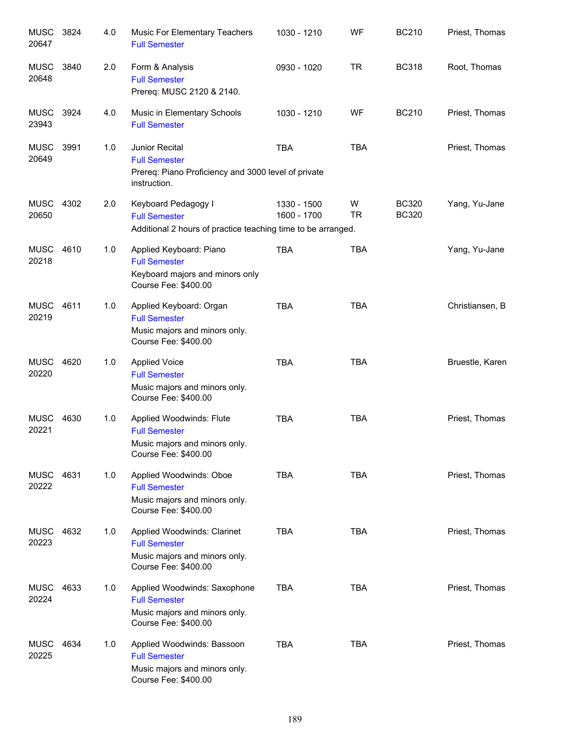| Subject / CRN | Course | Credits | Title / Notes | Time | Days | Room | Instructor |
|---|---|---|---|---|---|---|---|
| MUSC 20647 | 3824 | 4.0 | Music For Elementary Teachers<br>Full Semester | 1030 - 1210 | WF | BC210 | Priest, Thomas |
| MUSC 20648 | 3840 | 2.0 | Form & Analysis<br>Full Semester<br>Prereq: MUSC 2120 & 2140. | 0930 - 1020 | TR | BC318 | Root, Thomas |
| MUSC 23943 | 3924 | 4.0 | Music in Elementary Schools<br>Full Semester | 1030 - 1210 | WF | BC210 | Priest, Thomas |
| MUSC 20649 | 3991 | 1.0 | Junior Recital<br>Full Semester<br>Prereq: Piano Proficiency and 3000 level of private instruction. | TBA | TBA | | Priest, Thomas |
| MUSC 20650 | 4302 | 2.0 | Keyboard Pedagogy I<br>Full Semester<br>Additional 2 hours of practice teaching time to be arranged. | 1330 - 1500<br>1600 - 1700 | W<br>TR | BC320<br>BC320 | Yang, Yu-Jane |
| MUSC 20218 | 4610 | 1.0 | Applied Keyboard: Piano<br>Full Semester<br>Keyboard majors and minors only<br>Course Fee: $400.00 | TBA | TBA | | Yang, Yu-Jane |
| MUSC 20219 | 4611 | 1.0 | Applied Keyboard: Organ<br>Full Semester<br>Music majors and minors only.<br>Course Fee: $400.00 | TBA | TBA | | Christiansen, B |
| MUSC 20220 | 4620 | 1.0 | Applied Voice<br>Full Semester<br>Music majors and minors only.<br>Course Fee: $400.00 | TBA | TBA | | Bruestle, Karen |
| MUSC 20221 | 4630 | 1.0 | Applied Woodwinds: Flute<br>Full Semester<br>Music majors and minors only.<br>Course Fee: $400.00 | TBA | TBA | | Priest, Thomas |
| MUSC 20222 | 4631 | 1.0 | Applied Woodwinds: Oboe<br>Full Semester<br>Music majors and minors only.<br>Course Fee: $400.00 | TBA | TBA | | Priest, Thomas |
| MUSC 20223 | 4632 | 1.0 | Applied Woodwinds: Clarinet<br>Full Semester<br>Music majors and minors only.<br>Course Fee: $400.00 | TBA | TBA | | Priest, Thomas |
| MUSC 20224 | 4633 | 1.0 | Applied Woodwinds: Saxophone<br>Full Semester<br>Music majors and minors only.<br>Course Fee: $400.00 | TBA | TBA | | Priest, Thomas |
| MUSC 20225 | 4634 | 1.0 | Applied Woodwinds: Bassoon<br>Full Semester<br>Music majors and minors only.<br>Course Fee: $400.00 | TBA | TBA | | Priest, Thomas |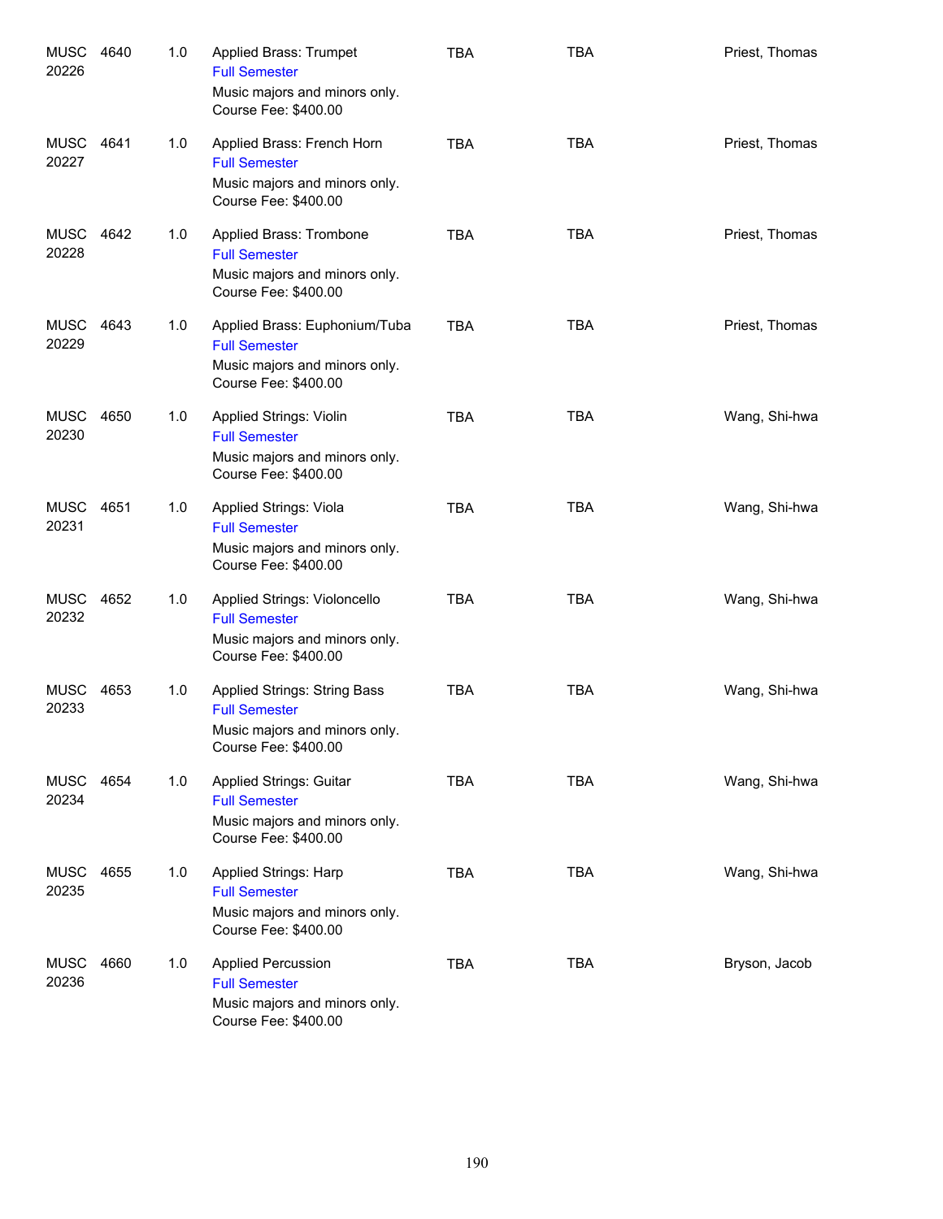| | | | | | | |
|---|---|---|---|---|---|---|
| MUSC 20226 | 4640 | 1.0 | Applied Brass: Trumpet<br>Full Semester<br>Music majors and minors only.<br>Course Fee: $400.00 | TBA | TBA | Priest, Thomas |
| MUSC 20227 | 4641 | 1.0 | Applied Brass: French Horn<br>Full Semester<br>Music majors and minors only.<br>Course Fee: $400.00 | TBA | TBA | Priest, Thomas |
| MUSC 20228 | 4642 | 1.0 | Applied Brass: Trombone<br>Full Semester<br>Music majors and minors only.<br>Course Fee: $400.00 | TBA | TBA | Priest, Thomas |
| MUSC 20229 | 4643 | 1.0 | Applied Brass: Euphonium/Tuba<br>Full Semester<br>Music majors and minors only.<br>Course Fee: $400.00 | TBA | TBA | Priest, Thomas |
| MUSC 20230 | 4650 | 1.0 | Applied Strings: Violin<br>Full Semester<br>Music majors and minors only.<br>Course Fee: $400.00 | TBA | TBA | Wang, Shi-hwa |
| MUSC 20231 | 4651 | 1.0 | Applied Strings: Viola<br>Full Semester<br>Music majors and minors only.<br>Course Fee: $400.00 | TBA | TBA | Wang, Shi-hwa |
| MUSC 20232 | 4652 | 1.0 | Applied Strings: Violoncello<br>Full Semester<br>Music majors and minors only.<br>Course Fee: $400.00 | TBA | TBA | Wang, Shi-hwa |
| MUSC 20233 | 4653 | 1.0 | Applied Strings: String Bass<br>Full Semester<br>Music majors and minors only.<br>Course Fee: $400.00 | TBA | TBA | Wang, Shi-hwa |
| MUSC 20234 | 4654 | 1.0 | Applied Strings: Guitar<br>Full Semester<br>Music majors and minors only.<br>Course Fee: $400.00 | TBA | TBA | Wang, Shi-hwa |
| MUSC 20235 | 4655 | 1.0 | Applied Strings: Harp<br>Full Semester<br>Music majors and minors only.<br>Course Fee: $400.00 | TBA | TBA | Wang, Shi-hwa |
| MUSC 20236 | 4660 | 1.0 | Applied Percussion<br>Full Semester<br>Music majors and minors only.<br>Course Fee: $400.00 | TBA | TBA | Bryson, Jacob |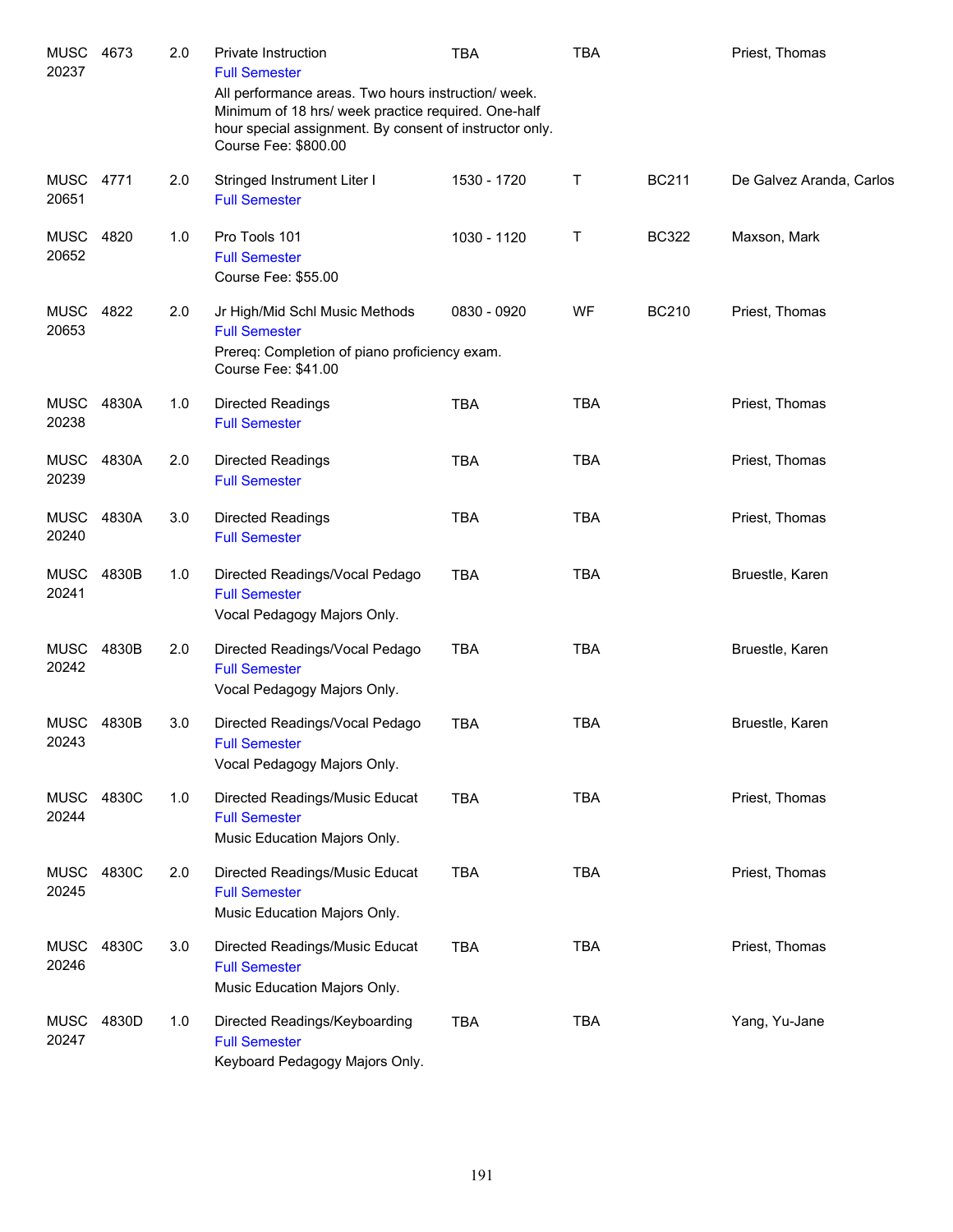| Subject / CRN | Course | Credits | Title / Notes | Time | Days | Room | Instructor |
|---|---|---|---|---|---|---|---|
| MUSC 20237 | 4673 | 2.0 | Private Instruction<br>Full Semester<br>All performance areas. Two hours instruction/ week. Minimum of 18 hrs/ week practice required. One-half hour special assignment. By consent of instructor only.<br>Course Fee: $800.00 | TBA | TBA | | Priest, Thomas |
| MUSC 20651 | 4771 | 2.0 | Stringed Instrument Liter I<br>Full Semester | 1530 - 1720 | T | BC211 | De Galvez Aranda, Carlos |
| MUSC 20652 | 4820 | 1.0 | Pro Tools 101<br>Full Semester<br>Course Fee: $55.00 | 1030 - 1120 | T | BC322 | Maxson, Mark |
| MUSC 20653 | 4822 | 2.0 | Jr High/Mid Schl Music Methods<br>Full Semester<br>Prereq: Completion of piano proficiency exam.<br>Course Fee: $41.00 | 0830 - 0920 | WF | BC210 | Priest, Thomas |
| MUSC 20238 | 4830A | 1.0 | Directed Readings<br>Full Semester | TBA | TBA | | Priest, Thomas |
| MUSC 20239 | 4830A | 2.0 | Directed Readings<br>Full Semester | TBA | TBA | | Priest, Thomas |
| MUSC 20240 | 4830A | 3.0 | Directed Readings<br>Full Semester | TBA | TBA | | Priest, Thomas |
| MUSC 20241 | 4830B | 1.0 | Directed Readings/Vocal Pedago<br>Full Semester<br>Vocal Pedagogy Majors Only. | TBA | TBA | | Bruestle, Karen |
| MUSC 20242 | 4830B | 2.0 | Directed Readings/Vocal Pedago<br>Full Semester<br>Vocal Pedagogy Majors Only. | TBA | TBA | | Bruestle, Karen |
| MUSC 20243 | 4830B | 3.0 | Directed Readings/Vocal Pedago<br>Full Semester<br>Vocal Pedagogy Majors Only. | TBA | TBA | | Bruestle, Karen |
| MUSC 20244 | 4830C | 1.0 | Directed Readings/Music Educat<br>Full Semester<br>Music Education Majors Only. | TBA | TBA | | Priest, Thomas |
| MUSC 20245 | 4830C | 2.0 | Directed Readings/Music Educat<br>Full Semester<br>Music Education Majors Only. | TBA | TBA | | Priest, Thomas |
| MUSC 20246 | 4830C | 3.0 | Directed Readings/Music Educat<br>Full Semester<br>Music Education Majors Only. | TBA | TBA | | Priest, Thomas |
| MUSC 20247 | 4830D | 1.0 | Directed Readings/Keyboarding<br>Full Semester<br>Keyboard Pedagogy Majors Only. | TBA | TBA | | Yang, Yu-Jane |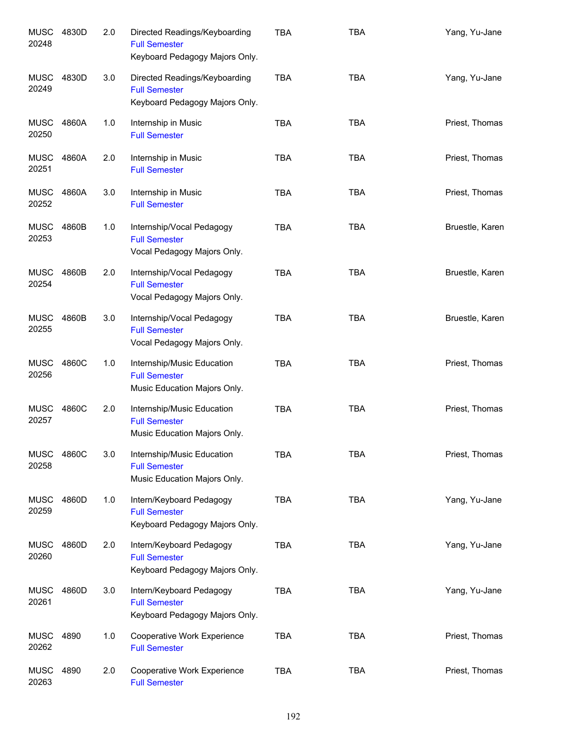| | | | | | | |
|---|---|---|---|---|---|---|
| MUSC 20248 | 4830D | 2.0 | Directed Readings/Keyboarding<br>Full Semester<br>Keyboard Pedagogy Majors Only. | TBA | TBA | Yang, Yu-Jane |
| MUSC 20249 | 4830D | 3.0 | Directed Readings/Keyboarding<br>Full Semester<br>Keyboard Pedagogy Majors Only. | TBA | TBA | Yang, Yu-Jane |
| MUSC 20250 | 4860A | 1.0 | Internship in Music<br>Full Semester | TBA | TBA | Priest, Thomas |
| MUSC 20251 | 4860A | 2.0 | Internship in Music<br>Full Semester | TBA | TBA | Priest, Thomas |
| MUSC 20252 | 4860A | 3.0 | Internship in Music<br>Full Semester | TBA | TBA | Priest, Thomas |
| MUSC 20253 | 4860B | 1.0 | Internship/Vocal Pedagogy<br>Full Semester<br>Vocal Pedagogy Majors Only. | TBA | TBA | Bruestle, Karen |
| MUSC 20254 | 4860B | 2.0 | Internship/Vocal Pedagogy<br>Full Semester<br>Vocal Pedagogy Majors Only. | TBA | TBA | Bruestle, Karen |
| MUSC 20255 | 4860B | 3.0 | Internship/Vocal Pedagogy<br>Full Semester<br>Vocal Pedagogy Majors Only. | TBA | TBA | Bruestle, Karen |
| MUSC 20256 | 4860C | 1.0 | Internship/Music Education<br>Full Semester<br>Music Education Majors Only. | TBA | TBA | Priest, Thomas |
| MUSC 20257 | 4860C | 2.0 | Internship/Music Education<br>Full Semester<br>Music Education Majors Only. | TBA | TBA | Priest, Thomas |
| MUSC 20258 | 4860C | 3.0 | Internship/Music Education<br>Full Semester<br>Music Education Majors Only. | TBA | TBA | Priest, Thomas |
| MUSC 20259 | 4860D | 1.0 | Intern/Keyboard Pedagogy<br>Full Semester<br>Keyboard Pedagogy Majors Only. | TBA | TBA | Yang, Yu-Jane |
| MUSC 20260 | 4860D | 2.0 | Intern/Keyboard Pedagogy<br>Full Semester<br>Keyboard Pedagogy Majors Only. | TBA | TBA | Yang, Yu-Jane |
| MUSC 20261 | 4860D | 3.0 | Intern/Keyboard Pedagogy<br>Full Semester<br>Keyboard Pedagogy Majors Only. | TBA | TBA | Yang, Yu-Jane |
| MUSC 20262 | 4890 | 1.0 | Cooperative Work Experience<br>Full Semester | TBA | TBA | Priest, Thomas |
| MUSC 20263 | 4890 | 2.0 | Cooperative Work Experience<br>Full Semester | TBA | TBA | Priest, Thomas |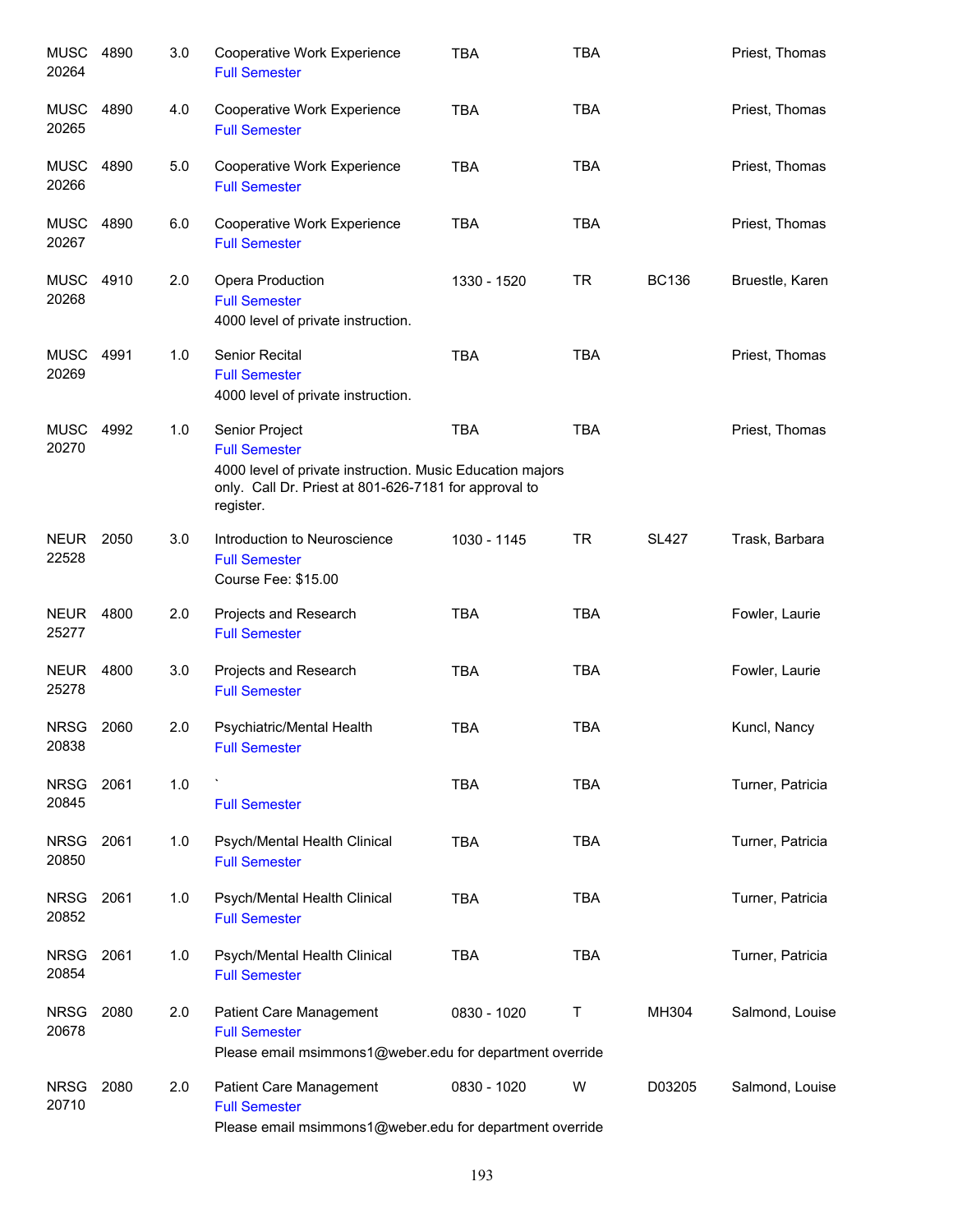| Subject/CRN | Course | Credits | Title | Time | Days | Room | Instructor |
|---|---|---|---|---|---|---|---|
| MUSC 20264 | 4890 | 3.0 | Cooperative Work Experience<br>Full Semester | TBA | TBA | | Priest, Thomas |
| MUSC 20265 | 4890 | 4.0 | Cooperative Work Experience<br>Full Semester | TBA | TBA | | Priest, Thomas |
| MUSC 20266 | 4890 | 5.0 | Cooperative Work Experience<br>Full Semester | TBA | TBA | | Priest, Thomas |
| MUSC 20267 | 4890 | 6.0 | Cooperative Work Experience<br>Full Semester | TBA | TBA | | Priest, Thomas |
| MUSC 20268 | 4910 | 2.0 | Opera Production<br>Full Semester<br>4000 level of private instruction. | 1330 - 1520 | TR | BC136 | Bruestle, Karen |
| MUSC 20269 | 4991 | 1.0 | Senior Recital<br>Full Semester<br>4000 level of private instruction. | TBA | TBA | | Priest, Thomas |
| MUSC 20270 | 4992 | 1.0 | Senior Project<br>Full Semester<br>4000 level of private instruction. Music Education majors only. Call Dr. Priest at 801-626-7181 for approval to register. | TBA | TBA | | Priest, Thomas |
| NEUR 22528 | 2050 | 3.0 | Introduction to Neuroscience<br>Full Semester<br>Course Fee: $15.00 | 1030 - 1145 | TR | SL427 | Trask, Barbara |
| NEUR 25277 | 4800 | 2.0 | Projects and Research<br>Full Semester | TBA | TBA | | Fowler, Laurie |
| NEUR 25278 | 4800 | 3.0 | Projects and Research<br>Full Semester | TBA | TBA | | Fowler, Laurie |
| NRSG 20838 | 2060 | 2.0 | Psychiatric/Mental Health<br>Full Semester | TBA | TBA | | Kuncl, Nancy |
| NRSG 20845 | 2061 | 1.0 | `<br>Full Semester | TBA | TBA | | Turner, Patricia |
| NRSG 20850 | 2061 | 1.0 | Psych/Mental Health Clinical<br>Full Semester | TBA | TBA | | Turner, Patricia |
| NRSG 20852 | 2061 | 1.0 | Psych/Mental Health Clinical<br>Full Semester | TBA | TBA | | Turner, Patricia |
| NRSG 20854 | 2061 | 1.0 | Psych/Mental Health Clinical<br>Full Semester | TBA | TBA | | Turner, Patricia |
| NRSG 20678 | 2080 | 2.0 | Patient Care Management<br>Full Semester<br>Please email msimmons1@weber.edu for department override | 0830 - 1020 | T | MH304 | Salmond, Louise |
| NRSG 20710 | 2080 | 2.0 | Patient Care Management<br>Full Semester<br>Please email msimmons1@weber.edu for department override | 0830 - 1020 | W | D03205 | Salmond, Louise |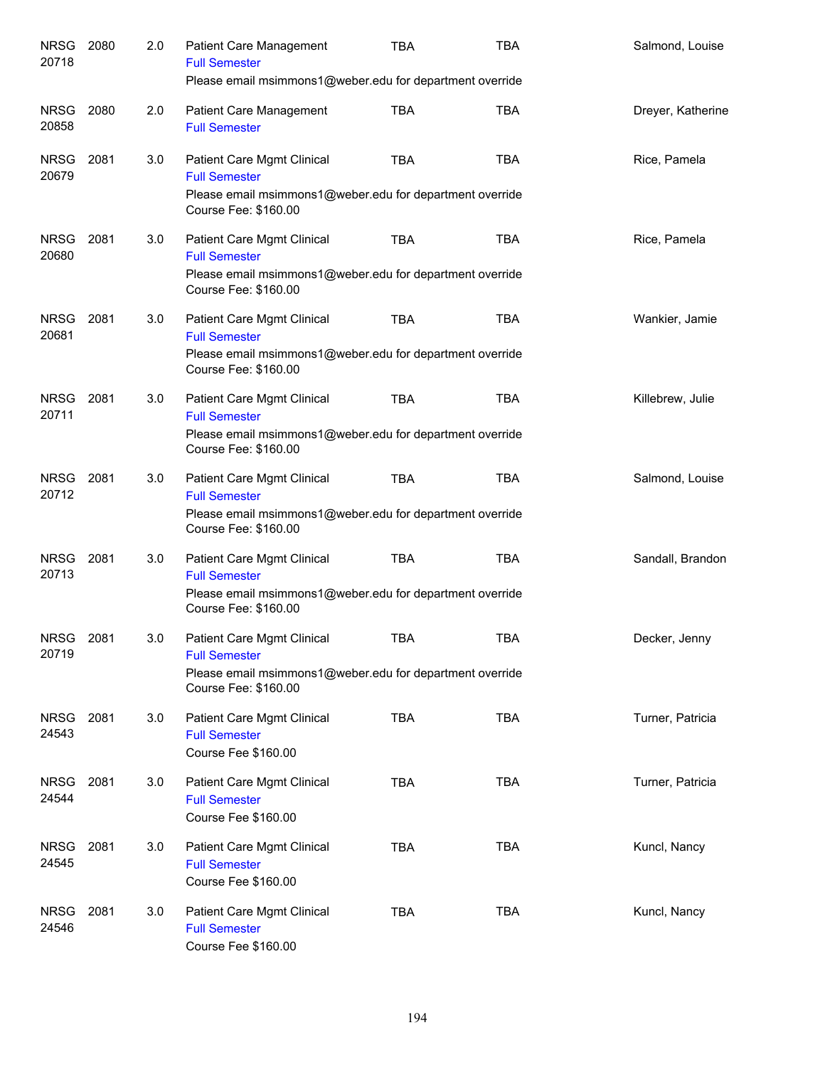| Subject / CRN | Course | Credits | Title | Days | Time | Instructor |
|---|---|---|---|---|---|---|
| NRSG 20718 | 2080 | 2.0 | Patient Care Management<br>Full Semester<br>Please email msimmons1@weber.edu for department override | TBA | TBA | Salmond, Louise |
| NRSG 20858 | 2080 | 2.0 | Patient Care Management<br>Full Semester | TBA | TBA | Dreyer, Katherine |
| NRSG 20679 | 2081 | 3.0 | Patient Care Mgmt Clinical<br>Full Semester<br>Please email msimmons1@weber.edu for department override<br>Course Fee: $160.00 | TBA | TBA | Rice, Pamela |
| NRSG 20680 | 2081 | 3.0 | Patient Care Mgmt Clinical<br>Full Semester<br>Please email msimmons1@weber.edu for department override<br>Course Fee: $160.00 | TBA | TBA | Rice, Pamela |
| NRSG 20681 | 2081 | 3.0 | Patient Care Mgmt Clinical<br>Full Semester<br>Please email msimmons1@weber.edu for department override<br>Course Fee: $160.00 | TBA | TBA | Wankier, Jamie |
| NRSG 20711 | 2081 | 3.0 | Patient Care Mgmt Clinical<br>Full Semester<br>Please email msimmons1@weber.edu for department override<br>Course Fee: $160.00 | TBA | TBA | Killebrew, Julie |
| NRSG 20712 | 2081 | 3.0 | Patient Care Mgmt Clinical<br>Full Semester<br>Please email msimmons1@weber.edu for department override<br>Course Fee: $160.00 | TBA | TBA | Salmond, Louise |
| NRSG 20713 | 2081 | 3.0 | Patient Care Mgmt Clinical<br>Full Semester<br>Please email msimmons1@weber.edu for department override<br>Course Fee: $160.00 | TBA | TBA | Sandall, Brandon |
| NRSG 20719 | 2081 | 3.0 | Patient Care Mgmt Clinical<br>Full Semester<br>Please email msimmons1@weber.edu for department override<br>Course Fee: $160.00 | TBA | TBA | Decker, Jenny |
| NRSG 24543 | 2081 | 3.0 | Patient Care Mgmt Clinical<br>Full Semester<br>Course Fee $160.00 | TBA | TBA | Turner, Patricia |
| NRSG 24544 | 2081 | 3.0 | Patient Care Mgmt Clinical<br>Full Semester<br>Course Fee $160.00 | TBA | TBA | Turner, Patricia |
| NRSG 24545 | 2081 | 3.0 | Patient Care Mgmt Clinical<br>Full Semester<br>Course Fee $160.00 | TBA | TBA | Kuncl, Nancy |
| NRSG 24546 | 2081 | 3.0 | Patient Care Mgmt Clinical<br>Full Semester<br>Course Fee $160.00 | TBA | TBA | Kuncl, Nancy |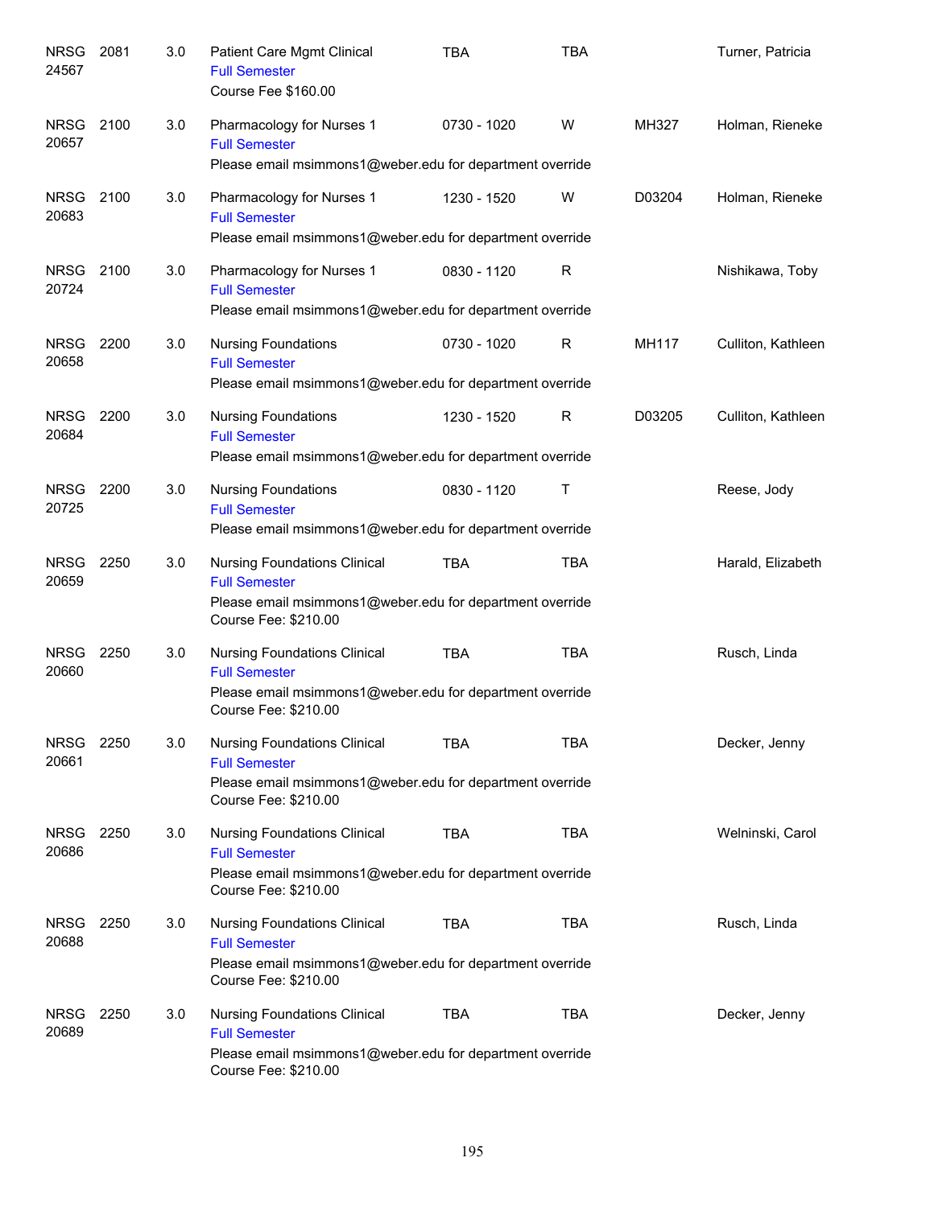| | | | | | | | |
|---|---|---|---|---|---|---|---|
| NRSG 24567 | 2081 | 3.0 | Patient Care Mgmt Clinical<br>Full Semester<br>Course Fee $160.00 | TBA | TBA | | Turner, Patricia |
| NRSG 20657 | 2100 | 3.0 | Pharmacology for Nurses 1<br>Full Semester<br>Please email msimmons1@weber.edu for department override | 0730 - 1020 | W | MH327 | Holman, Rieneke |
| NRSG 20683 | 2100 | 3.0 | Pharmacology for Nurses 1<br>Full Semester<br>Please email msimmons1@weber.edu for department override | 1230 - 1520 | W | D03204 | Holman, Rieneke |
| NRSG 20724 | 2100 | 3.0 | Pharmacology for Nurses 1<br>Full Semester<br>Please email msimmons1@weber.edu for department override | 0830 - 1120 | R | | Nishikawa, Toby |
| NRSG 20658 | 2200 | 3.0 | Nursing Foundations<br>Full Semester<br>Please email msimmons1@weber.edu for department override | 0730 - 1020 | R | MH117 | Culliton, Kathleen |
| NRSG 20684 | 2200 | 3.0 | Nursing Foundations<br>Full Semester<br>Please email msimmons1@weber.edu for department override | 1230 - 1520 | R | D03205 | Culliton, Kathleen |
| NRSG 20725 | 2200 | 3.0 | Nursing Foundations<br>Full Semester<br>Please email msimmons1@weber.edu for department override | 0830 - 1120 | T | | Reese, Jody |
| NRSG 20659 | 2250 | 3.0 | Nursing Foundations Clinical<br>Full Semester<br>Please email msimmons1@weber.edu for department override<br>Course Fee: $210.00 | TBA | TBA | | Harald, Elizabeth |
| NRSG 20660 | 2250 | 3.0 | Nursing Foundations Clinical<br>Full Semester<br>Please email msimmons1@weber.edu for department override<br>Course Fee: $210.00 | TBA | TBA | | Rusch, Linda |
| NRSG 20661 | 2250 | 3.0 | Nursing Foundations Clinical<br>Full Semester<br>Please email msimmons1@weber.edu for department override<br>Course Fee: $210.00 | TBA | TBA | | Decker, Jenny |
| NRSG 20686 | 2250 | 3.0 | Nursing Foundations Clinical<br>Full Semester<br>Please email msimmons1@weber.edu for department override<br>Course Fee: $210.00 | TBA | TBA | | Welninski, Carol |
| NRSG 20688 | 2250 | 3.0 | Nursing Foundations Clinical<br>Full Semester<br>Please email msimmons1@weber.edu for department override<br>Course Fee: $210.00 | TBA | TBA | | Rusch, Linda |
| NRSG 20689 | 2250 | 3.0 | Nursing Foundations Clinical<br>Full Semester<br>Please email msimmons1@weber.edu for department override<br>Course Fee: $210.00 | TBA | TBA | | Decker, Jenny |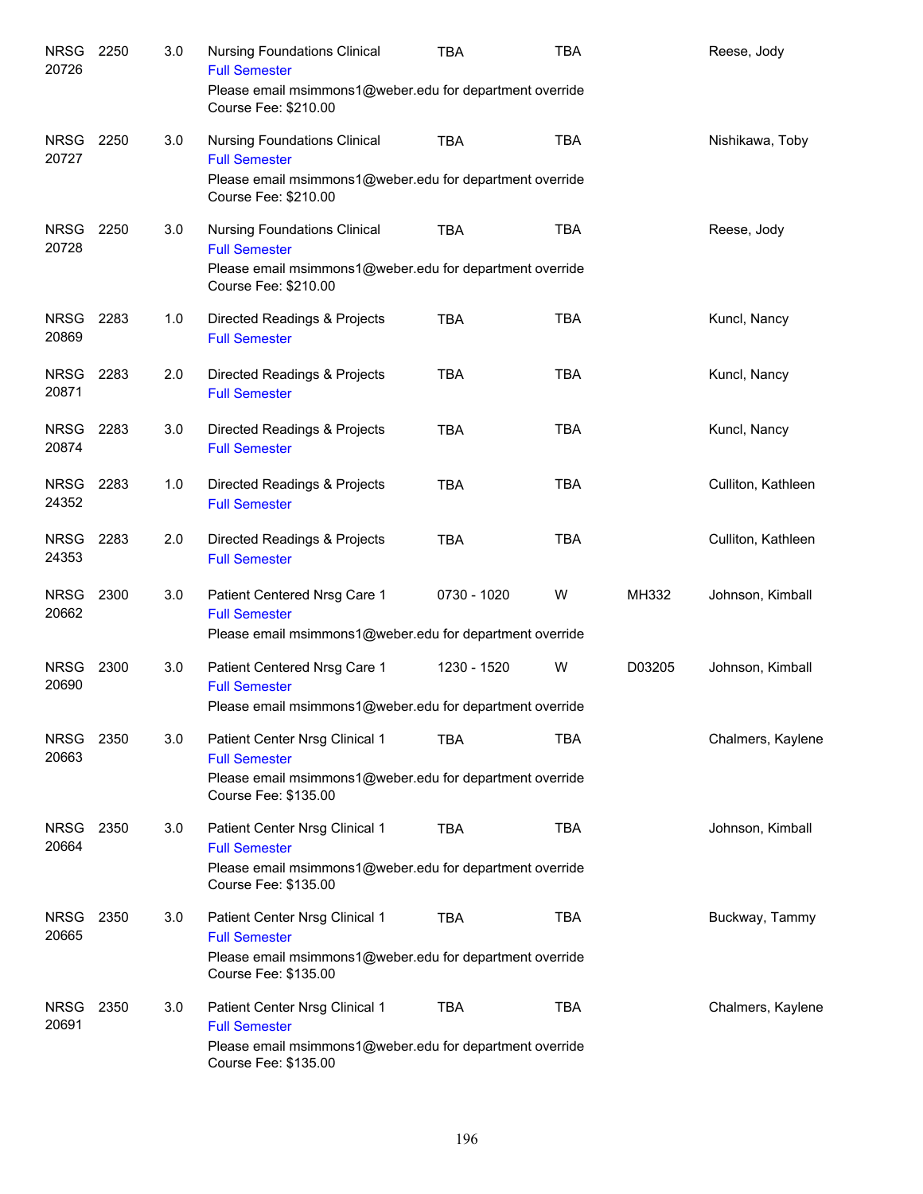| | | | | | | | |
|---|---|---|---|---|---|---|---|
| NRSG 20726 | 2250 | 3.0 | Nursing Foundations Clinical<br>Full Semester<br>Please email msimmons1@weber.edu for department override<br>Course Fee: $210.00 | TBA | TBA | | Reese, Jody |
| NRSG 20727 | 2250 | 3.0 | Nursing Foundations Clinical<br>Full Semester<br>Please email msimmons1@weber.edu for department override<br>Course Fee: $210.00 | TBA | TBA | | Nishikawa, Toby |
| NRSG 20728 | 2250 | 3.0 | Nursing Foundations Clinical<br>Full Semester<br>Please email msimmons1@weber.edu for department override<br>Course Fee: $210.00 | TBA | TBA | | Reese, Jody |
| NRSG 20869 | 2283 | 1.0 | Directed Readings & Projects<br>Full Semester | TBA | TBA | | Kuncl, Nancy |
| NRSG 20871 | 2283 | 2.0 | Directed Readings & Projects<br>Full Semester | TBA | TBA | | Kuncl, Nancy |
| NRSG 20874 | 2283 | 3.0 | Directed Readings & Projects<br>Full Semester | TBA | TBA | | Kuncl, Nancy |
| NRSG 24352 | 2283 | 1.0 | Directed Readings & Projects<br>Full Semester | TBA | TBA | | Culliton, Kathleen |
| NRSG 24353 | 2283 | 2.0 | Directed Readings & Projects<br>Full Semester | TBA | TBA | | Culliton, Kathleen |
| NRSG 20662 | 2300 | 3.0 | Patient Centered Nrsg Care 1<br>Full Semester<br>Please email msimmons1@weber.edu for department override | 0730 - 1020 | W | MH332 | Johnson, Kimball |
| NRSG 20690 | 2300 | 3.0 | Patient Centered Nrsg Care 1<br>Full Semester<br>Please email msimmons1@weber.edu for department override | 1230 - 1520 | W | D03205 | Johnson, Kimball |
| NRSG 20663 | 2350 | 3.0 | Patient Center Nrsg Clinical 1<br>Full Semester<br>Please email msimmons1@weber.edu for department override<br>Course Fee: $135.00 | TBA | TBA | | Chalmers, Kaylene |
| NRSG 20664 | 2350 | 3.0 | Patient Center Nrsg Clinical 1<br>Full Semester<br>Please email msimmons1@weber.edu for department override<br>Course Fee: $135.00 | TBA | TBA | | Johnson, Kimball |
| NRSG 20665 | 2350 | 3.0 | Patient Center Nrsg Clinical 1<br>Full Semester<br>Please email msimmons1@weber.edu for department override<br>Course Fee: $135.00 | TBA | TBA | | Buckway, Tammy |
| NRSG 20691 | 2350 | 3.0 | Patient Center Nrsg Clinical 1<br>Full Semester<br>Please email msimmons1@weber.edu for department override<br>Course Fee: $135.00 | TBA | TBA | | Chalmers, Kaylene |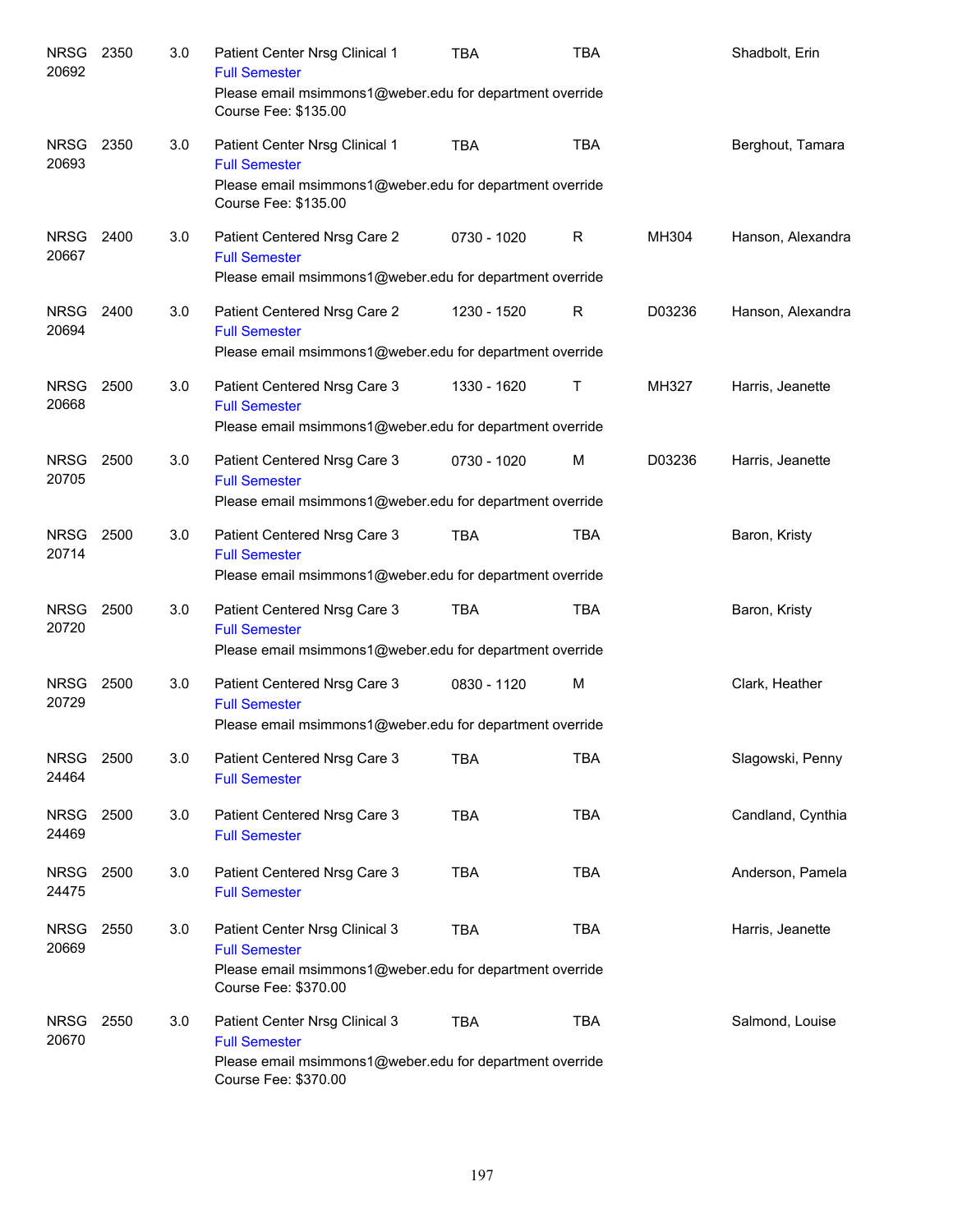| Subject / CRN | Course | Credits | Title | Time | Days | Room | Instructor |
|---|---|---|---|---|---|---|---|
| NRSG 20692 | 2350 | 3.0 | Patient Center Nrsg Clinical 1<br>Full Semester<br>Please email msimmons1@weber.edu for department override<br>Course Fee: $135.00 | TBA | TBA | | Shadbolt, Erin |
| NRSG 20693 | 2350 | 3.0 | Patient Center Nrsg Clinical 1<br>Full Semester<br>Please email msimmons1@weber.edu for department override<br>Course Fee: $135.00 | TBA | TBA | | Berghout, Tamara |
| NRSG 20667 | 2400 | 3.0 | Patient Centered Nrsg Care 2<br>Full Semester<br>Please email msimmons1@weber.edu for department override | 0730 - 1020 | R | MH304 | Hanson, Alexandra |
| NRSG 20694 | 2400 | 3.0 | Patient Centered Nrsg Care 2<br>Full Semester<br>Please email msimmons1@weber.edu for department override | 1230 - 1520 | R | D03236 | Hanson, Alexandra |
| NRSG 20668 | 2500 | 3.0 | Patient Centered Nrsg Care 3<br>Full Semester<br>Please email msimmons1@weber.edu for department override | 1330 - 1620 | T | MH327 | Harris, Jeanette |
| NRSG 20705 | 2500 | 3.0 | Patient Centered Nrsg Care 3<br>Full Semester<br>Please email msimmons1@weber.edu for department override | 0730 - 1020 | M | D03236 | Harris, Jeanette |
| NRSG 20714 | 2500 | 3.0 | Patient Centered Nrsg Care 3<br>Full Semester<br>Please email msimmons1@weber.edu for department override | TBA | TBA | | Baron, Kristy |
| NRSG 20720 | 2500 | 3.0 | Patient Centered Nrsg Care 3<br>Full Semester<br>Please email msimmons1@weber.edu for department override | TBA | TBA | | Baron, Kristy |
| NRSG 20729 | 2500 | 3.0 | Patient Centered Nrsg Care 3<br>Full Semester<br>Please email msimmons1@weber.edu for department override | 0830 - 1120 | M | | Clark, Heather |
| NRSG 24464 | 2500 | 3.0 | Patient Centered Nrsg Care 3<br>Full Semester | TBA | TBA | | Slagowski, Penny |
| NRSG 24469 | 2500 | 3.0 | Patient Centered Nrsg Care 3<br>Full Semester | TBA | TBA | | Candland, Cynthia |
| NRSG 24475 | 2500 | 3.0 | Patient Centered Nrsg Care 3<br>Full Semester | TBA | TBA | | Anderson, Pamela |
| NRSG 20669 | 2550 | 3.0 | Patient Center Nrsg Clinical 3<br>Full Semester<br>Please email msimmons1@weber.edu for department override<br>Course Fee: $370.00 | TBA | TBA | | Harris, Jeanette |
| NRSG 20670 | 2550 | 3.0 | Patient Center Nrsg Clinical 3<br>Full Semester<br>Please email msimmons1@weber.edu for department override<br>Course Fee: $370.00 | TBA | TBA | | Salmond, Louise |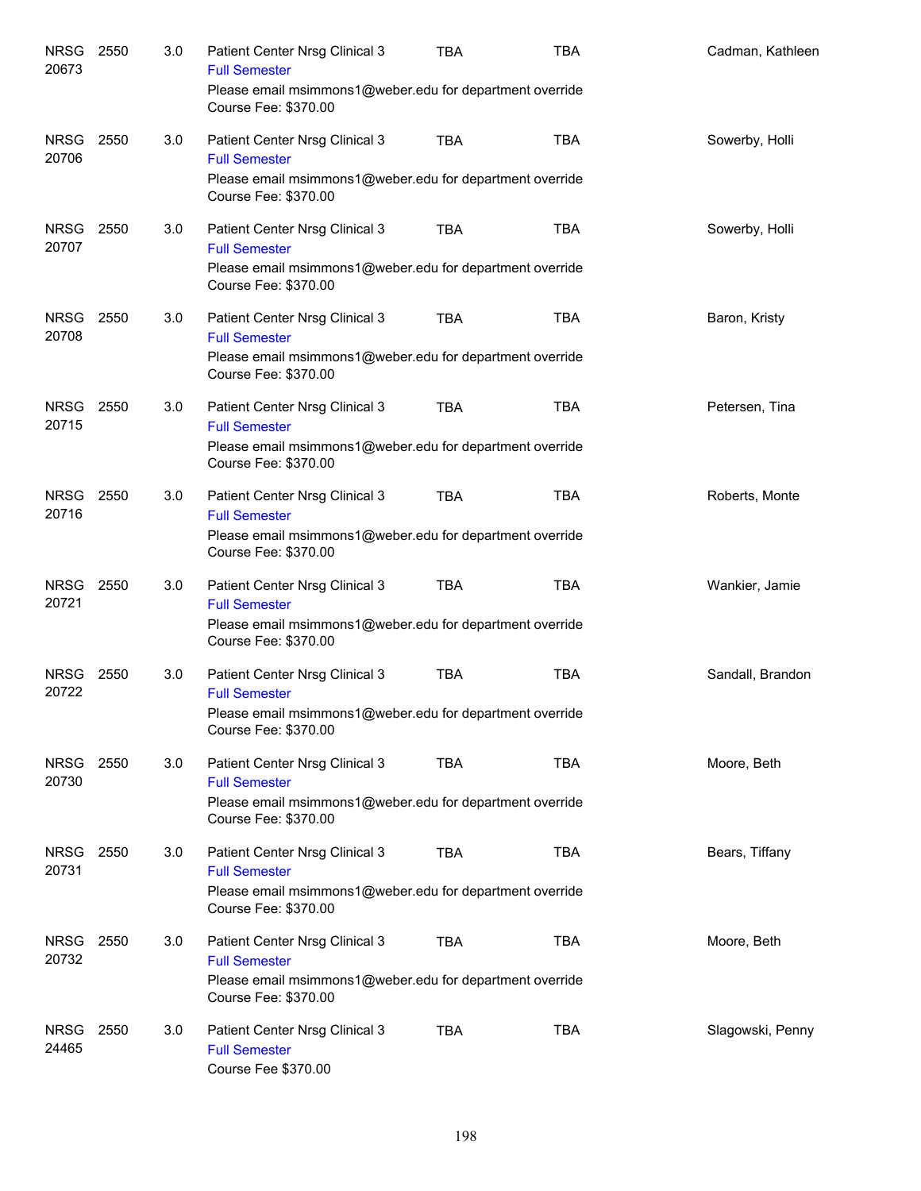| | | | | | | |
|---|---|---|---|---|---|---|
| NRSG 20673 | 2550 | 3.0 | Patient Center Nrsg Clinical 3<br>Full Semester<br>Please email msimmons1@weber.edu for department override<br>Course Fee: $370.00 | TBA | TBA | Cadman, Kathleen |
| NRSG 20706 | 2550 | 3.0 | Patient Center Nrsg Clinical 3<br>Full Semester<br>Please email msimmons1@weber.edu for department override<br>Course Fee: $370.00 | TBA | TBA | Sowerby, Holli |
| NRSG 20707 | 2550 | 3.0 | Patient Center Nrsg Clinical 3<br>Full Semester<br>Please email msimmons1@weber.edu for department override<br>Course Fee: $370.00 | TBA | TBA | Sowerby, Holli |
| NRSG 20708 | 2550 | 3.0 | Patient Center Nrsg Clinical 3<br>Full Semester<br>Please email msimmons1@weber.edu for department override<br>Course Fee: $370.00 | TBA | TBA | Baron, Kristy |
| NRSG 20715 | 2550 | 3.0 | Patient Center Nrsg Clinical 3<br>Full Semester<br>Please email msimmons1@weber.edu for department override<br>Course Fee: $370.00 | TBA | TBA | Petersen, Tina |
| NRSG 20716 | 2550 | 3.0 | Patient Center Nrsg Clinical 3<br>Full Semester<br>Please email msimmons1@weber.edu for department override<br>Course Fee: $370.00 | TBA | TBA | Roberts, Monte |
| NRSG 20721 | 2550 | 3.0 | Patient Center Nrsg Clinical 3<br>Full Semester<br>Please email msimmons1@weber.edu for department override<br>Course Fee: $370.00 | TBA | TBA | Wankier, Jamie |
| NRSG 20722 | 2550 | 3.0 | Patient Center Nrsg Clinical 3<br>Full Semester<br>Please email msimmons1@weber.edu for department override<br>Course Fee: $370.00 | TBA | TBA | Sandall, Brandon |
| NRSG 20730 | 2550 | 3.0 | Patient Center Nrsg Clinical 3<br>Full Semester<br>Please email msimmons1@weber.edu for department override<br>Course Fee: $370.00 | TBA | TBA | Moore, Beth |
| NRSG 20731 | 2550 | 3.0 | Patient Center Nrsg Clinical 3<br>Full Semester<br>Please email msimmons1@weber.edu for department override<br>Course Fee: $370.00 | TBA | TBA | Bears, Tiffany |
| NRSG 20732 | 2550 | 3.0 | Patient Center Nrsg Clinical 3<br>Full Semester<br>Please email msimmons1@weber.edu for department override<br>Course Fee: $370.00 | TBA | TBA | Moore, Beth |
| NRSG 24465 | 2550 | 3.0 | Patient Center Nrsg Clinical 3<br>Full Semester<br>Course Fee $370.00 | TBA | TBA | Slagowski, Penny |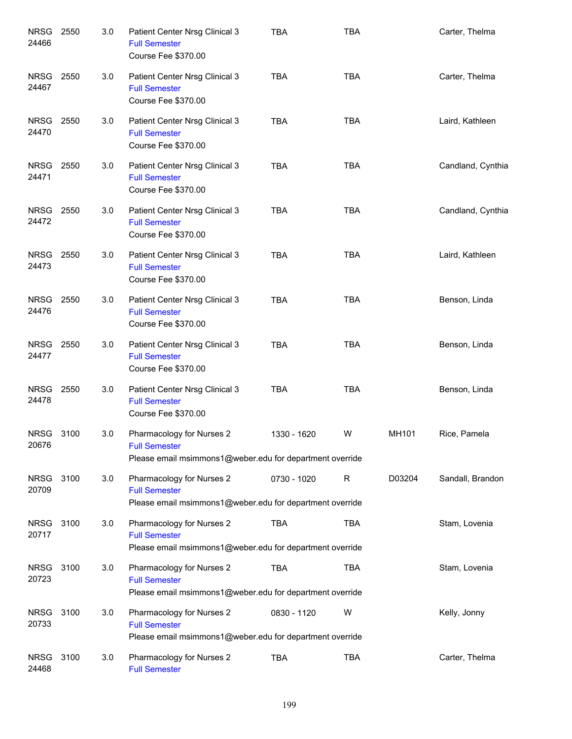| Subject / CRN | Course | Credits | Title | Time | Days | Room | Instructor |
|---|---|---|---|---|---|---|---|
| NRSG 24466 | 2550 | 3.0 | Patient Center Nrsg Clinical 3<br>Full Semester<br>Course Fee $370.00 | TBA | TBA | | Carter, Thelma |
| NRSG 24467 | 2550 | 3.0 | Patient Center Nrsg Clinical 3<br>Full Semester<br>Course Fee $370.00 | TBA | TBA | | Carter, Thelma |
| NRSG 24470 | 2550 | 3.0 | Patient Center Nrsg Clinical 3<br>Full Semester<br>Course Fee $370.00 | TBA | TBA | | Laird, Kathleen |
| NRSG 24471 | 2550 | 3.0 | Patient Center Nrsg Clinical 3<br>Full Semester<br>Course Fee $370.00 | TBA | TBA | | Candland, Cynthia |
| NRSG 24472 | 2550 | 3.0 | Patient Center Nrsg Clinical 3<br>Full Semester<br>Course Fee $370.00 | TBA | TBA | | Candland, Cynthia |
| NRSG 24473 | 2550 | 3.0 | Patient Center Nrsg Clinical 3<br>Full Semester<br>Course Fee $370.00 | TBA | TBA | | Laird, Kathleen |
| NRSG 24476 | 2550 | 3.0 | Patient Center Nrsg Clinical 3<br>Full Semester<br>Course Fee $370.00 | TBA | TBA | | Benson, Linda |
| NRSG 24477 | 2550 | 3.0 | Patient Center Nrsg Clinical 3<br>Full Semester<br>Course Fee $370.00 | TBA | TBA | | Benson, Linda |
| NRSG 24478 | 2550 | 3.0 | Patient Center Nrsg Clinical 3<br>Full Semester<br>Course Fee $370.00 | TBA | TBA | | Benson, Linda |
| NRSG 20676 | 3100 | 3.0 | Pharmacology for Nurses 2<br>Full Semester<br>Please email msimmons1@weber.edu for department override | 1330 - 1620 | W | MH101 | Rice, Pamela |
| NRSG 20709 | 3100 | 3.0 | Pharmacology for Nurses 2<br>Full Semester<br>Please email msimmons1@weber.edu for department override | 0730 - 1020 | R | D03204 | Sandall, Brandon |
| NRSG 20717 | 3100 | 3.0 | Pharmacology for Nurses 2<br>Full Semester<br>Please email msimmons1@weber.edu for department override | TBA | TBA | | Stam, Lovenia |
| NRSG 20723 | 3100 | 3.0 | Pharmacology for Nurses 2<br>Full Semester<br>Please email msimmons1@weber.edu for department override | TBA | TBA | | Stam, Lovenia |
| NRSG 20733 | 3100 | 3.0 | Pharmacology for Nurses 2<br>Full Semester<br>Please email msimmons1@weber.edu for department override | 0830 - 1120 | W | | Kelly, Jonny |
| NRSG 24468 | 3100 | 3.0 | Pharmacology for Nurses 2<br>Full Semester | TBA | TBA | | Carter, Thelma |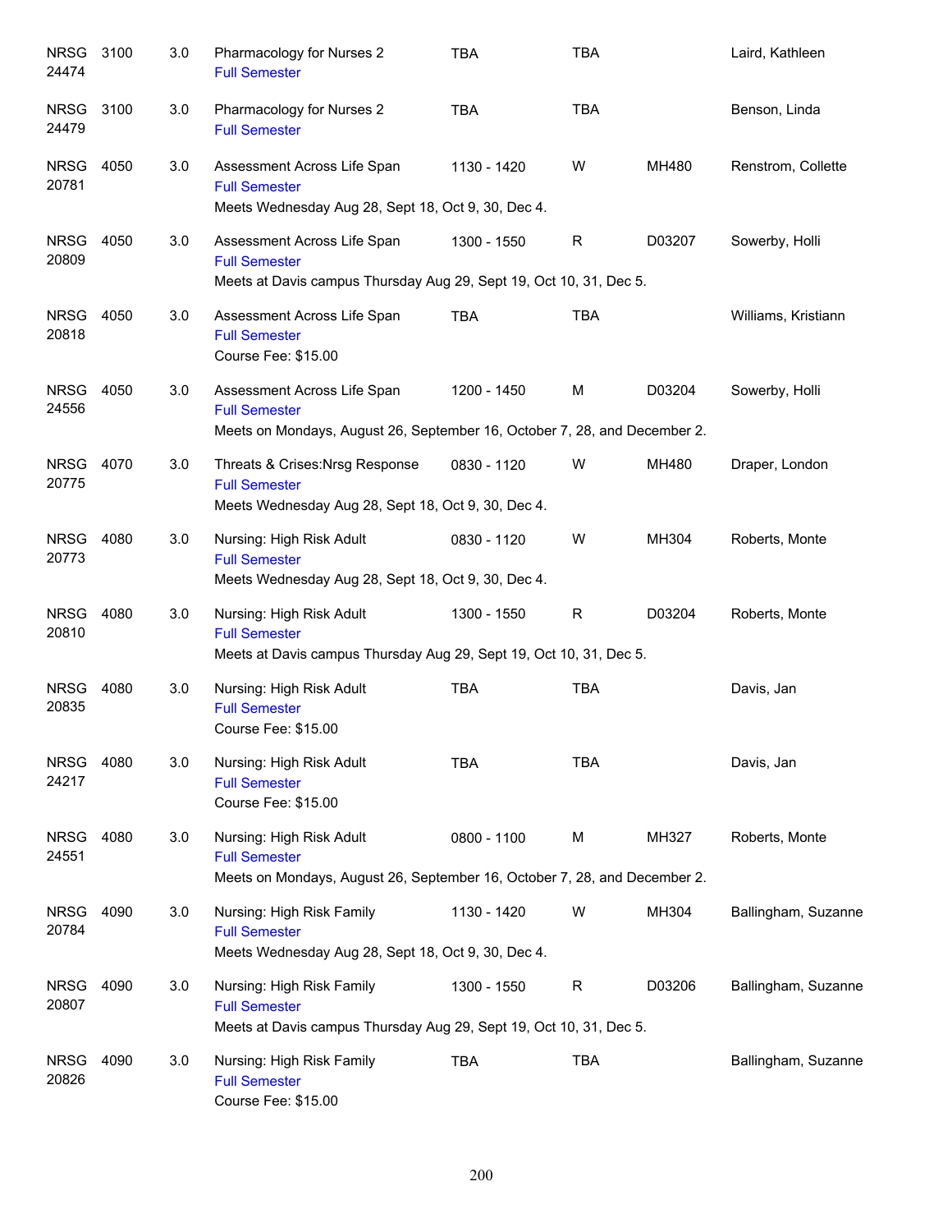| Subject | Course | Credits | Title | Time | Days | Room | Instructor |
|---|---|---|---|---|---|---|---|
| NRSG 24474 | 3100 | 3.0 | Pharmacology for Nurses 2<br>Full Semester | TBA | TBA | | Laird, Kathleen |
| NRSG 24479 | 3100 | 3.0 | Pharmacology for Nurses 2<br>Full Semester | TBA | TBA | | Benson, Linda |
| NRSG 20781 | 4050 | 3.0 | Assessment Across Life Span<br>Full Semester<br>Meets Wednesday Aug 28, Sept 18, Oct 9, 30, Dec 4. | 1130 - 1420 | W | MH480 | Renstrom, Collette |
| NRSG 20809 | 4050 | 3.0 | Assessment Across Life Span<br>Full Semester<br>Meets at Davis campus Thursday Aug 29, Sept 19, Oct 10, 31, Dec 5. | 1300 - 1550 | R | D03207 | Sowerby, Holli |
| NRSG 20818 | 4050 | 3.0 | Assessment Across Life Span<br>Full Semester<br>Course Fee: $15.00 | TBA | TBA | | Williams, Kristiann |
| NRSG 24556 | 4050 | 3.0 | Assessment Across Life Span<br>Full Semester<br>Meets on Mondays, August 26, September 16, October 7, 28, and December 2. | 1200 - 1450 | M | D03204 | Sowerby, Holli |
| NRSG 20775 | 4070 | 3.0 | Threats & Crises:Nrsg Response<br>Full Semester<br>Meets Wednesday Aug 28, Sept 18, Oct 9, 30, Dec 4. | 0830 - 1120 | W | MH480 | Draper, London |
| NRSG 20773 | 4080 | 3.0 | Nursing: High Risk Adult<br>Full Semester<br>Meets Wednesday Aug 28, Sept 18, Oct 9, 30, Dec 4. | 0830 - 1120 | W | MH304 | Roberts, Monte |
| NRSG 20810 | 4080 | 3.0 | Nursing: High Risk Adult<br>Full Semester<br>Meets at Davis campus Thursday Aug 29, Sept 19, Oct 10, 31, Dec 5. | 1300 - 1550 | R | D03204 | Roberts, Monte |
| NRSG 20835 | 4080 | 3.0 | Nursing: High Risk Adult<br>Full Semester<br>Course Fee: $15.00 | TBA | TBA | | Davis, Jan |
| NRSG 24217 | 4080 | 3.0 | Nursing: High Risk Adult<br>Full Semester<br>Course Fee: $15.00 | TBA | TBA | | Davis, Jan |
| NRSG 24551 | 4080 | 3.0 | Nursing: High Risk Adult<br>Full Semester<br>Meets on Mondays, August 26, September 16, October 7, 28, and December 2. | 0800 - 1100 | M | MH327 | Roberts, Monte |
| NRSG 20784 | 4090 | 3.0 | Nursing: High Risk Family<br>Full Semester<br>Meets Wednesday Aug 28, Sept 18, Oct 9, 30, Dec 4. | 1130 - 1420 | W | MH304 | Ballingham, Suzanne |
| NRSG 20807 | 4090 | 3.0 | Nursing: High Risk Family<br>Full Semester<br>Meets at Davis campus Thursday Aug 29, Sept 19, Oct 10, 31, Dec 5. | 1300 - 1550 | R | D03206 | Ballingham, Suzanne |
| NRSG 20826 | 4090 | 3.0 | Nursing: High Risk Family<br>Full Semester<br>Course Fee: $15.00 | TBA | TBA | | Ballingham, Suzanne |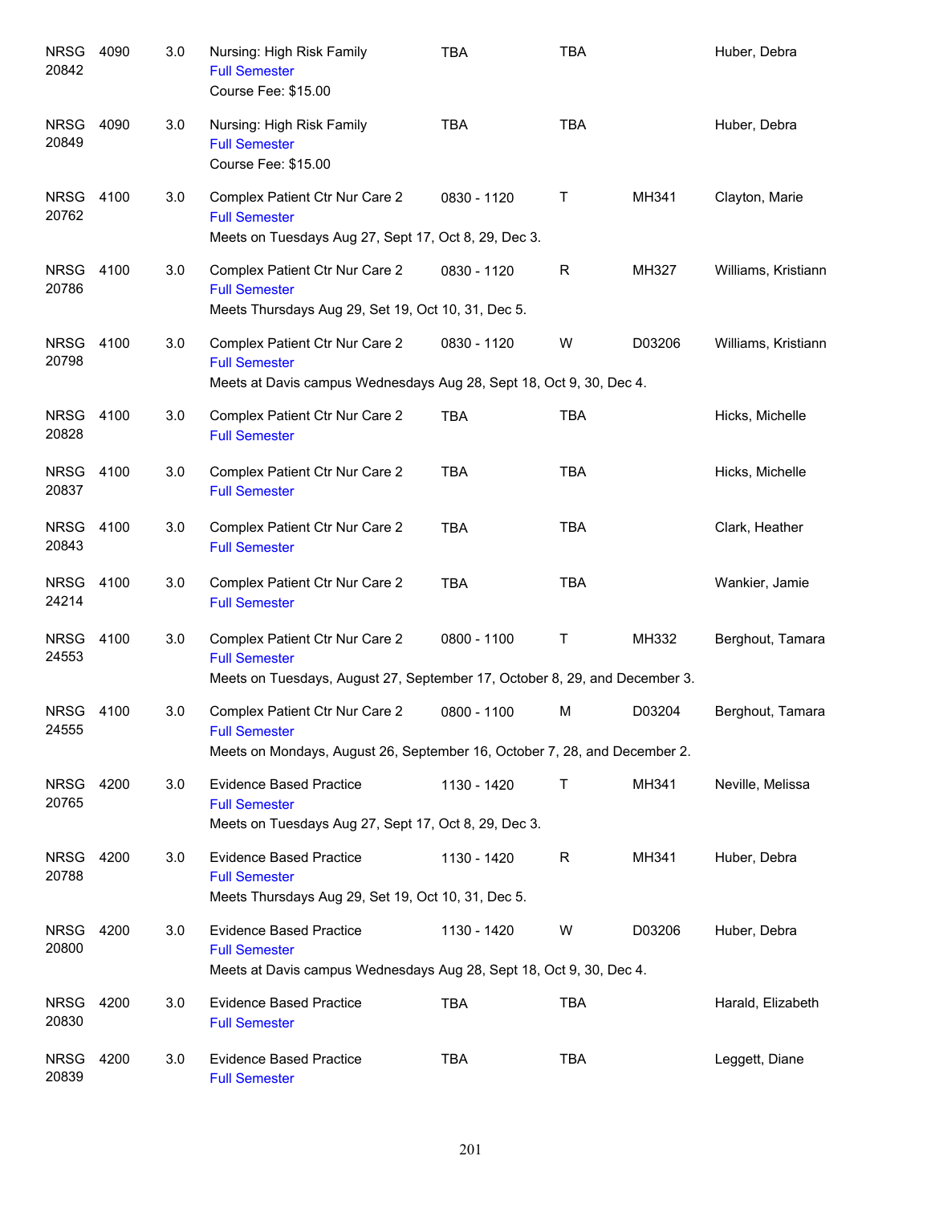| Subject/CRN | Course | Credits | Title | Time | Days | Room | Instructor |
|---|---|---|---|---|---|---|---|
| NRSG 20842 | 4090 | 3.0 | Nursing: High Risk Family<br>Full Semester<br>Course Fee: $15.00 | TBA | TBA | | Huber, Debra |
| NRSG 20849 | 4090 | 3.0 | Nursing: High Risk Family<br>Full Semester<br>Course Fee: $15.00 | TBA | TBA | | Huber, Debra |
| NRSG 20762 | 4100 | 3.0 | Complex Patient Ctr Nur Care 2<br>Full Semester<br>Meets on Tuesdays Aug 27, Sept 17, Oct 8, 29, Dec 3. | 0830 - 1120 | T | MH341 | Clayton, Marie |
| NRSG 20786 | 4100 | 3.0 | Complex Patient Ctr Nur Care 2<br>Full Semester<br>Meets Thursdays Aug 29, Set 19, Oct 10, 31, Dec 5. | 0830 - 1120 | R | MH327 | Williams, Kristiann |
| NRSG 20798 | 4100 | 3.0 | Complex Patient Ctr Nur Care 2<br>Full Semester<br>Meets at Davis campus Wednesdays Aug 28, Sept 18, Oct 9, 30, Dec 4. | 0830 - 1120 | W | D03206 | Williams, Kristiann |
| NRSG 20828 | 4100 | 3.0 | Complex Patient Ctr Nur Care 2<br>Full Semester | TBA | TBA | | Hicks, Michelle |
| NRSG 20837 | 4100 | 3.0 | Complex Patient Ctr Nur Care 2<br>Full Semester | TBA | TBA | | Hicks, Michelle |
| NRSG 20843 | 4100 | 3.0 | Complex Patient Ctr Nur Care 2<br>Full Semester | TBA | TBA | | Clark, Heather |
| NRSG 24214 | 4100 | 3.0 | Complex Patient Ctr Nur Care 2<br>Full Semester | TBA | TBA | | Wankier, Jamie |
| NRSG 24553 | 4100 | 3.0 | Complex Patient Ctr Nur Care 2<br>Full Semester<br>Meets on Tuesdays, August 27, September 17, October 8, 29, and December 3. | 0800 - 1100 | T | MH332 | Berghout, Tamara |
| NRSG 24555 | 4100 | 3.0 | Complex Patient Ctr Nur Care 2<br>Full Semester<br>Meets on Mondays, August 26, September 16, October 7, 28, and December 2. | 0800 - 1100 | M | D03204 | Berghout, Tamara |
| NRSG 20765 | 4200 | 3.0 | Evidence Based Practice<br>Full Semester<br>Meets on Tuesdays Aug 27, Sept 17, Oct 8, 29, Dec 3. | 1130 - 1420 | T | MH341 | Neville, Melissa |
| NRSG 20788 | 4200 | 3.0 | Evidence Based Practice<br>Full Semester<br>Meets Thursdays Aug 29, Set 19, Oct 10, 31, Dec 5. | 1130 - 1420 | R | MH341 | Huber, Debra |
| NRSG 20800 | 4200 | 3.0 | Evidence Based Practice<br>Full Semester<br>Meets at Davis campus Wednesdays Aug 28, Sept 18, Oct 9, 30, Dec 4. | 1130 - 1420 | W | D03206 | Huber, Debra |
| NRSG 20830 | 4200 | 3.0 | Evidence Based Practice<br>Full Semester | TBA | TBA | | Harald, Elizabeth |
| NRSG 20839 | 4200 | 3.0 | Evidence Based Practice<br>Full Semester | TBA | TBA | | Leggett, Diane |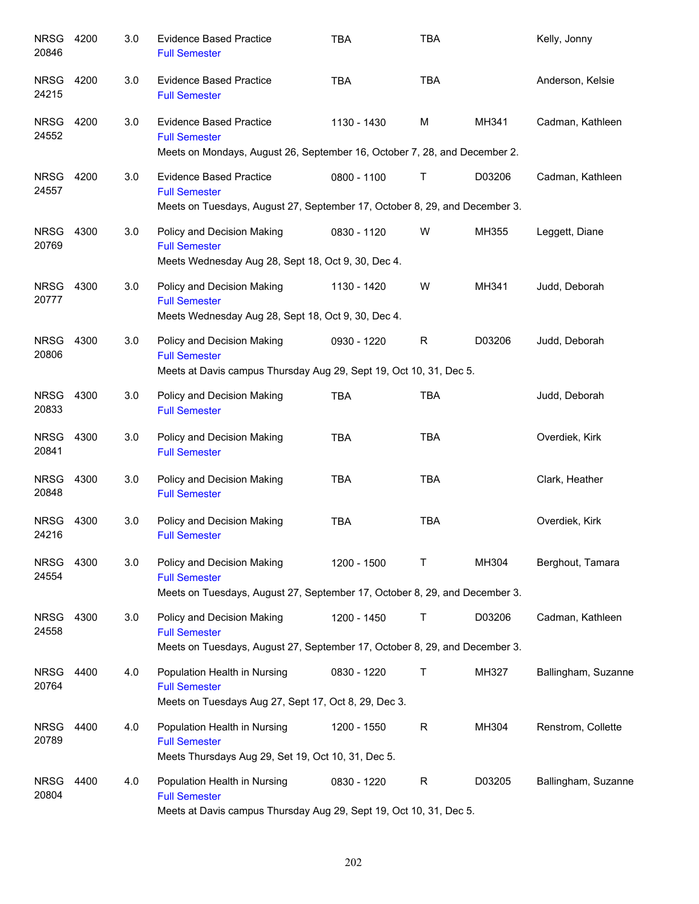| Course | Number | Credits | Title | Time | Days | Room | Instructor |
|---|---|---|---|---|---|---|---|
| NRSG 20846 | 4200 | 3.0 | Evidence Based Practice<br>Full Semester | TBA | TBA | | Kelly, Jonny |
| NRSG 24215 | 4200 | 3.0 | Evidence Based Practice<br>Full Semester | TBA | TBA | | Anderson, Kelsie |
| NRSG 24552 | 4200 | 3.0 | Evidence Based Practice<br>Full Semester<br>Meets on Mondays, August 26, September 16, October 7, 28, and December 2. | 1130 - 1430 | M | MH341 | Cadman, Kathleen |
| NRSG 24557 | 4200 | 3.0 | Evidence Based Practice<br>Full Semester<br>Meets on Tuesdays, August 27, September 17, October 8, 29, and December 3. | 0800 - 1100 | T | D03206 | Cadman, Kathleen |
| NRSG 20769 | 4300 | 3.0 | Policy and Decision Making<br>Full Semester<br>Meets Wednesday Aug 28, Sept 18, Oct 9, 30, Dec 4. | 0830 - 1120 | W | MH355 | Leggett, Diane |
| NRSG 20777 | 4300 | 3.0 | Policy and Decision Making<br>Full Semester<br>Meets Wednesday Aug 28, Sept 18, Oct 9, 30, Dec 4. | 1130 - 1420 | W | MH341 | Judd, Deborah |
| NRSG 20806 | 4300 | 3.0 | Policy and Decision Making<br>Full Semester<br>Meets at Davis campus Thursday Aug 29, Sept 19, Oct 10, 31, Dec 5. | 0930 - 1220 | R | D03206 | Judd, Deborah |
| NRSG 20833 | 4300 | 3.0 | Policy and Decision Making<br>Full Semester | TBA | TBA | | Judd, Deborah |
| NRSG 20841 | 4300 | 3.0 | Policy and Decision Making<br>Full Semester | TBA | TBA | | Overdiek, Kirk |
| NRSG 20848 | 4300 | 3.0 | Policy and Decision Making<br>Full Semester | TBA | TBA | | Clark, Heather |
| NRSG 24216 | 4300 | 3.0 | Policy and Decision Making<br>Full Semester | TBA | TBA | | Overdiek, Kirk |
| NRSG 24554 | 4300 | 3.0 | Policy and Decision Making<br>Full Semester<br>Meets on Tuesdays, August 27, September 17, October 8, 29, and December 3. | 1200 - 1500 | T | MH304 | Berghout, Tamara |
| NRSG 24558 | 4300 | 3.0 | Policy and Decision Making<br>Full Semester<br>Meets on Tuesdays, August 27, September 17, October 8, 29, and December 3. | 1200 - 1450 | T | D03206 | Cadman, Kathleen |
| NRSG 20764 | 4400 | 4.0 | Population Health in Nursing<br>Full Semester<br>Meets on Tuesdays Aug 27, Sept 17, Oct 8, 29, Dec 3. | 0830 - 1220 | T | MH327 | Ballingham, Suzanne |
| NRSG 20789 | 4400 | 4.0 | Population Health in Nursing<br>Full Semester<br>Meets Thursdays Aug 29, Set 19, Oct 10, 31, Dec 5. | 1200 - 1550 | R | MH304 | Renstrom, Collette |
| NRSG 20804 | 4400 | 4.0 | Population Health in Nursing<br>Full Semester<br>Meets at Davis campus Thursday Aug 29, Sept 19, Oct 10, 31, Dec 5. | 0830 - 1220 | R | D03205 | Ballingham, Suzanne |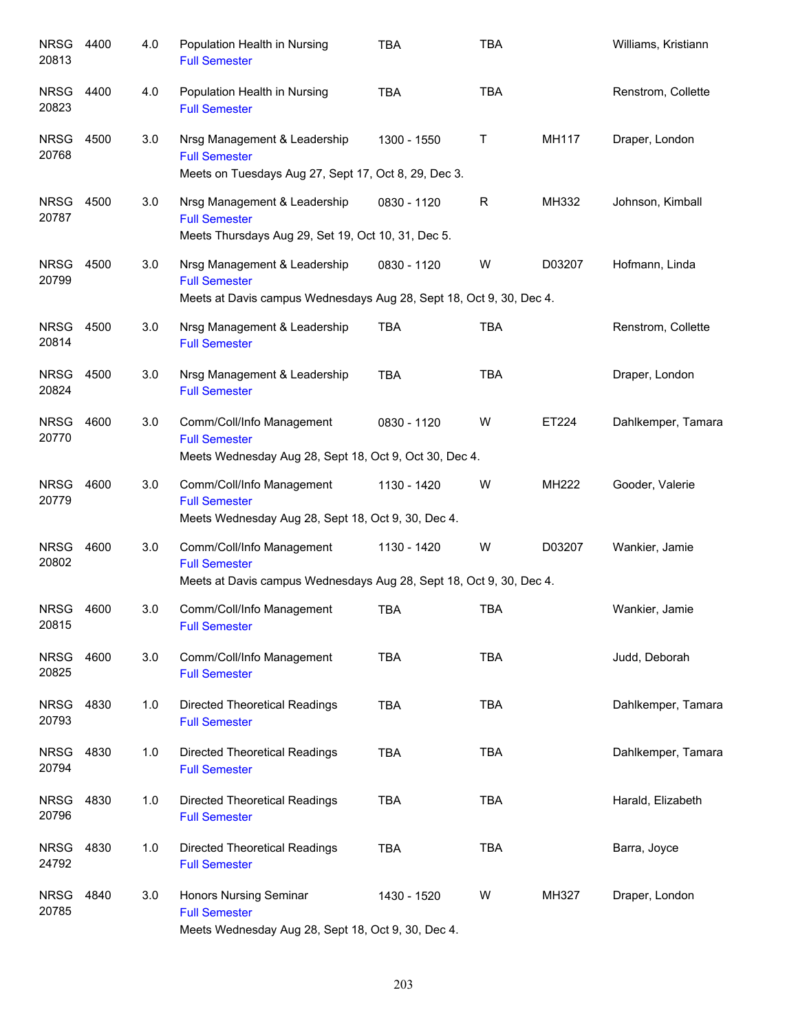| | | | | | | | |
|---|---|---|---|---|---|---|---|
| NRSG 20813 | 4400 | 4.0 | Population Health in Nursing<br>Full Semester | TBA | TBA | | Williams, Kristiann |
| NRSG 20823 | 4400 | 4.0 | Population Health in Nursing<br>Full Semester | TBA | TBA | | Renstrom, Collette |
| NRSG 20768 | 4500 | 3.0 | Nrsg Management & Leadership<br>Full Semester<br>Meets on Tuesdays Aug 27, Sept 17, Oct 8, 29, Dec 3. | 1300 - 1550 | T | MH117 | Draper, London |
| NRSG 20787 | 4500 | 3.0 | Nrsg Management & Leadership<br>Full Semester<br>Meets Thursdays Aug 29, Set 19, Oct 10, 31, Dec 5. | 0830 - 1120 | R | MH332 | Johnson, Kimball |
| NRSG 20799 | 4500 | 3.0 | Nrsg Management & Leadership<br>Full Semester<br>Meets at Davis campus Wednesdays Aug 28, Sept 18, Oct 9, 30, Dec 4. | 0830 - 1120 | W | D03207 | Hofmann, Linda |
| NRSG 20814 | 4500 | 3.0 | Nrsg Management & Leadership<br>Full Semester | TBA | TBA | | Renstrom, Collette |
| NRSG 20824 | 4500 | 3.0 | Nrsg Management & Leadership<br>Full Semester | TBA | TBA | | Draper, London |
| NRSG 20770 | 4600 | 3.0 | Comm/Coll/Info Management<br>Full Semester<br>Meets Wednesday Aug 28, Sept 18, Oct 9, Oct 30, Dec 4. | 0830 - 1120 | W | ET224 | Dahlkemper, Tamara |
| NRSG 20779 | 4600 | 3.0 | Comm/Coll/Info Management<br>Full Semester<br>Meets Wednesday Aug 28, Sept 18, Oct 9, 30, Dec 4. | 1130 - 1420 | W | MH222 | Gooder, Valerie |
| NRSG 20802 | 4600 | 3.0 | Comm/Coll/Info Management<br>Full Semester<br>Meets at Davis campus Wednesdays Aug 28, Sept 18, Oct 9, 30, Dec 4. | 1130 - 1420 | W | D03207 | Wankier, Jamie |
| NRSG 20815 | 4600 | 3.0 | Comm/Coll/Info Management<br>Full Semester | TBA | TBA | | Wankier, Jamie |
| NRSG 20825 | 4600 | 3.0 | Comm/Coll/Info Management<br>Full Semester | TBA | TBA | | Judd, Deborah |
| NRSG 20793 | 4830 | 1.0 | Directed Theoretical Readings<br>Full Semester | TBA | TBA | | Dahlkemper, Tamara |
| NRSG 20794 | 4830 | 1.0 | Directed Theoretical Readings<br>Full Semester | TBA | TBA | | Dahlkemper, Tamara |
| NRSG 20796 | 4830 | 1.0 | Directed Theoretical Readings<br>Full Semester | TBA | TBA | | Harald, Elizabeth |
| NRSG 24792 | 4830 | 1.0 | Directed Theoretical Readings<br>Full Semester | TBA | TBA | | Barra, Joyce |
| NRSG 20785 | 4840 | 3.0 | Honors Nursing Seminar<br>Full Semester<br>Meets Wednesday Aug 28, Sept 18, Oct 9, 30, Dec 4. | 1430 - 1520 | W | MH327 | Draper, London |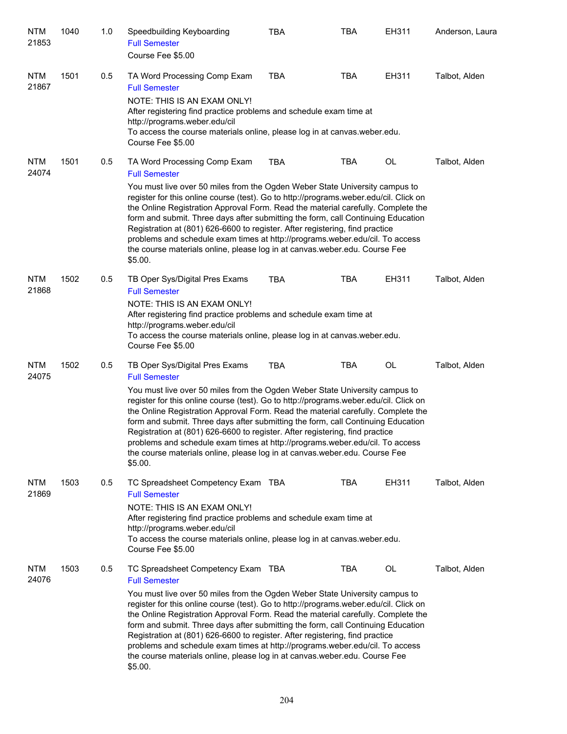| | | | | | | | |
|---|---|---|---|---|---|---|---|
| NTM 21853 | 1040 | 1.0 | Speedbuilding Keyboarding<br>Full Semester<br>Course Fee $5.00 | TBA | TBA | EH311 | Anderson, Laura |
| NTM 21867 | 1501 | 0.5 | TA Word Processing Comp Exam<br>Full Semester<br>NOTE: THIS IS AN EXAM ONLY!<br>After registering find practice problems and schedule exam time at http://programs.weber.edu/cil<br>To access the course materials online, please log in at canvas.weber.edu.<br>Course Fee $5.00 | TBA | TBA | EH311 | Talbot, Alden |
| NTM 24074 | 1501 | 0.5 | TA Word Processing Comp Exam<br>Full Semester<br>You must live over 50 miles from the Ogden Weber State University campus to register for this online course (test). Go to http://programs.weber.edu/cil. Click on the Online Registration Approval Form. Read the material carefully. Complete the form and submit. Three days after submitting the form, call Continuing Education Registration at (801) 626-6600 to register. After registering, find practice problems and schedule exam times at http://programs.weber.edu/cil. To access the course materials online, please log in at canvas.weber.edu. Course Fee $5.00. | TBA | TBA | OL | Talbot, Alden |
| NTM 21868 | 1502 | 0.5 | TB Oper Sys/Digital Pres Exams<br>Full Semester<br>NOTE: THIS IS AN EXAM ONLY!<br>After registering find practice problems and schedule exam time at http://programs.weber.edu/cil<br>To access the course materials online, please log in at canvas.weber.edu.<br>Course Fee $5.00 | TBA | TBA | EH311 | Talbot, Alden |
| NTM 24075 | 1502 | 0.5 | TB Oper Sys/Digital Pres Exams<br>Full Semester<br>You must live over 50 miles from the Ogden Weber State University campus to register for this online course (test). Go to http://programs.weber.edu/cil. Click on the Online Registration Approval Form. Read the material carefully. Complete the form and submit. Three days after submitting the form, call Continuing Education Registration at (801) 626-6600 to register. After registering, find practice problems and schedule exam times at http://programs.weber.edu/cil. To access the course materials online, please log in at canvas.weber.edu. Course Fee $5.00. | TBA | TBA | OL | Talbot, Alden |
| NTM 21869 | 1503 | 0.5 | TC Spreadsheet Competency Exam<br>Full Semester<br>NOTE: THIS IS AN EXAM ONLY!<br>After registering find practice problems and schedule exam time at http://programs.weber.edu/cil<br>To access the course materials online, please log in at canvas.weber.edu.<br>Course Fee $5.00 | TBA | TBA | EH311 | Talbot, Alden |
| NTM 24076 | 1503 | 0.5 | TC Spreadsheet Competency Exam<br>Full Semester<br>You must live over 50 miles from the Ogden Weber State University campus to register for this online course (test). Go to http://programs.weber.edu/cil. Click on the Online Registration Approval Form. Read the material carefully. Complete the form and submit. Three days after submitting the form, call Continuing Education Registration at (801) 626-6600 to register. After registering, find practice problems and schedule exam times at http://programs.weber.edu/cil. To access the course materials online, please log in at canvas.weber.edu. Course Fee $5.00. | TBA | TBA | OL | Talbot, Alden |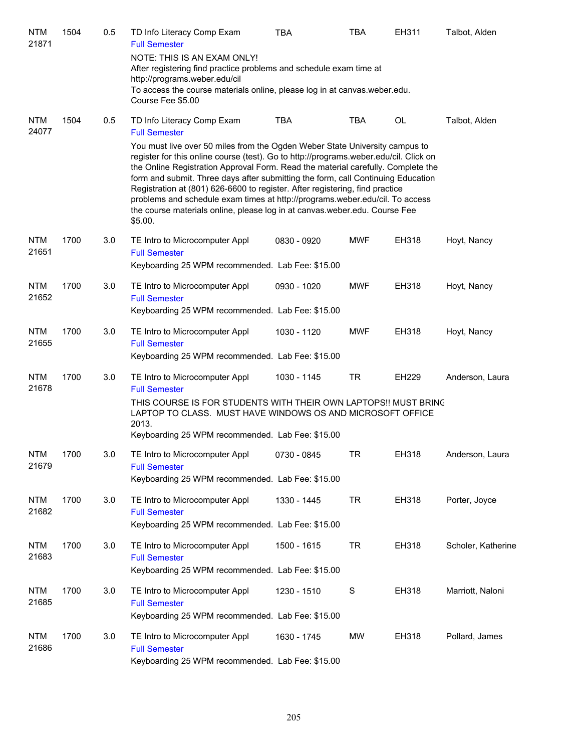| Subject / CRN | Course | Credits | Title | Time | Days | Room | Instructor |
|---|---|---|---|---|---|---|---|
| NTM 21871 | 1504 | 0.5 | TD Info Literacy Comp Exam<br>Full Semester<br>NOTE: THIS IS AN EXAM ONLY!<br>After registering find practice problems and schedule exam time at http://programs.weber.edu/cil<br>To access the course materials online, please log in at canvas.weber.edu.<br>Course Fee $5.00 | TBA | TBA | EH311 | Talbot, Alden |
| NTM 24077 | 1504 | 0.5 | TD Info Literacy Comp Exam<br>Full Semester<br>You must live over 50 miles from the Ogden Weber State University campus to register for this online course (test). Go to http://programs.weber.edu/cil. Click on the Online Registration Approval Form. Read the material carefully. Complete the form and submit. Three days after submitting the form, call Continuing Education Registration at (801) 626-6600 to register. After registering, find practice problems and schedule exam times at http://programs.weber.edu/cil. To access the course materials online, please log in at canvas.weber.edu. Course Fee $5.00. | TBA | TBA | OL | Talbot, Alden |
| NTM 21651 | 1700 | 3.0 | TE Intro to Microcomputer Appl<br>Full Semester<br>Keyboarding 25 WPM recommended. Lab Fee: $15.00 | 0830 - 0920 | MWF | EH318 | Hoyt, Nancy |
| NTM 21652 | 1700 | 3.0 | TE Intro to Microcomputer Appl<br>Full Semester<br>Keyboarding 25 WPM recommended. Lab Fee: $15.00 | 0930 - 1020 | MWF | EH318 | Hoyt, Nancy |
| NTM 21655 | 1700 | 3.0 | TE Intro to Microcomputer Appl<br>Full Semester<br>Keyboarding 25 WPM recommended. Lab Fee: $15.00 | 1030 - 1120 | MWF | EH318 | Hoyt, Nancy |
| NTM 21678 | 1700 | 3.0 | TE Intro to Microcomputer Appl<br>Full Semester<br>THIS COURSE IS FOR STUDENTS WITH THEIR OWN LAPTOPS!! MUST BRING LAPTOP TO CLASS. MUST HAVE WINDOWS OS AND MICROSOFT OFFICE 2013.<br>Keyboarding 25 WPM recommended. Lab Fee: $15.00 | 1030 - 1145 | TR | EH229 | Anderson, Laura |
| NTM 21679 | 1700 | 3.0 | TE Intro to Microcomputer Appl<br>Full Semester<br>Keyboarding 25 WPM recommended. Lab Fee: $15.00 | 0730 - 0845 | TR | EH318 | Anderson, Laura |
| NTM 21682 | 1700 | 3.0 | TE Intro to Microcomputer Appl<br>Full Semester<br>Keyboarding 25 WPM recommended. Lab Fee: $15.00 | 1330 - 1445 | TR | EH318 | Porter, Joyce |
| NTM 21683 | 1700 | 3.0 | TE Intro to Microcomputer Appl<br>Full Semester<br>Keyboarding 25 WPM recommended. Lab Fee: $15.00 | 1500 - 1615 | TR | EH318 | Scholer, Katherine |
| NTM 21685 | 1700 | 3.0 | TE Intro to Microcomputer Appl<br>Full Semester<br>Keyboarding 25 WPM recommended. Lab Fee: $15.00 | 1230 - 1510 | S | EH318 | Marriott, Naloni |
| NTM 21686 | 1700 | 3.0 | TE Intro to Microcomputer Appl<br>Full Semester<br>Keyboarding 25 WPM recommended. Lab Fee: $15.00 | 1630 - 1745 | MW | EH318 | Pollard, James |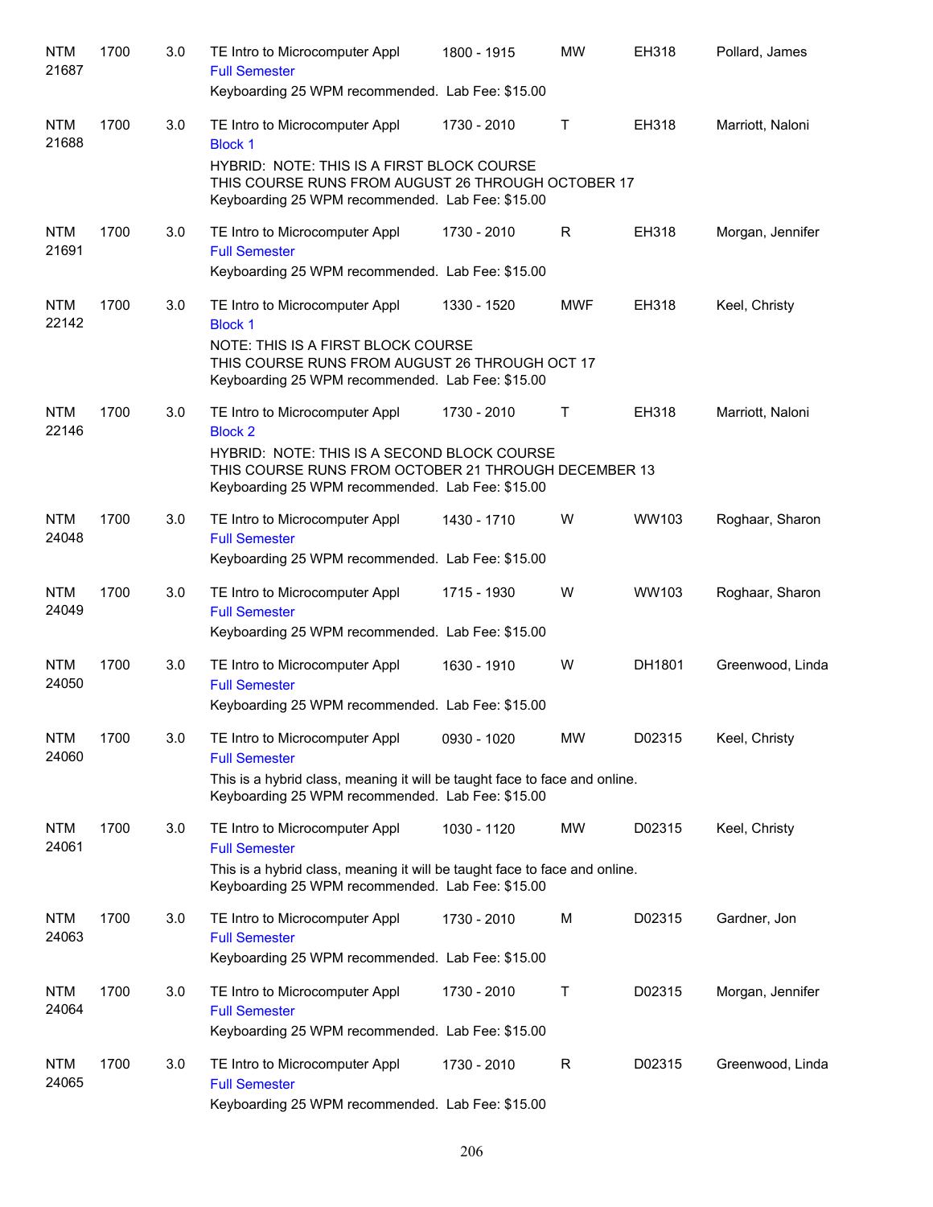NTM 21687 | 1700 | 3.0 | TE Intro to Microcomputer Appl | 1800 - 1915 | MW | EH318 | Pollard, James
Full Semester
Keyboarding 25 WPM recommended. Lab Fee: $15.00

NTM 21688 | 1700 | 3.0 | TE Intro to Microcomputer Appl | 1730 - 2010 | T | EH318 | Marriott, Naloni
Block 1
HYBRID: NOTE: THIS IS A FIRST BLOCK COURSE
THIS COURSE RUNS FROM AUGUST 26 THROUGH OCTOBER 17
Keyboarding 25 WPM recommended. Lab Fee: $15.00

NTM 21691 | 1700 | 3.0 | TE Intro to Microcomputer Appl | 1730 - 2010 | R | EH318 | Morgan, Jennifer
Full Semester
Keyboarding 25 WPM recommended. Lab Fee: $15.00

NTM 22142 | 1700 | 3.0 | TE Intro to Microcomputer Appl | 1330 - 1520 | MWF | EH318 | Keel, Christy
Block 1
NOTE: THIS IS A FIRST BLOCK COURSE
THIS COURSE RUNS FROM AUGUST 26 THROUGH OCT 17
Keyboarding 25 WPM recommended. Lab Fee: $15.00

NTM 22146 | 1700 | 3.0 | TE Intro to Microcomputer Appl | 1730 - 2010 | T | EH318 | Marriott, Naloni
Block 2
HYBRID: NOTE: THIS IS A SECOND BLOCK COURSE
THIS COURSE RUNS FROM OCTOBER 21 THROUGH DECEMBER 13
Keyboarding 25 WPM recommended. Lab Fee: $15.00

NTM 24048 | 1700 | 3.0 | TE Intro to Microcomputer Appl | 1430 - 1710 | W | WW103 | Roghaar, Sharon
Full Semester
Keyboarding 25 WPM recommended. Lab Fee: $15.00

NTM 24049 | 1700 | 3.0 | TE Intro to Microcomputer Appl | 1715 - 1930 | W | WW103 | Roghaar, Sharon
Full Semester
Keyboarding 25 WPM recommended. Lab Fee: $15.00

NTM 24050 | 1700 | 3.0 | TE Intro to Microcomputer Appl | 1630 - 1910 | W | DH1801 | Greenwood, Linda
Full Semester
Keyboarding 25 WPM recommended. Lab Fee: $15.00

NTM 24060 | 1700 | 3.0 | TE Intro to Microcomputer Appl | 0930 - 1020 | MW | D02315 | Keel, Christy
Full Semester
This is a hybrid class, meaning it will be taught face to face and online.
Keyboarding 25 WPM recommended. Lab Fee: $15.00

NTM 24061 | 1700 | 3.0 | TE Intro to Microcomputer Appl | 1030 - 1120 | MW | D02315 | Keel, Christy
Full Semester
This is a hybrid class, meaning it will be taught face to face and online.
Keyboarding 25 WPM recommended. Lab Fee: $15.00

NTM 24063 | 1700 | 3.0 | TE Intro to Microcomputer Appl | 1730 - 2010 | M | D02315 | Gardner, Jon
Full Semester
Keyboarding 25 WPM recommended. Lab Fee: $15.00

NTM 24064 | 1700 | 3.0 | TE Intro to Microcomputer Appl | 1730 - 2010 | T | D02315 | Morgan, Jennifer
Full Semester
Keyboarding 25 WPM recommended. Lab Fee: $15.00

NTM 24065 | 1700 | 3.0 | TE Intro to Microcomputer Appl | 1730 - 2010 | R | D02315 | Greenwood, Linda
Full Semester
Keyboarding 25 WPM recommended. Lab Fee: $15.00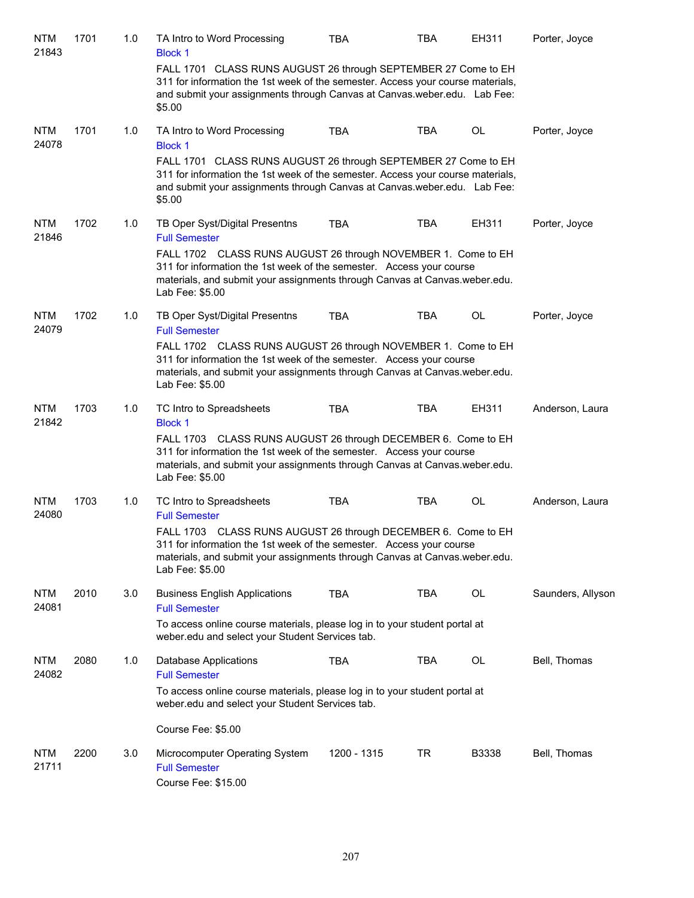| Subject/CRN | Course | Credits | Title | Time | Days | Room | Instructor |
|---|---|---|---|---|---|---|---|
| NTM 21843 | 1701 | 1.0 | TA Intro to Word Processing<br>Block 1<br>FALL 1701 CLASS RUNS AUGUST 26 through SEPTEMBER 27 Come to EH 311 for information the 1st week of the semester. Access your course materials, and submit your assignments through Canvas at Canvas.weber.edu. Lab Fee: $5.00 | TBA | TBA | EH311 | Porter, Joyce |
| NTM 24078 | 1701 | 1.0 | TA Intro to Word Processing<br>Block 1<br>FALL 1701 CLASS RUNS AUGUST 26 through SEPTEMBER 27 Come to EH 311 for information the 1st week of the semester. Access your course materials, and submit your assignments through Canvas at Canvas.weber.edu. Lab Fee: $5.00 | TBA | TBA | OL | Porter, Joyce |
| NTM 21846 | 1702 | 1.0 | TB Oper Syst/Digital Presentns<br>Full Semester<br>FALL 1702 CLASS RUNS AUGUST 26 through NOVEMBER 1. Come to EH 311 for information the 1st week of the semester. Access your course materials, and submit your assignments through Canvas at Canvas.weber.edu. Lab Fee: $5.00 | TBA | TBA | EH311 | Porter, Joyce |
| NTM 24079 | 1702 | 1.0 | TB Oper Syst/Digital Presentns<br>Full Semester<br>FALL 1702 CLASS RUNS AUGUST 26 through NOVEMBER 1. Come to EH 311 for information the 1st week of the semester. Access your course materials, and submit your assignments through Canvas at Canvas.weber.edu. Lab Fee: $5.00 | TBA | TBA | OL | Porter, Joyce |
| NTM 21842 | 1703 | 1.0 | TC Intro to Spreadsheets<br>Block 1<br>FALL 1703 CLASS RUNS AUGUST 26 through DECEMBER 6. Come to EH 311 for information the 1st week of the semester. Access your course materials, and submit your assignments through Canvas at Canvas.weber.edu. Lab Fee: $5.00 | TBA | TBA | EH311 | Anderson, Laura |
| NTM 24080 | 1703 | 1.0 | TC Intro to Spreadsheets<br>Full Semester<br>FALL 1703 CLASS RUNS AUGUST 26 through DECEMBER 6. Come to EH 311 for information the 1st week of the semester. Access your course materials, and submit your assignments through Canvas at Canvas.weber.edu. Lab Fee: $5.00 | TBA | TBA | OL | Anderson, Laura |
| NTM 24081 | 2010 | 3.0 | Business English Applications<br>Full Semester<br>To access online course materials, please log in to your student portal at weber.edu and select your Student Services tab. | TBA | TBA | OL | Saunders, Allyson |
| NTM 24082 | 2080 | 1.0 | Database Applications<br>Full Semester<br>To access online course materials, please log in to your student portal at weber.edu and select your Student Services tab.<br>Course Fee: $5.00 | TBA | TBA | OL | Bell, Thomas |
| NTM 21711 | 2200 | 3.0 | Microcomputer Operating System<br>Full Semester<br>Course Fee: $15.00 | 1200 - 1315 | TR | B3338 | Bell, Thomas |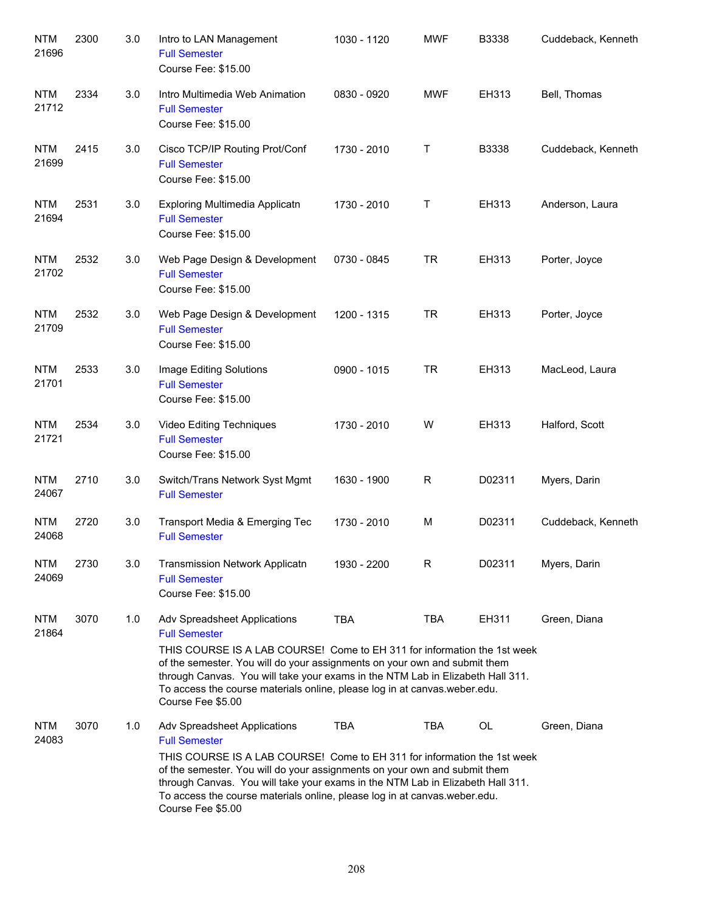| | | | | | | | |
|---|---|---|---|---|---|---|---|
| NTM 21696 | 2300 | 3.0 | Intro to LAN Management<br>Full Semester<br>Course Fee: $15.00 | 1030 - 1120 | MWF | B3338 | Cuddeback, Kenneth |
| NTM 21712 | 2334 | 3.0 | Intro Multimedia Web Animation<br>Full Semester<br>Course Fee: $15.00 | 0830 - 0920 | MWF | EH313 | Bell, Thomas |
| NTM 21699 | 2415 | 3.0 | Cisco TCP/IP Routing Prot/Conf<br>Full Semester<br>Course Fee: $15.00 | 1730 - 2010 | T | B3338 | Cuddeback, Kenneth |
| NTM 21694 | 2531 | 3.0 | Exploring Multimedia Applicatn<br>Full Semester<br>Course Fee: $15.00 | 1730 - 2010 | T | EH313 | Anderson, Laura |
| NTM 21702 | 2532 | 3.0 | Web Page Design & Development<br>Full Semester<br>Course Fee: $15.00 | 0730 - 0845 | TR | EH313 | Porter, Joyce |
| NTM 21709 | 2532 | 3.0 | Web Page Design & Development<br>Full Semester<br>Course Fee: $15.00 | 1200 - 1315 | TR | EH313 | Porter, Joyce |
| NTM 21701 | 2533 | 3.0 | Image Editing Solutions<br>Full Semester<br>Course Fee: $15.00 | 0900 - 1015 | TR | EH313 | MacLeod, Laura |
| NTM 21721 | 2534 | 3.0 | Video Editing Techniques<br>Full Semester<br>Course Fee: $15.00 | 1730 - 2010 | W | EH313 | Halford, Scott |
| NTM 24067 | 2710 | 3.0 | Switch/Trans Network Syst Mgmt<br>Full Semester | 1630 - 1900 | R | D02311 | Myers, Darin |
| NTM 24068 | 2720 | 3.0 | Transport Media & Emerging Tec<br>Full Semester | 1730 - 2010 | M | D02311 | Cuddeback, Kenneth |
| NTM 24069 | 2730 | 3.0 | Transmission Network Applicatn<br>Full Semester<br>Course Fee: $15.00 | 1930 - 2200 | R | D02311 | Myers, Darin |
| NTM 21864 | 3070 | 1.0 | Adv Spreadsheet Applications<br>Full Semester<br>THIS COURSE IS A LAB COURSE! Come to EH 311 for information the 1st week of the semester. You will do your assignments on your own and submit them through Canvas. You will take your exams in the NTM Lab in Elizabeth Hall 311. To access the course materials online, please log in at canvas.weber.edu.<br>Course Fee $5.00 | TBA | TBA | EH311 | Green, Diana |
| NTM 24083 | 3070 | 1.0 | Adv Spreadsheet Applications<br>Full Semester<br>THIS COURSE IS A LAB COURSE! Come to EH 311 for information the 1st week of the semester. You will do your assignments on your own and submit them through Canvas. You will take your exams in the NTM Lab in Elizabeth Hall 311. To access the course materials online, please log in at canvas.weber.edu.<br>Course Fee $5.00 | TBA | TBA | OL | Green, Diana |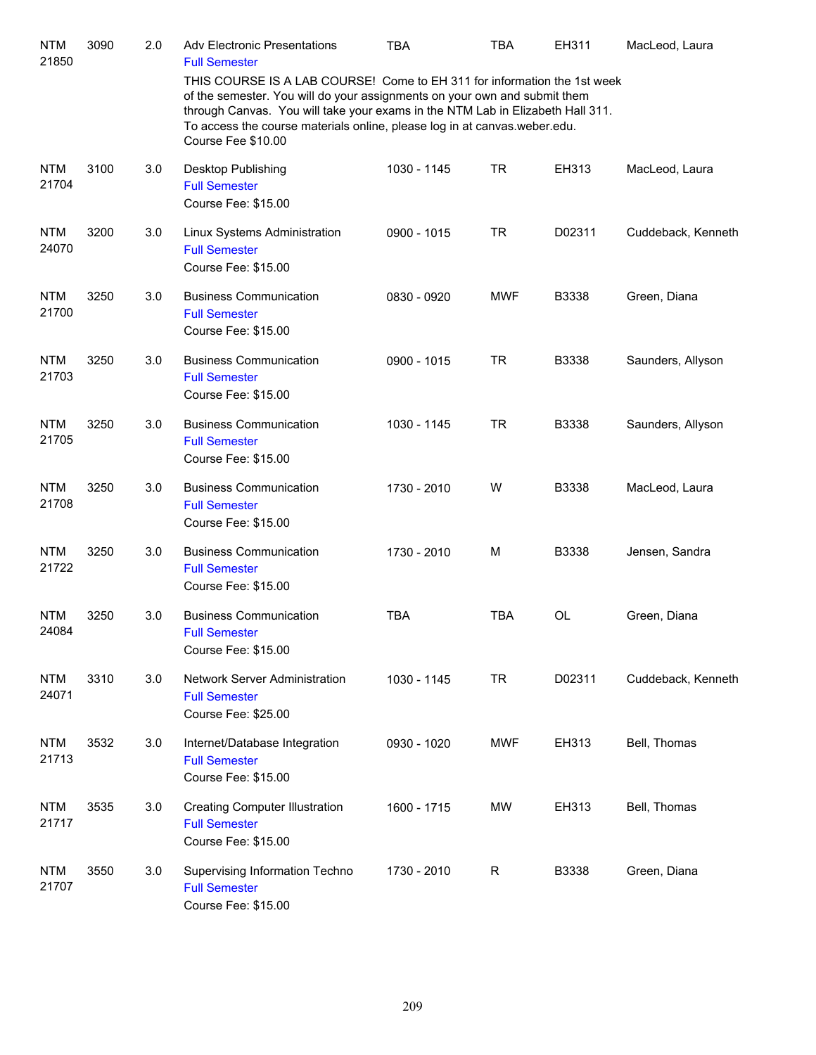| | | | | | | | |
|---|---|---|---|---|---|---|---|
| NTM 21850 | 3090 | 2.0 | Adv Electronic Presentations<br>Full Semester<br>THIS COURSE IS A LAB COURSE! Come to EH 311 for information the 1st week of the semester. You will do your assignments on your own and submit them through Canvas. You will take your exams in the NTM Lab in Elizabeth Hall 311. To access the course materials online, please log in at canvas.weber.edu.<br>Course Fee $10.00 | TBA | TBA | EH311 | MacLeod, Laura |
| NTM 21704 | 3100 | 3.0 | Desktop Publishing<br>Full Semester<br>Course Fee: $15.00 | 1030 - 1145 | TR | EH313 | MacLeod, Laura |
| NTM 24070 | 3200 | 3.0 | Linux Systems Administration<br>Full Semester<br>Course Fee: $15.00 | 0900 - 1015 | TR | D02311 | Cuddeback, Kenneth |
| NTM 21700 | 3250 | 3.0 | Business Communication<br>Full Semester<br>Course Fee: $15.00 | 0830 - 0920 | MWF | B3338 | Green, Diana |
| NTM 21703 | 3250 | 3.0 | Business Communication<br>Full Semester<br>Course Fee: $15.00 | 0900 - 1015 | TR | B3338 | Saunders, Allyson |
| NTM 21705 | 3250 | 3.0 | Business Communication<br>Full Semester<br>Course Fee: $15.00 | 1030 - 1145 | TR | B3338 | Saunders, Allyson |
| NTM 21708 | 3250 | 3.0 | Business Communication<br>Full Semester<br>Course Fee: $15.00 | 1730 - 2010 | W | B3338 | MacLeod, Laura |
| NTM 21722 | 3250 | 3.0 | Business Communication<br>Full Semester<br>Course Fee: $15.00 | 1730 - 2010 | M | B3338 | Jensen, Sandra |
| NTM 24084 | 3250 | 3.0 | Business Communication<br>Full Semester<br>Course Fee: $15.00 | TBA | TBA | OL | Green, Diana |
| NTM 24071 | 3310 | 3.0 | Network Server Administration<br>Full Semester<br>Course Fee: $25.00 | 1030 - 1145 | TR | D02311 | Cuddeback, Kenneth |
| NTM 21713 | 3532 | 3.0 | Internet/Database Integration<br>Full Semester<br>Course Fee: $15.00 | 0930 - 1020 | MWF | EH313 | Bell, Thomas |
| NTM 21717 | 3535 | 3.0 | Creating Computer Illustration<br>Full Semester<br>Course Fee: $15.00 | 1600 - 1715 | MW | EH313 | Bell, Thomas |
| NTM 21707 | 3550 | 3.0 | Supervising Information Techno<br>Full Semester<br>Course Fee: $15.00 | 1730 - 2010 | R | B3338 | Green, Diana |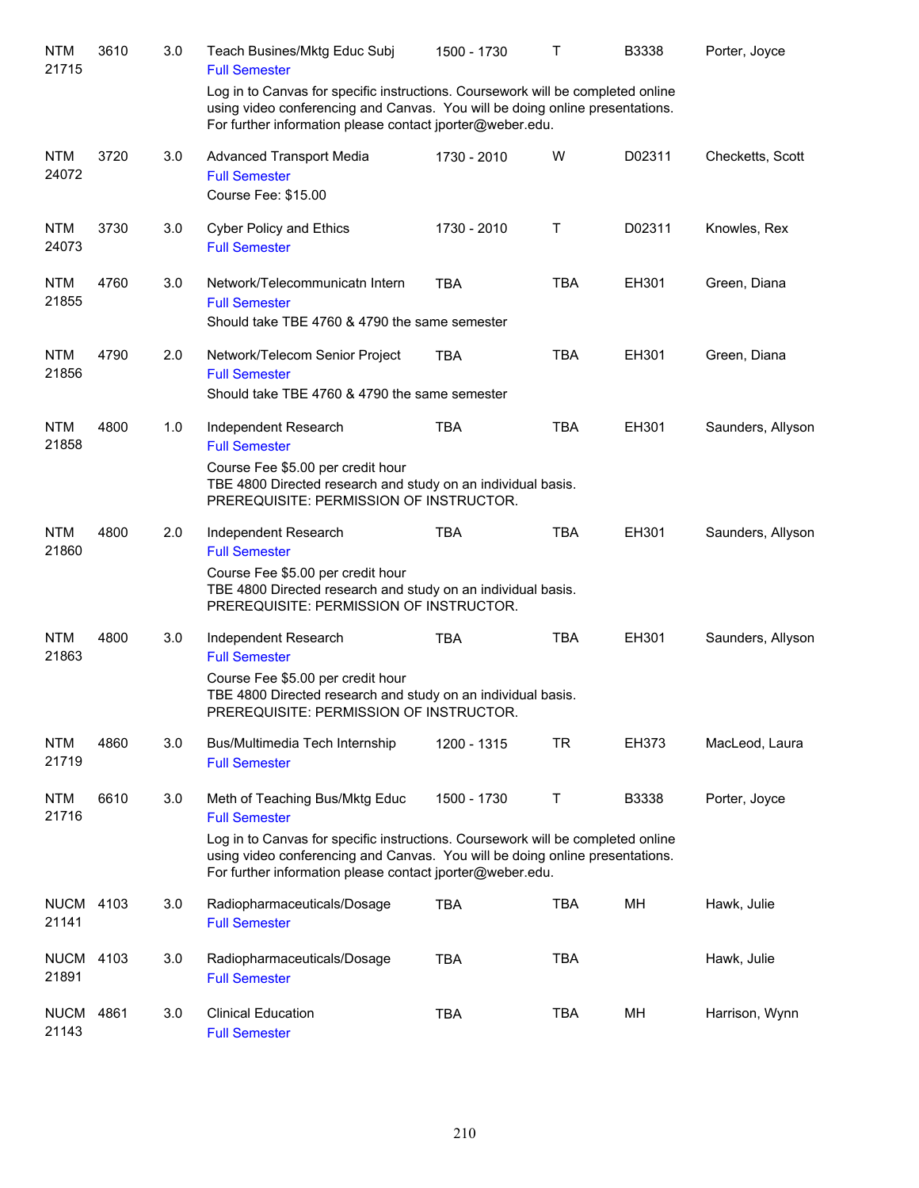| Subject / CRN | Course | Credits | Title | Time | Days | Room | Instructor |
|---|---|---|---|---|---|---|---|
| NTM 21715 | 3610 | 3.0 | Teach Busines/Mktg Educ Subj<br>Full Semester<br>Log in to Canvas for specific instructions. Coursework will be completed online using video conferencing and Canvas. You will be doing online presentations. For further information please contact jporter@weber.edu. | 1500 - 1730 | T | B3338 | Porter, Joyce |
| NTM 24072 | 3720 | 3.0 | Advanced Transport Media<br>Full Semester<br>Course Fee: $15.00 | 1730 - 2010 | W | D02311 | Checketts, Scott |
| NTM 24073 | 3730 | 3.0 | Cyber Policy and Ethics<br>Full Semester | 1730 - 2010 | T | D02311 | Knowles, Rex |
| NTM 21855 | 4760 | 3.0 | Network/Telecommunicatn Intern<br>Full Semester<br>Should take TBE 4760 & 4790 the same semester | TBA | TBA | EH301 | Green, Diana |
| NTM 21856 | 4790 | 2.0 | Network/Telecom Senior Project<br>Full Semester<br>Should take TBE 4760 & 4790 the same semester | TBA | TBA | EH301 | Green, Diana |
| NTM 21858 | 4800 | 1.0 | Independent Research<br>Full Semester<br>Course Fee $5.00 per credit hour<br>TBE 4800 Directed research and study on an individual basis.<br>PREREQUISITE: PERMISSION OF INSTRUCTOR. | TBA | TBA | EH301 | Saunders, Allyson |
| NTM 21860 | 4800 | 2.0 | Independent Research<br>Full Semester<br>Course Fee $5.00 per credit hour<br>TBE 4800 Directed research and study on an individual basis.<br>PREREQUISITE: PERMISSION OF INSTRUCTOR. | TBA | TBA | EH301 | Saunders, Allyson |
| NTM 21863 | 4800 | 3.0 | Independent Research<br>Full Semester<br>Course Fee $5.00 per credit hour<br>TBE 4800 Directed research and study on an individual basis.<br>PREREQUISITE: PERMISSION OF INSTRUCTOR. | TBA | TBA | EH301 | Saunders, Allyson |
| NTM 21719 | 4860 | 3.0 | Bus/Multimedia Tech Internship<br>Full Semester | 1200 - 1315 | TR | EH373 | MacLeod, Laura |
| NTM 21716 | 6610 | 3.0 | Meth of Teaching Bus/Mktg Educ<br>Full Semester<br>Log in to Canvas for specific instructions. Coursework will be completed online using video conferencing and Canvas. You will be doing online presentations. For further information please contact jporter@weber.edu. | 1500 - 1730 | T | B3338 | Porter, Joyce |
| NUCM 21141 | 4103 | 3.0 | Radiopharmaceuticals/Dosage<br>Full Semester | TBA | TBA | MH | Hawk, Julie |
| NUCM 21891 | 4103 | 3.0 | Radiopharmaceuticals/Dosage<br>Full Semester | TBA | TBA | | Hawk, Julie |
| NUCM 21143 | 4861 | 3.0 | Clinical Education<br>Full Semester | TBA | TBA | MH | Harrison, Wynn |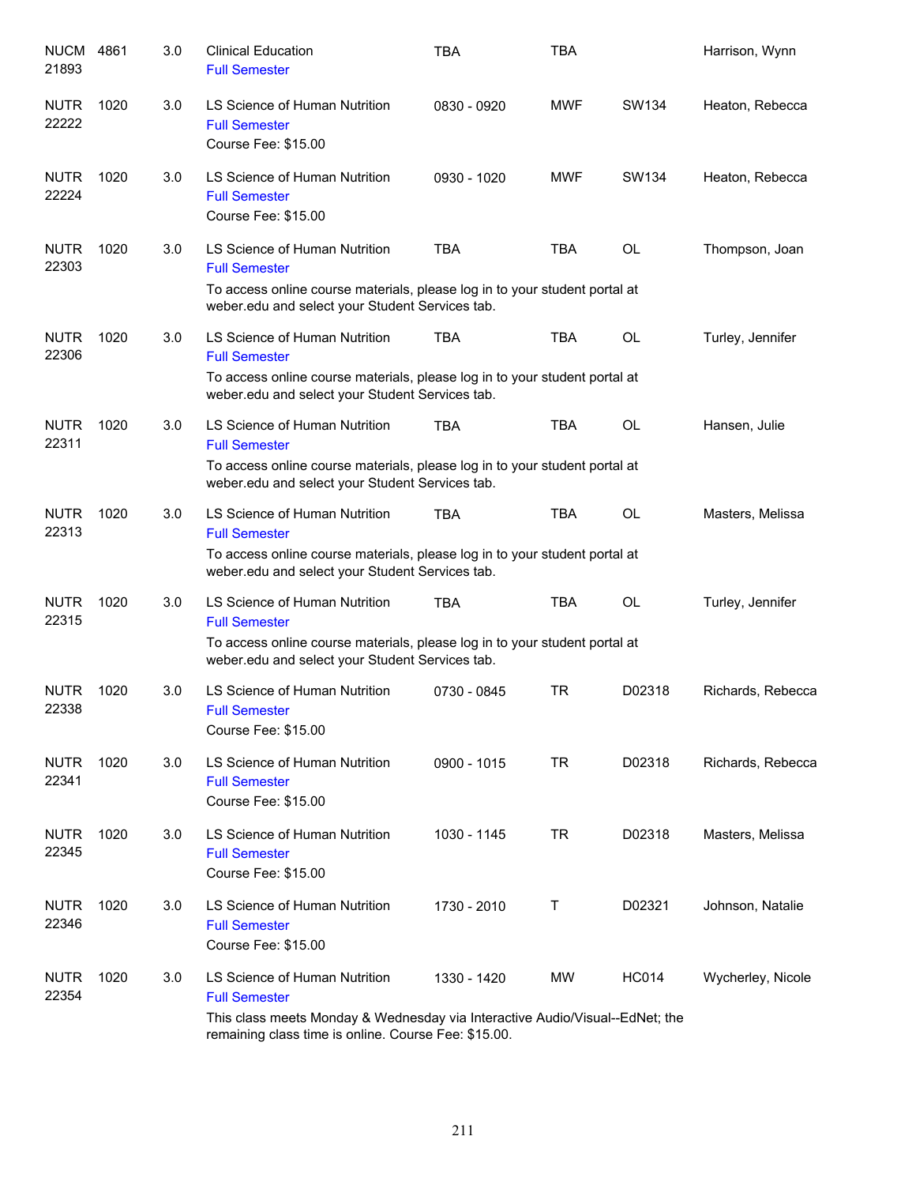| Course | | Credits | Title | Time | Days | Room | Instructor |
|---|---|---|---|---|---|---|---|
| NUCM 21893 | 4861 | 3.0 | Clinical Education<br>Full Semester | TBA | TBA | | Harrison, Wynn |
| NUTR 22222 | 1020 | 3.0 | LS Science of Human Nutrition<br>Full Semester<br>Course Fee: $15.00 | 0830 - 0920 | MWF | SW134 | Heaton, Rebecca |
| NUTR 22224 | 1020 | 3.0 | LS Science of Human Nutrition<br>Full Semester<br>Course Fee: $15.00 | 0930 - 1020 | MWF | SW134 | Heaton, Rebecca |
| NUTR 22303 | 1020 | 3.0 | LS Science of Human Nutrition<br>Full Semester<br>To access online course materials, please log in to your student portal at weber.edu and select your Student Services tab. | TBA | TBA | OL | Thompson, Joan |
| NUTR 22306 | 1020 | 3.0 | LS Science of Human Nutrition<br>Full Semester<br>To access online course materials, please log in to your student portal at weber.edu and select your Student Services tab. | TBA | TBA | OL | Turley, Jennifer |
| NUTR 22311 | 1020 | 3.0 | LS Science of Human Nutrition<br>Full Semester<br>To access online course materials, please log in to your student portal at weber.edu and select your Student Services tab. | TBA | TBA | OL | Hansen, Julie |
| NUTR 22313 | 1020 | 3.0 | LS Science of Human Nutrition<br>Full Semester<br>To access online course materials, please log in to your student portal at weber.edu and select your Student Services tab. | TBA | TBA | OL | Masters, Melissa |
| NUTR 22315 | 1020 | 3.0 | LS Science of Human Nutrition<br>Full Semester<br>To access online course materials, please log in to your student portal at weber.edu and select your Student Services tab. | TBA | TBA | OL | Turley, Jennifer |
| NUTR 22338 | 1020 | 3.0 | LS Science of Human Nutrition<br>Full Semester<br>Course Fee: $15.00 | 0730 - 0845 | TR | D02318 | Richards, Rebecca |
| NUTR 22341 | 1020 | 3.0 | LS Science of Human Nutrition<br>Full Semester<br>Course Fee: $15.00 | 0900 - 1015 | TR | D02318 | Richards, Rebecca |
| NUTR 22345 | 1020 | 3.0 | LS Science of Human Nutrition<br>Full Semester<br>Course Fee: $15.00 | 1030 - 1145 | TR | D02318 | Masters, Melissa |
| NUTR 22346 | 1020 | 3.0 | LS Science of Human Nutrition<br>Full Semester<br>Course Fee: $15.00 | 1730 - 2010 | T | D02321 | Johnson, Natalie |
| NUTR 22354 | 1020 | 3.0 | LS Science of Human Nutrition<br>Full Semester<br>This class meets Monday & Wednesday via Interactive Audio/Visual--EdNet; the remaining class time is online. Course Fee: $15.00. | 1330 - 1420 | MW | HC014 | Wycherley, Nicole |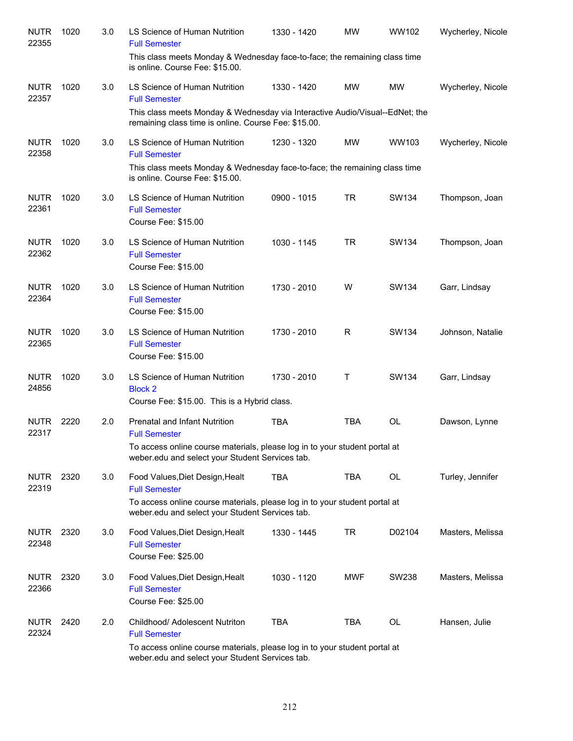| | | | | | | | |
|---|---|---|---|---|---|---|---|
| NUTR 22355 | 1020 | 3.0 | LS Science of Human Nutrition<br>Full Semester<br>This class meets Monday & Wednesday face-to-face; the remaining class time is online. Course Fee: $15.00. | 1330 - 1420 | MW | WW102 | Wycherley, Nicole |
| NUTR 22357 | 1020 | 3.0 | LS Science of Human Nutrition<br>Full Semester<br>This class meets Monday & Wednesday via Interactive Audio/Visual--EdNet; the remaining class time is online. Course Fee: $15.00. | 1330 - 1420 | MW | MW | Wycherley, Nicole |
| NUTR 22358 | 1020 | 3.0 | LS Science of Human Nutrition<br>Full Semester<br>This class meets Monday & Wednesday face-to-face; the remaining class time is online. Course Fee: $15.00. | 1230 - 1320 | MW | WW103 | Wycherley, Nicole |
| NUTR 22361 | 1020 | 3.0 | LS Science of Human Nutrition<br>Full Semester<br>Course Fee: $15.00 | 0900 - 1015 | TR | SW134 | Thompson, Joan |
| NUTR 22362 | 1020 | 3.0 | LS Science of Human Nutrition<br>Full Semester<br>Course Fee: $15.00 | 1030 - 1145 | TR | SW134 | Thompson, Joan |
| NUTR 22364 | 1020 | 3.0 | LS Science of Human Nutrition<br>Full Semester<br>Course Fee: $15.00 | 1730 - 2010 | W | SW134 | Garr, Lindsay |
| NUTR 22365 | 1020 | 3.0 | LS Science of Human Nutrition<br>Full Semester<br>Course Fee: $15.00 | 1730 - 2010 | R | SW134 | Johnson, Natalie |
| NUTR 24856 | 1020 | 3.0 | LS Science of Human Nutrition<br>Block 2<br>Course Fee: $15.00. This is a Hybrid class. | 1730 - 2010 | T | SW134 | Garr, Lindsay |
| NUTR 22317 | 2220 | 2.0 | Prenatal and Infant Nutrition<br>Full Semester<br>To access online course materials, please log in to your student portal at weber.edu and select your Student Services tab. | TBA | TBA | OL | Dawson, Lynne |
| NUTR 22319 | 2320 | 3.0 | Food Values,Diet Design,Healt<br>Full Semester<br>To access online course materials, please log in to your student portal at weber.edu and select your Student Services tab. | TBA | TBA | OL | Turley, Jennifer |
| NUTR 22348 | 2320 | 3.0 | Food Values,Diet Design,Healt<br>Full Semester<br>Course Fee: $25.00 | 1330 - 1445 | TR | D02104 | Masters, Melissa |
| NUTR 22366 | 2320 | 3.0 | Food Values,Diet Design,Healt<br>Full Semester<br>Course Fee: $25.00 | 1030 - 1120 | MWF | SW238 | Masters, Melissa |
| NUTR 22324 | 2420 | 2.0 | Childhood/ Adolescent Nutriton<br>Full Semester<br>To access online course materials, please log in to your student portal at weber.edu and select your Student Services tab. | TBA | TBA | OL | Hansen, Julie |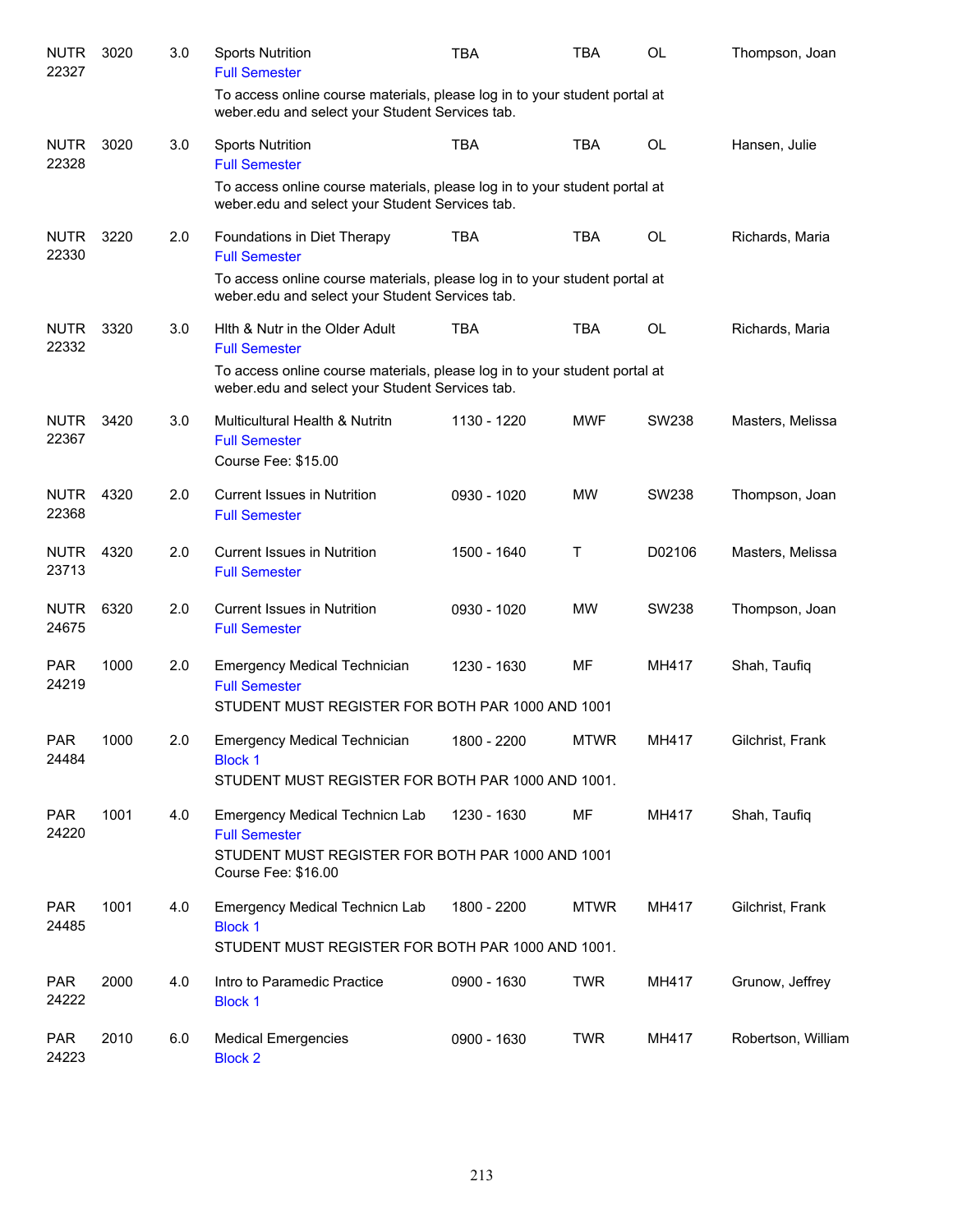| Course | | Credits | Title | Time | Days | Room | Instructor |
|---|---|---|---|---|---|---|---|
| NUTR 22327 | 3020 | 3.0 | Sports Nutrition<br>Full Semester<br>To access online course materials, please log in to your student portal at weber.edu and select your Student Services tab. | TBA | TBA | OL | Thompson, Joan |
| NUTR 22328 | 3020 | 3.0 | Sports Nutrition<br>Full Semester<br>To access online course materials, please log in to your student portal at weber.edu and select your Student Services tab. | TBA | TBA | OL | Hansen, Julie |
| NUTR 22330 | 3220 | 2.0 | Foundations in Diet Therapy<br>Full Semester<br>To access online course materials, please log in to your student portal at weber.edu and select your Student Services tab. | TBA | TBA | OL | Richards, Maria |
| NUTR 22332 | 3320 | 3.0 | Hlth & Nutr in the Older Adult<br>Full Semester<br>To access online course materials, please log in to your student portal at weber.edu and select your Student Services tab. | TBA | TBA | OL | Richards, Maria |
| NUTR 22367 | 3420 | 3.0 | Multicultural Health & Nutritn<br>Full Semester<br>Course Fee: $15.00 | 1130 - 1220 | MWF | SW238 | Masters, Melissa |
| NUTR 22368 | 4320 | 2.0 | Current Issues in Nutrition<br>Full Semester | 0930 - 1020 | MW | SW238 | Thompson, Joan |
| NUTR 23713 | 4320 | 2.0 | Current Issues in Nutrition<br>Full Semester | 1500 - 1640 | T | D02106 | Masters, Melissa |
| NUTR 24675 | 6320 | 2.0 | Current Issues in Nutrition<br>Full Semester | 0930 - 1020 | MW | SW238 | Thompson, Joan |
| PAR 24219 | 1000 | 2.0 | Emergency Medical Technician<br>Full Semester<br>STUDENT MUST REGISTER FOR BOTH PAR 1000 AND 1001 | 1230 - 1630 | MF | MH417 | Shah, Taufiq |
| PAR 24484 | 1000 | 2.0 | Emergency Medical Technician<br>Block 1<br>STUDENT MUST REGISTER FOR BOTH PAR 1000 AND 1001. | 1800 - 2200 | MTWR | MH417 | Gilchrist, Frank |
| PAR 24220 | 1001 | 4.0 | Emergency Medical Technicn Lab<br>Full Semester<br>STUDENT MUST REGISTER FOR BOTH PAR 1000 AND 1001<br>Course Fee: $16.00 | 1230 - 1630 | MF | MH417 | Shah, Taufiq |
| PAR 24485 | 1001 | 4.0 | Emergency Medical Technicn Lab<br>Block 1<br>STUDENT MUST REGISTER FOR BOTH PAR 1000 AND 1001. | 1800 - 2200 | MTWR | MH417 | Gilchrist, Frank |
| PAR 24222 | 2000 | 4.0 | Intro to Paramedic Practice<br>Block 1 | 0900 - 1630 | TWR | MH417 | Grunow, Jeffrey |
| PAR 24223 | 2010 | 6.0 | Medical Emergencies<br>Block 2 | 0900 - 1630 | TWR | MH417 | Robertson, William |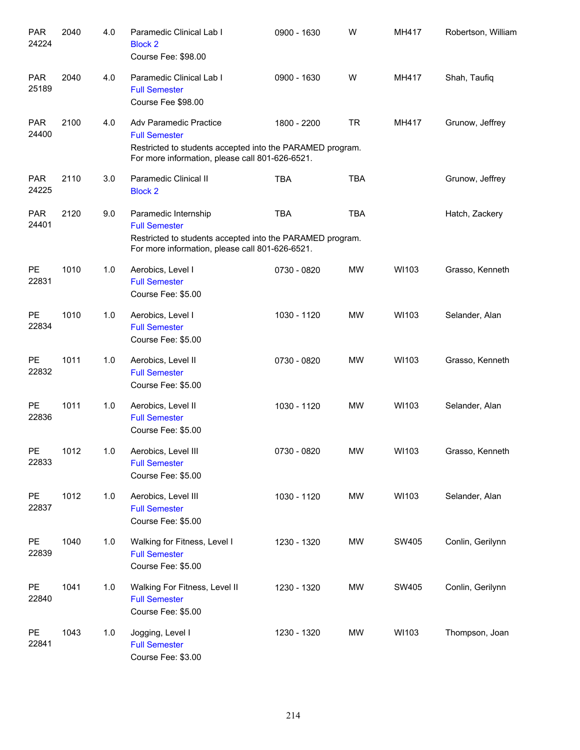| | | | | | | | |
|---|---|---|---|---|---|---|---|
| PAR 24224 | 2040 | 4.0 | Paramedic Clinical Lab I<br>Block 2<br>Course Fee: $98.00 | 0900 - 1630 | W | MH417 | Robertson, William |
| PAR 25189 | 2040 | 4.0 | Paramedic Clinical Lab I<br>Full Semester<br>Course Fee $98.00 | 0900 - 1630 | W | MH417 | Shah, Taufiq |
| PAR 24400 | 2100 | 4.0 | Adv Paramedic Practice<br>Full Semester<br>Restricted to students accepted into the PARAMED program. For more information, please call 801-626-6521. | 1800 - 2200 | TR | MH417 | Grunow, Jeffrey |
| PAR 24225 | 2110 | 3.0 | Paramedic Clinical II<br>Block 2 | TBA | TBA | | Grunow, Jeffrey |
| PAR 24401 | 2120 | 9.0 | Paramedic Internship<br>Full Semester<br>Restricted to students accepted into the PARAMED program. For more information, please call 801-626-6521. | TBA | TBA | | Hatch, Zackery |
| PE 22831 | 1010 | 1.0 | Aerobics, Level I<br>Full Semester<br>Course Fee: $5.00 | 0730 - 0820 | MW | WI103 | Grasso, Kenneth |
| PE 22834 | 1010 | 1.0 | Aerobics, Level I<br>Full Semester<br>Course Fee: $5.00 | 1030 - 1120 | MW | WI103 | Selander, Alan |
| PE 22832 | 1011 | 1.0 | Aerobics, Level II<br>Full Semester<br>Course Fee: $5.00 | 0730 - 0820 | MW | WI103 | Grasso, Kenneth |
| PE 22836 | 1011 | 1.0 | Aerobics, Level II<br>Full Semester<br>Course Fee: $5.00 | 1030 - 1120 | MW | WI103 | Selander, Alan |
| PE 22833 | 1012 | 1.0 | Aerobics, Level III<br>Full Semester<br>Course Fee: $5.00 | 0730 - 0820 | MW | WI103 | Grasso, Kenneth |
| PE 22837 | 1012 | 1.0 | Aerobics, Level III<br>Full Semester<br>Course Fee: $5.00 | 1030 - 1120 | MW | WI103 | Selander, Alan |
| PE 22839 | 1040 | 1.0 | Walking for Fitness, Level I<br>Full Semester<br>Course Fee: $5.00 | 1230 - 1320 | MW | SW405 | Conlin, Gerilynn |
| PE 22840 | 1041 | 1.0 | Walking For Fitness, Level II<br>Full Semester<br>Course Fee: $5.00 | 1230 - 1320 | MW | SW405 | Conlin, Gerilynn |
| PE 22841 | 1043 | 1.0 | Jogging, Level I<br>Full Semester<br>Course Fee: $3.00 | 1230 - 1320 | MW | WI103 | Thompson, Joan |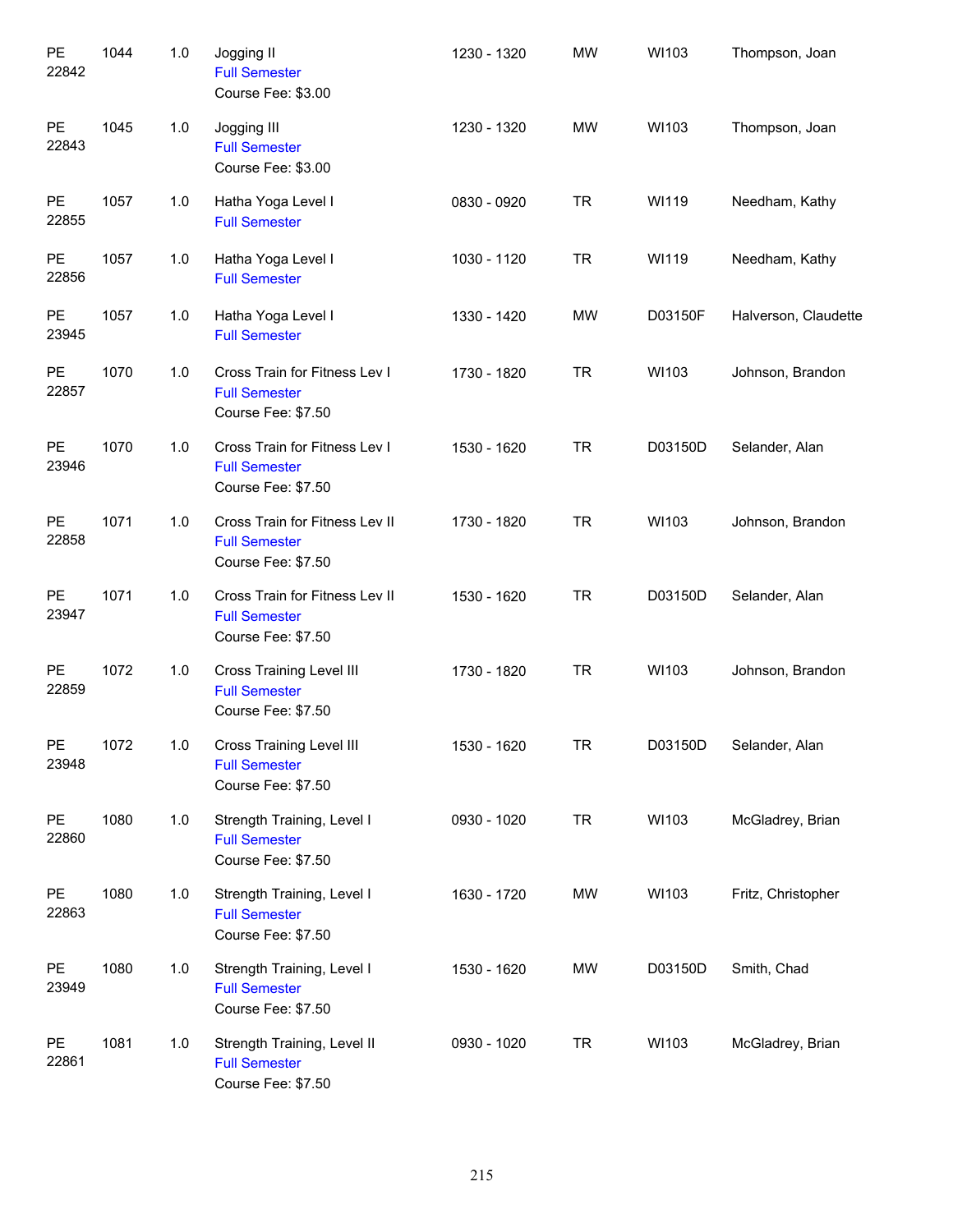| | | | | | | | |
|---|---|---|---|---|---|---|---|
| PE 22842 | 1044 | 1.0 | Jogging II<br>Full Semester<br>Course Fee: $3.00 | 1230 - 1320 | MW | WI103 | Thompson, Joan |
| PE 22843 | 1045 | 1.0 | Jogging III<br>Full Semester<br>Course Fee: $3.00 | 1230 - 1320 | MW | WI103 | Thompson, Joan |
| PE 22855 | 1057 | 1.0 | Hatha Yoga Level I<br>Full Semester | 0830 - 0920 | TR | WI119 | Needham, Kathy |
| PE 22856 | 1057 | 1.0 | Hatha Yoga Level I<br>Full Semester | 1030 - 1120 | TR | WI119 | Needham, Kathy |
| PE 23945 | 1057 | 1.0 | Hatha Yoga Level I<br>Full Semester | 1330 - 1420 | MW | D03150F | Halverson, Claudette |
| PE 22857 | 1070 | 1.0 | Cross Train for Fitness Lev I<br>Full Semester<br>Course Fee: $7.50 | 1730 - 1820 | TR | WI103 | Johnson, Brandon |
| PE 23946 | 1070 | 1.0 | Cross Train for Fitness Lev I<br>Full Semester<br>Course Fee: $7.50 | 1530 - 1620 | TR | D03150D | Selander, Alan |
| PE 22858 | 1071 | 1.0 | Cross Train for Fitness Lev II<br>Full Semester<br>Course Fee: $7.50 | 1730 - 1820 | TR | WI103 | Johnson, Brandon |
| PE 23947 | 1071 | 1.0 | Cross Train for Fitness Lev II<br>Full Semester<br>Course Fee: $7.50 | 1530 - 1620 | TR | D03150D | Selander, Alan |
| PE 22859 | 1072 | 1.0 | Cross Training Level III<br>Full Semester<br>Course Fee: $7.50 | 1730 - 1820 | TR | WI103 | Johnson, Brandon |
| PE 23948 | 1072 | 1.0 | Cross Training Level III<br>Full Semester<br>Course Fee: $7.50 | 1530 - 1620 | TR | D03150D | Selander, Alan |
| PE 22860 | 1080 | 1.0 | Strength Training, Level I<br>Full Semester<br>Course Fee: $7.50 | 0930 - 1020 | TR | WI103 | McGladrey, Brian |
| PE 22863 | 1080 | 1.0 | Strength Training, Level I<br>Full Semester<br>Course Fee: $7.50 | 1630 - 1720 | MW | WI103 | Fritz, Christopher |
| PE 23949 | 1080 | 1.0 | Strength Training, Level I<br>Full Semester<br>Course Fee: $7.50 | 1530 - 1620 | MW | D03150D | Smith, Chad |
| PE 22861 | 1081 | 1.0 | Strength Training, Level II<br>Full Semester<br>Course Fee: $7.50 | 0930 - 1020 | TR | WI103 | McGladrey, Brian |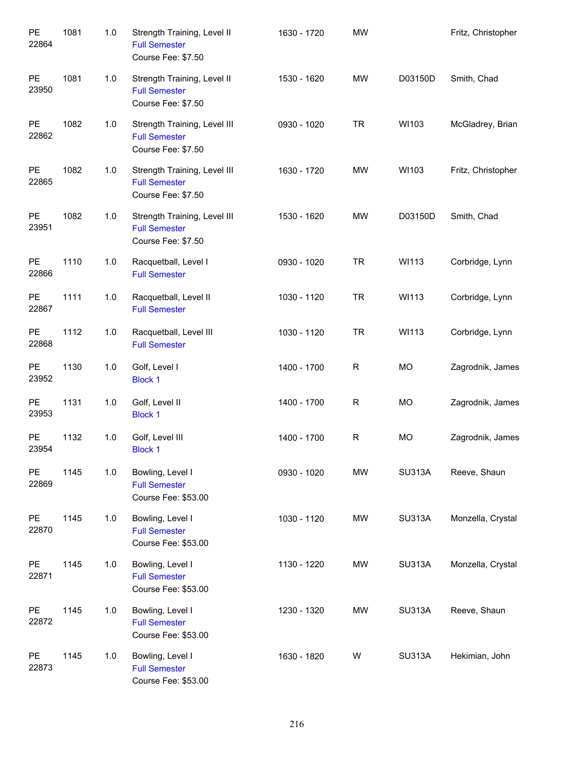| | | | | | | | |
|---|---|---|---|---|---|---|---|
| PE 22864 | 1081 | 1.0 | Strength Training, Level II<br>Full Semester<br>Course Fee: $7.50 | 1630 - 1720 | MW | | Fritz, Christopher |
| PE 23950 | 1081 | 1.0 | Strength Training, Level II<br>Full Semester<br>Course Fee: $7.50 | 1530 - 1620 | MW | D03150D | Smith, Chad |
| PE 22862 | 1082 | 1.0 | Strength Training, Level III<br>Full Semester<br>Course Fee: $7.50 | 0930 - 1020 | TR | WI103 | McGladrey, Brian |
| PE 22865 | 1082 | 1.0 | Strength Training, Level III<br>Full Semester<br>Course Fee: $7.50 | 1630 - 1720 | MW | WI103 | Fritz, Christopher |
| PE 23951 | 1082 | 1.0 | Strength Training, Level III<br>Full Semester<br>Course Fee: $7.50 | 1530 - 1620 | MW | D03150D | Smith, Chad |
| PE 22866 | 1110 | 1.0 | Racquetball, Level I<br>Full Semester | 0930 - 1020 | TR | WI113 | Corbridge, Lynn |
| PE 22867 | 1111 | 1.0 | Racquetball, Level II<br>Full Semester | 1030 - 1120 | TR | WI113 | Corbridge, Lynn |
| PE 22868 | 1112 | 1.0 | Racquetball, Level III<br>Full Semester | 1030 - 1120 | TR | WI113 | Corbridge, Lynn |
| PE 23952 | 1130 | 1.0 | Golf, Level I<br>Block 1 | 1400 - 1700 | R | MO | Zagrodnik, James |
| PE 23953 | 1131 | 1.0 | Golf, Level II<br>Block 1 | 1400 - 1700 | R | MO | Zagrodnik, James |
| PE 23954 | 1132 | 1.0 | Golf, Level III<br>Block 1 | 1400 - 1700 | R | MO | Zagrodnik, James |
| PE 22869 | 1145 | 1.0 | Bowling, Level I<br>Full Semester<br>Course Fee: $53.00 | 0930 - 1020 | MW | SU313A | Reeve, Shaun |
| PE 22870 | 1145 | 1.0 | Bowling, Level I<br>Full Semester<br>Course Fee: $53.00 | 1030 - 1120 | MW | SU313A | Monzella, Crystal |
| PE 22871 | 1145 | 1.0 | Bowling, Level I<br>Full Semester<br>Course Fee: $53.00 | 1130 - 1220 | MW | SU313A | Monzella, Crystal |
| PE 22872 | 1145 | 1.0 | Bowling, Level I<br>Full Semester<br>Course Fee: $53.00 | 1230 - 1320 | MW | SU313A | Reeve, Shaun |
| PE 22873 | 1145 | 1.0 | Bowling, Level I<br>Full Semester<br>Course Fee: $53.00 | 1630 - 1820 | W | SU313A | Hekimian, John |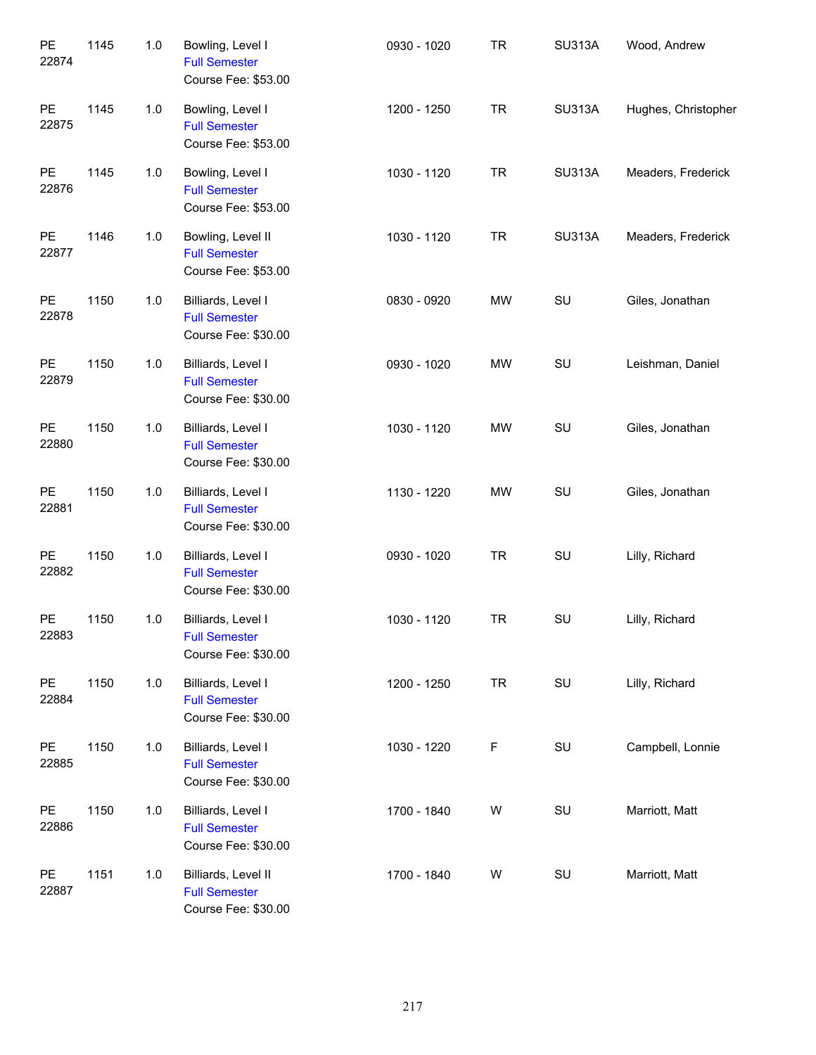| | | | | | | | |
|---|---|---|---|---|---|---|---|
| PE 22874 | 1145 | 1.0 | Bowling, Level I<br>Full Semester<br>Course Fee: $53.00 | 0930 - 1020 | TR | SU313A | Wood, Andrew |
| PE 22875 | 1145 | 1.0 | Bowling, Level I<br>Full Semester<br>Course Fee: $53.00 | 1200 - 1250 | TR | SU313A | Hughes, Christopher |
| PE 22876 | 1145 | 1.0 | Bowling, Level I<br>Full Semester<br>Course Fee: $53.00 | 1030 - 1120 | TR | SU313A | Meaders, Frederick |
| PE 22877 | 1146 | 1.0 | Bowling, Level II<br>Full Semester<br>Course Fee: $53.00 | 1030 - 1120 | TR | SU313A | Meaders, Frederick |
| PE 22878 | 1150 | 1.0 | Billiards, Level I<br>Full Semester<br>Course Fee: $30.00 | 0830 - 0920 | MW | SU | Giles, Jonathan |
| PE 22879 | 1150 | 1.0 | Billiards, Level I<br>Full Semester<br>Course Fee: $30.00 | 0930 - 1020 | MW | SU | Leishman, Daniel |
| PE 22880 | 1150 | 1.0 | Billiards, Level I<br>Full Semester<br>Course Fee: $30.00 | 1030 - 1120 | MW | SU | Giles, Jonathan |
| PE 22881 | 1150 | 1.0 | Billiards, Level I<br>Full Semester<br>Course Fee: $30.00 | 1130 - 1220 | MW | SU | Giles, Jonathan |
| PE 22882 | 1150 | 1.0 | Billiards, Level I<br>Full Semester<br>Course Fee: $30.00 | 0930 - 1020 | TR | SU | Lilly, Richard |
| PE 22883 | 1150 | 1.0 | Billiards, Level I<br>Full Semester<br>Course Fee: $30.00 | 1030 - 1120 | TR | SU | Lilly, Richard |
| PE 22884 | 1150 | 1.0 | Billiards, Level I<br>Full Semester<br>Course Fee: $30.00 | 1200 - 1250 | TR | SU | Lilly, Richard |
| PE 22885 | 1150 | 1.0 | Billiards, Level I<br>Full Semester<br>Course Fee: $30.00 | 1030 - 1220 | F | SU | Campbell, Lonnie |
| PE 22886 | 1150 | 1.0 | Billiards, Level I<br>Full Semester<br>Course Fee: $30.00 | 1700 - 1840 | W | SU | Marriott, Matt |
| PE 22887 | 1151 | 1.0 | Billiards, Level II<br>Full Semester<br>Course Fee: $30.00 | 1700 - 1840 | W | SU | Marriott, Matt |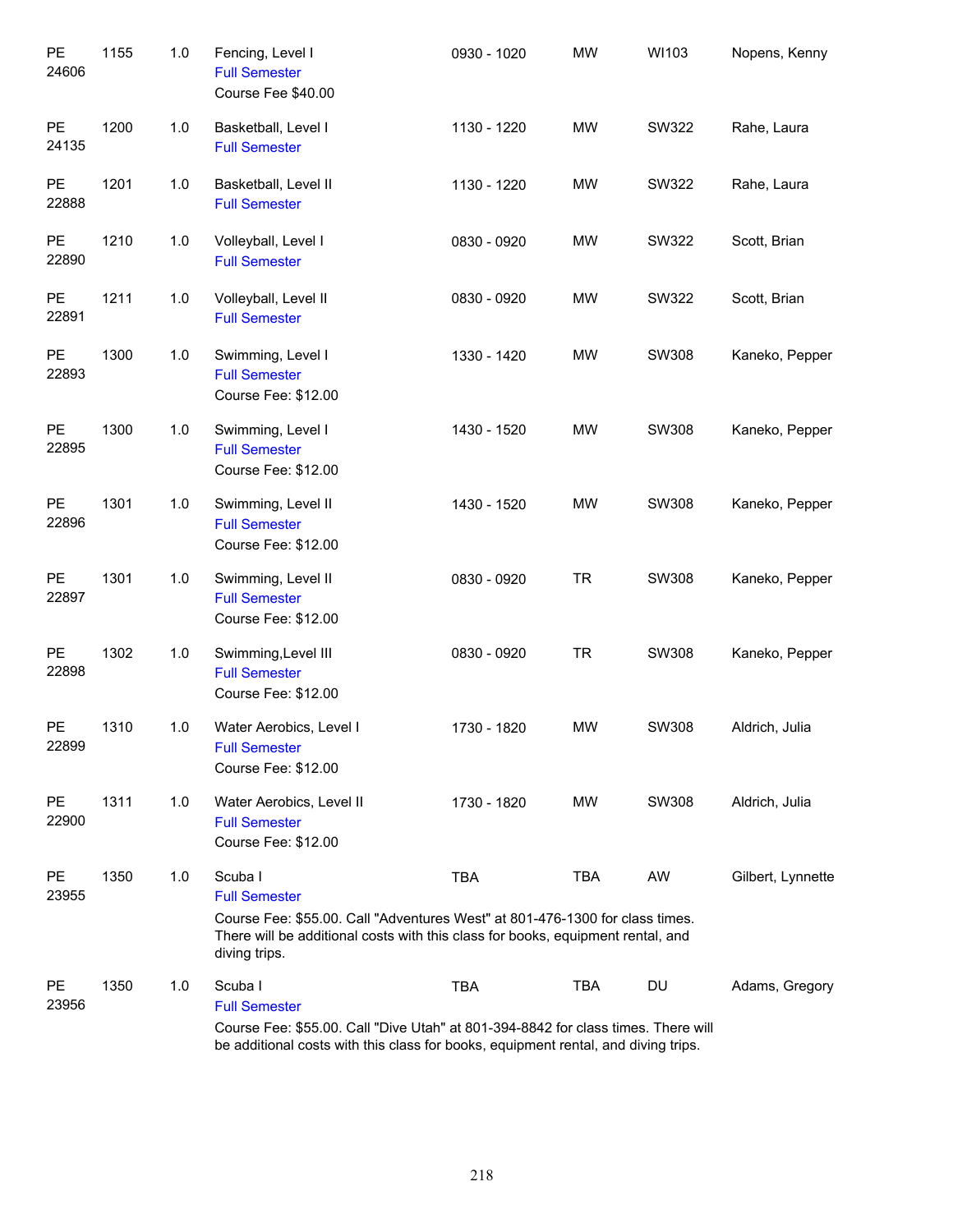| | | | | | | | |
|---|---|---|---|---|---|---|---|
| PE 24606 | 1155 | 1.0 | Fencing, Level I<br>Full Semester<br>Course Fee $40.00 | 0930 - 1020 | MW | WI103 | Nopens, Kenny |
| PE 24135 | 1200 | 1.0 | Basketball, Level I<br>Full Semester | 1130 - 1220 | MW | SW322 | Rahe, Laura |
| PE 22888 | 1201 | 1.0 | Basketball, Level II<br>Full Semester | 1130 - 1220 | MW | SW322 | Rahe, Laura |
| PE 22890 | 1210 | 1.0 | Volleyball, Level I<br>Full Semester | 0830 - 0920 | MW | SW322 | Scott, Brian |
| PE 22891 | 1211 | 1.0 | Volleyball, Level II<br>Full Semester | 0830 - 0920 | MW | SW322 | Scott, Brian |
| PE 22893 | 1300 | 1.0 | Swimming, Level I<br>Full Semester<br>Course Fee: $12.00 | 1330 - 1420 | MW | SW308 | Kaneko, Pepper |
| PE 22895 | 1300 | 1.0 | Swimming, Level I<br>Full Semester<br>Course Fee: $12.00 | 1430 - 1520 | MW | SW308 | Kaneko, Pepper |
| PE 22896 | 1301 | 1.0 | Swimming, Level II<br>Full Semester<br>Course Fee: $12.00 | 1430 - 1520 | MW | SW308 | Kaneko, Pepper |
| PE 22897 | 1301 | 1.0 | Swimming, Level II<br>Full Semester<br>Course Fee: $12.00 | 0830 - 0920 | TR | SW308 | Kaneko, Pepper |
| PE 22898 | 1302 | 1.0 | Swimming,Level III<br>Full Semester<br>Course Fee: $12.00 | 0830 - 0920 | TR | SW308 | Kaneko, Pepper |
| PE 22899 | 1310 | 1.0 | Water Aerobics, Level I<br>Full Semester<br>Course Fee: $12.00 | 1730 - 1820 | MW | SW308 | Aldrich, Julia |
| PE 22900 | 1311 | 1.0 | Water Aerobics, Level II<br>Full Semester<br>Course Fee: $12.00 | 1730 - 1820 | MW | SW308 | Aldrich, Julia |
| PE 23955 | 1350 | 1.0 | Scuba I<br>Full Semester<br>Course Fee: $55.00. Call "Adventures West" at 801-476-1300 for class times. There will be additional costs with this class for books, equipment rental, and diving trips. | TBA | TBA | AW | Gilbert, Lynnette |
| PE 23956 | 1350 | 1.0 | Scuba I<br>Full Semester<br>Course Fee: $55.00. Call "Dive Utah" at 801-394-8842 for class times. There will be additional costs with this class for books, equipment rental, and diving trips. | TBA | TBA | DU | Adams, Gregory |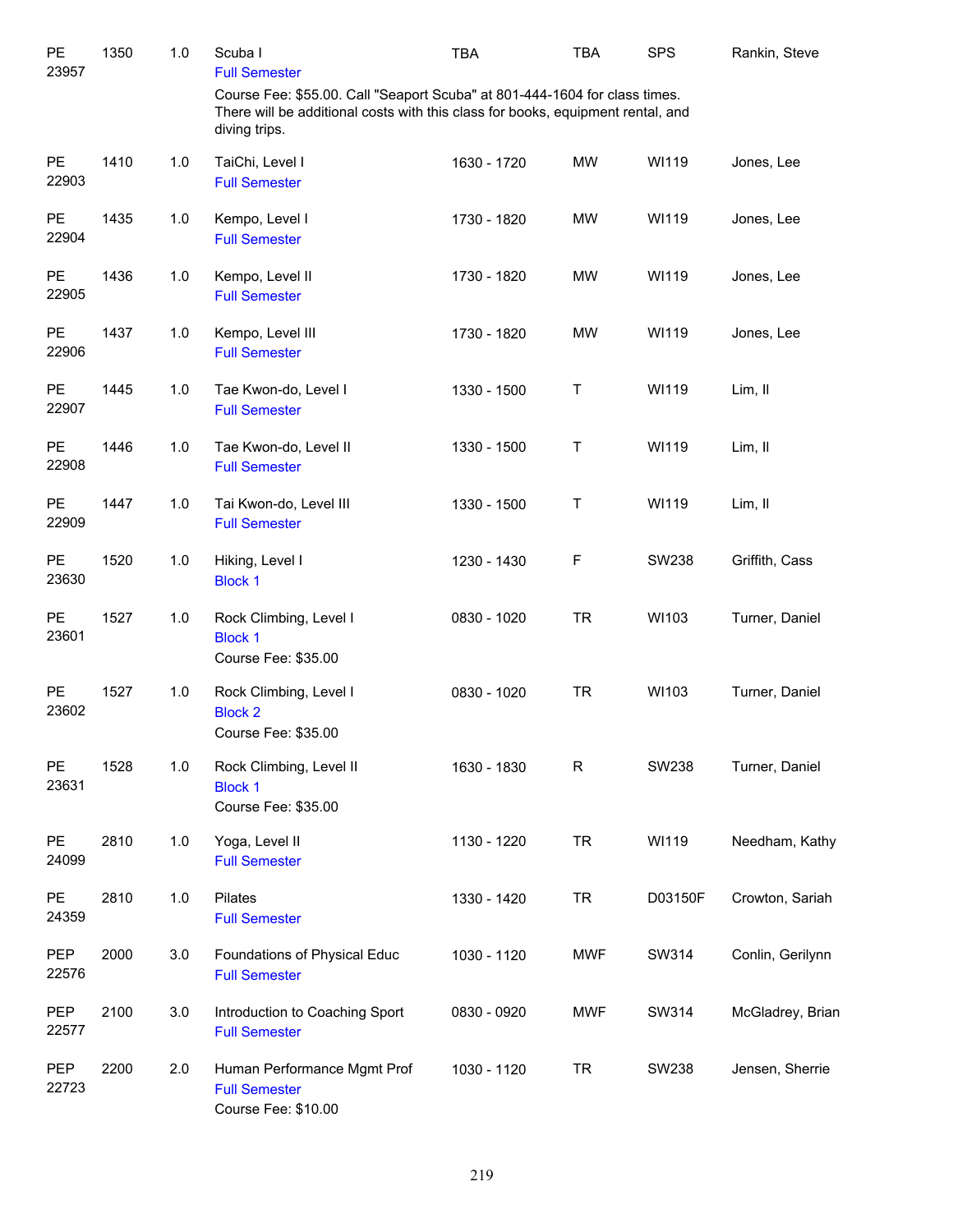| | | | | | | | |
|---|---|---|---|---|---|---|---|
| PE 23957 | 1350 | 1.0 | Scuba I<br>Full Semester<br>Course Fee: $55.00. Call "Seaport Scuba" at 801-444-1604 for class times. There will be additional costs with this class for books, equipment rental, and diving trips. | TBA | TBA | SPS | Rankin, Steve |
| PE 22903 | 1410 | 1.0 | TaiChi, Level I<br>Full Semester | 1630 - 1720 | MW | WI119 | Jones, Lee |
| PE 22904 | 1435 | 1.0 | Kempo, Level I<br>Full Semester | 1730 - 1820 | MW | WI119 | Jones, Lee |
| PE 22905 | 1436 | 1.0 | Kempo, Level II<br>Full Semester | 1730 - 1820 | MW | WI119 | Jones, Lee |
| PE 22906 | 1437 | 1.0 | Kempo, Level III<br>Full Semester | 1730 - 1820 | MW | WI119 | Jones, Lee |
| PE 22907 | 1445 | 1.0 | Tae Kwon-do, Level I<br>Full Semester | 1330 - 1500 | T | WI119 | Lim, Il |
| PE 22908 | 1446 | 1.0 | Tae Kwon-do, Level II<br>Full Semester | 1330 - 1500 | T | WI119 | Lim, Il |
| PE 22909 | 1447 | 1.0 | Tai Kwon-do, Level III<br>Full Semester | 1330 - 1500 | T | WI119 | Lim, Il |
| PE 23630 | 1520 | 1.0 | Hiking, Level I<br>Block 1 | 1230 - 1430 | F | SW238 | Griffith, Cass |
| PE 23601 | 1527 | 1.0 | Rock Climbing, Level I<br>Block 1<br>Course Fee: $35.00 | 0830 - 1020 | TR | WI103 | Turner, Daniel |
| PE 23602 | 1527 | 1.0 | Rock Climbing, Level I<br>Block 2<br>Course Fee: $35.00 | 0830 - 1020 | TR | WI103 | Turner, Daniel |
| PE 23631 | 1528 | 1.0 | Rock Climbing, Level II<br>Block 1<br>Course Fee: $35.00 | 1630 - 1830 | R | SW238 | Turner, Daniel |
| PE 24099 | 2810 | 1.0 | Yoga, Level II<br>Full Semester | 1130 - 1220 | TR | WI119 | Needham, Kathy |
| PE 24359 | 2810 | 1.0 | Pilates<br>Full Semester | 1330 - 1420 | TR | D03150F | Crowton, Sariah |
| PEP 22576 | 2000 | 3.0 | Foundations of Physical Educ<br>Full Semester | 1030 - 1120 | MWF | SW314 | Conlin, Gerilynn |
| PEP 22577 | 2100 | 3.0 | Introduction to Coaching Sport<br>Full Semester | 0830 - 0920 | MWF | SW314 | McGladrey, Brian |
| PEP 22723 | 2200 | 2.0 | Human Performance Mgmt Prof<br>Full Semester<br>Course Fee: $10.00 | 1030 - 1120 | TR | SW238 | Jensen, Sherrie |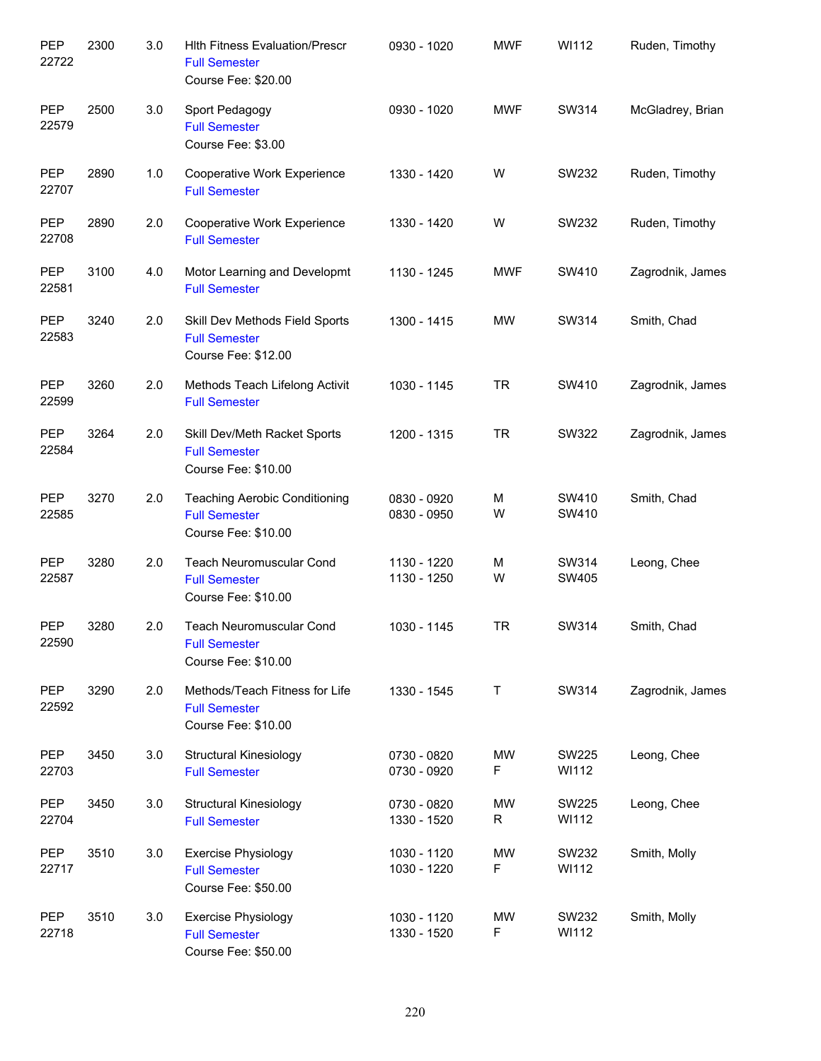| | | | | | | | |
|---|---|---|---|---|---|---|---|
| PEP 22722 | 2300 | 3.0 | Hlth Fitness Evaluation/Prescr<br>Full Semester<br>Course Fee: $20.00 | 0930 - 1020 | MWF | WI112 | Ruden, Timothy |
| PEP 22579 | 2500 | 3.0 | Sport Pedagogy<br>Full Semester<br>Course Fee: $3.00 | 0930 - 1020 | MWF | SW314 | McGladrey, Brian |
| PEP 22707 | 2890 | 1.0 | Cooperative Work Experience<br>Full Semester | 1330 - 1420 | W | SW232 | Ruden, Timothy |
| PEP 22708 | 2890 | 2.0 | Cooperative Work Experience<br>Full Semester | 1330 - 1420 | W | SW232 | Ruden, Timothy |
| PEP 22581 | 3100 | 4.0 | Motor Learning and Developmt<br>Full Semester | 1130 - 1245 | MWF | SW410 | Zagrodnik, James |
| PEP 22583 | 3240 | 2.0 | Skill Dev Methods Field Sports<br>Full Semester<br>Course Fee: $12.00 | 1300 - 1415 | MW | SW314 | Smith, Chad |
| PEP 22599 | 3260 | 2.0 | Methods Teach Lifelong Activit<br>Full Semester | 1030 - 1145 | TR | SW410 | Zagrodnik, James |
| PEP 22584 | 3264 | 2.0 | Skill Dev/Meth Racket Sports<br>Full Semester<br>Course Fee: $10.00 | 1200 - 1315 | TR | SW322 | Zagrodnik, James |
| PEP 22585 | 3270 | 2.0 | Teaching Aerobic Conditioning<br>Full Semester<br>Course Fee: $10.00 | 0830 - 0920<br>0830 - 0950 | M<br>W | SW410<br>SW410 | Smith, Chad |
| PEP 22587 | 3280 | 2.0 | Teach Neuromuscular Cond<br>Full Semester<br>Course Fee: $10.00 | 1130 - 1220<br>1130 - 1250 | M<br>W | SW314<br>SW405 | Leong, Chee |
| PEP 22590 | 3280 | 2.0 | Teach Neuromuscular Cond<br>Full Semester<br>Course Fee: $10.00 | 1030 - 1145 | TR | SW314 | Smith, Chad |
| PEP 22592 | 3290 | 2.0 | Methods/Teach Fitness for Life<br>Full Semester<br>Course Fee: $10.00 | 1330 - 1545 | T | SW314 | Zagrodnik, James |
| PEP 22703 | 3450 | 3.0 | Structural Kinesiology<br>Full Semester | 0730 - 0820<br>0730 - 0920 | MW<br>F | SW225<br>WI112 | Leong, Chee |
| PEP 22704 | 3450 | 3.0 | Structural Kinesiology<br>Full Semester | 0730 - 0820<br>1330 - 1520 | MW<br>R | SW225<br>WI112 | Leong, Chee |
| PEP 22717 | 3510 | 3.0 | Exercise Physiology<br>Full Semester<br>Course Fee: $50.00 | 1030 - 1120<br>1030 - 1220 | MW<br>F | SW232<br>WI112 | Smith, Molly |
| PEP 22718 | 3510 | 3.0 | Exercise Physiology<br>Full Semester<br>Course Fee: $50.00 | 1030 - 1120<br>1330 - 1520 | MW<br>F | SW232<br>WI112 | Smith, Molly |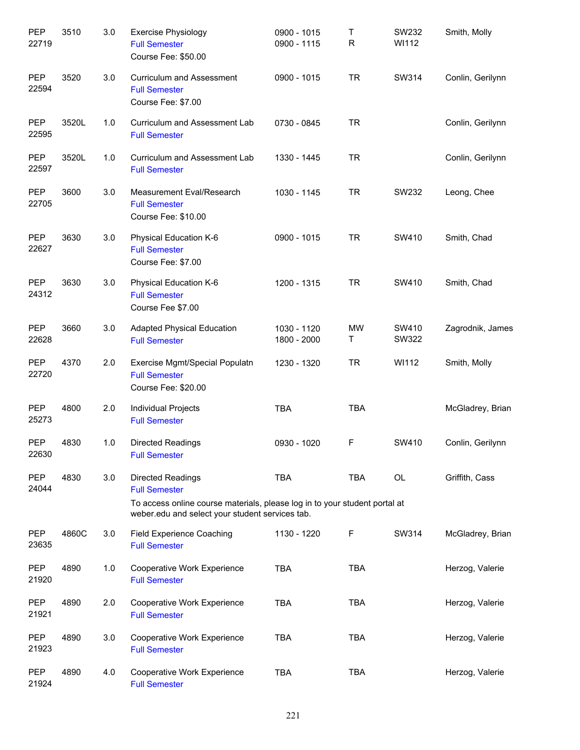| | | | | | | | |
|---|---|---|---|---|---|---|---|
| PEP 22719 | 3510 | 3.0 | Exercise Physiology<br>Full Semester<br>Course Fee: $50.00 | 0900 - 1015<br>0900 - 1115 | T<br>R | SW232<br>WI112 | Smith, Molly |
| PEP 22594 | 3520 | 3.0 | Curriculum and Assessment<br>Full Semester<br>Course Fee: $7.00 | 0900 - 1015 | TR | SW314 | Conlin, Gerilynn |
| PEP 22595 | 3520L | 1.0 | Curriculum and Assessment Lab<br>Full Semester | 0730 - 0845 | TR | | Conlin, Gerilynn |
| PEP 22597 | 3520L | 1.0 | Curriculum and Assessment Lab<br>Full Semester | 1330 - 1445 | TR | | Conlin, Gerilynn |
| PEP 22705 | 3600 | 3.0 | Measurement Eval/Research<br>Full Semester<br>Course Fee: $10.00 | 1030 - 1145 | TR | SW232 | Leong, Chee |
| PEP 22627 | 3630 | 3.0 | Physical Education K-6<br>Full Semester<br>Course Fee: $7.00 | 0900 - 1015 | TR | SW410 | Smith, Chad |
| PEP 24312 | 3630 | 3.0 | Physical Education K-6<br>Full Semester<br>Course Fee $7.00 | 1200 - 1315 | TR | SW410 | Smith, Chad |
| PEP 22628 | 3660 | 3.0 | Adapted Physical Education<br>Full Semester | 1030 - 1120<br>1800 - 2000 | MW<br>T | SW410<br>SW322 | Zagrodnik, James |
| PEP 22720 | 4370 | 2.0 | Exercise Mgmt/Special Populatn<br>Full Semester<br>Course Fee: $20.00 | 1230 - 1320 | TR | WI112 | Smith, Molly |
| PEP 25273 | 4800 | 2.0 | Individual Projects<br>Full Semester | TBA | TBA | | McGladrey, Brian |
| PEP 22630 | 4830 | 1.0 | Directed Readings<br>Full Semester | 0930 - 1020 | F | SW410 | Conlin, Gerilynn |
| PEP 24044 | 4830 | 3.0 | Directed Readings<br>Full Semester<br>To access online course materials, please log in to your student portal at weber.edu and select your student services tab. | TBA | TBA | OL | Griffith, Cass |
| PEP 23635 | 4860C | 3.0 | Field Experience Coaching<br>Full Semester | 1130 - 1220 | F | SW314 | McGladrey, Brian |
| PEP 21920 | 4890 | 1.0 | Cooperative Work Experience<br>Full Semester | TBA | TBA | | Herzog, Valerie |
| PEP 21921 | 4890 | 2.0 | Cooperative Work Experience<br>Full Semester | TBA | TBA | | Herzog, Valerie |
| PEP 21923 | 4890 | 3.0 | Cooperative Work Experience<br>Full Semester | TBA | TBA | | Herzog, Valerie |
| PEP 21924 | 4890 | 4.0 | Cooperative Work Experience<br>Full Semester | TBA | TBA | | Herzog, Valerie |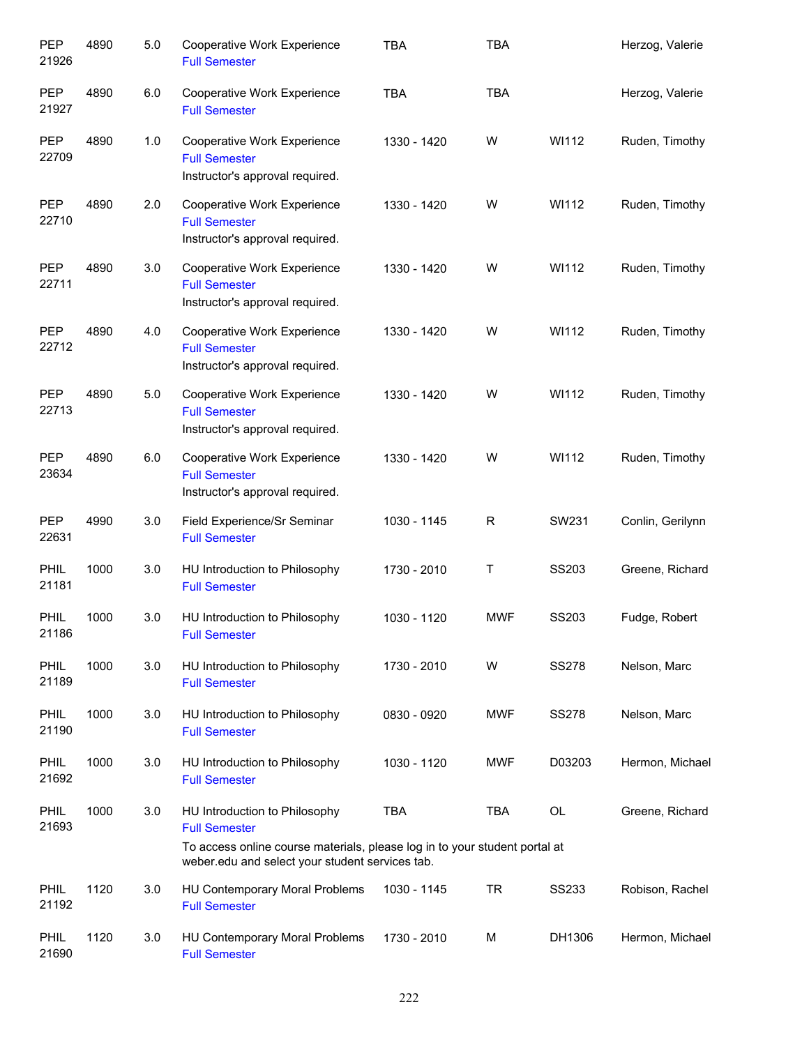| Subject / CRN | Course | Credits | Title | Time | Days | Room | Instructor |
|---|---|---|---|---|---|---|---|
| PEP 21926 | 4890 | 5.0 | Cooperative Work Experience<br>Full Semester | TBA | TBA | | Herzog, Valerie |
| PEP 21927 | 4890 | 6.0 | Cooperative Work Experience<br>Full Semester | TBA | TBA | | Herzog, Valerie |
| PEP 22709 | 4890 | 1.0 | Cooperative Work Experience<br>Full Semester<br>Instructor's approval required. | 1330 - 1420 | W | WI112 | Ruden, Timothy |
| PEP 22710 | 4890 | 2.0 | Cooperative Work Experience<br>Full Semester<br>Instructor's approval required. | 1330 - 1420 | W | WI112 | Ruden, Timothy |
| PEP 22711 | 4890 | 3.0 | Cooperative Work Experience<br>Full Semester<br>Instructor's approval required. | 1330 - 1420 | W | WI112 | Ruden, Timothy |
| PEP 22712 | 4890 | 4.0 | Cooperative Work Experience<br>Full Semester<br>Instructor's approval required. | 1330 - 1420 | W | WI112 | Ruden, Timothy |
| PEP 22713 | 4890 | 5.0 | Cooperative Work Experience<br>Full Semester<br>Instructor's approval required. | 1330 - 1420 | W | WI112 | Ruden, Timothy |
| PEP 23634 | 4890 | 6.0 | Cooperative Work Experience<br>Full Semester<br>Instructor's approval required. | 1330 - 1420 | W | WI112 | Ruden, Timothy |
| PEP 22631 | 4990 | 3.0 | Field Experience/Sr Seminar<br>Full Semester | 1030 - 1145 | R | SW231 | Conlin, Gerilynn |
| PHIL 21181 | 1000 | 3.0 | HU Introduction to Philosophy<br>Full Semester | 1730 - 2010 | T | SS203 | Greene, Richard |
| PHIL 21186 | 1000 | 3.0 | HU Introduction to Philosophy<br>Full Semester | 1030 - 1120 | MWF | SS203 | Fudge, Robert |
| PHIL 21189 | 1000 | 3.0 | HU Introduction to Philosophy<br>Full Semester | 1730 - 2010 | W | SS278 | Nelson, Marc |
| PHIL 21190 | 1000 | 3.0 | HU Introduction to Philosophy<br>Full Semester | 0830 - 0920 | MWF | SS278 | Nelson, Marc |
| PHIL 21692 | 1000 | 3.0 | HU Introduction to Philosophy<br>Full Semester | 1030 - 1120 | MWF | D03203 | Hermon, Michael |
| PHIL 21693 | 1000 | 3.0 | HU Introduction to Philosophy<br>Full Semester<br>To access online course materials, please log in to your student portal at weber.edu and select your student services tab. | TBA | TBA | OL | Greene, Richard |
| PHIL 21192 | 1120 | 3.0 | HU Contemporary Moral Problems<br>Full Semester | 1030 - 1145 | TR | SS233 | Robison, Rachel |
| PHIL 21690 | 1120 | 3.0 | HU Contemporary Moral Problems<br>Full Semester | 1730 - 2010 | M | DH1306 | Hermon, Michael |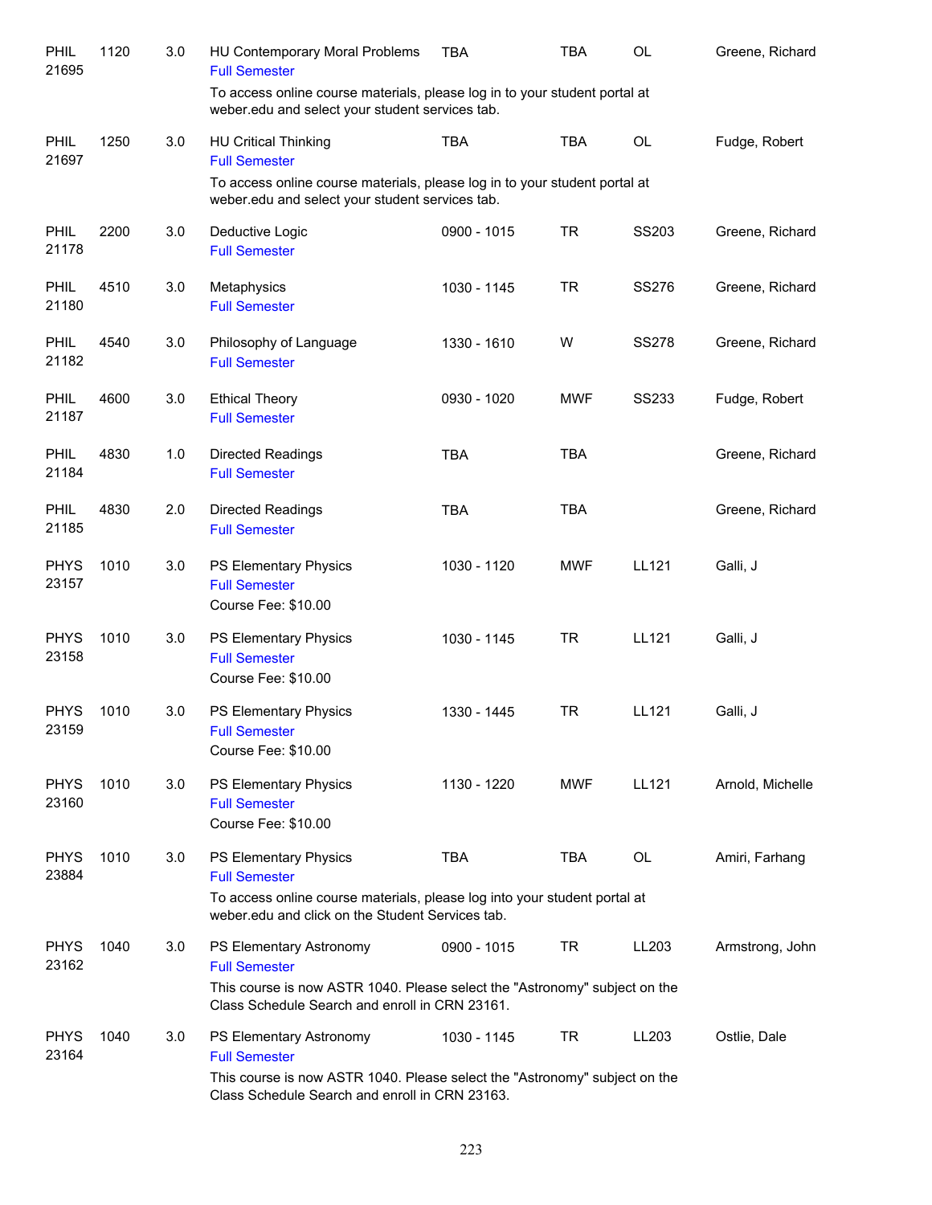| | | | | | | | |
|---|---|---|---|---|---|---|---|
| PHIL 21695 | 1120 | 3.0 | HU Contemporary Moral Problems<br>Full Semester<br>To access online course materials, please log in to your student portal at weber.edu and select your student services tab. | TBA | TBA | OL | Greene, Richard |
| PHIL 21697 | 1250 | 3.0 | HU Critical Thinking<br>Full Semester<br>To access online course materials, please log in to your student portal at weber.edu and select your student services tab. | TBA | TBA | OL | Fudge, Robert |
| PHIL 21178 | 2200 | 3.0 | Deductive Logic<br>Full Semester | 0900 - 1015 | TR | SS203 | Greene, Richard |
| PHIL 21180 | 4510 | 3.0 | Metaphysics<br>Full Semester | 1030 - 1145 | TR | SS276 | Greene, Richard |
| PHIL 21182 | 4540 | 3.0 | Philosophy of Language<br>Full Semester | 1330 - 1610 | W | SS278 | Greene, Richard |
| PHIL 21187 | 4600 | 3.0 | Ethical Theory<br>Full Semester | 0930 - 1020 | MWF | SS233 | Fudge, Robert |
| PHIL 21184 | 4830 | 1.0 | Directed Readings<br>Full Semester | TBA | TBA | | Greene, Richard |
| PHIL 21185 | 4830 | 2.0 | Directed Readings<br>Full Semester | TBA | TBA | | Greene, Richard |
| PHYS 23157 | 1010 | 3.0 | PS Elementary Physics<br>Full Semester<br>Course Fee: $10.00 | 1030 - 1120 | MWF | LL121 | Galli, J |
| PHYS 23158 | 1010 | 3.0 | PS Elementary Physics<br>Full Semester<br>Course Fee: $10.00 | 1030 - 1145 | TR | LL121 | Galli, J |
| PHYS 23159 | 1010 | 3.0 | PS Elementary Physics<br>Full Semester<br>Course Fee: $10.00 | 1330 - 1445 | TR | LL121 | Galli, J |
| PHYS 23160 | 1010 | 3.0 | PS Elementary Physics<br>Full Semester<br>Course Fee: $10.00 | 1130 - 1220 | MWF | LL121 | Arnold, Michelle |
| PHYS 23884 | 1010 | 3.0 | PS Elementary Physics<br>Full Semester<br>To access online course materials, please log into your student portal at weber.edu and click on the Student Services tab. | TBA | TBA | OL | Amiri, Farhang |
| PHYS 23162 | 1040 | 3.0 | PS Elementary Astronomy<br>Full Semester<br>This course is now ASTR 1040. Please select the "Astronomy" subject on the Class Schedule Search and enroll in CRN 23161. | 0900 - 1015 | TR | LL203 | Armstrong, John |
| PHYS 23164 | 1040 | 3.0 | PS Elementary Astronomy<br>Full Semester<br>This course is now ASTR 1040. Please select the "Astronomy" subject on the Class Schedule Search and enroll in CRN 23163. | 1030 - 1145 | TR | LL203 | Ostlie, Dale |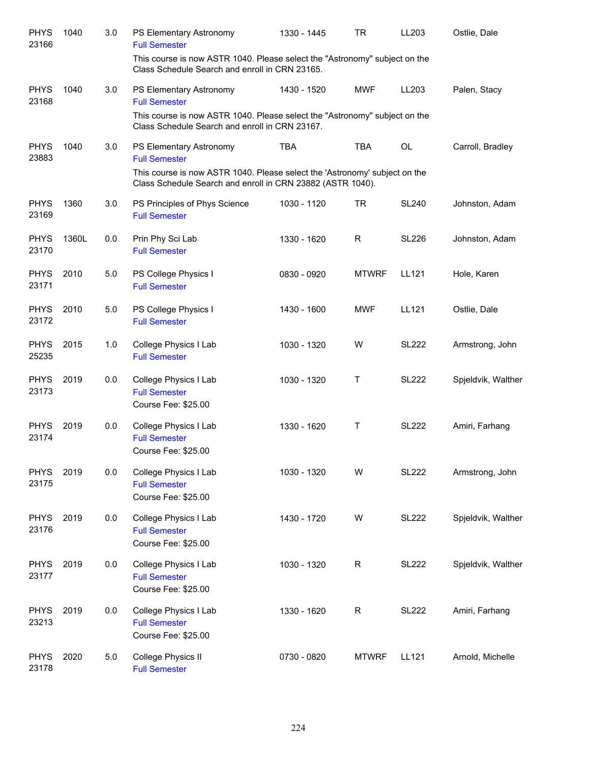| | | | | | | | |
|---|---|---|---|---|---|---|---|
| PHYS 23166 | 1040 | 3.0 | PS Elementary Astronomy<br>Full Semester<br>This course is now ASTR 1040. Please select the "Astronomy" subject on the Class Schedule Search and enroll in CRN 23165. | 1330 - 1445 | TR | LL203 | Ostlie, Dale |
| PHYS 23168 | 1040 | 3.0 | PS Elementary Astronomy<br>Full Semester<br>This course is now ASTR 1040. Please select the "Astronomy" subject on the Class Schedule Search and enroll in CRN 23167. | 1430 - 1520 | MWF | LL203 | Palen, Stacy |
| PHYS 23883 | 1040 | 3.0 | PS Elementary Astronomy<br>Full Semester<br>This course is now ASTR 1040. Please select the 'Astronomy' subject on the Class Schedule Search and enroll in CRN 23882 (ASTR 1040). | TBA | TBA | OL | Carroll, Bradley |
| PHYS 23169 | 1360 | 3.0 | PS Principles of Phys Science<br>Full Semester | 1030 - 1120 | TR | SL240 | Johnston, Adam |
| PHYS 23170 | 1360L | 0.0 | Prin Phy Sci Lab<br>Full Semester | 1330 - 1620 | R | SL226 | Johnston, Adam |
| PHYS 23171 | 2010 | 5.0 | PS College Physics I<br>Full Semester | 0830 - 0920 | MTWRF | LL121 | Hole, Karen |
| PHYS 23172 | 2010 | 5.0 | PS College Physics I<br>Full Semester | 1430 - 1600 | MWF | LL121 | Ostlie, Dale |
| PHYS 25235 | 2015 | 1.0 | College Physics I Lab<br>Full Semester | 1030 - 1320 | W | SL222 | Armstrong, John |
| PHYS 23173 | 2019 | 0.0 | College Physics I Lab<br>Full Semester<br>Course Fee: $25.00 | 1030 - 1320 | T | SL222 | Spjeldvik, Walther |
| PHYS 23174 | 2019 | 0.0 | College Physics I Lab<br>Full Semester<br>Course Fee: $25.00 | 1330 - 1620 | T | SL222 | Amiri, Farhang |
| PHYS 23175 | 2019 | 0.0 | College Physics I Lab<br>Full Semester<br>Course Fee: $25.00 | 1030 - 1320 | W | SL222 | Armstrong, John |
| PHYS 23176 | 2019 | 0.0 | College Physics I Lab<br>Full Semester<br>Course Fee: $25.00 | 1430 - 1720 | W | SL222 | Spjeldvik, Walther |
| PHYS 23177 | 2019 | 0.0 | College Physics I Lab<br>Full Semester<br>Course Fee: $25.00 | 1030 - 1320 | R | SL222 | Spjeldvik, Walther |
| PHYS 23213 | 2019 | 0.0 | College Physics I Lab<br>Full Semester<br>Course Fee: $25.00 | 1330 - 1620 | R | SL222 | Amiri, Farhang |
| PHYS 23178 | 2020 | 5.0 | College Physics II<br>Full Semester | 0730 - 0820 | MTWRF | LL121 | Arnold, Michelle |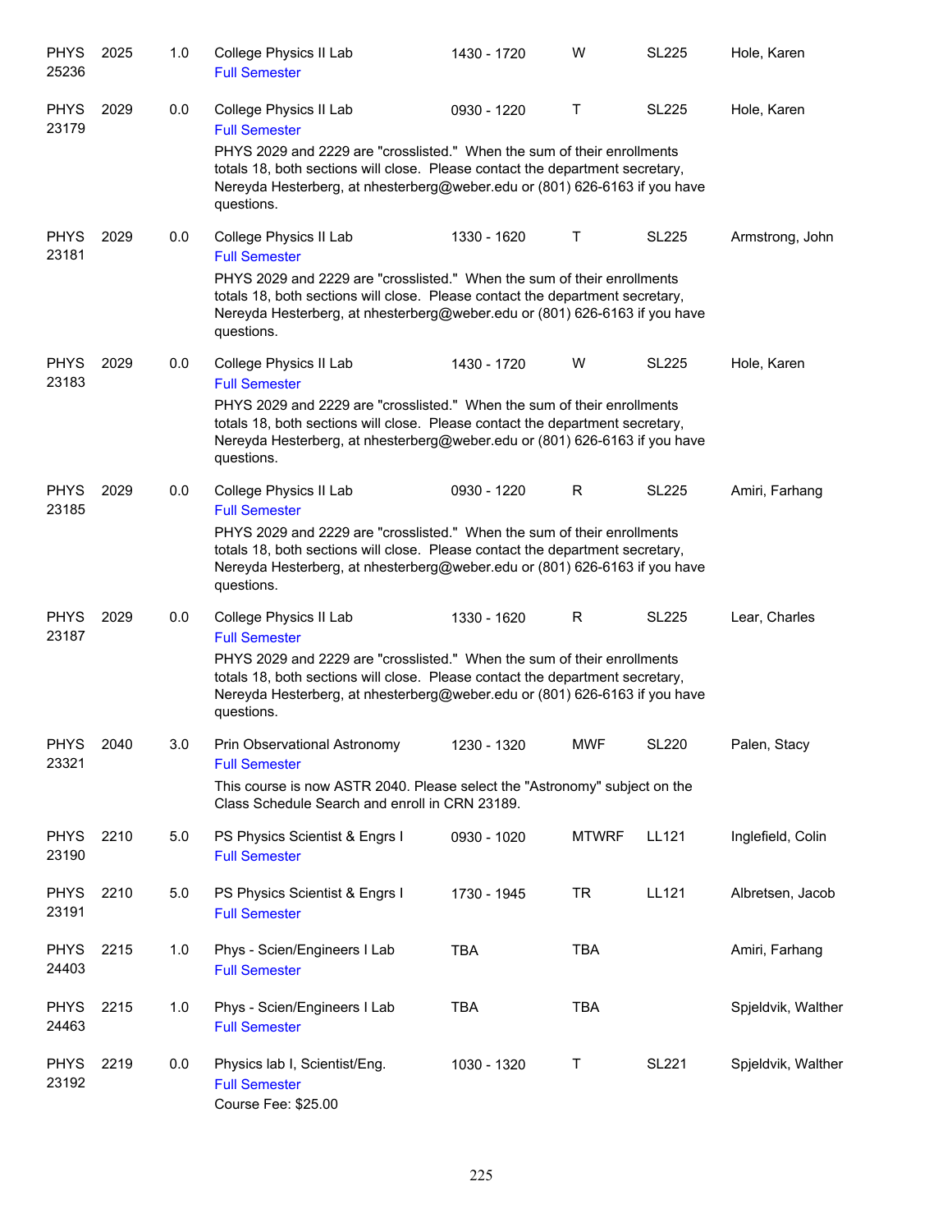| Subject / CRN | Course | Credits | Title | Time | Days | Room | Instructor |
|---|---|---|---|---|---|---|---|
| PHYS 25236 | 2025 | 1.0 | College Physics II Lab<br>Full Semester | 1430 - 1720 | W | SL225 | Hole, Karen |
| PHYS 23179 | 2029 | 0.0 | College Physics II Lab<br>Full Semester<br>PHYS 2029 and 2229 are "crosslisted." When the sum of their enrollments totals 18, both sections will close. Please contact the department secretary, Nereyda Hesterberg, at nhesterberg@weber.edu or (801) 626-6163 if you have questions. | 0930 - 1220 | T | SL225 | Hole, Karen |
| PHYS 23181 | 2029 | 0.0 | College Physics II Lab<br>Full Semester<br>PHYS 2029 and 2229 are "crosslisted." When the sum of their enrollments totals 18, both sections will close. Please contact the department secretary, Nereyda Hesterberg, at nhesterberg@weber.edu or (801) 626-6163 if you have questions. | 1330 - 1620 | T | SL225 | Armstrong, John |
| PHYS 23183 | 2029 | 0.0 | College Physics II Lab<br>Full Semester<br>PHYS 2029 and 2229 are "crosslisted." When the sum of their enrollments totals 18, both sections will close. Please contact the department secretary, Nereyda Hesterberg, at nhesterberg@weber.edu or (801) 626-6163 if you have questions. | 1430 - 1720 | W | SL225 | Hole, Karen |
| PHYS 23185 | 2029 | 0.0 | College Physics II Lab<br>Full Semester<br>PHYS 2029 and 2229 are "crosslisted." When the sum of their enrollments totals 18, both sections will close. Please contact the department secretary, Nereyda Hesterberg, at nhesterberg@weber.edu or (801) 626-6163 if you have questions. | 0930 - 1220 | R | SL225 | Amiri, Farhang |
| PHYS 23187 | 2029 | 0.0 | College Physics II Lab<br>Full Semester<br>PHYS 2029 and 2229 are "crosslisted." When the sum of their enrollments totals 18, both sections will close. Please contact the department secretary, Nereyda Hesterberg, at nhesterberg@weber.edu or (801) 626-6163 if you have questions. | 1330 - 1620 | R | SL225 | Lear, Charles |
| PHYS 23321 | 2040 | 3.0 | Prin Observational Astronomy<br>Full Semester<br>This course is now ASTR 2040. Please select the "Astronomy" subject on the Class Schedule Search and enroll in CRN 23189. | 1230 - 1320 | MWF | SL220 | Palen, Stacy |
| PHYS 23190 | 2210 | 5.0 | PS Physics Scientist & Engrs I<br>Full Semester | 0930 - 1020 | MTWRF | LL121 | Inglefield, Colin |
| PHYS 23191 | 2210 | 5.0 | PS Physics Scientist & Engrs I<br>Full Semester | 1730 - 1945 | TR | LL121 | Albretsen, Jacob |
| PHYS 24403 | 2215 | 1.0 | Phys - Scien/Engineers I Lab<br>Full Semester | TBA | TBA | | Amiri, Farhang |
| PHYS 24463 | 2215 | 1.0 | Phys - Scien/Engineers I Lab<br>Full Semester | TBA | TBA | | Spjeldvik, Walther |
| PHYS 23192 | 2219 | 0.0 | Physics lab I, Scientist/Eng.<br>Full Semester<br>Course Fee: $25.00 | 1030 - 1320 | T | SL221 | Spjeldvik, Walther |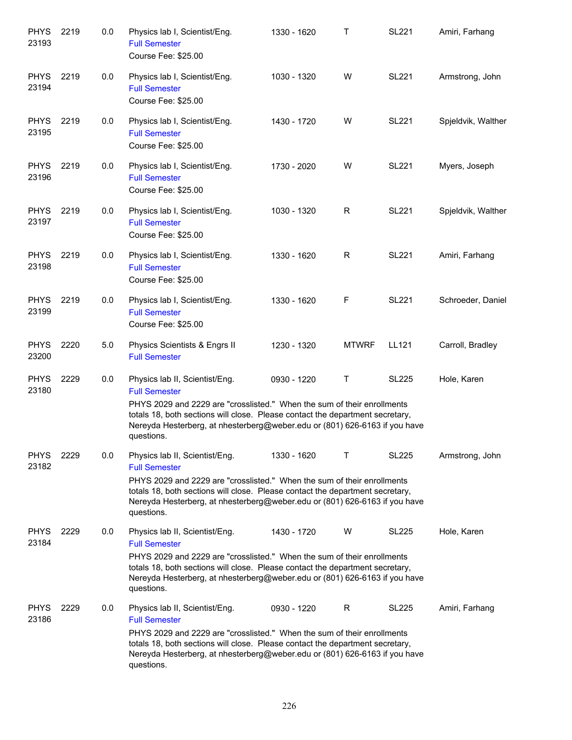| | | | | | | | |
|---|---|---|---|---|---|---|---|
| PHYS 23193 | 2219 | 0.0 | Physics lab I, Scientist/Eng.<br>Full Semester<br>Course Fee: $25.00 | 1330 - 1620 | T | SL221 | Amiri, Farhang |
| PHYS 23194 | 2219 | 0.0 | Physics lab I, Scientist/Eng.<br>Full Semester<br>Course Fee: $25.00 | 1030 - 1320 | W | SL221 | Armstrong, John |
| PHYS 23195 | 2219 | 0.0 | Physics lab I, Scientist/Eng.<br>Full Semester<br>Course Fee: $25.00 | 1430 - 1720 | W | SL221 | Spjeldvik, Walther |
| PHYS 23196 | 2219 | 0.0 | Physics lab I, Scientist/Eng.<br>Full Semester<br>Course Fee: $25.00 | 1730 - 2020 | W | SL221 | Myers, Joseph |
| PHYS 23197 | 2219 | 0.0 | Physics lab I, Scientist/Eng.<br>Full Semester<br>Course Fee: $25.00 | 1030 - 1320 | R | SL221 | Spjeldvik, Walther |
| PHYS 23198 | 2219 | 0.0 | Physics lab I, Scientist/Eng.<br>Full Semester<br>Course Fee: $25.00 | 1330 - 1620 | R | SL221 | Amiri, Farhang |
| PHYS 23199 | 2219 | 0.0 | Physics lab I, Scientist/Eng.<br>Full Semester<br>Course Fee: $25.00 | 1330 - 1620 | F | SL221 | Schroeder, Daniel |
| PHYS 23200 | 2220 | 5.0 | Physics Scientists & Engrs II<br>Full Semester | 1230 - 1320 | MTWRF | LL121 | Carroll, Bradley |
| PHYS 23180 | 2229 | 0.0 | Physics lab II, Scientist/Eng.<br>Full Semester<br>PHYS 2029 and 2229 are "crosslisted." When the sum of their enrollments totals 18, both sections will close. Please contact the department secretary, Nereyda Hesterberg, at nhesterberg@weber.edu or (801) 626-6163 if you have questions. | 0930 - 1220 | T | SL225 | Hole, Karen |
| PHYS 23182 | 2229 | 0.0 | Physics lab II, Scientist/Eng.<br>Full Semester<br>PHYS 2029 and 2229 are "crosslisted." When the sum of their enrollments totals 18, both sections will close. Please contact the department secretary, Nereyda Hesterberg, at nhesterberg@weber.edu or (801) 626-6163 if you have questions. | 1330 - 1620 | T | SL225 | Armstrong, John |
| PHYS 23184 | 2229 | 0.0 | Physics lab II, Scientist/Eng.<br>Full Semester<br>PHYS 2029 and 2229 are "crosslisted." When the sum of their enrollments totals 18, both sections will close. Please contact the department secretary, Nereyda Hesterberg, at nhesterberg@weber.edu or (801) 626-6163 if you have questions. | 1430 - 1720 | W | SL225 | Hole, Karen |
| PHYS 23186 | 2229 | 0.0 | Physics lab II, Scientist/Eng.<br>Full Semester<br>PHYS 2029 and 2229 are "crosslisted." When the sum of their enrollments totals 18, both sections will close. Please contact the department secretary, Nereyda Hesterberg, at nhesterberg@weber.edu or (801) 626-6163 if you have questions. | 0930 - 1220 | R | SL225 | Amiri, Farhang |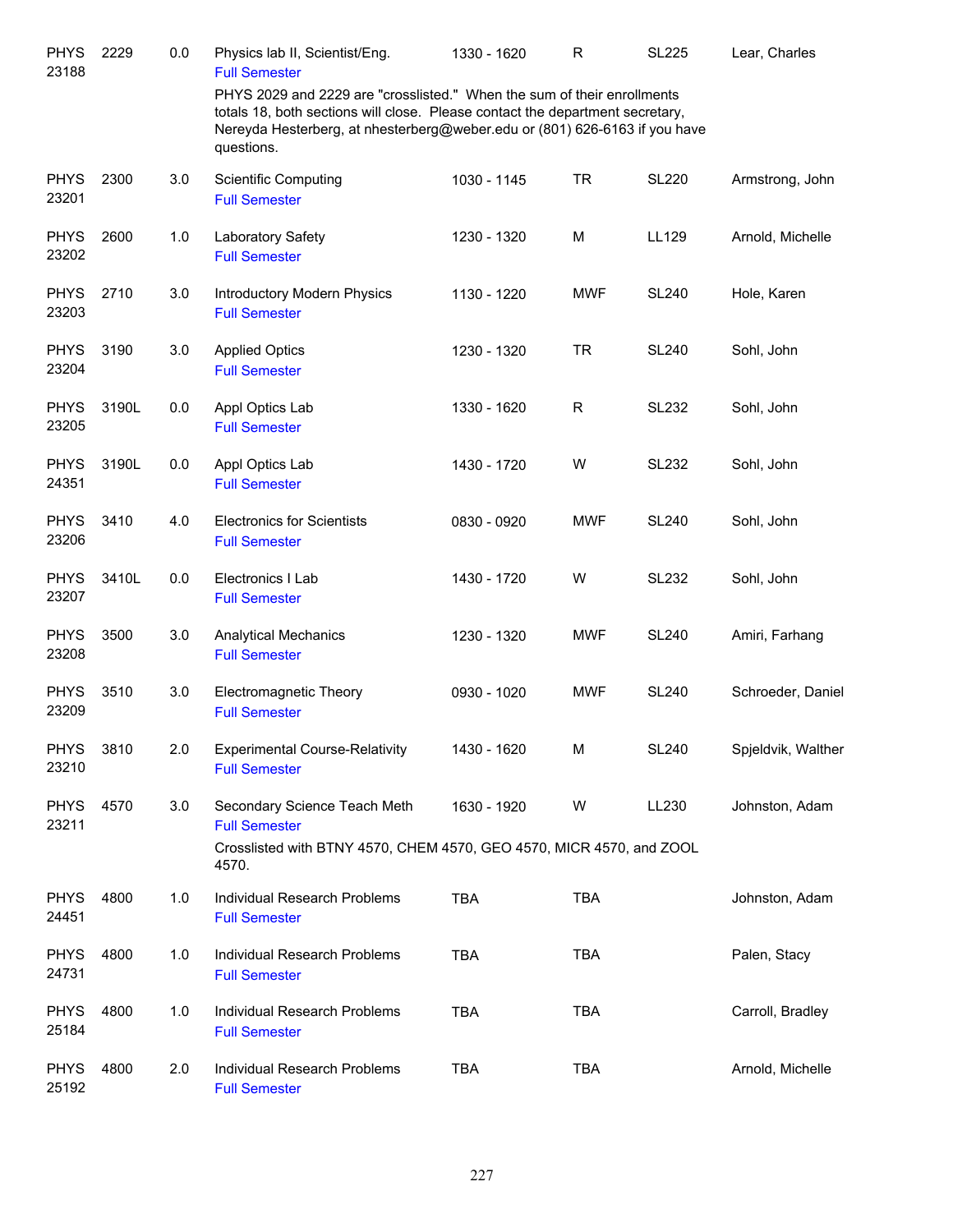| Subject / CRN | Course | Credits | Title | Time | Days | Room | Instructor |
|---|---|---|---|---|---|---|---|
| PHYS 23188 | 2229 | 0.0 | Physics lab II, Scientist/Eng.<br>Full Semester<br>PHYS 2029 and 2229 are "crosslisted." When the sum of their enrollments totals 18, both sections will close. Please contact the department secretary, Nereyda Hesterberg, at nhesterberg@weber.edu or (801) 626-6163 if you have questions. | 1330 - 1620 | R | SL225 | Lear, Charles |
| PHYS 23201 | 2300 | 3.0 | Scientific Computing<br>Full Semester | 1030 - 1145 | TR | SL220 | Armstrong, John |
| PHYS 23202 | 2600 | 1.0 | Laboratory Safety<br>Full Semester | 1230 - 1320 | M | LL129 | Arnold, Michelle |
| PHYS 23203 | 2710 | 3.0 | Introductory Modern Physics<br>Full Semester | 1130 - 1220 | MWF | SL240 | Hole, Karen |
| PHYS 23204 | 3190 | 3.0 | Applied Optics<br>Full Semester | 1230 - 1320 | TR | SL240 | Sohl, John |
| PHYS 23205 | 3190L | 0.0 | Appl Optics Lab<br>Full Semester | 1330 - 1620 | R | SL232 | Sohl, John |
| PHYS 24351 | 3190L | 0.0 | Appl Optics Lab<br>Full Semester | 1430 - 1720 | W | SL232 | Sohl, John |
| PHYS 23206 | 3410 | 4.0 | Electronics for Scientists<br>Full Semester | 0830 - 0920 | MWF | SL240 | Sohl, John |
| PHYS 23207 | 3410L | 0.0 | Electronics I Lab<br>Full Semester | 1430 - 1720 | W | SL232 | Sohl, John |
| PHYS 23208 | 3500 | 3.0 | Analytical Mechanics<br>Full Semester | 1230 - 1320 | MWF | SL240 | Amiri, Farhang |
| PHYS 23209 | 3510 | 3.0 | Electromagnetic Theory<br>Full Semester | 0930 - 1020 | MWF | SL240 | Schroeder, Daniel |
| PHYS 23210 | 3810 | 2.0 | Experimental Course-Relativity<br>Full Semester | 1430 - 1620 | M | SL240 | Spjeldvik, Walther |
| PHYS 23211 | 4570 | 3.0 | Secondary Science Teach Meth<br>Full Semester<br>Crosslisted with BTNY 4570, CHEM 4570, GEO 4570, MICR 4570, and ZOOL 4570. | 1630 - 1920 | W | LL230 | Johnston, Adam |
| PHYS 24451 | 4800 | 1.0 | Individual Research Problems<br>Full Semester | TBA | TBA | | Johnston, Adam |
| PHYS 24731 | 4800 | 1.0 | Individual Research Problems<br>Full Semester | TBA | TBA | | Palen, Stacy |
| PHYS 25184 | 4800 | 1.0 | Individual Research Problems<br>Full Semester | TBA | TBA | | Carroll, Bradley |
| PHYS 25192 | 4800 | 2.0 | Individual Research Problems<br>Full Semester | TBA | TBA | | Arnold, Michelle |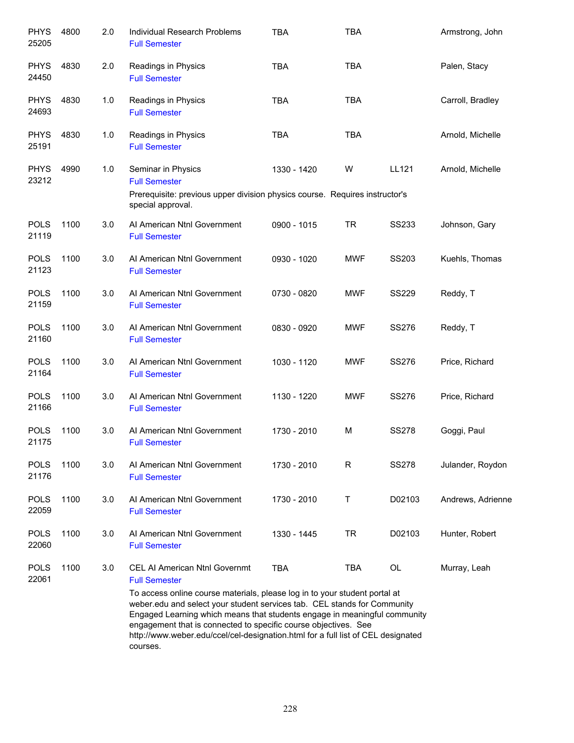| | | | | | | | |
|---|---|---|---|---|---|---|---|
| PHYS 25205 | 4800 | 2.0 | Individual Research Problems<br>Full Semester | TBA | TBA | | Armstrong, John |
| PHYS 24450 | 4830 | 2.0 | Readings in Physics<br>Full Semester | TBA | TBA | | Palen, Stacy |
| PHYS 24693 | 4830 | 1.0 | Readings in Physics<br>Full Semester | TBA | TBA | | Carroll, Bradley |
| PHYS 25191 | 4830 | 1.0 | Readings in Physics<br>Full Semester | TBA | TBA | | Arnold, Michelle |
| PHYS 23212 | 4990 | 1.0 | Seminar in Physics<br>Full Semester<br>Prerequisite: previous upper division physics course. Requires instructor's special approval. | 1330 - 1420 | W | LL121 | Arnold, Michelle |
| POLS 21119 | 1100 | 3.0 | AI American Ntnl Government<br>Full Semester | 0900 - 1015 | TR | SS233 | Johnson, Gary |
| POLS 21123 | 1100 | 3.0 | AI American Ntnl Government<br>Full Semester | 0930 - 1020 | MWF | SS203 | Kuehls, Thomas |
| POLS 21159 | 1100 | 3.0 | AI American Ntnl Government<br>Full Semester | 0730 - 0820 | MWF | SS229 | Reddy, T |
| POLS 21160 | 1100 | 3.0 | AI American Ntnl Government<br>Full Semester | 0830 - 0920 | MWF | SS276 | Reddy, T |
| POLS 21164 | 1100 | 3.0 | AI American Ntnl Government<br>Full Semester | 1030 - 1120 | MWF | SS276 | Price, Richard |
| POLS 21166 | 1100 | 3.0 | AI American Ntnl Government<br>Full Semester | 1130 - 1220 | MWF | SS276 | Price, Richard |
| POLS 21175 | 1100 | 3.0 | AI American Ntnl Government<br>Full Semester | 1730 - 2010 | M | SS278 | Goggi, Paul |
| POLS 21176 | 1100 | 3.0 | AI American Ntnl Government<br>Full Semester | 1730 - 2010 | R | SS278 | Julander, Roydon |
| POLS 22059 | 1100 | 3.0 | AI American Ntnl Government<br>Full Semester | 1730 - 2010 | T | D02103 | Andrews, Adrienne |
| POLS 22060 | 1100 | 3.0 | AI American Ntnl Government<br>Full Semester | 1330 - 1445 | TR | D02103 | Hunter, Robert |
| POLS 22061 | 1100 | 3.0 | CEL AI American Ntnl Governmt<br>Full Semester<br>To access online course materials, please log in to your student portal at weber.edu and select your student services tab. CEL stands for Community Engaged Learning which means that students engage in meaningful community engagement that is connected to specific course objectives. See http://www.weber.edu/ccel/cel-designation.html for a full list of CEL designated courses. | TBA | TBA | OL | Murray, Leah |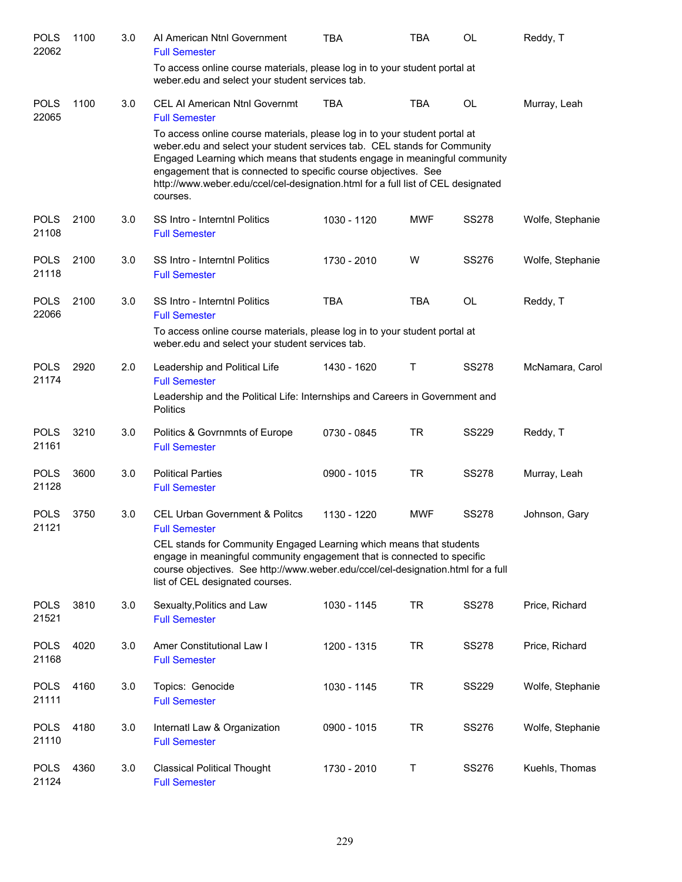| | | | | | | | |
|---|---|---|---|---|---|---|---|
| POLS 22062 | 1100 | 3.0 | AI American Ntnl Government<br>Full Semester<br>To access online course materials, please log in to your student portal at weber.edu and select your student services tab. | TBA | TBA | OL | Reddy, T |
| POLS 22065 | 1100 | 3.0 | CEL AI American Ntnl Governmt<br>Full Semester<br>To access online course materials, please log in to your student portal at weber.edu and select your student services tab. CEL stands for Community Engaged Learning which means that students engage in meaningful community engagement that is connected to specific course objectives. See http://www.weber.edu/ccel/cel-designation.html for a full list of CEL designated courses. | TBA | TBA | OL | Murray, Leah |
| POLS 21108 | 2100 | 3.0 | SS Intro - Interntnl Politics<br>Full Semester | 1030 - 1120 | MWF | SS278 | Wolfe, Stephanie |
| POLS 21118 | 2100 | 3.0 | SS Intro - Interntnl Politics<br>Full Semester | 1730 - 2010 | W | SS276 | Wolfe, Stephanie |
| POLS 22066 | 2100 | 3.0 | SS Intro - Interntnl Politics<br>Full Semester<br>To access online course materials, please log in to your student portal at weber.edu and select your student services tab. | TBA | TBA | OL | Reddy, T |
| POLS 21174 | 2920 | 2.0 | Leadership and Political Life<br>Full Semester<br>Leadership and the Political Life: Internships and Careers in Government and Politics | 1430 - 1620 | T | SS278 | McNamara, Carol |
| POLS 21161 | 3210 | 3.0 | Politics & Govrnmnts of Europe<br>Full Semester | 0730 - 0845 | TR | SS229 | Reddy, T |
| POLS 21128 | 3600 | 3.0 | Political Parties<br>Full Semester | 0900 - 1015 | TR | SS278 | Murray, Leah |
| POLS 21121 | 3750 | 3.0 | CEL Urban Government & Politcs<br>Full Semester<br>CEL stands for Community Engaged Learning which means that students engage in meaningful community engagement that is connected to specific course objectives. See http://www.weber.edu/ccel/cel-designation.html for a full list of CEL designated courses. | 1130 - 1220 | MWF | SS278 | Johnson, Gary |
| POLS 21521 | 3810 | 3.0 | Sexualty,Politics and Law<br>Full Semester | 1030 - 1145 | TR | SS278 | Price, Richard |
| POLS 21168 | 4020 | 3.0 | Amer Constitutional Law I<br>Full Semester | 1200 - 1315 | TR | SS278 | Price, Richard |
| POLS 21111 | 4160 | 3.0 | Topics: Genocide<br>Full Semester | 1030 - 1145 | TR | SS229 | Wolfe, Stephanie |
| POLS 21110 | 4180 | 3.0 | Internatl Law & Organization<br>Full Semester | 0900 - 1015 | TR | SS276 | Wolfe, Stephanie |
| POLS 21124 | 4360 | 3.0 | Classical Political Thought<br>Full Semester | 1730 - 2010 | T | SS276 | Kuehls, Thomas |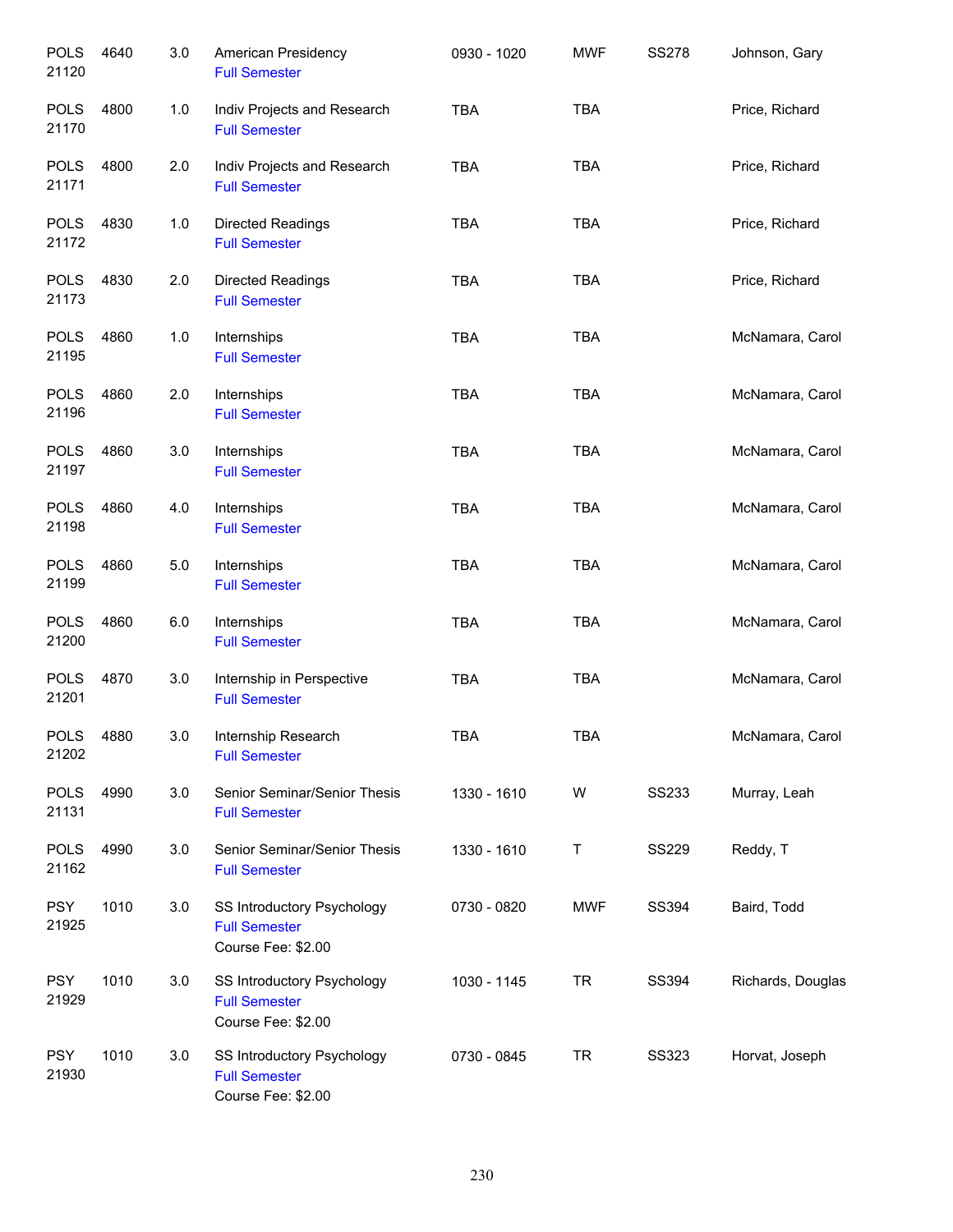| | | | | | | | |
|---|---|---|---|---|---|---|---|
| POLS 21120 | 4640 | 3.0 | American Presidency<br>Full Semester | 0930 - 1020 | MWF | SS278 | Johnson, Gary |
| POLS 21170 | 4800 | 1.0 | Indiv Projects and Research<br>Full Semester | TBA | TBA | | Price, Richard |
| POLS 21171 | 4800 | 2.0 | Indiv Projects and Research<br>Full Semester | TBA | TBA | | Price, Richard |
| POLS 21172 | 4830 | 1.0 | Directed Readings<br>Full Semester | TBA | TBA | | Price, Richard |
| POLS 21173 | 4830 | 2.0 | Directed Readings<br>Full Semester | TBA | TBA | | Price, Richard |
| POLS 21195 | 4860 | 1.0 | Internships<br>Full Semester | TBA | TBA | | McNamara, Carol |
| POLS 21196 | 4860 | 2.0 | Internships<br>Full Semester | TBA | TBA | | McNamara, Carol |
| POLS 21197 | 4860 | 3.0 | Internships<br>Full Semester | TBA | TBA | | McNamara, Carol |
| POLS 21198 | 4860 | 4.0 | Internships<br>Full Semester | TBA | TBA | | McNamara, Carol |
| POLS 21199 | 4860 | 5.0 | Internships<br>Full Semester | TBA | TBA | | McNamara, Carol |
| POLS 21200 | 4860 | 6.0 | Internships<br>Full Semester | TBA | TBA | | McNamara, Carol |
| POLS 21201 | 4870 | 3.0 | Internship in Perspective<br>Full Semester | TBA | TBA | | McNamara, Carol |
| POLS 21202 | 4880 | 3.0 | Internship Research<br>Full Semester | TBA | TBA | | McNamara, Carol |
| POLS 21131 | 4990 | 3.0 | Senior Seminar/Senior Thesis<br>Full Semester | 1330 - 1610 | W | SS233 | Murray, Leah |
| POLS 21162 | 4990 | 3.0 | Senior Seminar/Senior Thesis<br>Full Semester | 1330 - 1610 | T | SS229 | Reddy, T |
| PSY 21925 | 1010 | 3.0 | SS Introductory Psychology<br>Full Semester<br>Course Fee: $2.00 | 0730 - 0820 | MWF | SS394 | Baird, Todd |
| PSY 21929 | 1010 | 3.0 | SS Introductory Psychology<br>Full Semester<br>Course Fee: $2.00 | 1030 - 1145 | TR | SS394 | Richards, Douglas |
| PSY 21930 | 1010 | 3.0 | SS Introductory Psychology<br>Full Semester<br>Course Fee: $2.00 | 0730 - 0845 | TR | SS323 | Horvat, Joseph |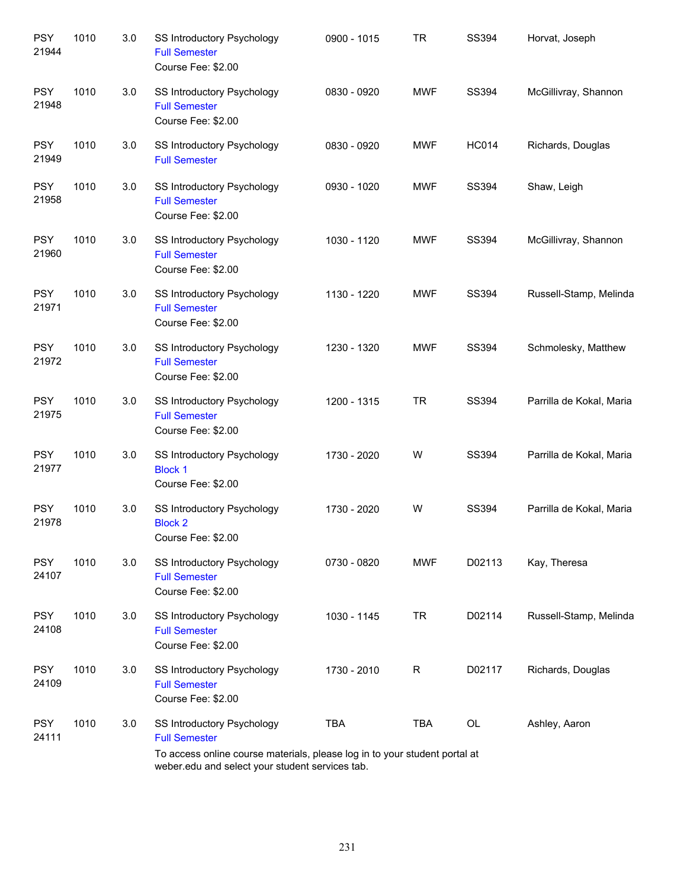| | | | | | | | |
|---|---|---|---|---|---|---|---|
| PSY 21944 | 1010 | 3.0 | SS Introductory Psychology<br>Full Semester<br>Course Fee: $2.00 | 0900 - 1015 | TR | SS394 | Horvat, Joseph |
| PSY 21948 | 1010 | 3.0 | SS Introductory Psychology<br>Full Semester<br>Course Fee: $2.00 | 0830 - 0920 | MWF | SS394 | McGillivray, Shannon |
| PSY 21949 | 1010 | 3.0 | SS Introductory Psychology<br>Full Semester | 0830 - 0920 | MWF | HC014 | Richards, Douglas |
| PSY 21958 | 1010 | 3.0 | SS Introductory Psychology<br>Full Semester<br>Course Fee: $2.00 | 0930 - 1020 | MWF | SS394 | Shaw, Leigh |
| PSY 21960 | 1010 | 3.0 | SS Introductory Psychology<br>Full Semester<br>Course Fee: $2.00 | 1030 - 1120 | MWF | SS394 | McGillivray, Shannon |
| PSY 21971 | 1010 | 3.0 | SS Introductory Psychology<br>Full Semester<br>Course Fee: $2.00 | 1130 - 1220 | MWF | SS394 | Russell-Stamp, Melinda |
| PSY 21972 | 1010 | 3.0 | SS Introductory Psychology<br>Full Semester<br>Course Fee: $2.00 | 1230 - 1320 | MWF | SS394 | Schmolesky, Matthew |
| PSY 21975 | 1010 | 3.0 | SS Introductory Psychology<br>Full Semester<br>Course Fee: $2.00 | 1200 - 1315 | TR | SS394 | Parrilla de Kokal, Maria |
| PSY 21977 | 1010 | 3.0 | SS Introductory Psychology<br>Block 1<br>Course Fee: $2.00 | 1730 - 2020 | W | SS394 | Parrilla de Kokal, Maria |
| PSY 21978 | 1010 | 3.0 | SS Introductory Psychology<br>Block 2<br>Course Fee: $2.00 | 1730 - 2020 | W | SS394 | Parrilla de Kokal, Maria |
| PSY 24107 | 1010 | 3.0 | SS Introductory Psychology<br>Full Semester<br>Course Fee: $2.00 | 0730 - 0820 | MWF | D02113 | Kay, Theresa |
| PSY 24108 | 1010 | 3.0 | SS Introductory Psychology<br>Full Semester<br>Course Fee: $2.00 | 1030 - 1145 | TR | D02114 | Russell-Stamp, Melinda |
| PSY 24109 | 1010 | 3.0 | SS Introductory Psychology<br>Full Semester<br>Course Fee: $2.00 | 1730 - 2010 | R | D02117 | Richards, Douglas |
| PSY 24111 | 1010 | 3.0 | SS Introductory Psychology<br>Full Semester<br>To access online course materials, please log in to your student portal at weber.edu and select your student services tab. | TBA | TBA | OL | Ashley, Aaron |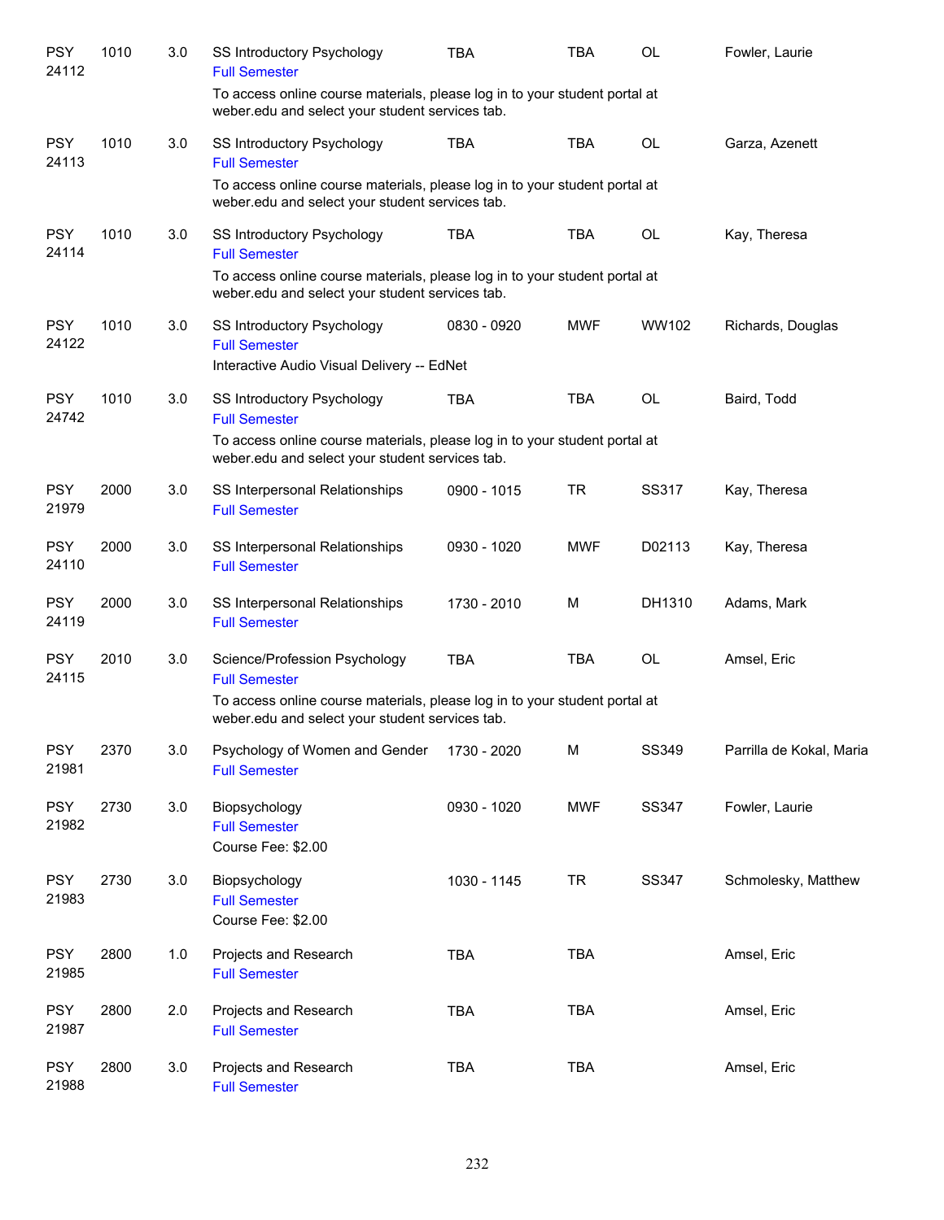| | | | | | | | |
|---|---|---|---|---|---|---|---|
| PSY 24112 | 1010 | 3.0 | SS Introductory Psychology<br>Full Semester<br>To access online course materials, please log in to your student portal at weber.edu and select your student services tab. | TBA | TBA | OL | Fowler, Laurie |
| PSY 24113 | 1010 | 3.0 | SS Introductory Psychology<br>Full Semester<br>To access online course materials, please log in to your student portal at weber.edu and select your student services tab. | TBA | TBA | OL | Garza, Azenett |
| PSY 24114 | 1010 | 3.0 | SS Introductory Psychology<br>Full Semester<br>To access online course materials, please log in to your student portal at weber.edu and select your student services tab. | TBA | TBA | OL | Kay, Theresa |
| PSY 24122 | 1010 | 3.0 | SS Introductory Psychology<br>Full Semester<br>Interactive Audio Visual Delivery -- EdNet | 0830 - 0920 | MWF | WW102 | Richards, Douglas |
| PSY 24742 | 1010 | 3.0 | SS Introductory Psychology<br>Full Semester<br>To access online course materials, please log in to your student portal at weber.edu and select your student services tab. | TBA | TBA | OL | Baird, Todd |
| PSY 21979 | 2000 | 3.0 | SS Interpersonal Relationships<br>Full Semester | 0900 - 1015 | TR | SS317 | Kay, Theresa |
| PSY 24110 | 2000 | 3.0 | SS Interpersonal Relationships<br>Full Semester | 0930 - 1020 | MWF | D02113 | Kay, Theresa |
| PSY 24119 | 2000 | 3.0 | SS Interpersonal Relationships<br>Full Semester | 1730 - 2010 | M | DH1310 | Adams, Mark |
| PSY 24115 | 2010 | 3.0 | Science/Profession Psychology<br>Full Semester<br>To access online course materials, please log in to your student portal at weber.edu and select your student services tab. | TBA | TBA | OL | Amsel, Eric |
| PSY 21981 | 2370 | 3.0 | Psychology of Women and Gender<br>Full Semester | 1730 - 2020 | M | SS349 | Parrilla de Kokal, Maria |
| PSY 21982 | 2730 | 3.0 | Biopsychology<br>Full Semester<br>Course Fee: $2.00 | 0930 - 1020 | MWF | SS347 | Fowler, Laurie |
| PSY 21983 | 2730 | 3.0 | Biopsychology<br>Full Semester<br>Course Fee: $2.00 | 1030 - 1145 | TR | SS347 | Schmolesky, Matthew |
| PSY 21985 | 2800 | 1.0 | Projects and Research<br>Full Semester | TBA | TBA | | Amsel, Eric |
| PSY 21987 | 2800 | 2.0 | Projects and Research<br>Full Semester | TBA | TBA | | Amsel, Eric |
| PSY 21988 | 2800 | 3.0 | Projects and Research<br>Full Semester | TBA | TBA | | Amsel, Eric |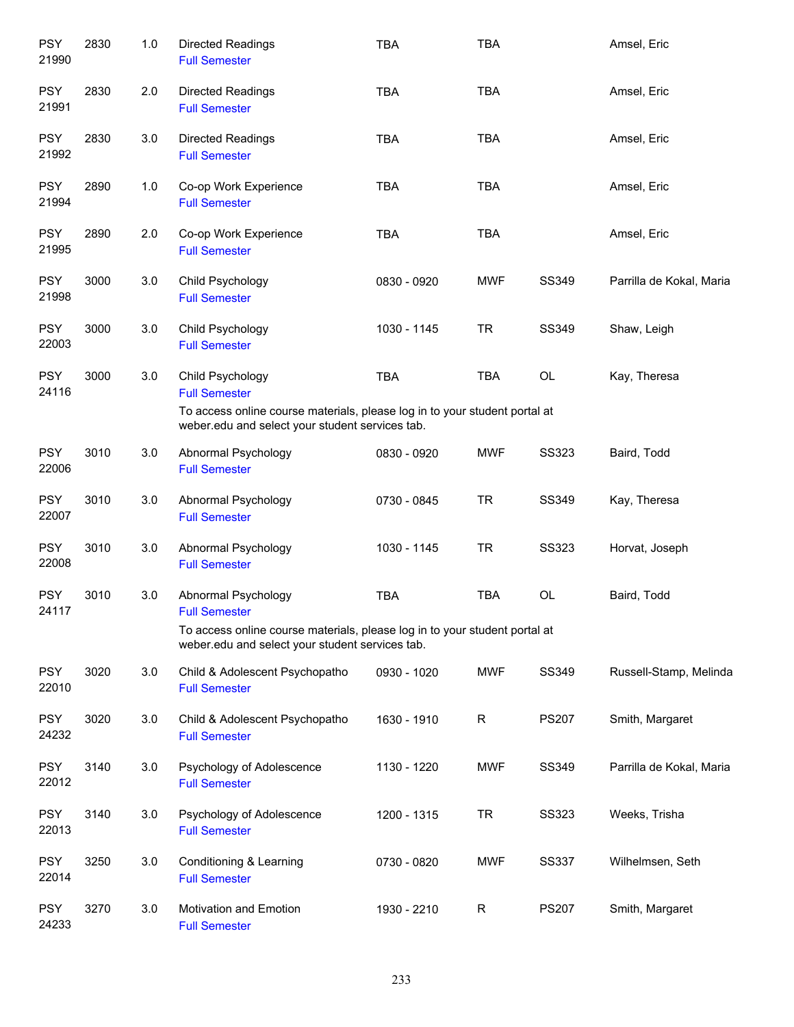| | | | | | | | |
|---|---|---|---|---|---|---|---|
| PSY 21990 | 2830 | 1.0 | Directed Readings<br>Full Semester | TBA | TBA | | Amsel, Eric |
| PSY 21991 | 2830 | 2.0 | Directed Readings<br>Full Semester | TBA | TBA | | Amsel, Eric |
| PSY 21992 | 2830 | 3.0 | Directed Readings<br>Full Semester | TBA | TBA | | Amsel, Eric |
| PSY 21994 | 2890 | 1.0 | Co-op Work Experience<br>Full Semester | TBA | TBA | | Amsel, Eric |
| PSY 21995 | 2890 | 2.0 | Co-op Work Experience<br>Full Semester | TBA | TBA | | Amsel, Eric |
| PSY 21998 | 3000 | 3.0 | Child Psychology<br>Full Semester | 0830 - 0920 | MWF | SS349 | Parrilla de Kokal, Maria |
| PSY 22003 | 3000 | 3.0 | Child Psychology<br>Full Semester | 1030 - 1145 | TR | SS349 | Shaw, Leigh |
| PSY 24116 | 3000 | 3.0 | Child Psychology<br>Full Semester<br>To access online course materials, please log in to your student portal at weber.edu and select your student services tab. | TBA | TBA | OL | Kay, Theresa |
| PSY 22006 | 3010 | 3.0 | Abnormal Psychology<br>Full Semester | 0830 - 0920 | MWF | SS323 | Baird, Todd |
| PSY 22007 | 3010 | 3.0 | Abnormal Psychology<br>Full Semester | 0730 - 0845 | TR | SS349 | Kay, Theresa |
| PSY 22008 | 3010 | 3.0 | Abnormal Psychology<br>Full Semester | 1030 - 1145 | TR | SS323 | Horvat, Joseph |
| PSY 24117 | 3010 | 3.0 | Abnormal Psychology<br>Full Semester<br>To access online course materials, please log in to your student portal at weber.edu and select your student services tab. | TBA | TBA | OL | Baird, Todd |
| PSY 22010 | 3020 | 3.0 | Child & Adolescent Psychopatho<br>Full Semester | 0930 - 1020 | MWF | SS349 | Russell-Stamp, Melinda |
| PSY 24232 | 3020 | 3.0 | Child & Adolescent Psychopatho<br>Full Semester | 1630 - 1910 | R | PS207 | Smith, Margaret |
| PSY 22012 | 3140 | 3.0 | Psychology of Adolescence<br>Full Semester | 1130 - 1220 | MWF | SS349 | Parrilla de Kokal, Maria |
| PSY 22013 | 3140 | 3.0 | Psychology of Adolescence<br>Full Semester | 1200 - 1315 | TR | SS323 | Weeks, Trisha |
| PSY 22014 | 3250 | 3.0 | Conditioning & Learning<br>Full Semester | 0730 - 0820 | MWF | SS337 | Wilhelmsen, Seth |
| PSY 24233 | 3270 | 3.0 | Motivation and Emotion<br>Full Semester | 1930 - 2210 | R | PS207 | Smith, Margaret |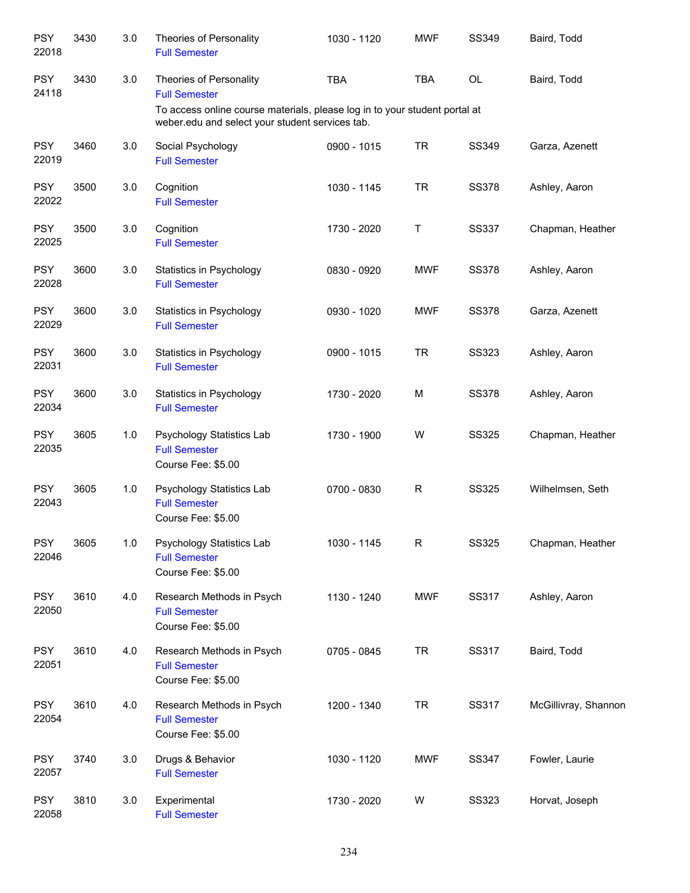| | | | | | | | |
|---|---|---|---|---|---|---|---|
| PSY 22018 | 3430 | 3.0 | Theories of Personality<br>Full Semester | 1030 - 1120 | MWF | SS349 | Baird, Todd |
| PSY 24118 | 3430 | 3.0 | Theories of Personality<br>Full Semester<br>To access online course materials, please log in to your student portal at weber.edu and select your student services tab. | TBA | TBA | OL | Baird, Todd |
| PSY 22019 | 3460 | 3.0 | Social Psychology<br>Full Semester | 0900 - 1015 | TR | SS349 | Garza, Azenett |
| PSY 22022 | 3500 | 3.0 | Cognition<br>Full Semester | 1030 - 1145 | TR | SS378 | Ashley, Aaron |
| PSY 22025 | 3500 | 3.0 | Cognition<br>Full Semester | 1730 - 2020 | T | SS337 | Chapman, Heather |
| PSY 22028 | 3600 | 3.0 | Statistics in Psychology<br>Full Semester | 0830 - 0920 | MWF | SS378 | Ashley, Aaron |
| PSY 22029 | 3600 | 3.0 | Statistics in Psychology<br>Full Semester | 0930 - 1020 | MWF | SS378 | Garza, Azenett |
| PSY 22031 | 3600 | 3.0 | Statistics in Psychology<br>Full Semester | 0900 - 1015 | TR | SS323 | Ashley, Aaron |
| PSY 22034 | 3600 | 3.0 | Statistics in Psychology<br>Full Semester | 1730 - 2020 | M | SS378 | Ashley, Aaron |
| PSY 22035 | 3605 | 1.0 | Psychology Statistics Lab<br>Full Semester<br>Course Fee: $5.00 | 1730 - 1900 | W | SS325 | Chapman, Heather |
| PSY 22043 | 3605 | 1.0 | Psychology Statistics Lab<br>Full Semester<br>Course Fee: $5.00 | 0700 - 0830 | R | SS325 | Wilhelmsen, Seth |
| PSY 22046 | 3605 | 1.0 | Psychology Statistics Lab<br>Full Semester<br>Course Fee: $5.00 | 1030 - 1145 | R | SS325 | Chapman, Heather |
| PSY 22050 | 3610 | 4.0 | Research Methods in Psych<br>Full Semester<br>Course Fee: $5.00 | 1130 - 1240 | MWF | SS317 | Ashley, Aaron |
| PSY 22051 | 3610 | 4.0 | Research Methods in Psych<br>Full Semester<br>Course Fee: $5.00 | 0705 - 0845 | TR | SS317 | Baird, Todd |
| PSY 22054 | 3610 | 4.0 | Research Methods in Psych<br>Full Semester<br>Course Fee: $5.00 | 1200 - 1340 | TR | SS317 | McGillivray, Shannon |
| PSY 22057 | 3740 | 3.0 | Drugs & Behavior<br>Full Semester | 1030 - 1120 | MWF | SS347 | Fowler, Laurie |
| PSY 22058 | 3810 | 3.0 | Experimental<br>Full Semester | 1730 - 2020 | W | SS323 | Horvat, Joseph |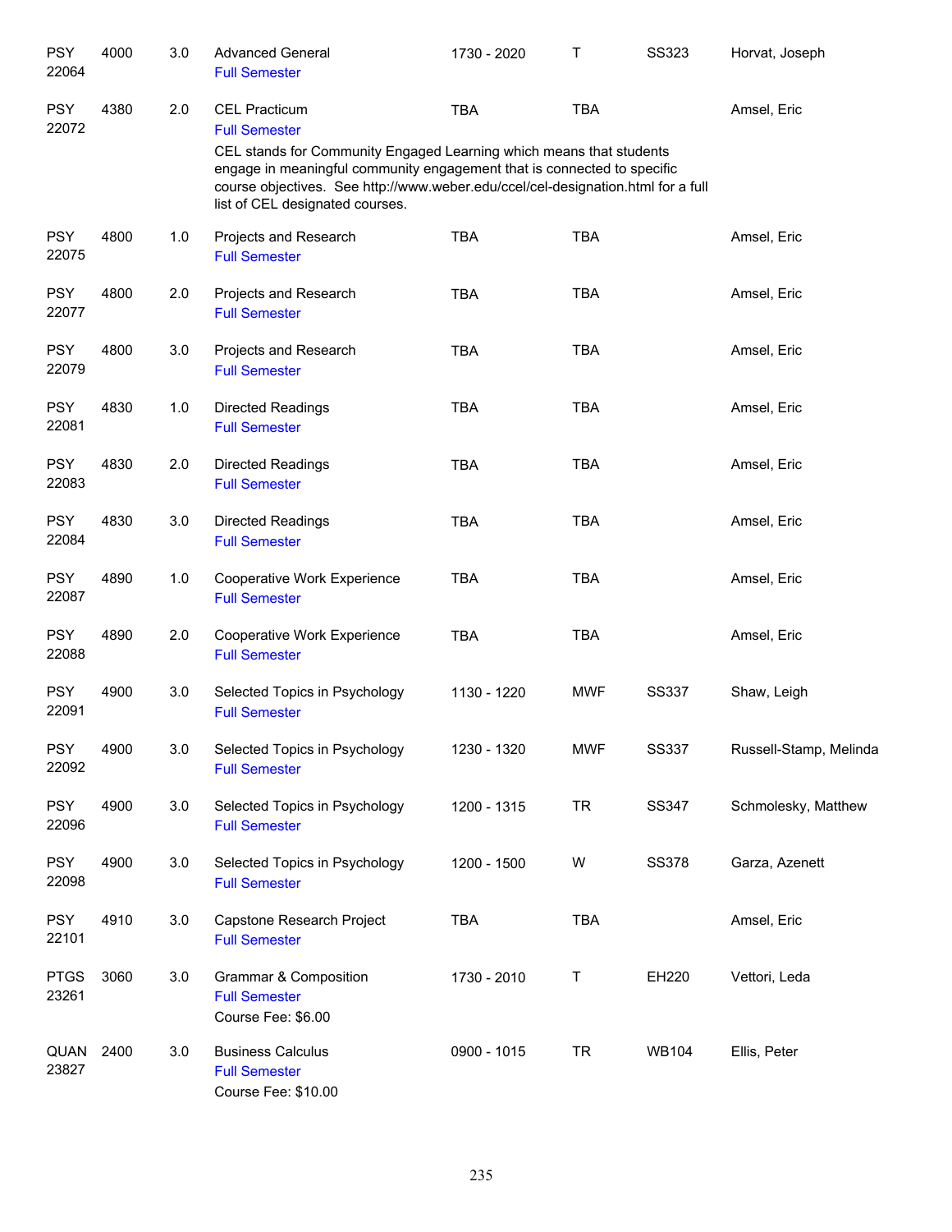| Subject / CRN | Course | Credits | Title | Time | Days | Room | Instructor |
|---|---|---|---|---|---|---|---|
| PSY 22064 | 4000 | 3.0 | Advanced General<br>Full Semester | 1730 - 2020 | T | SS323 | Horvat, Joseph |
| PSY 22072 | 4380 | 2.0 | CEL Practicum<br>Full Semester<br>CEL stands for Community Engaged Learning which means that students engage in meaningful community engagement that is connected to specific course objectives. See http://www.weber.edu/ccel/cel-designation.html for a full list of CEL designated courses. | TBA | TBA | | Amsel, Eric |
| PSY 22075 | 4800 | 1.0 | Projects and Research<br>Full Semester | TBA | TBA | | Amsel, Eric |
| PSY 22077 | 4800 | 2.0 | Projects and Research<br>Full Semester | TBA | TBA | | Amsel, Eric |
| PSY 22079 | 4800 | 3.0 | Projects and Research<br>Full Semester | TBA | TBA | | Amsel, Eric |
| PSY 22081 | 4830 | 1.0 | Directed Readings<br>Full Semester | TBA | TBA | | Amsel, Eric |
| PSY 22083 | 4830 | 2.0 | Directed Readings<br>Full Semester | TBA | TBA | | Amsel, Eric |
| PSY 22084 | 4830 | 3.0 | Directed Readings<br>Full Semester | TBA | TBA | | Amsel, Eric |
| PSY 22087 | 4890 | 1.0 | Cooperative Work Experience<br>Full Semester | TBA | TBA | | Amsel, Eric |
| PSY 22088 | 4890 | 2.0 | Cooperative Work Experience<br>Full Semester | TBA | TBA | | Amsel, Eric |
| PSY 22091 | 4900 | 3.0 | Selected Topics in Psychology<br>Full Semester | 1130 - 1220 | MWF | SS337 | Shaw, Leigh |
| PSY 22092 | 4900 | 3.0 | Selected Topics in Psychology<br>Full Semester | 1230 - 1320 | MWF | SS337 | Russell-Stamp, Melinda |
| PSY 22096 | 4900 | 3.0 | Selected Topics in Psychology<br>Full Semester | 1200 - 1315 | TR | SS347 | Schmolesky, Matthew |
| PSY 22098 | 4900 | 3.0 | Selected Topics in Psychology<br>Full Semester | 1200 - 1500 | W | SS378 | Garza, Azenett |
| PSY 22101 | 4910 | 3.0 | Capstone Research Project<br>Full Semester | TBA | TBA | | Amsel, Eric |
| PTGS 23261 | 3060 | 3.0 | Grammar & Composition<br>Full Semester<br>Course Fee: $6.00 | 1730 - 2010 | T | EH220 | Vettori, Leda |
| QUAN 23827 | 2400 | 3.0 | Business Calculus<br>Full Semester<br>Course Fee: $10.00 | 0900 - 1015 | TR | WB104 | Ellis, Peter |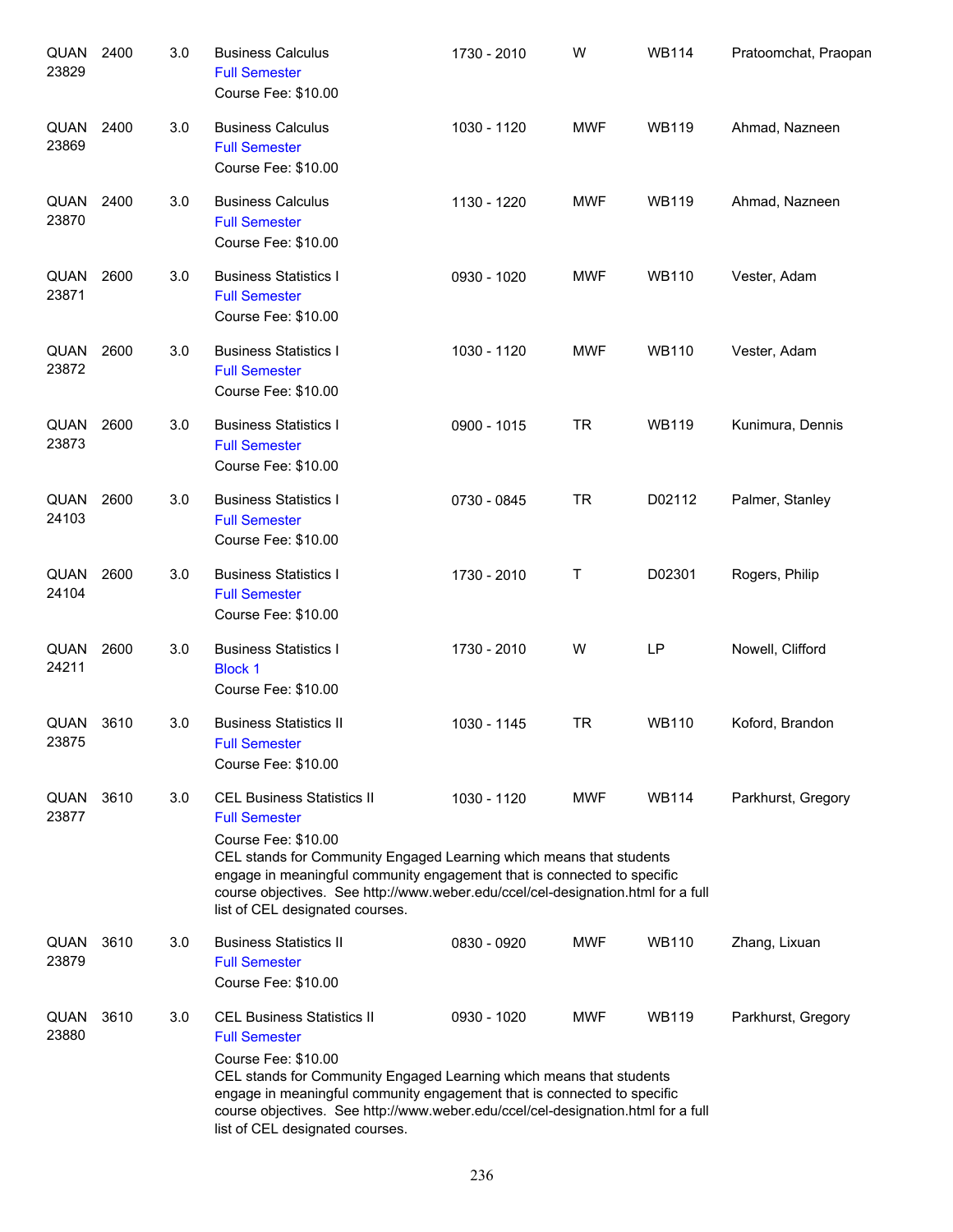| | | | | | | | |
|---|---|---|---|---|---|---|---|
| QUAN 23829 | 2400 | 3.0 | Business Calculus<br>Full Semester<br>Course Fee: $10.00 | 1730 - 2010 | W | WB114 | Pratoomchat, Praopan |
| QUAN 23869 | 2400 | 3.0 | Business Calculus<br>Full Semester<br>Course Fee: $10.00 | 1030 - 1120 | MWF | WB119 | Ahmad, Nazneen |
| QUAN 23870 | 2400 | 3.0 | Business Calculus<br>Full Semester<br>Course Fee: $10.00 | 1130 - 1220 | MWF | WB119 | Ahmad, Nazneen |
| QUAN 23871 | 2600 | 3.0 | Business Statistics I<br>Full Semester<br>Course Fee: $10.00 | 0930 - 1020 | MWF | WB110 | Vester, Adam |
| QUAN 23872 | 2600 | 3.0 | Business Statistics I<br>Full Semester<br>Course Fee: $10.00 | 1030 - 1120 | MWF | WB110 | Vester, Adam |
| QUAN 23873 | 2600 | 3.0 | Business Statistics I<br>Full Semester<br>Course Fee: $10.00 | 0900 - 1015 | TR | WB119 | Kunimura, Dennis |
| QUAN 24103 | 2600 | 3.0 | Business Statistics I<br>Full Semester<br>Course Fee: $10.00 | 0730 - 0845 | TR | D02112 | Palmer, Stanley |
| QUAN 24104 | 2600 | 3.0 | Business Statistics I<br>Full Semester<br>Course Fee: $10.00 | 1730 - 2010 | T | D02301 | Rogers, Philip |
| QUAN 24211 | 2600 | 3.0 | Business Statistics I<br>Block 1<br>Course Fee: $10.00 | 1730 - 2010 | W | LP | Nowell, Clifford |
| QUAN 23875 | 3610 | 3.0 | Business Statistics II<br>Full Semester<br>Course Fee: $10.00 | 1030 - 1145 | TR | WB110 | Koford, Brandon |
| QUAN 23877 | 3610 | 3.0 | CEL Business Statistics II<br>Full Semester<br>Course Fee: $10.00<br>CEL stands for Community Engaged Learning which means that students engage in meaningful community engagement that is connected to specific course objectives. See http://www.weber.edu/ccel/cel-designation.html for a full list of CEL designated courses. | 1030 - 1120 | MWF | WB114 | Parkhurst, Gregory |
| QUAN 23879 | 3610 | 3.0 | Business Statistics II<br>Full Semester<br>Course Fee: $10.00 | 0830 - 0920 | MWF | WB110 | Zhang, Lixuan |
| QUAN 23880 | 3610 | 3.0 | CEL Business Statistics II<br>Full Semester<br>Course Fee: $10.00<br>CEL stands for Community Engaged Learning which means that students engage in meaningful community engagement that is connected to specific course objectives. See http://www.weber.edu/ccel/cel-designation.html for a full list of CEL designated courses. | 0930 - 1020 | MWF | WB119 | Parkhurst, Gregory |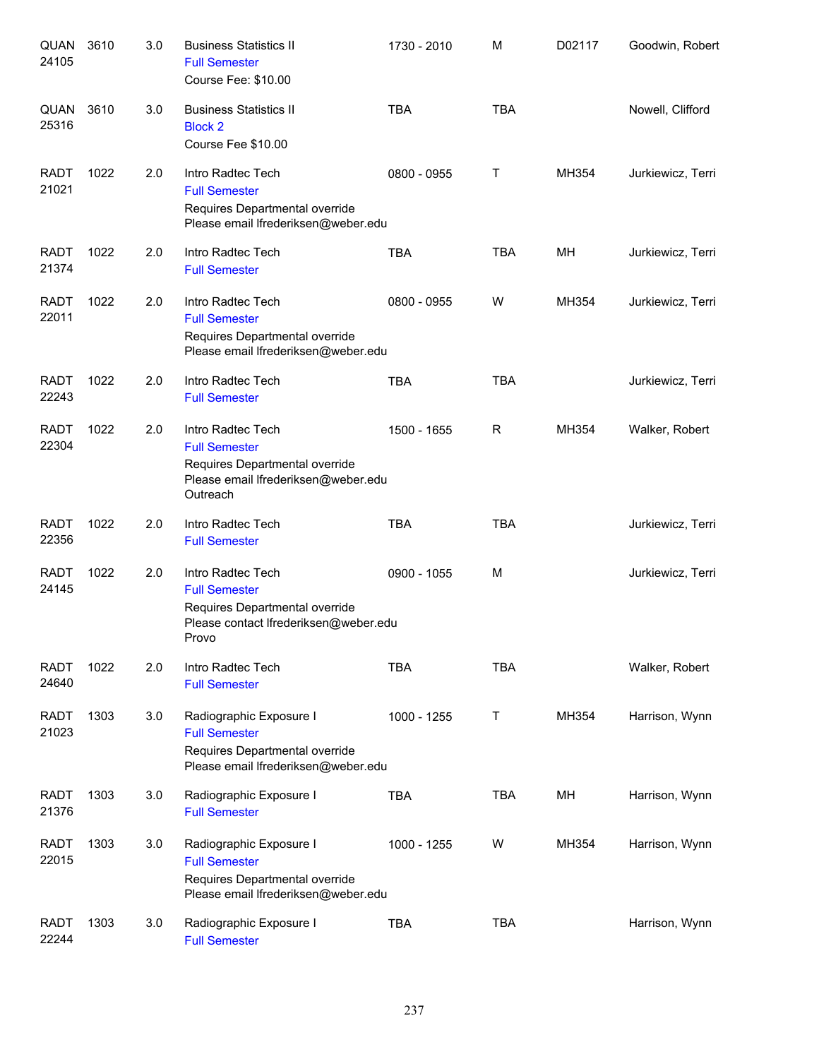| | | | | | | | |
|---|---|---|---|---|---|---|---|
| QUAN 24105 | 3610 | 3.0 | Business Statistics II<br>Full Semester<br>Course Fee: $10.00 | 1730 - 2010 | M | D02117 | Goodwin, Robert |
| QUAN 25316 | 3610 | 3.0 | Business Statistics II<br>Block 2<br>Course Fee $10.00 | TBA | TBA | | Nowell, Clifford |
| RADT 21021 | 1022 | 2.0 | Intro Radtec Tech<br>Full Semester<br>Requires Departmental override<br>Please email lfrederiksen@weber.edu | 0800 - 0955 | T | MH354 | Jurkiewicz, Terri |
| RADT 21374 | 1022 | 2.0 | Intro Radtec Tech<br>Full Semester | TBA | TBA | MH | Jurkiewicz, Terri |
| RADT 22011 | 1022 | 2.0 | Intro Radtec Tech<br>Full Semester<br>Requires Departmental override<br>Please email lfrederiksen@weber.edu | 0800 - 0955 | W | MH354 | Jurkiewicz, Terri |
| RADT 22243 | 1022 | 2.0 | Intro Radtec Tech<br>Full Semester | TBA | TBA | | Jurkiewicz, Terri |
| RADT 22304 | 1022 | 2.0 | Intro Radtec Tech<br>Full Semester<br>Requires Departmental override<br>Please email lfrederiksen@weber.edu<br>Outreach | 1500 - 1655 | R | MH354 | Walker, Robert |
| RADT 22356 | 1022 | 2.0 | Intro Radtec Tech<br>Full Semester | TBA | TBA | | Jurkiewicz, Terri |
| RADT 24145 | 1022 | 2.0 | Intro Radtec Tech<br>Full Semester<br>Requires Departmental override<br>Please contact lfrederiksen@weber.edu<br>Provo | 0900 - 1055 | M | | Jurkiewicz, Terri |
| RADT 24640 | 1022 | 2.0 | Intro Radtec Tech<br>Full Semester | TBA | TBA | | Walker, Robert |
| RADT 21023 | 1303 | 3.0 | Radiographic Exposure I<br>Full Semester<br>Requires Departmental override<br>Please email lfrederiksen@weber.edu | 1000 - 1255 | T | MH354 | Harrison, Wynn |
| RADT 21376 | 1303 | 3.0 | Radiographic Exposure I<br>Full Semester | TBA | TBA | MH | Harrison, Wynn |
| RADT 22015 | 1303 | 3.0 | Radiographic Exposure I<br>Full Semester<br>Requires Departmental override<br>Please email lfrederiksen@weber.edu | 1000 - 1255 | W | MH354 | Harrison, Wynn |
| RADT 22244 | 1303 | 3.0 | Radiographic Exposure I<br>Full Semester | TBA | TBA | | Harrison, Wynn |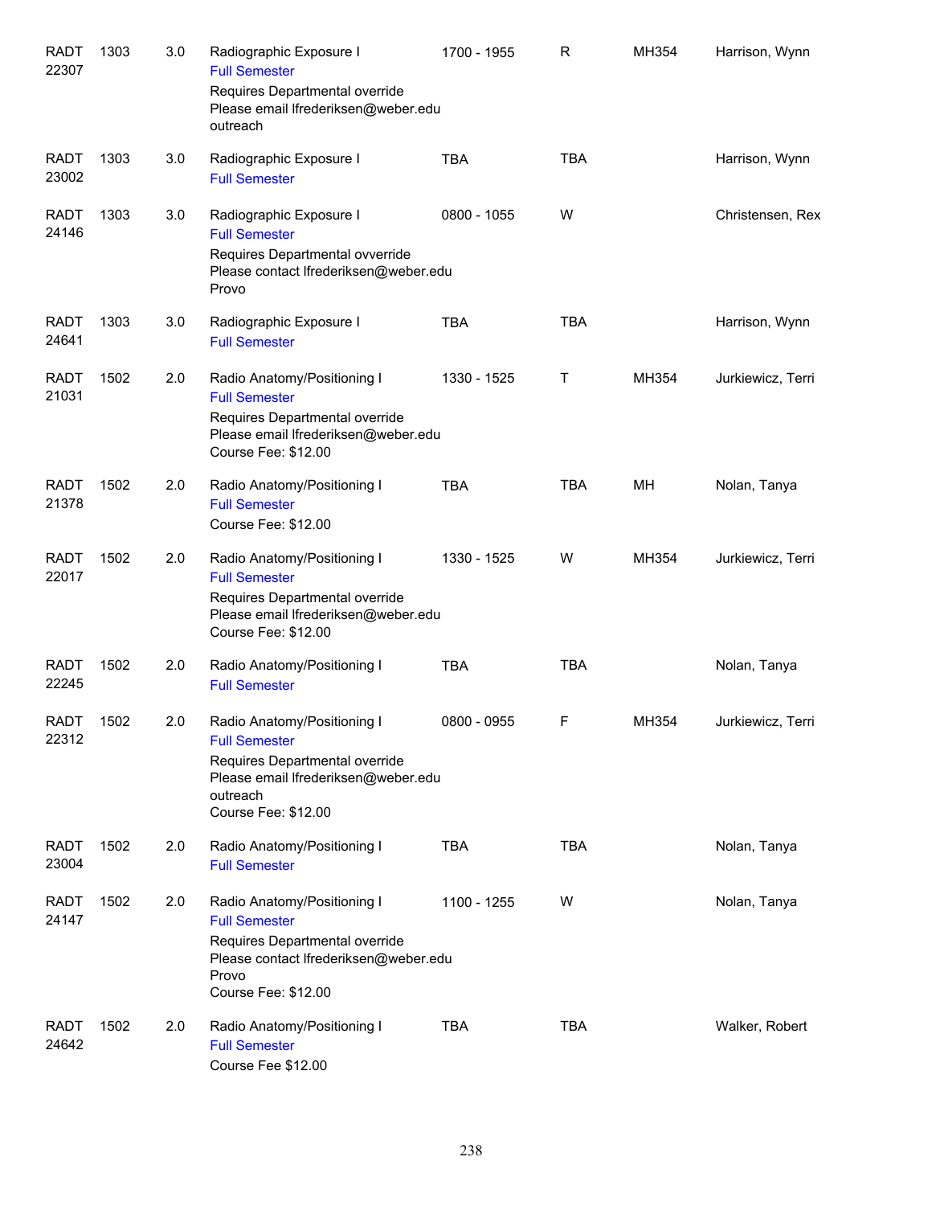| | | | | | | | |
|---|---|---|---|---|---|---|---|
| RADT 22307 | 1303 | 3.0 | Radiographic Exposure I<br>Full Semester<br>Requires Departmental override<br>Please email lfrederiksen@weber.edu<br>outreach | 1700 - 1955 | R | MH354 | Harrison, Wynn |
| RADT 23002 | 1303 | 3.0 | Radiographic Exposure I<br>Full Semester | TBA | TBA | | Harrison, Wynn |
| RADT 24146 | 1303 | 3.0 | Radiographic Exposure I<br>Full Semester<br>Requires Departmental ovverride<br>Please contact lfrederiksen@weber.edu<br>Provo | 0800 - 1055 | W | | Christensen, Rex |
| RADT 24641 | 1303 | 3.0 | Radiographic Exposure I<br>Full Semester | TBA | TBA | | Harrison, Wynn |
| RADT 21031 | 1502 | 2.0 | Radio Anatomy/Positioning I<br>Full Semester<br>Requires Departmental override<br>Please email lfrederiksen@weber.edu<br>Course Fee: $12.00 | 1330 - 1525 | T | MH354 | Jurkiewicz, Terri |
| RADT 21378 | 1502 | 2.0 | Radio Anatomy/Positioning I<br>Full Semester<br>Course Fee: $12.00 | TBA | TBA | MH | Nolan, Tanya |
| RADT 22017 | 1502 | 2.0 | Radio Anatomy/Positioning I<br>Full Semester<br>Requires Departmental override<br>Please email lfrederiksen@weber.edu<br>Course Fee: $12.00 | 1330 - 1525 | W | MH354 | Jurkiewicz, Terri |
| RADT 22245 | 1502 | 2.0 | Radio Anatomy/Positioning I<br>Full Semester | TBA | TBA | | Nolan, Tanya |
| RADT 22312 | 1502 | 2.0 | Radio Anatomy/Positioning I<br>Full Semester<br>Requires Departmental override<br>Please email lfrederiksen@weber.edu<br>outreach<br>Course Fee: $12.00 | 0800 - 0955 | F | MH354 | Jurkiewicz, Terri |
| RADT 23004 | 1502 | 2.0 | Radio Anatomy/Positioning I<br>Full Semester | TBA | TBA | | Nolan, Tanya |
| RADT 24147 | 1502 | 2.0 | Radio Anatomy/Positioning I<br>Full Semester<br>Requires Departmental override<br>Please contact lfrederiksen@weber.edu<br>Provo<br>Course Fee: $12.00 | 1100 - 1255 | W | | Nolan, Tanya |
| RADT 24642 | 1502 | 2.0 | Radio Anatomy/Positioning I<br>Full Semester<br>Course Fee $12.00 | TBA | TBA | | Walker, Robert |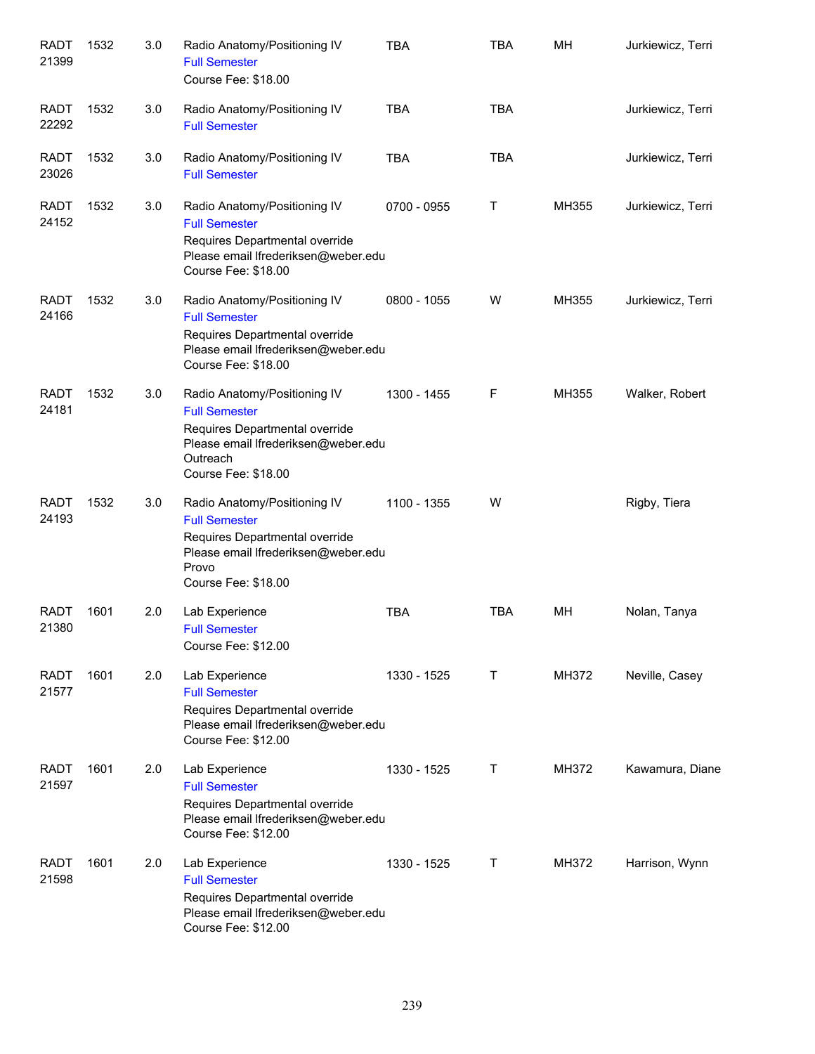| | | | | | | | |
|---|---|---|---|---|---|---|---|
| RADT 21399 | 1532 | 3.0 | Radio Anatomy/Positioning IV<br>Full Semester<br>Course Fee: $18.00 | TBA | TBA | MH | Jurkiewicz, Terri |
| RADT 22292 | 1532 | 3.0 | Radio Anatomy/Positioning IV<br>Full Semester | TBA | TBA | | Jurkiewicz, Terri |
| RADT 23026 | 1532 | 3.0 | Radio Anatomy/Positioning IV<br>Full Semester | TBA | TBA | | Jurkiewicz, Terri |
| RADT 24152 | 1532 | 3.0 | Radio Anatomy/Positioning IV<br>Full Semester<br>Requires Departmental override<br>Please email lfrederiksen@weber.edu<br>Course Fee: $18.00 | 0700 - 0955 | T | MH355 | Jurkiewicz, Terri |
| RADT 24166 | 1532 | 3.0 | Radio Anatomy/Positioning IV<br>Full Semester<br>Requires Departmental override<br>Please email lfrederiksen@weber.edu<br>Course Fee: $18.00 | 0800 - 1055 | W | MH355 | Jurkiewicz, Terri |
| RADT 24181 | 1532 | 3.0 | Radio Anatomy/Positioning IV<br>Full Semester<br>Requires Departmental override<br>Please email lfrederiksen@weber.edu<br>Outreach<br>Course Fee: $18.00 | 1300 - 1455 | F | MH355 | Walker, Robert |
| RADT 24193 | 1532 | 3.0 | Radio Anatomy/Positioning IV<br>Full Semester<br>Requires Departmental override<br>Please email lfrederiksen@weber.edu<br>Provo<br>Course Fee: $18.00 | 1100 - 1355 | W | | Rigby, Tiera |
| RADT 21380 | 1601 | 2.0 | Lab Experience<br>Full Semester<br>Course Fee: $12.00 | TBA | TBA | MH | Nolan, Tanya |
| RADT 21577 | 1601 | 2.0 | Lab Experience<br>Full Semester<br>Requires Departmental override<br>Please email lfrederiksen@weber.edu<br>Course Fee: $12.00 | 1330 - 1525 | T | MH372 | Neville, Casey |
| RADT 21597 | 1601 | 2.0 | Lab Experience<br>Full Semester<br>Requires Departmental override<br>Please email lfrederiksen@weber.edu<br>Course Fee: $12.00 | 1330 - 1525 | T | MH372 | Kawamura, Diane |
| RADT 21598 | 1601 | 2.0 | Lab Experience<br>Full Semester<br>Requires Departmental override<br>Please email lfrederiksen@weber.edu<br>Course Fee: $12.00 | 1330 - 1525 | T | MH372 | Harrison, Wynn |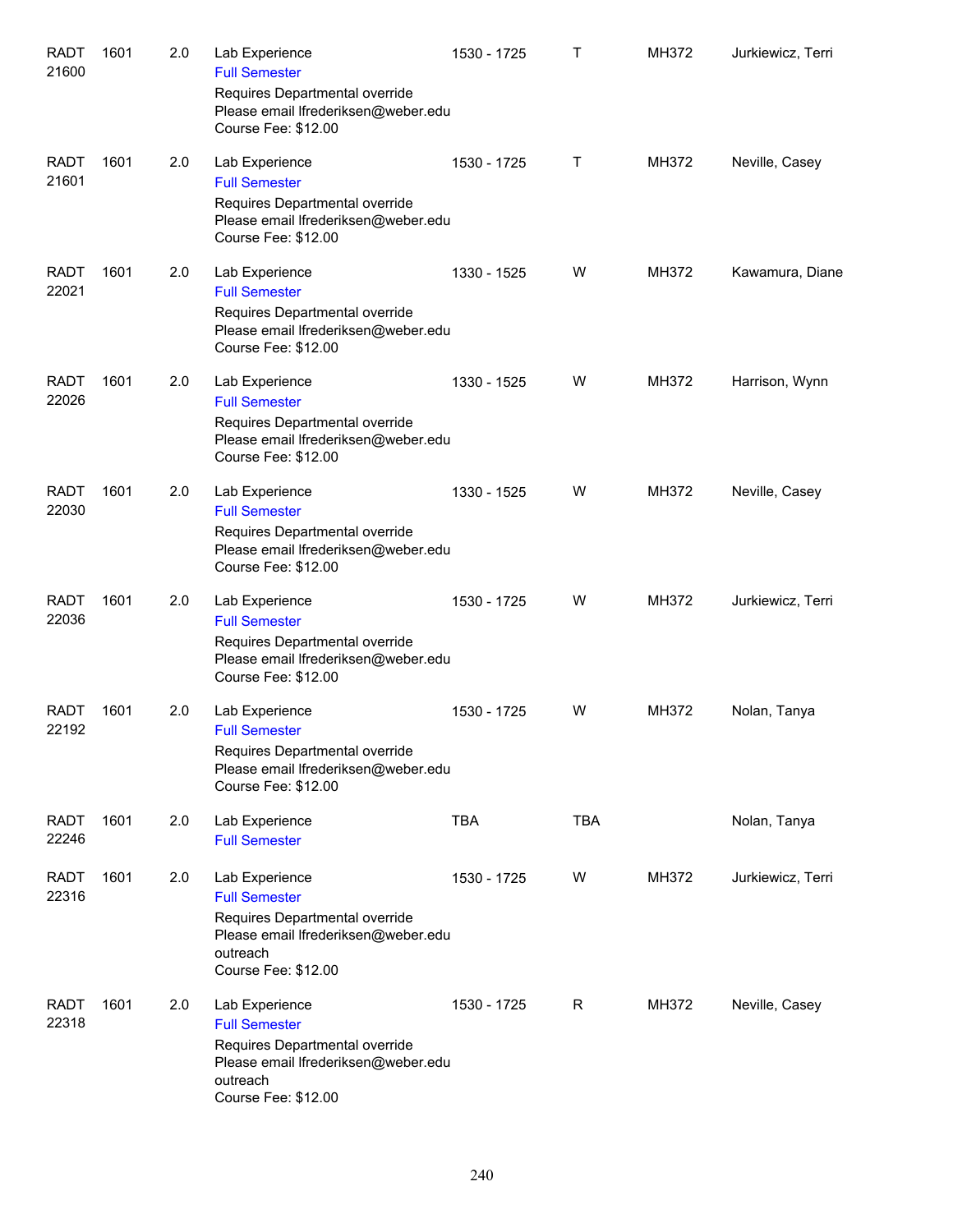| | | | | | | | |
|---|---|---|---|---|---|---|---|
| RADT 21600 | 1601 | 2.0 | Lab Experience<br>Full Semester<br>Requires Departmental override<br>Please email lfrederiksen@weber.edu<br>Course Fee: $12.00 | 1530 - 1725 | T | MH372 | Jurkiewicz, Terri |
| RADT 21601 | 1601 | 2.0 | Lab Experience<br>Full Semester<br>Requires Departmental override<br>Please email lfrederiksen@weber.edu<br>Course Fee: $12.00 | 1530 - 1725 | T | MH372 | Neville, Casey |
| RADT 22021 | 1601 | 2.0 | Lab Experience<br>Full Semester<br>Requires Departmental override<br>Please email lfrederiksen@weber.edu<br>Course Fee: $12.00 | 1330 - 1525 | W | MH372 | Kawamura, Diane |
| RADT 22026 | 1601 | 2.0 | Lab Experience<br>Full Semester<br>Requires Departmental override<br>Please email lfrederiksen@weber.edu<br>Course Fee: $12.00 | 1330 - 1525 | W | MH372 | Harrison, Wynn |
| RADT 22030 | 1601 | 2.0 | Lab Experience<br>Full Semester<br>Requires Departmental override<br>Please email lfrederiksen@weber.edu<br>Course Fee: $12.00 | 1330 - 1525 | W | MH372 | Neville, Casey |
| RADT 22036 | 1601 | 2.0 | Lab Experience<br>Full Semester<br>Requires Departmental override<br>Please email lfrederiksen@weber.edu<br>Course Fee: $12.00 | 1530 - 1725 | W | MH372 | Jurkiewicz, Terri |
| RADT 22192 | 1601 | 2.0 | Lab Experience<br>Full Semester<br>Requires Departmental override<br>Please email lfrederiksen@weber.edu<br>Course Fee: $12.00 | 1530 - 1725 | W | MH372 | Nolan, Tanya |
| RADT 22246 | 1601 | 2.0 | Lab Experience<br>Full Semester | TBA | TBA | | Nolan, Tanya |
| RADT 22316 | 1601 | 2.0 | Lab Experience<br>Full Semester<br>Requires Departmental override<br>Please email lfrederiksen@weber.edu<br>outreach<br>Course Fee: $12.00 | 1530 - 1725 | W | MH372 | Jurkiewicz, Terri |
| RADT 22318 | 1601 | 2.0 | Lab Experience<br>Full Semester<br>Requires Departmental override<br>Please email lfrederiksen@weber.edu<br>outreach<br>Course Fee: $12.00 | 1530 - 1725 | R | MH372 | Neville, Casey |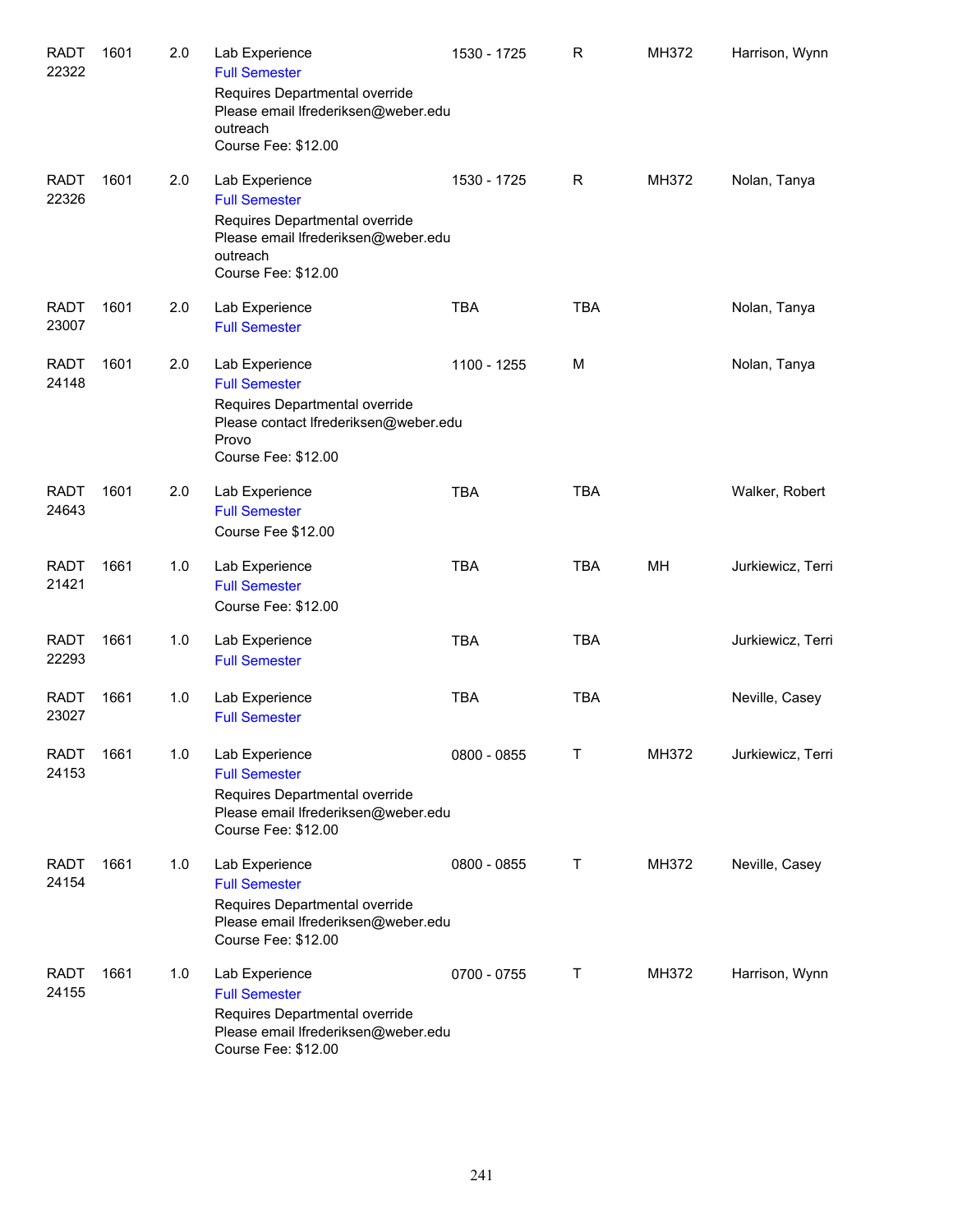| | | | | | | | |
|---|---|---|---|---|---|---|---|
| RADT 22322 | 1601 | 2.0 | Lab Experience<br>Full Semester<br>Requires Departmental override<br>Please email lfrederiksen@weber.edu<br>outreach<br>Course Fee: $12.00 | 1530 - 1725 | R | MH372 | Harrison, Wynn |
| RADT 22326 | 1601 | 2.0 | Lab Experience<br>Full Semester<br>Requires Departmental override<br>Please email lfrederiksen@weber.edu<br>outreach<br>Course Fee: $12.00 | 1530 - 1725 | R | MH372 | Nolan, Tanya |
| RADT 23007 | 1601 | 2.0 | Lab Experience<br>Full Semester | TBA | TBA | | Nolan, Tanya |
| RADT 24148 | 1601 | 2.0 | Lab Experience<br>Full Semester<br>Requires Departmental override<br>Please contact lfrederiksen@weber.edu<br>Provo<br>Course Fee: $12.00 | 1100 - 1255 | M | | Nolan, Tanya |
| RADT 24643 | 1601 | 2.0 | Lab Experience<br>Full Semester<br>Course Fee $12.00 | TBA | TBA | | Walker, Robert |
| RADT 21421 | 1661 | 1.0 | Lab Experience<br>Full Semester<br>Course Fee: $12.00 | TBA | TBA | MH | Jurkiewicz, Terri |
| RADT 22293 | 1661 | 1.0 | Lab Experience<br>Full Semester | TBA | TBA | | Jurkiewicz, Terri |
| RADT 23027 | 1661 | 1.0 | Lab Experience<br>Full Semester | TBA | TBA | | Neville, Casey |
| RADT 24153 | 1661 | 1.0 | Lab Experience<br>Full Semester<br>Requires Departmental override<br>Please email lfrederiksen@weber.edu<br>Course Fee: $12.00 | 0800 - 0855 | T | MH372 | Jurkiewicz, Terri |
| RADT 24154 | 1661 | 1.0 | Lab Experience<br>Full Semester<br>Requires Departmental override<br>Please email lfrederiksen@weber.edu<br>Course Fee: $12.00 | 0800 - 0855 | T | MH372 | Neville, Casey |
| RADT 24155 | 1661 | 1.0 | Lab Experience<br>Full Semester<br>Requires Departmental override<br>Please email lfrederiksen@weber.edu<br>Course Fee: $12.00 | 0700 - 0755 | T | MH372 | Harrison, Wynn |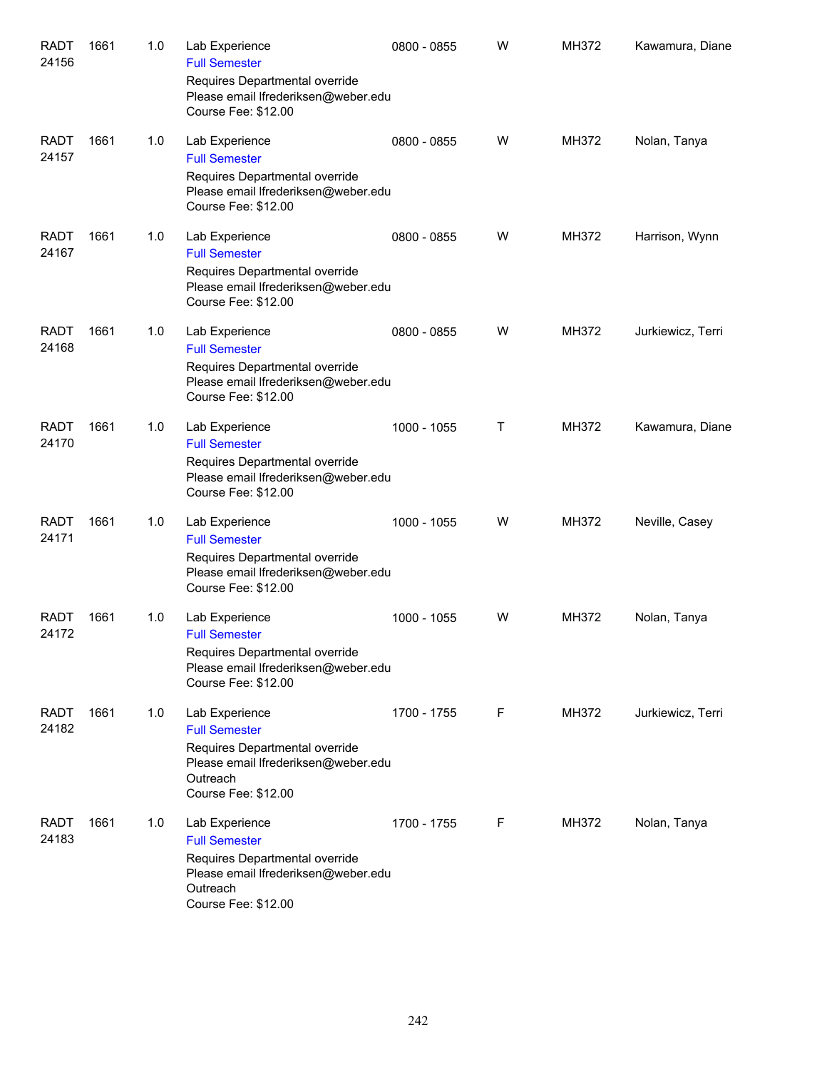| | | | | | | | |
|---|---|---|---|---|---|---|---|
| RADT 24156 | 1661 | 1.0 | Lab Experience<br>Full Semester<br>Requires Departmental override<br>Please email lfrederiksen@weber.edu<br>Course Fee: $12.00 | 0800 - 0855 | W | MH372 | Kawamura, Diane |
| RADT 24157 | 1661 | 1.0 | Lab Experience<br>Full Semester<br>Requires Departmental override<br>Please email lfrederiksen@weber.edu<br>Course Fee: $12.00 | 0800 - 0855 | W | MH372 | Nolan, Tanya |
| RADT 24167 | 1661 | 1.0 | Lab Experience<br>Full Semester<br>Requires Departmental override<br>Please email lfrederiksen@weber.edu<br>Course Fee: $12.00 | 0800 - 0855 | W | MH372 | Harrison, Wynn |
| RADT 24168 | 1661 | 1.0 | Lab Experience<br>Full Semester<br>Requires Departmental override<br>Please email lfrederiksen@weber.edu<br>Course Fee: $12.00 | 0800 - 0855 | W | MH372 | Jurkiewicz, Terri |
| RADT 24170 | 1661 | 1.0 | Lab Experience<br>Full Semester<br>Requires Departmental override<br>Please email lfrederiksen@weber.edu<br>Course Fee: $12.00 | 1000 - 1055 | T | MH372 | Kawamura, Diane |
| RADT 24171 | 1661 | 1.0 | Lab Experience<br>Full Semester<br>Requires Departmental override<br>Please email lfrederiksen@weber.edu<br>Course Fee: $12.00 | 1000 - 1055 | W | MH372 | Neville, Casey |
| RADT 24172 | 1661 | 1.0 | Lab Experience<br>Full Semester<br>Requires Departmental override<br>Please email lfrederiksen@weber.edu<br>Course Fee: $12.00 | 1000 - 1055 | W | MH372 | Nolan, Tanya |
| RADT 24182 | 1661 | 1.0 | Lab Experience<br>Full Semester<br>Requires Departmental override<br>Please email lfrederiksen@weber.edu<br>Outreach<br>Course Fee: $12.00 | 1700 - 1755 | F | MH372 | Jurkiewicz, Terri |
| RADT 24183 | 1661 | 1.0 | Lab Experience<br>Full Semester<br>Requires Departmental override<br>Please email lfrederiksen@weber.edu<br>Outreach<br>Course Fee: $12.00 | 1700 - 1755 | F | MH372 | Nolan, Tanya |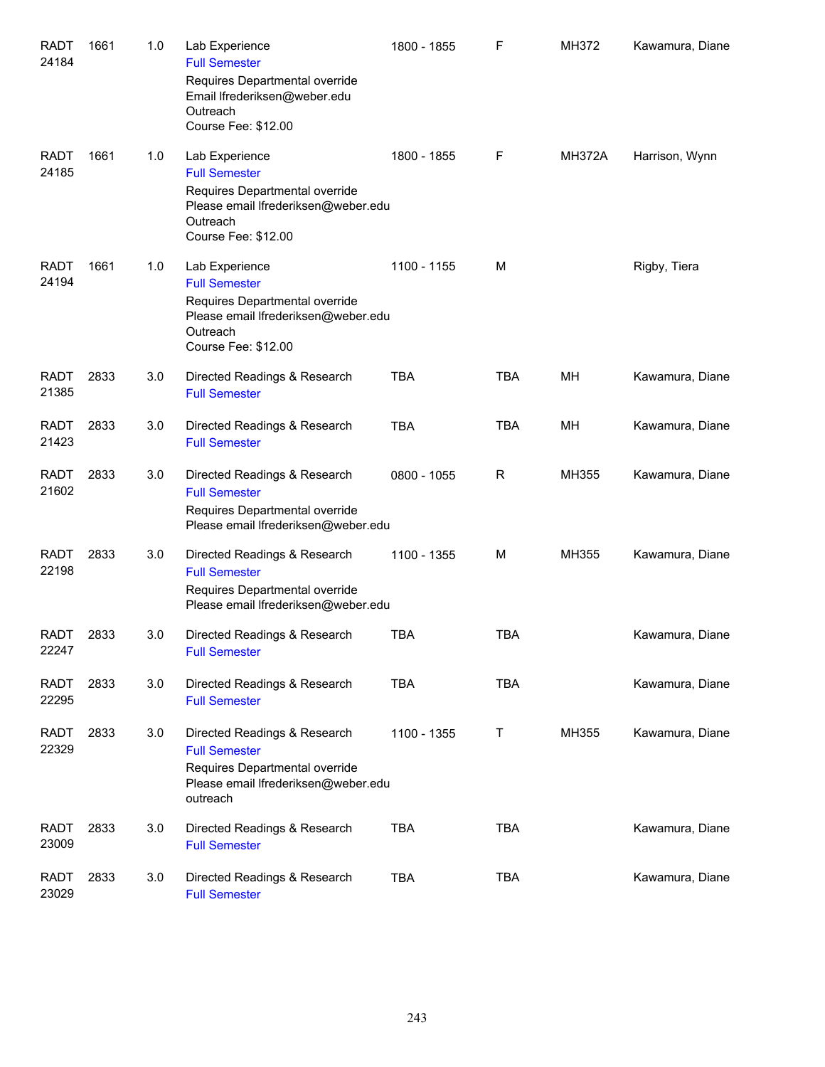| | | | | | | | |
|---|---|---|---|---|---|---|---|
| RADT 24184 | 1661 | 1.0 | Lab Experience<br>Full Semester<br>Requires Departmental override<br>Email lfrederiksen@weber.edu<br>Outreach<br>Course Fee: $12.00 | 1800 - 1855 | F | MH372 | Kawamura, Diane |
| RADT 24185 | 1661 | 1.0 | Lab Experience<br>Full Semester<br>Requires Departmental override<br>Please email lfrederiksen@weber.edu<br>Outreach<br>Course Fee: $12.00 | 1800 - 1855 | F | MH372A | Harrison, Wynn |
| RADT 24194 | 1661 | 1.0 | Lab Experience<br>Full Semester<br>Requires Departmental override<br>Please email lfrederiksen@weber.edu<br>Outreach<br>Course Fee: $12.00 | 1100 - 1155 | M | | Rigby, Tiera |
| RADT 21385 | 2833 | 3.0 | Directed Readings & Research<br>Full Semester | TBA | TBA | MH | Kawamura, Diane |
| RADT 21423 | 2833 | 3.0 | Directed Readings & Research<br>Full Semester | TBA | TBA | MH | Kawamura, Diane |
| RADT 21602 | 2833 | 3.0 | Directed Readings & Research<br>Full Semester<br>Requires Departmental override<br>Please email lfrederiksen@weber.edu | 0800 - 1055 | R | MH355 | Kawamura, Diane |
| RADT 22198 | 2833 | 3.0 | Directed Readings & Research<br>Full Semester<br>Requires Departmental override<br>Please email lfrederiksen@weber.edu | 1100 - 1355 | M | MH355 | Kawamura, Diane |
| RADT 22247 | 2833 | 3.0 | Directed Readings & Research<br>Full Semester | TBA | TBA | | Kawamura, Diane |
| RADT 22295 | 2833 | 3.0 | Directed Readings & Research<br>Full Semester | TBA | TBA | | Kawamura, Diane |
| RADT 22329 | 2833 | 3.0 | Directed Readings & Research<br>Full Semester<br>Requires Departmental override<br>Please email lfrederiksen@weber.edu<br>outreach | 1100 - 1355 | T | MH355 | Kawamura, Diane |
| RADT 23009 | 2833 | 3.0 | Directed Readings & Research<br>Full Semester | TBA | TBA | | Kawamura, Diane |
| RADT 23029 | 2833 | 3.0 | Directed Readings & Research<br>Full Semester | TBA | TBA | | Kawamura, Diane |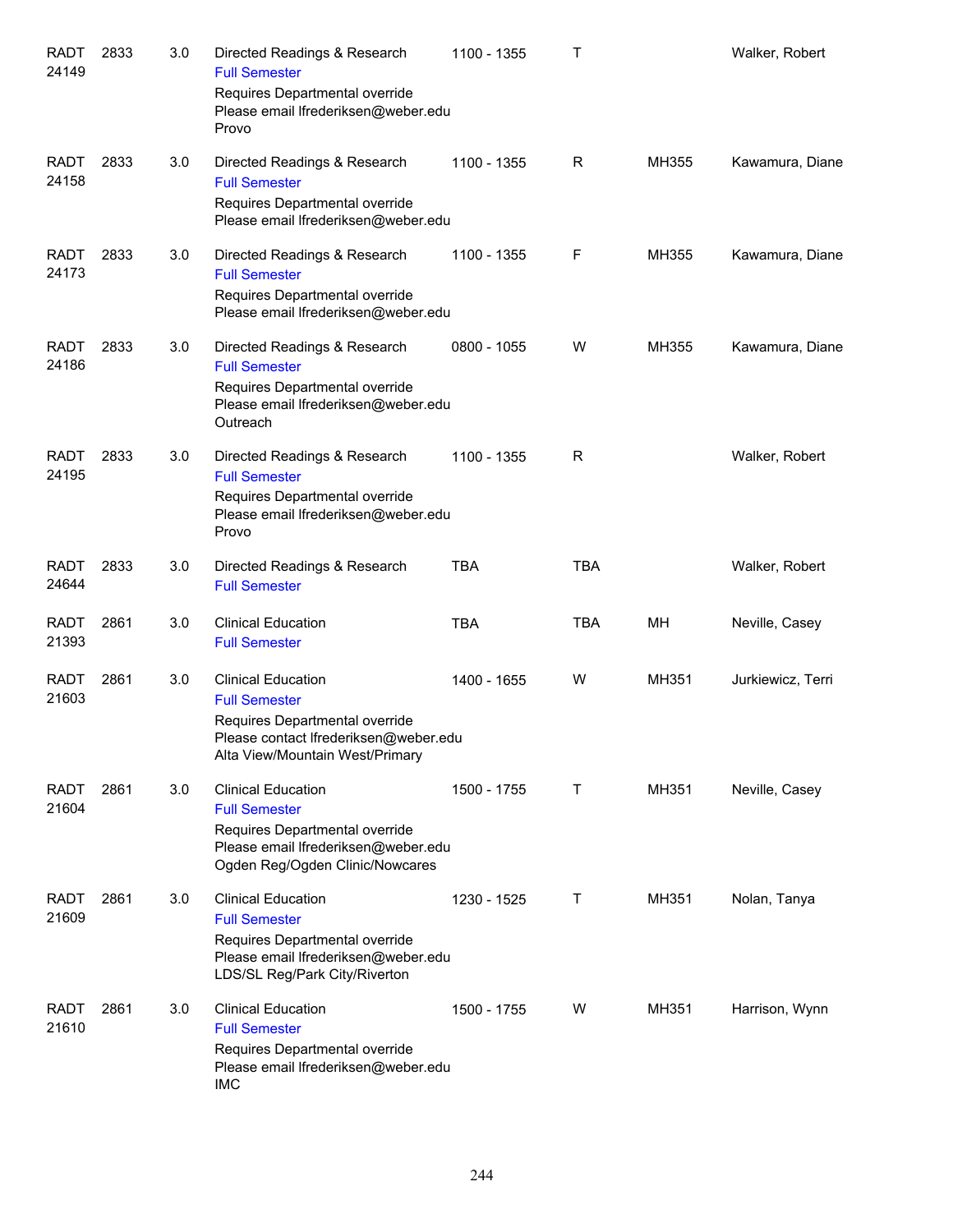| | | | | | | | |
|---|---|---|---|---|---|---|---|
| RADT 24149 | 2833 | 3.0 | Directed Readings & Research<br>Full Semester<br>Requires Departmental override<br>Please email lfrederiksen@weber.edu<br>Provo | 1100 - 1355 | T | | Walker, Robert |
| RADT 24158 | 2833 | 3.0 | Directed Readings & Research<br>Full Semester<br>Requires Departmental override<br>Please email lfrederiksen@weber.edu | 1100 - 1355 | R | MH355 | Kawamura, Diane |
| RADT 24173 | 2833 | 3.0 | Directed Readings & Research<br>Full Semester<br>Requires Departmental override<br>Please email lfrederiksen@weber.edu | 1100 - 1355 | F | MH355 | Kawamura, Diane |
| RADT 24186 | 2833 | 3.0 | Directed Readings & Research<br>Full Semester<br>Requires Departmental override<br>Please email lfrederiksen@weber.edu<br>Outreach | 0800 - 1055 | W | MH355 | Kawamura, Diane |
| RADT 24195 | 2833 | 3.0 | Directed Readings & Research<br>Full Semester<br>Requires Departmental override<br>Please email lfrederiksen@weber.edu<br>Provo | 1100 - 1355 | R | | Walker, Robert |
| RADT 24644 | 2833 | 3.0 | Directed Readings & Research<br>Full Semester | TBA | TBA | | Walker, Robert |
| RADT 21393 | 2861 | 3.0 | Clinical Education<br>Full Semester | TBA | TBA | MH | Neville, Casey |
| RADT 21603 | 2861 | 3.0 | Clinical Education<br>Full Semester<br>Requires Departmental override<br>Please contact lfrederiksen@weber.edu<br>Alta View/Mountain West/Primary | 1400 - 1655 | W | MH351 | Jurkiewicz, Terri |
| RADT 21604 | 2861 | 3.0 | Clinical Education<br>Full Semester<br>Requires Departmental override<br>Please email lfrederiksen@weber.edu<br>Ogden Reg/Ogden Clinic/Nowcares | 1500 - 1755 | T | MH351 | Neville, Casey |
| RADT 21609 | 2861 | 3.0 | Clinical Education<br>Full Semester<br>Requires Departmental override<br>Please email lfrederiksen@weber.edu<br>LDS/SL Reg/Park City/Riverton | 1230 - 1525 | T | MH351 | Nolan, Tanya |
| RADT 21610 | 2861 | 3.0 | Clinical Education<br>Full Semester<br>Requires Departmental override<br>Please email lfrederiksen@weber.edu<br>IMC | 1500 - 1755 | W | MH351 | Harrison, Wynn |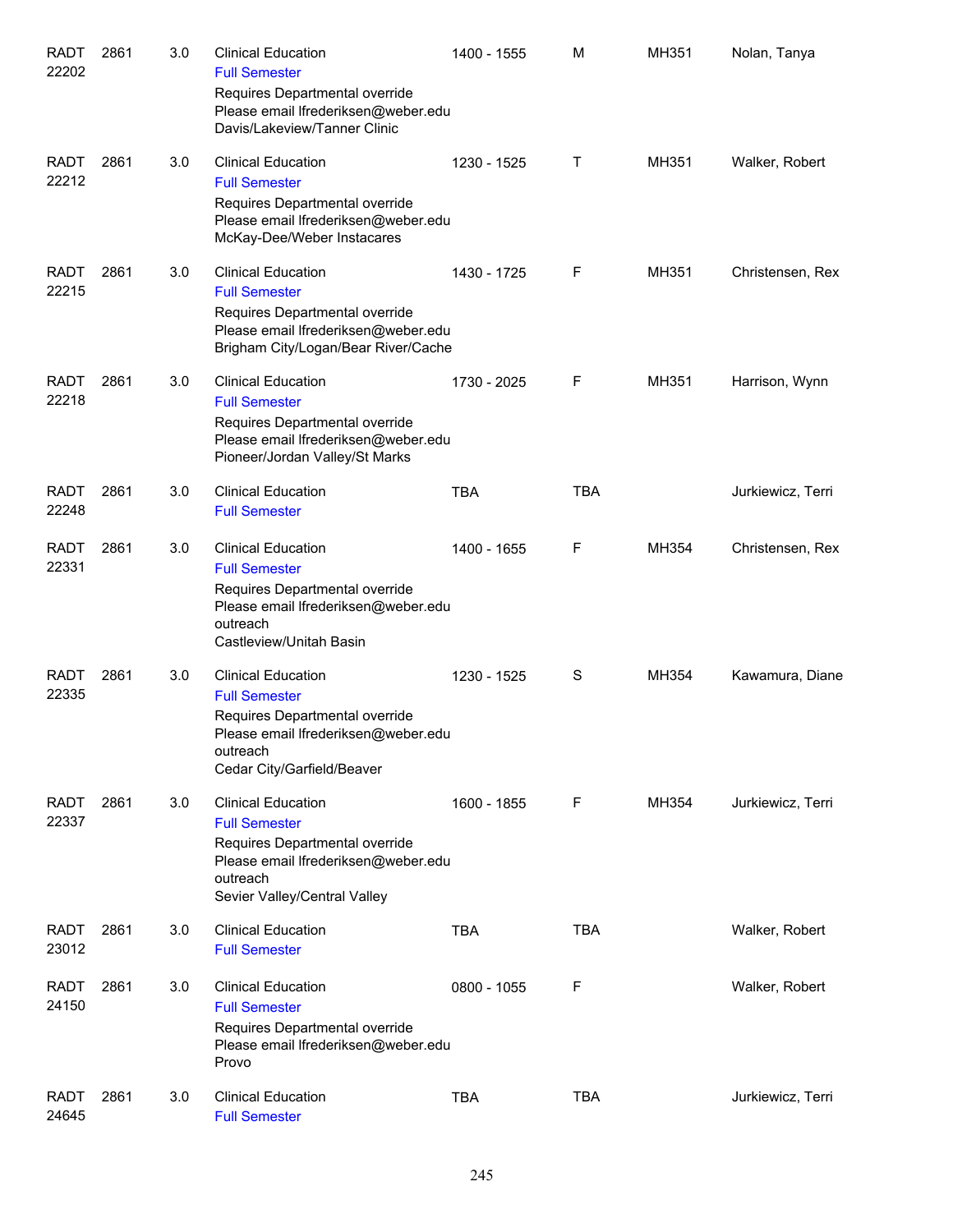| | | | | | | | |
|---|---|---|---|---|---|---|---|
| RADT 22202 | 2861 | 3.0 | Clinical Education<br>Full Semester<br>Requires Departmental override<br>Please email lfrederiksen@weber.edu<br>Davis/Lakeview/Tanner Clinic | 1400 - 1555 | M | MH351 | Nolan, Tanya |
| RADT 22212 | 2861 | 3.0 | Clinical Education<br>Full Semester<br>Requires Departmental override<br>Please email lfrederiksen@weber.edu<br>McKay-Dee/Weber Instacares | 1230 - 1525 | T | MH351 | Walker, Robert |
| RADT 22215 | 2861 | 3.0 | Clinical Education<br>Full Semester<br>Requires Departmental override<br>Please email lfrederiksen@weber.edu<br>Brigham City/Logan/Bear River/Cache | 1430 - 1725 | F | MH351 | Christensen, Rex |
| RADT 22218 | 2861 | 3.0 | Clinical Education<br>Full Semester<br>Requires Departmental override<br>Please email lfrederiksen@weber.edu<br>Pioneer/Jordan Valley/St Marks | 1730 - 2025 | F | MH351 | Harrison, Wynn |
| RADT 22248 | 2861 | 3.0 | Clinical Education<br>Full Semester | TBA | TBA | | Jurkiewicz, Terri |
| RADT 22331 | 2861 | 3.0 | Clinical Education<br>Full Semester<br>Requires Departmental override<br>Please email lfrederiksen@weber.edu<br>outreach<br>Castleview/Unitah Basin | 1400 - 1655 | F | MH354 | Christensen, Rex |
| RADT 22335 | 2861 | 3.0 | Clinical Education<br>Full Semester<br>Requires Departmental override<br>Please email lfrederiksen@weber.edu<br>outreach<br>Cedar City/Garfield/Beaver | 1230 - 1525 | S | MH354 | Kawamura, Diane |
| RADT 22337 | 2861 | 3.0 | Clinical Education<br>Full Semester<br>Requires Departmental override<br>Please email lfrederiksen@weber.edu<br>outreach<br>Sevier Valley/Central Valley | 1600 - 1855 | F | MH354 | Jurkiewicz, Terri |
| RADT 23012 | 2861 | 3.0 | Clinical Education<br>Full Semester | TBA | TBA | | Walker, Robert |
| RADT 24150 | 2861 | 3.0 | Clinical Education<br>Full Semester<br>Requires Departmental override<br>Please email lfrederiksen@weber.edu<br>Provo | 0800 - 1055 | F | | Walker, Robert |
| RADT 24645 | 2861 | 3.0 | Clinical Education<br>Full Semester | TBA | TBA | | Jurkiewicz, Terri |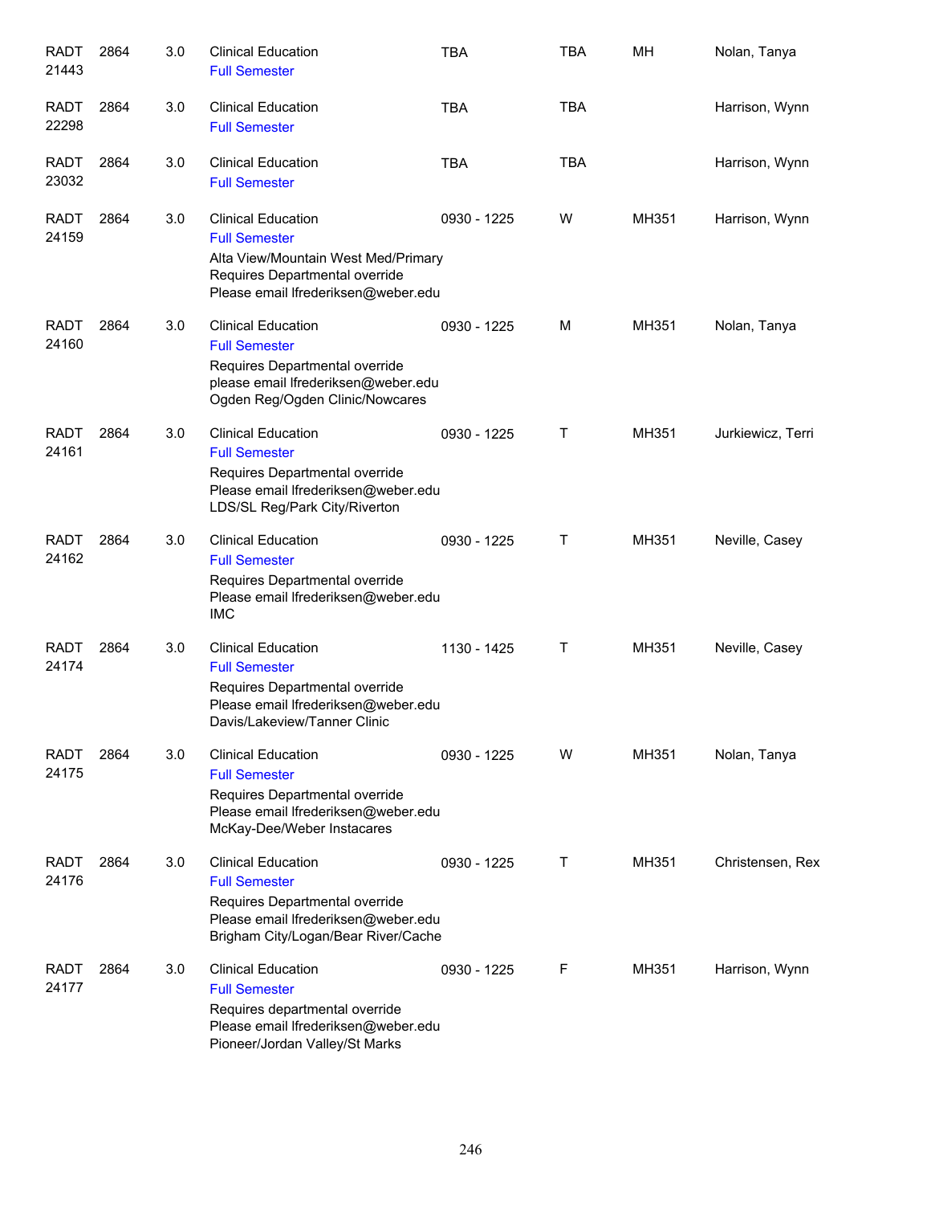| | | | | | | | |
|---|---|---|---|---|---|---|---|
| RADT 21443 | 2864 | 3.0 | Clinical Education<br>Full Semester | TBA | TBA | MH | Nolan, Tanya |
| RADT 22298 | 2864 | 3.0 | Clinical Education<br>Full Semester | TBA | TBA | | Harrison, Wynn |
| RADT 23032 | 2864 | 3.0 | Clinical Education<br>Full Semester | TBA | TBA | | Harrison, Wynn |
| RADT 24159 | 2864 | 3.0 | Clinical Education<br>Full Semester<br>Alta View/Mountain West Med/Primary<br>Requires Departmental override<br>Please email lfrederiksen@weber.edu | 0930 - 1225 | W | MH351 | Harrison, Wynn |
| RADT 24160 | 2864 | 3.0 | Clinical Education<br>Full Semester<br>Requires Departmental override<br>please email lfrederiksen@weber.edu<br>Ogden Reg/Ogden Clinic/Nowcares | 0930 - 1225 | M | MH351 | Nolan, Tanya |
| RADT 24161 | 2864 | 3.0 | Clinical Education<br>Full Semester<br>Requires Departmental override<br>Please email lfrederiksen@weber.edu<br>LDS/SL Reg/Park City/Riverton | 0930 - 1225 | T | MH351 | Jurkiewicz, Terri |
| RADT 24162 | 2864 | 3.0 | Clinical Education<br>Full Semester<br>Requires Departmental override<br>Please email lfrederiksen@weber.edu<br>IMC | 0930 - 1225 | T | MH351 | Neville, Casey |
| RADT 24174 | 2864 | 3.0 | Clinical Education<br>Full Semester<br>Requires Departmental override<br>Please email lfrederiksen@weber.edu<br>Davis/Lakeview/Tanner Clinic | 1130 - 1425 | T | MH351 | Neville, Casey |
| RADT 24175 | 2864 | 3.0 | Clinical Education<br>Full Semester<br>Requires Departmental override<br>Please email lfrederiksen@weber.edu<br>McKay-Dee/Weber Instacares | 0930 - 1225 | W | MH351 | Nolan, Tanya |
| RADT 24176 | 2864 | 3.0 | Clinical Education<br>Full Semester<br>Requires Departmental override<br>Please email lfrederiksen@weber.edu<br>Brigham City/Logan/Bear River/Cache | 0930 - 1225 | T | MH351 | Christensen, Rex |
| RADT 24177 | 2864 | 3.0 | Clinical Education<br>Full Semester<br>Requires departmental override<br>Please email lfrederiksen@weber.edu<br>Pioneer/Jordan Valley/St Marks | 0930 - 1225 | F | MH351 | Harrison, Wynn |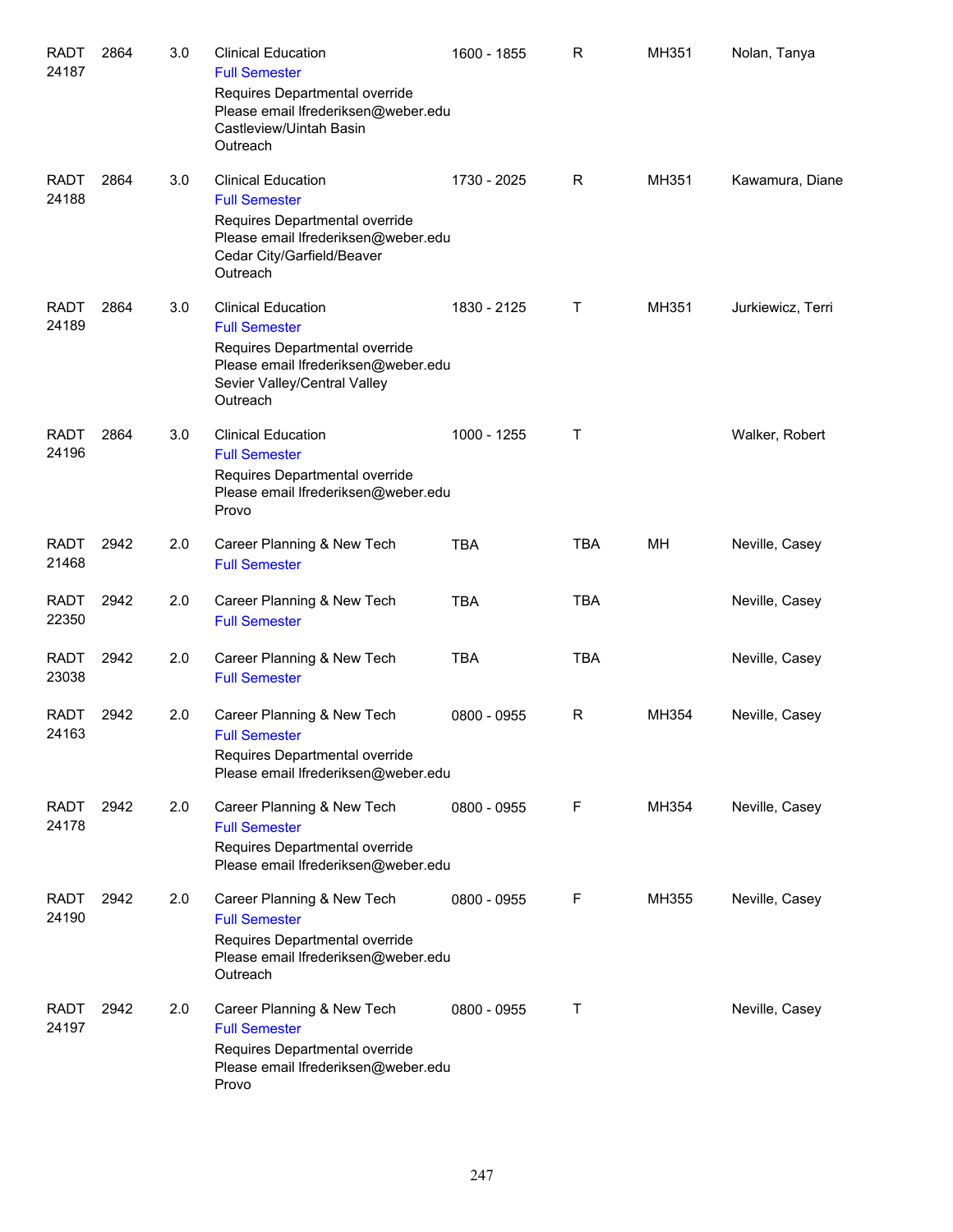| | | | | | | | |
|---|---|---|---|---|---|---|---|
| RADT 24187 | 2864 | 3.0 | Clinical Education<br>Full Semester<br>Requires Departmental override<br>Please email lfrederiksen@weber.edu<br>Castleview/Uintah Basin<br>Outreach | 1600 - 1855 | R | MH351 | Nolan, Tanya |
| RADT 24188 | 2864 | 3.0 | Clinical Education<br>Full Semester<br>Requires Departmental override<br>Please email lfrederiksen@weber.edu<br>Cedar City/Garfield/Beaver<br>Outreach | 1730 - 2025 | R | MH351 | Kawamura, Diane |
| RADT 24189 | 2864 | 3.0 | Clinical Education<br>Full Semester<br>Requires Departmental override<br>Please email lfrederiksen@weber.edu<br>Sevier Valley/Central Valley<br>Outreach | 1830 - 2125 | T | MH351 | Jurkiewicz, Terri |
| RADT 24196 | 2864 | 3.0 | Clinical Education<br>Full Semester<br>Requires Departmental override<br>Please email lfrederiksen@weber.edu<br>Provo | 1000 - 1255 | T | | Walker, Robert |
| RADT 21468 | 2942 | 2.0 | Career Planning & New Tech<br>Full Semester | TBA | TBA | MH | Neville, Casey |
| RADT 22350 | 2942 | 2.0 | Career Planning & New Tech<br>Full Semester | TBA | TBA | | Neville, Casey |
| RADT 23038 | 2942 | 2.0 | Career Planning & New Tech<br>Full Semester | TBA | TBA | | Neville, Casey |
| RADT 24163 | 2942 | 2.0 | Career Planning & New Tech<br>Full Semester<br>Requires Departmental override<br>Please email lfrederiksen@weber.edu | 0800 - 0955 | R | MH354 | Neville, Casey |
| RADT 24178 | 2942 | 2.0 | Career Planning & New Tech<br>Full Semester<br>Requires Departmental override<br>Please email lfrederiksen@weber.edu | 0800 - 0955 | F | MH354 | Neville, Casey |
| RADT 24190 | 2942 | 2.0 | Career Planning & New Tech<br>Full Semester<br>Requires Departmental override<br>Please email lfrederiksen@weber.edu<br>Outreach | 0800 - 0955 | F | MH355 | Neville, Casey |
| RADT 24197 | 2942 | 2.0 | Career Planning & New Tech<br>Full Semester<br>Requires Departmental override<br>Please email lfrederiksen@weber.edu<br>Provo | 0800 - 0955 | T | | Neville, Casey |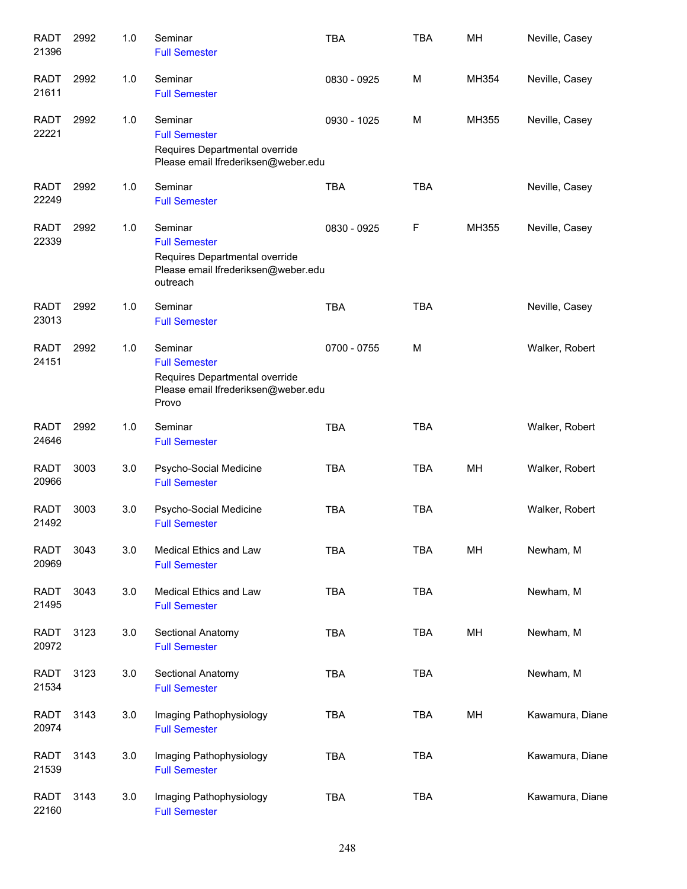| | | | | | | | |
|---|---|---|---|---|---|---|---|
| RADT 21396 | 2992 | 1.0 | Seminar<br>Full Semester | TBA | TBA | MH | Neville, Casey |
| RADT 21611 | 2992 | 1.0 | Seminar<br>Full Semester | 0830 - 0925 | M | MH354 | Neville, Casey |
| RADT 22221 | 2992 | 1.0 | Seminar<br>Full Semester<br>Requires Departmental override<br>Please email lfrederiksen@weber.edu | 0930 - 1025 | M | MH355 | Neville, Casey |
| RADT 22249 | 2992 | 1.0 | Seminar<br>Full Semester | TBA | TBA | | Neville, Casey |
| RADT 22339 | 2992 | 1.0 | Seminar<br>Full Semester<br>Requires Departmental override<br>Please email lfrederiksen@weber.edu<br>outreach | 0830 - 0925 | F | MH355 | Neville, Casey |
| RADT 23013 | 2992 | 1.0 | Seminar<br>Full Semester | TBA | TBA | | Neville, Casey |
| RADT 24151 | 2992 | 1.0 | Seminar<br>Full Semester<br>Requires Departmental override<br>Please email lfrederiksen@weber.edu<br>Provo | 0700 - 0755 | M | | Walker, Robert |
| RADT 24646 | 2992 | 1.0 | Seminar<br>Full Semester | TBA | TBA | | Walker, Robert |
| RADT 20966 | 3003 | 3.0 | Psycho-Social Medicine<br>Full Semester | TBA | TBA | MH | Walker, Robert |
| RADT 21492 | 3003 | 3.0 | Psycho-Social Medicine<br>Full Semester | TBA | TBA | | Walker, Robert |
| RADT 20969 | 3043 | 3.0 | Medical Ethics and Law<br>Full Semester | TBA | TBA | MH | Newham, M |
| RADT 21495 | 3043 | 3.0 | Medical Ethics and Law<br>Full Semester | TBA | TBA | | Newham, M |
| RADT 20972 | 3123 | 3.0 | Sectional Anatomy<br>Full Semester | TBA | TBA | MH | Newham, M |
| RADT 21534 | 3123 | 3.0 | Sectional Anatomy<br>Full Semester | TBA | TBA | | Newham, M |
| RADT 20974 | 3143 | 3.0 | Imaging Pathophysiology<br>Full Semester | TBA | TBA | MH | Kawamura, Diane |
| RADT 21539 | 3143 | 3.0 | Imaging Pathophysiology<br>Full Semester | TBA | TBA | | Kawamura, Diane |
| RADT 22160 | 3143 | 3.0 | Imaging Pathophysiology<br>Full Semester | TBA | TBA | | Kawamura, Diane |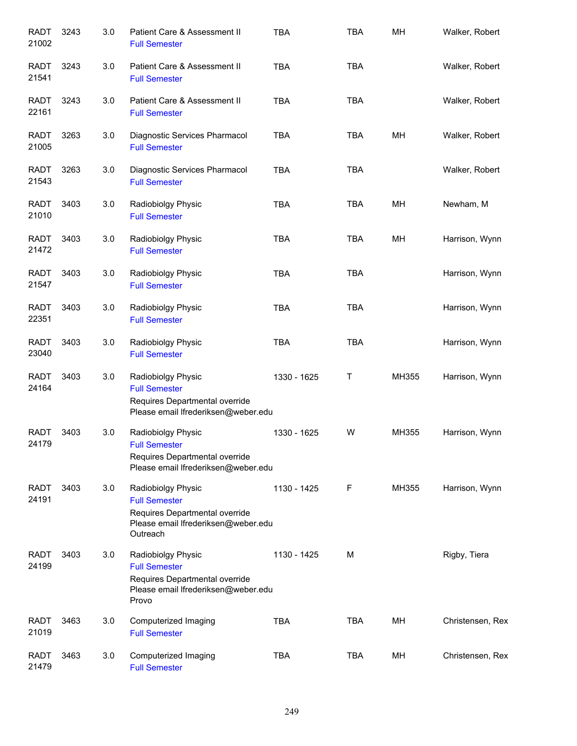| | | | | | | | |
|---|---|---|---|---|---|---|---|
| RADT 21002 | 3243 | 3.0 | Patient Care & Assessment II<br>Full Semester | TBA | TBA | MH | Walker, Robert |
| RADT 21541 | 3243 | 3.0 | Patient Care & Assessment II<br>Full Semester | TBA | TBA | | Walker, Robert |
| RADT 22161 | 3243 | 3.0 | Patient Care & Assessment II<br>Full Semester | TBA | TBA | | Walker, Robert |
| RADT 21005 | 3263 | 3.0 | Diagnostic Services Pharmacol<br>Full Semester | TBA | TBA | MH | Walker, Robert |
| RADT 21543 | 3263 | 3.0 | Diagnostic Services Pharmacol<br>Full Semester | TBA | TBA | | Walker, Robert |
| RADT 21010 | 3403 | 3.0 | Radiobiolgy Physic<br>Full Semester | TBA | TBA | MH | Newham, M |
| RADT 21472 | 3403 | 3.0 | Radiobiolgy Physic<br>Full Semester | TBA | TBA | MH | Harrison, Wynn |
| RADT 21547 | 3403 | 3.0 | Radiobiolgy Physic<br>Full Semester | TBA | TBA | | Harrison, Wynn |
| RADT 22351 | 3403 | 3.0 | Radiobiolgy Physic<br>Full Semester | TBA | TBA | | Harrison, Wynn |
| RADT 23040 | 3403 | 3.0 | Radiobiolgy Physic<br>Full Semester | TBA | TBA | | Harrison, Wynn |
| RADT 24164 | 3403 | 3.0 | Radiobiolgy Physic<br>Full Semester<br>Requires Departmental override<br>Please email lfrederiksen@weber.edu | 1330 - 1625 | T | MH355 | Harrison, Wynn |
| RADT 24179 | 3403 | 3.0 | Radiobiolgy Physic<br>Full Semester<br>Requires Departmental override<br>Please email lfrederiksen@weber.edu | 1330 - 1625 | W | MH355 | Harrison, Wynn |
| RADT 24191 | 3403 | 3.0 | Radiobiolgy Physic<br>Full Semester<br>Requires Departmental override<br>Please email lfrederiksen@weber.edu<br>Outreach | 1130 - 1425 | F | MH355 | Harrison, Wynn |
| RADT 24199 | 3403 | 3.0 | Radiobiolgy Physic<br>Full Semester<br>Requires Departmental override<br>Please email lfrederiksen@weber.edu<br>Provo | 1130 - 1425 | M | | Rigby, Tiera |
| RADT 21019 | 3463 | 3.0 | Computerized Imaging<br>Full Semester | TBA | TBA | MH | Christensen, Rex |
| RADT 21479 | 3463 | 3.0 | Computerized Imaging<br>Full Semester | TBA | TBA | MH | Christensen, Rex |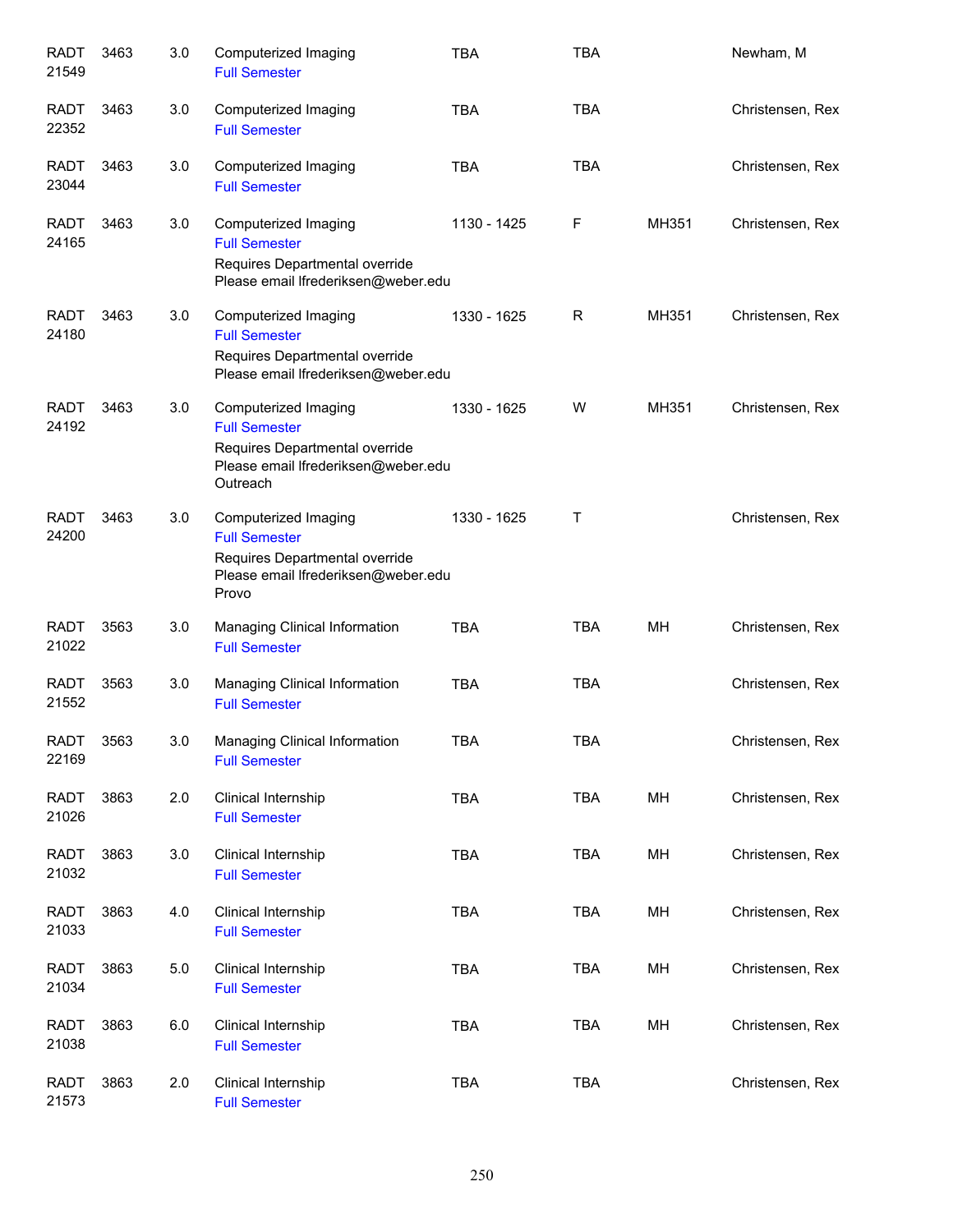| Subject / CRN | Course | Credits | Title | Time | Days | Room | Instructor |
|---|---|---|---|---|---|---|---|
| RADT 21549 | 3463 | 3.0 | Computerized Imaging<br>Full Semester | TBA | TBA | | Newham, M |
| RADT 22352 | 3463 | 3.0 | Computerized Imaging<br>Full Semester | TBA | TBA | | Christensen, Rex |
| RADT 23044 | 3463 | 3.0 | Computerized Imaging<br>Full Semester | TBA | TBA | | Christensen, Rex |
| RADT 24165 | 3463 | 3.0 | Computerized Imaging<br>Full Semester<br>Requires Departmental override<br>Please email lfrederiksen@weber.edu | 1130 - 1425 | F | MH351 | Christensen, Rex |
| RADT 24180 | 3463 | 3.0 | Computerized Imaging<br>Full Semester<br>Requires Departmental override<br>Please email lfrederiksen@weber.edu | 1330 - 1625 | R | MH351 | Christensen, Rex |
| RADT 24192 | 3463 | 3.0 | Computerized Imaging<br>Full Semester<br>Requires Departmental override<br>Please email lfrederiksen@weber.edu<br>Outreach | 1330 - 1625 | W | MH351 | Christensen, Rex |
| RADT 24200 | 3463 | 3.0 | Computerized Imaging<br>Full Semester<br>Requires Departmental override<br>Please email lfrederiksen@weber.edu<br>Provo | 1330 - 1625 | T | | Christensen, Rex |
| RADT 21022 | 3563 | 3.0 | Managing Clinical Information<br>Full Semester | TBA | TBA | MH | Christensen, Rex |
| RADT 21552 | 3563 | 3.0 | Managing Clinical Information<br>Full Semester | TBA | TBA | | Christensen, Rex |
| RADT 22169 | 3563 | 3.0 | Managing Clinical Information<br>Full Semester | TBA | TBA | | Christensen, Rex |
| RADT 21026 | 3863 | 2.0 | Clinical Internship<br>Full Semester | TBA | TBA | MH | Christensen, Rex |
| RADT 21032 | 3863 | 3.0 | Clinical Internship<br>Full Semester | TBA | TBA | MH | Christensen, Rex |
| RADT 21033 | 3863 | 4.0 | Clinical Internship<br>Full Semester | TBA | TBA | MH | Christensen, Rex |
| RADT 21034 | 3863 | 5.0 | Clinical Internship<br>Full Semester | TBA | TBA | MH | Christensen, Rex |
| RADT 21038 | 3863 | 6.0 | Clinical Internship<br>Full Semester | TBA | TBA | MH | Christensen, Rex |
| RADT 21573 | 3863 | 2.0 | Clinical Internship<br>Full Semester | TBA | TBA | | Christensen, Rex |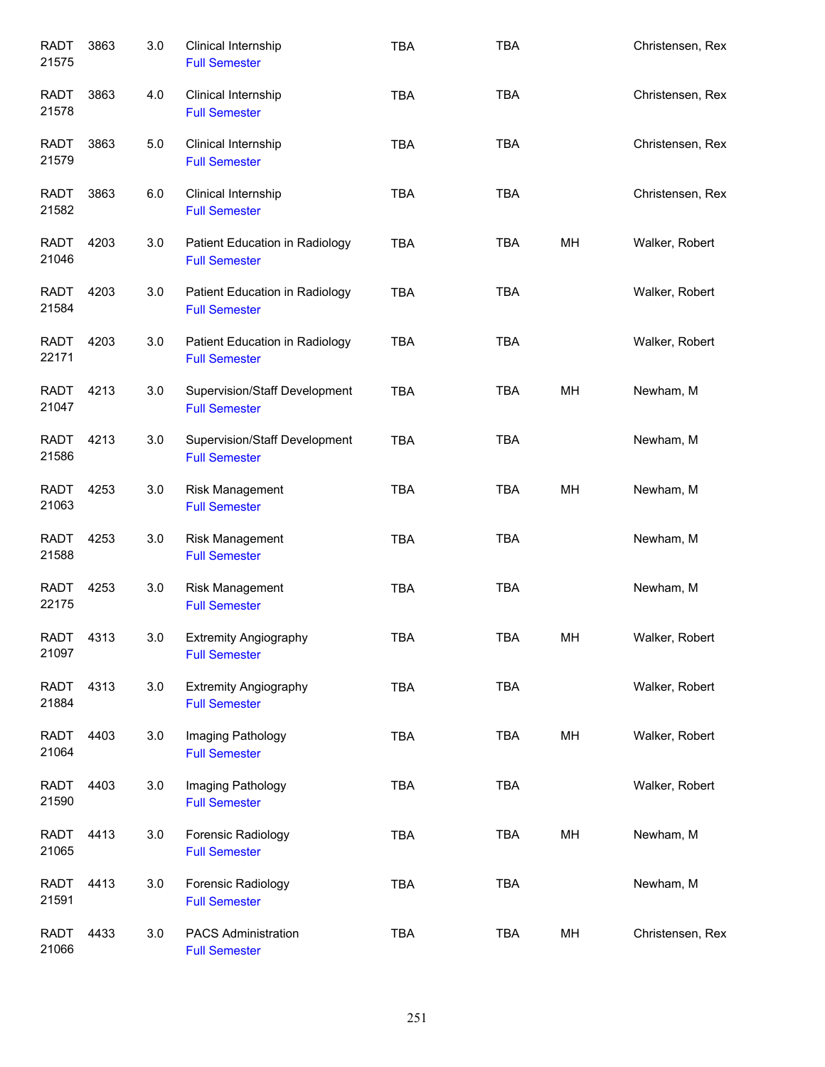| | | | | | | | |
|---|---|---|---|---|---|---|---|
| RADT 21575 | 3863 | 3.0 | Clinical Internship<br>Full Semester | TBA | TBA | | Christensen, Rex |
| RADT 21578 | 3863 | 4.0 | Clinical Internship<br>Full Semester | TBA | TBA | | Christensen, Rex |
| RADT 21579 | 3863 | 5.0 | Clinical Internship<br>Full Semester | TBA | TBA | | Christensen, Rex |
| RADT 21582 | 3863 | 6.0 | Clinical Internship<br>Full Semester | TBA | TBA | | Christensen, Rex |
| RADT 21046 | 4203 | 3.0 | Patient Education in Radiology<br>Full Semester | TBA | TBA | MH | Walker, Robert |
| RADT 21584 | 4203 | 3.0 | Patient Education in Radiology<br>Full Semester | TBA | TBA | | Walker, Robert |
| RADT 22171 | 4203 | 3.0 | Patient Education in Radiology<br>Full Semester | TBA | TBA | | Walker, Robert |
| RADT 21047 | 4213 | 3.0 | Supervision/Staff Development<br>Full Semester | TBA | TBA | MH | Newham, M |
| RADT 21586 | 4213 | 3.0 | Supervision/Staff Development<br>Full Semester | TBA | TBA | | Newham, M |
| RADT 21063 | 4253 | 3.0 | Risk Management<br>Full Semester | TBA | TBA | MH | Newham, M |
| RADT 21588 | 4253 | 3.0 | Risk Management<br>Full Semester | TBA | TBA | | Newham, M |
| RADT 22175 | 4253 | 3.0 | Risk Management<br>Full Semester | TBA | TBA | | Newham, M |
| RADT 21097 | 4313 | 3.0 | Extremity Angiography<br>Full Semester | TBA | TBA | MH | Walker, Robert |
| RADT 21884 | 4313 | 3.0 | Extremity Angiography<br>Full Semester | TBA | TBA | | Walker, Robert |
| RADT 21064 | 4403 | 3.0 | Imaging Pathology<br>Full Semester | TBA | TBA | MH | Walker, Robert |
| RADT 21590 | 4403 | 3.0 | Imaging Pathology<br>Full Semester | TBA | TBA | | Walker, Robert |
| RADT 21065 | 4413 | 3.0 | Forensic Radiology<br>Full Semester | TBA | TBA | MH | Newham, M |
| RADT 21591 | 4413 | 3.0 | Forensic Radiology<br>Full Semester | TBA | TBA | | Newham, M |
| RADT 21066 | 4433 | 3.0 | PACS Administration<br>Full Semester | TBA | TBA | MH | Christensen, Rex |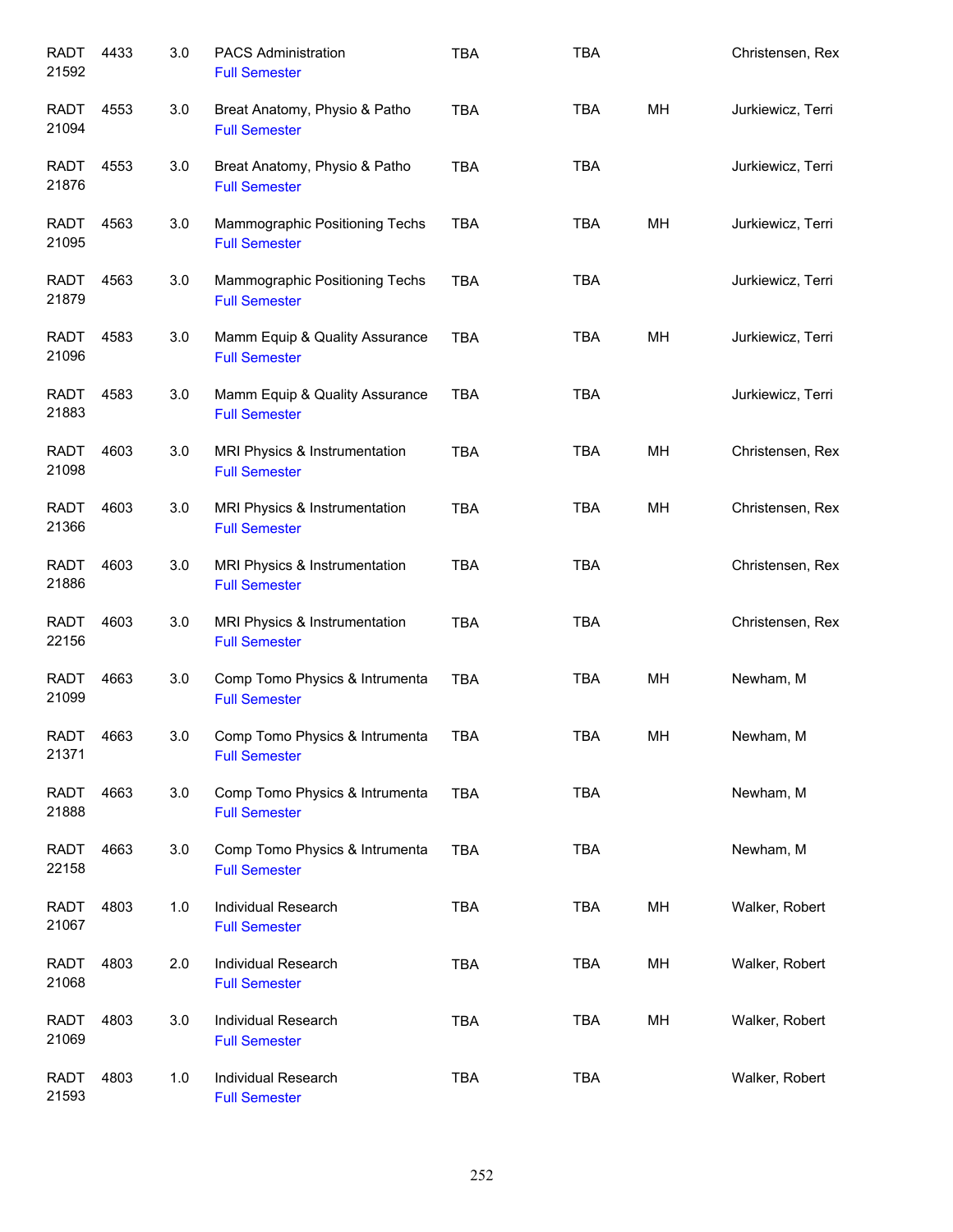| | | | | | | | |
|---|---|---|---|---|---|---|---|
| RADT 21592 | 4433 | 3.0 | PACS Administration<br>Full Semester | TBA | TBA | | Christensen, Rex |
| RADT 21094 | 4553 | 3.0 | Breat Anatomy, Physio & Patho<br>Full Semester | TBA | TBA | MH | Jurkiewicz, Terri |
| RADT 21876 | 4553 | 3.0 | Breat Anatomy, Physio & Patho<br>Full Semester | TBA | TBA | | Jurkiewicz, Terri |
| RADT 21095 | 4563 | 3.0 | Mammographic Positioning Techs<br>Full Semester | TBA | TBA | MH | Jurkiewicz, Terri |
| RADT 21879 | 4563 | 3.0 | Mammographic Positioning Techs<br>Full Semester | TBA | TBA | | Jurkiewicz, Terri |
| RADT 21096 | 4583 | 3.0 | Mamm Equip & Quality Assurance<br>Full Semester | TBA | TBA | MH | Jurkiewicz, Terri |
| RADT 21883 | 4583 | 3.0 | Mamm Equip & Quality Assurance<br>Full Semester | TBA | TBA | | Jurkiewicz, Terri |
| RADT 21098 | 4603 | 3.0 | MRI Physics & Instrumentation<br>Full Semester | TBA | TBA | MH | Christensen, Rex |
| RADT 21366 | 4603 | 3.0 | MRI Physics & Instrumentation<br>Full Semester | TBA | TBA | MH | Christensen, Rex |
| RADT 21886 | 4603 | 3.0 | MRI Physics & Instrumentation<br>Full Semester | TBA | TBA | | Christensen, Rex |
| RADT 22156 | 4603 | 3.0 | MRI Physics & Instrumentation<br>Full Semester | TBA | TBA | | Christensen, Rex |
| RADT 21099 | 4663 | 3.0 | Comp Tomo Physics & Intrumenta<br>Full Semester | TBA | TBA | MH | Newham, M |
| RADT 21371 | 4663 | 3.0 | Comp Tomo Physics & Intrumenta<br>Full Semester | TBA | TBA | MH | Newham, M |
| RADT 21888 | 4663 | 3.0 | Comp Tomo Physics & Intrumenta<br>Full Semester | TBA | TBA | | Newham, M |
| RADT 22158 | 4663 | 3.0 | Comp Tomo Physics & Intrumenta<br>Full Semester | TBA | TBA | | Newham, M |
| RADT 21067 | 4803 | 1.0 | Individual Research<br>Full Semester | TBA | TBA | MH | Walker, Robert |
| RADT 21068 | 4803 | 2.0 | Individual Research<br>Full Semester | TBA | TBA | MH | Walker, Robert |
| RADT 21069 | 4803 | 3.0 | Individual Research<br>Full Semester | TBA | TBA | MH | Walker, Robert |
| RADT 21593 | 4803 | 1.0 | Individual Research<br>Full Semester | TBA | TBA | | Walker, Robert |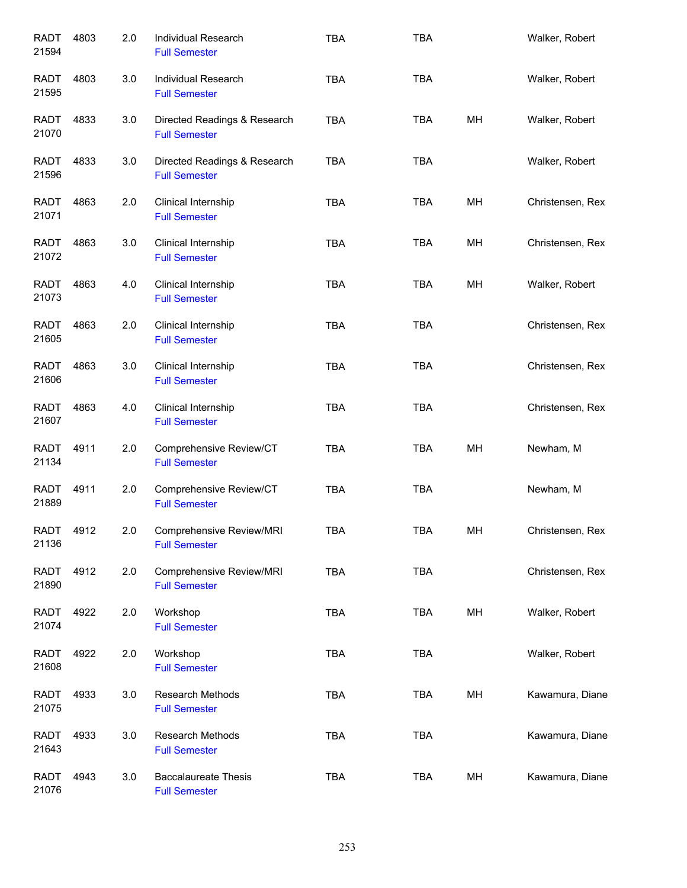| | | | | | | | |
|---|---|---|---|---|---|---|---|
| RADT 21594 | 4803 | 2.0 | Individual Research<br>Full Semester | TBA | TBA | | Walker, Robert |
| RADT 21595 | 4803 | 3.0 | Individual Research<br>Full Semester | TBA | TBA | | Walker, Robert |
| RADT 21070 | 4833 | 3.0 | Directed Readings & Research<br>Full Semester | TBA | TBA | MH | Walker, Robert |
| RADT 21596 | 4833 | 3.0 | Directed Readings & Research<br>Full Semester | TBA | TBA | | Walker, Robert |
| RADT 21071 | 4863 | 2.0 | Clinical Internship<br>Full Semester | TBA | TBA | MH | Christensen, Rex |
| RADT 21072 | 4863 | 3.0 | Clinical Internship<br>Full Semester | TBA | TBA | MH | Christensen, Rex |
| RADT 21073 | 4863 | 4.0 | Clinical Internship<br>Full Semester | TBA | TBA | MH | Walker, Robert |
| RADT 21605 | 4863 | 2.0 | Clinical Internship<br>Full Semester | TBA | TBA | | Christensen, Rex |
| RADT 21606 | 4863 | 3.0 | Clinical Internship<br>Full Semester | TBA | TBA | | Christensen, Rex |
| RADT 21607 | 4863 | 4.0 | Clinical Internship<br>Full Semester | TBA | TBA | | Christensen, Rex |
| RADT 21134 | 4911 | 2.0 | Comprehensive Review/CT<br>Full Semester | TBA | TBA | MH | Newham, M |
| RADT 21889 | 4911 | 2.0 | Comprehensive Review/CT<br>Full Semester | TBA | TBA | | Newham, M |
| RADT 21136 | 4912 | 2.0 | Comprehensive Review/MRI<br>Full Semester | TBA | TBA | MH | Christensen, Rex |
| RADT 21890 | 4912 | 2.0 | Comprehensive Review/MRI<br>Full Semester | TBA | TBA | | Christensen, Rex |
| RADT 21074 | 4922 | 2.0 | Workshop<br>Full Semester | TBA | TBA | MH | Walker, Robert |
| RADT 21608 | 4922 | 2.0 | Workshop<br>Full Semester | TBA | TBA | | Walker, Robert |
| RADT 21075 | 4933 | 3.0 | Research Methods<br>Full Semester | TBA | TBA | MH | Kawamura, Diane |
| RADT 21643 | 4933 | 3.0 | Research Methods<br>Full Semester | TBA | TBA | | Kawamura, Diane |
| RADT 21076 | 4943 | 3.0 | Baccalaureate Thesis<br>Full Semester | TBA | TBA | MH | Kawamura, Diane |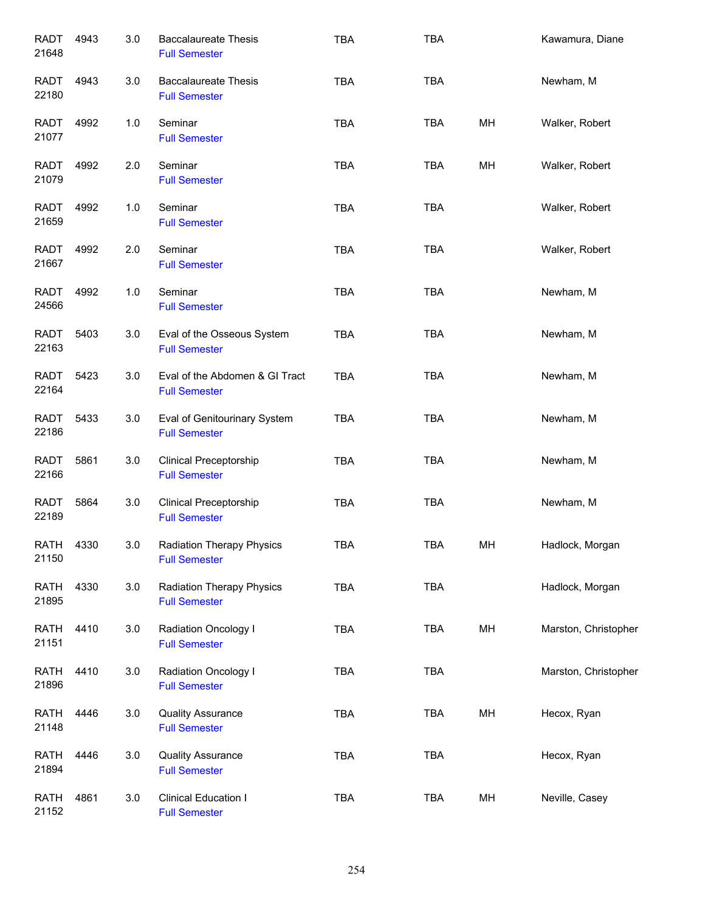| | | | | | | | |
|---|---|---|---|---|---|---|---|
| RADT 21648 | 4943 | 3.0 | Baccalaureate Thesis<br>Full Semester | TBA | TBA | | Kawamura, Diane |
| RADT 22180 | 4943 | 3.0 | Baccalaureate Thesis<br>Full Semester | TBA | TBA | | Newham, M |
| RADT 21077 | 4992 | 1.0 | Seminar<br>Full Semester | TBA | TBA | MH | Walker, Robert |
| RADT 21079 | 4992 | 2.0 | Seminar<br>Full Semester | TBA | TBA | MH | Walker, Robert |
| RADT 21659 | 4992 | 1.0 | Seminar<br>Full Semester | TBA | TBA | | Walker, Robert |
| RADT 21667 | 4992 | 2.0 | Seminar<br>Full Semester | TBA | TBA | | Walker, Robert |
| RADT 24566 | 4992 | 1.0 | Seminar<br>Full Semester | TBA | TBA | | Newham, M |
| RADT 22163 | 5403 | 3.0 | Eval of the Osseous System<br>Full Semester | TBA | TBA | | Newham, M |
| RADT 22164 | 5423 | 3.0 | Eval of the Abdomen & GI Tract<br>Full Semester | TBA | TBA | | Newham, M |
| RADT 22186 | 5433 | 3.0 | Eval of Genitourinary System<br>Full Semester | TBA | TBA | | Newham, M |
| RADT 22166 | 5861 | 3.0 | Clinical Preceptorship<br>Full Semester | TBA | TBA | | Newham, M |
| RADT 22189 | 5864 | 3.0 | Clinical Preceptorship<br>Full Semester | TBA | TBA | | Newham, M |
| RATH 21150 | 4330 | 3.0 | Radiation Therapy Physics<br>Full Semester | TBA | TBA | MH | Hadlock, Morgan |
| RATH 21895 | 4330 | 3.0 | Radiation Therapy Physics<br>Full Semester | TBA | TBA | | Hadlock, Morgan |
| RATH 21151 | 4410 | 3.0 | Radiation Oncology I<br>Full Semester | TBA | TBA | MH | Marston, Christopher |
| RATH 21896 | 4410 | 3.0 | Radiation Oncology I<br>Full Semester | TBA | TBA | | Marston, Christopher |
| RATH 21148 | 4446 | 3.0 | Quality Assurance<br>Full Semester | TBA | TBA | MH | Hecox, Ryan |
| RATH 21894 | 4446 | 3.0 | Quality Assurance<br>Full Semester | TBA | TBA | | Hecox, Ryan |
| RATH 21152 | 4861 | 3.0 | Clinical Education I<br>Full Semester | TBA | TBA | MH | Neville, Casey |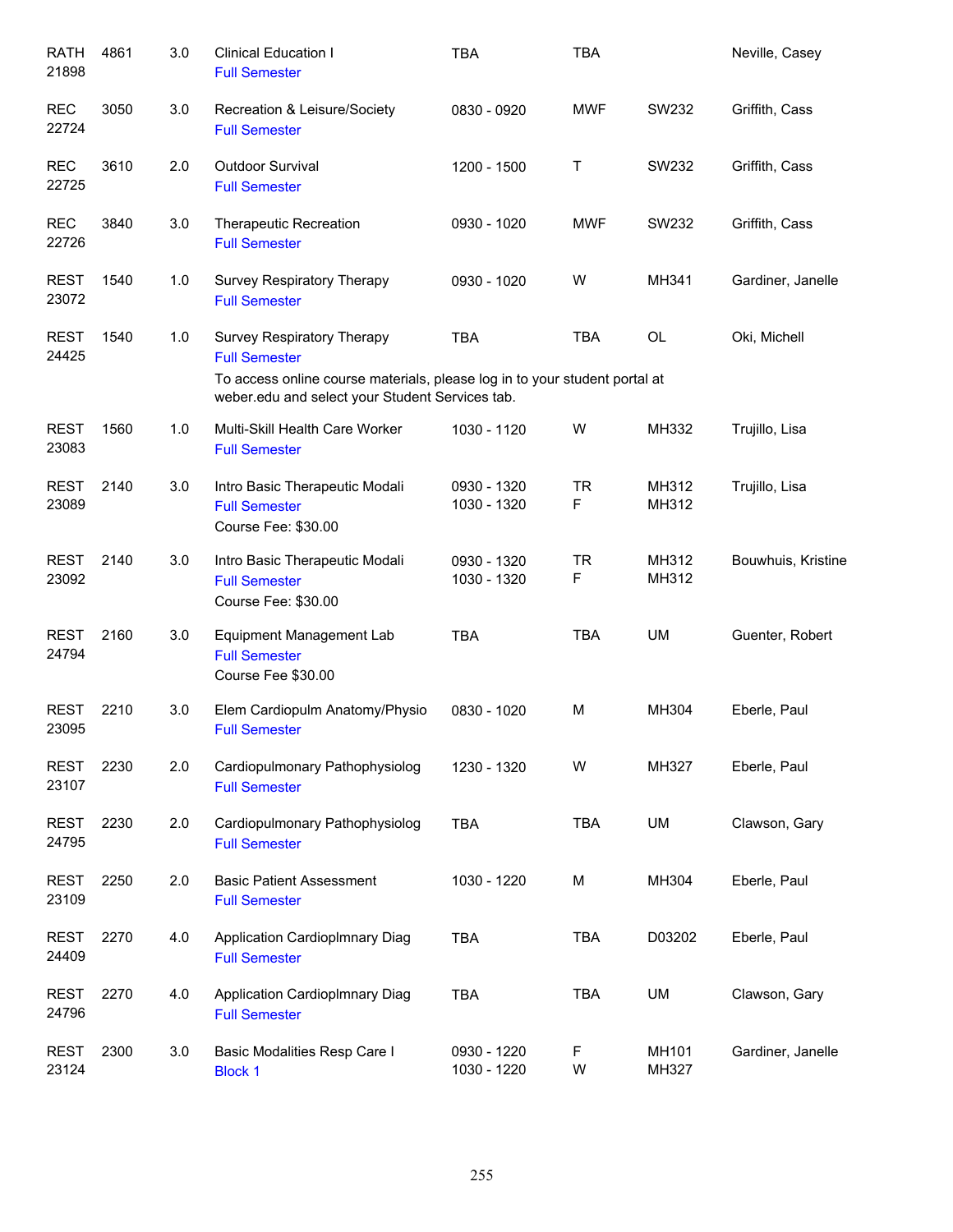| Subject / CRN | Course | Credits | Title | Time | Days | Room | Instructor |
|---|---|---|---|---|---|---|---|
| RATH 21898 | 4861 | 3.0 | Clinical Education I<br>Full Semester | TBA | TBA | | Neville, Casey |
| REC 22724 | 3050 | 3.0 | Recreation & Leisure/Society<br>Full Semester | 0830 - 0920 | MWF | SW232 | Griffith, Cass |
| REC 22725 | 3610 | 2.0 | Outdoor Survival<br>Full Semester | 1200 - 1500 | T | SW232 | Griffith, Cass |
| REC 22726 | 3840 | 3.0 | Therapeutic Recreation<br>Full Semester | 0930 - 1020 | MWF | SW232 | Griffith, Cass |
| REST 23072 | 1540 | 1.0 | Survey Respiratory Therapy<br>Full Semester | 0930 - 1020 | W | MH341 | Gardiner, Janelle |
| REST 24425 | 1540 | 1.0 | Survey Respiratory Therapy<br>Full Semester<br>To access online course materials, please log in to your student portal at weber.edu and select your Student Services tab. | TBA | TBA | OL | Oki, Michell |
| REST 23083 | 1560 | 1.0 | Multi-Skill Health Care Worker<br>Full Semester | 1030 - 1120 | W | MH332 | Trujillo, Lisa |
| REST 23089 | 2140 | 3.0 | Intro Basic Therapeutic Modali<br>Full Semester<br>Course Fee: $30.00 | 0930 - 1320<br>1030 - 1320 | TR<br>F | MH312<br>MH312 | Trujillo, Lisa |
| REST 23092 | 2140 | 3.0 | Intro Basic Therapeutic Modali<br>Full Semester<br>Course Fee: $30.00 | 0930 - 1320<br>1030 - 1320 | TR<br>F | MH312<br>MH312 | Bouwhuis, Kristine |
| REST 24794 | 2160 | 3.0 | Equipment Management Lab<br>Full Semester<br>Course Fee $30.00 | TBA | TBA | UM | Guenter, Robert |
| REST 23095 | 2210 | 3.0 | Elem Cardiopulm Anatomy/Physio<br>Full Semester | 0830 - 1020 | M | MH304 | Eberle, Paul |
| REST 23107 | 2230 | 2.0 | Cardiopulmonary Pathophysiolog<br>Full Semester | 1230 - 1320 | W | MH327 | Eberle, Paul |
| REST 24795 | 2230 | 2.0 | Cardiopulmonary Pathophysiolog<br>Full Semester | TBA | TBA | UM | Clawson, Gary |
| REST 23109 | 2250 | 2.0 | Basic Patient Assessment<br>Full Semester | 1030 - 1220 | M | MH304 | Eberle, Paul |
| REST 24409 | 2270 | 4.0 | Application Cardioplmnary Diag<br>Full Semester | TBA | TBA | D03202 | Eberle, Paul |
| REST 24796 | 2270 | 4.0 | Application Cardioplmnary Diag<br>Full Semester | TBA | TBA | UM | Clawson, Gary |
| REST 23124 | 2300 | 3.0 | Basic Modalities Resp Care I<br>Block 1 | 0930 - 1220<br>1030 - 1220 | F<br>W | MH101<br>MH327 | Gardiner, Janelle |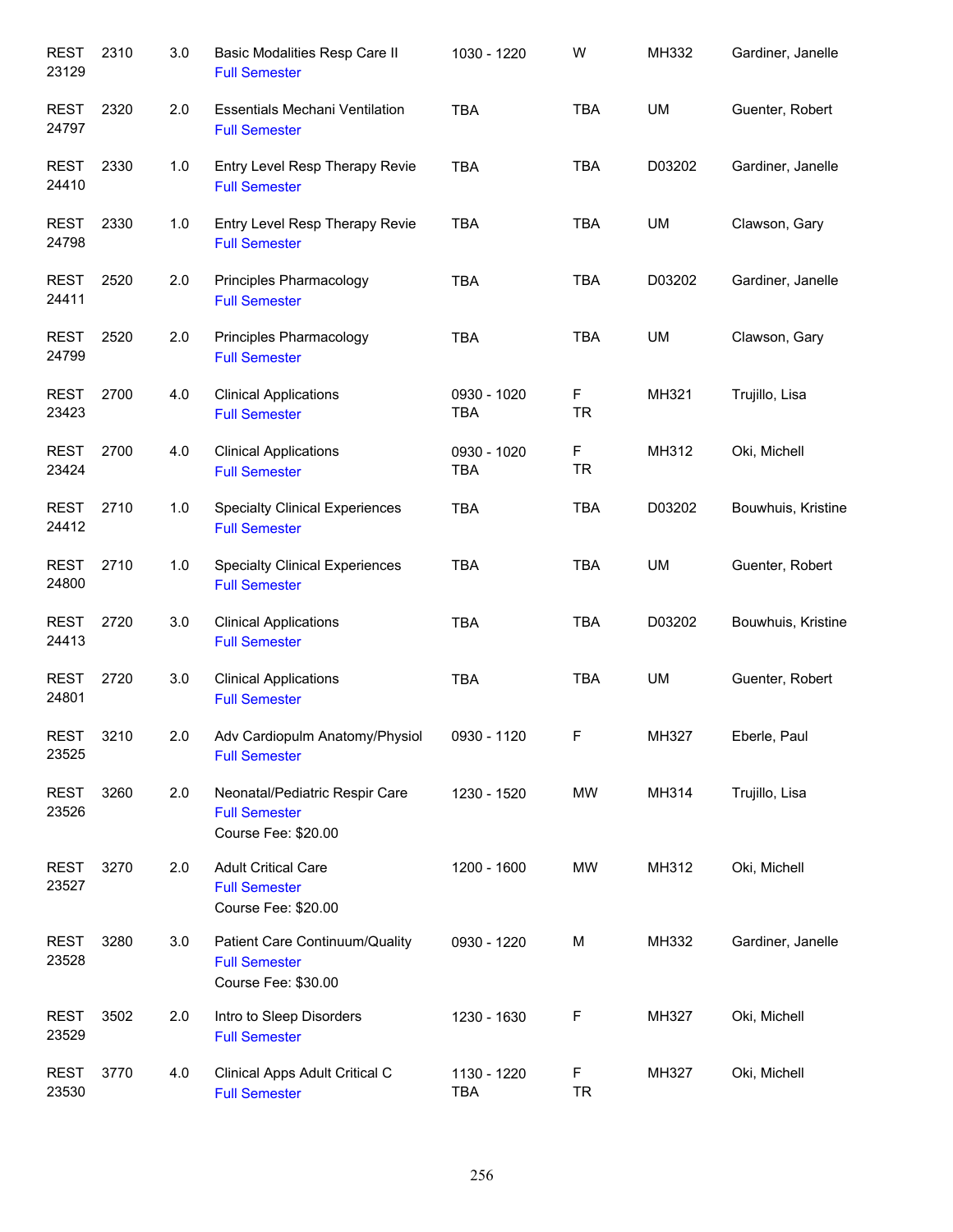| | | | | | | | |
|---|---|---|---|---|---|---|---|
| REST 23129 | 2310 | 3.0 | Basic Modalities Resp Care II<br>Full Semester | 1030 - 1220 | W | MH332 | Gardiner, Janelle |
| REST 24797 | 2320 | 2.0 | Essentials Mechani Ventilation<br>Full Semester | TBA | TBA | UM | Guenter, Robert |
| REST 24410 | 2330 | 1.0 | Entry Level Resp Therapy Revie<br>Full Semester | TBA | TBA | D03202 | Gardiner, Janelle |
| REST 24798 | 2330 | 1.0 | Entry Level Resp Therapy Revie<br>Full Semester | TBA | TBA | UM | Clawson, Gary |
| REST 24411 | 2520 | 2.0 | Principles Pharmacology<br>Full Semester | TBA | TBA | D03202 | Gardiner, Janelle |
| REST 24799 | 2520 | 2.0 | Principles Pharmacology<br>Full Semester | TBA | TBA | UM | Clawson, Gary |
| REST 23423 | 2700 | 4.0 | Clinical Applications<br>Full Semester | 0930 - 1020<br>TBA | F<br>TR | MH321 | Trujillo, Lisa |
| REST 23424 | 2700 | 4.0 | Clinical Applications<br>Full Semester | 0930 - 1020<br>TBA | F<br>TR | MH312 | Oki, Michell |
| REST 24412 | 2710 | 1.0 | Specialty Clinical Experiences<br>Full Semester | TBA | TBA | D03202 | Bouwhuis, Kristine |
| REST 24800 | 2710 | 1.0 | Specialty Clinical Experiences<br>Full Semester | TBA | TBA | UM | Guenter, Robert |
| REST 24413 | 2720 | 3.0 | Clinical Applications<br>Full Semester | TBA | TBA | D03202 | Bouwhuis, Kristine |
| REST 24801 | 2720 | 3.0 | Clinical Applications<br>Full Semester | TBA | TBA | UM | Guenter, Robert |
| REST 23525 | 3210 | 2.0 | Adv Cardiopulm Anatomy/Physiol<br>Full Semester | 0930 - 1120 | F | MH327 | Eberle, Paul |
| REST 23526 | 3260 | 2.0 | Neonatal/Pediatric Respir Care<br>Full Semester<br>Course Fee: $20.00 | 1230 - 1520 | MW | MH314 | Trujillo, Lisa |
| REST 23527 | 3270 | 2.0 | Adult Critical Care<br>Full Semester<br>Course Fee: $20.00 | 1200 - 1600 | MW | MH312 | Oki, Michell |
| REST 23528 | 3280 | 3.0 | Patient Care Continuum/Quality<br>Full Semester<br>Course Fee: $30.00 | 0930 - 1220 | M | MH332 | Gardiner, Janelle |
| REST 23529 | 3502 | 2.0 | Intro to Sleep Disorders<br>Full Semester | 1230 - 1630 | F | MH327 | Oki, Michell |
| REST 23530 | 3770 | 4.0 | Clinical Apps Adult Critical C<br>Full Semester | 1130 - 1220<br>TBA | F<br>TR | MH327 | Oki, Michell |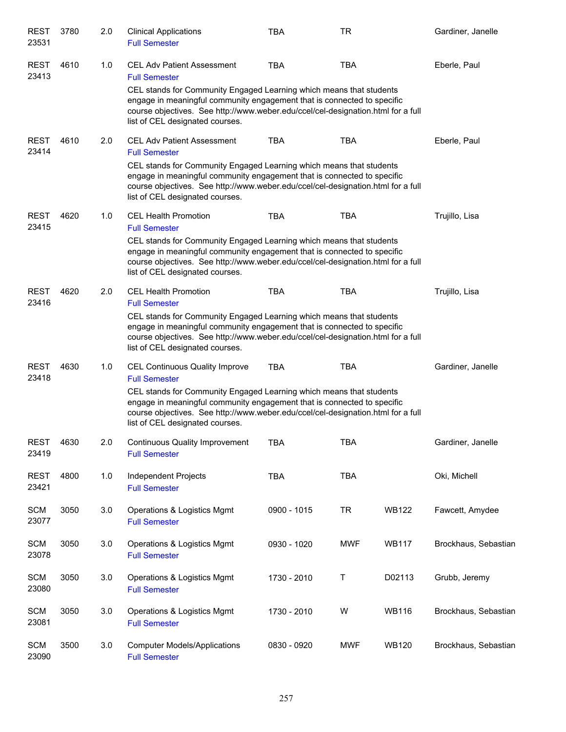| Subject / CRN | Course | Credits | Title | Time | Days | Room | Instructor |
|---|---|---|---|---|---|---|---|
| REST 23531 | 3780 | 2.0 | Clinical Applications<br>Full Semester | TBA | TR | | Gardiner, Janelle |
| REST 23413 | 4610 | 1.0 | CEL Adv Patient Assessment<br>Full Semester<br>CEL stands for Community Engaged Learning which means that students engage in meaningful community engagement that is connected to specific course objectives. See http://www.weber.edu/ccel/cel-designation.html for a full list of CEL designated courses. | TBA | TBA | | Eberle, Paul |
| REST 23414 | 4610 | 2.0 | CEL Adv Patient Assessment<br>Full Semester<br>CEL stands for Community Engaged Learning which means that students engage in meaningful community engagement that is connected to specific course objectives. See http://www.weber.edu/ccel/cel-designation.html for a full list of CEL designated courses. | TBA | TBA | | Eberle, Paul |
| REST 23415 | 4620 | 1.0 | CEL Health Promotion<br>Full Semester<br>CEL stands for Community Engaged Learning which means that students engage in meaningful community engagement that is connected to specific course objectives. See http://www.weber.edu/ccel/cel-designation.html for a full list of CEL designated courses. | TBA | TBA | | Trujillo, Lisa |
| REST 23416 | 4620 | 2.0 | CEL Health Promotion<br>Full Semester<br>CEL stands for Community Engaged Learning which means that students engage in meaningful community engagement that is connected to specific course objectives. See http://www.weber.edu/ccel/cel-designation.html for a full list of CEL designated courses. | TBA | TBA | | Trujillo, Lisa |
| REST 23418 | 4630 | 1.0 | CEL Continuous Quality Improve<br>Full Semester<br>CEL stands for Community Engaged Learning which means that students engage in meaningful community engagement that is connected to specific course objectives. See http://www.weber.edu/ccel/cel-designation.html for a full list of CEL designated courses. | TBA | TBA | | Gardiner, Janelle |
| REST 23419 | 4630 | 2.0 | Continuous Quality Improvement<br>Full Semester | TBA | TBA | | Gardiner, Janelle |
| REST 23421 | 4800 | 1.0 | Independent Projects<br>Full Semester | TBA | TBA | | Oki, Michell |
| SCM 23077 | 3050 | 3.0 | Operations & Logistics Mgmt<br>Full Semester | 0900 - 1015 | TR | WB122 | Fawcett, Amydee |
| SCM 23078 | 3050 | 3.0 | Operations & Logistics Mgmt<br>Full Semester | 0930 - 1020 | MWF | WB117 | Brockhaus, Sebastian |
| SCM 23080 | 3050 | 3.0 | Operations & Logistics Mgmt<br>Full Semester | 1730 - 2010 | T | D02113 | Grubb, Jeremy |
| SCM 23081 | 3050 | 3.0 | Operations & Logistics Mgmt<br>Full Semester | 1730 - 2010 | W | WB116 | Brockhaus, Sebastian |
| SCM 23090 | 3500 | 3.0 | Computer Models/Applications<br>Full Semester | 0830 - 0920 | MWF | WB120 | Brockhaus, Sebastian |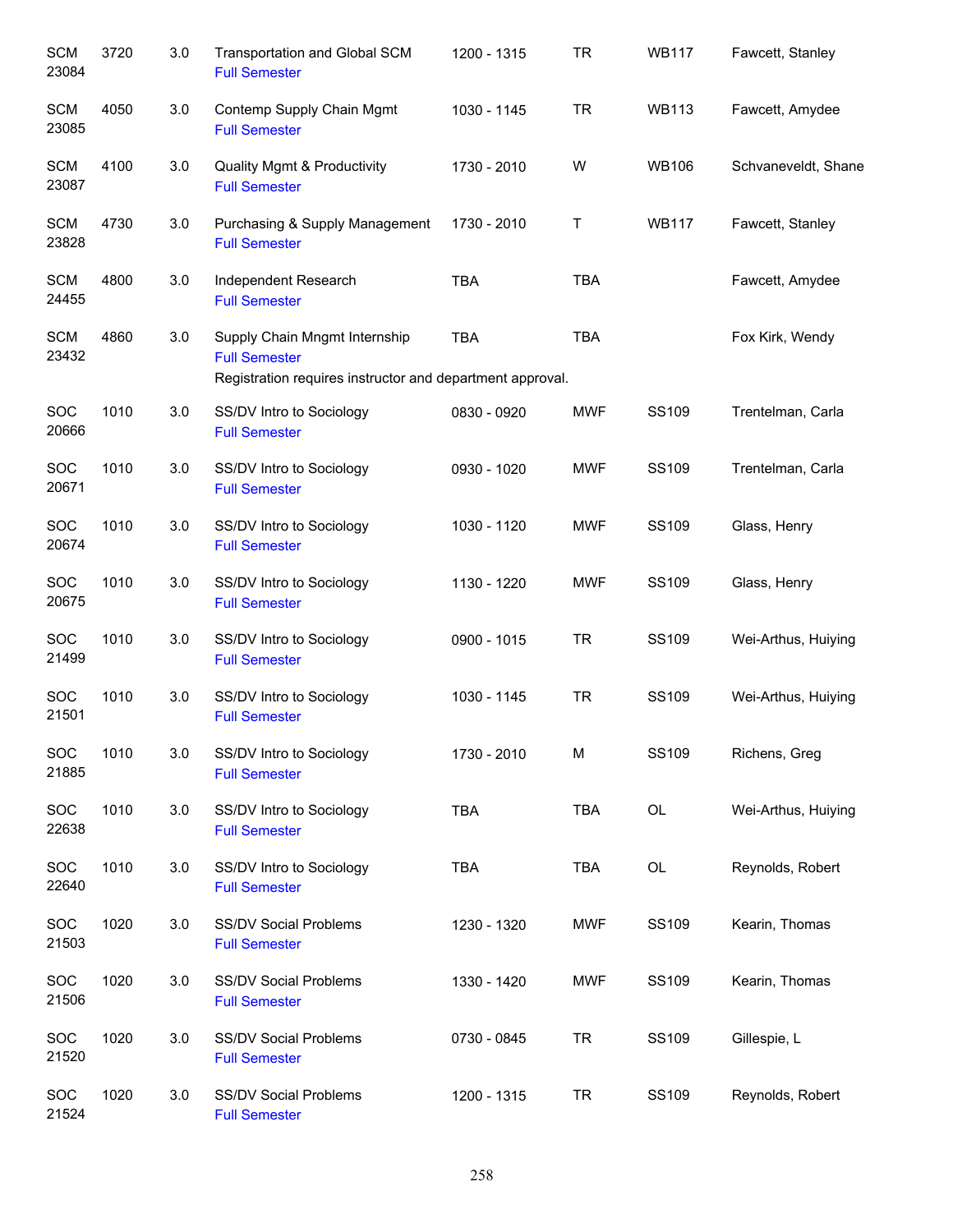| Subject / CRN | Course | Credits | Title | Time | Days | Room | Instructor |
|---|---|---|---|---|---|---|---|
| SCM 23084 | 3720 | 3.0 | Transportation and Global SCM<br>Full Semester | 1200 - 1315 | TR | WB117 | Fawcett, Stanley |
| SCM 23085 | 4050 | 3.0 | Contemp Supply Chain Mgmt<br>Full Semester | 1030 - 1145 | TR | WB113 | Fawcett, Amydee |
| SCM 23087 | 4100 | 3.0 | Quality Mgmt & Productivity<br>Full Semester | 1730 - 2010 | W | WB106 | Schvaneveldt, Shane |
| SCM 23828 | 4730 | 3.0 | Purchasing & Supply Management<br>Full Semester | 1730 - 2010 | T | WB117 | Fawcett, Stanley |
| SCM 24455 | 4800 | 3.0 | Independent Research<br>Full Semester | TBA | TBA | | Fawcett, Amydee |
| SCM 23432 | 4860 | 3.0 | Supply Chain Mngmt Internship<br>Full Semester<br>Registration requires instructor and department approval. | TBA | TBA | | Fox Kirk, Wendy |
| SOC 20666 | 1010 | 3.0 | SS/DV Intro to Sociology<br>Full Semester | 0830 - 0920 | MWF | SS109 | Trentelman, Carla |
| SOC 20671 | 1010 | 3.0 | SS/DV Intro to Sociology<br>Full Semester | 0930 - 1020 | MWF | SS109 | Trentelman, Carla |
| SOC 20674 | 1010 | 3.0 | SS/DV Intro to Sociology<br>Full Semester | 1030 - 1120 | MWF | SS109 | Glass, Henry |
| SOC 20675 | 1010 | 3.0 | SS/DV Intro to Sociology<br>Full Semester | 1130 - 1220 | MWF | SS109 | Glass, Henry |
| SOC 21499 | 1010 | 3.0 | SS/DV Intro to Sociology<br>Full Semester | 0900 - 1015 | TR | SS109 | Wei-Arthus, Huiying |
| SOC 21501 | 1010 | 3.0 | SS/DV Intro to Sociology<br>Full Semester | 1030 - 1145 | TR | SS109 | Wei-Arthus, Huiying |
| SOC 21885 | 1010 | 3.0 | SS/DV Intro to Sociology<br>Full Semester | 1730 - 2010 | M | SS109 | Richens, Greg |
| SOC 22638 | 1010 | 3.0 | SS/DV Intro to Sociology<br>Full Semester | TBA | TBA | OL | Wei-Arthus, Huiying |
| SOC 22640 | 1010 | 3.0 | SS/DV Intro to Sociology<br>Full Semester | TBA | TBA | OL | Reynolds, Robert |
| SOC 21503 | 1020 | 3.0 | SS/DV Social Problems<br>Full Semester | 1230 - 1320 | MWF | SS109 | Kearin, Thomas |
| SOC 21506 | 1020 | 3.0 | SS/DV Social Problems<br>Full Semester | 1330 - 1420 | MWF | SS109 | Kearin, Thomas |
| SOC 21520 | 1020 | 3.0 | SS/DV Social Problems<br>Full Semester | 0730 - 0845 | TR | SS109 | Gillespie, L |
| SOC 21524 | 1020 | 3.0 | SS/DV Social Problems<br>Full Semester | 1200 - 1315 | TR | SS109 | Reynolds, Robert |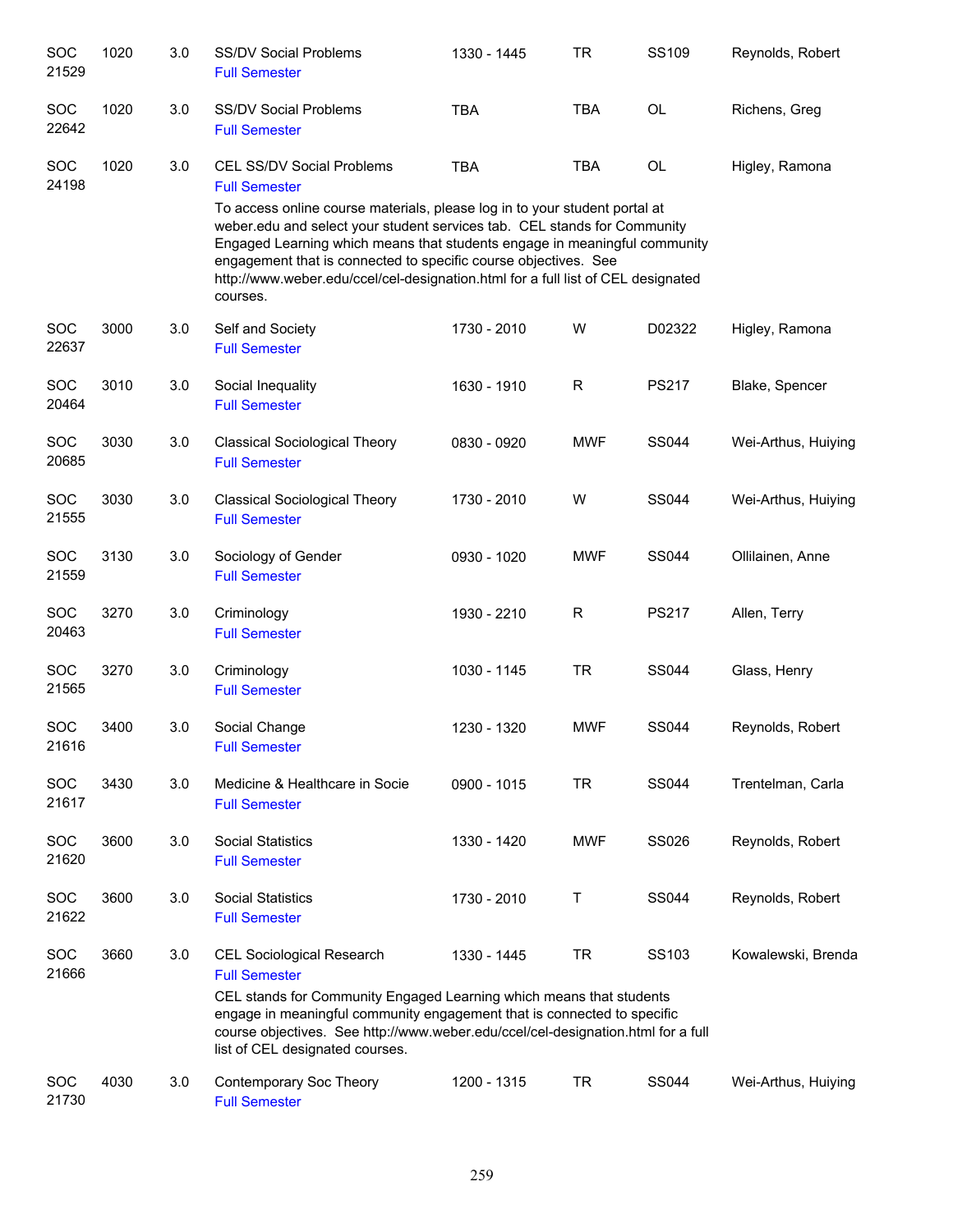| | | | | | | | |
|---|---|---|---|---|---|---|---|
| SOC 21529 | 1020 | 3.0 | SS/DV Social Problems<br>Full Semester | 1330 - 1445 | TR | SS109 | Reynolds, Robert |
| SOC 22642 | 1020 | 3.0 | SS/DV Social Problems<br>Full Semester | TBA | TBA | OL | Richens, Greg |
| SOC 24198 | 1020 | 3.0 | CEL SS/DV Social Problems<br>Full Semester<br>To access online course materials, please log in to your student portal at weber.edu and select your student services tab. CEL stands for Community Engaged Learning which means that students engage in meaningful community engagement that is connected to specific course objectives. See http://www.weber.edu/ccel/cel-designation.html for a full list of CEL designated courses. | TBA | TBA | OL | Higley, Ramona |
| SOC 22637 | 3000 | 3.0 | Self and Society<br>Full Semester | 1730 - 2010 | W | D02322 | Higley, Ramona |
| SOC 20464 | 3010 | 3.0 | Social Inequality<br>Full Semester | 1630 - 1910 | R | PS217 | Blake, Spencer |
| SOC 20685 | 3030 | 3.0 | Classical Sociological Theory<br>Full Semester | 0830 - 0920 | MWF | SS044 | Wei-Arthus, Huiying |
| SOC 21555 | 3030 | 3.0 | Classical Sociological Theory<br>Full Semester | 1730 - 2010 | W | SS044 | Wei-Arthus, Huiying |
| SOC 21559 | 3130 | 3.0 | Sociology of Gender<br>Full Semester | 0930 - 1020 | MWF | SS044 | Ollilainen, Anne |
| SOC 20463 | 3270 | 3.0 | Criminology<br>Full Semester | 1930 - 2210 | R | PS217 | Allen, Terry |
| SOC 21565 | 3270 | 3.0 | Criminology<br>Full Semester | 1030 - 1145 | TR | SS044 | Glass, Henry |
| SOC 21616 | 3400 | 3.0 | Social Change<br>Full Semester | 1230 - 1320 | MWF | SS044 | Reynolds, Robert |
| SOC 21617 | 3430 | 3.0 | Medicine & Healthcare in Socie<br>Full Semester | 0900 - 1015 | TR | SS044 | Trentelman, Carla |
| SOC 21620 | 3600 | 3.0 | Social Statistics<br>Full Semester | 1330 - 1420 | MWF | SS026 | Reynolds, Robert |
| SOC 21622 | 3600 | 3.0 | Social Statistics<br>Full Semester | 1730 - 2010 | T | SS044 | Reynolds, Robert |
| SOC 21666 | 3660 | 3.0 | CEL Sociological Research<br>Full Semester<br>CEL stands for Community Engaged Learning which means that students engage in meaningful community engagement that is connected to specific course objectives. See http://www.weber.edu/ccel/cel-designation.html for a full list of CEL designated courses. | 1330 - 1445 | TR | SS103 | Kowalewski, Brenda |
| SOC 21730 | 4030 | 3.0 | Contemporary Soc Theory<br>Full Semester | 1200 - 1315 | TR | SS044 | Wei-Arthus, Huiying |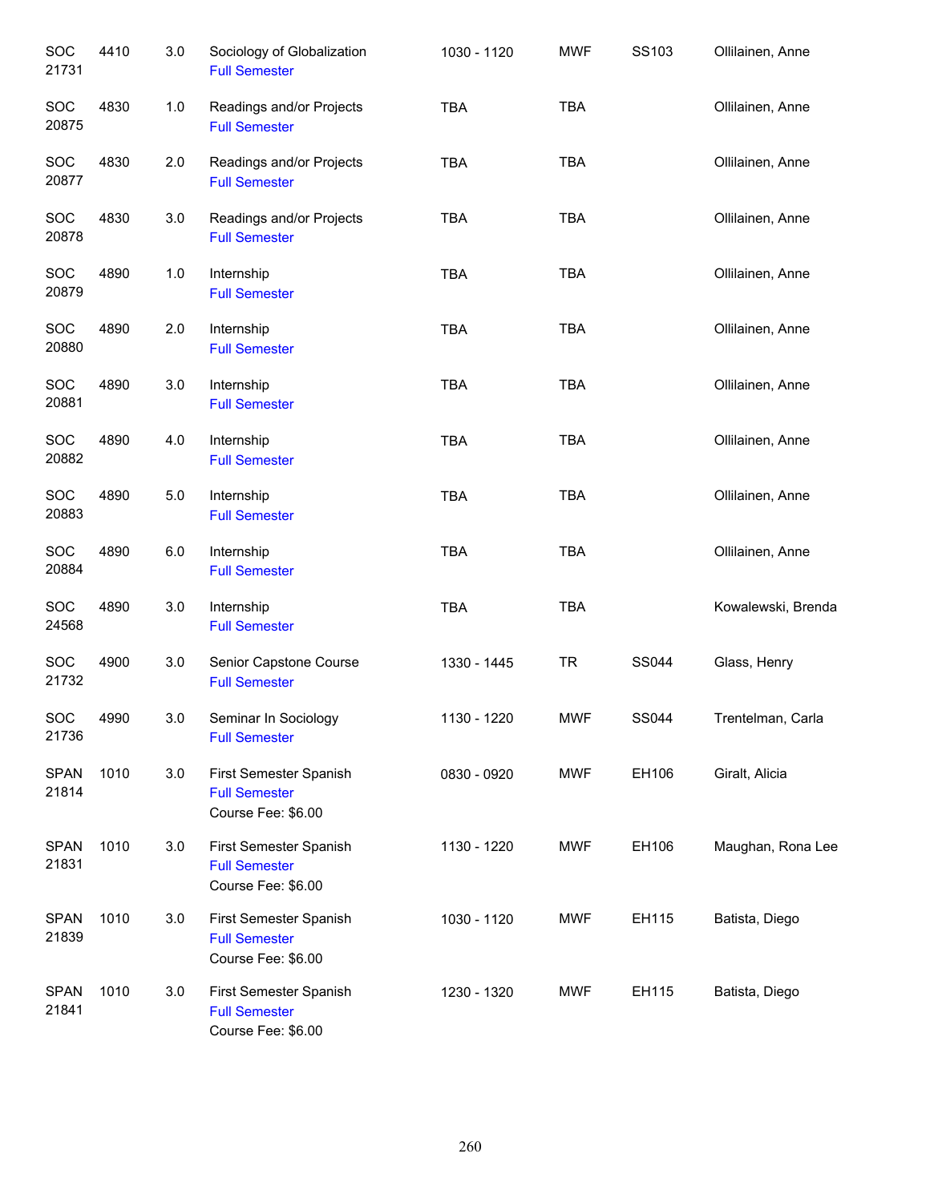| | | | | | | | |
|---|---|---|---|---|---|---|---|
| SOC 21731 | 4410 | 3.0 | Sociology of Globalization<br>Full Semester | 1030 - 1120 | MWF | SS103 | Ollilainen, Anne |
| SOC 20875 | 4830 | 1.0 | Readings and/or Projects<br>Full Semester | TBA | TBA | | Ollilainen, Anne |
| SOC 20877 | 4830 | 2.0 | Readings and/or Projects<br>Full Semester | TBA | TBA | | Ollilainen, Anne |
| SOC 20878 | 4830 | 3.0 | Readings and/or Projects<br>Full Semester | TBA | TBA | | Ollilainen, Anne |
| SOC 20879 | 4890 | 1.0 | Internship<br>Full Semester | TBA | TBA | | Ollilainen, Anne |
| SOC 20880 | 4890 | 2.0 | Internship<br>Full Semester | TBA | TBA | | Ollilainen, Anne |
| SOC 20881 | 4890 | 3.0 | Internship<br>Full Semester | TBA | TBA | | Ollilainen, Anne |
| SOC 20882 | 4890 | 4.0 | Internship<br>Full Semester | TBA | TBA | | Ollilainen, Anne |
| SOC 20883 | 4890 | 5.0 | Internship<br>Full Semester | TBA | TBA | | Ollilainen, Anne |
| SOC 20884 | 4890 | 6.0 | Internship<br>Full Semester | TBA | TBA | | Ollilainen, Anne |
| SOC 24568 | 4890 | 3.0 | Internship<br>Full Semester | TBA | TBA | | Kowalewski, Brenda |
| SOC 21732 | 4900 | 3.0 | Senior Capstone Course<br>Full Semester | 1330 - 1445 | TR | SS044 | Glass, Henry |
| SOC 21736 | 4990 | 3.0 | Seminar In Sociology<br>Full Semester | 1130 - 1220 | MWF | SS044 | Trentelman, Carla |
| SPAN 21814 | 1010 | 3.0 | First Semester Spanish<br>Full Semester<br>Course Fee: $6.00 | 0830 - 0920 | MWF | EH106 | Giralt, Alicia |
| SPAN 21831 | 1010 | 3.0 | First Semester Spanish<br>Full Semester<br>Course Fee: $6.00 | 1130 - 1220 | MWF | EH106 | Maughan, Rona Lee |
| SPAN 21839 | 1010 | 3.0 | First Semester Spanish<br>Full Semester<br>Course Fee: $6.00 | 1030 - 1120 | MWF | EH115 | Batista, Diego |
| SPAN 21841 | 1010 | 3.0 | First Semester Spanish<br>Full Semester<br>Course Fee: $6.00 | 1230 - 1320 | MWF | EH115 | Batista, Diego |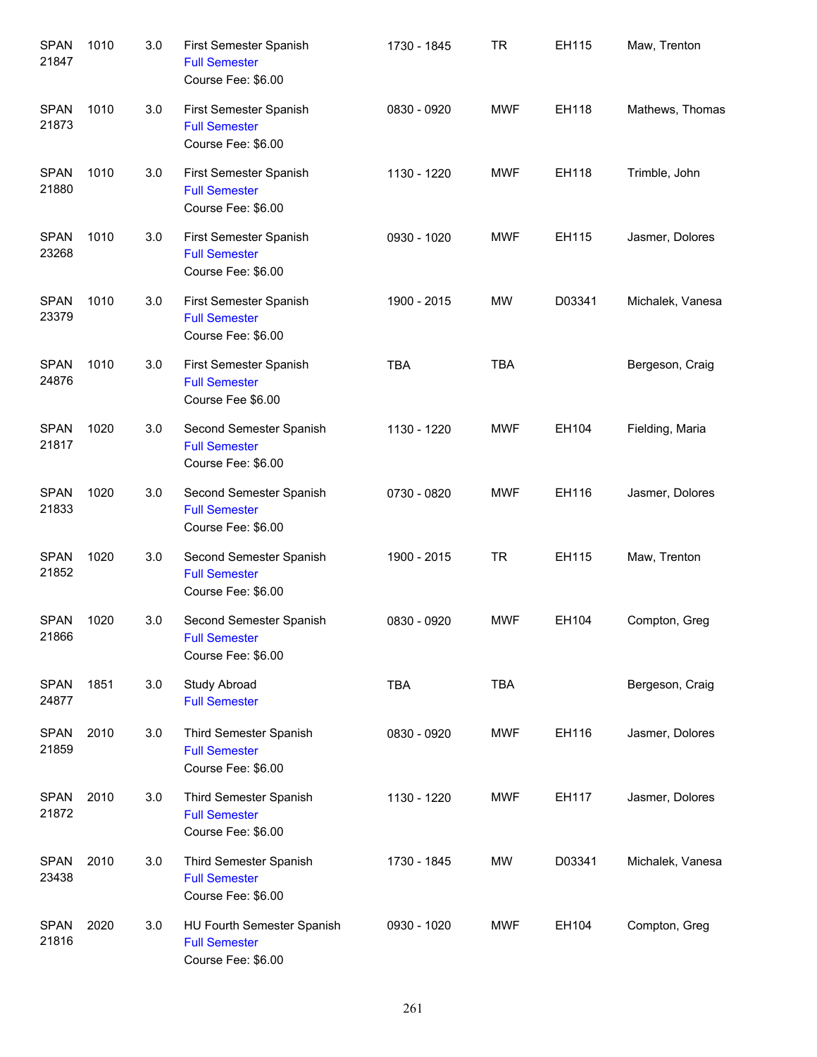| | | | | | | | |
|---|---|---|---|---|---|---|---|
| SPAN 21847 | 1010 | 3.0 | First Semester Spanish<br>Full Semester<br>Course Fee: $6.00 | 1730 - 1845 | TR | EH115 | Maw, Trenton |
| SPAN 21873 | 1010 | 3.0 | First Semester Spanish<br>Full Semester<br>Course Fee: $6.00 | 0830 - 0920 | MWF | EH118 | Mathews, Thomas |
| SPAN 21880 | 1010 | 3.0 | First Semester Spanish<br>Full Semester<br>Course Fee: $6.00 | 1130 - 1220 | MWF | EH118 | Trimble, John |
| SPAN 23268 | 1010 | 3.0 | First Semester Spanish<br>Full Semester<br>Course Fee: $6.00 | 0930 - 1020 | MWF | EH115 | Jasmer, Dolores |
| SPAN 23379 | 1010 | 3.0 | First Semester Spanish<br>Full Semester<br>Course Fee: $6.00 | 1900 - 2015 | MW | D03341 | Michalek, Vanesa |
| SPAN 24876 | 1010 | 3.0 | First Semester Spanish<br>Full Semester<br>Course Fee $6.00 | TBA | TBA | | Bergeson, Craig |
| SPAN 21817 | 1020 | 3.0 | Second Semester Spanish<br>Full Semester<br>Course Fee: $6.00 | 1130 - 1220 | MWF | EH104 | Fielding, Maria |
| SPAN 21833 | 1020 | 3.0 | Second Semester Spanish<br>Full Semester<br>Course Fee: $6.00 | 0730 - 0820 | MWF | EH116 | Jasmer, Dolores |
| SPAN 21852 | 1020 | 3.0 | Second Semester Spanish<br>Full Semester<br>Course Fee: $6.00 | 1900 - 2015 | TR | EH115 | Maw, Trenton |
| SPAN 21866 | 1020 | 3.0 | Second Semester Spanish<br>Full Semester<br>Course Fee: $6.00 | 0830 - 0920 | MWF | EH104 | Compton, Greg |
| SPAN 24877 | 1851 | 3.0 | Study Abroad<br>Full Semester | TBA | TBA | | Bergeson, Craig |
| SPAN 21859 | 2010 | 3.0 | Third Semester Spanish<br>Full Semester<br>Course Fee: $6.00 | 0830 - 0920 | MWF | EH116 | Jasmer, Dolores |
| SPAN 21872 | 2010 | 3.0 | Third Semester Spanish<br>Full Semester<br>Course Fee: $6.00 | 1130 - 1220 | MWF | EH117 | Jasmer, Dolores |
| SPAN 23438 | 2010 | 3.0 | Third Semester Spanish<br>Full Semester<br>Course Fee: $6.00 | 1730 - 1845 | MW | D03341 | Michalek, Vanesa |
| SPAN 21816 | 2020 | 3.0 | HU Fourth Semester Spanish<br>Full Semester<br>Course Fee: $6.00 | 0930 - 1020 | MWF | EH104 | Compton, Greg |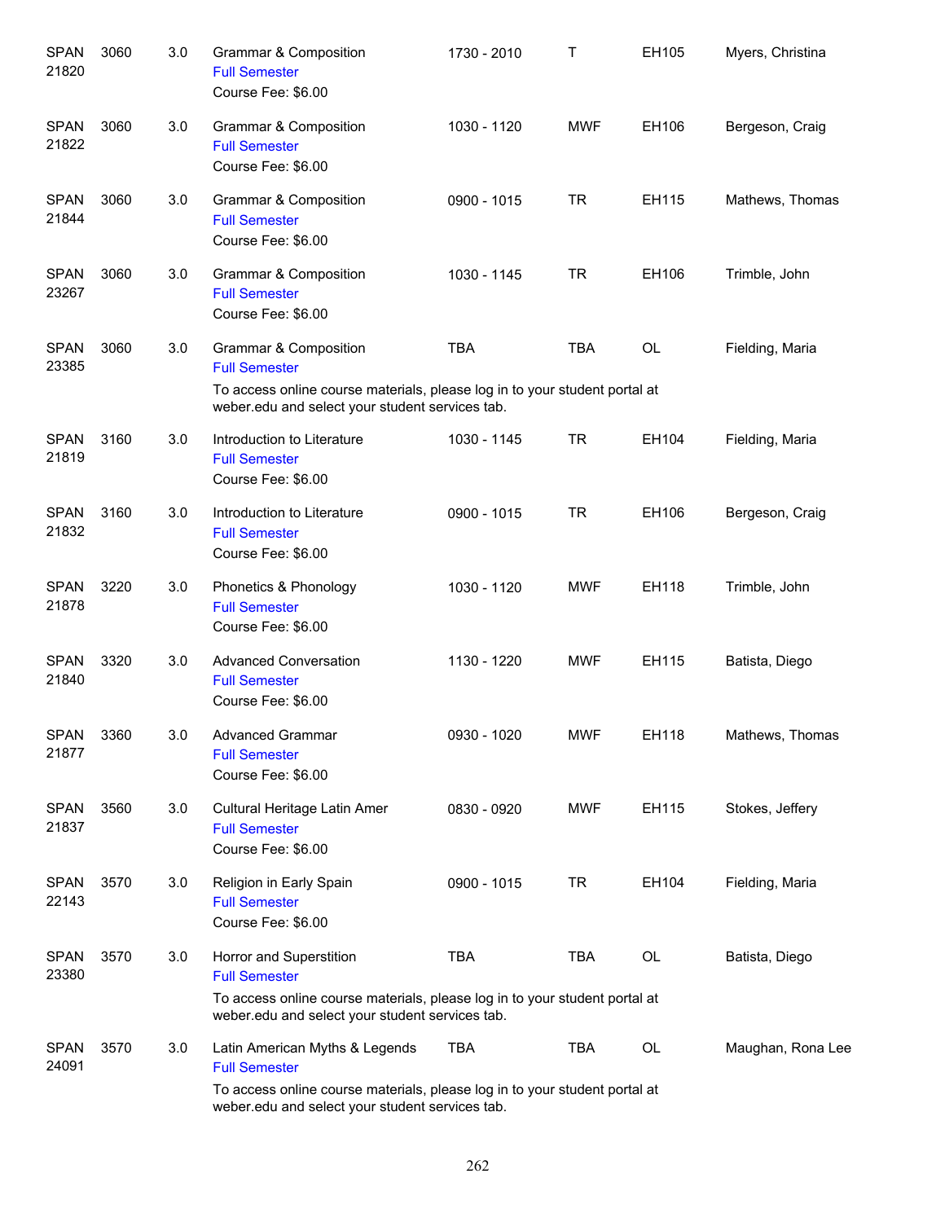| | | | | | | | |
|---|---|---|---|---|---|---|---|
| SPAN 21820 | 3060 | 3.0 | Grammar & Composition<br>Full Semester<br>Course Fee: $6.00 | 1730 - 2010 | T | EH105 | Myers, Christina |
| SPAN 21822 | 3060 | 3.0 | Grammar & Composition<br>Full Semester<br>Course Fee: $6.00 | 1030 - 1120 | MWF | EH106 | Bergeson, Craig |
| SPAN 21844 | 3060 | 3.0 | Grammar & Composition<br>Full Semester<br>Course Fee: $6.00 | 0900 - 1015 | TR | EH115 | Mathews, Thomas |
| SPAN 23267 | 3060 | 3.0 | Grammar & Composition<br>Full Semester<br>Course Fee: $6.00 | 1030 - 1145 | TR | EH106 | Trimble, John |
| SPAN 23385 | 3060 | 3.0 | Grammar & Composition<br>Full Semester<br>To access online course materials, please log in to your student portal at weber.edu and select your student services tab. | TBA | TBA | OL | Fielding, Maria |
| SPAN 21819 | 3160 | 3.0 | Introduction to Literature<br>Full Semester<br>Course Fee: $6.00 | 1030 - 1145 | TR | EH104 | Fielding, Maria |
| SPAN 21832 | 3160 | 3.0 | Introduction to Literature<br>Full Semester<br>Course Fee: $6.00 | 0900 - 1015 | TR | EH106 | Bergeson, Craig |
| SPAN 21878 | 3220 | 3.0 | Phonetics & Phonology<br>Full Semester<br>Course Fee: $6.00 | 1030 - 1120 | MWF | EH118 | Trimble, John |
| SPAN 21840 | 3320 | 3.0 | Advanced Conversation<br>Full Semester<br>Course Fee: $6.00 | 1130 - 1220 | MWF | EH115 | Batista, Diego |
| SPAN 21877 | 3360 | 3.0 | Advanced Grammar<br>Full Semester<br>Course Fee: $6.00 | 0930 - 1020 | MWF | EH118 | Mathews, Thomas |
| SPAN 21837 | 3560 | 3.0 | Cultural Heritage Latin Amer<br>Full Semester<br>Course Fee: $6.00 | 0830 - 0920 | MWF | EH115 | Stokes, Jeffery |
| SPAN 22143 | 3570 | 3.0 | Religion in Early Spain<br>Full Semester<br>Course Fee: $6.00 | 0900 - 1015 | TR | EH104 | Fielding, Maria |
| SPAN 23380 | 3570 | 3.0 | Horror and Superstition<br>Full Semester<br>To access online course materials, please log in to your student portal at weber.edu and select your student services tab. | TBA | TBA | OL | Batista, Diego |
| SPAN 24091 | 3570 | 3.0 | Latin American Myths & Legends<br>Full Semester<br>To access online course materials, please log in to your student portal at weber.edu and select your student services tab. | TBA | TBA | OL | Maughan, Rona Lee |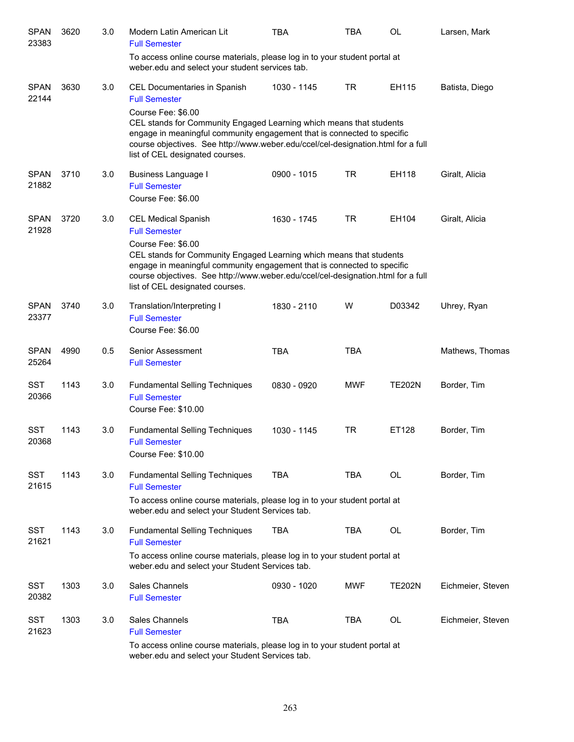| | | | | | | | |
|---|---|---|---|---|---|---|---|
| SPAN 23383 | 3620 | 3.0 | Modern Latin American Lit<br>Full Semester<br>To access online course materials, please log in to your student portal at weber.edu and select your student services tab. | TBA | TBA | OL | Larsen, Mark |
| SPAN 22144 | 3630 | 3.0 | CEL Documentaries in Spanish<br>Full Semester<br>Course Fee: $6.00<br>CEL stands for Community Engaged Learning which means that students engage in meaningful community engagement that is connected to specific course objectives. See http://www.weber.edu/ccel/cel-designation.html for a full list of CEL designated courses. | 1030 - 1145 | TR | EH115 | Batista, Diego |
| SPAN 21882 | 3710 | 3.0 | Business Language I<br>Full Semester<br>Course Fee: $6.00 | 0900 - 1015 | TR | EH118 | Giralt, Alicia |
| SPAN 21928 | 3720 | 3.0 | CEL Medical Spanish<br>Full Semester<br>Course Fee: $6.00<br>CEL stands for Community Engaged Learning which means that students engage in meaningful community engagement that is connected to specific course objectives. See http://www.weber.edu/ccel/cel-designation.html for a full list of CEL designated courses. | 1630 - 1745 | TR | EH104 | Giralt, Alicia |
| SPAN 23377 | 3740 | 3.0 | Translation/Interpreting I<br>Full Semester<br>Course Fee: $6.00 | 1830 - 2110 | W | D03342 | Uhrey, Ryan |
| SPAN 25264 | 4990 | 0.5 | Senior Assessment<br>Full Semester | TBA | TBA | | Mathews, Thomas |
| SST 20366 | 1143 | 3.0 | Fundamental Selling Techniques<br>Full Semester<br>Course Fee: $10.00 | 0830 - 0920 | MWF | TE202N | Border, Tim |
| SST 20368 | 1143 | 3.0 | Fundamental Selling Techniques<br>Full Semester<br>Course Fee: $10.00 | 1030 - 1145 | TR | ET128 | Border, Tim |
| SST 21615 | 1143 | 3.0 | Fundamental Selling Techniques<br>Full Semester<br>To access online course materials, please log in to your student portal at weber.edu and select your Student Services tab. | TBA | TBA | OL | Border, Tim |
| SST 21621 | 1143 | 3.0 | Fundamental Selling Techniques<br>Full Semester<br>To access online course materials, please log in to your student portal at weber.edu and select your Student Services tab. | TBA | TBA | OL | Border, Tim |
| SST 20382 | 1303 | 3.0 | Sales Channels<br>Full Semester | 0930 - 1020 | MWF | TE202N | Eichmeier, Steven |
| SST 21623 | 1303 | 3.0 | Sales Channels<br>Full Semester<br>To access online course materials, please log in to your student portal at weber.edu and select your Student Services tab. | TBA | TBA | OL | Eichmeier, Steven |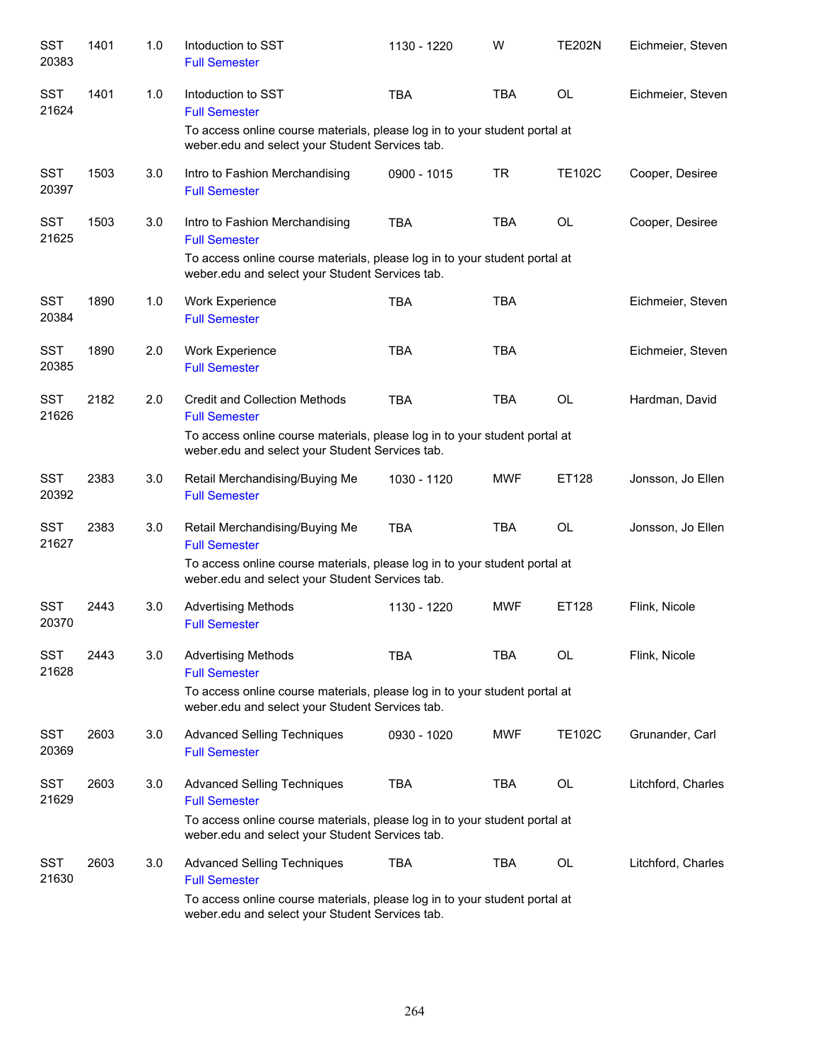| | | | | | | | |
|---|---|---|---|---|---|---|---|
| SST 20383 | 1401 | 1.0 | Intoduction to SST<br>Full Semester | 1130 - 1220 | W | TE202N | Eichmeier, Steven |
| SST 21624 | 1401 | 1.0 | Intoduction to SST<br>Full Semester<br>To access online course materials, please log in to your student portal at weber.edu and select your Student Services tab. | TBA | TBA | OL | Eichmeier, Steven |
| SST 20397 | 1503 | 3.0 | Intro to Fashion Merchandising<br>Full Semester | 0900 - 1015 | TR | TE102C | Cooper, Desiree |
| SST 21625 | 1503 | 3.0 | Intro to Fashion Merchandising<br>Full Semester<br>To access online course materials, please log in to your student portal at weber.edu and select your Student Services tab. | TBA | TBA | OL | Cooper, Desiree |
| SST 20384 | 1890 | 1.0 | Work Experience<br>Full Semester | TBA | TBA | | Eichmeier, Steven |
| SST 20385 | 1890 | 2.0 | Work Experience<br>Full Semester | TBA | TBA | | Eichmeier, Steven |
| SST 21626 | 2182 | 2.0 | Credit and Collection Methods<br>Full Semester<br>To access online course materials, please log in to your student portal at weber.edu and select your Student Services tab. | TBA | TBA | OL | Hardman, David |
| SST 20392 | 2383 | 3.0 | Retail Merchandising/Buying Me<br>Full Semester | 1030 - 1120 | MWF | ET128 | Jonsson, Jo Ellen |
| SST 21627 | 2383 | 3.0 | Retail Merchandising/Buying Me<br>Full Semester<br>To access online course materials, please log in to your student portal at weber.edu and select your Student Services tab. | TBA | TBA | OL | Jonsson, Jo Ellen |
| SST 20370 | 2443 | 3.0 | Advertising Methods<br>Full Semester | 1130 - 1220 | MWF | ET128 | Flink, Nicole |
| SST 21628 | 2443 | 3.0 | Advertising Methods<br>Full Semester<br>To access online course materials, please log in to your student portal at weber.edu and select your Student Services tab. | TBA | TBA | OL | Flink, Nicole |
| SST 20369 | 2603 | 3.0 | Advanced Selling Techniques<br>Full Semester | 0930 - 1020 | MWF | TE102C | Grunander, Carl |
| SST 21629 | 2603 | 3.0 | Advanced Selling Techniques<br>Full Semester<br>To access online course materials, please log in to your student portal at weber.edu and select your Student Services tab. | TBA | TBA | OL | Litchford, Charles |
| SST 21630 | 2603 | 3.0 | Advanced Selling Techniques<br>Full Semester<br>To access online course materials, please log in to your student portal at weber.edu and select your Student Services tab. | TBA | TBA | OL | Litchford, Charles |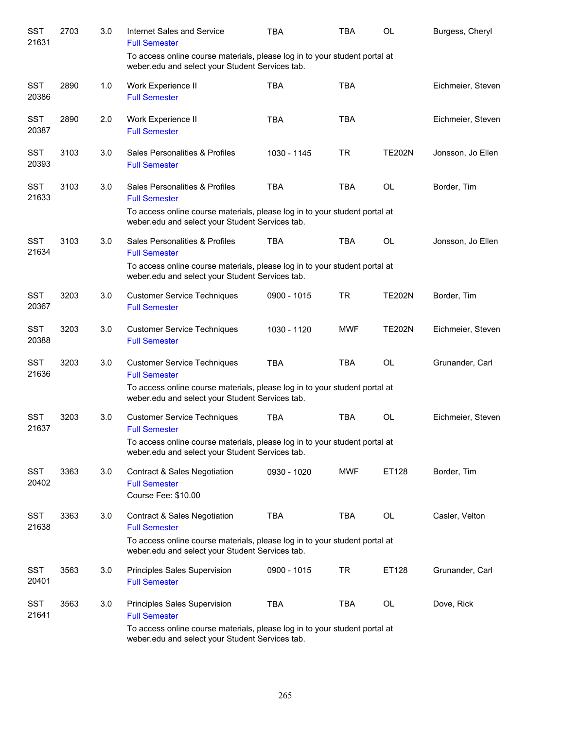| | | | | | | | |
|---|---|---|---|---|---|---|---|
| SST 21631 | 2703 | 3.0 | Internet Sales and Service<br>Full Semester<br>To access online course materials, please log in to your student portal at weber.edu and select your Student Services tab. | TBA | TBA | OL | Burgess, Cheryl |
| SST 20386 | 2890 | 1.0 | Work Experience II<br>Full Semester | TBA | TBA | | Eichmeier, Steven |
| SST 20387 | 2890 | 2.0 | Work Experience II<br>Full Semester | TBA | TBA | | Eichmeier, Steven |
| SST 20393 | 3103 | 3.0 | Sales Personalities & Profiles<br>Full Semester | 1030 - 1145 | TR | TE202N | Jonsson, Jo Ellen |
| SST 21633 | 3103 | 3.0 | Sales Personalities & Profiles<br>Full Semester<br>To access online course materials, please log in to your student portal at weber.edu and select your Student Services tab. | TBA | TBA | OL | Border, Tim |
| SST 21634 | 3103 | 3.0 | Sales Personalities & Profiles<br>Full Semester<br>To access online course materials, please log in to your student portal at weber.edu and select your Student Services tab. | TBA | TBA | OL | Jonsson, Jo Ellen |
| SST 20367 | 3203 | 3.0 | Customer Service Techniques<br>Full Semester | 0900 - 1015 | TR | TE202N | Border, Tim |
| SST 20388 | 3203 | 3.0 | Customer Service Techniques<br>Full Semester | 1030 - 1120 | MWF | TE202N | Eichmeier, Steven |
| SST 21636 | 3203 | 3.0 | Customer Service Techniques<br>Full Semester<br>To access online course materials, please log in to your student portal at weber.edu and select your Student Services tab. | TBA | TBA | OL | Grunander, Carl |
| SST 21637 | 3203 | 3.0 | Customer Service Techniques<br>Full Semester<br>To access online course materials, please log in to your student portal at weber.edu and select your Student Services tab. | TBA | TBA | OL | Eichmeier, Steven |
| SST 20402 | 3363 | 3.0 | Contract & Sales Negotiation<br>Full Semester<br>Course Fee: $10.00 | 0930 - 1020 | MWF | ET128 | Border, Tim |
| SST 21638 | 3363 | 3.0 | Contract & Sales Negotiation<br>Full Semester<br>To access online course materials, please log in to your student portal at weber.edu and select your Student Services tab. | TBA | TBA | OL | Casler, Velton |
| SST 20401 | 3563 | 3.0 | Principles Sales Supervision<br>Full Semester | 0900 - 1015 | TR | ET128 | Grunander, Carl |
| SST 21641 | 3563 | 3.0 | Principles Sales Supervision<br>Full Semester<br>To access online course materials, please log in to your student portal at weber.edu and select your Student Services tab. | TBA | TBA | OL | Dove, Rick |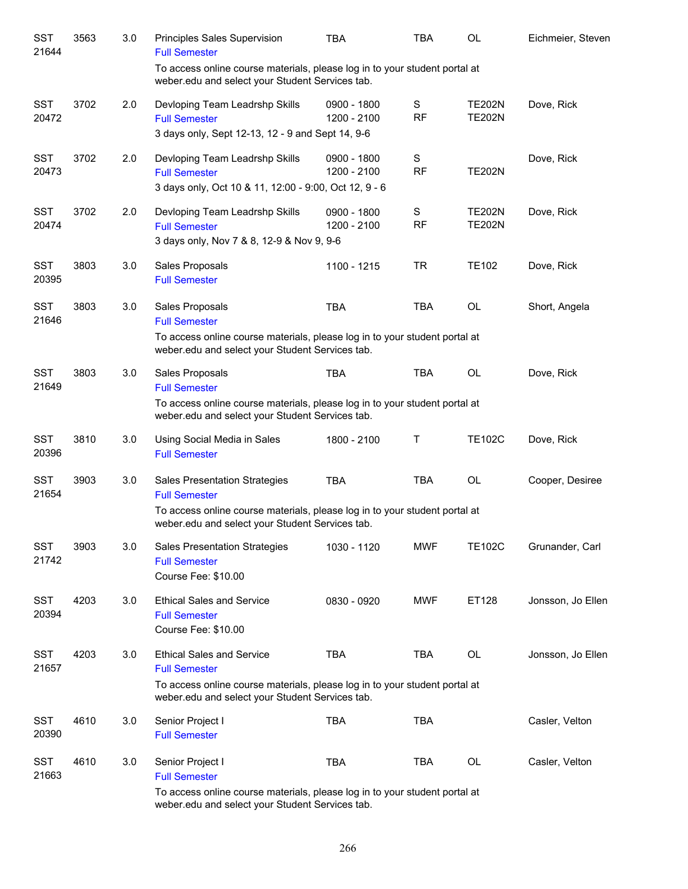| | | | | | | | |
|---|---|---|---|---|---|---|---|
| SST 21644 | 3563 | 3.0 | Principles Sales Supervision<br>Full Semester<br>To access online course materials, please log in to your student portal at weber.edu and select your Student Services tab. | TBA | TBA | OL | Eichmeier, Steven |
| SST 20472 | 3702 | 2.0 | Devloping Team Leadrshp Skills<br>Full Semester<br>3 days only, Sept 12-13, 12 - 9 and Sept 14, 9-6 | 0900 - 1800<br>1200 - 2100 | S<br>RF | TE202N<br>TE202N | Dove, Rick |
| SST 20473 | 3702 | 2.0 | Devloping Team Leadrshp Skills<br>Full Semester<br>3 days only, Oct 10 & 11, 12:00 - 9:00, Oct 12, 9 - 6 | 0900 - 1800<br>1200 - 2100 | S<br>RF | <br>TE202N | Dove, Rick |
| SST 20474 | 3702 | 2.0 | Devloping Team Leadrshp Skills<br>Full Semester<br>3 days only, Nov 7 & 8, 12-9 & Nov 9, 9-6 | 0900 - 1800<br>1200 - 2100 | S<br>RF | TE202N<br>TE202N | Dove, Rick |
| SST 20395 | 3803 | 3.0 | Sales Proposals<br>Full Semester | 1100 - 1215 | TR | TE102 | Dove, Rick |
| SST 21646 | 3803 | 3.0 | Sales Proposals<br>Full Semester<br>To access online course materials, please log in to your student portal at weber.edu and select your Student Services tab. | TBA | TBA | OL | Short, Angela |
| SST 21649 | 3803 | 3.0 | Sales Proposals<br>Full Semester<br>To access online course materials, please log in to your student portal at weber.edu and select your Student Services tab. | TBA | TBA | OL | Dove, Rick |
| SST 20396 | 3810 | 3.0 | Using Social Media in Sales<br>Full Semester | 1800 - 2100 | T | TE102C | Dove, Rick |
| SST 21654 | 3903 | 3.0 | Sales Presentation Strategies<br>Full Semester<br>To access online course materials, please log in to your student portal at weber.edu and select your Student Services tab. | TBA | TBA | OL | Cooper, Desiree |
| SST 21742 | 3903 | 3.0 | Sales Presentation Strategies<br>Full Semester<br>Course Fee: $10.00 | 1030 - 1120 | MWF | TE102C | Grunander, Carl |
| SST 20394 | 4203 | 3.0 | Ethical Sales and Service<br>Full Semester<br>Course Fee: $10.00 | 0830 - 0920 | MWF | ET128 | Jonsson, Jo Ellen |
| SST 21657 | 4203 | 3.0 | Ethical Sales and Service<br>Full Semester<br>To access online course materials, please log in to your student portal at weber.edu and select your Student Services tab. | TBA | TBA | OL | Jonsson, Jo Ellen |
| SST 20390 | 4610 | 3.0 | Senior Project I<br>Full Semester | TBA | TBA | | Casler, Velton |
| SST 21663 | 4610 | 3.0 | Senior Project I<br>Full Semester<br>To access online course materials, please log in to your student portal at weber.edu and select your Student Services tab. | TBA | TBA | OL | Casler, Velton |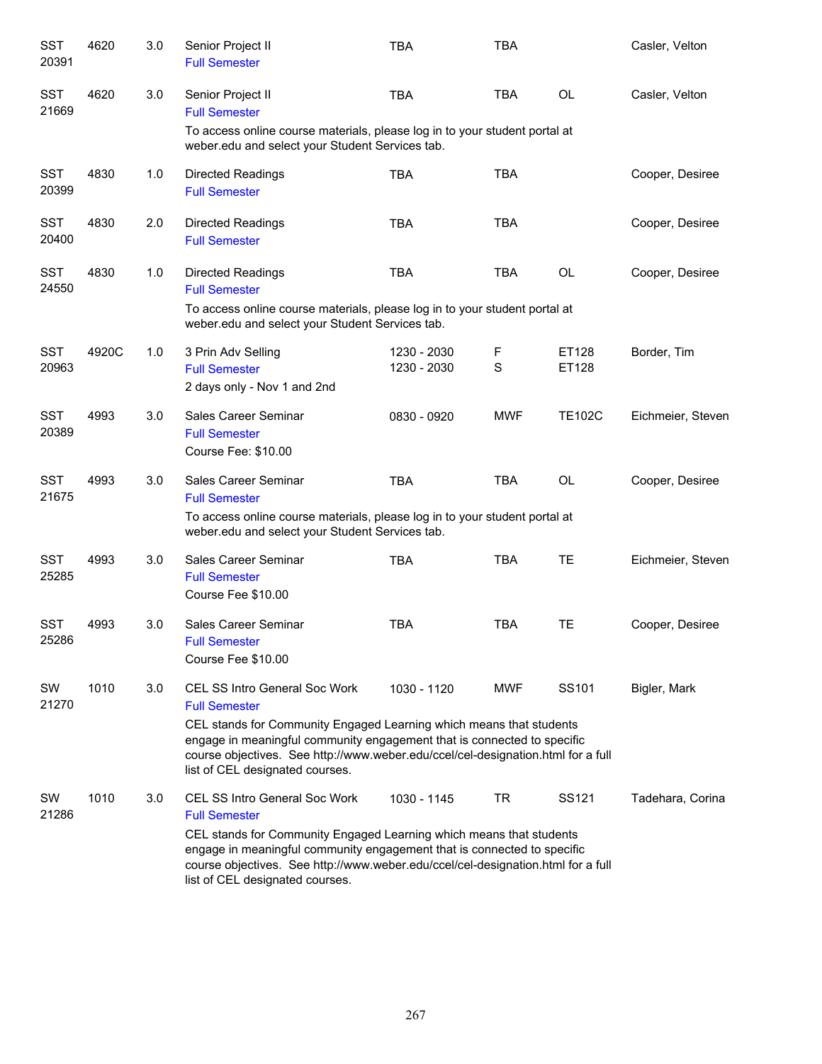| Subject / CRN | Course | Credits | Title | Time | Days | Room | Instructor |
|---|---|---|---|---|---|---|---|
| SST 20391 | 4620 | 3.0 | Senior Project II<br>Full Semester | TBA | TBA | | Casler, Velton |
| SST 21669 | 4620 | 3.0 | Senior Project II<br>Full Semester<br>To access online course materials, please log in to your student portal at weber.edu and select your Student Services tab. | TBA | TBA | OL | Casler, Velton |
| SST 20399 | 4830 | 1.0 | Directed Readings<br>Full Semester | TBA | TBA | | Cooper, Desiree |
| SST 20400 | 4830 | 2.0 | Directed Readings<br>Full Semester | TBA | TBA | | Cooper, Desiree |
| SST 24550 | 4830 | 1.0 | Directed Readings<br>Full Semester<br>To access online course materials, please log in to your student portal at weber.edu and select your Student Services tab. | TBA | TBA | OL | Cooper, Desiree |
| SST 20963 | 4920C | 1.0 | 3 Prin Adv Selling<br>Full Semester<br>2 days only - Nov 1 and 2nd | 1230 - 2030<br>1230 - 2030 | F<br>S | ET128<br>ET128 | Border, Tim |
| SST 20389 | 4993 | 3.0 | Sales Career Seminar<br>Full Semester<br>Course Fee: $10.00 | 0830 - 0920 | MWF | TE102C | Eichmeier, Steven |
| SST 21675 | 4993 | 3.0 | Sales Career Seminar<br>Full Semester<br>To access online course materials, please log in to your student portal at weber.edu and select your Student Services tab. | TBA | TBA | OL | Cooper, Desiree |
| SST 25285 | 4993 | 3.0 | Sales Career Seminar<br>Full Semester<br>Course Fee $10.00 | TBA | TBA | TE | Eichmeier, Steven |
| SST 25286 | 4993 | 3.0 | Sales Career Seminar<br>Full Semester<br>Course Fee $10.00 | TBA | TBA | TE | Cooper, Desiree |
| SW 21270 | 1010 | 3.0 | CEL SS Intro General Soc Work<br>Full Semester<br>CEL stands for Community Engaged Learning which means that students engage in meaningful community engagement that is connected to specific course objectives. See http://www.weber.edu/ccel/cel-designation.html for a full list of CEL designated courses. | 1030 - 1120 | MWF | SS101 | Bigler, Mark |
| SW 21286 | 1010 | 3.0 | CEL SS Intro General Soc Work<br>Full Semester<br>CEL stands for Community Engaged Learning which means that students engage in meaningful community engagement that is connected to specific course objectives. See http://www.weber.edu/ccel/cel-designation.html for a full list of CEL designated courses. | 1030 - 1145 | TR | SS121 | Tadehara, Corina |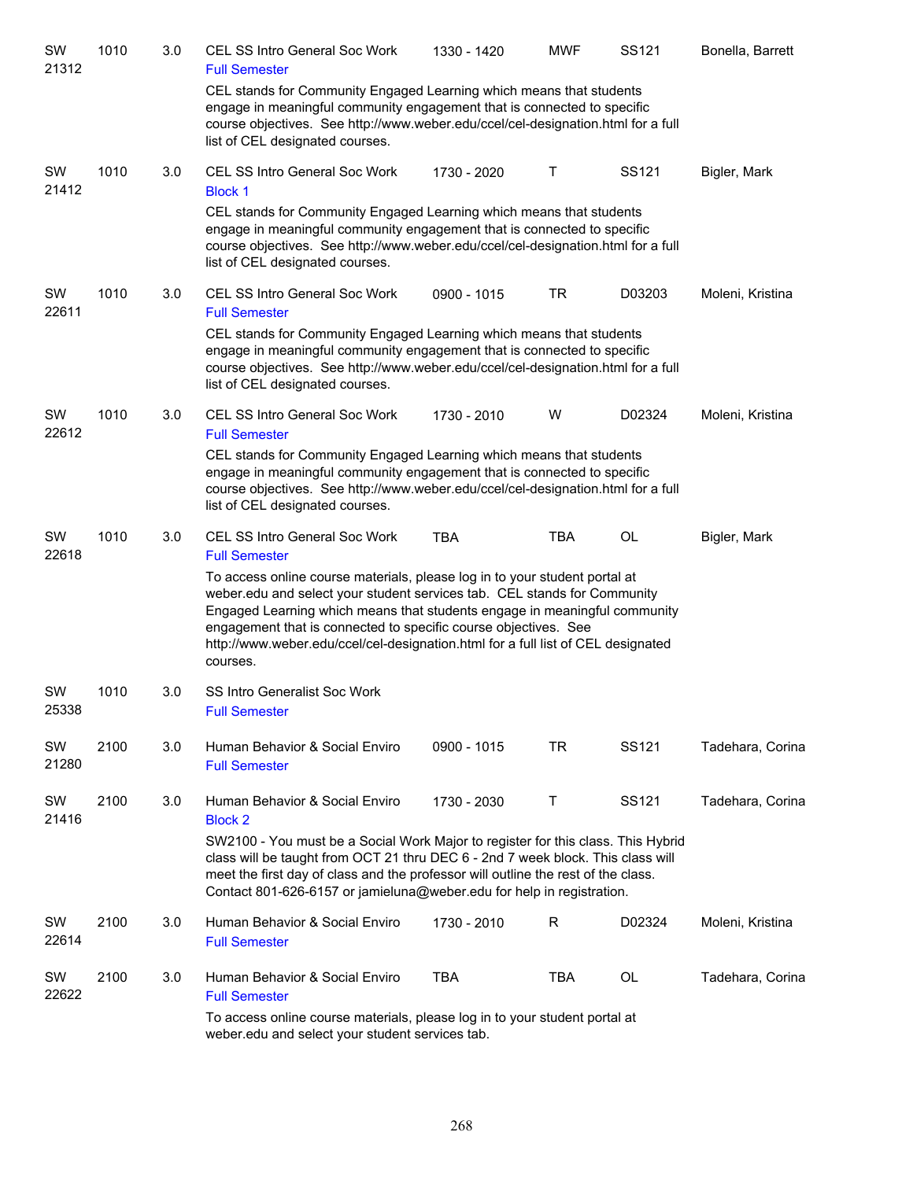| Subject/CRN | Course | Credits | Title | Time | Days | Room | Instructor |
|---|---|---|---|---|---|---|---|
| SW 21312 | 1010 | 3.0 | CEL SS Intro General Soc Work<br>Full Semester | 1330 - 1420 | MWF | SS121 | Bonella, Barrett |
| | | | CEL stands for Community Engaged Learning which means that students engage in meaningful community engagement that is connected to specific course objectives. See http://www.weber.edu/ccel/cel-designation.html for a full list of CEL designated courses. | | | | |
| SW 21412 | 1010 | 3.0 | CEL SS Intro General Soc Work<br>Block 1 | 1730 - 2020 | T | SS121 | Bigler, Mark |
| | | | CEL stands for Community Engaged Learning which means that students engage in meaningful community engagement that is connected to specific course objectives. See http://www.weber.edu/ccel/cel-designation.html for a full list of CEL designated courses. | | | | |
| SW 22611 | 1010 | 3.0 | CEL SS Intro General Soc Work<br>Full Semester | 0900 - 1015 | TR | D03203 | Moleni, Kristina |
| | | | CEL stands for Community Engaged Learning which means that students engage in meaningful community engagement that is connected to specific course objectives. See http://www.weber.edu/ccel/cel-designation.html for a full list of CEL designated courses. | | | | |
| SW 22612 | 1010 | 3.0 | CEL SS Intro General Soc Work<br>Full Semester | 1730 - 2010 | W | D02324 | Moleni, Kristina |
| | | | CEL stands for Community Engaged Learning which means that students engage in meaningful community engagement that is connected to specific course objectives. See http://www.weber.edu/ccel/cel-designation.html for a full list of CEL designated courses. | | | | |
| SW 22618 | 1010 | 3.0 | CEL SS Intro General Soc Work<br>Full Semester | TBA | TBA | OL | Bigler, Mark |
| | | | To access online course materials, please log in to your student portal at weber.edu and select your student services tab. CEL stands for Community Engaged Learning which means that students engage in meaningful community engagement that is connected to specific course objectives. See http://www.weber.edu/ccel/cel-designation.html for a full list of CEL designated courses. | | | | |
| SW 25338 | 1010 | 3.0 | SS Intro Generalist Soc Work<br>Full Semester | | | | |
| SW 21280 | 2100 | 3.0 | Human Behavior & Social Enviro<br>Full Semester | 0900 - 1015 | TR | SS121 | Tadehara, Corina |
| SW 21416 | 2100 | 3.0 | Human Behavior & Social Enviro<br>Block 2 | 1730 - 2030 | T | SS121 | Tadehara, Corina |
| | | | SW2100 - You must be a Social Work Major to register for this class. This Hybrid class will be taught from OCT 21 thru DEC 6 - 2nd 7 week block. This class will meet the first day of class and the professor will outline the rest of the class. Contact 801-626-6157 or jamieluna@weber.edu for help in registration. | | | | |
| SW 22614 | 2100 | 3.0 | Human Behavior & Social Enviro<br>Full Semester | 1730 - 2010 | R | D02324 | Moleni, Kristina |
| SW 22622 | 2100 | 3.0 | Human Behavior & Social Enviro<br>Full Semester | TBA | TBA | OL | Tadehara, Corina |
| | | | To access online course materials, please log in to your student portal at weber.edu and select your student services tab. | | | | |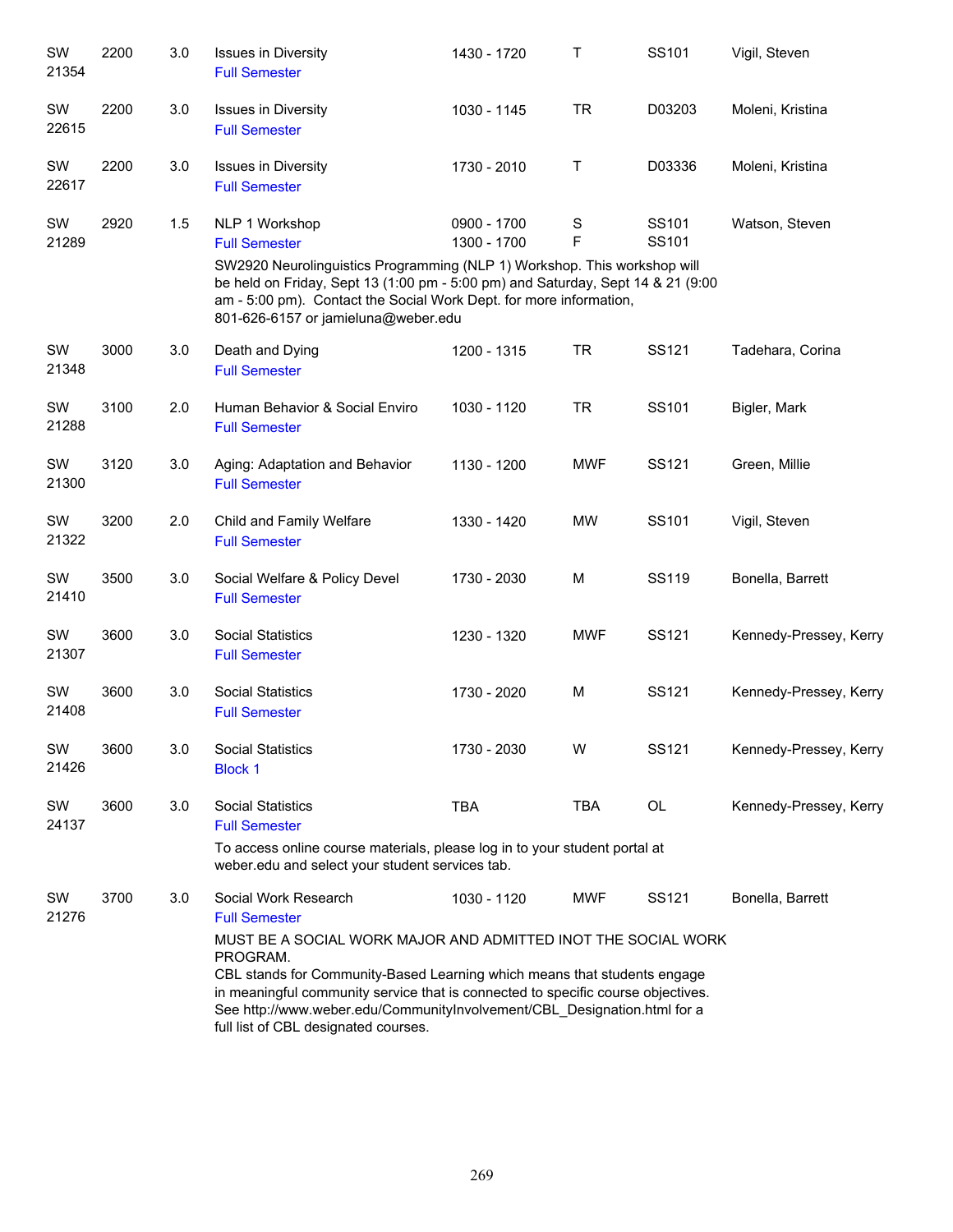| Subject / CRN | Course | Credits | Title | Time | Days | Room | Instructor |
|---|---|---|---|---|---|---|---|
| SW 21354 | 2200 | 3.0 | Issues in Diversity<br>Full Semester | 1430 - 1720 | T | SS101 | Vigil, Steven |
| SW 22615 | 2200 | 3.0 | Issues in Diversity<br>Full Semester | 1030 - 1145 | TR | D03203 | Moleni, Kristina |
| SW 22617 | 2200 | 3.0 | Issues in Diversity<br>Full Semester | 1730 - 2010 | T | D03336 | Moleni, Kristina |
| SW 21289 | 2920 | 1.5 | NLP 1 Workshop<br>Full Semester | 0900 - 1700<br>1300 - 1700 | S<br>F | SS101<br>SS101 | Watson, Steven |
| | | | SW2920 Neurolinguistics Programming (NLP 1) Workshop. This workshop will be held on Friday, Sept 13 (1:00 pm - 5:00 pm) and Saturday, Sept 14 & 21 (9:00 am - 5:00 pm). Contact the Social Work Dept. for more information, 801-626-6157 or jamieluna@weber.edu | | | | |
| SW 21348 | 3000 | 3.0 | Death and Dying<br>Full Semester | 1200 - 1315 | TR | SS121 | Tadehara, Corina |
| SW 21288 | 3100 | 2.0 | Human Behavior & Social Enviro<br>Full Semester | 1030 - 1120 | TR | SS101 | Bigler, Mark |
| SW 21300 | 3120 | 3.0 | Aging: Adaptation and Behavior<br>Full Semester | 1130 - 1200 | MWF | SS121 | Green, Millie |
| SW 21322 | 3200 | 2.0 | Child and Family Welfare<br>Full Semester | 1330 - 1420 | MW | SS101 | Vigil, Steven |
| SW 21410 | 3500 | 3.0 | Social Welfare & Policy Devel<br>Full Semester | 1730 - 2030 | M | SS119 | Bonella, Barrett |
| SW 21307 | 3600 | 3.0 | Social Statistics<br>Full Semester | 1230 - 1320 | MWF | SS121 | Kennedy-Pressey, Kerry |
| SW 21408 | 3600 | 3.0 | Social Statistics<br>Full Semester | 1730 - 2020 | M | SS121 | Kennedy-Pressey, Kerry |
| SW 21426 | 3600 | 3.0 | Social Statistics<br>Block 1 | 1730 - 2030 | W | SS121 | Kennedy-Pressey, Kerry |
| SW 24137 | 3600 | 3.0 | Social Statistics<br>Full Semester | TBA | TBA | OL | Kennedy-Pressey, Kerry |
| | | | To access online course materials, please log in to your student portal at weber.edu and select your student services tab. | | | | |
| SW 21276 | 3700 | 3.0 | Social Work Research<br>Full Semester | 1030 - 1120 | MWF | SS121 | Bonella, Barrett |
| | | | MUST BE A SOCIAL WORK MAJOR AND ADMITTED INOT THE SOCIAL WORK PROGRAM.<br>CBL stands for Community-Based Learning which means that students engage in meaningful community service that is connected to specific course objectives. See http://www.weber.edu/CommunityInvolvement/CBL_Designation.html for a full list of CBL designated courses. | | | | |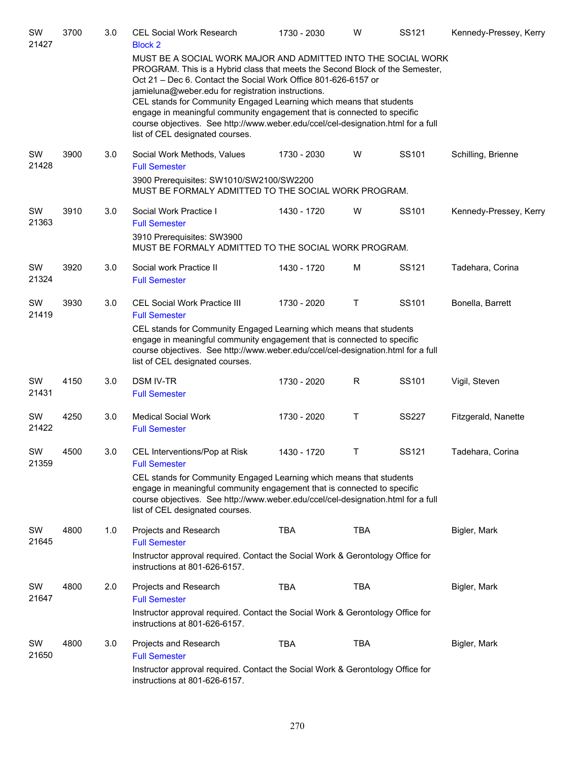| Subject / CRN | Course | Credits | Title | Time | Days | Room | Instructor |
|---|---|---|---|---|---|---|---|
| SW 21427 | 3700 | 3.0 | CEL Social Work Research<br>Block 2 | 1730 - 2030 | W | SS121 | Kennedy-Pressey, Kerry |

MUST BE A SOCIAL WORK MAJOR AND ADMITTED INTO THE SOCIAL WORK PROGRAM. This is a Hybrid class that meets the Second Block of the Semester, Oct 21 – Dec 6. Contact the Social Work Office 801-626-6157 or jamieluna@weber.edu for registration instructions.
CEL stands for Community Engaged Learning which means that students engage in meaningful community engagement that is connected to specific course objectives. See http://www.weber.edu/ccel/cel-designation.html for a full list of CEL designated courses.

| Subject / CRN | Course | Credits | Title | Time | Days | Room | Instructor |
|---|---|---|---|---|---|---|---|
| SW 21428 | 3900 | 3.0 | Social Work Methods, Values<br>Full Semester | 1730 - 2030 | W | SS101 | Schilling, Brienne |

3900 Prerequisites: SW1010/SW2100/SW2200
MUST BE FORMALY ADMITTED TO THE SOCIAL WORK PROGRAM.

| Subject / CRN | Course | Credits | Title | Time | Days | Room | Instructor |
|---|---|---|---|---|---|---|---|
| SW 21363 | 3910 | 3.0 | Social Work Practice I<br>Full Semester | 1430 - 1720 | W | SS101 | Kennedy-Pressey, Kerry |

3910 Prerequisites: SW3900
MUST BE FORMALY ADMITTED TO THE SOCIAL WORK PROGRAM.

| Subject / CRN | Course | Credits | Title | Time | Days | Room | Instructor |
|---|---|---|---|---|---|---|---|
| SW 21324 | 3920 | 3.0 | Social work Practice II<br>Full Semester | 1430 - 1720 | M | SS121 | Tadehara, Corina |
| SW 21419 | 3930 | 3.0 | CEL Social Work Practice III<br>Full Semester | 1730 - 2020 | T | SS101 | Bonella, Barrett |

CEL stands for Community Engaged Learning which means that students engage in meaningful community engagement that is connected to specific course objectives. See http://www.weber.edu/ccel/cel-designation.html for a full list of CEL designated courses.

| Subject / CRN | Course | Credits | Title | Time | Days | Room | Instructor |
|---|---|---|---|---|---|---|---|
| SW 21431 | 4150 | 3.0 | DSM IV-TR<br>Full Semester | 1730 - 2020 | R | SS101 | Vigil, Steven |
| SW 21422 | 4250 | 3.0 | Medical Social Work<br>Full Semester | 1730 - 2020 | T | SS227 | Fitzgerald, Nanette |
| SW 21359 | 4500 | 3.0 | CEL Interventions/Pop at Risk<br>Full Semester | 1430 - 1720 | T | SS121 | Tadehara, Corina |

CEL stands for Community Engaged Learning which means that students engage in meaningful community engagement that is connected to specific course objectives. See http://www.weber.edu/ccel/cel-designation.html for a full list of CEL designated courses.

| Subject / CRN | Course | Credits | Title | Time | Days | Room | Instructor |
|---|---|---|---|---|---|---|---|
| SW 21645 | 4800 | 1.0 | Projects and Research<br>Full Semester | TBA | TBA | | Bigler, Mark |

Instructor approval required. Contact the Social Work & Gerontology Office for instructions at 801-626-6157.

| Subject / CRN | Course | Credits | Title | Time | Days | Room | Instructor |
|---|---|---|---|---|---|---|---|
| SW 21647 | 4800 | 2.0 | Projects and Research<br>Full Semester | TBA | TBA | | Bigler, Mark |

Instructor approval required. Contact the Social Work & Gerontology Office for instructions at 801-626-6157.

| Subject / CRN | Course | Credits | Title | Time | Days | Room | Instructor |
|---|---|---|---|---|---|---|---|
| SW 21650 | 4800 | 3.0 | Projects and Research<br>Full Semester | TBA | TBA | | Bigler, Mark |

Instructor approval required. Contact the Social Work & Gerontology Office for instructions at 801-626-6157.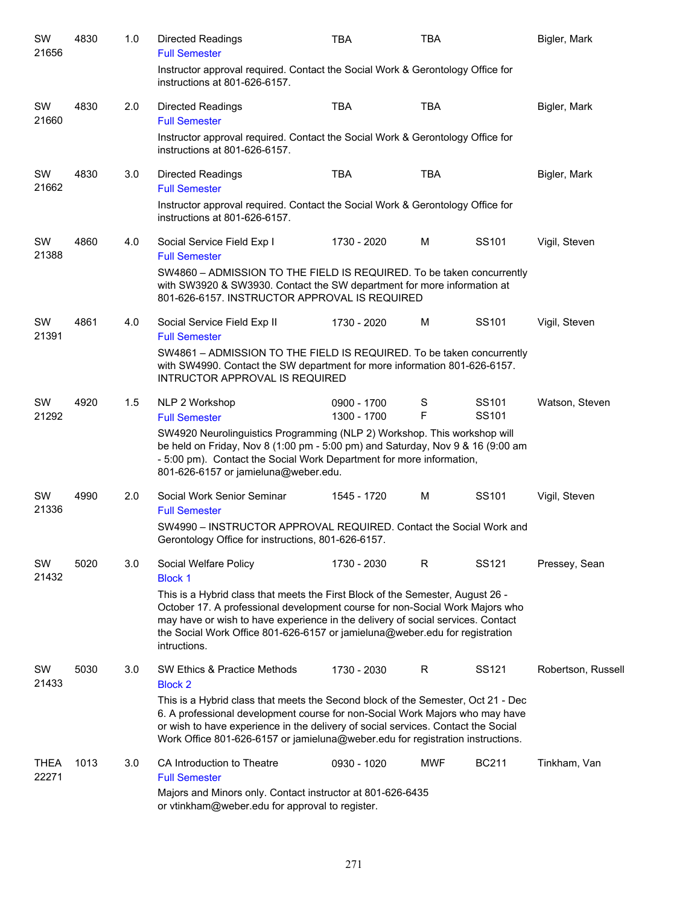| Subject / CRN | Course | Credits | Title | Time | Days | Room | Instructor |
|---|---|---|---|---|---|---|---|
| SW 21656 | 4830 | 1.0 | Directed Readings<br>Full Semester | TBA | TBA | | Bigler, Mark |
| | | | Instructor approval required. Contact the Social Work & Gerontology Office for instructions at 801-626-6157. | | | | |
| SW 21660 | 4830 | 2.0 | Directed Readings<br>Full Semester | TBA | TBA | | Bigler, Mark |
| | | | Instructor approval required. Contact the Social Work & Gerontology Office for instructions at 801-626-6157. | | | | |
| SW 21662 | 4830 | 3.0 | Directed Readings<br>Full Semester | TBA | TBA | | Bigler, Mark |
| | | | Instructor approval required. Contact the Social Work & Gerontology Office for instructions at 801-626-6157. | | | | |
| SW 21388 | 4860 | 4.0 | Social Service Field Exp I<br>Full Semester | 1730 - 2020 | M | SS101 | Vigil, Steven |
| | | | SW4860 – ADMISSION TO THE FIELD IS REQUIRED. To be taken concurrently with SW3920 & SW3930. Contact the SW department for more information at 801-626-6157. INSTRUCTOR APPROVAL IS REQUIRED | | | | |
| SW 21391 | 4861 | 4.0 | Social Service Field Exp II<br>Full Semester | 1730 - 2020 | M | SS101 | Vigil, Steven |
| | | | SW4861 – ADMISSION TO THE FIELD IS REQUIRED. To be taken concurrently with SW4990. Contact the SW department for more information 801-626-6157. INTRUCTOR APPROVAL IS REQUIRED | | | | |
| SW 21292 | 4920 | 1.5 | NLP 2 Workshop<br>Full Semester | 0900 - 1700<br>1300 - 1700 | S<br>F | SS101<br>SS101 | Watson, Steven |
| | | | SW4920 Neurolinguistics Programming (NLP 2) Workshop. This workshop will be held on Friday, Nov 8 (1:00 pm - 5:00 pm) and Saturday, Nov 9 & 16 (9:00 am - 5:00 pm). Contact the Social Work Department for more information, 801-626-6157 or jamieluna@weber.edu. | | | | |
| SW 21336 | 4990 | 2.0 | Social Work Senior Seminar<br>Full Semester | 1545 - 1720 | M | SS101 | Vigil, Steven |
| | | | SW4990 – INSTRUCTOR APPROVAL REQUIRED. Contact the Social Work and Gerontology Office for instructions, 801-626-6157. | | | | |
| SW 21432 | 5020 | 3.0 | Social Welfare Policy<br>Block 1 | 1730 - 2030 | R | SS121 | Pressey, Sean |
| | | | This is a Hybrid class that meets the First Block of the Semester, August 26 - October 17. A professional development course for non-Social Work Majors who may have or wish to have experience in the delivery of social services. Contact the Social Work Office 801-626-6157 or jamieluna@weber.edu for registration intructions. | | | | |
| SW 21433 | 5030 | 3.0 | SW Ethics & Practice Methods<br>Block 2 | 1730 - 2030 | R | SS121 | Robertson, Russell |
| | | | This is a Hybrid class that meets the Second block of the Semester, Oct 21 - Dec 6. A professional development course for non-Social Work Majors who may have or wish to have experience in the delivery of social services. Contact the Social Work Office 801-626-6157 or jamieluna@weber.edu for registration instructions. | | | | |
| THEA 22271 | 1013 | 3.0 | CA Introduction to Theatre<br>Full Semester | 0930 - 1020 | MWF | BC211 | Tinkham, Van |
| | | | Majors and Minors only. Contact instructor at 801-626-6435 or vtinkham@weber.edu for approval to register. | | | | |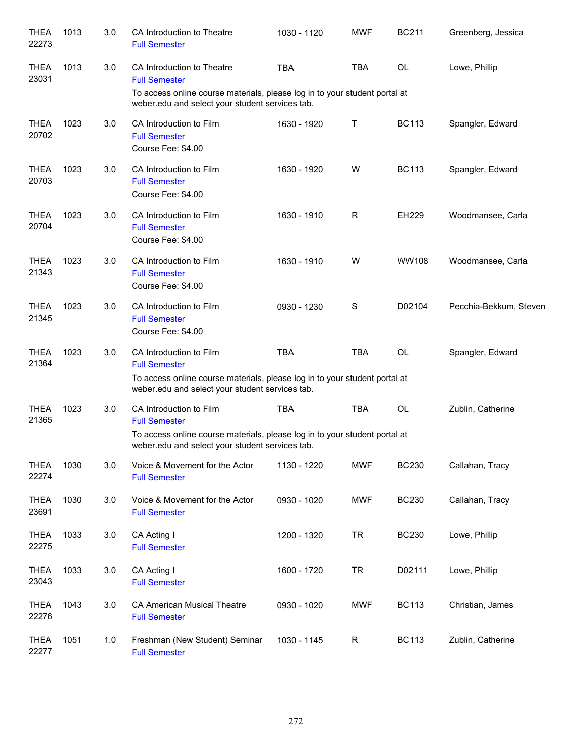| | | | | | | | |
|---|---|---|---|---|---|---|---|
| THEA 22273 | 1013 | 3.0 | CA Introduction to Theatre<br>Full Semester | 1030 - 1120 | MWF | BC211 | Greenberg, Jessica |
| THEA 23031 | 1013 | 3.0 | CA Introduction to Theatre<br>Full Semester<br>To access online course materials, please log in to your student portal at weber.edu and select your student services tab. | TBA | TBA | OL | Lowe, Phillip |
| THEA 20702 | 1023 | 3.0 | CA Introduction to Film<br>Full Semester<br>Course Fee: $4.00 | 1630 - 1920 | T | BC113 | Spangler, Edward |
| THEA 20703 | 1023 | 3.0 | CA Introduction to Film<br>Full Semester<br>Course Fee: $4.00 | 1630 - 1920 | W | BC113 | Spangler, Edward |
| THEA 20704 | 1023 | 3.0 | CA Introduction to Film<br>Full Semester<br>Course Fee: $4.00 | 1630 - 1910 | R | EH229 | Woodmansee, Carla |
| THEA 21343 | 1023 | 3.0 | CA Introduction to Film<br>Full Semester<br>Course Fee: $4.00 | 1630 - 1910 | W | WW108 | Woodmansee, Carla |
| THEA 21345 | 1023 | 3.0 | CA Introduction to Film<br>Full Semester<br>Course Fee: $4.00 | 0930 - 1230 | S | D02104 | Pecchia-Bekkum, Steven |
| THEA 21364 | 1023 | 3.0 | CA Introduction to Film<br>Full Semester<br>To access online course materials, please log in to your student portal at weber.edu and select your student services tab. | TBA | TBA | OL | Spangler, Edward |
| THEA 21365 | 1023 | 3.0 | CA Introduction to Film<br>Full Semester<br>To access online course materials, please log in to your student portal at weber.edu and select your student services tab. | TBA | TBA | OL | Zublin, Catherine |
| THEA 22274 | 1030 | 3.0 | Voice & Movement for the Actor<br>Full Semester | 1130 - 1220 | MWF | BC230 | Callahan, Tracy |
| THEA 23691 | 1030 | 3.0 | Voice & Movement for the Actor<br>Full Semester | 0930 - 1020 | MWF | BC230 | Callahan, Tracy |
| THEA 22275 | 1033 | 3.0 | CA Acting I<br>Full Semester | 1200 - 1320 | TR | BC230 | Lowe, Phillip |
| THEA 23043 | 1033 | 3.0 | CA Acting I<br>Full Semester | 1600 - 1720 | TR | D02111 | Lowe, Phillip |
| THEA 22276 | 1043 | 3.0 | CA American Musical Theatre<br>Full Semester | 0930 - 1020 | MWF | BC113 | Christian, James |
| THEA 22277 | 1051 | 1.0 | Freshman (New Student) Seminar<br>Full Semester | 1030 - 1145 | R | BC113 | Zublin, Catherine |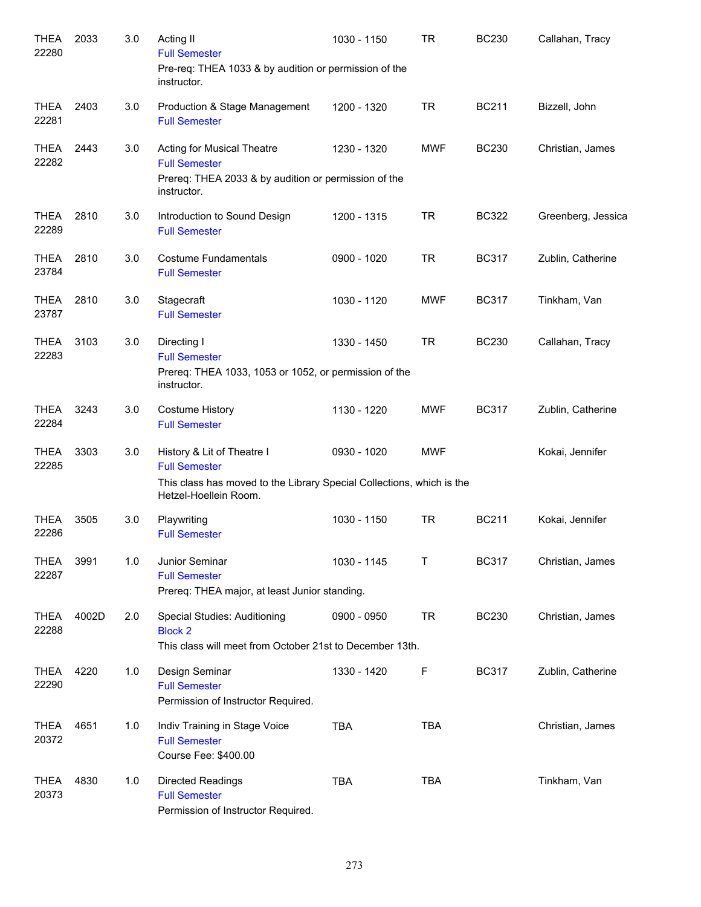| | | | | | | | |
|---|---|---|---|---|---|---|---|
| THEA 22280 | 2033 | 3.0 | Acting II<br>Full Semester<br>Pre-req: THEA 1033 & by audition or permission of the instructor. | 1030 - 1150 | TR | BC230 | Callahan, Tracy |
| THEA 22281 | 2403 | 3.0 | Production & Stage Management<br>Full Semester | 1200 - 1320 | TR | BC211 | Bizzell, John |
| THEA 22282 | 2443 | 3.0 | Acting for Musical Theatre<br>Full Semester<br>Prereq: THEA 2033 & by audition or permission of the instructor. | 1230 - 1320 | MWF | BC230 | Christian, James |
| THEA 22289 | 2810 | 3.0 | Introduction to Sound Design<br>Full Semester | 1200 - 1315 | TR | BC322 | Greenberg, Jessica |
| THEA 23784 | 2810 | 3.0 | Costume Fundamentals<br>Full Semester | 0900 - 1020 | TR | BC317 | Zublin, Catherine |
| THEA 23787 | 2810 | 3.0 | Stagecraft<br>Full Semester | 1030 - 1120 | MWF | BC317 | Tinkham, Van |
| THEA 22283 | 3103 | 3.0 | Directing I<br>Full Semester<br>Prereq: THEA 1033, 1053 or 1052, or permission of the instructor. | 1330 - 1450 | TR | BC230 | Callahan, Tracy |
| THEA 22284 | 3243 | 3.0 | Costume History<br>Full Semester | 1130 - 1220 | MWF | BC317 | Zublin, Catherine |
| THEA 22285 | 3303 | 3.0 | History & Lit of Theatre I<br>Full Semester<br>This class has moved to the Library Special Collections, which is the Hetzel-Hoellein Room. | 0930 - 1020 | MWF | | Kokai, Jennifer |
| THEA 22286 | 3505 | 3.0 | Playwriting<br>Full Semester | 1030 - 1150 | TR | BC211 | Kokai, Jennifer |
| THEA 22287 | 3991 | 1.0 | Junior Seminar<br>Full Semester<br>Prereq: THEA major, at least Junior standing. | 1030 - 1145 | T | BC317 | Christian, James |
| THEA 22288 | 4002D | 2.0 | Special Studies: Auditioning<br>Block 2<br>This class will meet from October 21st to December 13th. | 0900 - 0950 | TR | BC230 | Christian, James |
| THEA 22290 | 4220 | 1.0 | Design Seminar<br>Full Semester<br>Permission of Instructor Required. | 1330 - 1420 | F | BC317 | Zublin, Catherine |
| THEA 20372 | 4651 | 1.0 | Indiv Training in Stage Voice<br>Full Semester<br>Course Fee: $400.00 | TBA | TBA | | Christian, James |
| THEA 20373 | 4830 | 1.0 | Directed Readings<br>Full Semester<br>Permission of Instructor Required. | TBA | TBA | | Tinkham, Van |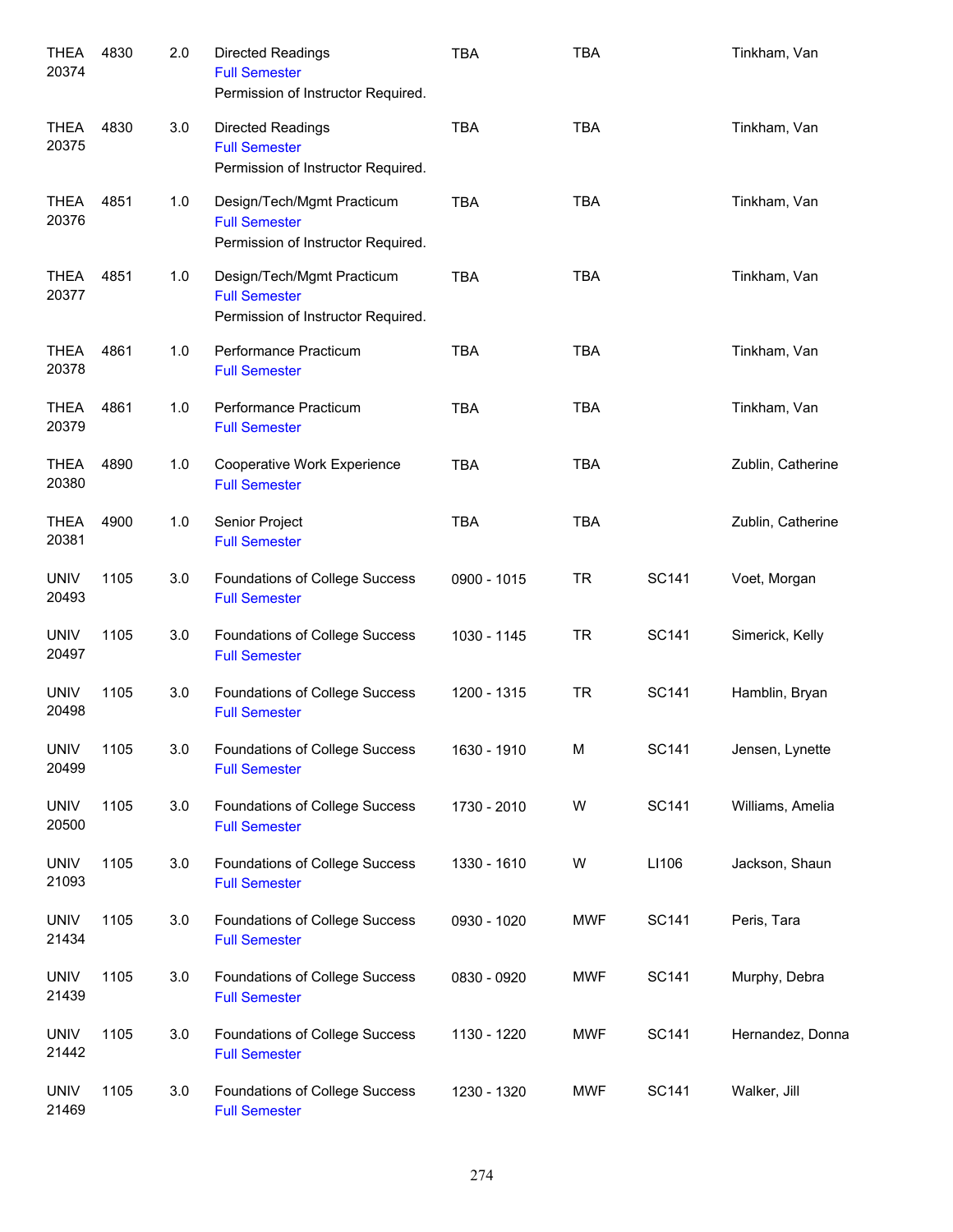| | | | | | | | |
|---|---|---|---|---|---|---|---|
| THEA 20374 | 4830 | 2.0 | Directed Readings<br>Full Semester<br>Permission of Instructor Required. | TBA | TBA | | Tinkham, Van |
| THEA 20375 | 4830 | 3.0 | Directed Readings<br>Full Semester<br>Permission of Instructor Required. | TBA | TBA | | Tinkham, Van |
| THEA 20376 | 4851 | 1.0 | Design/Tech/Mgmt Practicum<br>Full Semester<br>Permission of Instructor Required. | TBA | TBA | | Tinkham, Van |
| THEA 20377 | 4851 | 1.0 | Design/Tech/Mgmt Practicum<br>Full Semester<br>Permission of Instructor Required. | TBA | TBA | | Tinkham, Van |
| THEA 20378 | 4861 | 1.0 | Performance Practicum<br>Full Semester | TBA | TBA | | Tinkham, Van |
| THEA 20379 | 4861 | 1.0 | Performance Practicum<br>Full Semester | TBA | TBA | | Tinkham, Van |
| THEA 20380 | 4890 | 1.0 | Cooperative Work Experience<br>Full Semester | TBA | TBA | | Zublin, Catherine |
| THEA 20381 | 4900 | 1.0 | Senior Project<br>Full Semester | TBA | TBA | | Zublin, Catherine |
| UNIV 20493 | 1105 | 3.0 | Foundations of College Success<br>Full Semester | 0900 - 1015 | TR | SC141 | Voet, Morgan |
| UNIV 20497 | 1105 | 3.0 | Foundations of College Success<br>Full Semester | 1030 - 1145 | TR | SC141 | Simerick, Kelly |
| UNIV 20498 | 1105 | 3.0 | Foundations of College Success<br>Full Semester | 1200 - 1315 | TR | SC141 | Hamblin, Bryan |
| UNIV 20499 | 1105 | 3.0 | Foundations of College Success<br>Full Semester | 1630 - 1910 | M | SC141 | Jensen, Lynette |
| UNIV 20500 | 1105 | 3.0 | Foundations of College Success<br>Full Semester | 1730 - 2010 | W | SC141 | Williams, Amelia |
| UNIV 21093 | 1105 | 3.0 | Foundations of College Success<br>Full Semester | 1330 - 1610 | W | LI106 | Jackson, Shaun |
| UNIV 21434 | 1105 | 3.0 | Foundations of College Success<br>Full Semester | 0930 - 1020 | MWF | SC141 | Peris, Tara |
| UNIV 21439 | 1105 | 3.0 | Foundations of College Success<br>Full Semester | 0830 - 0920 | MWF | SC141 | Murphy, Debra |
| UNIV 21442 | 1105 | 3.0 | Foundations of College Success<br>Full Semester | 1130 - 1220 | MWF | SC141 | Hernandez, Donna |
| UNIV 21469 | 1105 | 3.0 | Foundations of College Success<br>Full Semester | 1230 - 1320 | MWF | SC141 | Walker, Jill |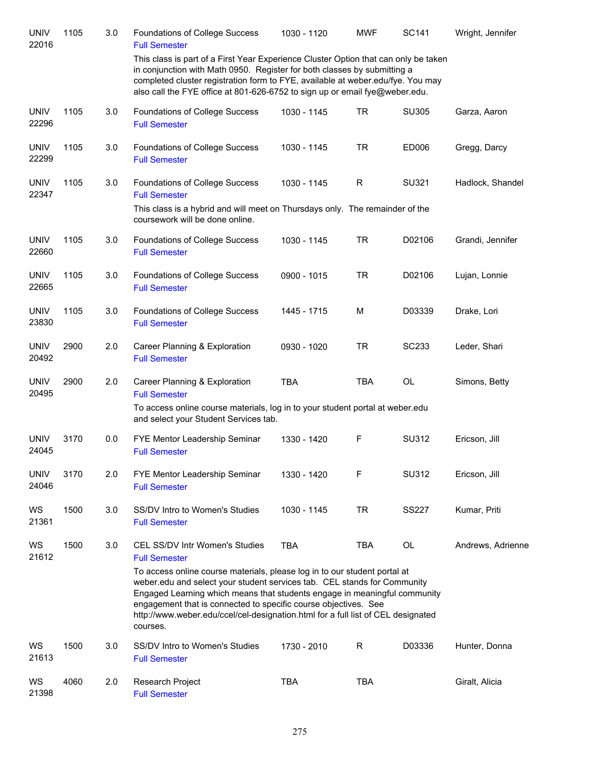| Subject / CRN | Course | Credits | Title | Time | Days | Room | Instructor |
|---|---|---|---|---|---|---|---|
| UNIV 22016 | 1105 | 3.0 | Foundations of College Success<br>Full Semester | 1030 - 1120 | MWF | SC141 | Wright, Jennifer |
| | | | This class is part of a First Year Experience Cluster Option that can only be taken in conjunction with Math 0950. Register for both classes by submitting a completed cluster registration form to FYE, available at weber.edu/fye. You may also call the FYE office at 801-626-6752 to sign up or email fye@weber.edu. | | | | |
| UNIV 22296 | 1105 | 3.0 | Foundations of College Success<br>Full Semester | 1030 - 1145 | TR | SU305 | Garza, Aaron |
| UNIV 22299 | 1105 | 3.0 | Foundations of College Success<br>Full Semester | 1030 - 1145 | TR | ED006 | Gregg, Darcy |
| UNIV 22347 | 1105 | 3.0 | Foundations of College Success<br>Full Semester | 1030 - 1145 | R | SU321 | Hadlock, Shandel |
| | | | This class is a hybrid and will meet on Thursdays only. The remainder of the coursework will be done online. | | | | |
| UNIV 22660 | 1105 | 3.0 | Foundations of College Success<br>Full Semester | 1030 - 1145 | TR | D02106 | Grandi, Jennifer |
| UNIV 22665 | 1105 | 3.0 | Foundations of College Success<br>Full Semester | 0900 - 1015 | TR | D02106 | Lujan, Lonnie |
| UNIV 23830 | 1105 | 3.0 | Foundations of College Success<br>Full Semester | 1445 - 1715 | M | D03339 | Drake, Lori |
| UNIV 20492 | 2900 | 2.0 | Career Planning & Exploration<br>Full Semester | 0930 - 1020 | TR | SC233 | Leder, Shari |
| UNIV 20495 | 2900 | 2.0 | Career Planning & Exploration<br>Full Semester | TBA | TBA | OL | Simons, Betty |
| | | | To access online course materials, log in to your student portal at weber.edu and select your Student Services tab. | | | | |
| UNIV 24045 | 3170 | 0.0 | FYE Mentor Leadership Seminar<br>Full Semester | 1330 - 1420 | F | SU312 | Ericson, Jill |
| UNIV 24046 | 3170 | 2.0 | FYE Mentor Leadership Seminar<br>Full Semester | 1330 - 1420 | F | SU312 | Ericson, Jill |
| WS 21361 | 1500 | 3.0 | SS/DV Intro to Women's Studies<br>Full Semester | 1030 - 1145 | TR | SS227 | Kumar, Priti |
| WS 21612 | 1500 | 3.0 | CEL SS/DV Intr Women's Studies<br>Full Semester | TBA | TBA | OL | Andrews, Adrienne |
| | | | To access online course materials, please log in to our student portal at weber.edu and select your student services tab. CEL stands for Community Engaged Learning which means that students engage in meaningful community engagement that is connected to specific course objectives. See http://www.weber.edu/ccel/cel-designation.html for a full list of CEL designated courses. | | | | |
| WS 21613 | 1500 | 3.0 | SS/DV Intro to Women's Studies<br>Full Semester | 1730 - 2010 | R | D03336 | Hunter, Donna |
| WS 21398 | 4060 | 2.0 | Research Project<br>Full Semester | TBA | TBA | | Giralt, Alicia |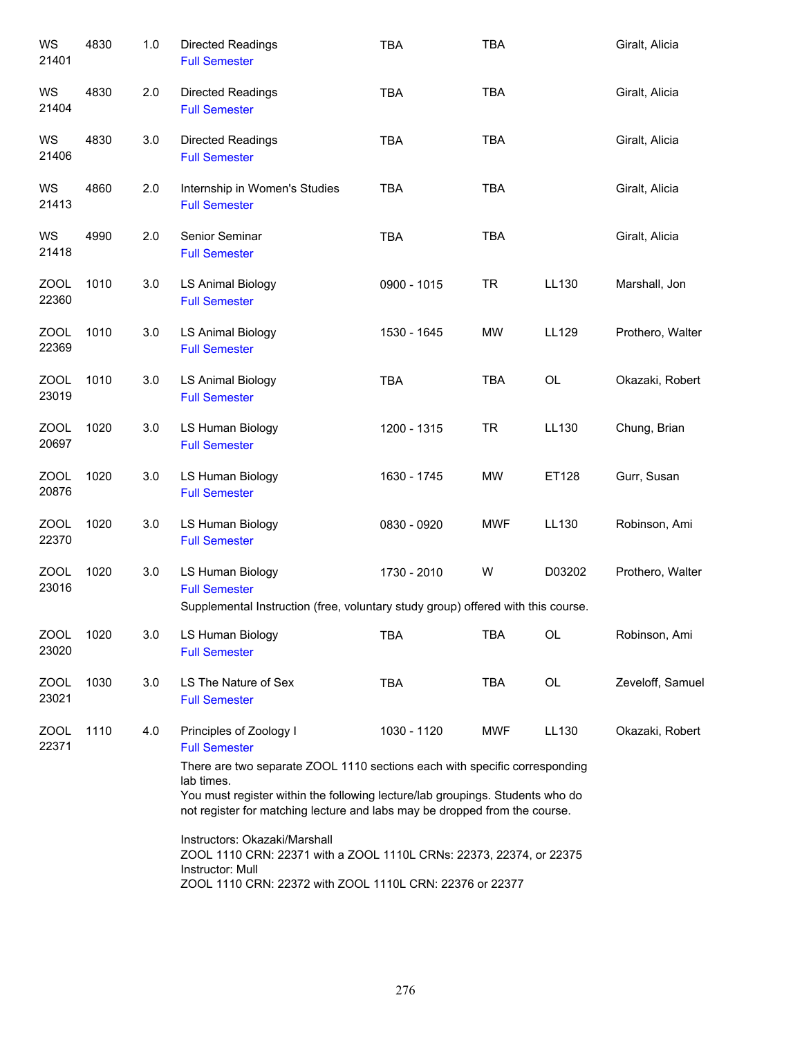| Subject / CRN | Course | Credits | Title | Time | Days | Room | Instructor |
|---|---|---|---|---|---|---|---|
| WS 21401 | 4830 | 1.0 | Directed Readings<br>Full Semester | TBA | TBA | | Giralt, Alicia |
| WS 21404 | 4830 | 2.0 | Directed Readings<br>Full Semester | TBA | TBA | | Giralt, Alicia |
| WS 21406 | 4830 | 3.0 | Directed Readings<br>Full Semester | TBA | TBA | | Giralt, Alicia |
| WS 21413 | 4860 | 2.0 | Internship in Women's Studies<br>Full Semester | TBA | TBA | | Giralt, Alicia |
| WS 21418 | 4990 | 2.0 | Senior Seminar<br>Full Semester | TBA | TBA | | Giralt, Alicia |
| ZOOL 22360 | 1010 | 3.0 | LS Animal Biology<br>Full Semester | 0900 - 1015 | TR | LL130 | Marshall, Jon |
| ZOOL 22369 | 1010 | 3.0 | LS Animal Biology<br>Full Semester | 1530 - 1645 | MW | LL129 | Prothero, Walter |
| ZOOL 23019 | 1010 | 3.0 | LS Animal Biology<br>Full Semester | TBA | TBA | OL | Okazaki, Robert |
| ZOOL 20697 | 1020 | 3.0 | LS Human Biology<br>Full Semester | 1200 - 1315 | TR | LL130 | Chung, Brian |
| ZOOL 20876 | 1020 | 3.0 | LS Human Biology<br>Full Semester | 1630 - 1745 | MW | ET128 | Gurr, Susan |
| ZOOL 22370 | 1020 | 3.0 | LS Human Biology<br>Full Semester | 0830 - 0920 | MWF | LL130 | Robinson, Ami |
| ZOOL 23016 | 1020 | 3.0 | LS Human Biology<br>Full Semester<br>Supplemental Instruction (free, voluntary study group) offered with this course. | 1730 - 2010 | W | D03202 | Prothero, Walter |
| ZOOL 23020 | 1020 | 3.0 | LS Human Biology<br>Full Semester | TBA | TBA | OL | Robinson, Ami |
| ZOOL 23021 | 1030 | 3.0 | LS The Nature of Sex<br>Full Semester | TBA | TBA | OL | Zeveloff, Samuel |
| ZOOL 22371 | 1110 | 4.0 | Principles of Zoology I<br>Full Semester<br>There are two separate ZOOL 1110 sections each with specific corresponding lab times.<br>You must register within the following lecture/lab groupings. Students who do not register for matching lecture and labs may be dropped from the course.<br><br>Instructors: Okazaki/Marshall<br>ZOOL 1110 CRN: 22371 with a ZOOL 1110L CRNs: 22373, 22374, or 22375<br>Instructor: Mull<br>ZOOL 1110 CRN: 22372 with ZOOL 1110L CRN: 22376 or 22377 | 1030 - 1120 | MWF | LL130 | Okazaki, Robert |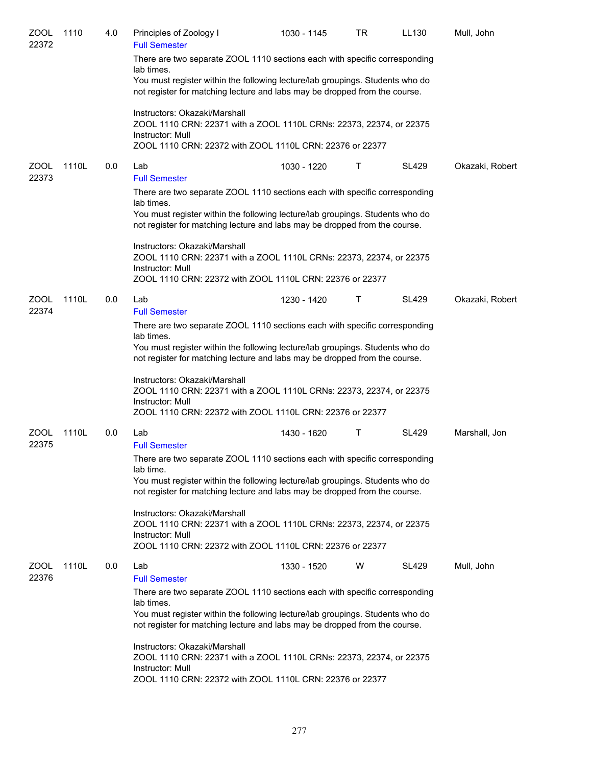| Subject/CRN | Course | Credits | Title | Time | Days | Room | Instructor |
|---|---|---|---|---|---|---|---|
| ZOOL 22372 | 1110 | 4.0 | Principles of Zoology I | 1030 - 1145 | TR | LL130 | Mull, John |

Full Semester

There are two separate ZOOL 1110 sections each with specific corresponding lab times.
You must register within the following lecture/lab groupings. Students who do not register for matching lecture and labs may be dropped from the course.

Instructors: Okazaki/Marshall
ZOOL 1110 CRN: 22371 with a ZOOL 1110L CRNs: 22373, 22374, or 22375
Instructor: Mull
ZOOL 1110 CRN: 22372 with ZOOL 1110L CRN: 22376 or 22377

| Subject/CRN | Course | Credits | Title | Time | Days | Room | Instructor |
|---|---|---|---|---|---|---|---|
| ZOOL 22373 | 1110L | 0.0 | Lab | 1030 - 1220 | T | SL429 | Okazaki, Robert |

Full Semester

There are two separate ZOOL 1110 sections each with specific corresponding lab times.
You must register within the following lecture/lab groupings. Students who do not register for matching lecture and labs may be dropped from the course.

Instructors: Okazaki/Marshall
ZOOL 1110 CRN: 22371 with a ZOOL 1110L CRNs: 22373, 22374, or 22375
Instructor: Mull
ZOOL 1110 CRN: 22372 with ZOOL 1110L CRN: 22376 or 22377

| Subject/CRN | Course | Credits | Title | Time | Days | Room | Instructor |
|---|---|---|---|---|---|---|---|
| ZOOL 22374 | 1110L | 0.0 | Lab | 1230 - 1420 | T | SL429 | Okazaki, Robert |

Full Semester

There are two separate ZOOL 1110 sections each with specific corresponding lab times.
You must register within the following lecture/lab groupings. Students who do not register for matching lecture and labs may be dropped from the course.

Instructors: Okazaki/Marshall
ZOOL 1110 CRN: 22371 with a ZOOL 1110L CRNs: 22373, 22374, or 22375
Instructor: Mull
ZOOL 1110 CRN: 22372 with ZOOL 1110L CRN: 22376 or 22377

| Subject/CRN | Course | Credits | Title | Time | Days | Room | Instructor |
|---|---|---|---|---|---|---|---|
| ZOOL 22375 | 1110L | 0.0 | Lab | 1430 - 1620 | T | SL429 | Marshall, Jon |

Full Semester

There are two separate ZOOL 1110 sections each with specific corresponding lab time.
You must register within the following lecture/lab groupings. Students who do not register for matching lecture and labs may be dropped from the course.

Instructors: Okazaki/Marshall
ZOOL 1110 CRN: 22371 with a ZOOL 1110L CRNs: 22373, 22374, or 22375
Instructor: Mull
ZOOL 1110 CRN: 22372 with ZOOL 1110L CRN: 22376 or 22377

| Subject/CRN | Course | Credits | Title | Time | Days | Room | Instructor |
|---|---|---|---|---|---|---|---|
| ZOOL 22376 | 1110L | 0.0 | Lab | 1330 - 1520 | W | SL429 | Mull, John |

Full Semester

There are two separate ZOOL 1110 sections each with specific corresponding lab times.
You must register within the following lecture/lab groupings. Students who do not register for matching lecture and labs may be dropped from the course.

Instructors: Okazaki/Marshall
ZOOL 1110 CRN: 22371 with a ZOOL 1110L CRNs: 22373, 22374, or 22375
Instructor: Mull
ZOOL 1110 CRN: 22372 with ZOOL 1110L CRN: 22376 or 22377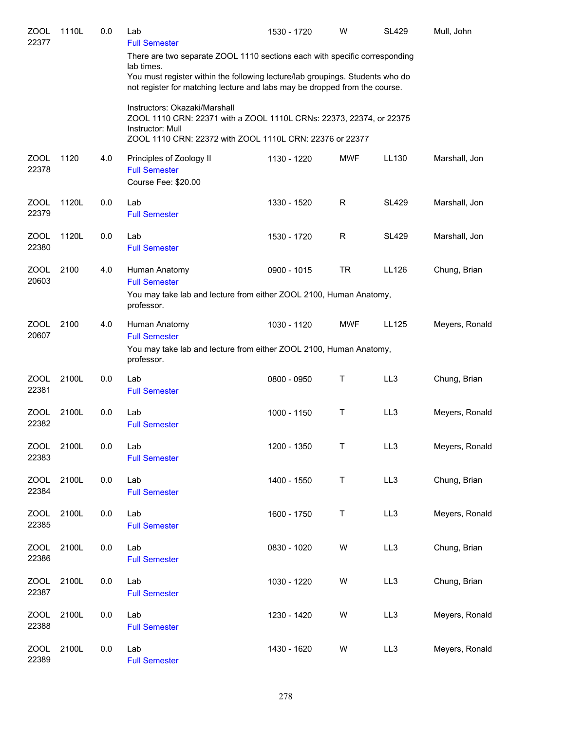| Subject/CRN | Course | Credits | Title | Time | Days | Room | Instructor |
|---|---|---|---|---|---|---|---|
| ZOOL 22377 | 1110L | 0.0 | Lab<br>Full Semester<br>There are two separate ZOOL 1110 sections each with specific corresponding lab times.<br>You must register within the following lecture/lab groupings. Students who do not register for matching lecture and labs may be dropped from the course.<br><br>Instructors: Okazaki/Marshall<br>ZOOL 1110 CRN: 22371 with a ZOOL 1110L CRNs: 22373, 22374, or 22375<br>Instructor: Mull<br>ZOOL 1110 CRN: 22372 with ZOOL 1110L CRN: 22376 or 22377 | 1530 - 1720 | W | SL429 | Mull, John |
| ZOOL 22378 | 1120 | 4.0 | Principles of Zoology II<br>Full Semester<br>Course Fee: $20.00 | 1130 - 1220 | MWF | LL130 | Marshall, Jon |
| ZOOL 22379 | 1120L | 0.0 | Lab<br>Full Semester | 1330 - 1520 | R | SL429 | Marshall, Jon |
| ZOOL 22380 | 1120L | 0.0 | Lab<br>Full Semester | 1530 - 1720 | R | SL429 | Marshall, Jon |
| ZOOL 20603 | 2100 | 4.0 | Human Anatomy<br>Full Semester<br>You may take lab and lecture from either ZOOL 2100, Human Anatomy, professor. | 0900 - 1015 | TR | LL126 | Chung, Brian |
| ZOOL 20607 | 2100 | 4.0 | Human Anatomy<br>Full Semester<br>You may take lab and lecture from either ZOOL 2100, Human Anatomy, professor. | 1030 - 1120 | MWF | LL125 | Meyers, Ronald |
| ZOOL 22381 | 2100L | 0.0 | Lab<br>Full Semester | 0800 - 0950 | T | LL3 | Chung, Brian |
| ZOOL 22382 | 2100L | 0.0 | Lab<br>Full Semester | 1000 - 1150 | T | LL3 | Meyers, Ronald |
| ZOOL 22383 | 2100L | 0.0 | Lab<br>Full Semester | 1200 - 1350 | T | LL3 | Meyers, Ronald |
| ZOOL 22384 | 2100L | 0.0 | Lab<br>Full Semester | 1400 - 1550 | T | LL3 | Chung, Brian |
| ZOOL 22385 | 2100L | 0.0 | Lab<br>Full Semester | 1600 - 1750 | T | LL3 | Meyers, Ronald |
| ZOOL 22386 | 2100L | 0.0 | Lab<br>Full Semester | 0830 - 1020 | W | LL3 | Chung, Brian |
| ZOOL 22387 | 2100L | 0.0 | Lab<br>Full Semester | 1030 - 1220 | W | LL3 | Chung, Brian |
| ZOOL 22388 | 2100L | 0.0 | Lab<br>Full Semester | 1230 - 1420 | W | LL3 | Meyers, Ronald |
| ZOOL 22389 | 2100L | 0.0 | Lab<br>Full Semester | 1430 - 1620 | W | LL3 | Meyers, Ronald |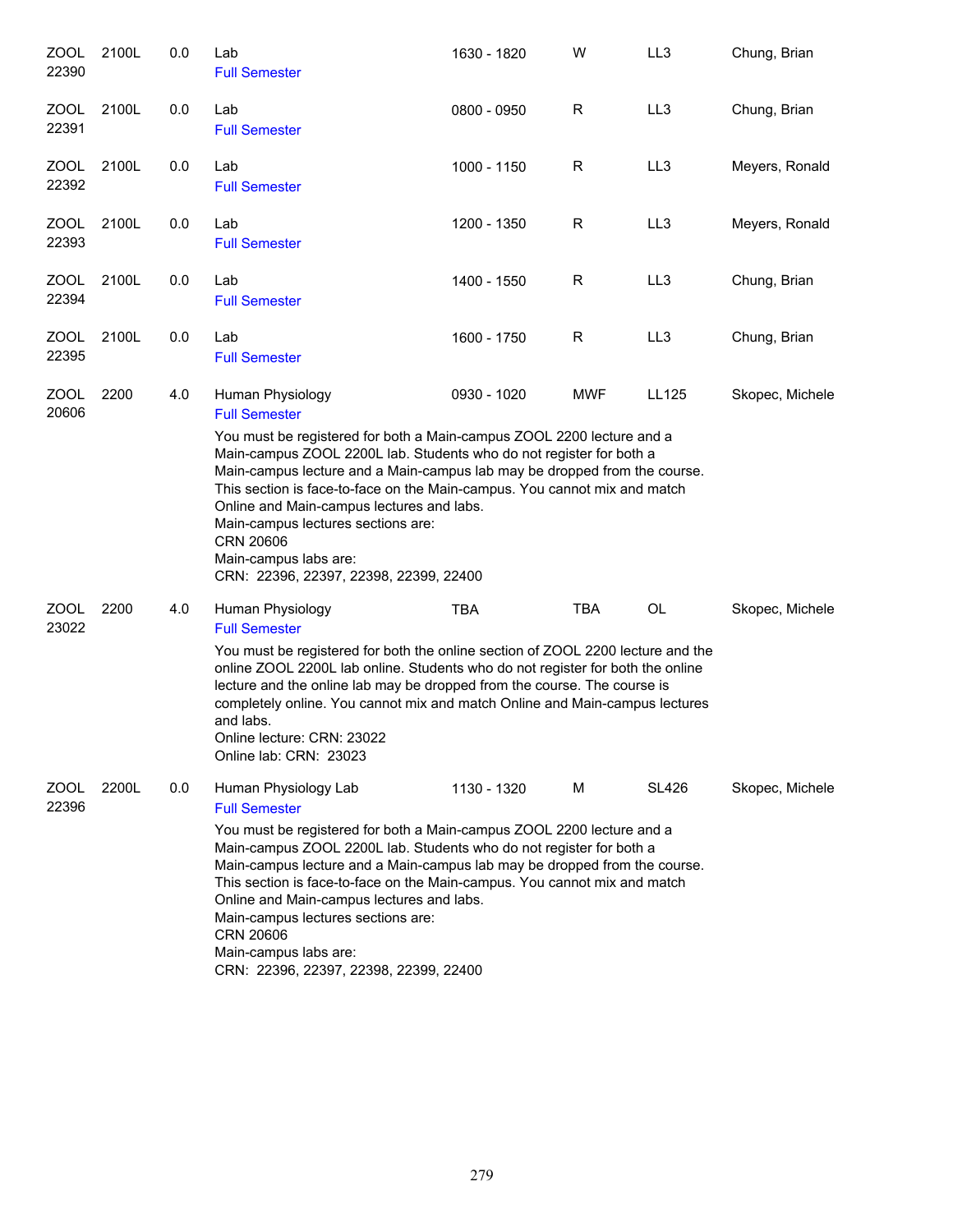| Subject/CRN | Course | Credits | Title | Time | Days | Room | Instructor |
|---|---|---|---|---|---|---|---|
| ZOOL 22390 | 2100L | 0.0 | Lab<br>Full Semester | 1630 - 1820 | W | LL3 | Chung, Brian |
| ZOOL 22391 | 2100L | 0.0 | Lab<br>Full Semester | 0800 - 0950 | R | LL3 | Chung, Brian |
| ZOOL 22392 | 2100L | 0.0 | Lab<br>Full Semester | 1000 - 1150 | R | LL3 | Meyers, Ronald |
| ZOOL 22393 | 2100L | 0.0 | Lab<br>Full Semester | 1200 - 1350 | R | LL3 | Meyers, Ronald |
| ZOOL 22394 | 2100L | 0.0 | Lab<br>Full Semester | 1400 - 1550 | R | LL3 | Chung, Brian |
| ZOOL 22395 | 2100L | 0.0 | Lab<br>Full Semester | 1600 - 1750 | R | LL3 | Chung, Brian |
| ZOOL 20606 | 2200 | 4.0 | Human Physiology<br>Full Semester<br>You must be registered for both a Main-campus ZOOL 2200 lecture and a Main-campus ZOOL 2200L lab. Students who do not register for both a Main-campus lecture and a Main-campus lab may be dropped from the course. This section is face-to-face on the Main-campus. You cannot mix and match Online and Main-campus lectures and labs.<br>Main-campus lectures sections are:<br>CRN 20606<br>Main-campus labs are:<br>CRN: 22396, 22397, 22398, 22399, 22400 | 0930 - 1020 | MWF | LL125 | Skopec, Michele |
| ZOOL 23022 | 2200 | 4.0 | Human Physiology<br>Full Semester<br>You must be registered for both the online section of ZOOL 2200 lecture and the online ZOOL 2200L lab online. Students who do not register for both the online lecture and the online lab may be dropped from the course. The course is completely online. You cannot mix and match Online and Main-campus lectures and labs.<br>Online lecture: CRN: 23022<br>Online lab: CRN: 23023 | TBA | TBA | OL | Skopec, Michele |
| ZOOL 22396 | 2200L | 0.0 | Human Physiology Lab<br>Full Semester<br>You must be registered for both a Main-campus ZOOL 2200 lecture and a Main-campus ZOOL 2200L lab. Students who do not register for both a Main-campus lecture and a Main-campus lab may be dropped from the course. This section is face-to-face on the Main-campus. You cannot mix and match Online and Main-campus lectures and labs.<br>Main-campus lectures sections are:<br>CRN 20606<br>Main-campus labs are:<br>CRN: 22396, 22397, 22398, 22399, 22400 | 1130 - 1320 | M | SL426 | Skopec, Michele |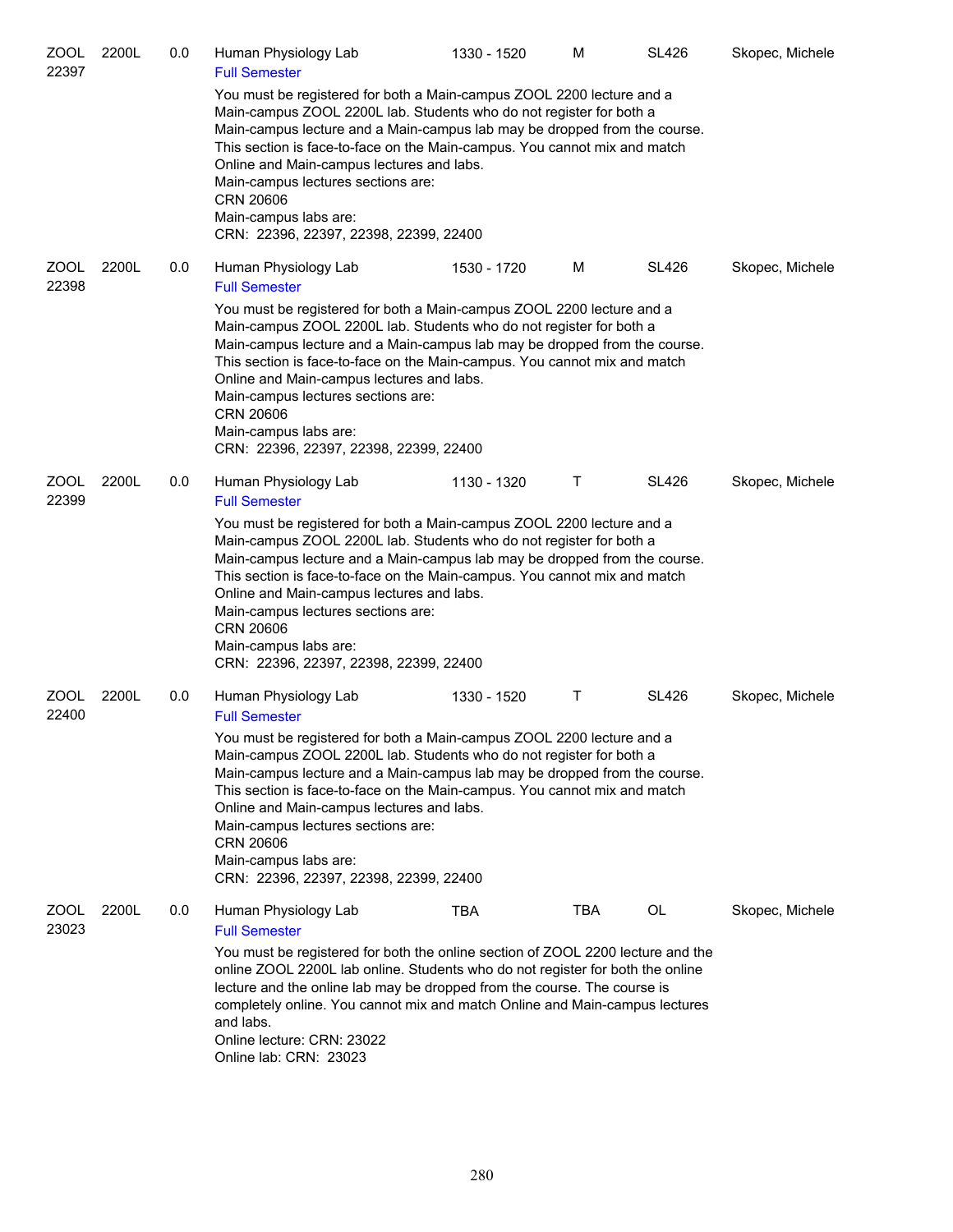| Subject / CRN | Course | Credits | Title | Time | Days | Room | Instructor |
|---|---|---|---|---|---|---|---|
| ZOOL 22397 | 2200L | 0.0 | Human Physiology Lab<br>Full Semester | 1330 - 1520 | M | SL426 | Skopec, Michele |

You must be registered for both a Main-campus ZOOL 2200 lecture and a Main-campus ZOOL 2200L lab. Students who do not register for both a Main-campus lecture and a Main-campus lab may be dropped from the course. This section is face-to-face on the Main-campus. You cannot mix and match Online and Main-campus lectures and labs.
Main-campus lectures sections are:
CRN 20606
Main-campus labs are:
CRN: 22396, 22397, 22398, 22399, 22400

| Subject / CRN | Course | Credits | Title | Time | Days | Room | Instructor |
|---|---|---|---|---|---|---|---|
| ZOOL 22398 | 2200L | 0.0 | Human Physiology Lab<br>Full Semester | 1530 - 1720 | M | SL426 | Skopec, Michele |

You must be registered for both a Main-campus ZOOL 2200 lecture and a Main-campus ZOOL 2200L lab. Students who do not register for both a Main-campus lecture and a Main-campus lab may be dropped from the course. This section is face-to-face on the Main-campus. You cannot mix and match Online and Main-campus lectures and labs.
Main-campus lectures sections are:
CRN 20606
Main-campus labs are:
CRN: 22396, 22397, 22398, 22399, 22400

| Subject / CRN | Course | Credits | Title | Time | Days | Room | Instructor |
|---|---|---|---|---|---|---|---|
| ZOOL 22399 | 2200L | 0.0 | Human Physiology Lab<br>Full Semester | 1130 - 1320 | T | SL426 | Skopec, Michele |

You must be registered for both a Main-campus ZOOL 2200 lecture and a Main-campus ZOOL 2200L lab. Students who do not register for both a Main-campus lecture and a Main-campus lab may be dropped from the course. This section is face-to-face on the Main-campus. You cannot mix and match Online and Main-campus lectures and labs.
Main-campus lectures sections are:
CRN 20606
Main-campus labs are:
CRN: 22396, 22397, 22398, 22399, 22400

| Subject / CRN | Course | Credits | Title | Time | Days | Room | Instructor |
|---|---|---|---|---|---|---|---|
| ZOOL 22400 | 2200L | 0.0 | Human Physiology Lab<br>Full Semester | 1330 - 1520 | T | SL426 | Skopec, Michele |

You must be registered for both a Main-campus ZOOL 2200 lecture and a Main-campus ZOOL 2200L lab. Students who do not register for both a Main-campus lecture and a Main-campus lab may be dropped from the course. This section is face-to-face on the Main-campus. You cannot mix and match Online and Main-campus lectures and labs.
Main-campus lectures sections are:
CRN 20606
Main-campus labs are:
CRN: 22396, 22397, 22398, 22399, 22400

| Subject / CRN | Course | Credits | Title | Time | Days | Room | Instructor |
|---|---|---|---|---|---|---|---|
| ZOOL 23023 | 2200L | 0.0 | Human Physiology Lab<br>Full Semester | TBA | TBA | OL | Skopec, Michele |

You must be registered for both the online section of ZOOL 2200 lecture and the online ZOOL 2200L lab online. Students who do not register for both the online lecture and the online lab may be dropped from the course. The course is completely online. You cannot mix and match Online and Main-campus lectures and labs.
Online lecture: CRN: 23022
Online lab: CRN: 23023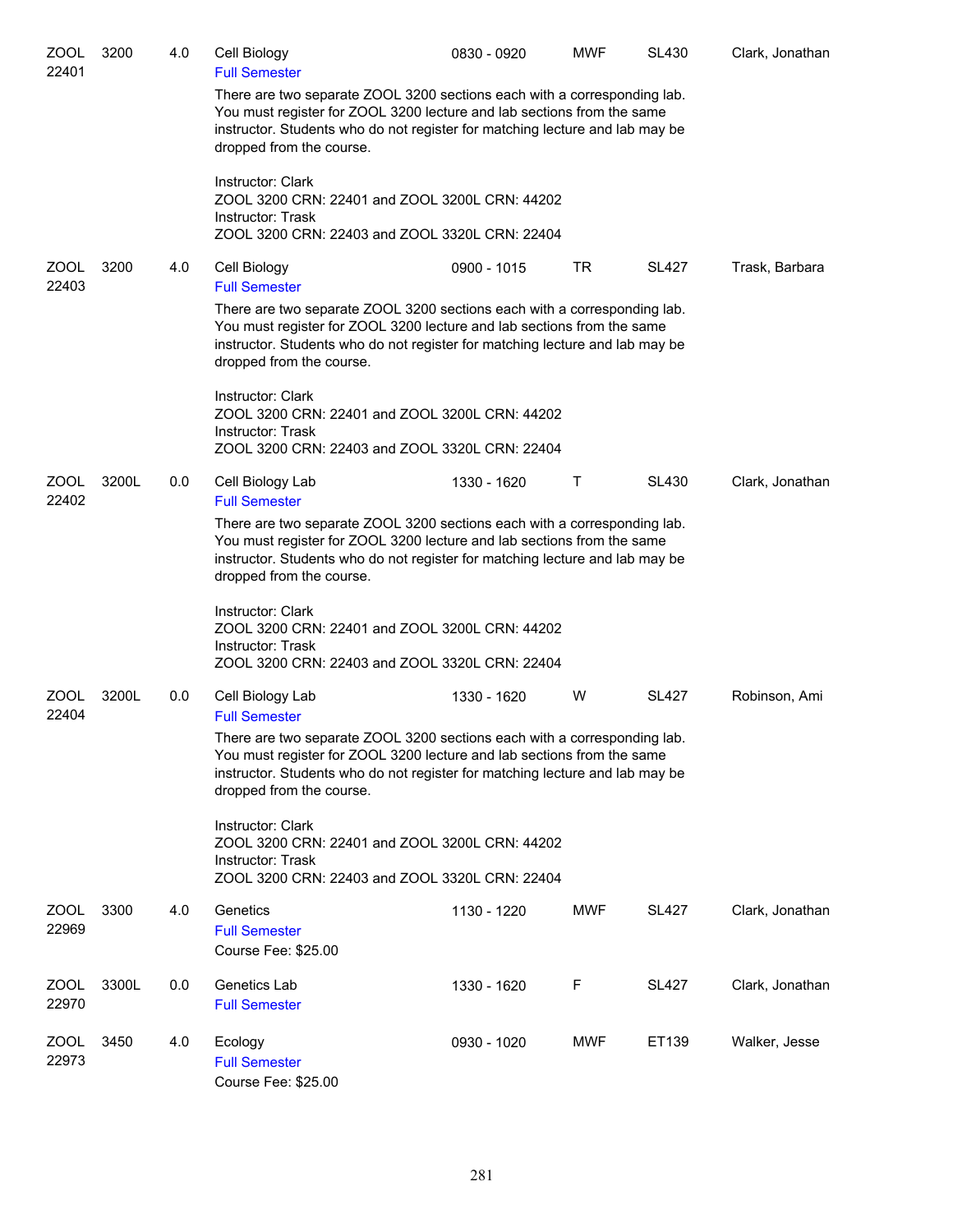| Subject/CRN | Course | Credits | Title | Time | Days | Room | Instructor |
|---|---|---|---|---|---|---|---|
| ZOOL 22401 | 3200 | 4.0 | Cell Biology | 0830 - 0920 | MWF | SL430 | Clark, Jonathan |

Full Semester

There are two separate ZOOL 3200 sections each with a corresponding lab. You must register for ZOOL 3200 lecture and lab sections from the same instructor. Students who do not register for matching lecture and lab may be dropped from the course.

Instructor: Clark
ZOOL 3200 CRN: 22401 and ZOOL 3200L CRN: 44202
Instructor: Trask
ZOOL 3200 CRN: 22403 and ZOOL 3320L CRN: 22404

| Subject/CRN | Course | Credits | Title | Time | Days | Room | Instructor |
|---|---|---|---|---|---|---|---|
| ZOOL 22403 | 3200 | 4.0 | Cell Biology | 0900 - 1015 | TR | SL427 | Trask, Barbara |

Full Semester

There are two separate ZOOL 3200 sections each with a corresponding lab. You must register for ZOOL 3200 lecture and lab sections from the same instructor. Students who do not register for matching lecture and lab may be dropped from the course.

Instructor: Clark
ZOOL 3200 CRN: 22401 and ZOOL 3200L CRN: 44202
Instructor: Trask
ZOOL 3200 CRN: 22403 and ZOOL 3320L CRN: 22404

| Subject/CRN | Course | Credits | Title | Time | Days | Room | Instructor |
|---|---|---|---|---|---|---|---|
| ZOOL 22402 | 3200L | 0.0 | Cell Biology Lab | 1330 - 1620 | T | SL430 | Clark, Jonathan |

Full Semester

There are two separate ZOOL 3200 sections each with a corresponding lab. You must register for ZOOL 3200 lecture and lab sections from the same instructor. Students who do not register for matching lecture and lab may be dropped from the course.

Instructor: Clark
ZOOL 3200 CRN: 22401 and ZOOL 3200L CRN: 44202
Instructor: Trask
ZOOL 3200 CRN: 22403 and ZOOL 3320L CRN: 22404

| Subject/CRN | Course | Credits | Title | Time | Days | Room | Instructor |
|---|---|---|---|---|---|---|---|
| ZOOL 22404 | 3200L | 0.0 | Cell Biology Lab | 1330 - 1620 | W | SL427 | Robinson, Ami |

Full Semester

There are two separate ZOOL 3200 sections each with a corresponding lab. You must register for ZOOL 3200 lecture and lab sections from the same instructor. Students who do not register for matching lecture and lab may be dropped from the course.

Instructor: Clark
ZOOL 3200 CRN: 22401 and ZOOL 3200L CRN: 44202
Instructor: Trask
ZOOL 3200 CRN: 22403 and ZOOL 3320L CRN: 22404

| Subject/CRN | Course | Credits | Title | Time | Days | Room | Instructor |
|---|---|---|---|---|---|---|---|
| ZOOL 22969 | 3300 | 4.0 | Genetics | 1130 - 1220 | MWF | SL427 | Clark, Jonathan |

Full Semester
Course Fee: $25.00

| Subject/CRN | Course | Credits | Title | Time | Days | Room | Instructor |
|---|---|---|---|---|---|---|---|
| ZOOL 22970 | 3300L | 0.0 | Genetics Lab | 1330 - 1620 | F | SL427 | Clark, Jonathan |

Full Semester

| Subject/CRN | Course | Credits | Title | Time | Days | Room | Instructor |
|---|---|---|---|---|---|---|---|
| ZOOL 22973 | 3450 | 4.0 | Ecology | 0930 - 1020 | MWF | ET139 | Walker, Jesse |

Full Semester
Course Fee: $25.00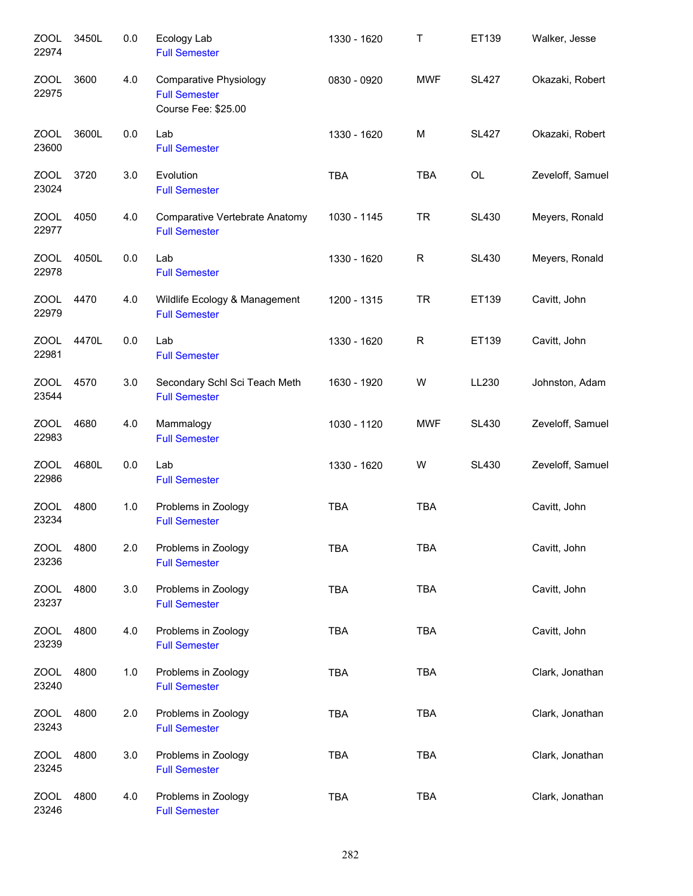| Subject / CRN | Course | Credits | Title | Time | Days | Room | Instructor |
|---|---|---|---|---|---|---|---|
| ZOOL 22974 | 3450L | 0.0 | Ecology Lab<br>Full Semester | 1330 - 1620 | T | ET139 | Walker, Jesse |
| ZOOL 22975 | 3600 | 4.0 | Comparative Physiology<br>Full Semester<br>Course Fee: $25.00 | 0830 - 0920 | MWF | SL427 | Okazaki, Robert |
| ZOOL 23600 | 3600L | 0.0 | Lab<br>Full Semester | 1330 - 1620 | M | SL427 | Okazaki, Robert |
| ZOOL 23024 | 3720 | 3.0 | Evolution<br>Full Semester | TBA | TBA | OL | Zeveloff, Samuel |
| ZOOL 22977 | 4050 | 4.0 | Comparative Vertebrate Anatomy<br>Full Semester | 1030 - 1145 | TR | SL430 | Meyers, Ronald |
| ZOOL 22978 | 4050L | 0.0 | Lab<br>Full Semester | 1330 - 1620 | R | SL430 | Meyers, Ronald |
| ZOOL 22979 | 4470 | 4.0 | Wildlife Ecology & Management<br>Full Semester | 1200 - 1315 | TR | ET139 | Cavitt, John |
| ZOOL 22981 | 4470L | 0.0 | Lab<br>Full Semester | 1330 - 1620 | R | ET139 | Cavitt, John |
| ZOOL 23544 | 4570 | 3.0 | Secondary Schl Sci Teach Meth<br>Full Semester | 1630 - 1920 | W | LL230 | Johnston, Adam |
| ZOOL 22983 | 4680 | 4.0 | Mammalogy<br>Full Semester | 1030 - 1120 | MWF | SL430 | Zeveloff, Samuel |
| ZOOL 22986 | 4680L | 0.0 | Lab<br>Full Semester | 1330 - 1620 | W | SL430 | Zeveloff, Samuel |
| ZOOL 23234 | 4800 | 1.0 | Problems in Zoology<br>Full Semester | TBA | TBA | | Cavitt, John |
| ZOOL 23236 | 4800 | 2.0 | Problems in Zoology<br>Full Semester | TBA | TBA | | Cavitt, John |
| ZOOL 23237 | 4800 | 3.0 | Problems in Zoology<br>Full Semester | TBA | TBA | | Cavitt, John |
| ZOOL 23239 | 4800 | 4.0 | Problems in Zoology<br>Full Semester | TBA | TBA | | Cavitt, John |
| ZOOL 23240 | 4800 | 1.0 | Problems in Zoology<br>Full Semester | TBA | TBA | | Clark, Jonathan |
| ZOOL 23243 | 4800 | 2.0 | Problems in Zoology<br>Full Semester | TBA | TBA | | Clark, Jonathan |
| ZOOL 23245 | 4800 | 3.0 | Problems in Zoology<br>Full Semester | TBA | TBA | | Clark, Jonathan |
| ZOOL 23246 | 4800 | 4.0 | Problems in Zoology<br>Full Semester | TBA | TBA | | Clark, Jonathan |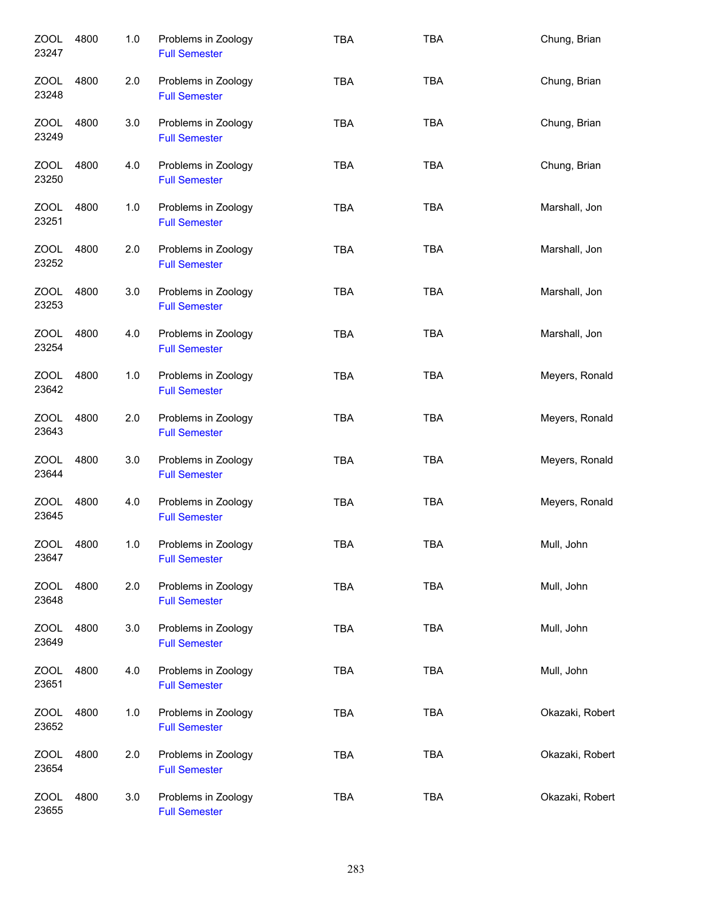| | | | | | | |
|---|---|---|---|---|---|---|
| ZOOL 23247 | 4800 | 1.0 | Problems in Zoology<br>Full Semester | TBA | TBA | Chung, Brian |
| ZOOL 23248 | 4800 | 2.0 | Problems in Zoology<br>Full Semester | TBA | TBA | Chung, Brian |
| ZOOL 23249 | 4800 | 3.0 | Problems in Zoology<br>Full Semester | TBA | TBA | Chung, Brian |
| ZOOL 23250 | 4800 | 4.0 | Problems in Zoology<br>Full Semester | TBA | TBA | Chung, Brian |
| ZOOL 23251 | 4800 | 1.0 | Problems in Zoology<br>Full Semester | TBA | TBA | Marshall, Jon |
| ZOOL 23252 | 4800 | 2.0 | Problems in Zoology<br>Full Semester | TBA | TBA | Marshall, Jon |
| ZOOL 23253 | 4800 | 3.0 | Problems in Zoology<br>Full Semester | TBA | TBA | Marshall, Jon |
| ZOOL 23254 | 4800 | 4.0 | Problems in Zoology<br>Full Semester | TBA | TBA | Marshall, Jon |
| ZOOL 23642 | 4800 | 1.0 | Problems in Zoology<br>Full Semester | TBA | TBA | Meyers, Ronald |
| ZOOL 23643 | 4800 | 2.0 | Problems in Zoology<br>Full Semester | TBA | TBA | Meyers, Ronald |
| ZOOL 23644 | 4800 | 3.0 | Problems in Zoology<br>Full Semester | TBA | TBA | Meyers, Ronald |
| ZOOL 23645 | 4800 | 4.0 | Problems in Zoology<br>Full Semester | TBA | TBA | Meyers, Ronald |
| ZOOL 23647 | 4800 | 1.0 | Problems in Zoology<br>Full Semester | TBA | TBA | Mull, John |
| ZOOL 23648 | 4800 | 2.0 | Problems in Zoology<br>Full Semester | TBA | TBA | Mull, John |
| ZOOL 23649 | 4800 | 3.0 | Problems in Zoology<br>Full Semester | TBA | TBA | Mull, John |
| ZOOL 23651 | 4800 | 4.0 | Problems in Zoology<br>Full Semester | TBA | TBA | Mull, John |
| ZOOL 23652 | 4800 | 1.0 | Problems in Zoology<br>Full Semester | TBA | TBA | Okazaki, Robert |
| ZOOL 23654 | 4800 | 2.0 | Problems in Zoology<br>Full Semester | TBA | TBA | Okazaki, Robert |
| ZOOL 23655 | 4800 | 3.0 | Problems in Zoology<br>Full Semester | TBA | TBA | Okazaki, Robert |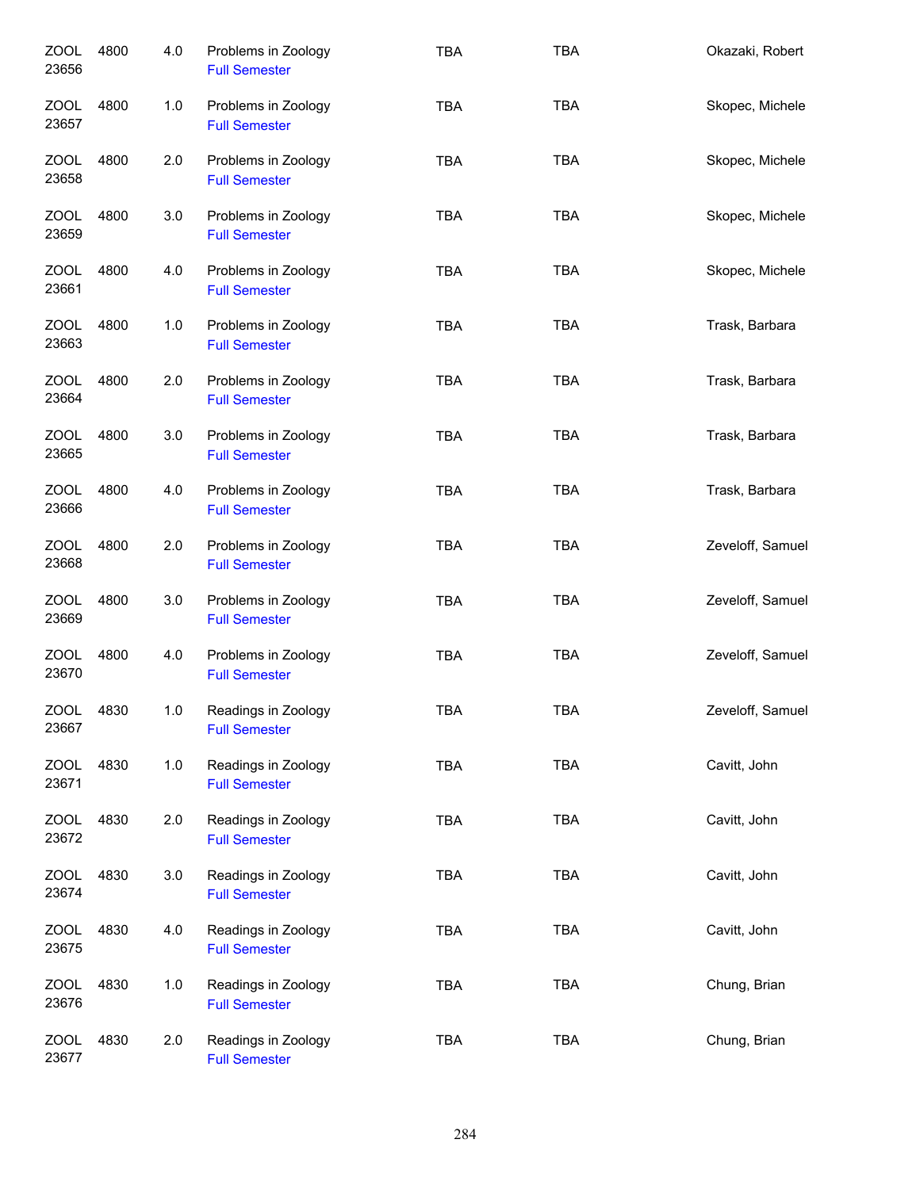| | | | | | | |
|---|---|---|---|---|---|---|
| ZOOL 23656 | 4800 | 4.0 | Problems in Zoology<br>Full Semester | TBA | TBA | Okazaki, Robert |
| ZOOL 23657 | 4800 | 1.0 | Problems in Zoology<br>Full Semester | TBA | TBA | Skopec, Michele |
| ZOOL 23658 | 4800 | 2.0 | Problems in Zoology<br>Full Semester | TBA | TBA | Skopec, Michele |
| ZOOL 23659 | 4800 | 3.0 | Problems in Zoology<br>Full Semester | TBA | TBA | Skopec, Michele |
| ZOOL 23661 | 4800 | 4.0 | Problems in Zoology<br>Full Semester | TBA | TBA | Skopec, Michele |
| ZOOL 23663 | 4800 | 1.0 | Problems in Zoology<br>Full Semester | TBA | TBA | Trask, Barbara |
| ZOOL 23664 | 4800 | 2.0 | Problems in Zoology<br>Full Semester | TBA | TBA | Trask, Barbara |
| ZOOL 23665 | 4800 | 3.0 | Problems in Zoology<br>Full Semester | TBA | TBA | Trask, Barbara |
| ZOOL 23666 | 4800 | 4.0 | Problems in Zoology<br>Full Semester | TBA | TBA | Trask, Barbara |
| ZOOL 23668 | 4800 | 2.0 | Problems in Zoology<br>Full Semester | TBA | TBA | Zeveloff, Samuel |
| ZOOL 23669 | 4800 | 3.0 | Problems in Zoology<br>Full Semester | TBA | TBA | Zeveloff, Samuel |
| ZOOL 23670 | 4800 | 4.0 | Problems in Zoology<br>Full Semester | TBA | TBA | Zeveloff, Samuel |
| ZOOL 23667 | 4830 | 1.0 | Readings in Zoology<br>Full Semester | TBA | TBA | Zeveloff, Samuel |
| ZOOL 23671 | 4830 | 1.0 | Readings in Zoology<br>Full Semester | TBA | TBA | Cavitt, John |
| ZOOL 23672 | 4830 | 2.0 | Readings in Zoology<br>Full Semester | TBA | TBA | Cavitt, John |
| ZOOL 23674 | 4830 | 3.0 | Readings in Zoology<br>Full Semester | TBA | TBA | Cavitt, John |
| ZOOL 23675 | 4830 | 4.0 | Readings in Zoology<br>Full Semester | TBA | TBA | Cavitt, John |
| ZOOL 23676 | 4830 | 1.0 | Readings in Zoology<br>Full Semester | TBA | TBA | Chung, Brian |
| ZOOL 23677 | 4830 | 2.0 | Readings in Zoology<br>Full Semester | TBA | TBA | Chung, Brian |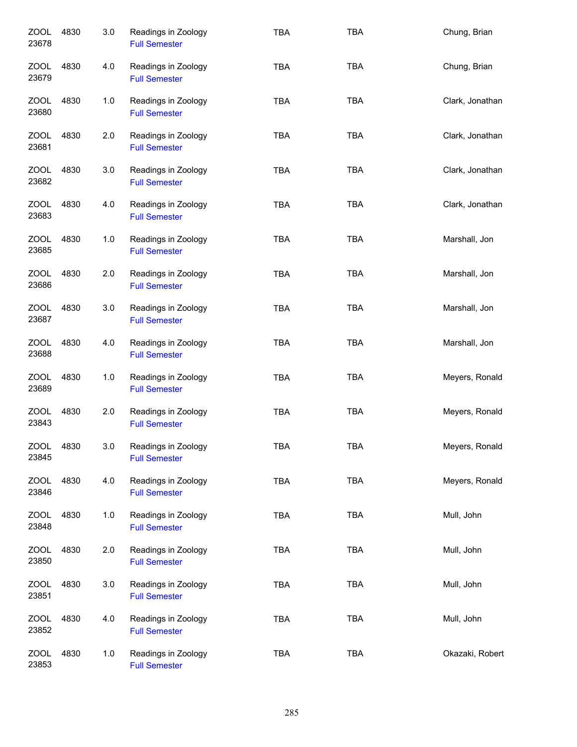| | | | | | | |
|---|---|---|---|---|---|---|
| ZOOL 23678 | 4830 | 3.0 | Readings in Zoology<br>Full Semester | TBA | TBA | Chung, Brian |
| ZOOL 23679 | 4830 | 4.0 | Readings in Zoology<br>Full Semester | TBA | TBA | Chung, Brian |
| ZOOL 23680 | 4830 | 1.0 | Readings in Zoology<br>Full Semester | TBA | TBA | Clark, Jonathan |
| ZOOL 23681 | 4830 | 2.0 | Readings in Zoology<br>Full Semester | TBA | TBA | Clark, Jonathan |
| ZOOL 23682 | 4830 | 3.0 | Readings in Zoology<br>Full Semester | TBA | TBA | Clark, Jonathan |
| ZOOL 23683 | 4830 | 4.0 | Readings in Zoology<br>Full Semester | TBA | TBA | Clark, Jonathan |
| ZOOL 23685 | 4830 | 1.0 | Readings in Zoology<br>Full Semester | TBA | TBA | Marshall, Jon |
| ZOOL 23686 | 4830 | 2.0 | Readings in Zoology<br>Full Semester | TBA | TBA | Marshall, Jon |
| ZOOL 23687 | 4830 | 3.0 | Readings in Zoology<br>Full Semester | TBA | TBA | Marshall, Jon |
| ZOOL 23688 | 4830 | 4.0 | Readings in Zoology<br>Full Semester | TBA | TBA | Marshall, Jon |
| ZOOL 23689 | 4830 | 1.0 | Readings in Zoology<br>Full Semester | TBA | TBA | Meyers, Ronald |
| ZOOL 23843 | 4830 | 2.0 | Readings in Zoology<br>Full Semester | TBA | TBA | Meyers, Ronald |
| ZOOL 23845 | 4830 | 3.0 | Readings in Zoology<br>Full Semester | TBA | TBA | Meyers, Ronald |
| ZOOL 23846 | 4830 | 4.0 | Readings in Zoology<br>Full Semester | TBA | TBA | Meyers, Ronald |
| ZOOL 23848 | 4830 | 1.0 | Readings in Zoology<br>Full Semester | TBA | TBA | Mull, John |
| ZOOL 23850 | 4830 | 2.0 | Readings in Zoology<br>Full Semester | TBA | TBA | Mull, John |
| ZOOL 23851 | 4830 | 3.0 | Readings in Zoology<br>Full Semester | TBA | TBA | Mull, John |
| ZOOL 23852 | 4830 | 4.0 | Readings in Zoology<br>Full Semester | TBA | TBA | Mull, John |
| ZOOL 23853 | 4830 | 1.0 | Readings in Zoology<br>Full Semester | TBA | TBA | Okazaki, Robert |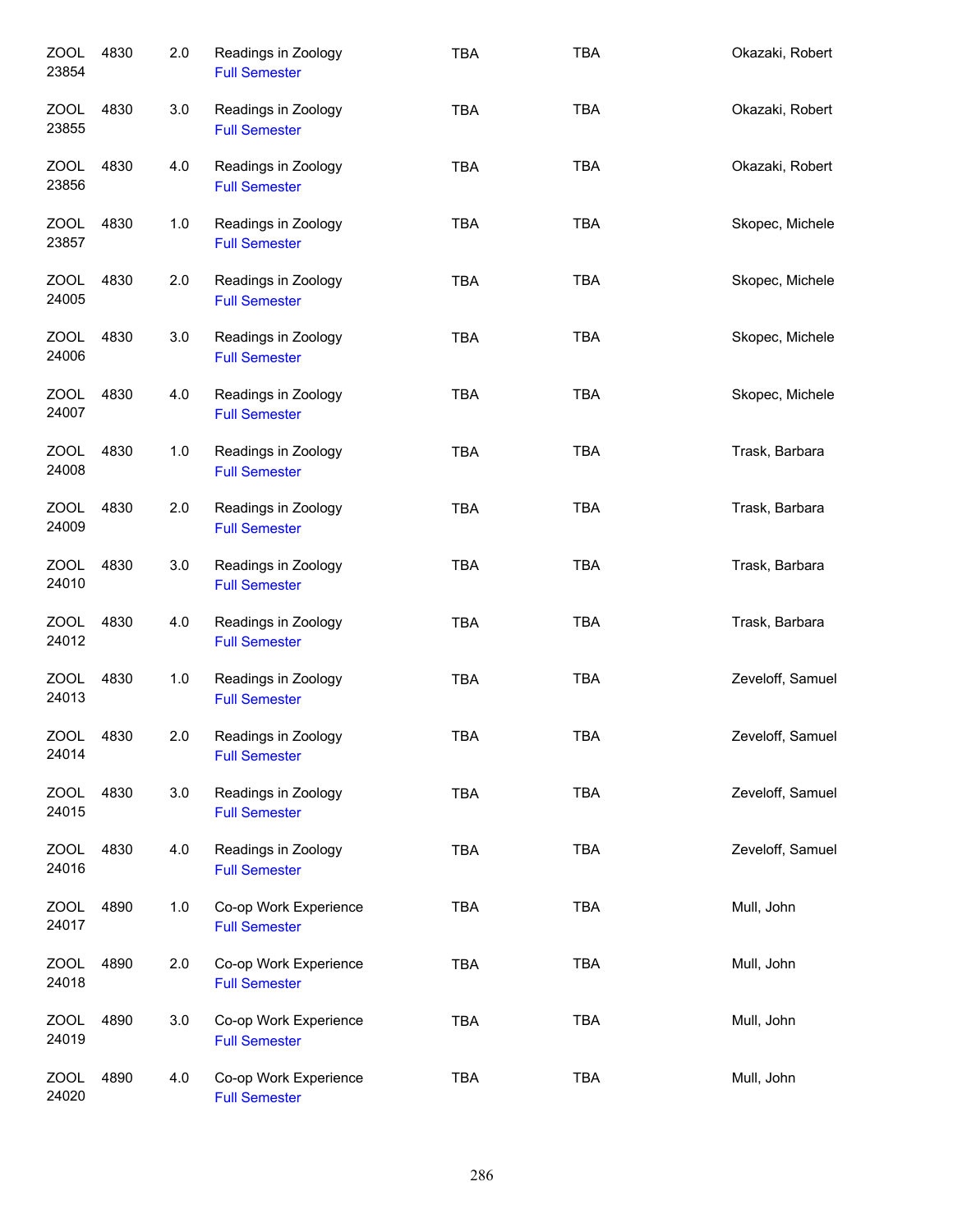| | | | | | | |
|---|---|---|---|---|---|---|
| ZOOL 23854 | 4830 | 2.0 | Readings in Zoology<br>Full Semester | TBA | TBA | Okazaki, Robert |
| ZOOL 23855 | 4830 | 3.0 | Readings in Zoology<br>Full Semester | TBA | TBA | Okazaki, Robert |
| ZOOL 23856 | 4830 | 4.0 | Readings in Zoology<br>Full Semester | TBA | TBA | Okazaki, Robert |
| ZOOL 23857 | 4830 | 1.0 | Readings in Zoology<br>Full Semester | TBA | TBA | Skopec, Michele |
| ZOOL 24005 | 4830 | 2.0 | Readings in Zoology<br>Full Semester | TBA | TBA | Skopec, Michele |
| ZOOL 24006 | 4830 | 3.0 | Readings in Zoology<br>Full Semester | TBA | TBA | Skopec, Michele |
| ZOOL 24007 | 4830 | 4.0 | Readings in Zoology<br>Full Semester | TBA | TBA | Skopec, Michele |
| ZOOL 24008 | 4830 | 1.0 | Readings in Zoology<br>Full Semester | TBA | TBA | Trask, Barbara |
| ZOOL 24009 | 4830 | 2.0 | Readings in Zoology<br>Full Semester | TBA | TBA | Trask, Barbara |
| ZOOL 24010 | 4830 | 3.0 | Readings in Zoology<br>Full Semester | TBA | TBA | Trask, Barbara |
| ZOOL 24012 | 4830 | 4.0 | Readings in Zoology<br>Full Semester | TBA | TBA | Trask, Barbara |
| ZOOL 24013 | 4830 | 1.0 | Readings in Zoology<br>Full Semester | TBA | TBA | Zeveloff, Samuel |
| ZOOL 24014 | 4830 | 2.0 | Readings in Zoology<br>Full Semester | TBA | TBA | Zeveloff, Samuel |
| ZOOL 24015 | 4830 | 3.0 | Readings in Zoology<br>Full Semester | TBA | TBA | Zeveloff, Samuel |
| ZOOL 24016 | 4830 | 4.0 | Readings in Zoology<br>Full Semester | TBA | TBA | Zeveloff, Samuel |
| ZOOL 24017 | 4890 | 1.0 | Co-op Work Experience<br>Full Semester | TBA | TBA | Mull, John |
| ZOOL 24018 | 4890 | 2.0 | Co-op Work Experience<br>Full Semester | TBA | TBA | Mull, John |
| ZOOL 24019 | 4890 | 3.0 | Co-op Work Experience<br>Full Semester | TBA | TBA | Mull, John |
| ZOOL 24020 | 4890 | 4.0 | Co-op Work Experience<br>Full Semester | TBA | TBA | Mull, John |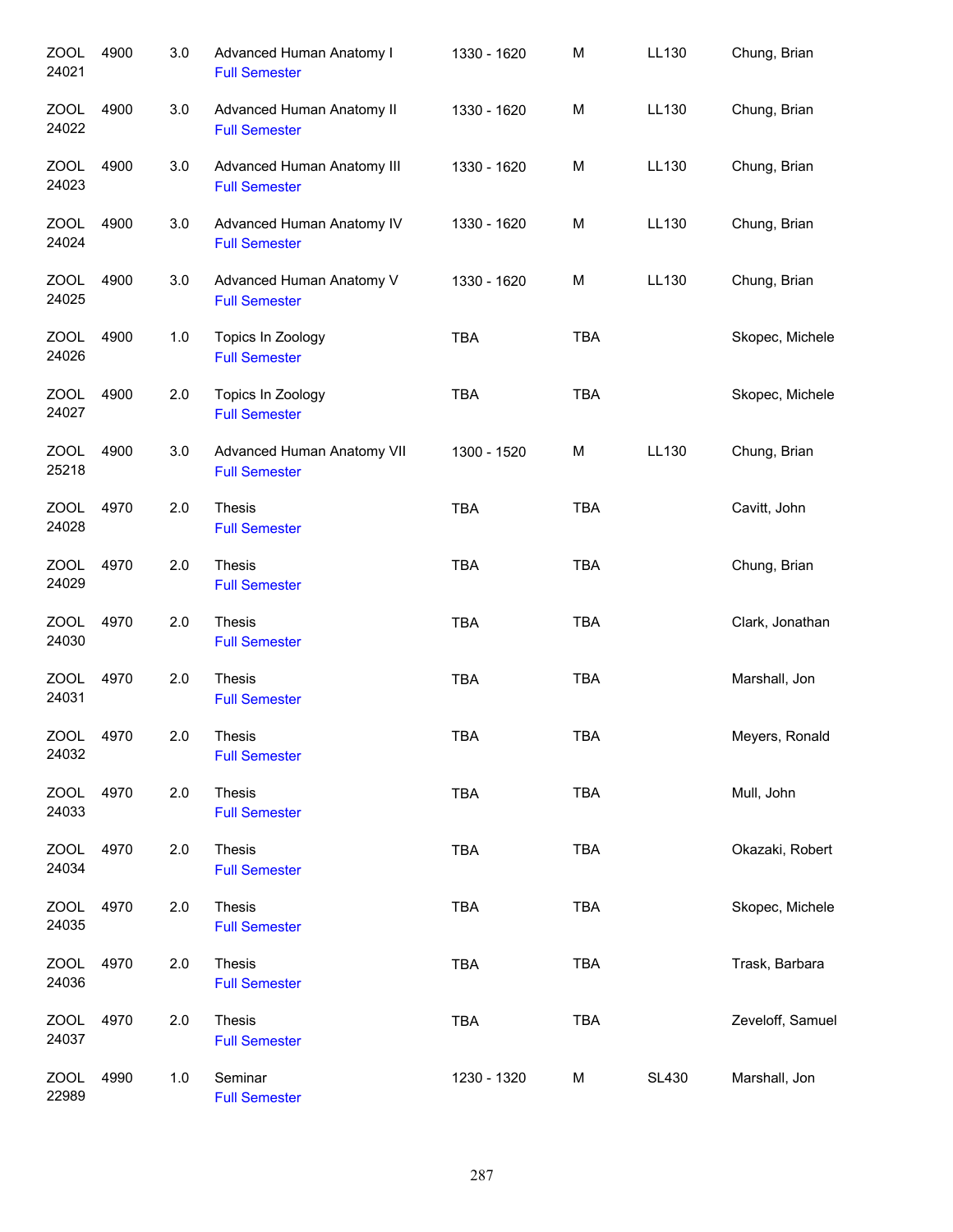| | | | | | | | |
|---|---|---|---|---|---|---|---|
| ZOOL 24021 | 4900 | 3.0 | Advanced Human Anatomy I<br>Full Semester | 1330 - 1620 | M | LL130 | Chung, Brian |
| ZOOL 24022 | 4900 | 3.0 | Advanced Human Anatomy II<br>Full Semester | 1330 - 1620 | M | LL130 | Chung, Brian |
| ZOOL 24023 | 4900 | 3.0 | Advanced Human Anatomy III<br>Full Semester | 1330 - 1620 | M | LL130 | Chung, Brian |
| ZOOL 24024 | 4900 | 3.0 | Advanced Human Anatomy IV<br>Full Semester | 1330 - 1620 | M | LL130 | Chung, Brian |
| ZOOL 24025 | 4900 | 3.0 | Advanced Human Anatomy V<br>Full Semester | 1330 - 1620 | M | LL130 | Chung, Brian |
| ZOOL 24026 | 4900 | 1.0 | Topics In Zoology<br>Full Semester | TBA | TBA | | Skopec, Michele |
| ZOOL 24027 | 4900 | 2.0 | Topics In Zoology<br>Full Semester | TBA | TBA | | Skopec, Michele |
| ZOOL 25218 | 4900 | 3.0 | Advanced Human Anatomy VII<br>Full Semester | 1300 - 1520 | M | LL130 | Chung, Brian |
| ZOOL 24028 | 4970 | 2.0 | Thesis<br>Full Semester | TBA | TBA | | Cavitt, John |
| ZOOL 24029 | 4970 | 2.0 | Thesis<br>Full Semester | TBA | TBA | | Chung, Brian |
| ZOOL 24030 | 4970 | 2.0 | Thesis<br>Full Semester | TBA | TBA | | Clark, Jonathan |
| ZOOL 24031 | 4970 | 2.0 | Thesis<br>Full Semester | TBA | TBA | | Marshall, Jon |
| ZOOL 24032 | 4970 | 2.0 | Thesis<br>Full Semester | TBA | TBA | | Meyers, Ronald |
| ZOOL 24033 | 4970 | 2.0 | Thesis<br>Full Semester | TBA | TBA | | Mull, John |
| ZOOL 24034 | 4970 | 2.0 | Thesis<br>Full Semester | TBA | TBA | | Okazaki, Robert |
| ZOOL 24035 | 4970 | 2.0 | Thesis<br>Full Semester | TBA | TBA | | Skopec, Michele |
| ZOOL 24036 | 4970 | 2.0 | Thesis<br>Full Semester | TBA | TBA | | Trask, Barbara |
| ZOOL 24037 | 4970 | 2.0 | Thesis<br>Full Semester | TBA | TBA | | Zeveloff, Samuel |
| ZOOL 22989 | 4990 | 1.0 | Seminar<br>Full Semester | 1230 - 1320 | M | SL430 | Marshall, Jon |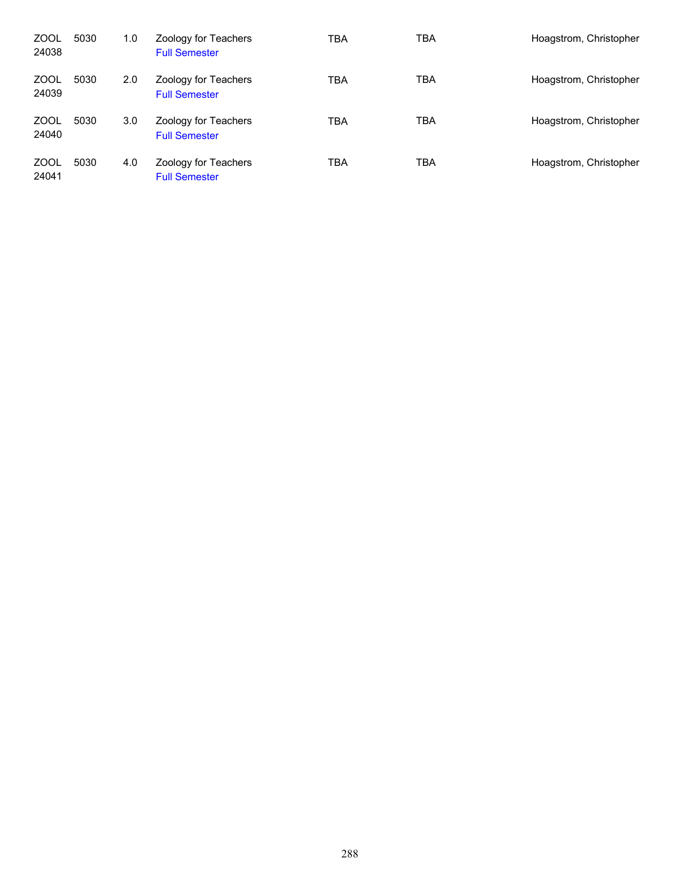| | | | | | | |
|---|---|---|---|---|---|---|
| ZOOL 24038 | 5030 | 1.0 | Zoology for Teachers<br>Full Semester | TBA | TBA | Hoagstrom, Christopher |
| ZOOL 24039 | 5030 | 2.0 | Zoology for Teachers<br>Full Semester | TBA | TBA | Hoagstrom, Christopher |
| ZOOL 24040 | 5030 | 3.0 | Zoology for Teachers<br>Full Semester | TBA | TBA | Hoagstrom, Christopher |
| ZOOL 24041 | 5030 | 4.0 | Zoology for Teachers<br>Full Semester | TBA | TBA | Hoagstrom, Christopher |